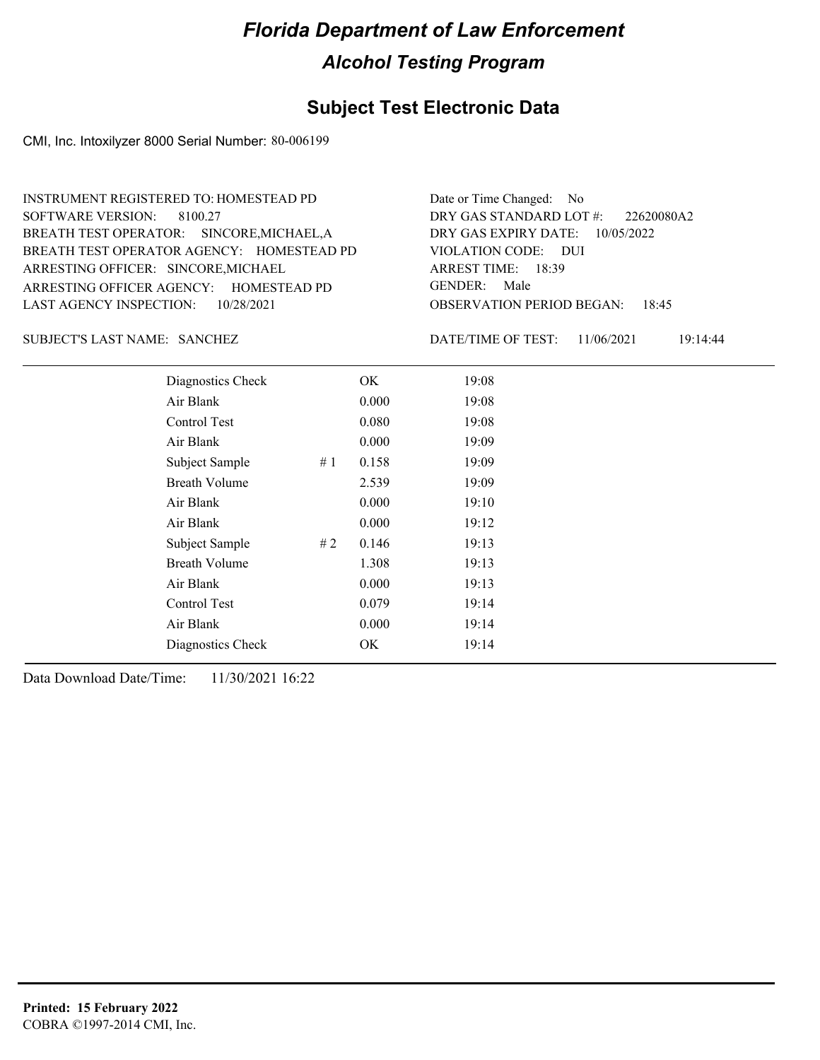# Florida Department of Law Enforcement

## Alcohol Testing Program

### Subject Test Electronic Data

CMI, Inc. Intoxilyzer 8000 Serial Number: 80-006199

INSTRUMENT REGISTERED TO: HOMESTEAD PD
SOFTWARE VERSION: 8100.27
BREATH TEST OPERATOR: SINCORE,MICHAEL,A
BREATH TEST OPERATOR AGENCY: HOMESTEAD PD
ARRESTING OFFICER: SINCORE,MICHAEL
ARRESTING OFFICER AGENCY: HOMESTEAD PD
LAST AGENCY INSPECTION: 10/28/2021

Date or Time Changed: No
DRY GAS STANDARD LOT #: 22620080A2
DRY GAS EXPIRY DATE: 10/05/2022
VIOLATION CODE: DUI
ARREST TIME: 18:39
GENDER: Male
OBSERVATION PERIOD BEGAN: 18:45

SUBJECT'S LAST NAME: SANCHEZ

DATE/TIME OF TEST: 11/06/2021 19:14:44

| | | | |
|---|---|---|---|
| Diagnostics Check | | OK | 19:08 |
| Air Blank | | 0.000 | 19:08 |
| Control Test | | 0.080 | 19:08 |
| Air Blank | | 0.000 | 19:09 |
| Subject Sample | # 1 | 0.158 | 19:09 |
| Breath Volume | | 2.539 | 19:09 |
| Air Blank | | 0.000 | 19:10 |
| Air Blank | | 0.000 | 19:12 |
| Subject Sample | # 2 | 0.146 | 19:13 |
| Breath Volume | | 1.308 | 19:13 |
| Air Blank | | 0.000 | 19:13 |
| Control Test | | 0.079 | 19:14 |
| Air Blank | | 0.000 | 19:14 |
| Diagnostics Check | | OK | 19:14 |

Data Download Date/Time: 11/30/2021 16:22

**Printed: 15 February 2022**
COBRA ©1997-2014 CMI, Inc.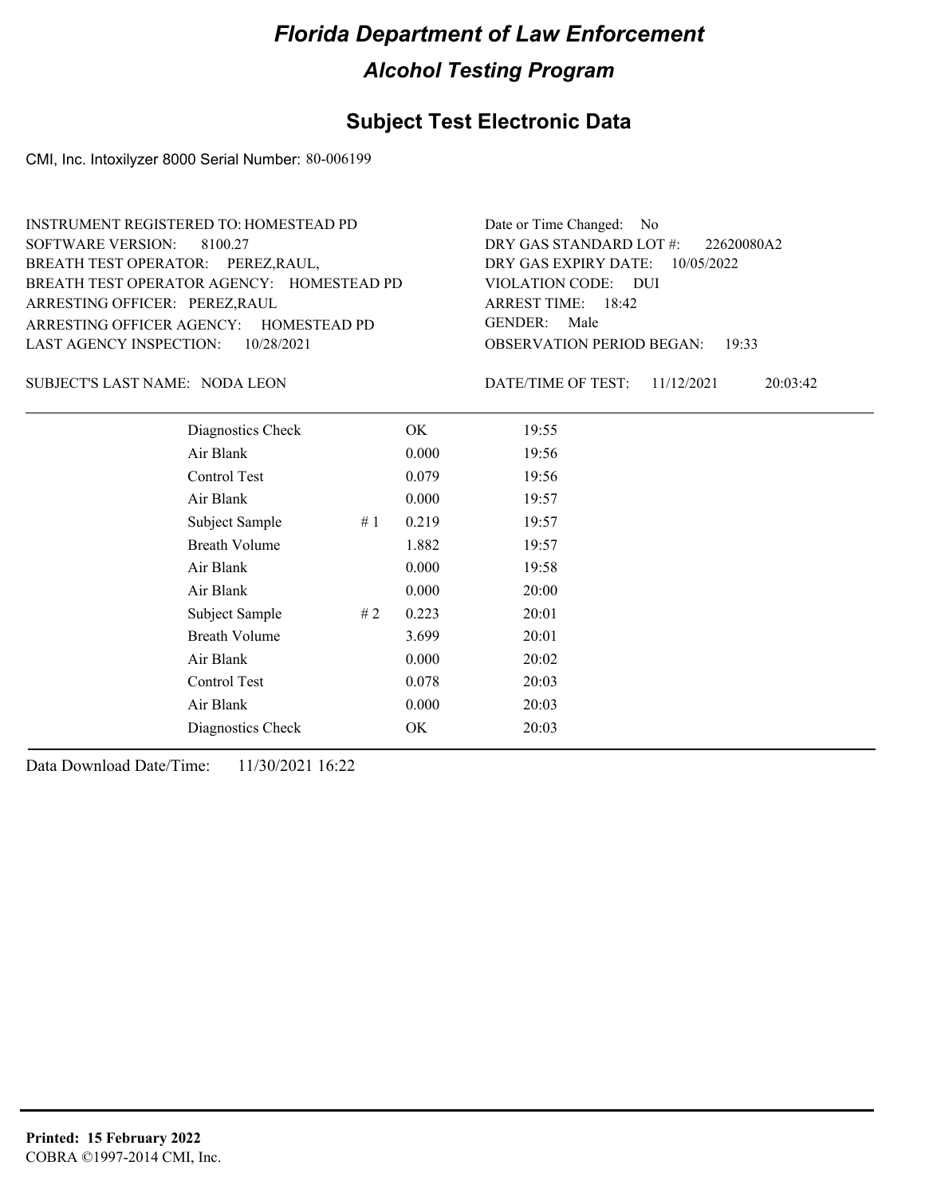# Florida Department of Law Enforcement

## Alcohol Testing Program

### Subject Test Electronic Data

CMI, Inc. Intoxilyzer 8000 Serial Number: 80-006199

INSTRUMENT REGISTERED TO: HOMESTEAD PD
SOFTWARE VERSION: 8100.27
BREATH TEST OPERATOR: PEREZ,RAUL,
BREATH TEST OPERATOR AGENCY: HOMESTEAD PD
ARRESTING OFFICER: PEREZ,RAUL
ARRESTING OFFICER AGENCY: HOMESTEAD PD
LAST AGENCY INSPECTION: 10/28/2021

Date or Time Changed: No
DRY GAS STANDARD LOT #: 22620080A2
DRY GAS EXPIRY DATE: 10/05/2022
VIOLATION CODE: DUI
ARREST TIME: 18:42
GENDER: Male
OBSERVATION PERIOD BEGAN: 19:33

SUBJECT'S LAST NAME: NODA LEON

DATE/TIME OF TEST: 11/12/2021 20:03:42

| | | | |
|---|---|---|---|
| Diagnostics Check | | OK | 19:55 |
| Air Blank | | 0.000 | 19:56 |
| Control Test | | 0.079 | 19:56 |
| Air Blank | | 0.000 | 19:57 |
| Subject Sample | # 1 | 0.219 | 19:57 |
| Breath Volume | | 1.882 | 19:57 |
| Air Blank | | 0.000 | 19:58 |
| Air Blank | | 0.000 | 20:00 |
| Subject Sample | # 2 | 0.223 | 20:01 |
| Breath Volume | | 3.699 | 20:01 |
| Air Blank | | 0.000 | 20:02 |
| Control Test | | 0.078 | 20:03 |
| Air Blank | | 0.000 | 20:03 |
| Diagnostics Check | | OK | 20:03 |

Data Download Date/Time: 11/30/2021 16:22

**Printed: 15 February 2022**
COBRA ©1997-2014 CMI, Inc.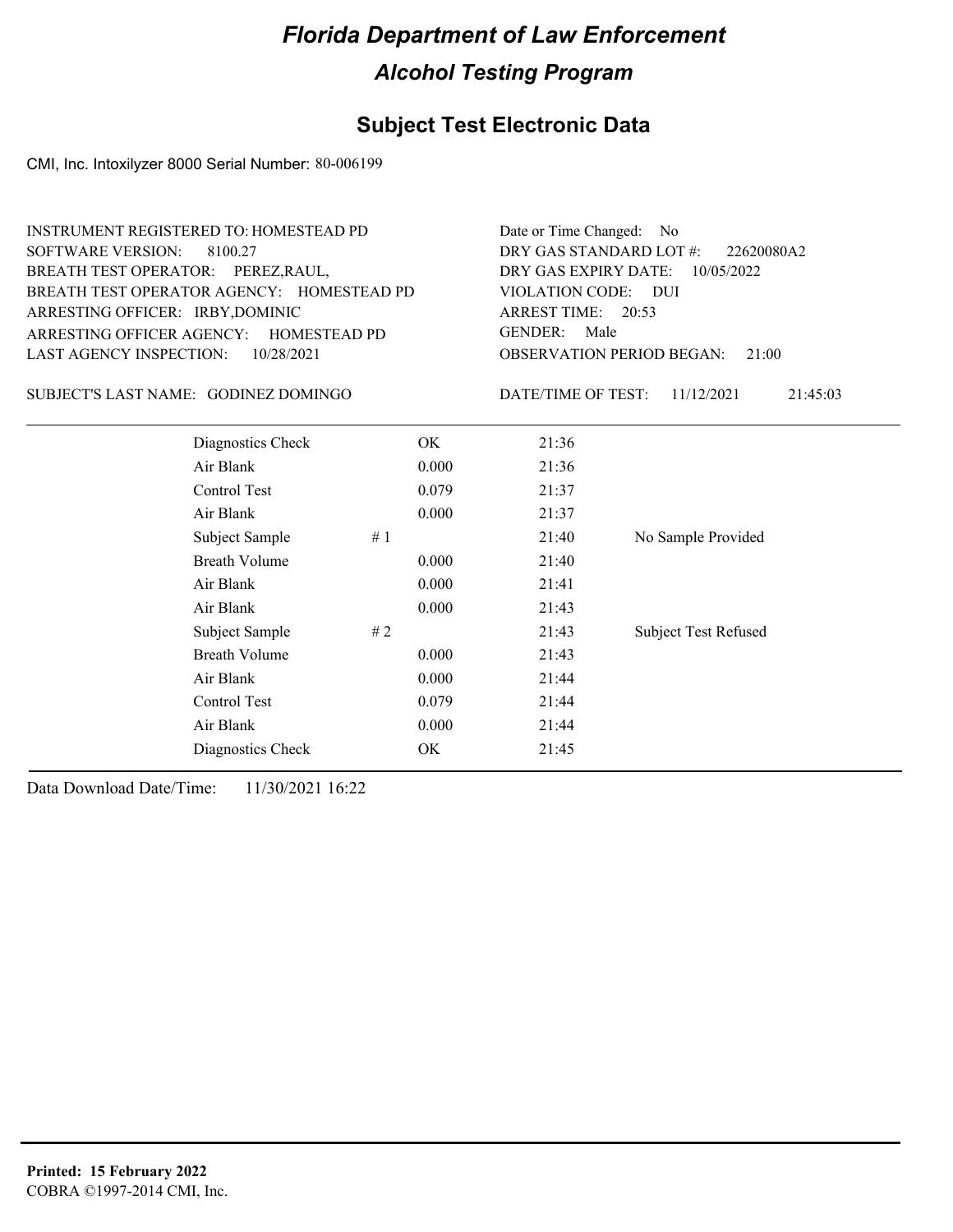# Florida Department of Law Enforcement

## Alcohol Testing Program

### Subject Test Electronic Data

CMI, Inc. Intoxilyzer 8000 Serial Number: 80-006199

INSTRUMENT REGISTERED TO: HOMESTEAD PD
SOFTWARE VERSION: 8100.27
BREATH TEST OPERATOR: PEREZ,RAUL,
BREATH TEST OPERATOR AGENCY: HOMESTEAD PD
ARRESTING OFFICER: IRBY,DOMINIC
ARRESTING OFFICER AGENCY: HOMESTEAD PD
LAST AGENCY INSPECTION: 10/28/2021

Date or Time Changed: No
DRY GAS STANDARD LOT #: 22620080A2
DRY GAS EXPIRY DATE: 10/05/2022
VIOLATION CODE: DUI
ARREST TIME: 20:53
GENDER: Male
OBSERVATION PERIOD BEGAN: 21:00

SUBJECT'S LAST NAME: GODINEZ DOMINGO

DATE/TIME OF TEST: 11/12/2021 21:45:03

| | | | |
|---|---|---|---|
| Diagnostics Check | OK | 21:36 | |
| Air Blank | 0.000 | 21:36 | |
| Control Test | 0.079 | 21:37 | |
| Air Blank | 0.000 | 21:37 | |
| Subject Sample | # 1 | 21:40 | No Sample Provided |
| Breath Volume | 0.000 | 21:40 | |
| Air Blank | 0.000 | 21:41 | |
| Air Blank | 0.000 | 21:43 | |
| Subject Sample | # 2 | 21:43 | Subject Test Refused |
| Breath Volume | 0.000 | 21:43 | |
| Air Blank | 0.000 | 21:44 | |
| Control Test | 0.079 | 21:44 | |
| Air Blank | 0.000 | 21:44 | |
| Diagnostics Check | OK | 21:45 | |

Data Download Date/Time: 11/30/2021 16:22

**Printed: 15 February 2022**
COBRA ©1997-2014 CMI, Inc.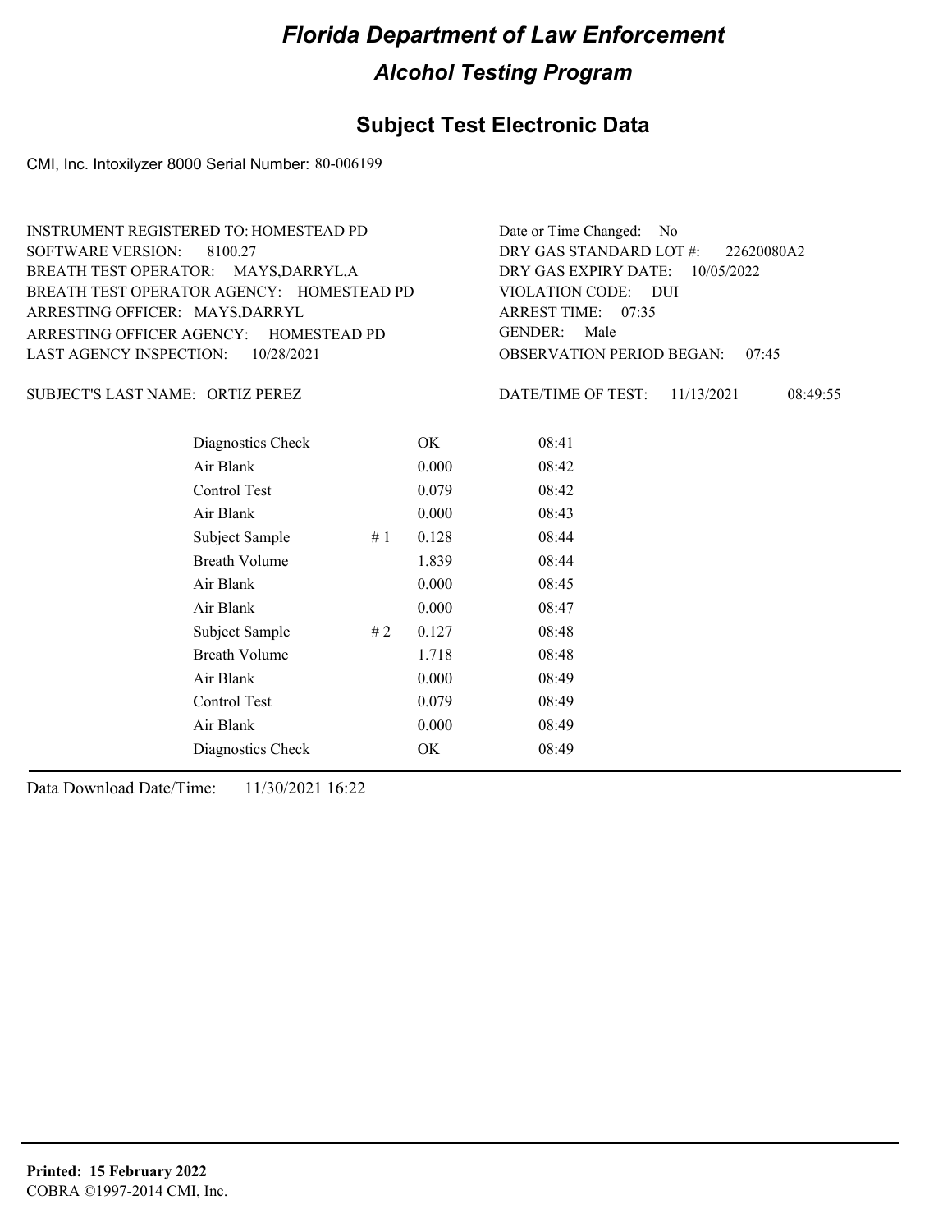# Florida Department of Law Enforcement

## Alcohol Testing Program

## Subject Test Electronic Data

CMI, Inc. Intoxilyzer 8000 Serial Number: 80-006199

INSTRUMENT REGISTERED TO: HOMESTEAD PD
SOFTWARE VERSION: 8100.27
BREATH TEST OPERATOR: MAYS,DARRYL,A
BREATH TEST OPERATOR AGENCY: HOMESTEAD PD
ARRESTING OFFICER: MAYS,DARRYL
ARRESTING OFFICER AGENCY: HOMESTEAD PD
LAST AGENCY INSPECTION: 10/28/2021

Date or Time Changed: No
DRY GAS STANDARD LOT #: 22620080A2
DRY GAS EXPIRY DATE: 10/05/2022
VIOLATION CODE: DUI
ARREST TIME: 07:35
GENDER: Male
OBSERVATION PERIOD BEGAN: 07:45

SUBJECT'S LAST NAME: ORTIZ PEREZ

DATE/TIME OF TEST: 11/13/2021 08:49:55

| | | | |
|---|---|---|---|
| Diagnostics Check | | OK | 08:41 |
| Air Blank | | 0.000 | 08:42 |
| Control Test | | 0.079 | 08:42 |
| Air Blank | | 0.000 | 08:43 |
| Subject Sample | # 1 | 0.128 | 08:44 |
| Breath Volume | | 1.839 | 08:44 |
| Air Blank | | 0.000 | 08:45 |
| Air Blank | | 0.000 | 08:47 |
| Subject Sample | # 2 | 0.127 | 08:48 |
| Breath Volume | | 1.718 | 08:48 |
| Air Blank | | 0.000 | 08:49 |
| Control Test | | 0.079 | 08:49 |
| Air Blank | | 0.000 | 08:49 |
| Diagnostics Check | | OK | 08:49 |

Data Download Date/Time: 11/30/2021 16:22

**Printed: 15 February 2022**
COBRA ©1997-2014 CMI, Inc.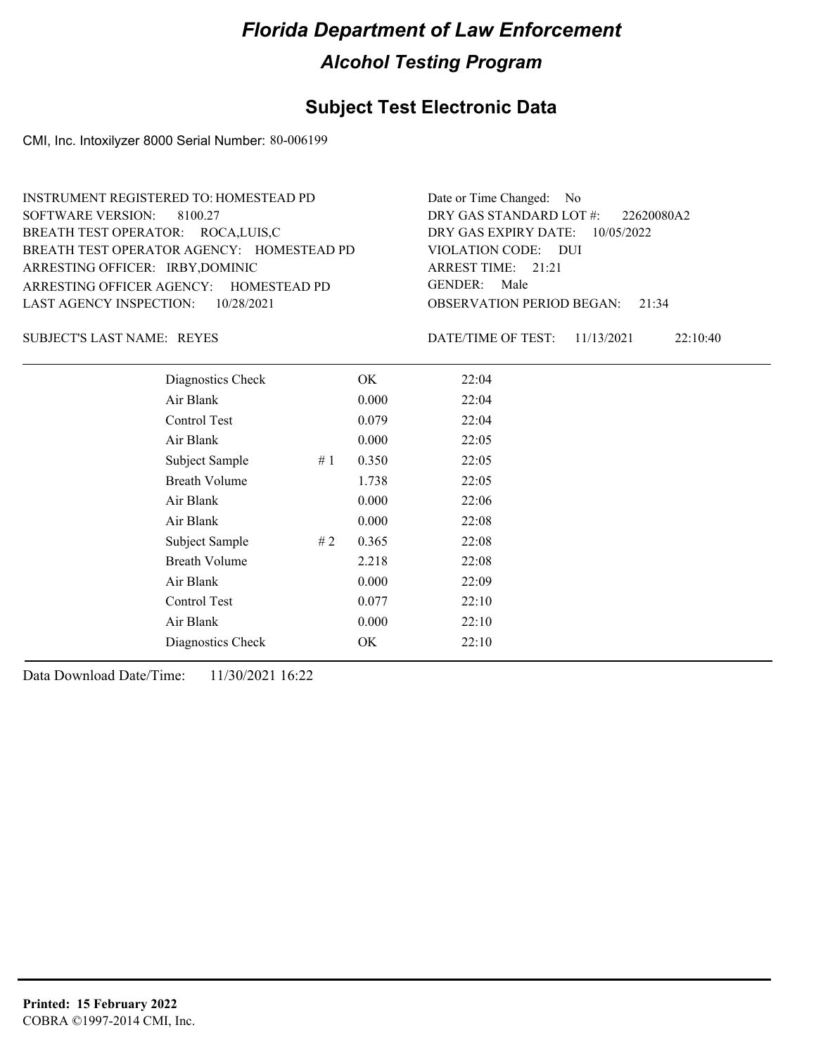# Florida Department of Law Enforcement

## Alcohol Testing Program

### Subject Test Electronic Data

CMI, Inc. Intoxilyzer 8000 Serial Number: 80-006199

INSTRUMENT REGISTERED TO: HOMESTEAD PD
SOFTWARE VERSION: 8100.27
BREATH TEST OPERATOR: ROCA,LUIS,C
BREATH TEST OPERATOR AGENCY: HOMESTEAD PD
ARRESTING OFFICER: IRBY,DOMINIC
ARRESTING OFFICER AGENCY: HOMESTEAD PD
LAST AGENCY INSPECTION: 10/28/2021

Date or Time Changed: No
DRY GAS STANDARD LOT #: 22620080A2
DRY GAS EXPIRY DATE: 10/05/2022
VIOLATION CODE: DUI
ARREST TIME: 21:21
GENDER: Male
OBSERVATION PERIOD BEGAN: 21:34

SUBJECT'S LAST NAME: REYES

DATE/TIME OF TEST: 11/13/2021 22:10:40

| Test | | Result | Time |
|---|---|---|---|
| Diagnostics Check | | OK | 22:04 |
| Air Blank | | 0.000 | 22:04 |
| Control Test | | 0.079 | 22:04 |
| Air Blank | | 0.000 | 22:05 |
| Subject Sample | # 1 | 0.350 | 22:05 |
| Breath Volume | | 1.738 | 22:05 |
| Air Blank | | 0.000 | 22:06 |
| Air Blank | | 0.000 | 22:08 |
| Subject Sample | # 2 | 0.365 | 22:08 |
| Breath Volume | | 2.218 | 22:08 |
| Air Blank | | 0.000 | 22:09 |
| Control Test | | 0.077 | 22:10 |
| Air Blank | | 0.000 | 22:10 |
| Diagnostics Check | | OK | 22:10 |

Data Download Date/Time: 11/30/2021 16:22

**Printed: 15 February 2022**
COBRA ©1997-2014 CMI, Inc.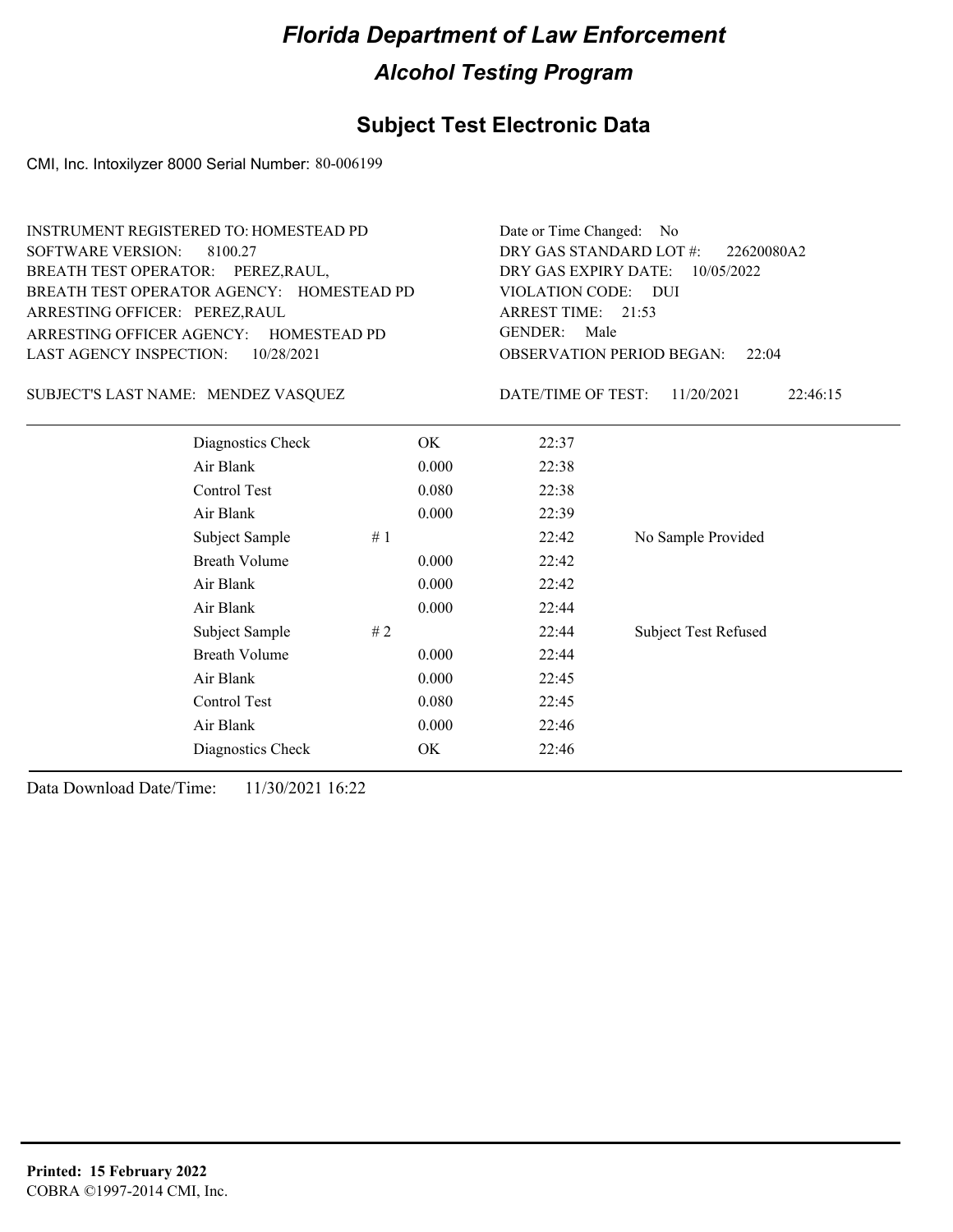# Florida Department of Law Enforcement

## Alcohol Testing Program

### Subject Test Electronic Data

CMI, Inc. Intoxilyzer 8000 Serial Number: 80-006199

INSTRUMENT REGISTERED TO: HOMESTEAD PD
SOFTWARE VERSION: 8100.27
BREATH TEST OPERATOR: PEREZ,RAUL,
BREATH TEST OPERATOR AGENCY: HOMESTEAD PD
ARRESTING OFFICER: PEREZ,RAUL
ARRESTING OFFICER AGENCY: HOMESTEAD PD
LAST AGENCY INSPECTION: 10/28/2021

Date or Time Changed: No
DRY GAS STANDARD LOT #: 22620080A2
DRY GAS EXPIRY DATE: 10/05/2022
VIOLATION CODE: DUI
ARREST TIME: 21:53
GENDER: Male
OBSERVATION PERIOD BEGAN: 22:04

SUBJECT'S LAST NAME: MENDEZ VASQUEZ

DATE/TIME OF TEST: 11/20/2021 22:46:15

| | | | | |
|---|---|---|---|---|
| Diagnostics Check | | OK | 22:37 | |
| Air Blank | | 0.000 | 22:38 | |
| Control Test | | 0.080 | 22:38 | |
| Air Blank | | 0.000 | 22:39 | |
| Subject Sample | # 1 | | 22:42 | No Sample Provided |
| Breath Volume | | 0.000 | 22:42 | |
| Air Blank | | 0.000 | 22:42 | |
| Air Blank | | 0.000 | 22:44 | |
| Subject Sample | # 2 | | 22:44 | Subject Test Refused |
| Breath Volume | | 0.000 | 22:44 | |
| Air Blank | | 0.000 | 22:45 | |
| Control Test | | 0.080 | 22:45 | |
| Air Blank | | 0.000 | 22:46 | |
| Diagnostics Check | | OK | 22:46 | |

Data Download Date/Time: 11/30/2021 16:22

**Printed: 15 February 2022**
COBRA ©1997-2014 CMI, Inc.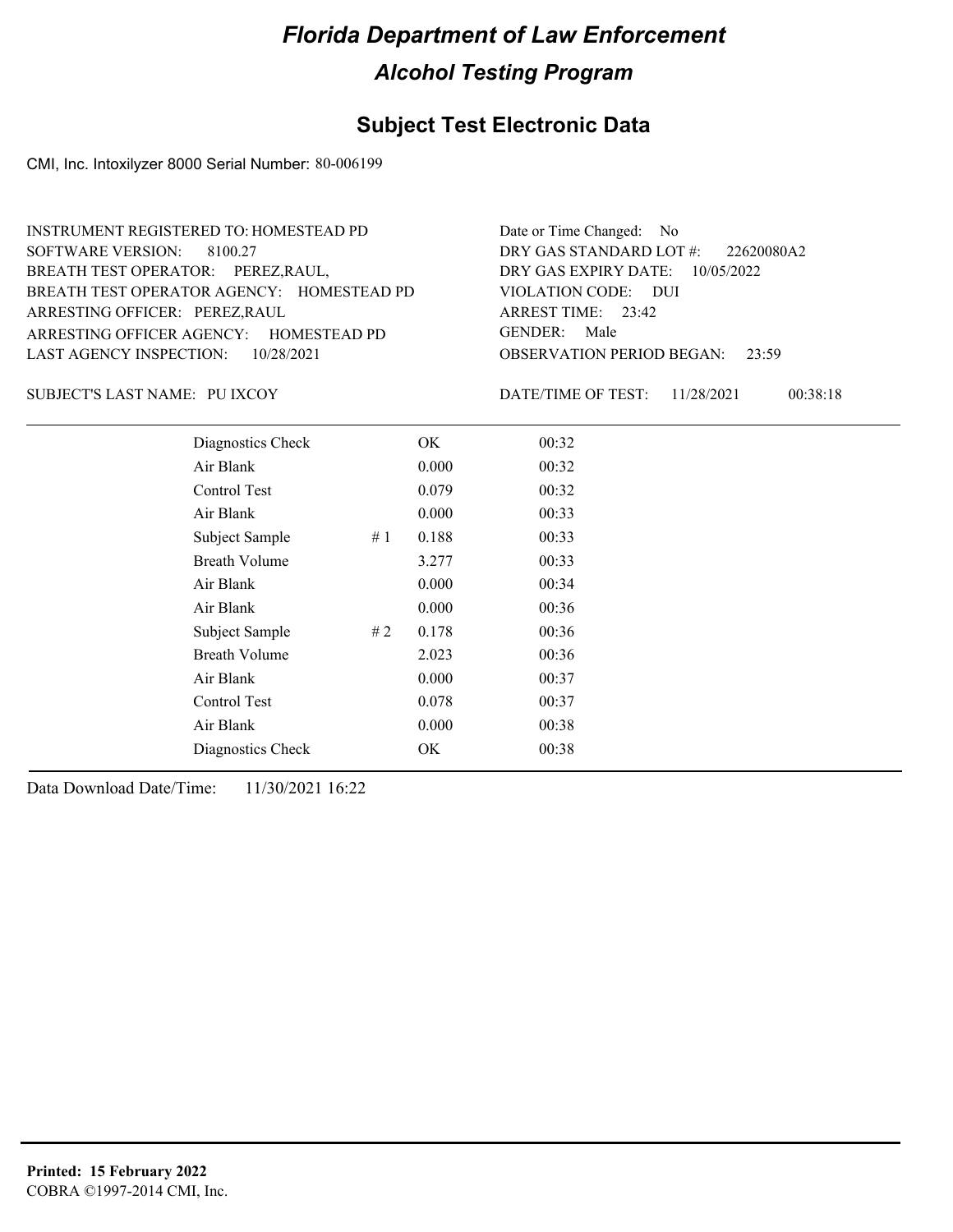# Florida Department of Law Enforcement

## Alcohol Testing Program

### Subject Test Electronic Data

CMI, Inc. Intoxilyzer 8000 Serial Number: 80-006199

INSTRUMENT REGISTERED TO: HOMESTEAD PD
SOFTWARE VERSION: 8100.27
BREATH TEST OPERATOR: PEREZ,RAUL,
BREATH TEST OPERATOR AGENCY: HOMESTEAD PD
ARRESTING OFFICER: PEREZ,RAUL
ARRESTING OFFICER AGENCY: HOMESTEAD PD
LAST AGENCY INSPECTION: 10/28/2021

Date or Time Changed: No
DRY GAS STANDARD LOT #: 22620080A2
DRY GAS EXPIRY DATE: 10/05/2022
VIOLATION CODE: DUI
ARREST TIME: 23:42
GENDER: Male
OBSERVATION PERIOD BEGAN: 23:59

SUBJECT'S LAST NAME: PU IXCOY

DATE/TIME OF TEST: 11/28/2021 00:38:18

| | | | |
|---|---|---|---|
| Diagnostics Check | | OK | 00:32 |
| Air Blank | | 0.000 | 00:32 |
| Control Test | | 0.079 | 00:32 |
| Air Blank | | 0.000 | 00:33 |
| Subject Sample | # 1 | 0.188 | 00:33 |
| Breath Volume | | 3.277 | 00:33 |
| Air Blank | | 0.000 | 00:34 |
| Air Blank | | 0.000 | 00:36 |
| Subject Sample | # 2 | 0.178 | 00:36 |
| Breath Volume | | 2.023 | 00:36 |
| Air Blank | | 0.000 | 00:37 |
| Control Test | | 0.078 | 00:37 |
| Air Blank | | 0.000 | 00:38 |
| Diagnostics Check | | OK | 00:38 |

Data Download Date/Time: 11/30/2021 16:22

**Printed: 15 February 2022**
COBRA ©1997-2014 CMI, Inc.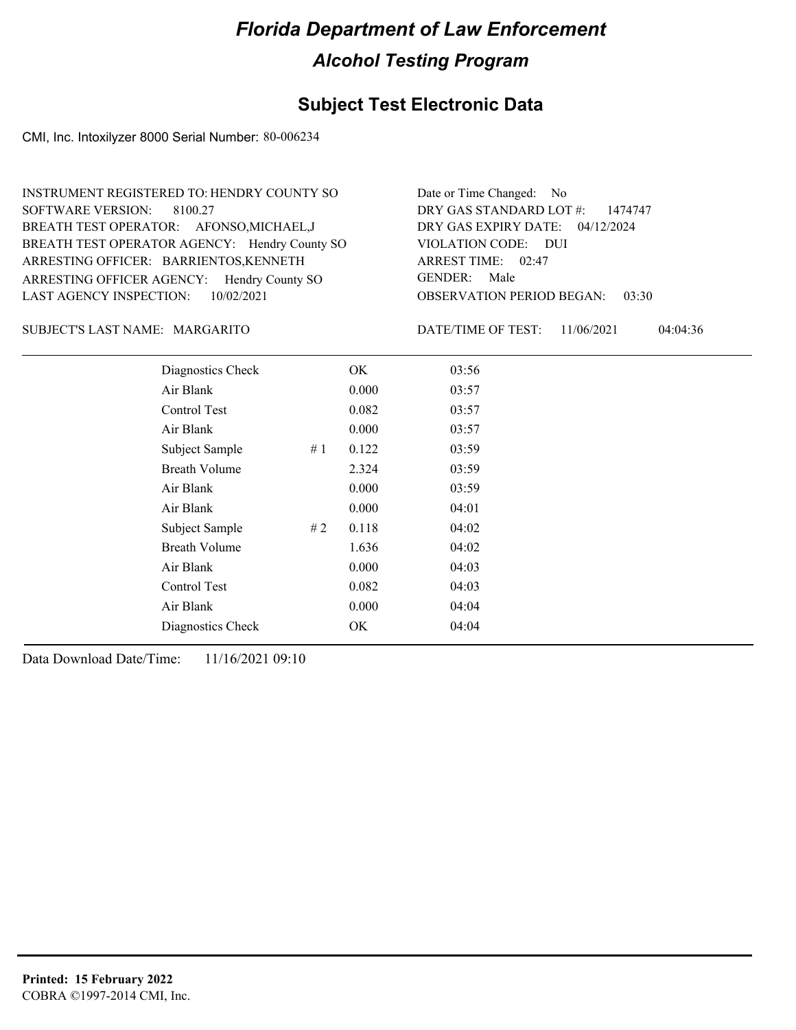# Florida Department of Law Enforcement

## Alcohol Testing Program

### Subject Test Electronic Data

CMI, Inc. Intoxilyzer 8000 Serial Number: 80-006234

INSTRUMENT REGISTERED TO: HENDRY COUNTY SO
SOFTWARE VERSION: 8100.27
BREATH TEST OPERATOR: AFONSO,MICHAEL,J
BREATH TEST OPERATOR AGENCY: Hendry County SO
ARRESTING OFFICER: BARRIENTOS,KENNETH
ARRESTING OFFICER AGENCY: Hendry County SO
LAST AGENCY INSPECTION: 10/02/2021

Date or Time Changed: No
DRY GAS STANDARD LOT #: 1474747
DRY GAS EXPIRY DATE: 04/12/2024
VIOLATION CODE: DUI
ARREST TIME: 02:47
GENDER: Male
OBSERVATION PERIOD BEGAN: 03:30

SUBJECT'S LAST NAME: MARGARITO

DATE/TIME OF TEST: 11/06/2021 04:04:36

| | | | |
|---|---|---|---|
| Diagnostics Check | | OK | 03:56 |
| Air Blank | | 0.000 | 03:57 |
| Control Test | | 0.082 | 03:57 |
| Air Blank | | 0.000 | 03:57 |
| Subject Sample | # 1 | 0.122 | 03:59 |
| Breath Volume | | 2.324 | 03:59 |
| Air Blank | | 0.000 | 03:59 |
| Air Blank | | 0.000 | 04:01 |
| Subject Sample | # 2 | 0.118 | 04:02 |
| Breath Volume | | 1.636 | 04:02 |
| Air Blank | | 0.000 | 04:03 |
| Control Test | | 0.082 | 04:03 |
| Air Blank | | 0.000 | 04:04 |
| Diagnostics Check | | OK | 04:04 |

Data Download Date/Time: 11/16/2021 09:10

**Printed: 15 February 2022**
COBRA ©1997-2014 CMI, Inc.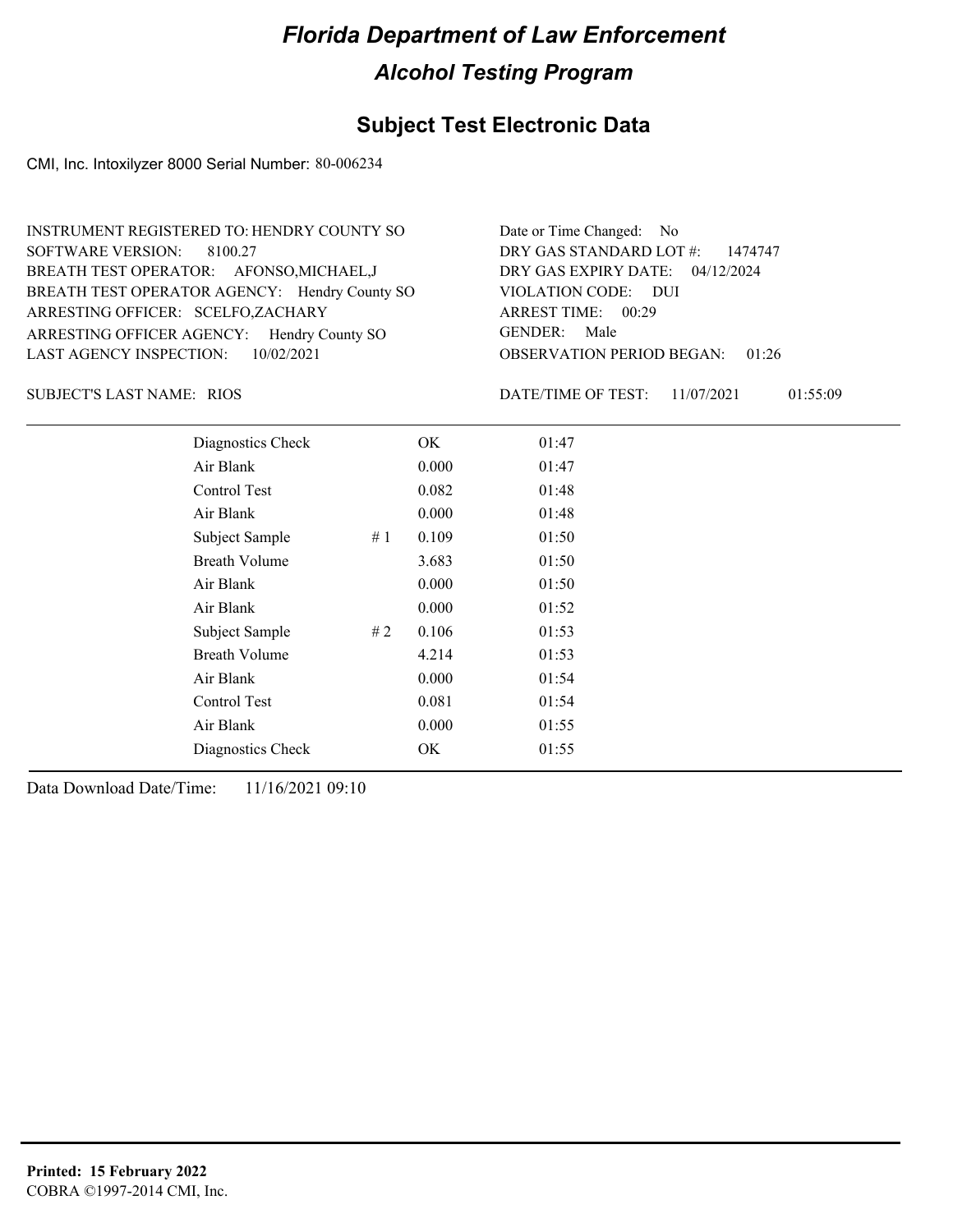# Florida Department of Law Enforcement

## Alcohol Testing Program

### Subject Test Electronic Data

CMI, Inc. Intoxilyzer 8000 Serial Number: 80-006234

INSTRUMENT REGISTERED TO: HENDRY COUNTY SO
SOFTWARE VERSION: 8100.27
BREATH TEST OPERATOR: AFONSO,MICHAEL,J
BREATH TEST OPERATOR AGENCY: Hendry County SO
ARRESTING OFFICER: SCELFO,ZACHARY
ARRESTING OFFICER AGENCY: Hendry County SO
LAST AGENCY INSPECTION: 10/02/2021

Date or Time Changed: No
DRY GAS STANDARD LOT #: 1474747
DRY GAS EXPIRY DATE: 04/12/2024
VIOLATION CODE: DUI
ARREST TIME: 00:29
GENDER: Male
OBSERVATION PERIOD BEGAN: 01:26

SUBJECT'S LAST NAME: RIOS

DATE/TIME OF TEST: 11/07/2021 01:55:09

| | | | |
|---|---|---|---|
| Diagnostics Check | | OK | 01:47 |
| Air Blank | | 0.000 | 01:47 |
| Control Test | | 0.082 | 01:48 |
| Air Blank | | 0.000 | 01:48 |
| Subject Sample | # 1 | 0.109 | 01:50 |
| Breath Volume | | 3.683 | 01:50 |
| Air Blank | | 0.000 | 01:50 |
| Air Blank | | 0.000 | 01:52 |
| Subject Sample | # 2 | 0.106 | 01:53 |
| Breath Volume | | 4.214 | 01:53 |
| Air Blank | | 0.000 | 01:54 |
| Control Test | | 0.081 | 01:54 |
| Air Blank | | 0.000 | 01:55 |
| Diagnostics Check | | OK | 01:55 |

Data Download Date/Time: 11/16/2021 09:10

**Printed: 15 February 2022**
COBRA ©1997-2014 CMI, Inc.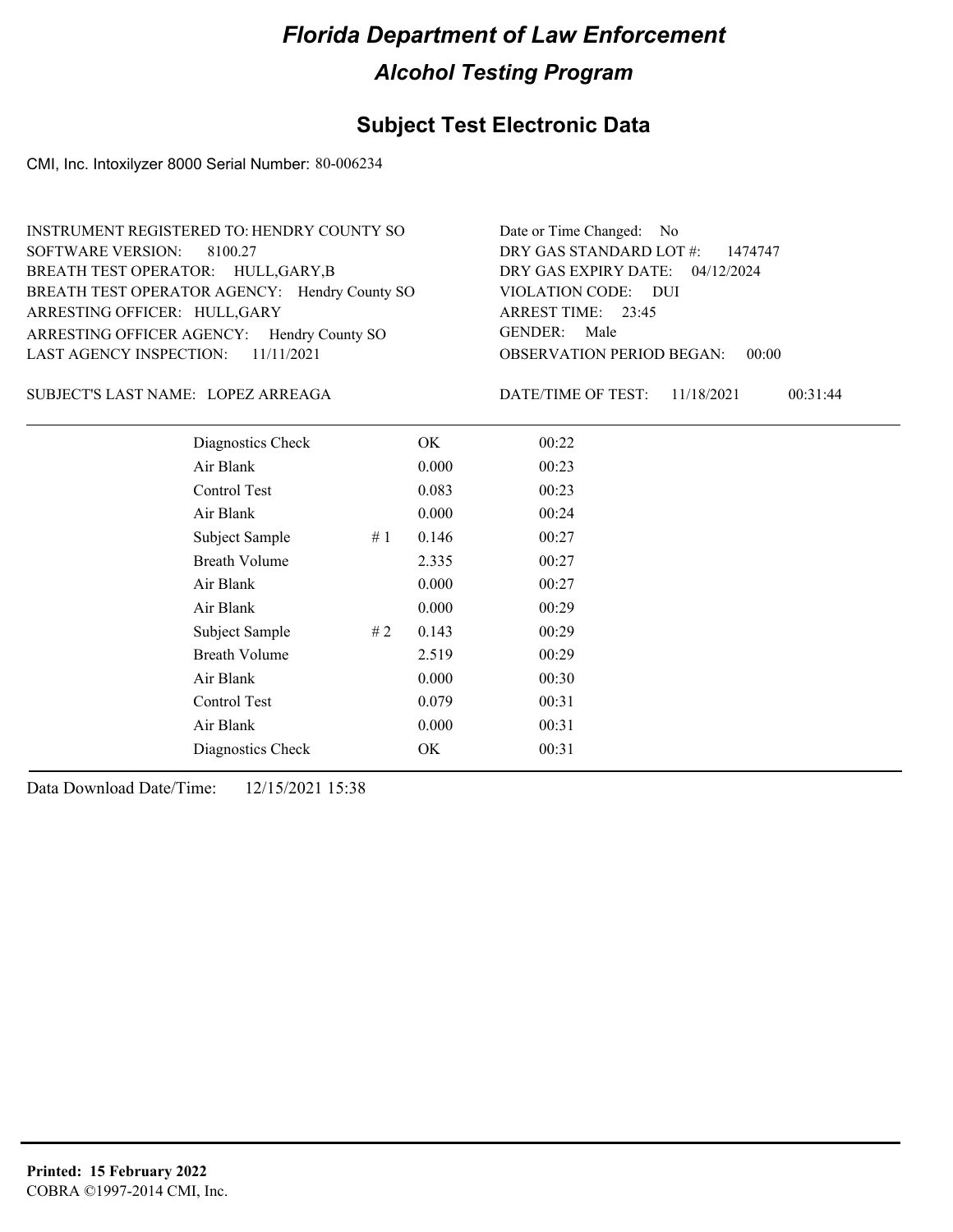# Florida Department of Law Enforcement

## Alcohol Testing Program

### Subject Test Electronic Data

CMI, Inc. Intoxilyzer 8000 Serial Number: 80-006234

INSTRUMENT REGISTERED TO: HENDRY COUNTY SO
SOFTWARE VERSION: 8100.27
BREATH TEST OPERATOR: HULL,GARY,B
BREATH TEST OPERATOR AGENCY: Hendry County SO
ARRESTING OFFICER: HULL,GARY
ARRESTING OFFICER AGENCY: Hendry County SO
LAST AGENCY INSPECTION: 11/11/2021

Date or Time Changed: No
DRY GAS STANDARD LOT #: 1474747
DRY GAS EXPIRY DATE: 04/12/2024
VIOLATION CODE: DUI
ARREST TIME: 23:45
GENDER: Male
OBSERVATION PERIOD BEGAN: 00:00

SUBJECT'S LAST NAME: LOPEZ ARREAGA

DATE/TIME OF TEST: 11/18/2021 00:31:44

| | | | |
|---|---|---|---|
| Diagnostics Check | | OK | 00:22 |
| Air Blank | | 0.000 | 00:23 |
| Control Test | | 0.083 | 00:23 |
| Air Blank | | 0.000 | 00:24 |
| Subject Sample | # 1 | 0.146 | 00:27 |
| Breath Volume | | 2.335 | 00:27 |
| Air Blank | | 0.000 | 00:27 |
| Air Blank | | 0.000 | 00:29 |
| Subject Sample | # 2 | 0.143 | 00:29 |
| Breath Volume | | 2.519 | 00:29 |
| Air Blank | | 0.000 | 00:30 |
| Control Test | | 0.079 | 00:31 |
| Air Blank | | 0.000 | 00:31 |
| Diagnostics Check | | OK | 00:31 |

Data Download Date/Time: 12/15/2021 15:38

**Printed: 15 February 2022**
COBRA ©1997-2014 CMI, Inc.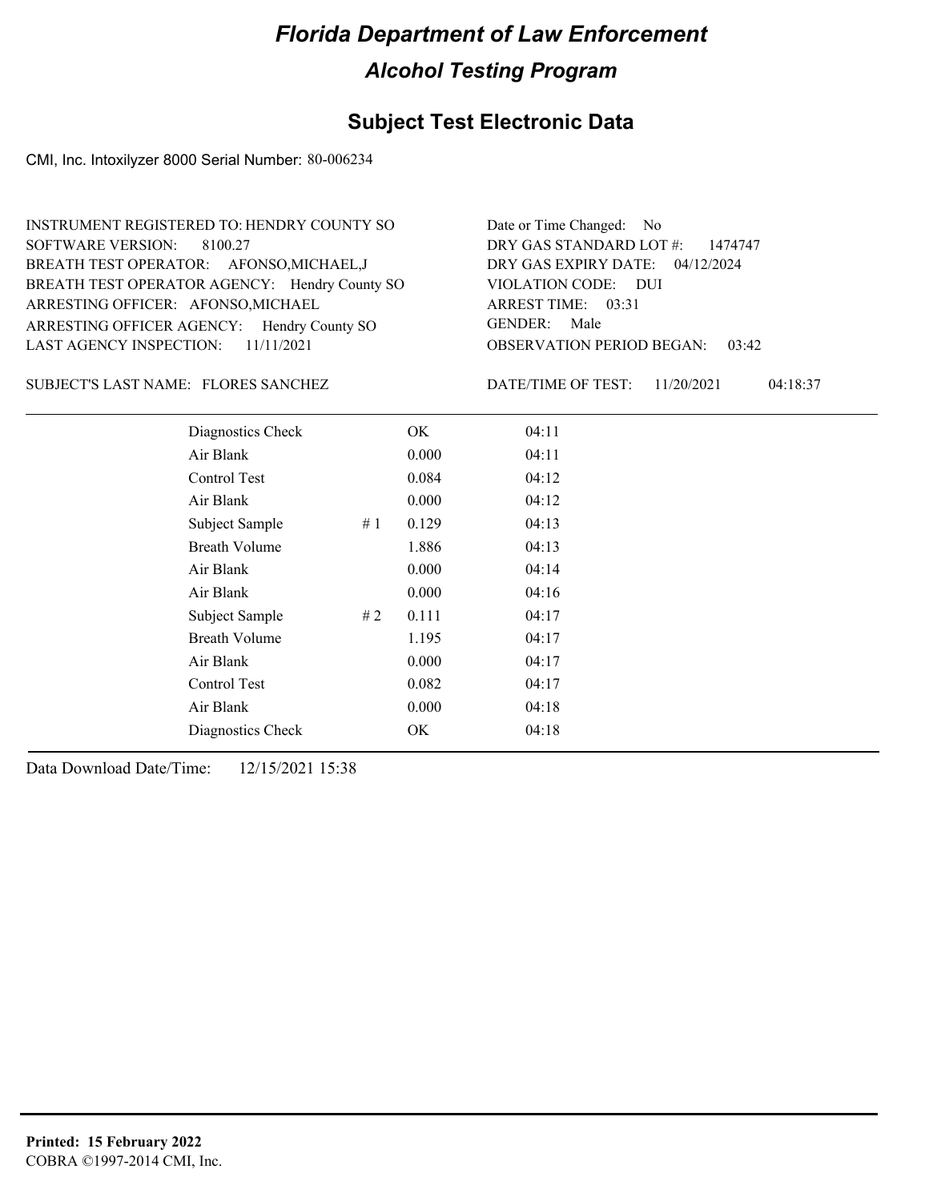# Florida Department of Law Enforcement

## Alcohol Testing Program

### Subject Test Electronic Data

CMI, Inc. Intoxilyzer 8000 Serial Number: 80-006234

INSTRUMENT REGISTERED TO: HENDRY COUNTY SO
SOFTWARE VERSION: 8100.27
BREATH TEST OPERATOR: AFONSO,MICHAEL,J
BREATH TEST OPERATOR AGENCY: Hendry County SO
ARRESTING OFFICER: AFONSO,MICHAEL
ARRESTING OFFICER AGENCY: Hendry County SO
LAST AGENCY INSPECTION: 11/11/2021

Date or Time Changed: No
DRY GAS STANDARD LOT #: 1474747
DRY GAS EXPIRY DATE: 04/12/2024
VIOLATION CODE: DUI
ARREST TIME: 03:31
GENDER: Male
OBSERVATION PERIOD BEGAN: 03:42

SUBJECT'S LAST NAME: FLORES SANCHEZ

DATE/TIME OF TEST: 11/20/2021 04:18:37

| | | | |
|---|---|---|---|
| Diagnostics Check | | OK | 04:11 |
| Air Blank | | 0.000 | 04:11 |
| Control Test | | 0.084 | 04:12 |
| Air Blank | | 0.000 | 04:12 |
| Subject Sample | # 1 | 0.129 | 04:13 |
| Breath Volume | | 1.886 | 04:13 |
| Air Blank | | 0.000 | 04:14 |
| Air Blank | | 0.000 | 04:16 |
| Subject Sample | # 2 | 0.111 | 04:17 |
| Breath Volume | | 1.195 | 04:17 |
| Air Blank | | 0.000 | 04:17 |
| Control Test | | 0.082 | 04:17 |
| Air Blank | | 0.000 | 04:18 |
| Diagnostics Check | | OK | 04:18 |

Data Download Date/Time: 12/15/2021 15:38

**Printed: 15 February 2022**
COBRA ©1997-2014 CMI, Inc.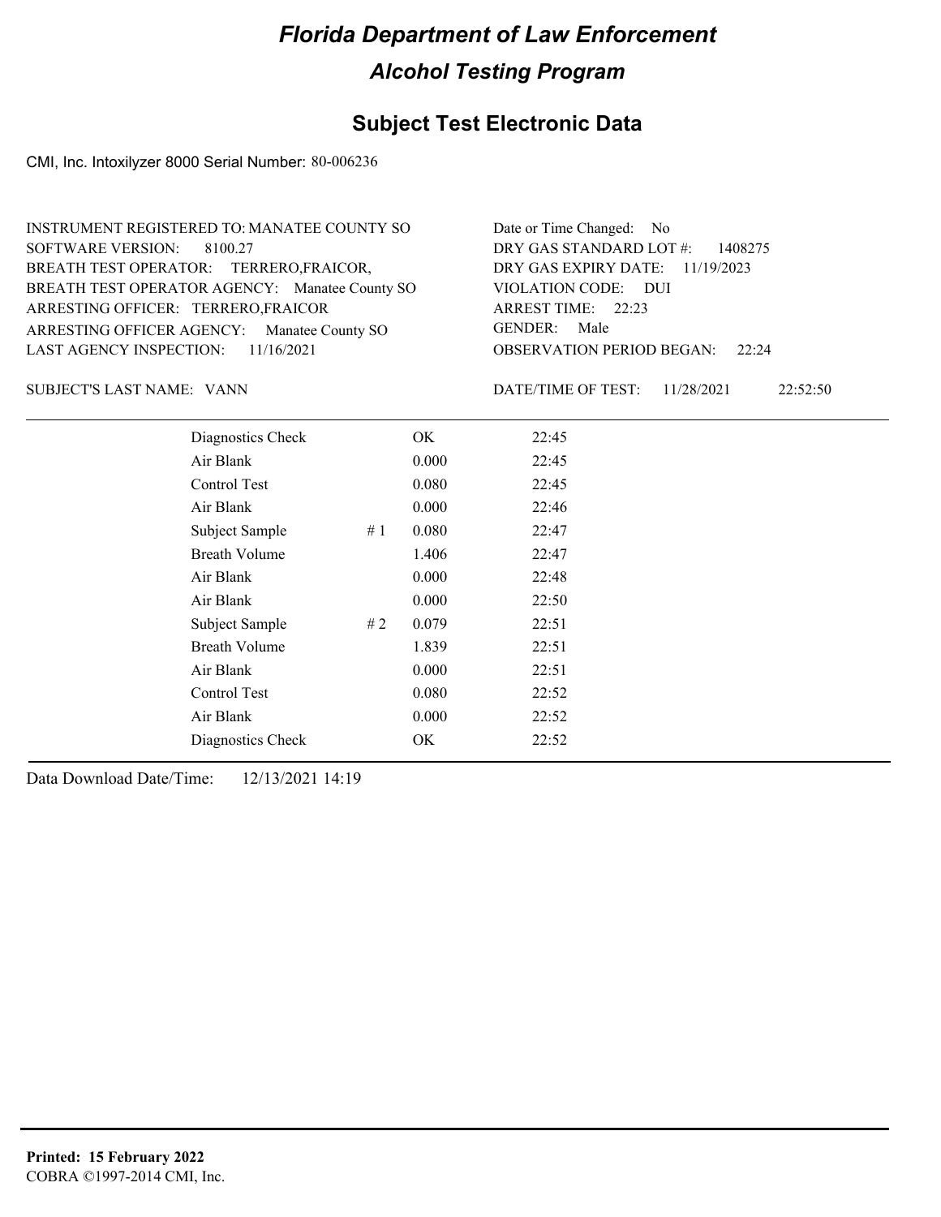# Florida Department of Law Enforcement

## Alcohol Testing Program

### Subject Test Electronic Data

CMI, Inc. Intoxilyzer 8000 Serial Number: 80-006236

INSTRUMENT REGISTERED TO: MANATEE COUNTY SO
SOFTWARE VERSION: 8100.27
BREATH TEST OPERATOR: TERRERO,FRAICOR,
BREATH TEST OPERATOR AGENCY: Manatee County SO
ARRESTING OFFICER: TERRERO,FRAICOR
ARRESTING OFFICER AGENCY: Manatee County SO
LAST AGENCY INSPECTION: 11/16/2021

Date or Time Changed: No
DRY GAS STANDARD LOT #: 1408275
DRY GAS EXPIRY DATE: 11/19/2023
VIOLATION CODE: DUI
ARREST TIME: 22:23
GENDER: Male
OBSERVATION PERIOD BEGAN: 22:24

SUBJECT'S LAST NAME: VANN

DATE/TIME OF TEST: 11/28/2021 22:52:50

| | | | |
|---|---|---|---|
| Diagnostics Check | | OK | 22:45 |
| Air Blank | | 0.000 | 22:45 |
| Control Test | | 0.080 | 22:45 |
| Air Blank | | 0.000 | 22:46 |
| Subject Sample | # 1 | 0.080 | 22:47 |
| Breath Volume | | 1.406 | 22:47 |
| Air Blank | | 0.000 | 22:48 |
| Air Blank | | 0.000 | 22:50 |
| Subject Sample | # 2 | 0.079 | 22:51 |
| Breath Volume | | 1.839 | 22:51 |
| Air Blank | | 0.000 | 22:51 |
| Control Test | | 0.080 | 22:52 |
| Air Blank | | 0.000 | 22:52 |
| Diagnostics Check | | OK | 22:52 |

Data Download Date/Time: 12/13/2021 14:19

**Printed: 15 February 2022**
COBRA ©1997-2014 CMI, Inc.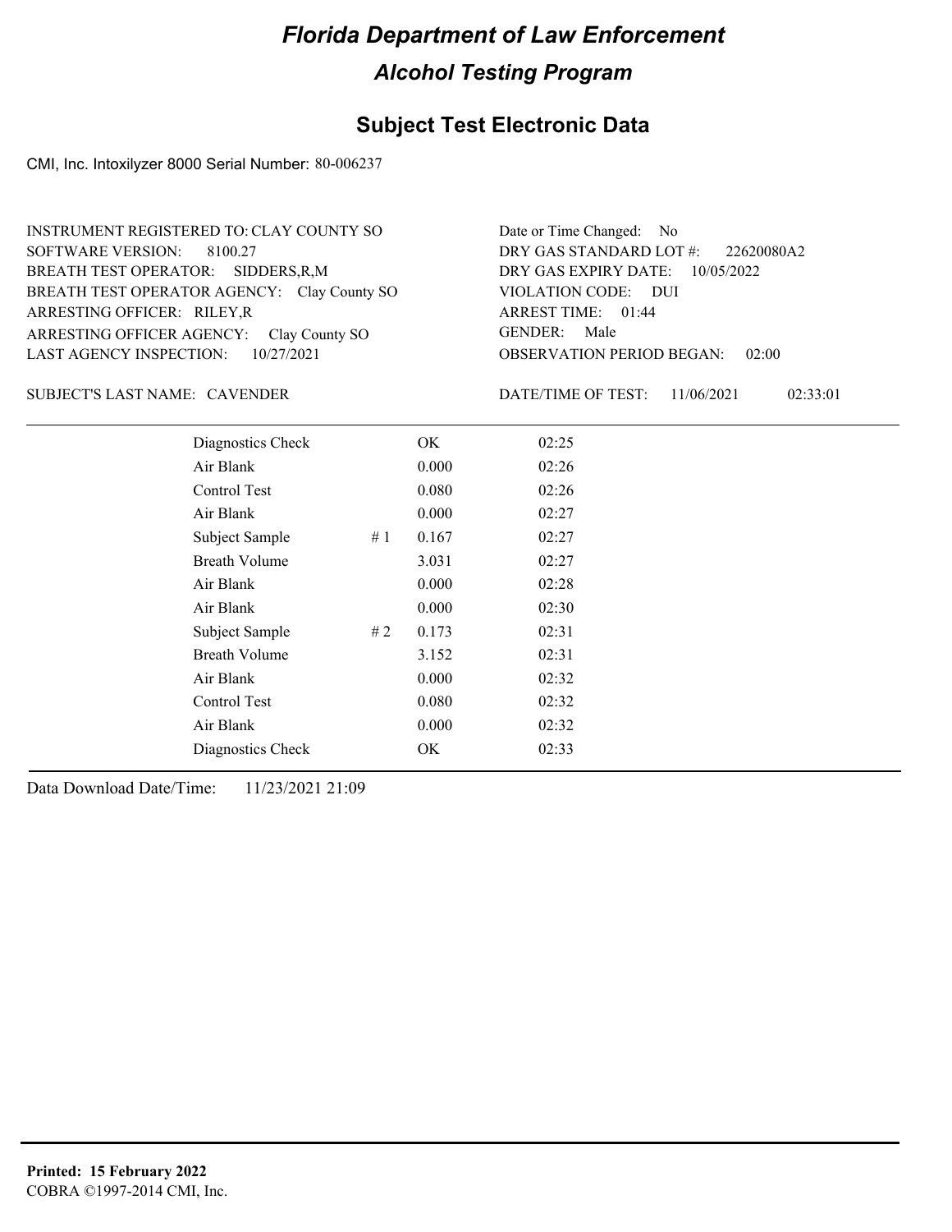# Florida Department of Law Enforcement

## Alcohol Testing Program

## Subject Test Electronic Data

CMI, Inc. Intoxilyzer 8000 Serial Number: 80-006237

INSTRUMENT REGISTERED TO: CLAY COUNTY SO
SOFTWARE VERSION: 8100.27
BREATH TEST OPERATOR: SIDDERS,R,M
BREATH TEST OPERATOR AGENCY: Clay County SO
ARRESTING OFFICER: RILEY,R
ARRESTING OFFICER AGENCY: Clay County SO
LAST AGENCY INSPECTION: 10/27/2021

Date or Time Changed: No
DRY GAS STANDARD LOT #: 22620080A2
DRY GAS EXPIRY DATE: 10/05/2022
VIOLATION CODE: DUI
ARREST TIME: 01:44
GENDER: Male
OBSERVATION PERIOD BEGAN: 02:00

SUBJECT'S LAST NAME: CAVENDER

DATE/TIME OF TEST: 11/06/2021 02:33:01

| | | | |
|---|---|---|---|
| Diagnostics Check | | OK | 02:25 |
| Air Blank | | 0.000 | 02:26 |
| Control Test | | 0.080 | 02:26 |
| Air Blank | | 0.000 | 02:27 |
| Subject Sample | # 1 | 0.167 | 02:27 |
| Breath Volume | | 3.031 | 02:27 |
| Air Blank | | 0.000 | 02:28 |
| Air Blank | | 0.000 | 02:30 |
| Subject Sample | # 2 | 0.173 | 02:31 |
| Breath Volume | | 3.152 | 02:31 |
| Air Blank | | 0.000 | 02:32 |
| Control Test | | 0.080 | 02:32 |
| Air Blank | | 0.000 | 02:32 |
| Diagnostics Check | | OK | 02:33 |

Data Download Date/Time: 11/23/2021 21:09

**Printed: 15 February 2022**
COBRA ©1997-2014 CMI, Inc.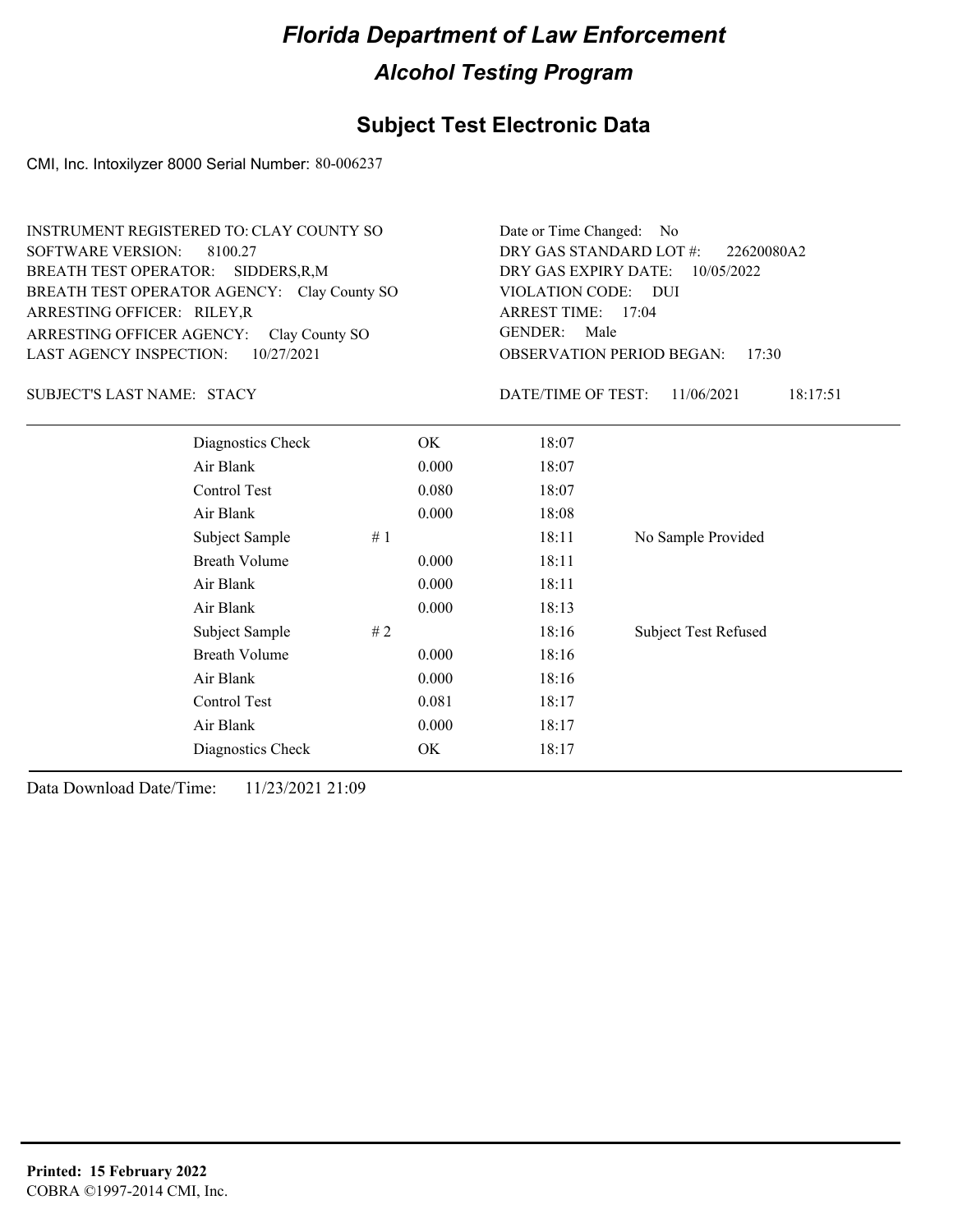# *Florida Department of Law Enforcement*

## *Alcohol Testing Program*

## Subject Test Electronic Data

CMI, Inc. Intoxilyzer 8000 Serial Number: 80-006237

INSTRUMENT REGISTERED TO: CLAY COUNTY SO
SOFTWARE VERSION: 8100.27
BREATH TEST OPERATOR: SIDDERS,R,M
BREATH TEST OPERATOR AGENCY: Clay County SO
ARRESTING OFFICER: RILEY,R
ARRESTING OFFICER AGENCY: Clay County SO
LAST AGENCY INSPECTION: 10/27/2021

Date or Time Changed: No
DRY GAS STANDARD LOT #: 22620080A2
DRY GAS EXPIRY DATE: 10/05/2022
VIOLATION CODE: DUI
ARREST TIME: 17:04
GENDER: Male
OBSERVATION PERIOD BEGAN: 17:30

SUBJECT'S LAST NAME: STACY

DATE/TIME OF TEST: 11/06/2021 18:17:51

| | | | | |
|---|---|---|---|---|
| Diagnostics Check | | OK | 18:07 | |
| Air Blank | | 0.000 | 18:07 | |
| Control Test | | 0.080 | 18:07 | |
| Air Blank | | 0.000 | 18:08 | |
| Subject Sample | # 1 | | 18:11 | No Sample Provided |
| Breath Volume | | 0.000 | 18:11 | |
| Air Blank | | 0.000 | 18:11 | |
| Air Blank | | 0.000 | 18:13 | |
| Subject Sample | # 2 | | 18:16 | Subject Test Refused |
| Breath Volume | | 0.000 | 18:16 | |
| Air Blank | | 0.000 | 18:16 | |
| Control Test | | 0.081 | 18:17 | |
| Air Blank | | 0.000 | 18:17 | |
| Diagnostics Check | | OK | 18:17 | |

Data Download Date/Time: 11/23/2021 21:09

**Printed: 15 February 2022**
COBRA ©1997-2014 CMI, Inc.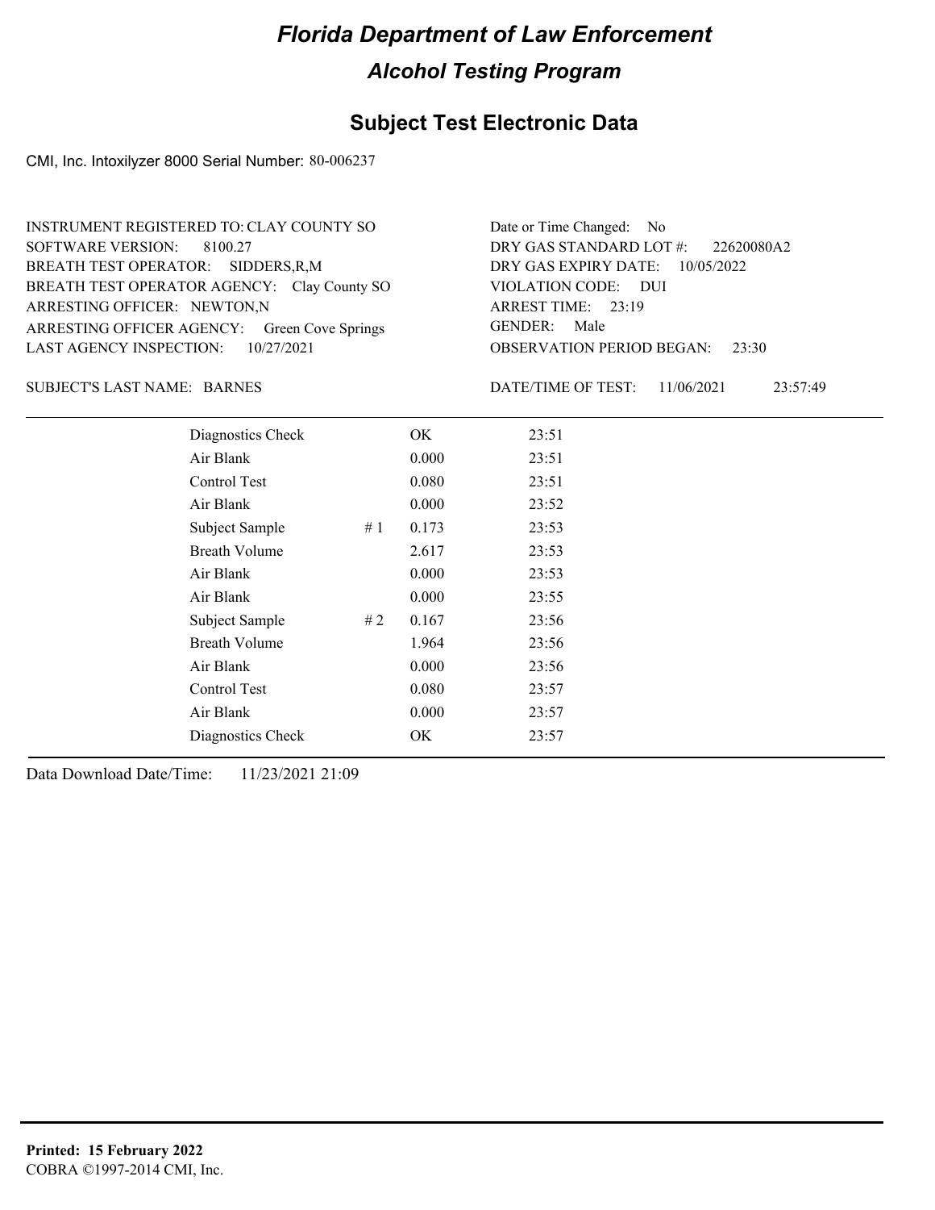# Florida Department of Law Enforcement

## Alcohol Testing Program

### Subject Test Electronic Data

CMI, Inc. Intoxilyzer 8000 Serial Number: 80-006237

INSTRUMENT REGISTERED TO: CLAY COUNTY SO
SOFTWARE VERSION: 8100.27
BREATH TEST OPERATOR: SIDDERS,R,M
BREATH TEST OPERATOR AGENCY: Clay County SO
ARRESTING OFFICER: NEWTON,N
ARRESTING OFFICER AGENCY: Green Cove Springs
LAST AGENCY INSPECTION: 10/27/2021

Date or Time Changed: No
DRY GAS STANDARD LOT #: 22620080A2
DRY GAS EXPIRY DATE: 10/05/2022
VIOLATION CODE: DUI
ARREST TIME: 23:19
GENDER: Male
OBSERVATION PERIOD BEGAN: 23:30

SUBJECT'S LAST NAME: BARNES

DATE/TIME OF TEST: 11/06/2021 23:57:49

| | | | |
|---|---|---|---|
| Diagnostics Check | | OK | 23:51 |
| Air Blank | | 0.000 | 23:51 |
| Control Test | | 0.080 | 23:51 |
| Air Blank | | 0.000 | 23:52 |
| Subject Sample | # 1 | 0.173 | 23:53 |
| Breath Volume | | 2.617 | 23:53 |
| Air Blank | | 0.000 | 23:53 |
| Air Blank | | 0.000 | 23:55 |
| Subject Sample | # 2 | 0.167 | 23:56 |
| Breath Volume | | 1.964 | 23:56 |
| Air Blank | | 0.000 | 23:56 |
| Control Test | | 0.080 | 23:57 |
| Air Blank | | 0.000 | 23:57 |
| Diagnostics Check | | OK | 23:57 |

Data Download Date/Time: 11/23/2021 21:09

**Printed: 15 February 2022**
COBRA ©1997-2014 CMI, Inc.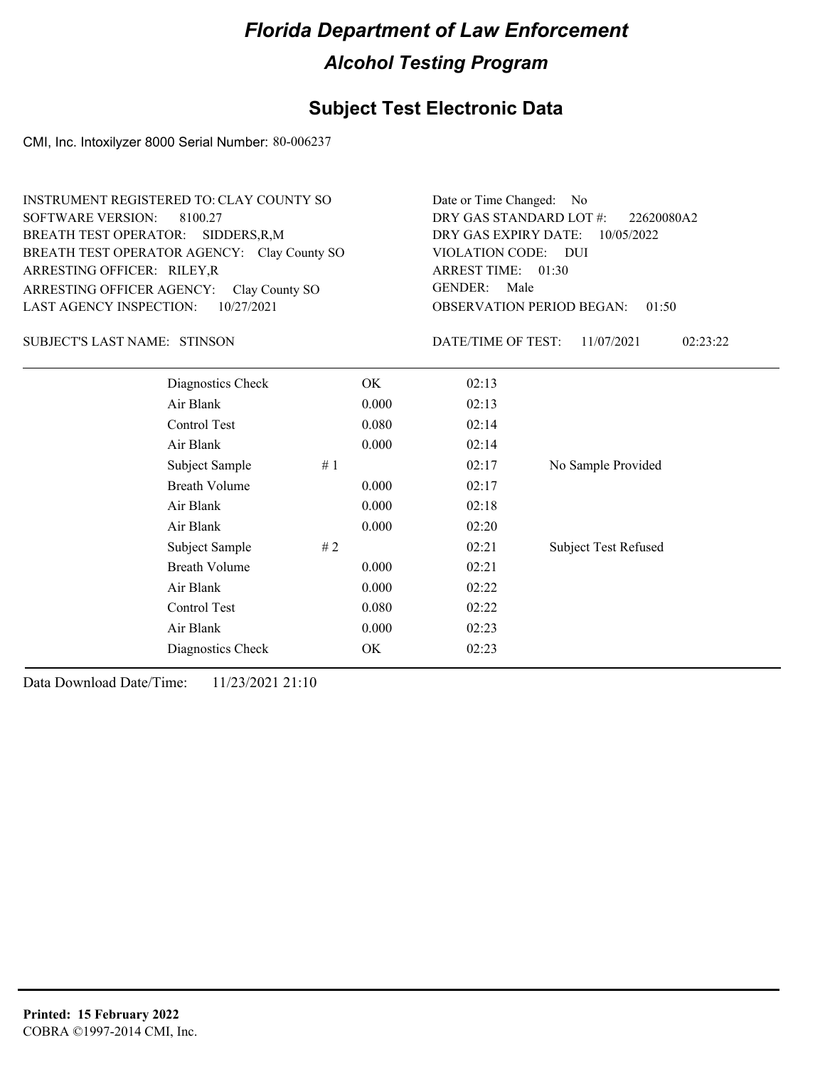# Florida Department of Law Enforcement

## Alcohol Testing Program

### Subject Test Electronic Data

CMI, Inc. Intoxilyzer 8000 Serial Number: 80-006237

INSTRUMENT REGISTERED TO: CLAY COUNTY SO
SOFTWARE VERSION: 8100.27
BREATH TEST OPERATOR: SIDDERS,R,M
BREATH TEST OPERATOR AGENCY: Clay County SO
ARRESTING OFFICER: RILEY,R
ARRESTING OFFICER AGENCY: Clay County SO
LAST AGENCY INSPECTION: 10/27/2021

Date or Time Changed: No
DRY GAS STANDARD LOT #: 22620080A2
DRY GAS EXPIRY DATE: 10/05/2022
VIOLATION CODE: DUI
ARREST TIME: 01:30
GENDER: Male
OBSERVATION PERIOD BEGAN: 01:50

SUBJECT'S LAST NAME: STINSON

DATE/TIME OF TEST: 11/07/2021 02:23:22

| Test | | Result | Time | Note |
|---|---|---|---|---|
| Diagnostics Check | | OK | 02:13 | |
| Air Blank | | 0.000 | 02:13 | |
| Control Test | | 0.080 | 02:14 | |
| Air Blank | | 0.000 | 02:14 | |
| Subject Sample | # 1 | | 02:17 | No Sample Provided |
| Breath Volume | | 0.000 | 02:17 | |
| Air Blank | | 0.000 | 02:18 | |
| Air Blank | | 0.000 | 02:20 | |
| Subject Sample | # 2 | | 02:21 | Subject Test Refused |
| Breath Volume | | 0.000 | 02:21 | |
| Air Blank | | 0.000 | 02:22 | |
| Control Test | | 0.080 | 02:22 | |
| Air Blank | | 0.000 | 02:23 | |
| Diagnostics Check | | OK | 02:23 | |

Data Download Date/Time: 11/23/2021 21:10

**Printed: 15 February 2022**
COBRA ©1997-2014 CMI, Inc.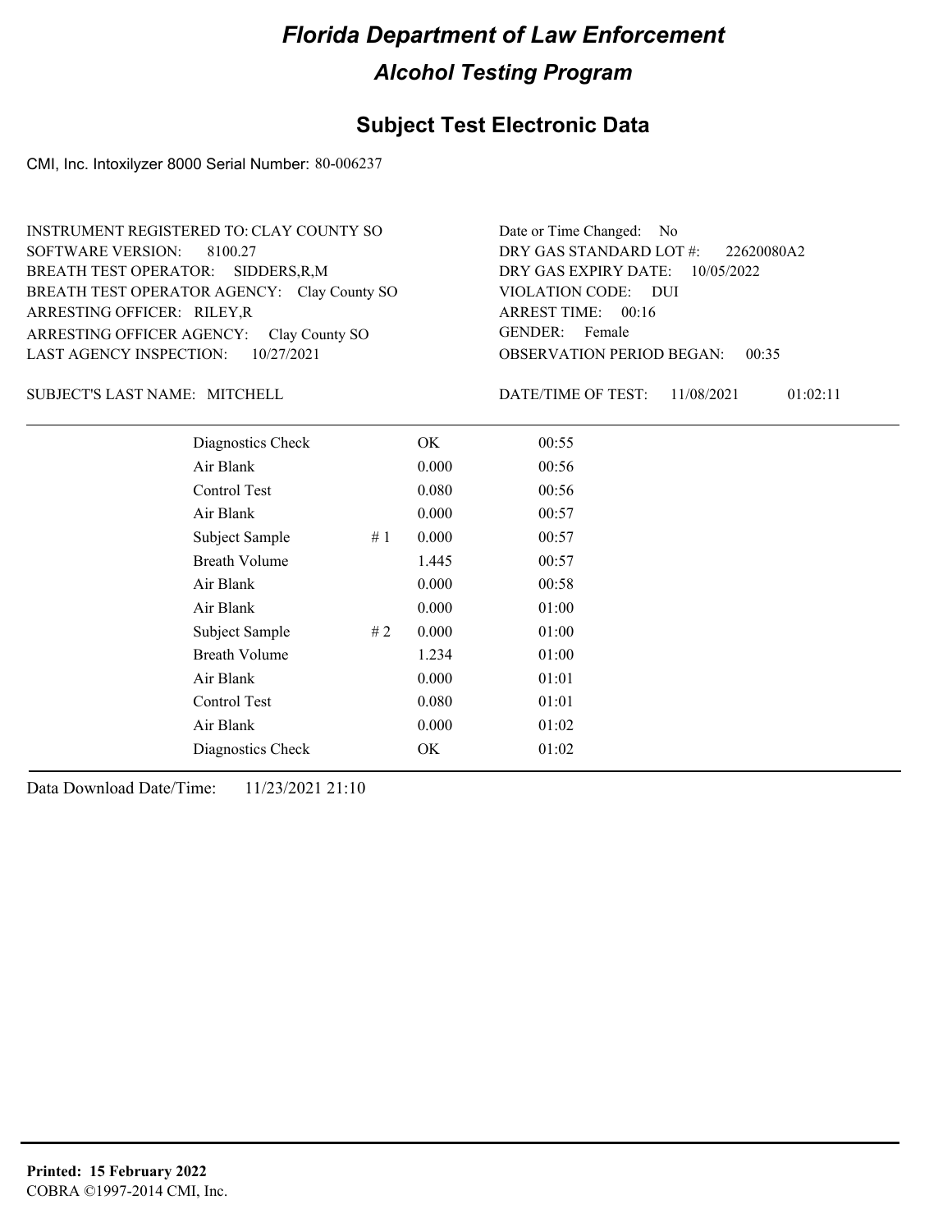# Florida Department of Law Enforcement

## Alcohol Testing Program

### Subject Test Electronic Data

CMI, Inc. Intoxilyzer 8000 Serial Number: 80-006237

INSTRUMENT REGISTERED TO: CLAY COUNTY SO
SOFTWARE VERSION: 8100.27
BREATH TEST OPERATOR: SIDDERS,R,M
BREATH TEST OPERATOR AGENCY: Clay County SO
ARRESTING OFFICER: RILEY,R
ARRESTING OFFICER AGENCY: Clay County SO
LAST AGENCY INSPECTION: 10/27/2021

Date or Time Changed: No
DRY GAS STANDARD LOT #: 22620080A2
DRY GAS EXPIRY DATE: 10/05/2022
VIOLATION CODE: DUI
ARREST TIME: 00:16
GENDER: Female
OBSERVATION PERIOD BEGAN: 00:35

SUBJECT'S LAST NAME: MITCHELL

DATE/TIME OF TEST: 11/08/2021 01:02:11

| | | | |
|---|---|---|---|
| Diagnostics Check | | OK | 00:55 |
| Air Blank | | 0.000 | 00:56 |
| Control Test | | 0.080 | 00:56 |
| Air Blank | | 0.000 | 00:57 |
| Subject Sample | # 1 | 0.000 | 00:57 |
| Breath Volume | | 1.445 | 00:57 |
| Air Blank | | 0.000 | 00:58 |
| Air Blank | | 0.000 | 01:00 |
| Subject Sample | # 2 | 0.000 | 01:00 |
| Breath Volume | | 1.234 | 01:00 |
| Air Blank | | 0.000 | 01:01 |
| Control Test | | 0.080 | 01:01 |
| Air Blank | | 0.000 | 01:02 |
| Diagnostics Check | | OK | 01:02 |

Data Download Date/Time: 11/23/2021 21:10

**Printed: 15 February 2022**
COBRA ©1997-2014 CMI, Inc.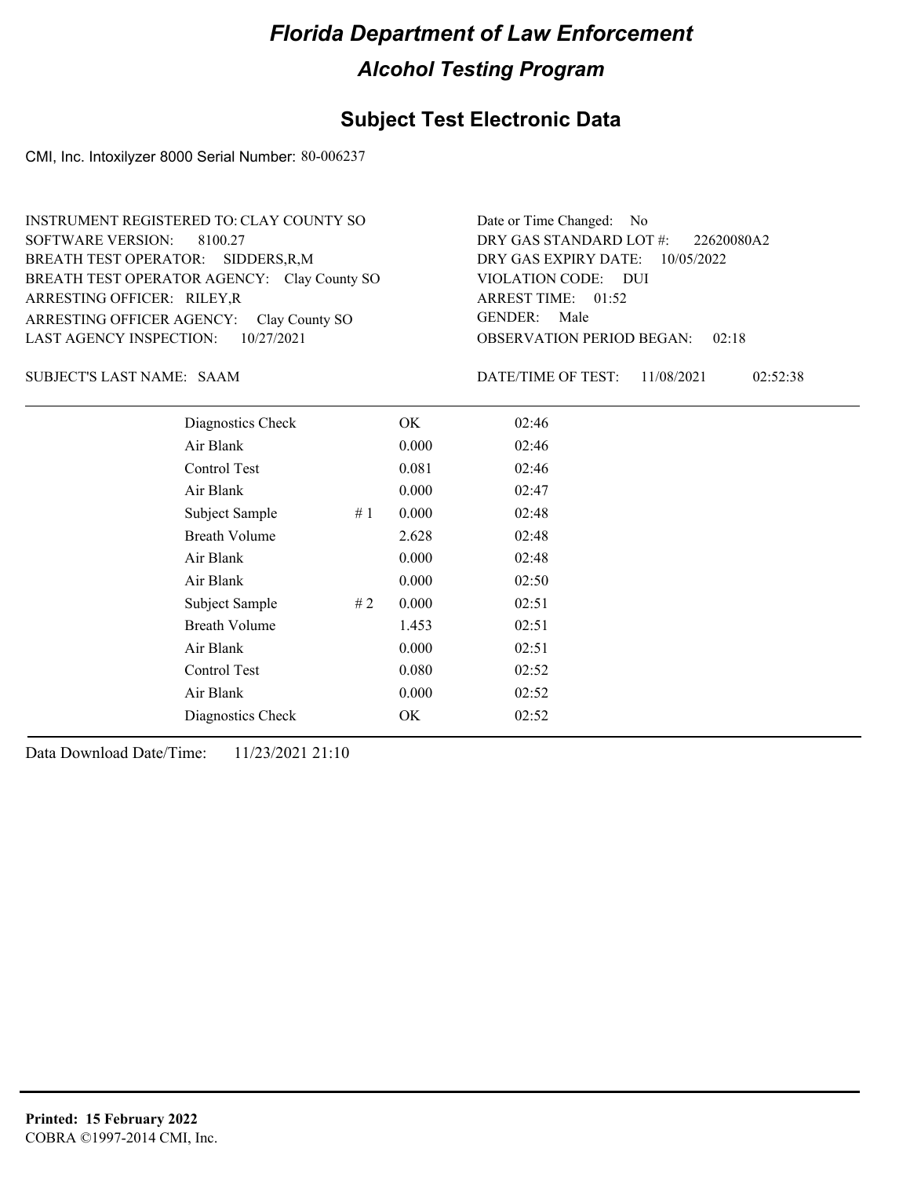# Florida Department of Law Enforcement

## Alcohol Testing Program

## Subject Test Electronic Data

CMI, Inc. Intoxilyzer 8000 Serial Number: 80-006237

INSTRUMENT REGISTERED TO: CLAY COUNTY SO
SOFTWARE VERSION: 8100.27
BREATH TEST OPERATOR: SIDDERS,R,M
BREATH TEST OPERATOR AGENCY: Clay County SO
ARRESTING OFFICER: RILEY,R
ARRESTING OFFICER AGENCY: Clay County SO
LAST AGENCY INSPECTION: 10/27/2021

Date or Time Changed: No
DRY GAS STANDARD LOT #: 22620080A2
DRY GAS EXPIRY DATE: 10/05/2022
VIOLATION CODE: DUI
ARREST TIME: 01:52
GENDER: Male
OBSERVATION PERIOD BEGAN: 02:18

SUBJECT'S LAST NAME: SAAM

DATE/TIME OF TEST: 11/08/2021 02:52:38

| | | | |
|---|---|---|---|
| Diagnostics Check | | OK | 02:46 |
| Air Blank | | 0.000 | 02:46 |
| Control Test | | 0.081 | 02:46 |
| Air Blank | | 0.000 | 02:47 |
| Subject Sample | # 1 | 0.000 | 02:48 |
| Breath Volume | | 2.628 | 02:48 |
| Air Blank | | 0.000 | 02:48 |
| Air Blank | | 0.000 | 02:50 |
| Subject Sample | # 2 | 0.000 | 02:51 |
| Breath Volume | | 1.453 | 02:51 |
| Air Blank | | 0.000 | 02:51 |
| Control Test | | 0.080 | 02:52 |
| Air Blank | | 0.000 | 02:52 |
| Diagnostics Check | | OK | 02:52 |

Data Download Date/Time: 11/23/2021 21:10

**Printed: 15 February 2022**
COBRA ©1997-2014 CMI, Inc.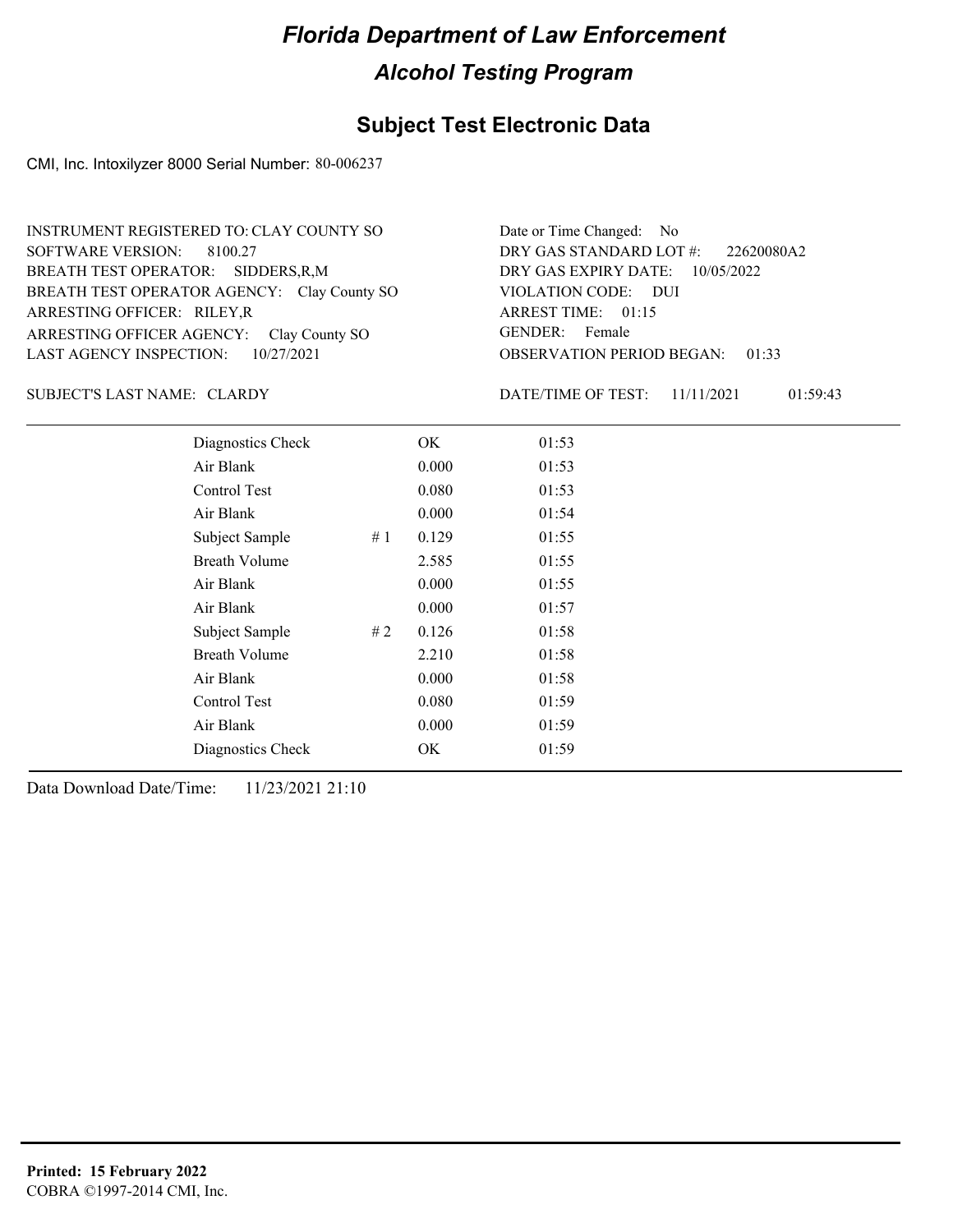# Florida Department of Law Enforcement

## Alcohol Testing Program

### Subject Test Electronic Data

CMI, Inc. Intoxilyzer 8000 Serial Number: 80-006237

INSTRUMENT REGISTERED TO: CLAY COUNTY SO
SOFTWARE VERSION: 8100.27
BREATH TEST OPERATOR: SIDDERS,R,M
BREATH TEST OPERATOR AGENCY: Clay County SO
ARRESTING OFFICER: RILEY,R
ARRESTING OFFICER AGENCY: Clay County SO
LAST AGENCY INSPECTION: 10/27/2021

Date or Time Changed: No
DRY GAS STANDARD LOT #: 22620080A2
DRY GAS EXPIRY DATE: 10/05/2022
VIOLATION CODE: DUI
ARREST TIME: 01:15
GENDER: Female
OBSERVATION PERIOD BEGAN: 01:33

SUBJECT'S LAST NAME: CLARDY

DATE/TIME OF TEST: 11/11/2021 01:59:43

| | | | |
|---|---|---|---|
| Diagnostics Check | | OK | 01:53 |
| Air Blank | | 0.000 | 01:53 |
| Control Test | | 0.080 | 01:53 |
| Air Blank | | 0.000 | 01:54 |
| Subject Sample | # 1 | 0.129 | 01:55 |
| Breath Volume | | 2.585 | 01:55 |
| Air Blank | | 0.000 | 01:55 |
| Air Blank | | 0.000 | 01:57 |
| Subject Sample | # 2 | 0.126 | 01:58 |
| Breath Volume | | 2.210 | 01:58 |
| Air Blank | | 0.000 | 01:58 |
| Control Test | | 0.080 | 01:59 |
| Air Blank | | 0.000 | 01:59 |
| Diagnostics Check | | OK | 01:59 |

Data Download Date/Time: 11/23/2021 21:10

**Printed: 15 February 2022**
COBRA ©1997-2014 CMI, Inc.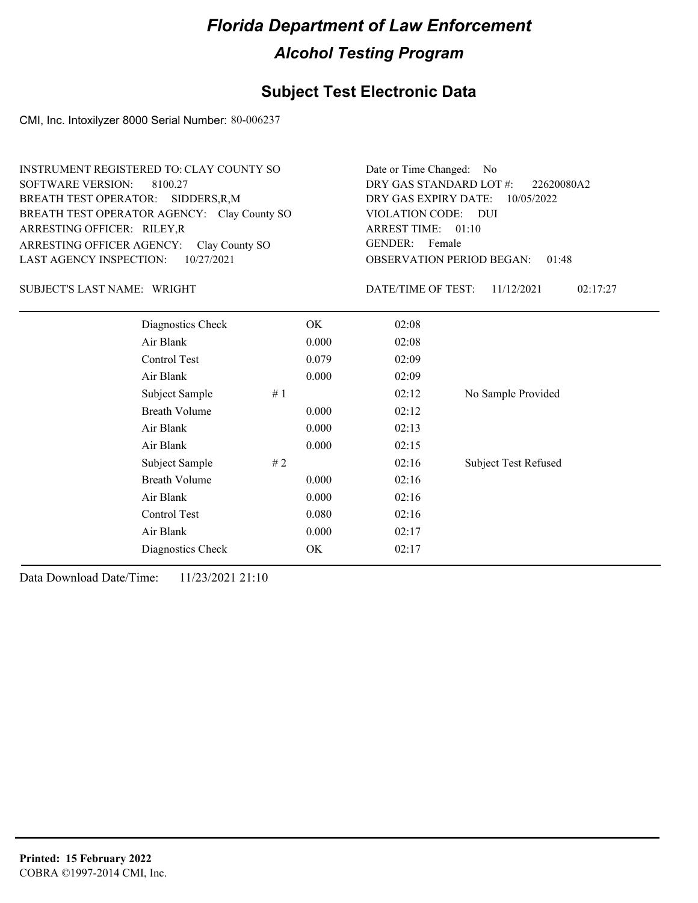# Florida Department of Law Enforcement

## Alcohol Testing Program

### Subject Test Electronic Data

CMI, Inc. Intoxilyzer 8000 Serial Number: 80-006237

INSTRUMENT REGISTERED TO: CLAY COUNTY SO
SOFTWARE VERSION: 8100.27
BREATH TEST OPERATOR: SIDDERS,R,M
BREATH TEST OPERATOR AGENCY: Clay County SO
ARRESTING OFFICER: RILEY,R
ARRESTING OFFICER AGENCY: Clay County SO
LAST AGENCY INSPECTION: 10/27/2021

Date or Time Changed: No
DRY GAS STANDARD LOT #: 22620080A2
DRY GAS EXPIRY DATE: 10/05/2022
VIOLATION CODE: DUI
ARREST TIME: 01:10
GENDER: Female
OBSERVATION PERIOD BEGAN: 01:48

SUBJECT'S LAST NAME: WRIGHT

DATE/TIME OF TEST: 11/12/2021 02:17:27

| | | | |
|---|---|---|---|
| Diagnostics Check | OK | 02:08 | |
| Air Blank | 0.000 | 02:08 | |
| Control Test | 0.079 | 02:09 | |
| Air Blank | 0.000 | 02:09 | |
| Subject Sample | # 1 | 02:12 | No Sample Provided |
| Breath Volume | 0.000 | 02:12 | |
| Air Blank | 0.000 | 02:13 | |
| Air Blank | 0.000 | 02:15 | |
| Subject Sample | # 2 | 02:16 | Subject Test Refused |
| Breath Volume | 0.000 | 02:16 | |
| Air Blank | 0.000 | 02:16 | |
| Control Test | 0.080 | 02:16 | |
| Air Blank | 0.000 | 02:17 | |
| Diagnostics Check | OK | 02:17 | |

Data Download Date/Time: 11/23/2021 21:10

**Printed: 15 February 2022**
COBRA ©1997-2014 CMI, Inc.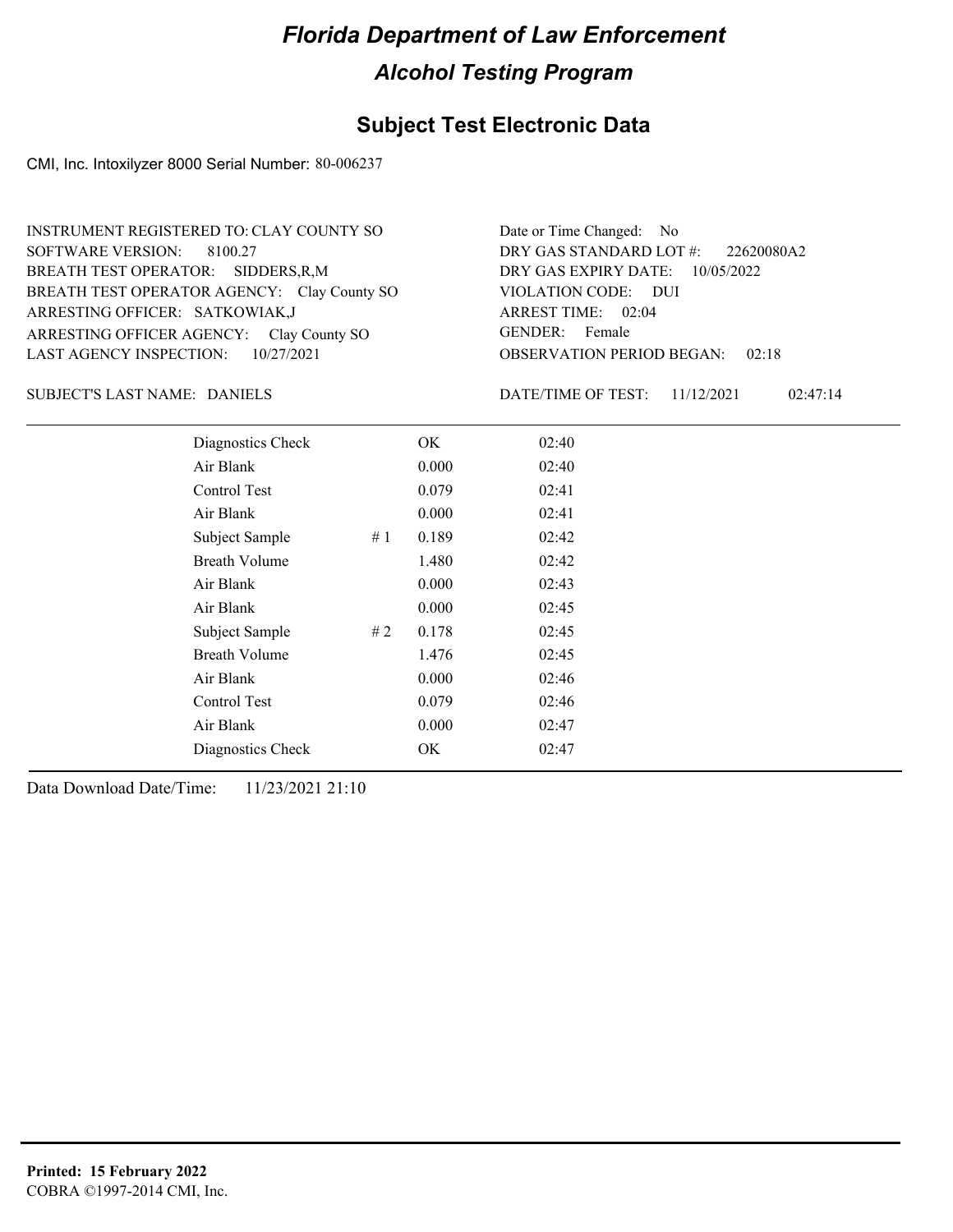# *Florida Department of Law Enforcement*

## *Alcohol Testing Program*

## Subject Test Electronic Data

CMI, Inc. Intoxilyzer 8000 Serial Number: 80-006237

INSTRUMENT REGISTERED TO: CLAY COUNTY SO
SOFTWARE VERSION: 8100.27
BREATH TEST OPERATOR: SIDDERS,R,M
BREATH TEST OPERATOR AGENCY: Clay County SO
ARRESTING OFFICER: SATKOWIAK,J
ARRESTING OFFICER AGENCY: Clay County SO
LAST AGENCY INSPECTION: 10/27/2021

Date or Time Changed: No
DRY GAS STANDARD LOT #: 22620080A2
DRY GAS EXPIRY DATE: 10/05/2022
VIOLATION CODE: DUI
ARREST TIME: 02:04
GENDER: Female
OBSERVATION PERIOD BEGAN: 02:18

SUBJECT'S LAST NAME: DANIELS

DATE/TIME OF TEST: 11/12/2021 02:47:14

| | | | |
|---|---|---|---|
| Diagnostics Check | | OK | 02:40 |
| Air Blank | | 0.000 | 02:40 |
| Control Test | | 0.079 | 02:41 |
| Air Blank | | 0.000 | 02:41 |
| Subject Sample | # 1 | 0.189 | 02:42 |
| Breath Volume | | 1.480 | 02:42 |
| Air Blank | | 0.000 | 02:43 |
| Air Blank | | 0.000 | 02:45 |
| Subject Sample | # 2 | 0.178 | 02:45 |
| Breath Volume | | 1.476 | 02:45 |
| Air Blank | | 0.000 | 02:46 |
| Control Test | | 0.079 | 02:46 |
| Air Blank | | 0.000 | 02:47 |
| Diagnostics Check | | OK | 02:47 |

Data Download Date/Time: 11/23/2021 21:10

**Printed: 15 February 2022**
COBRA ©1997-2014 CMI, Inc.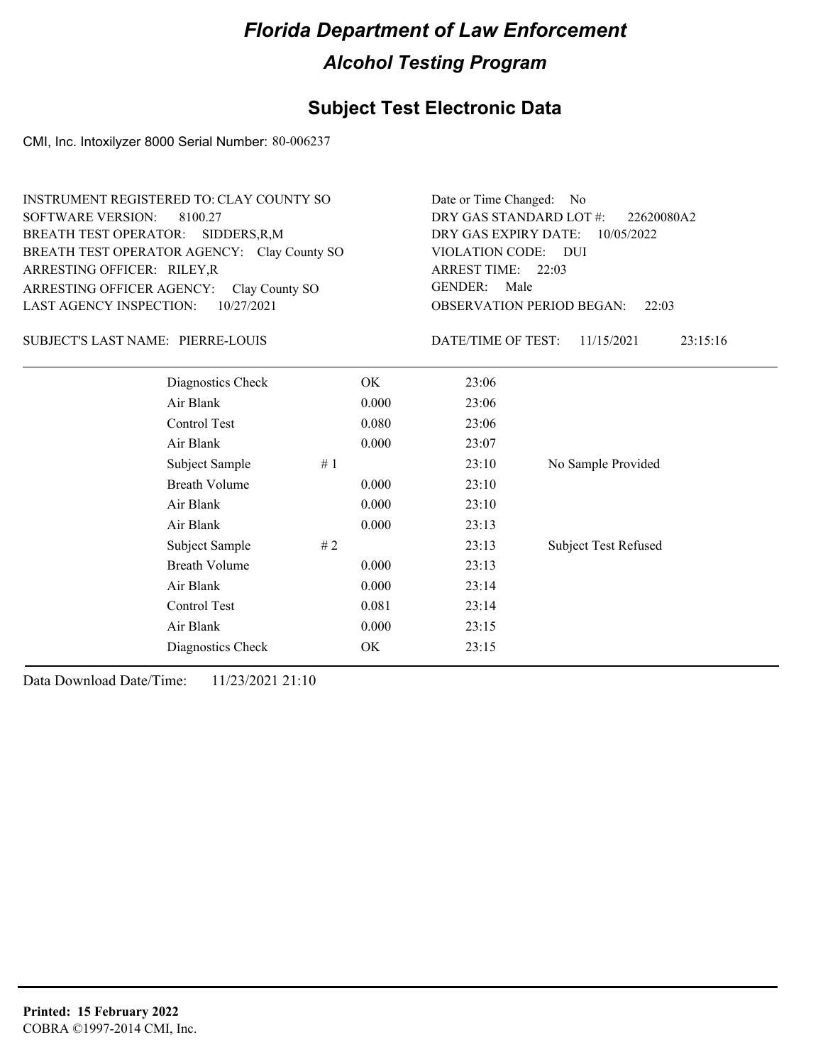# Florida Department of Law Enforcement

## Alcohol Testing Program

### Subject Test Electronic Data

CMI, Inc. Intoxilyzer 8000 Serial Number: 80-006237

INSTRUMENT REGISTERED TO: CLAY COUNTY SO
SOFTWARE VERSION: 8100.27
BREATH TEST OPERATOR: SIDDERS,R,M
BREATH TEST OPERATOR AGENCY: Clay County SO
ARRESTING OFFICER: RILEY,R
ARRESTING OFFICER AGENCY: Clay County SO
LAST AGENCY INSPECTION: 10/27/2021

Date or Time Changed: No
DRY GAS STANDARD LOT #: 22620080A2
DRY GAS EXPIRY DATE: 10/05/2022
VIOLATION CODE: DUI
ARREST TIME: 22:03
GENDER: Male
OBSERVATION PERIOD BEGAN: 22:03

SUBJECT'S LAST NAME: PIERRE-LOUIS

DATE/TIME OF TEST: 11/15/2021 23:15:16

| | | | | |
|---|---|---|---|---|
| Diagnostics Check | | OK | 23:06 | |
| Air Blank | | 0.000 | 23:06 | |
| Control Test | | 0.080 | 23:06 | |
| Air Blank | | 0.000 | 23:07 | |
| Subject Sample | # 1 | | 23:10 | No Sample Provided |
| Breath Volume | | 0.000 | 23:10 | |
| Air Blank | | 0.000 | 23:10 | |
| Air Blank | | 0.000 | 23:13 | |
| Subject Sample | # 2 | | 23:13 | Subject Test Refused |
| Breath Volume | | 0.000 | 23:13 | |
| Air Blank | | 0.000 | 23:14 | |
| Control Test | | 0.081 | 23:14 | |
| Air Blank | | 0.000 | 23:15 | |
| Diagnostics Check | | OK | 23:15 | |

Data Download Date/Time: 11/23/2021 21:10

**Printed: 15 February 2022**
COBRA ©1997-2014 CMI, Inc.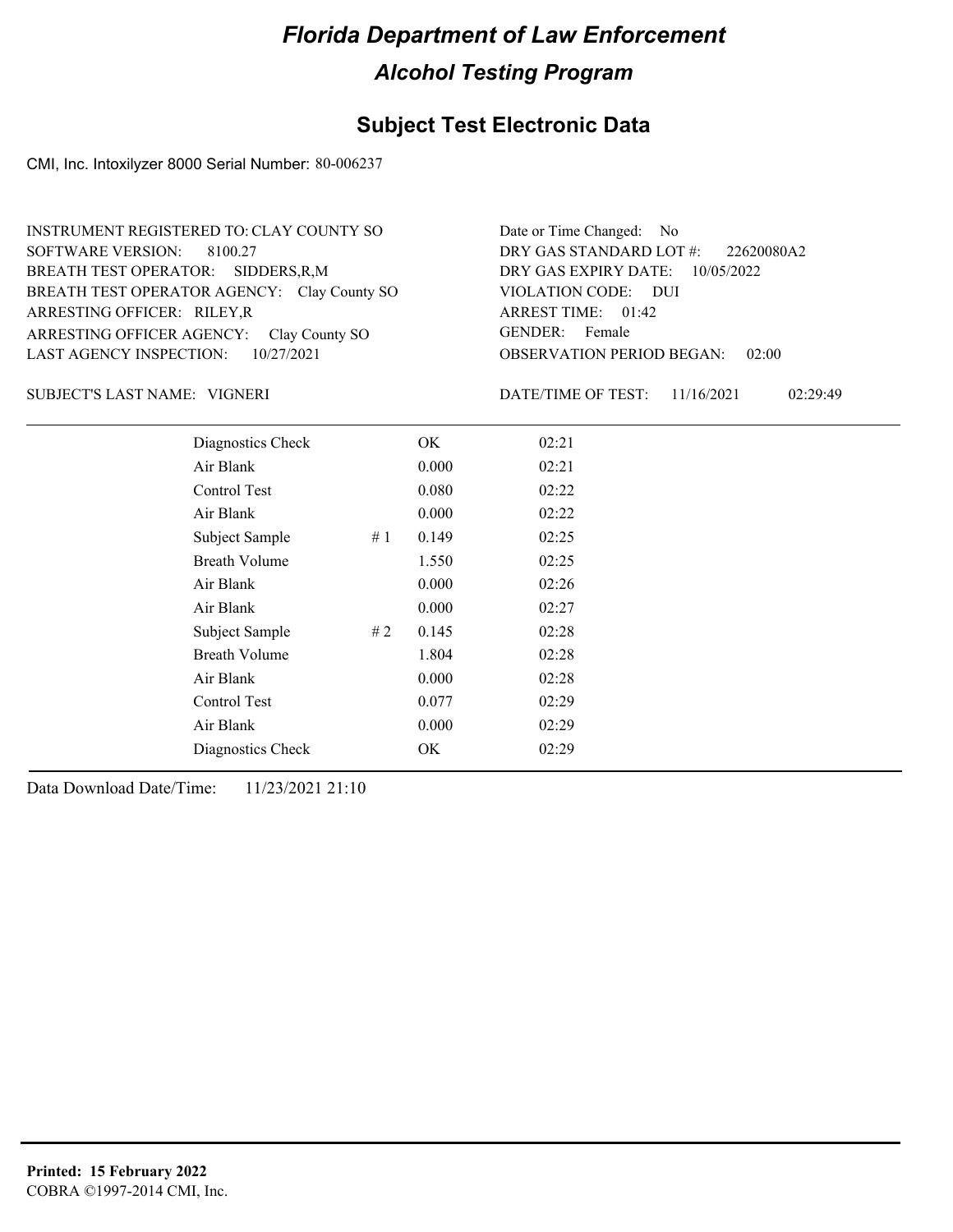# Florida Department of Law Enforcement

## Alcohol Testing Program

### Subject Test Electronic Data

CMI, Inc. Intoxilyzer 8000 Serial Number: 80-006237

INSTRUMENT REGISTERED TO: CLAY COUNTY SO
SOFTWARE VERSION: 8100.27
BREATH TEST OPERATOR: SIDDERS,R,M
BREATH TEST OPERATOR AGENCY: Clay County SO
ARRESTING OFFICER: RILEY,R
ARRESTING OFFICER AGENCY: Clay County SO
LAST AGENCY INSPECTION: 10/27/2021

Date or Time Changed: No
DRY GAS STANDARD LOT #: 22620080A2
DRY GAS EXPIRY DATE: 10/05/2022
VIOLATION CODE: DUI
ARREST TIME: 01:42
GENDER: Female
OBSERVATION PERIOD BEGAN: 02:00

SUBJECT'S LAST NAME: VIGNERI

DATE/TIME OF TEST: 11/16/2021 02:29:49

| | | | |
|---|---|---|---|
| Diagnostics Check | | OK | 02:21 |
| Air Blank | | 0.000 | 02:21 |
| Control Test | | 0.080 | 02:22 |
| Air Blank | | 0.000 | 02:22 |
| Subject Sample | # 1 | 0.149 | 02:25 |
| Breath Volume | | 1.550 | 02:25 |
| Air Blank | | 0.000 | 02:26 |
| Air Blank | | 0.000 | 02:27 |
| Subject Sample | # 2 | 0.145 | 02:28 |
| Breath Volume | | 1.804 | 02:28 |
| Air Blank | | 0.000 | 02:28 |
| Control Test | | 0.077 | 02:29 |
| Air Blank | | 0.000 | 02:29 |
| Diagnostics Check | | OK | 02:29 |

Data Download Date/Time: 11/23/2021 21:10

**Printed: 15 February 2022**
COBRA ©1997-2014 CMI, Inc.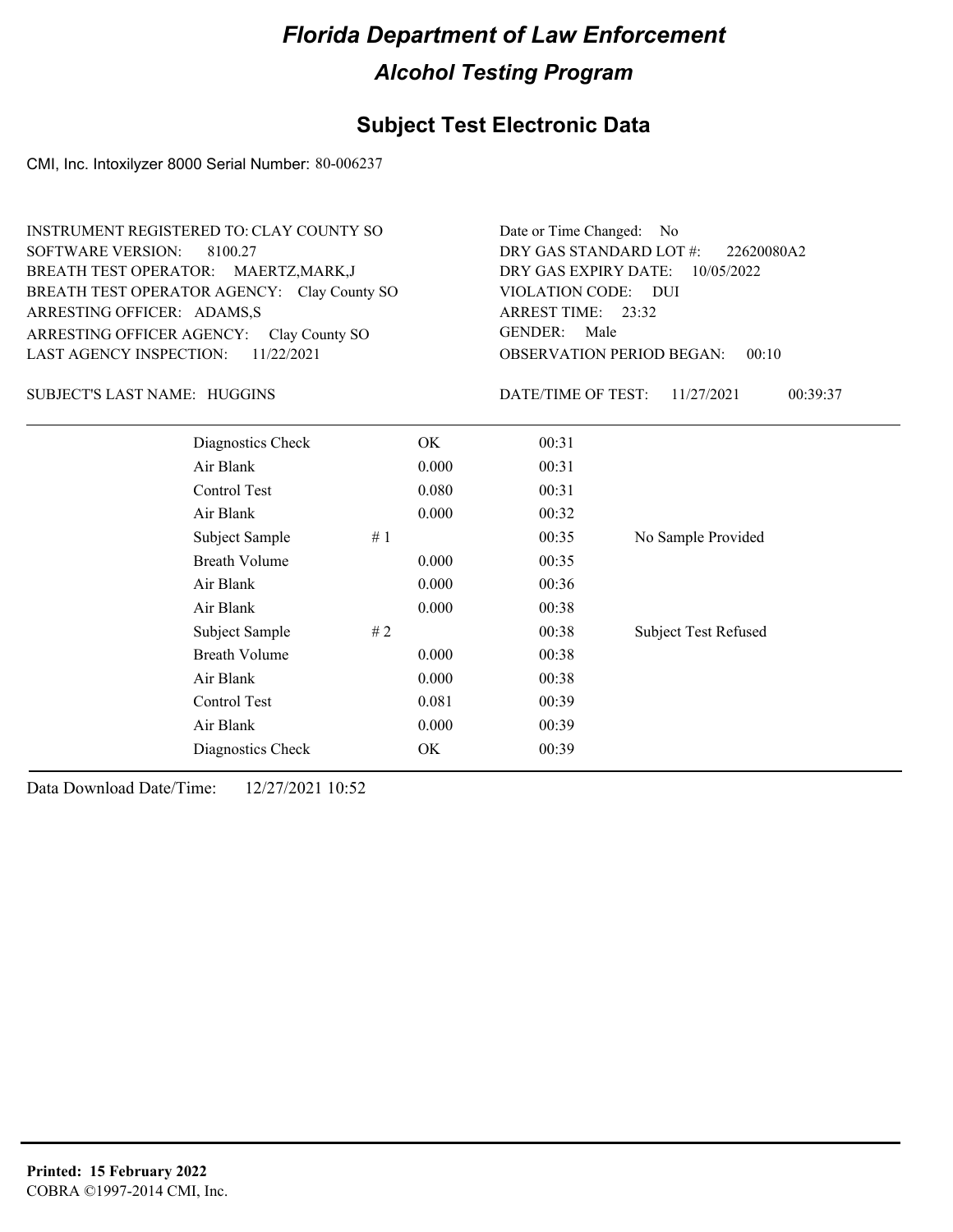# Florida Department of Law Enforcement

## Alcohol Testing Program

### Subject Test Electronic Data

CMI, Inc. Intoxilyzer 8000 Serial Number: 80-006237

INSTRUMENT REGISTERED TO: CLAY COUNTY SO
SOFTWARE VERSION: 8100.27
BREATH TEST OPERATOR: MAERTZ,MARK,J
BREATH TEST OPERATOR AGENCY: Clay County SO
ARRESTING OFFICER: ADAMS,S
ARRESTING OFFICER AGENCY: Clay County SO
LAST AGENCY INSPECTION: 11/22/2021

Date or Time Changed: No
DRY GAS STANDARD LOT #: 22620080A2
DRY GAS EXPIRY DATE: 10/05/2022
VIOLATION CODE: DUI
ARREST TIME: 23:32
GENDER: Male
OBSERVATION PERIOD BEGAN: 00:10

SUBJECT'S LAST NAME: HUGGINS

DATE/TIME OF TEST: 11/27/2021 00:39:37

| | | | | |
|---|---|---|---|---|
| Diagnostics Check | | OK | 00:31 | |
| Air Blank | | 0.000 | 00:31 | |
| Control Test | | 0.080 | 00:31 | |
| Air Blank | | 0.000 | 00:32 | |
| Subject Sample | # 1 | | 00:35 | No Sample Provided |
| Breath Volume | | 0.000 | 00:35 | |
| Air Blank | | 0.000 | 00:36 | |
| Air Blank | | 0.000 | 00:38 | |
| Subject Sample | # 2 | | 00:38 | Subject Test Refused |
| Breath Volume | | 0.000 | 00:38 | |
| Air Blank | | 0.000 | 00:38 | |
| Control Test | | 0.081 | 00:39 | |
| Air Blank | | 0.000 | 00:39 | |
| Diagnostics Check | | OK | 00:39 | |

Data Download Date/Time: 12/27/2021 10:52

**Printed: 15 February 2022**
COBRA ©1997-2014 CMI, Inc.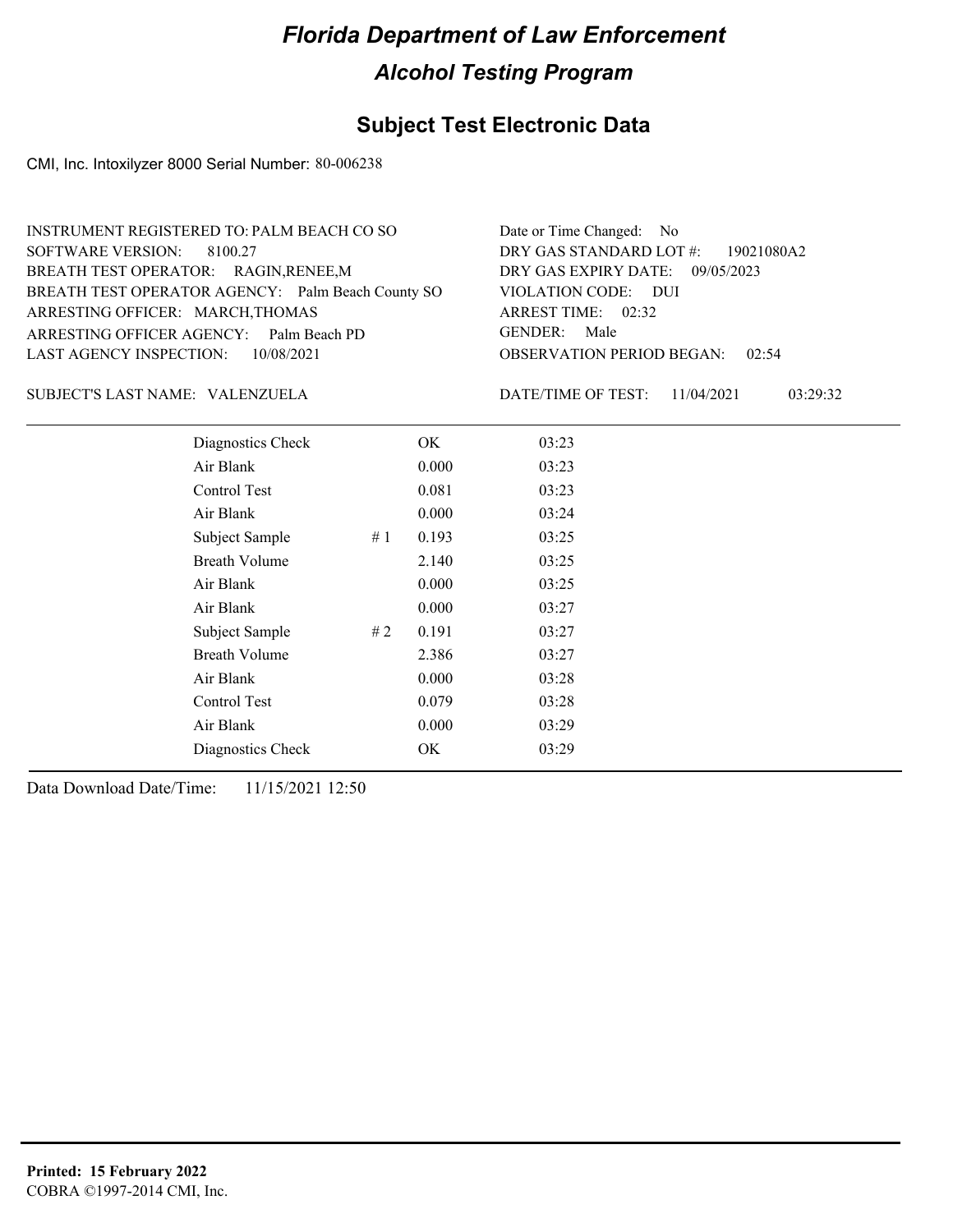# Florida Department of Law Enforcement

## Alcohol Testing Program

### Subject Test Electronic Data

CMI, Inc. Intoxilyzer 8000 Serial Number: 80-006238

INSTRUMENT REGISTERED TO: PALM BEACH CO SO
SOFTWARE VERSION: 8100.27
BREATH TEST OPERATOR: RAGIN,RENEE,M
BREATH TEST OPERATOR AGENCY: Palm Beach County SO
ARRESTING OFFICER: MARCH,THOMAS
ARRESTING OFFICER AGENCY: Palm Beach PD
LAST AGENCY INSPECTION: 10/08/2021

Date or Time Changed: No
DRY GAS STANDARD LOT #: 19021080A2
DRY GAS EXPIRY DATE: 09/05/2023
VIOLATION CODE: DUI
ARREST TIME: 02:32
GENDER: Male
OBSERVATION PERIOD BEGAN: 02:54

SUBJECT'S LAST NAME: VALENZUELA

DATE/TIME OF TEST: 11/04/2021 03:29:32

| | | | |
|---|---|---|---|
| Diagnostics Check | | OK | 03:23 |
| Air Blank | | 0.000 | 03:23 |
| Control Test | | 0.081 | 03:23 |
| Air Blank | | 0.000 | 03:24 |
| Subject Sample | # 1 | 0.193 | 03:25 |
| Breath Volume | | 2.140 | 03:25 |
| Air Blank | | 0.000 | 03:25 |
| Air Blank | | 0.000 | 03:27 |
| Subject Sample | # 2 | 0.191 | 03:27 |
| Breath Volume | | 2.386 | 03:27 |
| Air Blank | | 0.000 | 03:28 |
| Control Test | | 0.079 | 03:28 |
| Air Blank | | 0.000 | 03:29 |
| Diagnostics Check | | OK | 03:29 |

Data Download Date/Time: 11/15/2021 12:50

**Printed: 15 February 2022**
COBRA ©1997-2014 CMI, Inc.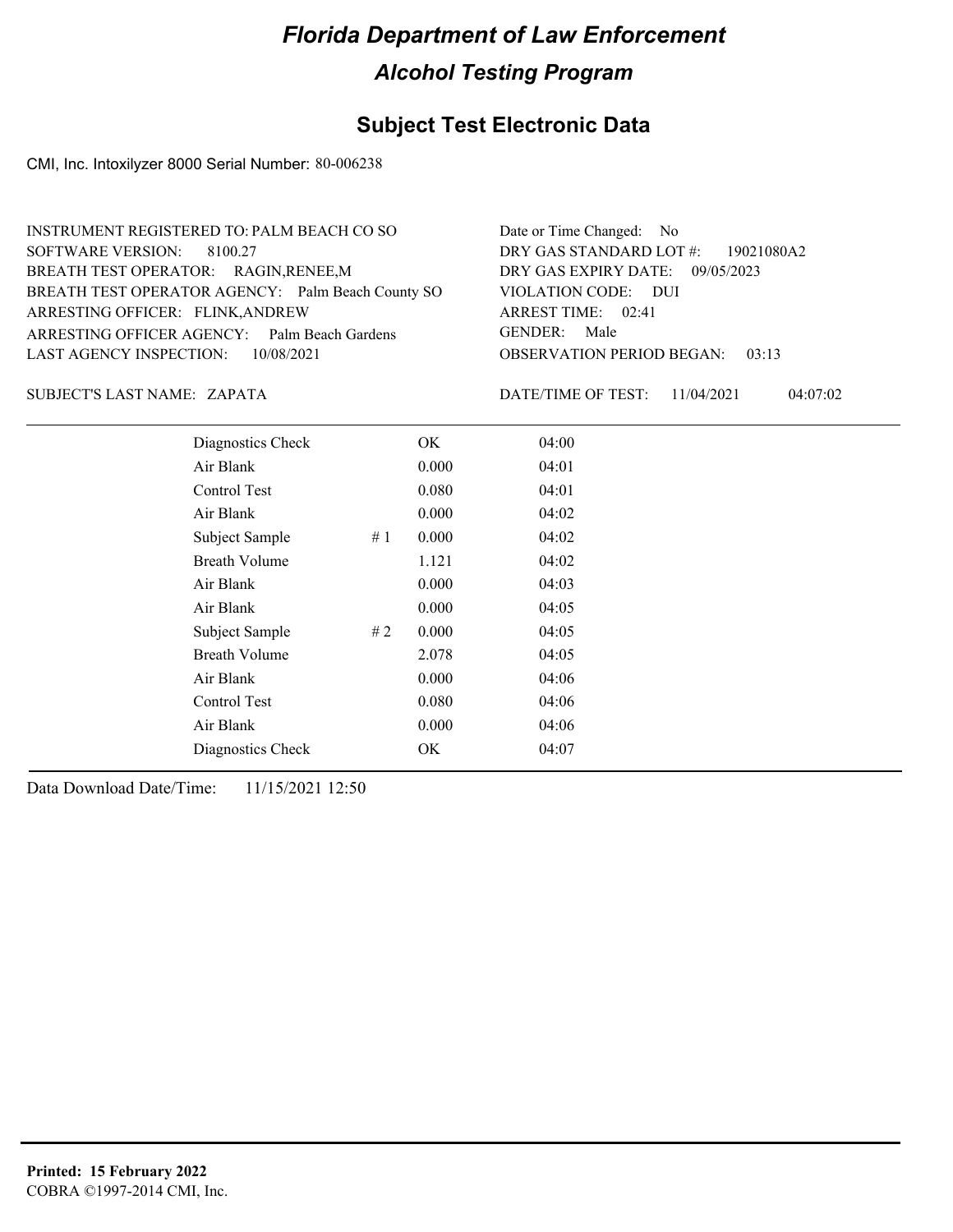# *Florida Department of Law Enforcement*

## *Alcohol Testing Program*

### Subject Test Electronic Data

CMI, Inc. Intoxilyzer 8000 Serial Number: 80-006238

INSTRUMENT REGISTERED TO: PALM BEACH CO SO
SOFTWARE VERSION: 8100.27
BREATH TEST OPERATOR: RAGIN,RENEE,M
BREATH TEST OPERATOR AGENCY: Palm Beach County SO
ARRESTING OFFICER: FLINK,ANDREW
ARRESTING OFFICER AGENCY: Palm Beach Gardens
LAST AGENCY INSPECTION: 10/08/2021

Date or Time Changed: No
DRY GAS STANDARD LOT #: 19021080A2
DRY GAS EXPIRY DATE: 09/05/2023
VIOLATION CODE: DUI
ARREST TIME: 02:41
GENDER: Male
OBSERVATION PERIOD BEGAN: 03:13

SUBJECT'S LAST NAME: ZAPATA

DATE/TIME OF TEST: 11/04/2021 04:07:02

| | | | |
|---|---|---|---|
| Diagnostics Check | | OK | 04:00 |
| Air Blank | | 0.000 | 04:01 |
| Control Test | | 0.080 | 04:01 |
| Air Blank | | 0.000 | 04:02 |
| Subject Sample | # 1 | 0.000 | 04:02 |
| Breath Volume | | 1.121 | 04:02 |
| Air Blank | | 0.000 | 04:03 |
| Air Blank | | 0.000 | 04:05 |
| Subject Sample | # 2 | 0.000 | 04:05 |
| Breath Volume | | 2.078 | 04:05 |
| Air Blank | | 0.000 | 04:06 |
| Control Test | | 0.080 | 04:06 |
| Air Blank | | 0.000 | 04:06 |
| Diagnostics Check | | OK | 04:07 |

Data Download Date/Time: 11/15/2021 12:50

**Printed: 15 February 2022**
COBRA ©1997-2014 CMI, Inc.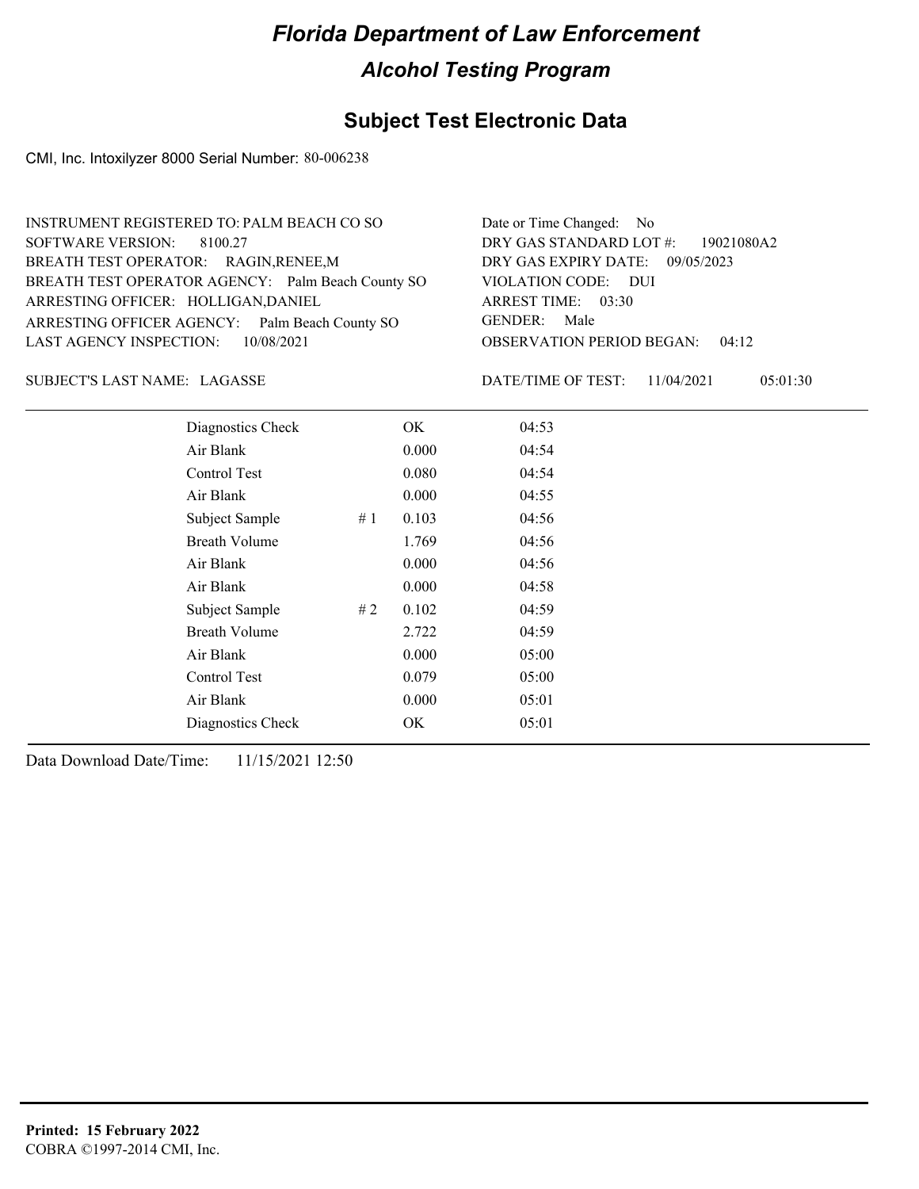# Florida Department of Law Enforcement

## Alcohol Testing Program

### Subject Test Electronic Data

CMI, Inc. Intoxilyzer 8000 Serial Number: 80-006238

INSTRUMENT REGISTERED TO: PALM BEACH CO SO
SOFTWARE VERSION: 8100.27
BREATH TEST OPERATOR: RAGIN,RENEE,M
BREATH TEST OPERATOR AGENCY: Palm Beach County SO
ARRESTING OFFICER: HOLLIGAN,DANIEL
ARRESTING OFFICER AGENCY: Palm Beach County SO
LAST AGENCY INSPECTION: 10/08/2021

Date or Time Changed: No
DRY GAS STANDARD LOT #: 19021080A2
DRY GAS EXPIRY DATE: 09/05/2023
VIOLATION CODE: DUI
ARREST TIME: 03:30
GENDER: Male
OBSERVATION PERIOD BEGAN: 04:12

SUBJECT'S LAST NAME: LAGASSE

DATE/TIME OF TEST: 11/04/2021 05:01:30

| | | | |
|---|---|---|---|
| Diagnostics Check | | OK | 04:53 |
| Air Blank | | 0.000 | 04:54 |
| Control Test | | 0.080 | 04:54 |
| Air Blank | | 0.000 | 04:55 |
| Subject Sample | # 1 | 0.103 | 04:56 |
| Breath Volume | | 1.769 | 04:56 |
| Air Blank | | 0.000 | 04:56 |
| Air Blank | | 0.000 | 04:58 |
| Subject Sample | # 2 | 0.102 | 04:59 |
| Breath Volume | | 2.722 | 04:59 |
| Air Blank | | 0.000 | 05:00 |
| Control Test | | 0.079 | 05:00 |
| Air Blank | | 0.000 | 05:01 |
| Diagnostics Check | | OK | 05:01 |

Data Download Date/Time: 11/15/2021 12:50

**Printed: 15 February 2022**
COBRA ©1997-2014 CMI, Inc.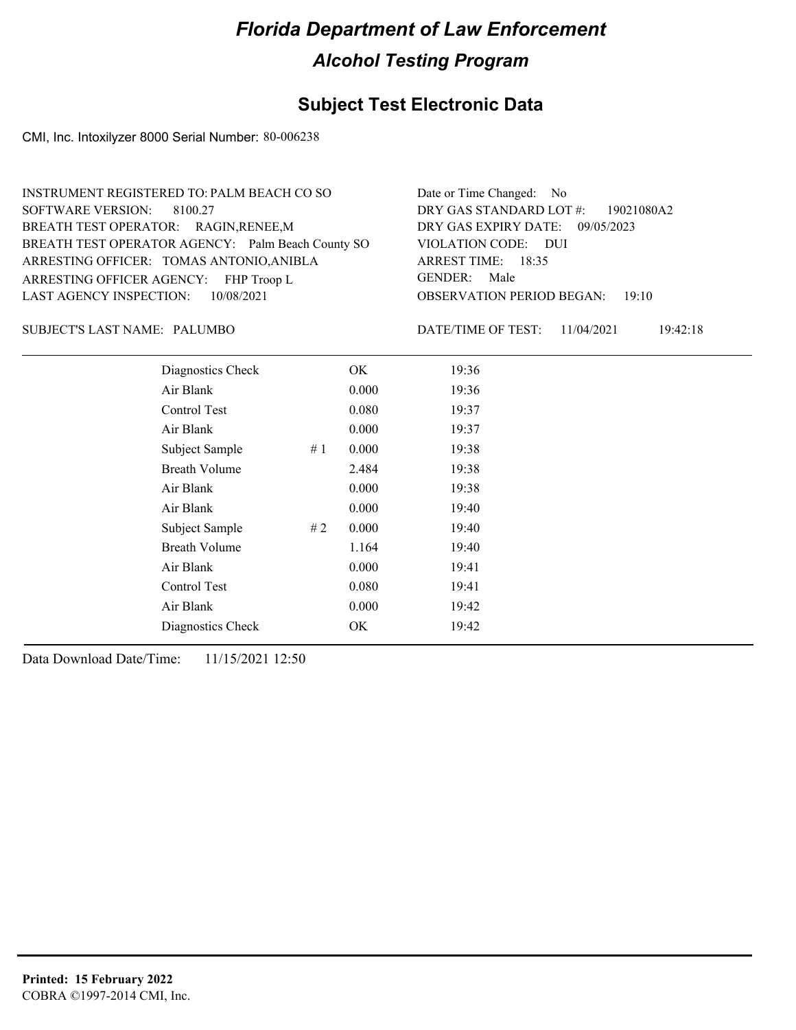# Florida Department of Law Enforcement

## Alcohol Testing Program

### Subject Test Electronic Data

CMI, Inc. Intoxilyzer 8000 Serial Number: 80-006238

INSTRUMENT REGISTERED TO: PALM BEACH CO SO
SOFTWARE VERSION: 8100.27
BREATH TEST OPERATOR: RAGIN,RENEE,M
BREATH TEST OPERATOR AGENCY: Palm Beach County SO
ARRESTING OFFICER: TOMAS ANTONIO,ANIBLA
ARRESTING OFFICER AGENCY: FHP Troop L
LAST AGENCY INSPECTION: 10/08/2021

Date or Time Changed: No
DRY GAS STANDARD LOT #: 19021080A2
DRY GAS EXPIRY DATE: 09/05/2023
VIOLATION CODE: DUI
ARREST TIME: 18:35
GENDER: Male
OBSERVATION PERIOD BEGAN: 19:10

SUBJECT'S LAST NAME: PALUMBO

DATE/TIME OF TEST: 11/04/2021 19:42:18

| | | | |
|---|---|---|---|
| Diagnostics Check | | OK | 19:36 |
| Air Blank | | 0.000 | 19:36 |
| Control Test | | 0.080 | 19:37 |
| Air Blank | | 0.000 | 19:37 |
| Subject Sample | # 1 | 0.000 | 19:38 |
| Breath Volume | | 2.484 | 19:38 |
| Air Blank | | 0.000 | 19:38 |
| Air Blank | | 0.000 | 19:40 |
| Subject Sample | # 2 | 0.000 | 19:40 |
| Breath Volume | | 1.164 | 19:40 |
| Air Blank | | 0.000 | 19:41 |
| Control Test | | 0.080 | 19:41 |
| Air Blank | | 0.000 | 19:42 |
| Diagnostics Check | | OK | 19:42 |

Data Download Date/Time: 11/15/2021 12:50

**Printed: 15 February 2022**
COBRA ©1997-2014 CMI, Inc.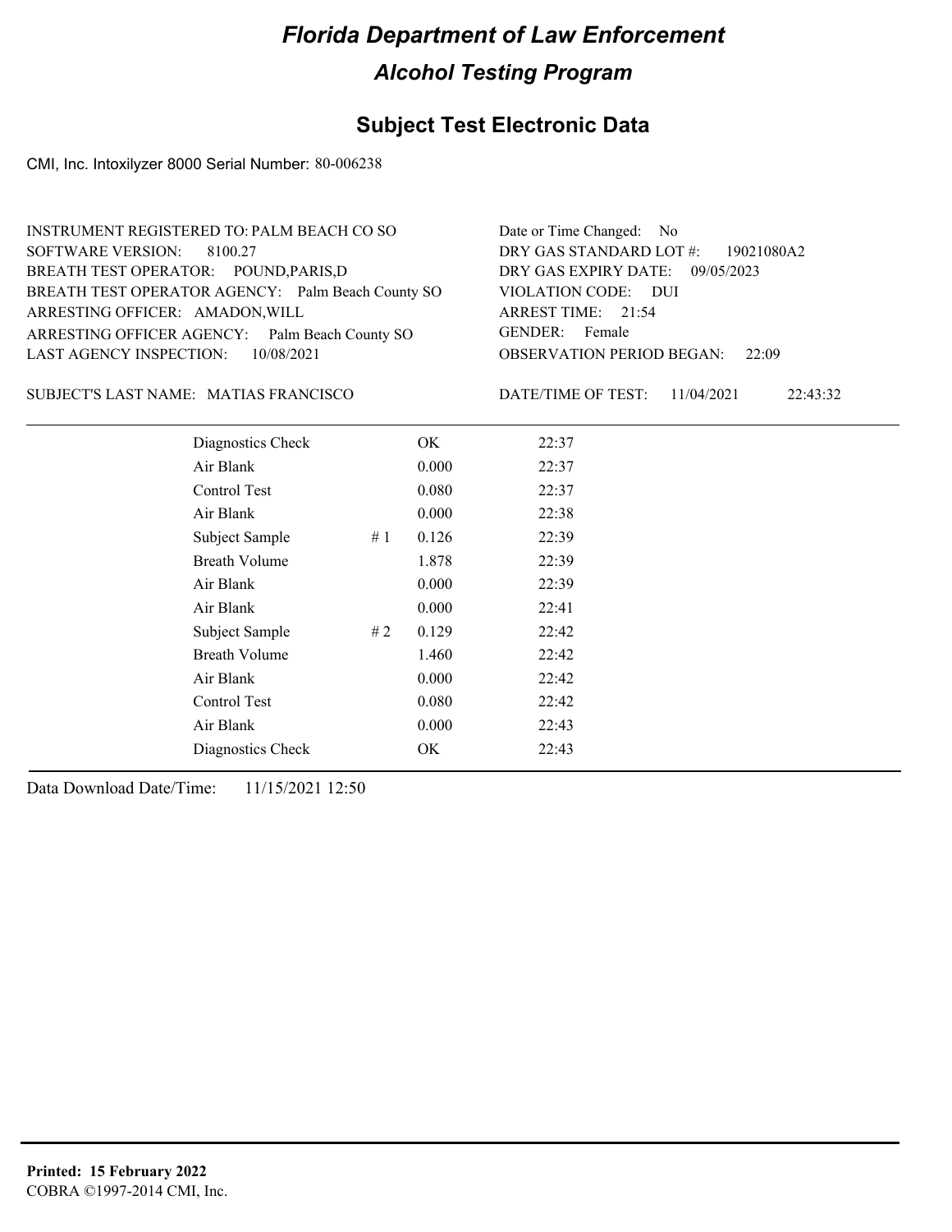# Florida Department of Law Enforcement

## Alcohol Testing Program

### Subject Test Electronic Data

CMI, Inc. Intoxilyzer 8000 Serial Number: 80-006238

INSTRUMENT REGISTERED TO: PALM BEACH CO SO
SOFTWARE VERSION: 8100.27
BREATH TEST OPERATOR: POUND,PARIS,D
BREATH TEST OPERATOR AGENCY: Palm Beach County SO
ARRESTING OFFICER: AMADON,WILL
ARRESTING OFFICER AGENCY: Palm Beach County SO
LAST AGENCY INSPECTION: 10/08/2021

Date or Time Changed: No
DRY GAS STANDARD LOT #: 19021080A2
DRY GAS EXPIRY DATE: 09/05/2023
VIOLATION CODE: DUI
ARREST TIME: 21:54
GENDER: Female
OBSERVATION PERIOD BEGAN: 22:09

SUBJECT'S LAST NAME: MATIAS FRANCISCO

DATE/TIME OF TEST: 11/04/2021 22:43:32

| | | | |
|---|---|---|---|
| Diagnostics Check | | OK | 22:37 |
| Air Blank | | 0.000 | 22:37 |
| Control Test | | 0.080 | 22:37 |
| Air Blank | | 0.000 | 22:38 |
| Subject Sample | # 1 | 0.126 | 22:39 |
| Breath Volume | | 1.878 | 22:39 |
| Air Blank | | 0.000 | 22:39 |
| Air Blank | | 0.000 | 22:41 |
| Subject Sample | # 2 | 0.129 | 22:42 |
| Breath Volume | | 1.460 | 22:42 |
| Air Blank | | 0.000 | 22:42 |
| Control Test | | 0.080 | 22:42 |
| Air Blank | | 0.000 | 22:43 |
| Diagnostics Check | | OK | 22:43 |

Data Download Date/Time: 11/15/2021 12:50

**Printed: 15 February 2022**
COBRA ©1997-2014 CMI, Inc.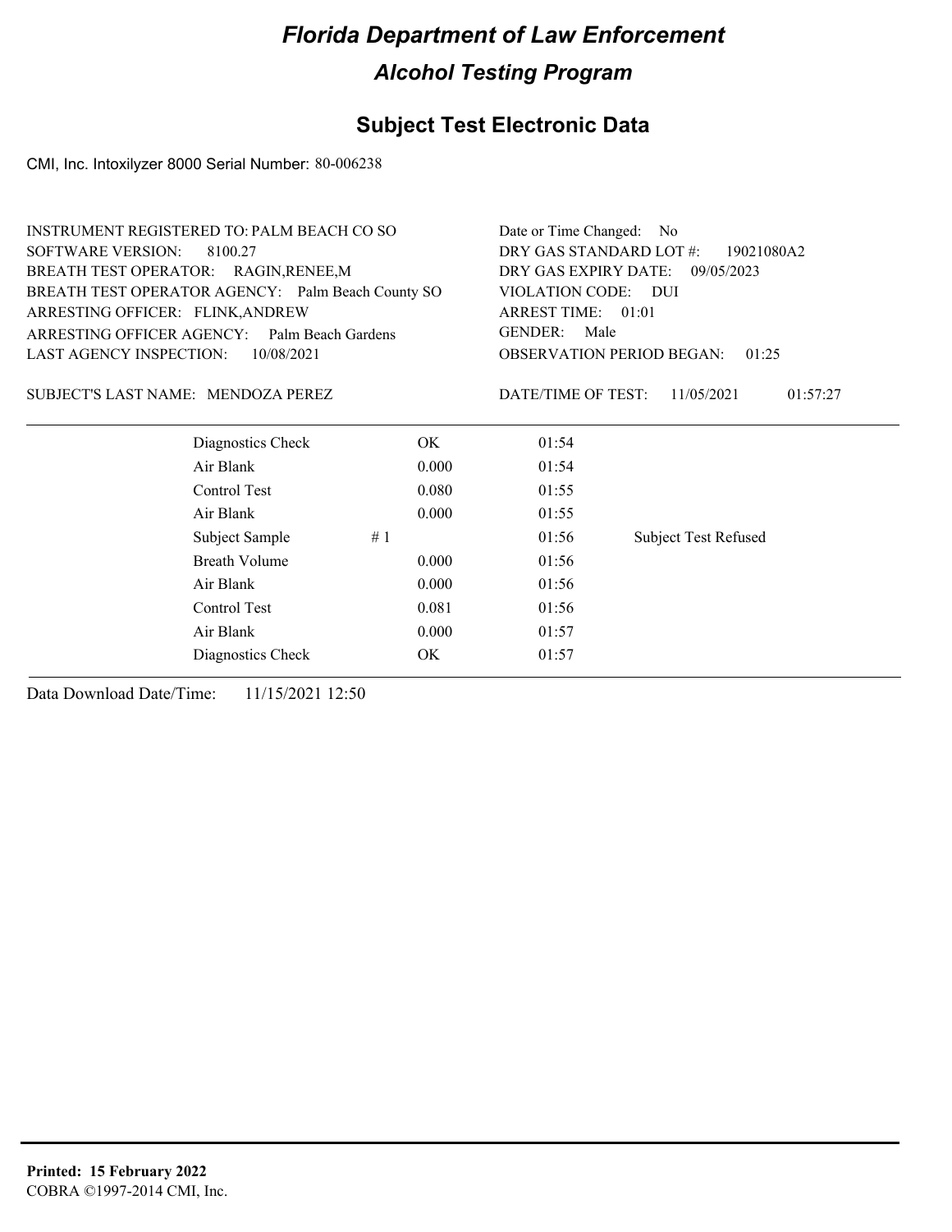# Florida Department of Law Enforcement

## Alcohol Testing Program

### Subject Test Electronic Data

CMI, Inc. Intoxilyzer 8000 Serial Number: 80-006238

INSTRUMENT REGISTERED TO: PALM BEACH CO SO
SOFTWARE VERSION: 8100.27
BREATH TEST OPERATOR: RAGIN,RENEE,M
BREATH TEST OPERATOR AGENCY: Palm Beach County SO
ARRESTING OFFICER: FLINK,ANDREW
ARRESTING OFFICER AGENCY: Palm Beach Gardens
LAST AGENCY INSPECTION: 10/08/2021

Date or Time Changed: No
DRY GAS STANDARD LOT #: 19021080A2
DRY GAS EXPIRY DATE: 09/05/2023
VIOLATION CODE: DUI
ARREST TIME: 01:01
GENDER: Male
OBSERVATION PERIOD BEGAN: 01:25

SUBJECT'S LAST NAME: MENDOZA PEREZ

DATE/TIME OF TEST: 11/05/2021 01:57:27

| | | | |
|---|---|---|---|
| Diagnostics Check | OK | 01:54 | |
| Air Blank | 0.000 | 01:54 | |
| Control Test | 0.080 | 01:55 | |
| Air Blank | 0.000 | 01:55 | |
| Subject Sample # 1 | | 01:56 | Subject Test Refused |
| Breath Volume | 0.000 | 01:56 | |
| Air Blank | 0.000 | 01:56 | |
| Control Test | 0.081 | 01:56 | |
| Air Blank | 0.000 | 01:57 | |
| Diagnostics Check | OK | 01:57 | |

Data Download Date/Time: 11/15/2021 12:50

**Printed: 15 February 2022**
COBRA ©1997-2014 CMI, Inc.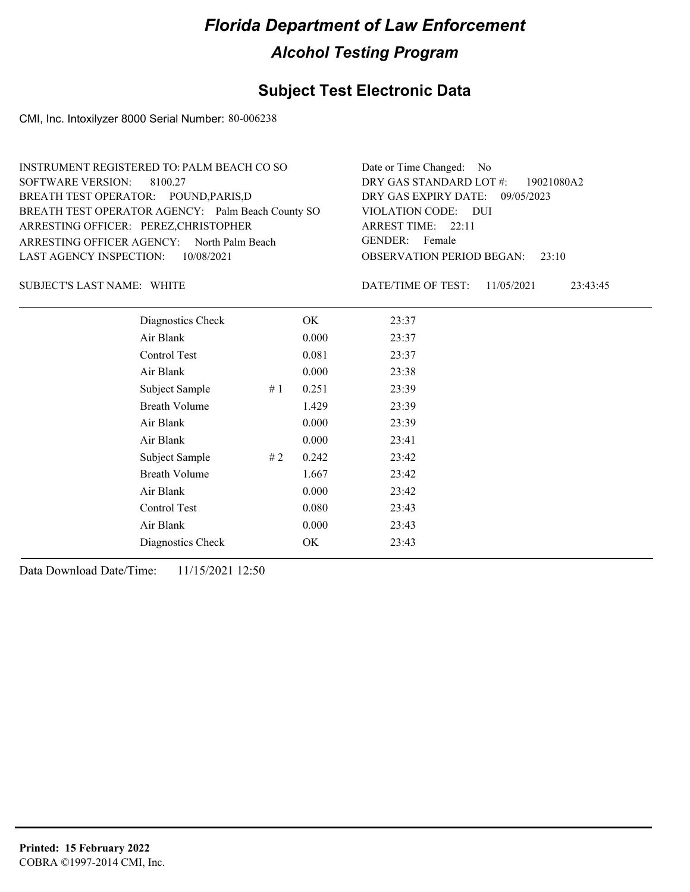# Florida Department of Law Enforcement

## Alcohol Testing Program

### Subject Test Electronic Data

CMI, Inc. Intoxilyzer 8000 Serial Number: 80-006238

INSTRUMENT REGISTERED TO: PALM BEACH CO SO
SOFTWARE VERSION: 8100.27
BREATH TEST OPERATOR: POUND,PARIS,D
BREATH TEST OPERATOR AGENCY: Palm Beach County SO
ARRESTING OFFICER: PEREZ,CHRISTOPHER
ARRESTING OFFICER AGENCY: North Palm Beach
LAST AGENCY INSPECTION: 10/08/2021

Date or Time Changed: No
DRY GAS STANDARD LOT #: 19021080A2
DRY GAS EXPIRY DATE: 09/05/2023
VIOLATION CODE: DUI
ARREST TIME: 22:11
GENDER: Female
OBSERVATION PERIOD BEGAN: 23:10

SUBJECT'S LAST NAME: WHITE

DATE/TIME OF TEST: 11/05/2021 23:43:45

| | | | |
|---|---|---|---|
| Diagnostics Check | | OK | 23:37 |
| Air Blank | | 0.000 | 23:37 |
| Control Test | | 0.081 | 23:37 |
| Air Blank | | 0.000 | 23:38 |
| Subject Sample | # 1 | 0.251 | 23:39 |
| Breath Volume | | 1.429 | 23:39 |
| Air Blank | | 0.000 | 23:39 |
| Air Blank | | 0.000 | 23:41 |
| Subject Sample | # 2 | 0.242 | 23:42 |
| Breath Volume | | 1.667 | 23:42 |
| Air Blank | | 0.000 | 23:42 |
| Control Test | | 0.080 | 23:43 |
| Air Blank | | 0.000 | 23:43 |
| Diagnostics Check | | OK | 23:43 |

Data Download Date/Time: 11/15/2021 12:50

**Printed: 15 February 2022**
COBRA ©1997-2014 CMI, Inc.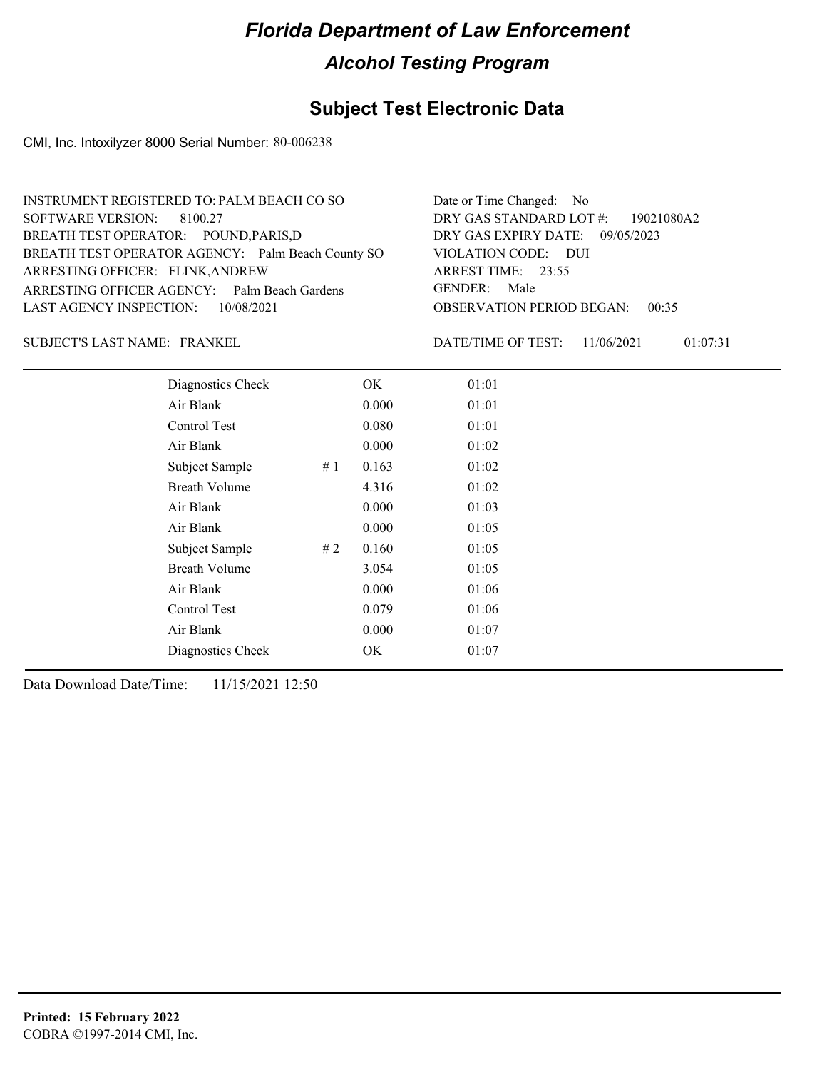# Florida Department of Law Enforcement

## Alcohol Testing Program

## Subject Test Electronic Data

CMI, Inc. Intoxilyzer 8000 Serial Number: 80-006238

INSTRUMENT REGISTERED TO: PALM BEACH CO SO
SOFTWARE VERSION: 8100.27
BREATH TEST OPERATOR: POUND,PARIS,D
BREATH TEST OPERATOR AGENCY: Palm Beach County SO
ARRESTING OFFICER: FLINK,ANDREW
ARRESTING OFFICER AGENCY: Palm Beach Gardens
LAST AGENCY INSPECTION: 10/08/2021

Date or Time Changed: No
DRY GAS STANDARD LOT #: 19021080A2
DRY GAS EXPIRY DATE: 09/05/2023
VIOLATION CODE: DUI
ARREST TIME: 23:55
GENDER: Male
OBSERVATION PERIOD BEGAN: 00:35

SUBJECT'S LAST NAME: FRANKEL

DATE/TIME OF TEST: 11/06/2021 01:07:31

| | | | |
|---|---|---|---|
| Diagnostics Check | | OK | 01:01 |
| Air Blank | | 0.000 | 01:01 |
| Control Test | | 0.080 | 01:01 |
| Air Blank | | 0.000 | 01:02 |
| Subject Sample | # 1 | 0.163 | 01:02 |
| Breath Volume | | 4.316 | 01:02 |
| Air Blank | | 0.000 | 01:03 |
| Air Blank | | 0.000 | 01:05 |
| Subject Sample | # 2 | 0.160 | 01:05 |
| Breath Volume | | 3.054 | 01:05 |
| Air Blank | | 0.000 | 01:06 |
| Control Test | | 0.079 | 01:06 |
| Air Blank | | 0.000 | 01:07 |
| Diagnostics Check | | OK | 01:07 |

Data Download Date/Time: 11/15/2021 12:50

**Printed: 15 February 2022**
COBRA ©1997-2014 CMI, Inc.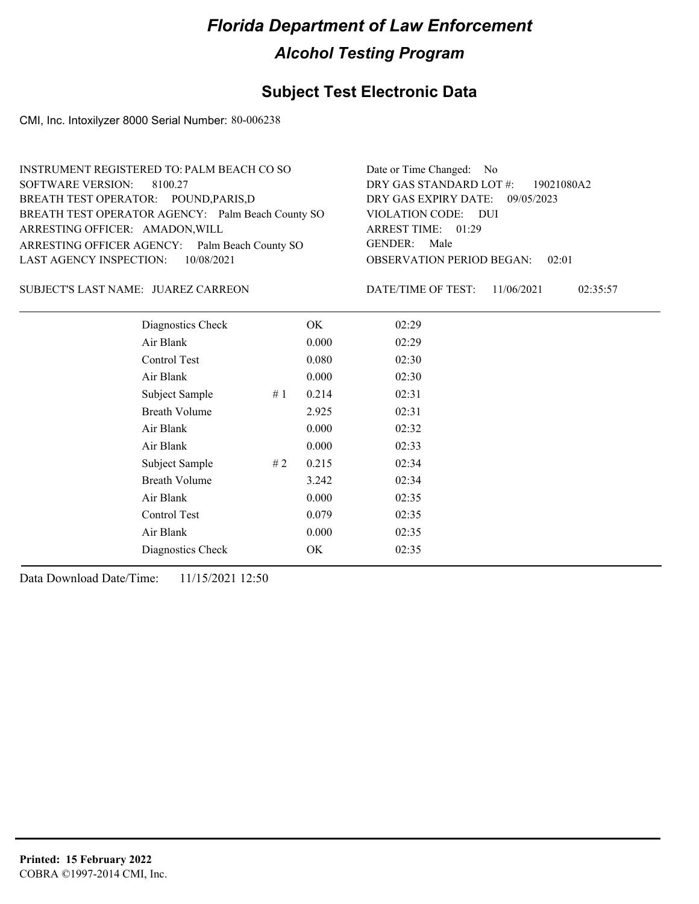# Florida Department of Law Enforcement

## Alcohol Testing Program

### Subject Test Electronic Data

CMI, Inc. Intoxilyzer 8000 Serial Number: 80-006238

INSTRUMENT REGISTERED TO: PALM BEACH CO SO
SOFTWARE VERSION: 8100.27
BREATH TEST OPERATOR: POUND,PARIS,D
BREATH TEST OPERATOR AGENCY: Palm Beach County SO
ARRESTING OFFICER: AMADON,WILL
ARRESTING OFFICER AGENCY: Palm Beach County SO
LAST AGENCY INSPECTION: 10/08/2021

Date or Time Changed: No
DRY GAS STANDARD LOT #: 19021080A2
DRY GAS EXPIRY DATE: 09/05/2023
VIOLATION CODE: DUI
ARREST TIME: 01:29
GENDER: Male
OBSERVATION PERIOD BEGAN: 02:01

SUBJECT'S LAST NAME: JUAREZ CARREON

DATE/TIME OF TEST: 11/06/2021 02:35:57

| | | | |
|---|---|---|---|
| Diagnostics Check | | OK | 02:29 |
| Air Blank | | 0.000 | 02:29 |
| Control Test | | 0.080 | 02:30 |
| Air Blank | | 0.000 | 02:30 |
| Subject Sample | # 1 | 0.214 | 02:31 |
| Breath Volume | | 2.925 | 02:31 |
| Air Blank | | 0.000 | 02:32 |
| Air Blank | | 0.000 | 02:33 |
| Subject Sample | # 2 | 0.215 | 02:34 |
| Breath Volume | | 3.242 | 02:34 |
| Air Blank | | 0.000 | 02:35 |
| Control Test | | 0.079 | 02:35 |
| Air Blank | | 0.000 | 02:35 |
| Diagnostics Check | | OK | 02:35 |

Data Download Date/Time: 11/15/2021 12:50

**Printed: 15 February 2022**
COBRA ©1997-2014 CMI, Inc.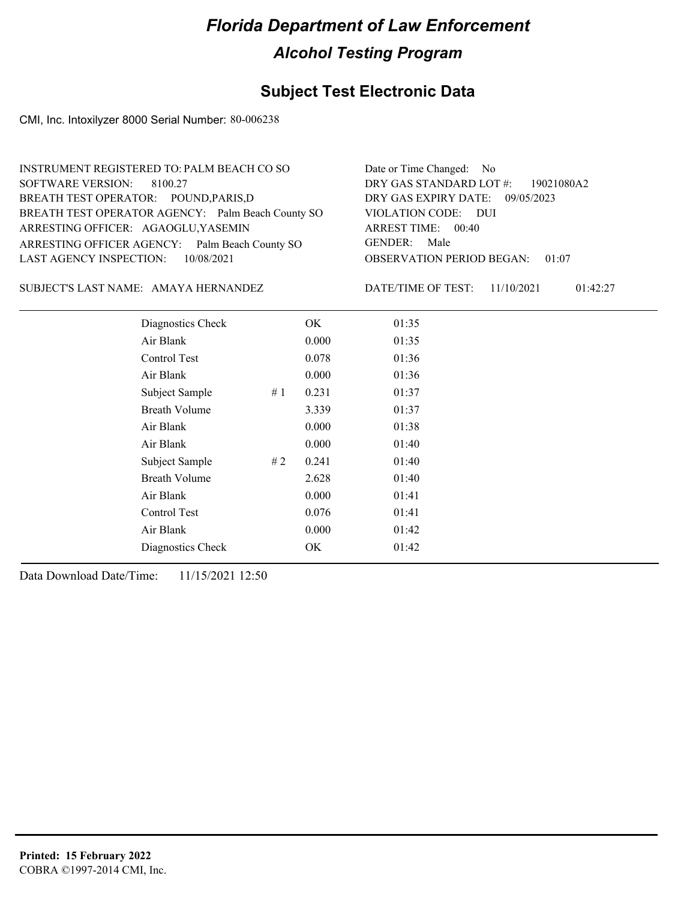# Florida Department of Law Enforcement

## Alcohol Testing Program

## Subject Test Electronic Data

CMI, Inc. Intoxilyzer 8000 Serial Number: 80-006238

INSTRUMENT REGISTERED TO: PALM BEACH CO SO
SOFTWARE VERSION: 8100.27
BREATH TEST OPERATOR: POUND,PARIS,D
BREATH TEST OPERATOR AGENCY: Palm Beach County SO
ARRESTING OFFICER: AGAOGLU,YASEMIN
ARRESTING OFFICER AGENCY: Palm Beach County SO
LAST AGENCY INSPECTION: 10/08/2021

Date or Time Changed: No
DRY GAS STANDARD LOT #: 19021080A2
DRY GAS EXPIRY DATE: 09/05/2023
VIOLATION CODE: DUI
ARREST TIME: 00:40
GENDER: Male
OBSERVATION PERIOD BEGAN: 01:07

SUBJECT'S LAST NAME: AMAYA HERNANDEZ

DATE/TIME OF TEST: 11/10/2021 01:42:27

| Test | # | Result | Time |
|---|---|---|---|
| Diagnostics Check | | OK | 01:35 |
| Air Blank | | 0.000 | 01:35 |
| Control Test | | 0.078 | 01:36 |
| Air Blank | | 0.000 | 01:36 |
| Subject Sample | # 1 | 0.231 | 01:37 |
| Breath Volume | | 3.339 | 01:37 |
| Air Blank | | 0.000 | 01:38 |
| Air Blank | | 0.000 | 01:40 |
| Subject Sample | # 2 | 0.241 | 01:40 |
| Breath Volume | | 2.628 | 01:40 |
| Air Blank | | 0.000 | 01:41 |
| Control Test | | 0.076 | 01:41 |
| Air Blank | | 0.000 | 01:42 |
| Diagnostics Check | | OK | 01:42 |

Data Download Date/Time: 11/15/2021 12:50

**Printed: 15 February 2022**
COBRA ©1997-2014 CMI, Inc.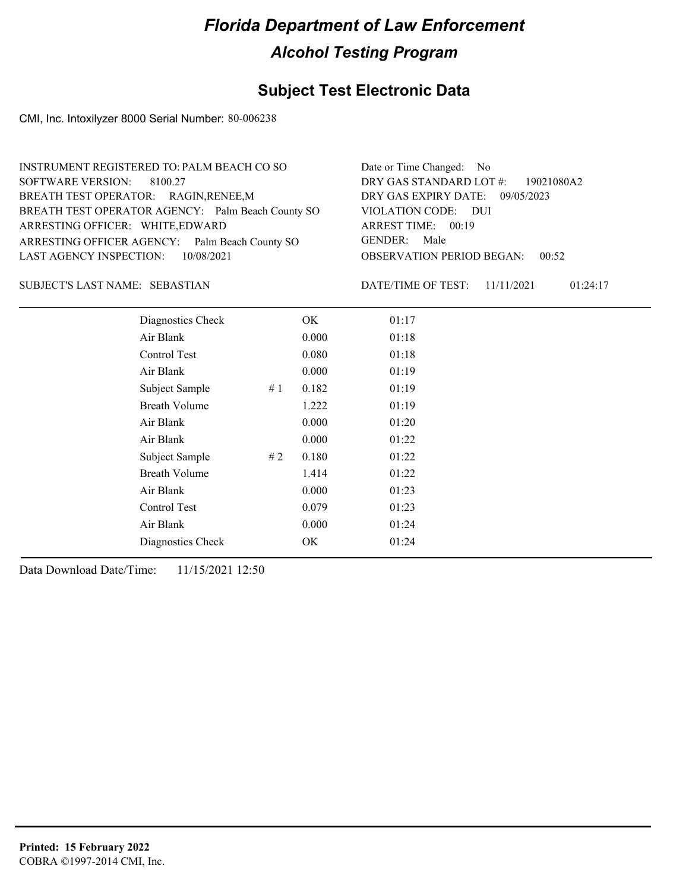# Florida Department of Law Enforcement

## Alcohol Testing Program

### Subject Test Electronic Data

CMI, Inc. Intoxilyzer 8000 Serial Number: 80-006238

INSTRUMENT REGISTERED TO: PALM BEACH CO SO
SOFTWARE VERSION: 8100.27
BREATH TEST OPERATOR: RAGIN,RENEE,M
BREATH TEST OPERATOR AGENCY: Palm Beach County SO
ARRESTING OFFICER: WHITE,EDWARD
ARRESTING OFFICER AGENCY: Palm Beach County SO
LAST AGENCY INSPECTION: 10/08/2021

Date or Time Changed: No
DRY GAS STANDARD LOT #: 19021080A2
DRY GAS EXPIRY DATE: 09/05/2023
VIOLATION CODE: DUI
ARREST TIME: 00:19
GENDER: Male
OBSERVATION PERIOD BEGAN: 00:52

SUBJECT'S LAST NAME: SEBASTIAN

DATE/TIME OF TEST: 11/11/2021 01:24:17

| | | | |
|---|---|---|---|
| Diagnostics Check | | OK | 01:17 |
| Air Blank | | 0.000 | 01:18 |
| Control Test | | 0.080 | 01:18 |
| Air Blank | | 0.000 | 01:19 |
| Subject Sample | # 1 | 0.182 | 01:19 |
| Breath Volume | | 1.222 | 01:19 |
| Air Blank | | 0.000 | 01:20 |
| Air Blank | | 0.000 | 01:22 |
| Subject Sample | # 2 | 0.180 | 01:22 |
| Breath Volume | | 1.414 | 01:22 |
| Air Blank | | 0.000 | 01:23 |
| Control Test | | 0.079 | 01:23 |
| Air Blank | | 0.000 | 01:24 |
| Diagnostics Check | | OK | 01:24 |

Data Download Date/Time: 11/15/2021 12:50

**Printed: 15 February 2022**
COBRA ©1997-2014 CMI, Inc.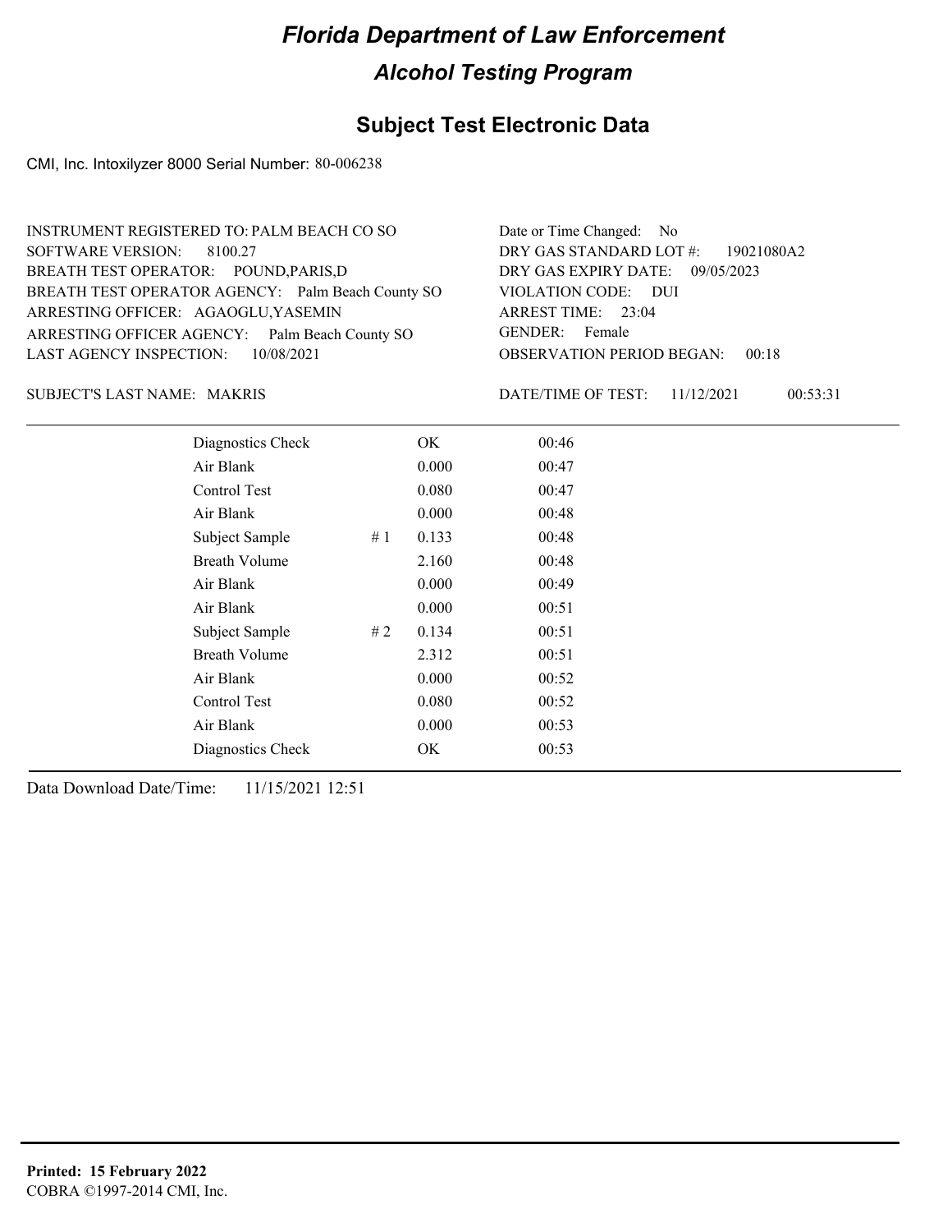# Florida Department of Law Enforcement

## Alcohol Testing Program

### Subject Test Electronic Data

CMI, Inc. Intoxilyzer 8000 Serial Number: 80-006238

INSTRUMENT REGISTERED TO: PALM BEACH CO SO
SOFTWARE VERSION: 8100.27
BREATH TEST OPERATOR: POUND,PARIS,D
BREATH TEST OPERATOR AGENCY: Palm Beach County SO
ARRESTING OFFICER: AGAOGLU,YASEMIN
ARRESTING OFFICER AGENCY: Palm Beach County SO
LAST AGENCY INSPECTION: 10/08/2021

Date or Time Changed: No
DRY GAS STANDARD LOT #: 19021080A2
DRY GAS EXPIRY DATE: 09/05/2023
VIOLATION CODE: DUI
ARREST TIME: 23:04
GENDER: Female
OBSERVATION PERIOD BEGAN: 00:18

SUBJECT'S LAST NAME: MAKRIS

DATE/TIME OF TEST: 11/12/2021 00:53:31

| | | | |
|---|---|---|---|
| Diagnostics Check | | OK | 00:46 |
| Air Blank | | 0.000 | 00:47 |
| Control Test | | 0.080 | 00:47 |
| Air Blank | | 0.000 | 00:48 |
| Subject Sample | # 1 | 0.133 | 00:48 |
| Breath Volume | | 2.160 | 00:48 |
| Air Blank | | 0.000 | 00:49 |
| Air Blank | | 0.000 | 00:51 |
| Subject Sample | # 2 | 0.134 | 00:51 |
| Breath Volume | | 2.312 | 00:51 |
| Air Blank | | 0.000 | 00:52 |
| Control Test | | 0.080 | 00:52 |
| Air Blank | | 0.000 | 00:53 |
| Diagnostics Check | | OK | 00:53 |

Data Download Date/Time: 11/15/2021 12:51

**Printed: 15 February 2022**
COBRA ©1997-2014 CMI, Inc.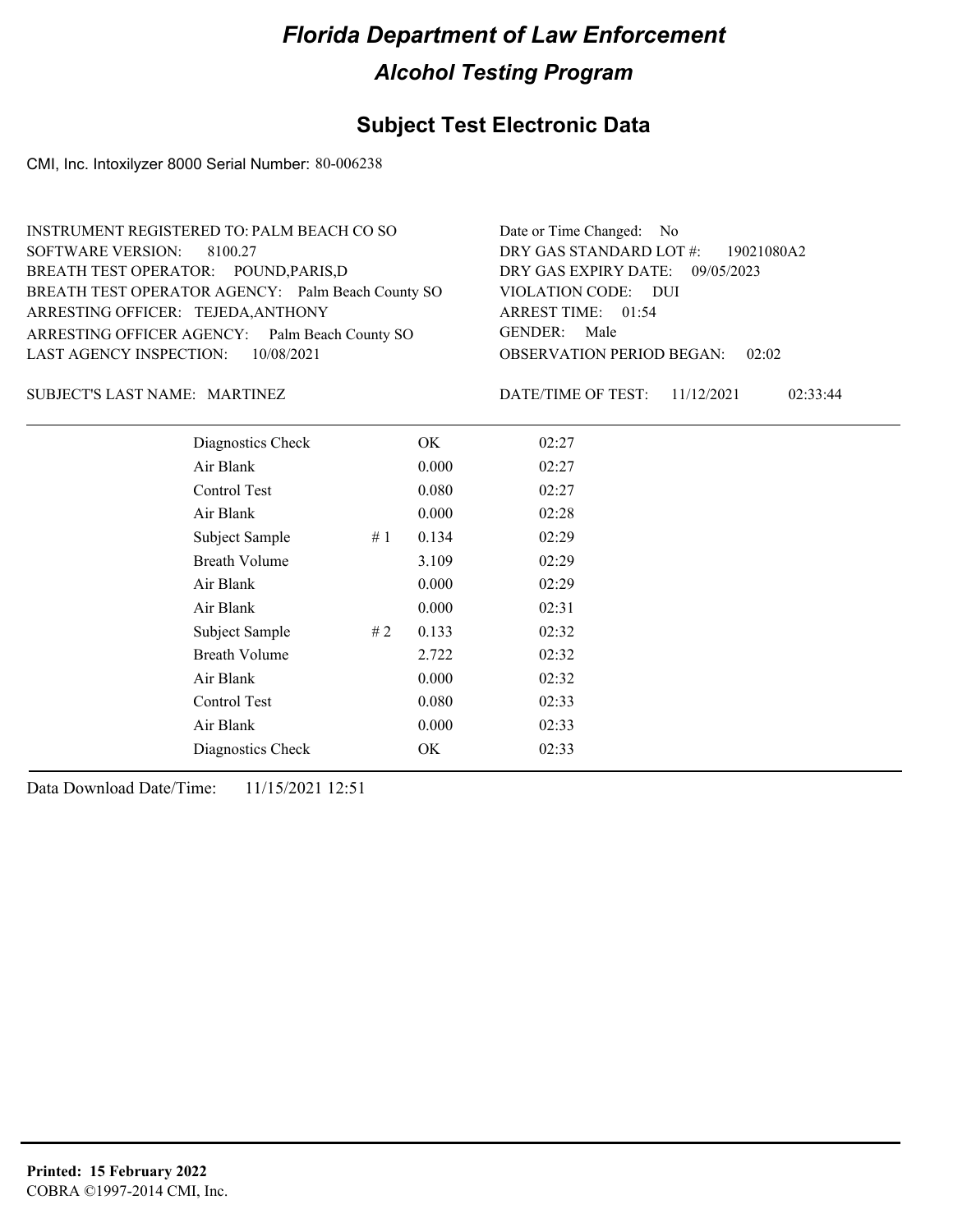# Florida Department of Law Enforcement

## Alcohol Testing Program

### Subject Test Electronic Data

CMI, Inc. Intoxilyzer 8000 Serial Number: 80-006238

INSTRUMENT REGISTERED TO: PALM BEACH CO SO
SOFTWARE VERSION: 8100.27
BREATH TEST OPERATOR: POUND,PARIS,D
BREATH TEST OPERATOR AGENCY: Palm Beach County SO
ARRESTING OFFICER: TEJEDA,ANTHONY
ARRESTING OFFICER AGENCY: Palm Beach County SO
LAST AGENCY INSPECTION: 10/08/2021

Date or Time Changed: No
DRY GAS STANDARD LOT #: 19021080A2
DRY GAS EXPIRY DATE: 09/05/2023
VIOLATION CODE: DUI
ARREST TIME: 01:54
GENDER: Male
OBSERVATION PERIOD BEGAN: 02:02

SUBJECT'S LAST NAME: MARTINEZ

DATE/TIME OF TEST: 11/12/2021 02:33:44

| Test | # | Result | Time |
|---|---|---|---|
| Diagnostics Check | | OK | 02:27 |
| Air Blank | | 0.000 | 02:27 |
| Control Test | | 0.080 | 02:27 |
| Air Blank | | 0.000 | 02:28 |
| Subject Sample | # 1 | 0.134 | 02:29 |
| Breath Volume | | 3.109 | 02:29 |
| Air Blank | | 0.000 | 02:29 |
| Air Blank | | 0.000 | 02:31 |
| Subject Sample | # 2 | 0.133 | 02:32 |
| Breath Volume | | 2.722 | 02:32 |
| Air Blank | | 0.000 | 02:32 |
| Control Test | | 0.080 | 02:33 |
| Air Blank | | 0.000 | 02:33 |
| Diagnostics Check | | OK | 02:33 |

Data Download Date/Time: 11/15/2021 12:51

**Printed: 15 February 2022**
COBRA ©1997-2014 CMI, Inc.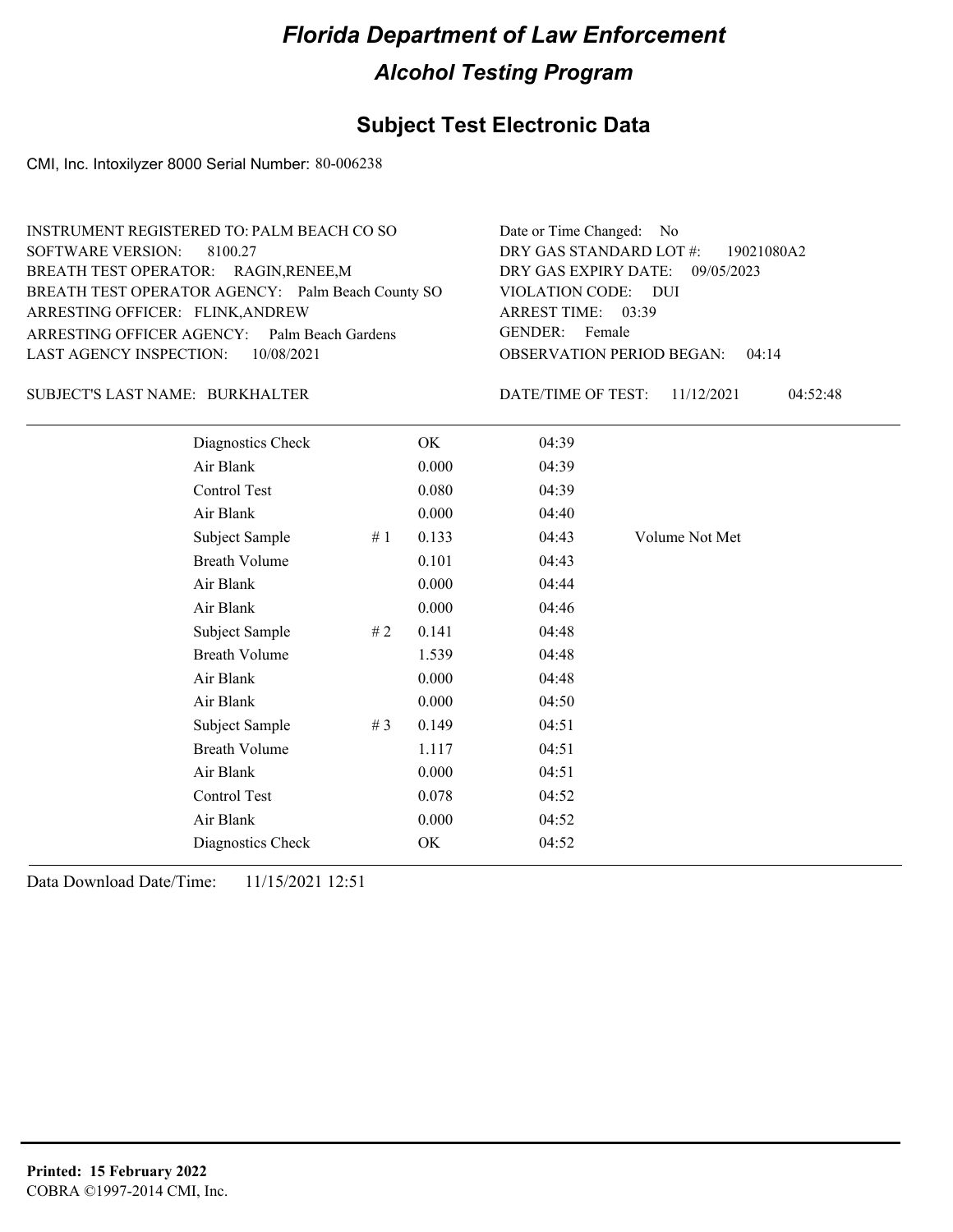# Florida Department of Law Enforcement

## Alcohol Testing Program

### Subject Test Electronic Data

CMI, Inc. Intoxilyzer 8000 Serial Number: 80-006238

INSTRUMENT REGISTERED TO: PALM BEACH CO SO
SOFTWARE VERSION: 8100.27
BREATH TEST OPERATOR: RAGIN,RENEE,M
BREATH TEST OPERATOR AGENCY: Palm Beach County SO
ARRESTING OFFICER: FLINK,ANDREW
ARRESTING OFFICER AGENCY: Palm Beach Gardens
LAST AGENCY INSPECTION: 10/08/2021

Date or Time Changed: No
DRY GAS STANDARD LOT #: 19021080A2
DRY GAS EXPIRY DATE: 09/05/2023
VIOLATION CODE: DUI
ARREST TIME: 03:39
GENDER: Female
OBSERVATION PERIOD BEGAN: 04:14

SUBJECT'S LAST NAME: BURKHALTER

DATE/TIME OF TEST: 11/12/2021 04:52:48

| | | | | |
|---|---|---|---|---|
| Diagnostics Check | | OK | 04:39 | |
| Air Blank | | 0.000 | 04:39 | |
| Control Test | | 0.080 | 04:39 | |
| Air Blank | | 0.000 | 04:40 | |
| Subject Sample | # 1 | 0.133 | 04:43 | Volume Not Met |
| Breath Volume | | 0.101 | 04:43 | |
| Air Blank | | 0.000 | 04:44 | |
| Air Blank | | 0.000 | 04:46 | |
| Subject Sample | # 2 | 0.141 | 04:48 | |
| Breath Volume | | 1.539 | 04:48 | |
| Air Blank | | 0.000 | 04:48 | |
| Air Blank | | 0.000 | 04:50 | |
| Subject Sample | # 3 | 0.149 | 04:51 | |
| Breath Volume | | 1.117 | 04:51 | |
| Air Blank | | 0.000 | 04:51 | |
| Control Test | | 0.078 | 04:52 | |
| Air Blank | | 0.000 | 04:52 | |
| Diagnostics Check | | OK | 04:52 | |

Data Download Date/Time: 11/15/2021 12:51

**Printed: 15 February 2022**
COBRA ©1997-2014 CMI, Inc.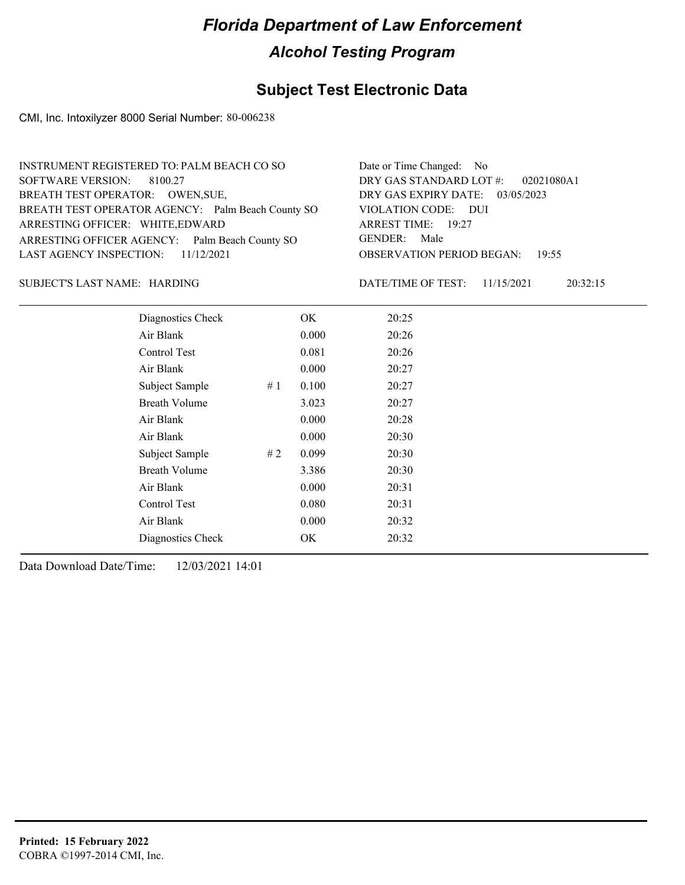# Florida Department of Law Enforcement

## Alcohol Testing Program

### Subject Test Electronic Data

CMI, Inc. Intoxilyzer 8000 Serial Number: 80-006238

INSTRUMENT REGISTERED TO: PALM BEACH CO SO
SOFTWARE VERSION: 8100.27
BREATH TEST OPERATOR: OWEN,SUE,
BREATH TEST OPERATOR AGENCY: Palm Beach County SO
ARRESTING OFFICER: WHITE,EDWARD
ARRESTING OFFICER AGENCY: Palm Beach County SO
LAST AGENCY INSPECTION: 11/12/2021

Date or Time Changed: No
DRY GAS STANDARD LOT #: 02021080A1
DRY GAS EXPIRY DATE: 03/05/2023
VIOLATION CODE: DUI
ARREST TIME: 19:27
GENDER: Male
OBSERVATION PERIOD BEGAN: 19:55

SUBJECT'S LAST NAME: HARDING

DATE/TIME OF TEST: 11/15/2021 20:32:15

| | | | |
|---|---|---|---|
| Diagnostics Check | | OK | 20:25 |
| Air Blank | | 0.000 | 20:26 |
| Control Test | | 0.081 | 20:26 |
| Air Blank | | 0.000 | 20:27 |
| Subject Sample | # 1 | 0.100 | 20:27 |
| Breath Volume | | 3.023 | 20:27 |
| Air Blank | | 0.000 | 20:28 |
| Air Blank | | 0.000 | 20:30 |
| Subject Sample | # 2 | 0.099 | 20:30 |
| Breath Volume | | 3.386 | 20:30 |
| Air Blank | | 0.000 | 20:31 |
| Control Test | | 0.080 | 20:31 |
| Air Blank | | 0.000 | 20:32 |
| Diagnostics Check | | OK | 20:32 |

Data Download Date/Time: 12/03/2021 14:01

**Printed: 15 February 2022**
COBRA ©1997-2014 CMI, Inc.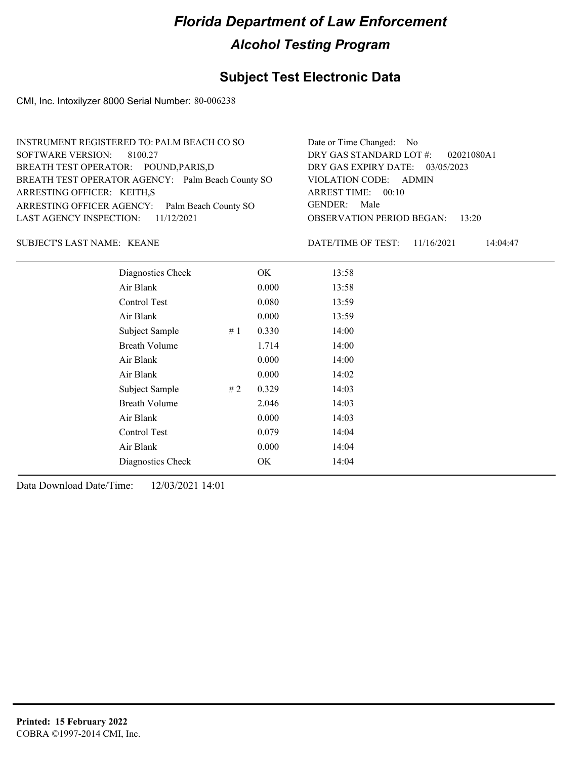# Florida Department of Law Enforcement

## Alcohol Testing Program

### Subject Test Electronic Data

CMI, Inc. Intoxilyzer 8000 Serial Number: 80-006238

INSTRUMENT REGISTERED TO: PALM BEACH CO SO
SOFTWARE VERSION: 8100.27
BREATH TEST OPERATOR: POUND,PARIS,D
BREATH TEST OPERATOR AGENCY: Palm Beach County SO
ARRESTING OFFICER: KEITH,S
ARRESTING OFFICER AGENCY: Palm Beach County SO
LAST AGENCY INSPECTION: 11/12/2021

Date or Time Changed: No
DRY GAS STANDARD LOT #: 02021080A1
DRY GAS EXPIRY DATE: 03/05/2023
VIOLATION CODE: ADMIN
ARREST TIME: 00:10
GENDER: Male
OBSERVATION PERIOD BEGAN: 13:20

SUBJECT'S LAST NAME: KEANE

DATE/TIME OF TEST: 11/16/2021 14:04:47

| | | | |
|---|---|---|---|
| Diagnostics Check | | OK | 13:58 |
| Air Blank | | 0.000 | 13:58 |
| Control Test | | 0.080 | 13:59 |
| Air Blank | | 0.000 | 13:59 |
| Subject Sample | # 1 | 0.330 | 14:00 |
| Breath Volume | | 1.714 | 14:00 |
| Air Blank | | 0.000 | 14:00 |
| Air Blank | | 0.000 | 14:02 |
| Subject Sample | # 2 | 0.329 | 14:03 |
| Breath Volume | | 2.046 | 14:03 |
| Air Blank | | 0.000 | 14:03 |
| Control Test | | 0.079 | 14:04 |
| Air Blank | | 0.000 | 14:04 |
| Diagnostics Check | | OK | 14:04 |

Data Download Date/Time: 12/03/2021 14:01

**Printed: 15 February 2022**
COBRA ©1997-2014 CMI, Inc.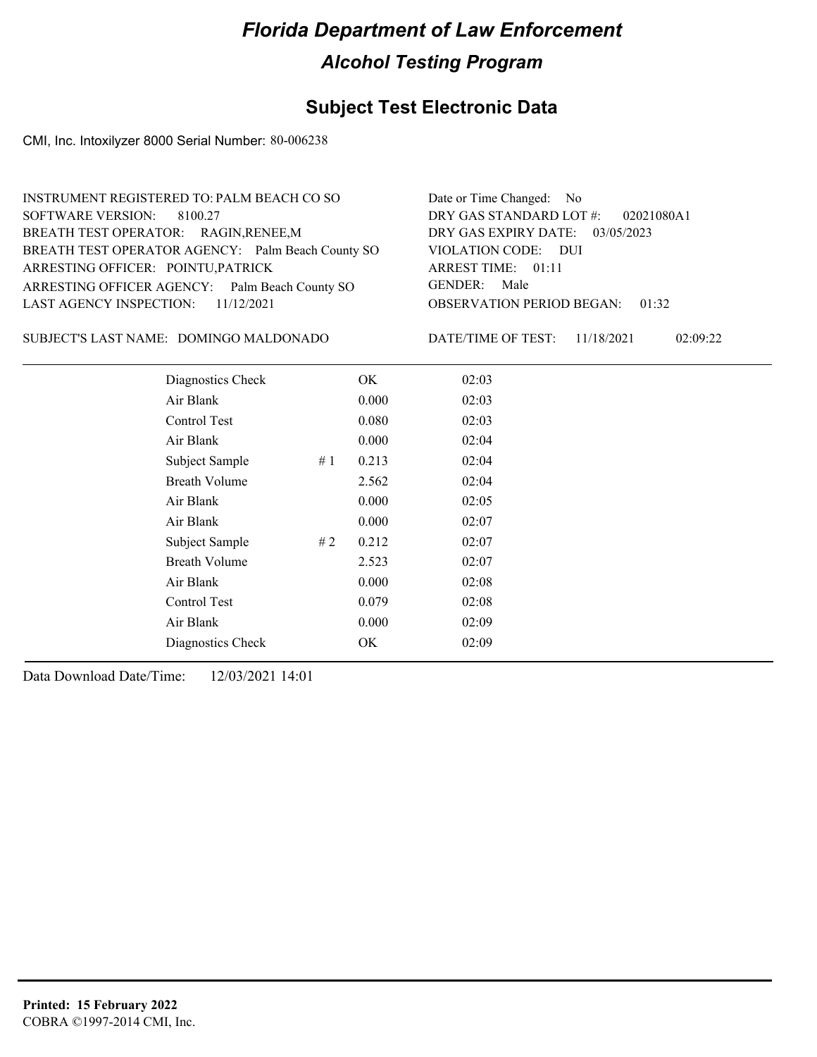# Florida Department of Law Enforcement

## Alcohol Testing Program

### Subject Test Electronic Data

CMI, Inc. Intoxilyzer 8000 Serial Number: 80-006238

INSTRUMENT REGISTERED TO: PALM BEACH CO SO
SOFTWARE VERSION: 8100.27
BREATH TEST OPERATOR: RAGIN,RENEE,M
BREATH TEST OPERATOR AGENCY: Palm Beach County SO
ARRESTING OFFICER: POINTU,PATRICK
ARRESTING OFFICER AGENCY: Palm Beach County SO
LAST AGENCY INSPECTION: 11/12/2021

Date or Time Changed: No
DRY GAS STANDARD LOT #: 02021080A1
DRY GAS EXPIRY DATE: 03/05/2023
VIOLATION CODE: DUI
ARREST TIME: 01:11
GENDER: Male
OBSERVATION PERIOD BEGAN: 01:32

SUBJECT'S LAST NAME: DOMINGO MALDONADO

DATE/TIME OF TEST: 11/18/2021 02:09:22

| | | | |
|---|---|---|---|
| Diagnostics Check | | OK | 02:03 |
| Air Blank | | 0.000 | 02:03 |
| Control Test | | 0.080 | 02:03 |
| Air Blank | | 0.000 | 02:04 |
| Subject Sample | # 1 | 0.213 | 02:04 |
| Breath Volume | | 2.562 | 02:04 |
| Air Blank | | 0.000 | 02:05 |
| Air Blank | | 0.000 | 02:07 |
| Subject Sample | # 2 | 0.212 | 02:07 |
| Breath Volume | | 2.523 | 02:07 |
| Air Blank | | 0.000 | 02:08 |
| Control Test | | 0.079 | 02:08 |
| Air Blank | | 0.000 | 02:09 |
| Diagnostics Check | | OK | 02:09 |

Data Download Date/Time: 12/03/2021 14:01

**Printed: 15 February 2022**
COBRA ©1997-2014 CMI, Inc.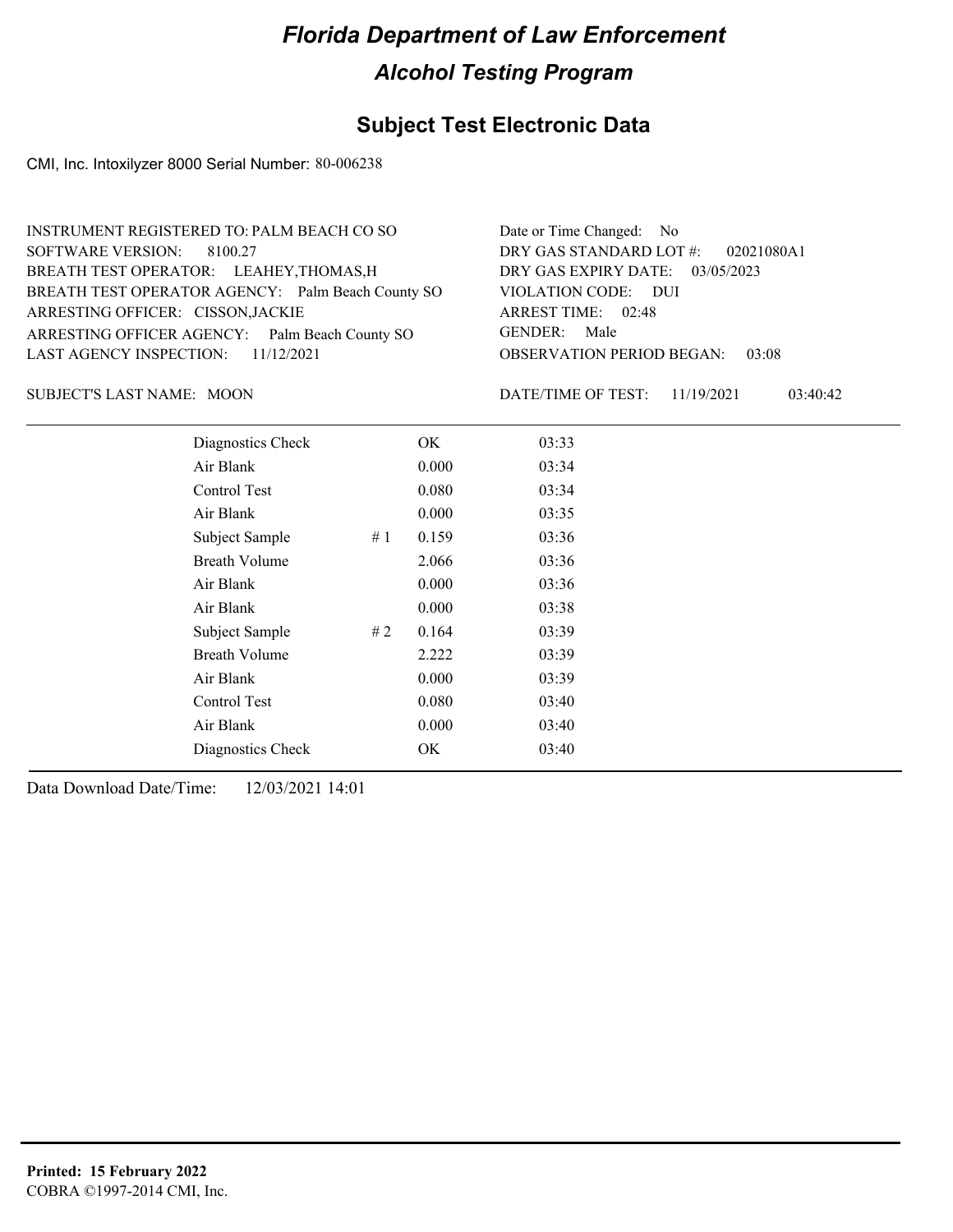# Florida Department of Law Enforcement

## Alcohol Testing Program

### Subject Test Electronic Data

CMI, Inc. Intoxilyzer 8000 Serial Number: 80-006238

INSTRUMENT REGISTERED TO: PALM BEACH CO SO
SOFTWARE VERSION: 8100.27
BREATH TEST OPERATOR: LEAHEY,THOMAS,H
BREATH TEST OPERATOR AGENCY: Palm Beach County SO
ARRESTING OFFICER: CISSON,JACKIE
ARRESTING OFFICER AGENCY: Palm Beach County SO
LAST AGENCY INSPECTION: 11/12/2021

Date or Time Changed: No
DRY GAS STANDARD LOT #: 02021080A1
DRY GAS EXPIRY DATE: 03/05/2023
VIOLATION CODE: DUI
ARREST TIME: 02:48
GENDER: Male
OBSERVATION PERIOD BEGAN: 03:08

SUBJECT'S LAST NAME: MOON

DATE/TIME OF TEST: 11/19/2021 03:40:42

| | | | |
|---|---|---|---|
| Diagnostics Check | | OK | 03:33 |
| Air Blank | | 0.000 | 03:34 |
| Control Test | | 0.080 | 03:34 |
| Air Blank | | 0.000 | 03:35 |
| Subject Sample | # 1 | 0.159 | 03:36 |
| Breath Volume | | 2.066 | 03:36 |
| Air Blank | | 0.000 | 03:36 |
| Air Blank | | 0.000 | 03:38 |
| Subject Sample | # 2 | 0.164 | 03:39 |
| Breath Volume | | 2.222 | 03:39 |
| Air Blank | | 0.000 | 03:39 |
| Control Test | | 0.080 | 03:40 |
| Air Blank | | 0.000 | 03:40 |
| Diagnostics Check | | OK | 03:40 |

Data Download Date/Time: 12/03/2021 14:01

**Printed: 15 February 2022**
COBRA ©1997-2014 CMI, Inc.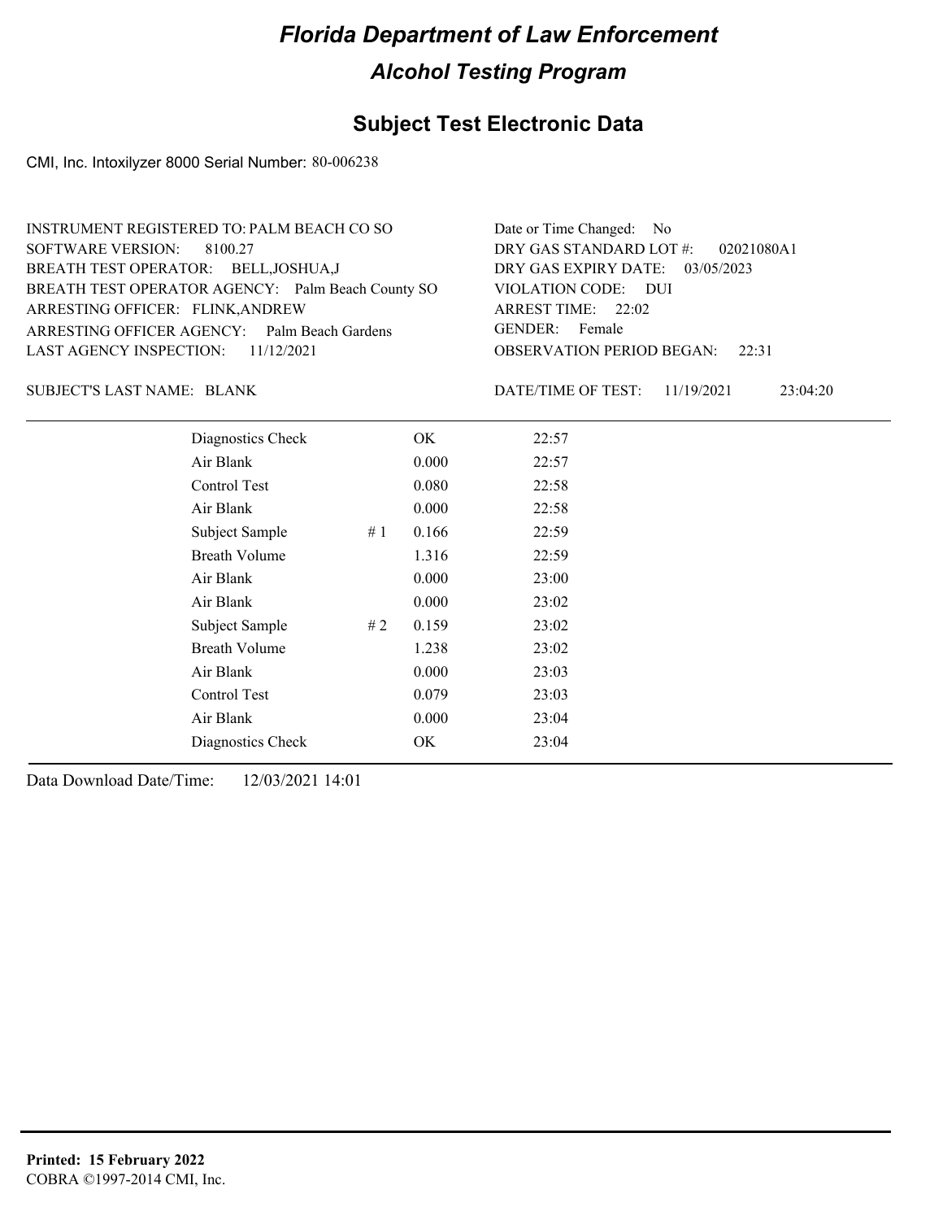# Florida Department of Law Enforcement

## Alcohol Testing Program

### Subject Test Electronic Data

CMI, Inc. Intoxilyzer 8000 Serial Number: 80-006238

INSTRUMENT REGISTERED TO: PALM BEACH CO SO
SOFTWARE VERSION: 8100.27
BREATH TEST OPERATOR: BELL,JOSHUA,J
BREATH TEST OPERATOR AGENCY: Palm Beach County SO
ARRESTING OFFICER: FLINK,ANDREW
ARRESTING OFFICER AGENCY: Palm Beach Gardens
LAST AGENCY INSPECTION: 11/12/2021

Date or Time Changed: No
DRY GAS STANDARD LOT #: 02021080A1
DRY GAS EXPIRY DATE: 03/05/2023
VIOLATION CODE: DUI
ARREST TIME: 22:02
GENDER: Female
OBSERVATION PERIOD BEGAN: 22:31

SUBJECT'S LAST NAME: BLANK

DATE/TIME OF TEST: 11/19/2021 23:04:20

| | | | |
|---|---|---|---|
| Diagnostics Check | | OK | 22:57 |
| Air Blank | | 0.000 | 22:57 |
| Control Test | | 0.080 | 22:58 |
| Air Blank | | 0.000 | 22:58 |
| Subject Sample | # 1 | 0.166 | 22:59 |
| Breath Volume | | 1.316 | 22:59 |
| Air Blank | | 0.000 | 23:00 |
| Air Blank | | 0.000 | 23:02 |
| Subject Sample | # 2 | 0.159 | 23:02 |
| Breath Volume | | 1.238 | 23:02 |
| Air Blank | | 0.000 | 23:03 |
| Control Test | | 0.079 | 23:03 |
| Air Blank | | 0.000 | 23:04 |
| Diagnostics Check | | OK | 23:04 |

Data Download Date/Time: 12/03/2021 14:01

**Printed: 15 February 2022**
COBRA ©1997-2014 CMI, Inc.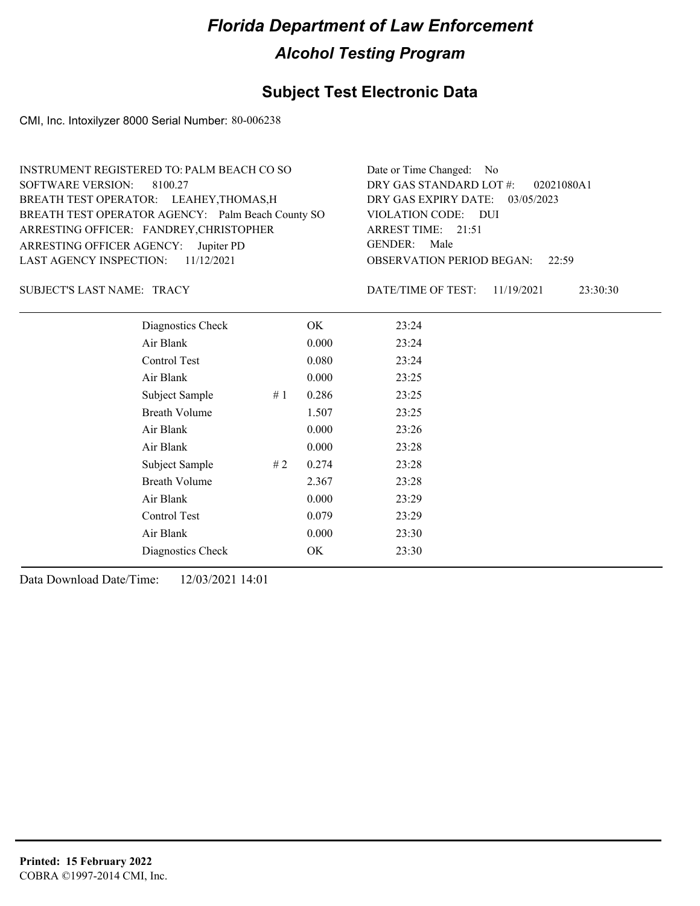# Florida Department of Law Enforcement

## Alcohol Testing Program

### Subject Test Electronic Data

CMI, Inc. Intoxilyzer 8000 Serial Number: 80-006238

INSTRUMENT REGISTERED TO: PALM BEACH CO SO
SOFTWARE VERSION: 8100.27
BREATH TEST OPERATOR: LEAHEY,THOMAS,H
BREATH TEST OPERATOR AGENCY: Palm Beach County SO
ARRESTING OFFICER: FANDREY,CHRISTOPHER
ARRESTING OFFICER AGENCY: Jupiter PD
LAST AGENCY INSPECTION: 11/12/2021

Date or Time Changed: No
DRY GAS STANDARD LOT #: 02021080A1
DRY GAS EXPIRY DATE: 03/05/2023
VIOLATION CODE: DUI
ARREST TIME: 21:51
GENDER: Male
OBSERVATION PERIOD BEGAN: 22:59

SUBJECT'S LAST NAME: TRACY

DATE/TIME OF TEST: 11/19/2021 23:30:30

| Test | | Result | Time |
|---|---|---|---|
| Diagnostics Check | | OK | 23:24 |
| Air Blank | | 0.000 | 23:24 |
| Control Test | | 0.080 | 23:24 |
| Air Blank | | 0.000 | 23:25 |
| Subject Sample | # 1 | 0.286 | 23:25 |
| Breath Volume | | 1.507 | 23:25 |
| Air Blank | | 0.000 | 23:26 |
| Air Blank | | 0.000 | 23:28 |
| Subject Sample | # 2 | 0.274 | 23:28 |
| Breath Volume | | 2.367 | 23:28 |
| Air Blank | | 0.000 | 23:29 |
| Control Test | | 0.079 | 23:29 |
| Air Blank | | 0.000 | 23:30 |
| Diagnostics Check | | OK | 23:30 |

Data Download Date/Time: 12/03/2021 14:01

**Printed: 15 February 2022**
COBRA ©1997-2014 CMI, Inc.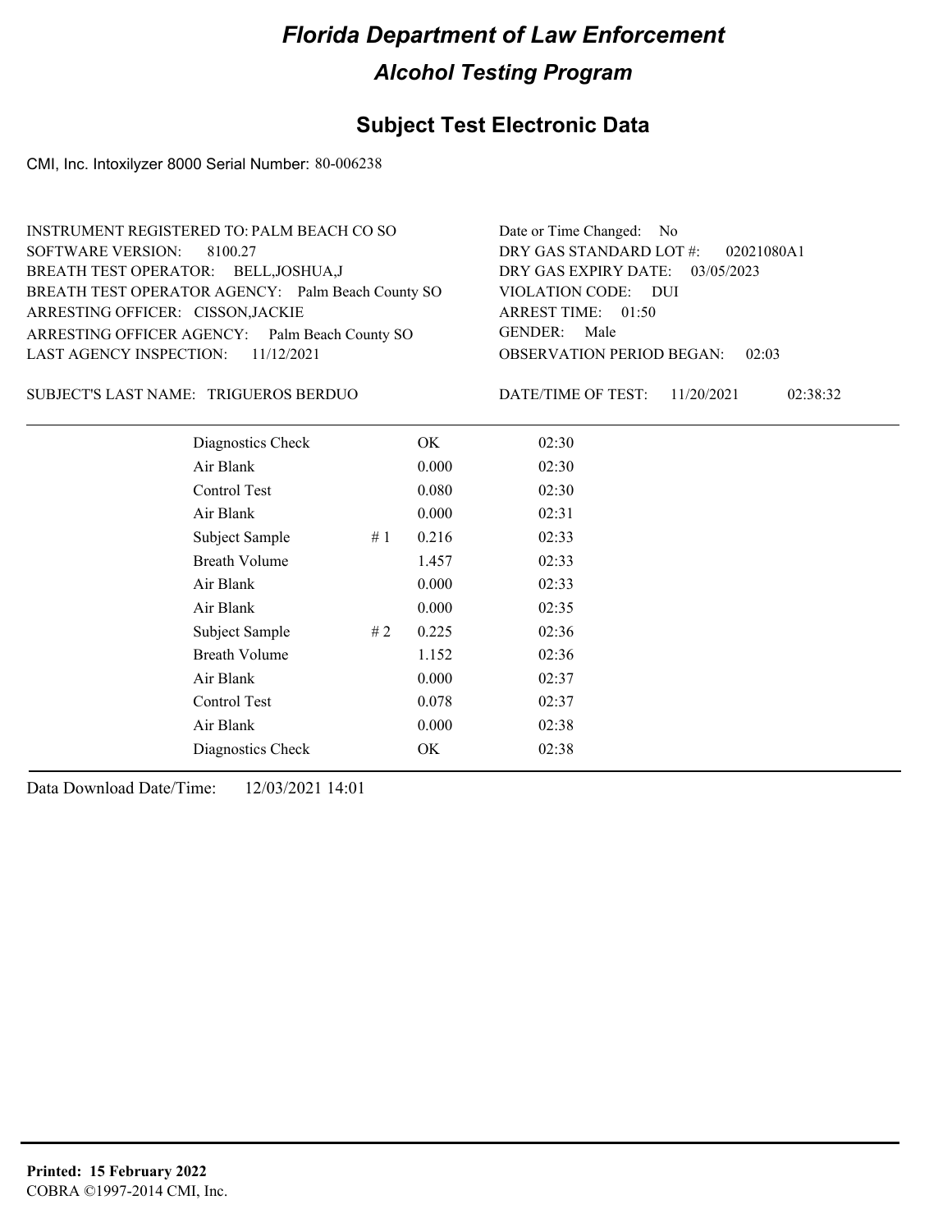# Florida Department of Law Enforcement

## Alcohol Testing Program

### Subject Test Electronic Data

CMI, Inc. Intoxilyzer 8000 Serial Number: 80-006238

INSTRUMENT REGISTERED TO: PALM BEACH CO SO
SOFTWARE VERSION: 8100.27
BREATH TEST OPERATOR: BELL,JOSHUA,J
BREATH TEST OPERATOR AGENCY: Palm Beach County SO
ARRESTING OFFICER: CISSON,JACKIE
ARRESTING OFFICER AGENCY: Palm Beach County SO
LAST AGENCY INSPECTION: 11/12/2021

Date or Time Changed: No
DRY GAS STANDARD LOT #: 02021080A1
DRY GAS EXPIRY DATE: 03/05/2023
VIOLATION CODE: DUI
ARREST TIME: 01:50
GENDER: Male
OBSERVATION PERIOD BEGAN: 02:03

SUBJECT'S LAST NAME: TRIGUEROS BERDUO

DATE/TIME OF TEST: 11/20/2021 02:38:32

| | | | |
|---|---|---|---|
| Diagnostics Check | | OK | 02:30 |
| Air Blank | | 0.000 | 02:30 |
| Control Test | | 0.080 | 02:30 |
| Air Blank | | 0.000 | 02:31 |
| Subject Sample | # 1 | 0.216 | 02:33 |
| Breath Volume | | 1.457 | 02:33 |
| Air Blank | | 0.000 | 02:33 |
| Air Blank | | 0.000 | 02:35 |
| Subject Sample | # 2 | 0.225 | 02:36 |
| Breath Volume | | 1.152 | 02:36 |
| Air Blank | | 0.000 | 02:37 |
| Control Test | | 0.078 | 02:37 |
| Air Blank | | 0.000 | 02:38 |
| Diagnostics Check | | OK | 02:38 |

Data Download Date/Time: 12/03/2021 14:01

**Printed: 15 February 2022**
COBRA ©1997-2014 CMI, Inc.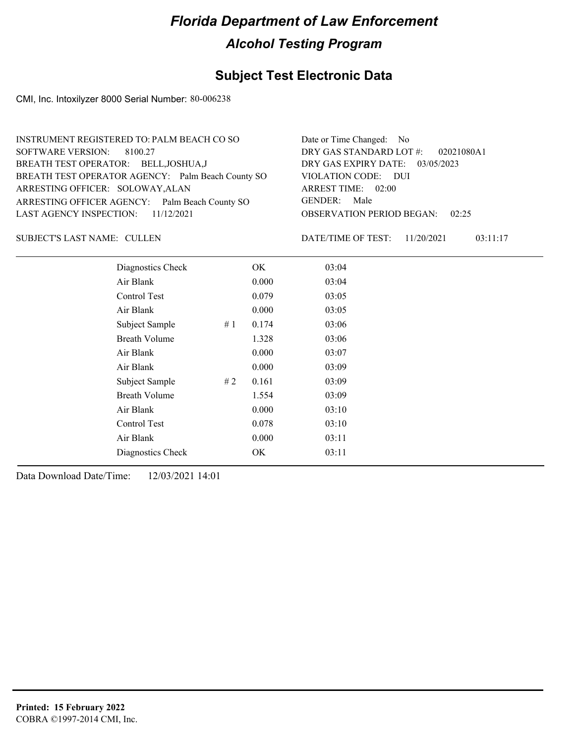# Florida Department of Law Enforcement

## Alcohol Testing Program

### Subject Test Electronic Data

CMI, Inc. Intoxilyzer 8000 Serial Number: 80-006238

INSTRUMENT REGISTERED TO: PALM BEACH CO SO
SOFTWARE VERSION: 8100.27
BREATH TEST OPERATOR: BELL,JOSHUA,J
BREATH TEST OPERATOR AGENCY: Palm Beach County SO
ARRESTING OFFICER: SOLOWAY,ALAN
ARRESTING OFFICER AGENCY: Palm Beach County SO
LAST AGENCY INSPECTION: 11/12/2021

Date or Time Changed: No
DRY GAS STANDARD LOT #: 02021080A1
DRY GAS EXPIRY DATE: 03/05/2023
VIOLATION CODE: DUI
ARREST TIME: 02:00
GENDER: Male
OBSERVATION PERIOD BEGAN: 02:25

SUBJECT'S LAST NAME: CULLEN

DATE/TIME OF TEST: 11/20/2021 03:11:17

| | | | |
|---|---|---|---|
| Diagnostics Check | | OK | 03:04 |
| Air Blank | | 0.000 | 03:04 |
| Control Test | | 0.079 | 03:05 |
| Air Blank | | 0.000 | 03:05 |
| Subject Sample | # 1 | 0.174 | 03:06 |
| Breath Volume | | 1.328 | 03:06 |
| Air Blank | | 0.000 | 03:07 |
| Air Blank | | 0.000 | 03:09 |
| Subject Sample | # 2 | 0.161 | 03:09 |
| Breath Volume | | 1.554 | 03:09 |
| Air Blank | | 0.000 | 03:10 |
| Control Test | | 0.078 | 03:10 |
| Air Blank | | 0.000 | 03:11 |
| Diagnostics Check | | OK | 03:11 |

Data Download Date/Time: 12/03/2021 14:01

**Printed: 15 February 2022**
COBRA ©1997-2014 CMI, Inc.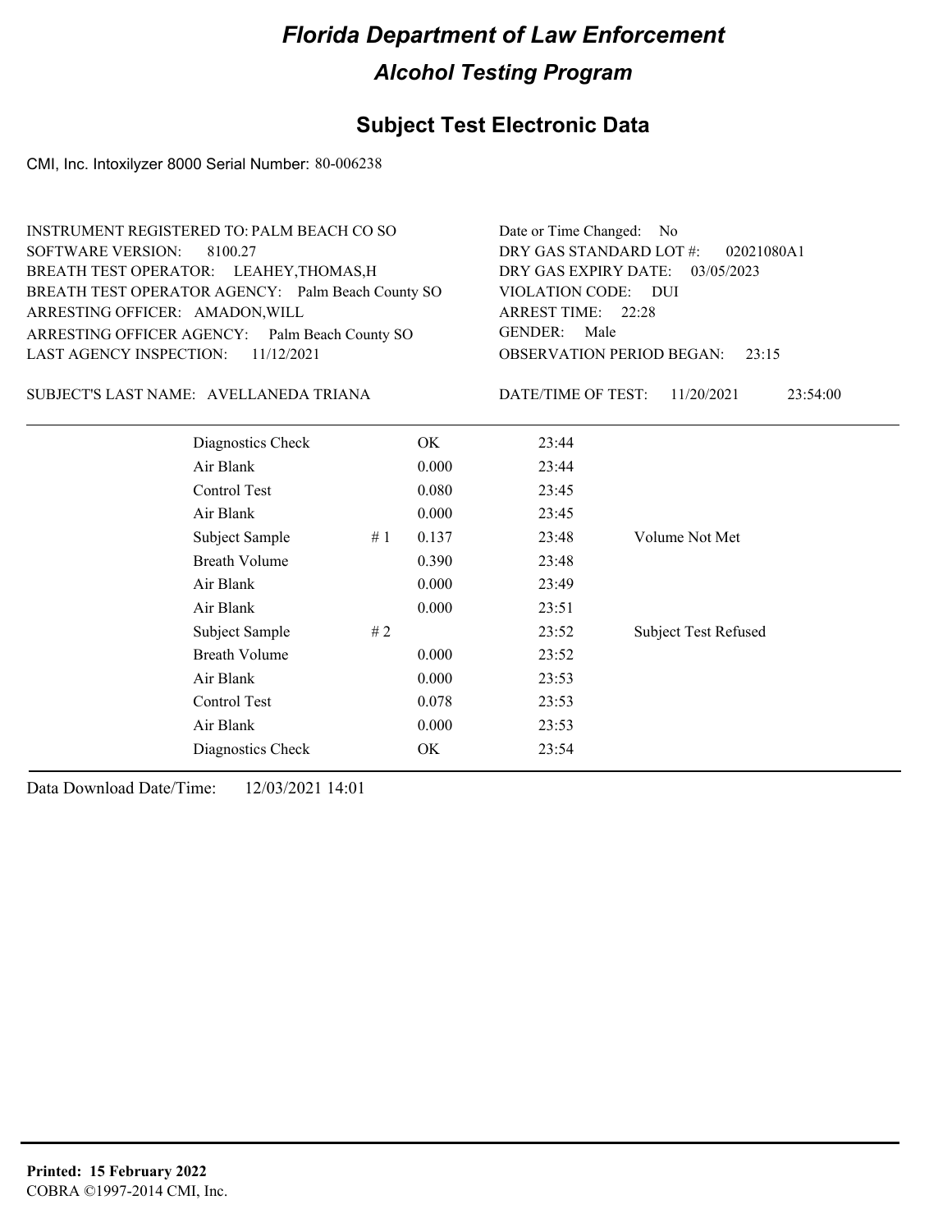# Florida Department of Law Enforcement

## Alcohol Testing Program

### Subject Test Electronic Data

CMI, Inc. Intoxilyzer 8000 Serial Number: 80-006238

INSTRUMENT REGISTERED TO: PALM BEACH CO SO
SOFTWARE VERSION: 8100.27
BREATH TEST OPERATOR: LEAHEY,THOMAS,H
BREATH TEST OPERATOR AGENCY: Palm Beach County SO
ARRESTING OFFICER: AMADON,WILL
ARRESTING OFFICER AGENCY: Palm Beach County SO
LAST AGENCY INSPECTION: 11/12/2021

Date or Time Changed: No
DRY GAS STANDARD LOT #: 02021080A1
DRY GAS EXPIRY DATE: 03/05/2023
VIOLATION CODE: DUI
ARREST TIME: 22:28
GENDER: Male
OBSERVATION PERIOD BEGAN: 23:15

SUBJECT'S LAST NAME: AVELLANEDA TRIANA

DATE/TIME OF TEST: 11/20/2021 23:54:00

| Test | # | Result | Time | Note |
|---|---|---|---|---|
| Diagnostics Check | | OK | 23:44 | |
| Air Blank | | 0.000 | 23:44 | |
| Control Test | | 0.080 | 23:45 | |
| Air Blank | | 0.000 | 23:45 | |
| Subject Sample | # 1 | 0.137 | 23:48 | Volume Not Met |
| Breath Volume | | 0.390 | 23:48 | |
| Air Blank | | 0.000 | 23:49 | |
| Air Blank | | 0.000 | 23:51 | |
| Subject Sample | # 2 | | 23:52 | Subject Test Refused |
| Breath Volume | | 0.000 | 23:52 | |
| Air Blank | | 0.000 | 23:53 | |
| Control Test | | 0.078 | 23:53 | |
| Air Blank | | 0.000 | 23:53 | |
| Diagnostics Check | | OK | 23:54 | |

Data Download Date/Time: 12/03/2021 14:01

**Printed: 15 February 2022**
COBRA ©1997-2014 CMI, Inc.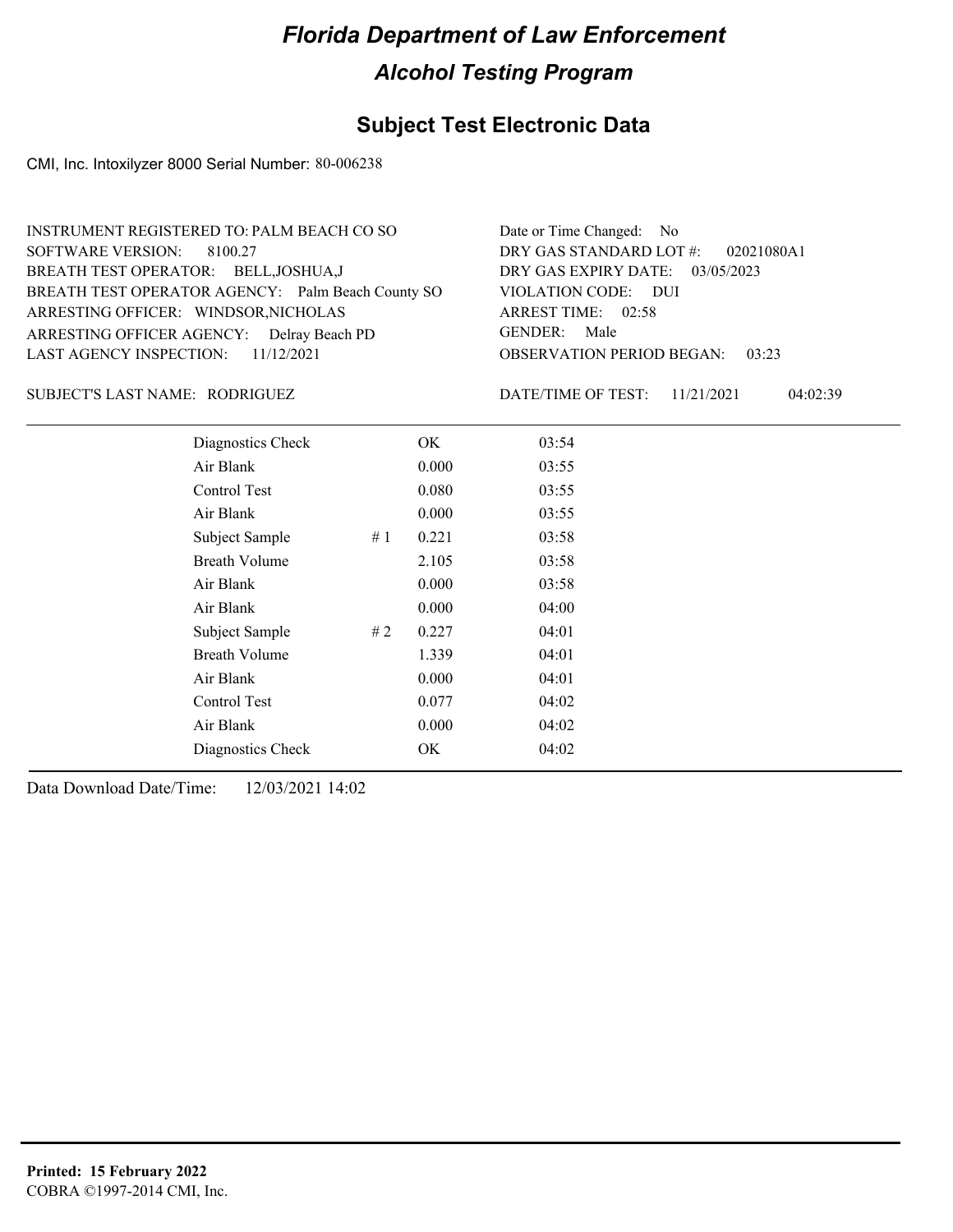# Florida Department of Law Enforcement

## Alcohol Testing Program

### Subject Test Electronic Data

CMI, Inc. Intoxilyzer 8000 Serial Number: 80-006238

INSTRUMENT REGISTERED TO: PALM BEACH CO SO
SOFTWARE VERSION: 8100.27
BREATH TEST OPERATOR: BELL,JOSHUA,J
BREATH TEST OPERATOR AGENCY: Palm Beach County SO
ARRESTING OFFICER: WINDSOR,NICHOLAS
ARRESTING OFFICER AGENCY: Delray Beach PD
LAST AGENCY INSPECTION: 11/12/2021

Date or Time Changed: No
DRY GAS STANDARD LOT #: 02021080A1
DRY GAS EXPIRY DATE: 03/05/2023
VIOLATION CODE: DUI
ARREST TIME: 02:58
GENDER: Male
OBSERVATION PERIOD BEGAN: 03:23

SUBJECT'S LAST NAME: RODRIGUEZ

DATE/TIME OF TEST: 11/21/2021 04:02:39

| | | | |
|---|---|---|---|
| Diagnostics Check | | OK | 03:54 |
| Air Blank | | 0.000 | 03:55 |
| Control Test | | 0.080 | 03:55 |
| Air Blank | | 0.000 | 03:55 |
| Subject Sample | # 1 | 0.221 | 03:58 |
| Breath Volume | | 2.105 | 03:58 |
| Air Blank | | 0.000 | 03:58 |
| Air Blank | | 0.000 | 04:00 |
| Subject Sample | # 2 | 0.227 | 04:01 |
| Breath Volume | | 1.339 | 04:01 |
| Air Blank | | 0.000 | 04:01 |
| Control Test | | 0.077 | 04:02 |
| Air Blank | | 0.000 | 04:02 |
| Diagnostics Check | | OK | 04:02 |

Data Download Date/Time: 12/03/2021 14:02

**Printed: 15 February 2022**
COBRA ©1997-2014 CMI, Inc.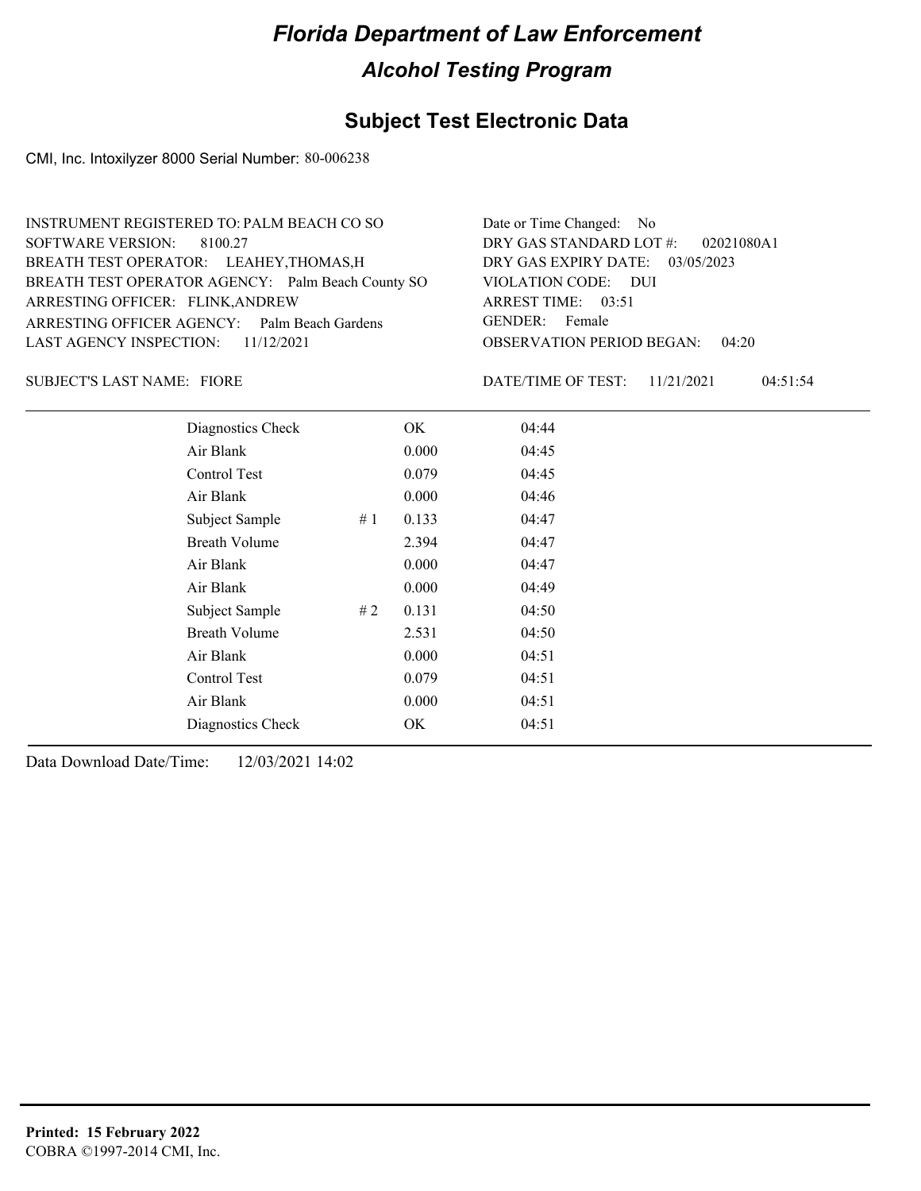# Florida Department of Law Enforcement

## Alcohol Testing Program

### Subject Test Electronic Data

CMI, Inc. Intoxilyzer 8000 Serial Number: 80-006238

INSTRUMENT REGISTERED TO: PALM BEACH CO SO
SOFTWARE VERSION: 8100.27
BREATH TEST OPERATOR: LEAHEY,THOMAS,H
BREATH TEST OPERATOR AGENCY: Palm Beach County SO
ARRESTING OFFICER: FLINK,ANDREW
ARRESTING OFFICER AGENCY: Palm Beach Gardens
LAST AGENCY INSPECTION: 11/12/2021

Date or Time Changed: No
DRY GAS STANDARD LOT #: 02021080A1
DRY GAS EXPIRY DATE: 03/05/2023
VIOLATION CODE: DUI
ARREST TIME: 03:51
GENDER: Female
OBSERVATION PERIOD BEGAN: 04:20

SUBJECT'S LAST NAME: FIORE

DATE/TIME OF TEST: 11/21/2021 04:51:54

| | | | |
|---|---|---|---|
| Diagnostics Check | | OK | 04:44 |
| Air Blank | | 0.000 | 04:45 |
| Control Test | | 0.079 | 04:45 |
| Air Blank | | 0.000 | 04:46 |
| Subject Sample | # 1 | 0.133 | 04:47 |
| Breath Volume | | 2.394 | 04:47 |
| Air Blank | | 0.000 | 04:47 |
| Air Blank | | 0.000 | 04:49 |
| Subject Sample | # 2 | 0.131 | 04:50 |
| Breath Volume | | 2.531 | 04:50 |
| Air Blank | | 0.000 | 04:51 |
| Control Test | | 0.079 | 04:51 |
| Air Blank | | 0.000 | 04:51 |
| Diagnostics Check | | OK | 04:51 |

Data Download Date/Time: 12/03/2021 14:02

**Printed: 15 February 2022**
COBRA ©1997-2014 CMI, Inc.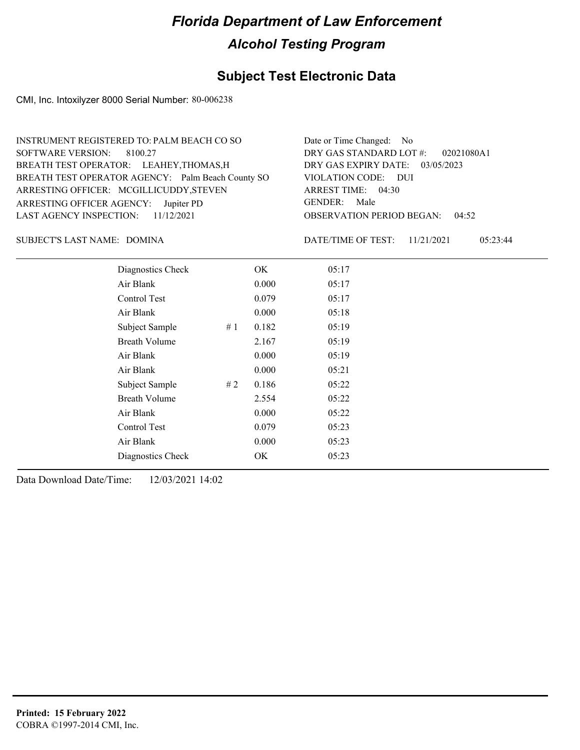# Florida Department of Law Enforcement

## Alcohol Testing Program

### Subject Test Electronic Data

CMI, Inc. Intoxilyzer 8000 Serial Number: 80-006238

INSTRUMENT REGISTERED TO: PALM BEACH CO SO
SOFTWARE VERSION: 8100.27
BREATH TEST OPERATOR: LEAHEY,THOMAS,H
BREATH TEST OPERATOR AGENCY: Palm Beach County SO
ARRESTING OFFICER: MCGILLICUDDY,STEVEN
ARRESTING OFFICER AGENCY: Jupiter PD
LAST AGENCY INSPECTION: 11/12/2021

Date or Time Changed: No
DRY GAS STANDARD LOT #: 02021080A1
DRY GAS EXPIRY DATE: 03/05/2023
VIOLATION CODE: DUI
ARREST TIME: 04:30
GENDER: Male
OBSERVATION PERIOD BEGAN: 04:52

SUBJECT'S LAST NAME: DOMINA

DATE/TIME OF TEST: 11/21/2021 05:23:44

| | | | |
|---|---|---|---|
| Diagnostics Check | | OK | 05:17 |
| Air Blank | | 0.000 | 05:17 |
| Control Test | | 0.079 | 05:17 |
| Air Blank | | 0.000 | 05:18 |
| Subject Sample | # 1 | 0.182 | 05:19 |
| Breath Volume | | 2.167 | 05:19 |
| Air Blank | | 0.000 | 05:19 |
| Air Blank | | 0.000 | 05:21 |
| Subject Sample | # 2 | 0.186 | 05:22 |
| Breath Volume | | 2.554 | 05:22 |
| Air Blank | | 0.000 | 05:22 |
| Control Test | | 0.079 | 05:23 |
| Air Blank | | 0.000 | 05:23 |
| Diagnostics Check | | OK | 05:23 |

Data Download Date/Time: 12/03/2021 14:02

**Printed: 15 February 2022**
COBRA ©1997-2014 CMI, Inc.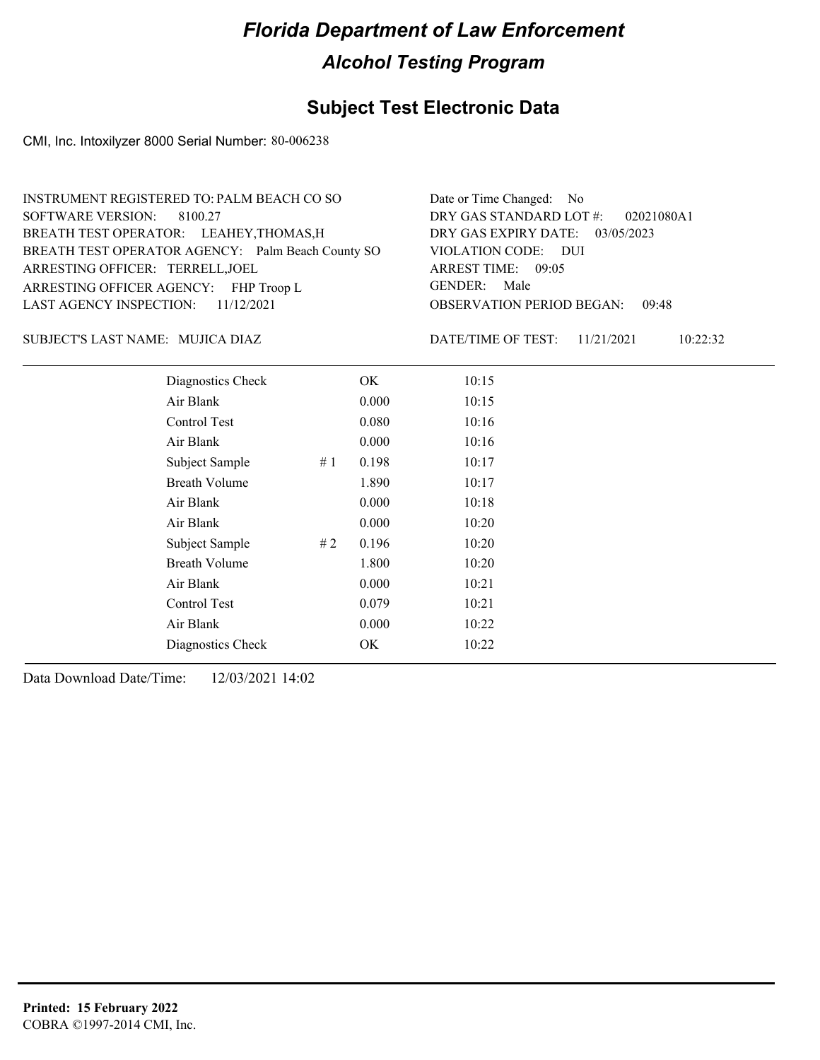# Florida Department of Law Enforcement

## Alcohol Testing Program

### Subject Test Electronic Data

CMI, Inc. Intoxilyzer 8000 Serial Number: 80-006238

INSTRUMENT REGISTERED TO: PALM BEACH CO SO
SOFTWARE VERSION: 8100.27
BREATH TEST OPERATOR: LEAHEY,THOMAS,H
BREATH TEST OPERATOR AGENCY: Palm Beach County SO
ARRESTING OFFICER: TERRELL,JOEL
ARRESTING OFFICER AGENCY: FHP Troop L
LAST AGENCY INSPECTION: 11/12/2021

Date or Time Changed: No
DRY GAS STANDARD LOT #: 02021080A1
DRY GAS EXPIRY DATE: 03/05/2023
VIOLATION CODE: DUI
ARREST TIME: 09:05
GENDER: Male
OBSERVATION PERIOD BEGAN: 09:48

SUBJECT'S LAST NAME: MUJICA DIAZ

DATE/TIME OF TEST: 11/21/2021 10:22:32

| | | | |
|---|---|---|---|
| Diagnostics Check | | OK | 10:15 |
| Air Blank | | 0.000 | 10:15 |
| Control Test | | 0.080 | 10:16 |
| Air Blank | | 0.000 | 10:16 |
| Subject Sample | # 1 | 0.198 | 10:17 |
| Breath Volume | | 1.890 | 10:17 |
| Air Blank | | 0.000 | 10:18 |
| Air Blank | | 0.000 | 10:20 |
| Subject Sample | # 2 | 0.196 | 10:20 |
| Breath Volume | | 1.800 | 10:20 |
| Air Blank | | 0.000 | 10:21 |
| Control Test | | 0.079 | 10:21 |
| Air Blank | | 0.000 | 10:22 |
| Diagnostics Check | | OK | 10:22 |

Data Download Date/Time: 12/03/2021 14:02

**Printed: 15 February 2022**
COBRA ©1997-2014 CMI, Inc.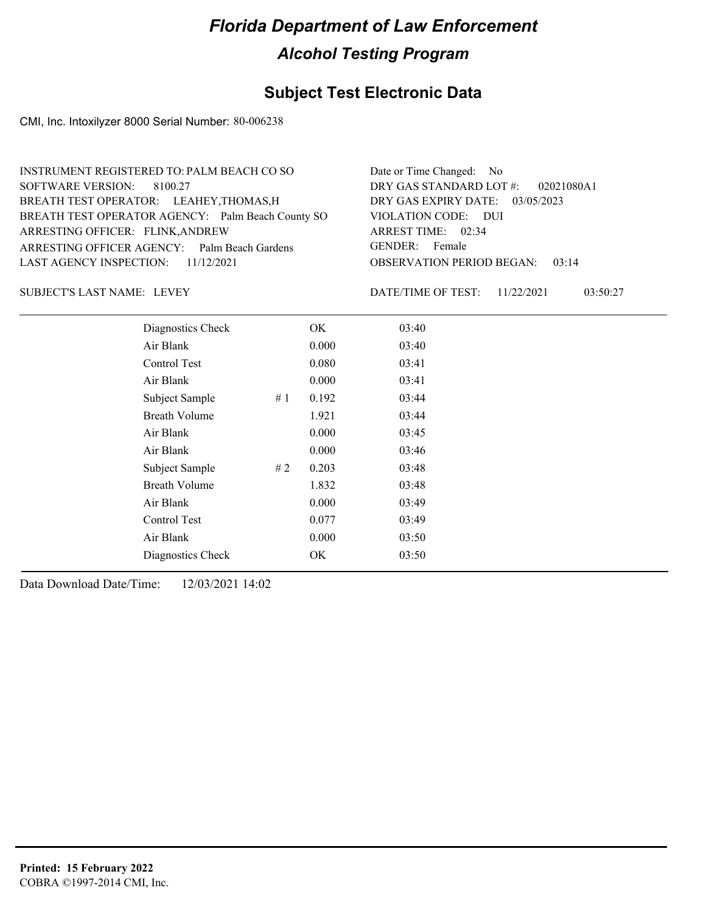# Florida Department of Law Enforcement

## Alcohol Testing Program

### Subject Test Electronic Data

CMI, Inc. Intoxilyzer 8000 Serial Number: 80-006238

INSTRUMENT REGISTERED TO: PALM BEACH CO SO
SOFTWARE VERSION: 8100.27
BREATH TEST OPERATOR: LEAHEY,THOMAS,H
BREATH TEST OPERATOR AGENCY: Palm Beach County SO
ARRESTING OFFICER: FLINK,ANDREW
ARRESTING OFFICER AGENCY: Palm Beach Gardens
LAST AGENCY INSPECTION: 11/12/2021

Date or Time Changed: No
DRY GAS STANDARD LOT #: 02021080A1
DRY GAS EXPIRY DATE: 03/05/2023
VIOLATION CODE: DUI
ARREST TIME: 02:34
GENDER: Female
OBSERVATION PERIOD BEGAN: 03:14

SUBJECT'S LAST NAME: LEVEY

DATE/TIME OF TEST: 11/22/2021 03:50:27

| | | | |
|---|---|---|---|
| Diagnostics Check | | OK | 03:40 |
| Air Blank | | 0.000 | 03:40 |
| Control Test | | 0.080 | 03:41 |
| Air Blank | | 0.000 | 03:41 |
| Subject Sample | # 1 | 0.192 | 03:44 |
| Breath Volume | | 1.921 | 03:44 |
| Air Blank | | 0.000 | 03:45 |
| Air Blank | | 0.000 | 03:46 |
| Subject Sample | # 2 | 0.203 | 03:48 |
| Breath Volume | | 1.832 | 03:48 |
| Air Blank | | 0.000 | 03:49 |
| Control Test | | 0.077 | 03:49 |
| Air Blank | | 0.000 | 03:50 |
| Diagnostics Check | | OK | 03:50 |

Data Download Date/Time: 12/03/2021 14:02

**Printed: 15 February 2022**
COBRA ©1997-2014 CMI, Inc.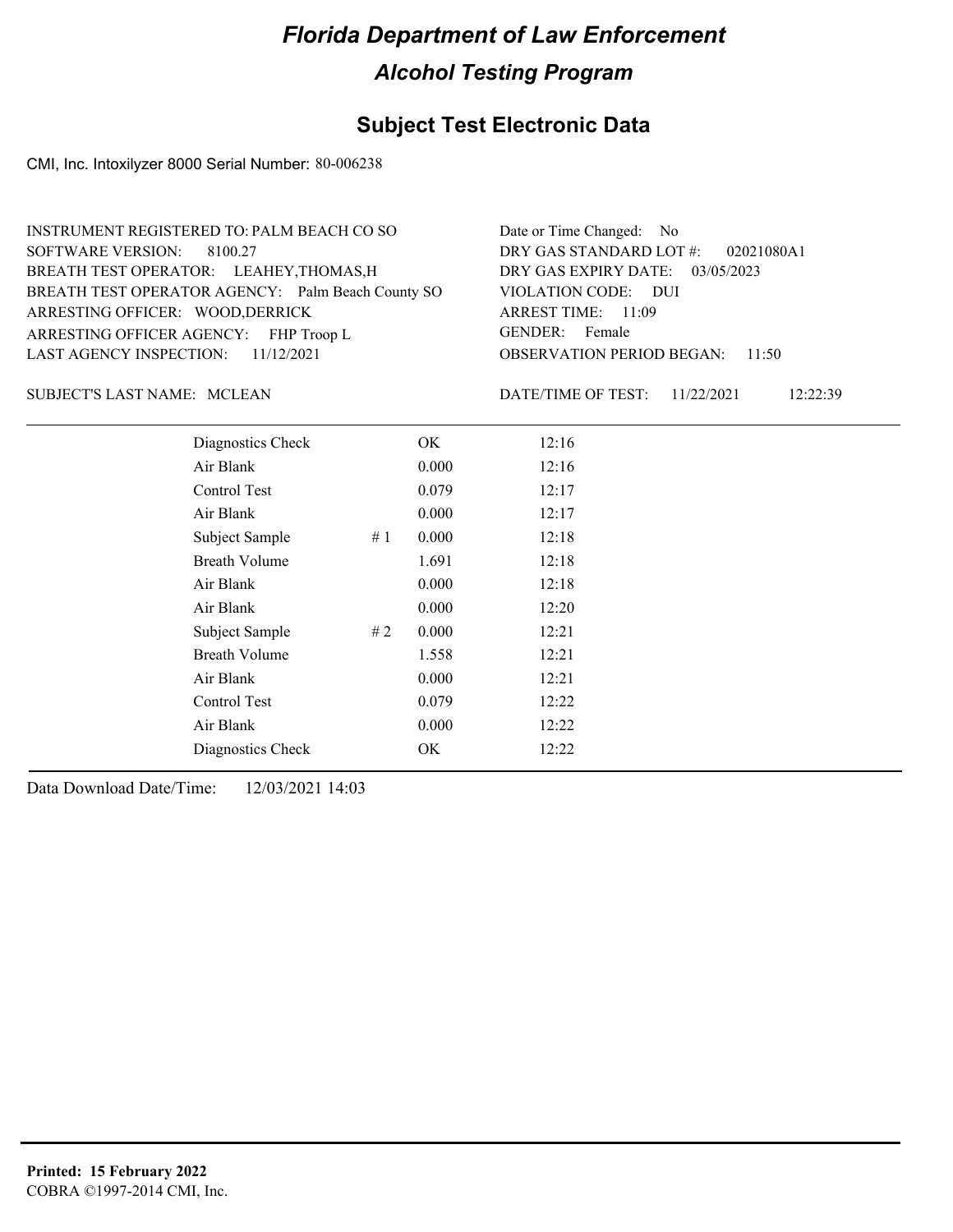# Florida Department of Law Enforcement

## Alcohol Testing Program

### Subject Test Electronic Data

CMI, Inc. Intoxilyzer 8000 Serial Number: 80-006238

INSTRUMENT REGISTERED TO: PALM BEACH CO SO
SOFTWARE VERSION: 8100.27
BREATH TEST OPERATOR: LEAHEY,THOMAS,H
BREATH TEST OPERATOR AGENCY: Palm Beach County SO
ARRESTING OFFICER: WOOD,DERRICK
ARRESTING OFFICER AGENCY: FHP Troop L
LAST AGENCY INSPECTION: 11/12/2021

Date or Time Changed: No
DRY GAS STANDARD LOT #: 02021080A1
DRY GAS EXPIRY DATE: 03/05/2023
VIOLATION CODE: DUI
ARREST TIME: 11:09
GENDER: Female
OBSERVATION PERIOD BEGAN: 11:50

SUBJECT'S LAST NAME: MCLEAN

DATE/TIME OF TEST: 11/22/2021 12:22:39

| | | | |
|---|---|---|---|
| Diagnostics Check | | OK | 12:16 |
| Air Blank | | 0.000 | 12:16 |
| Control Test | | 0.079 | 12:17 |
| Air Blank | | 0.000 | 12:17 |
| Subject Sample | # 1 | 0.000 | 12:18 |
| Breath Volume | | 1.691 | 12:18 |
| Air Blank | | 0.000 | 12:18 |
| Air Blank | | 0.000 | 12:20 |
| Subject Sample | # 2 | 0.000 | 12:21 |
| Breath Volume | | 1.558 | 12:21 |
| Air Blank | | 0.000 | 12:21 |
| Control Test | | 0.079 | 12:22 |
| Air Blank | | 0.000 | 12:22 |
| Diagnostics Check | | OK | 12:22 |

Data Download Date/Time: 12/03/2021 14:03

**Printed: 15 February 2022**
COBRA ©1997-2014 CMI, Inc.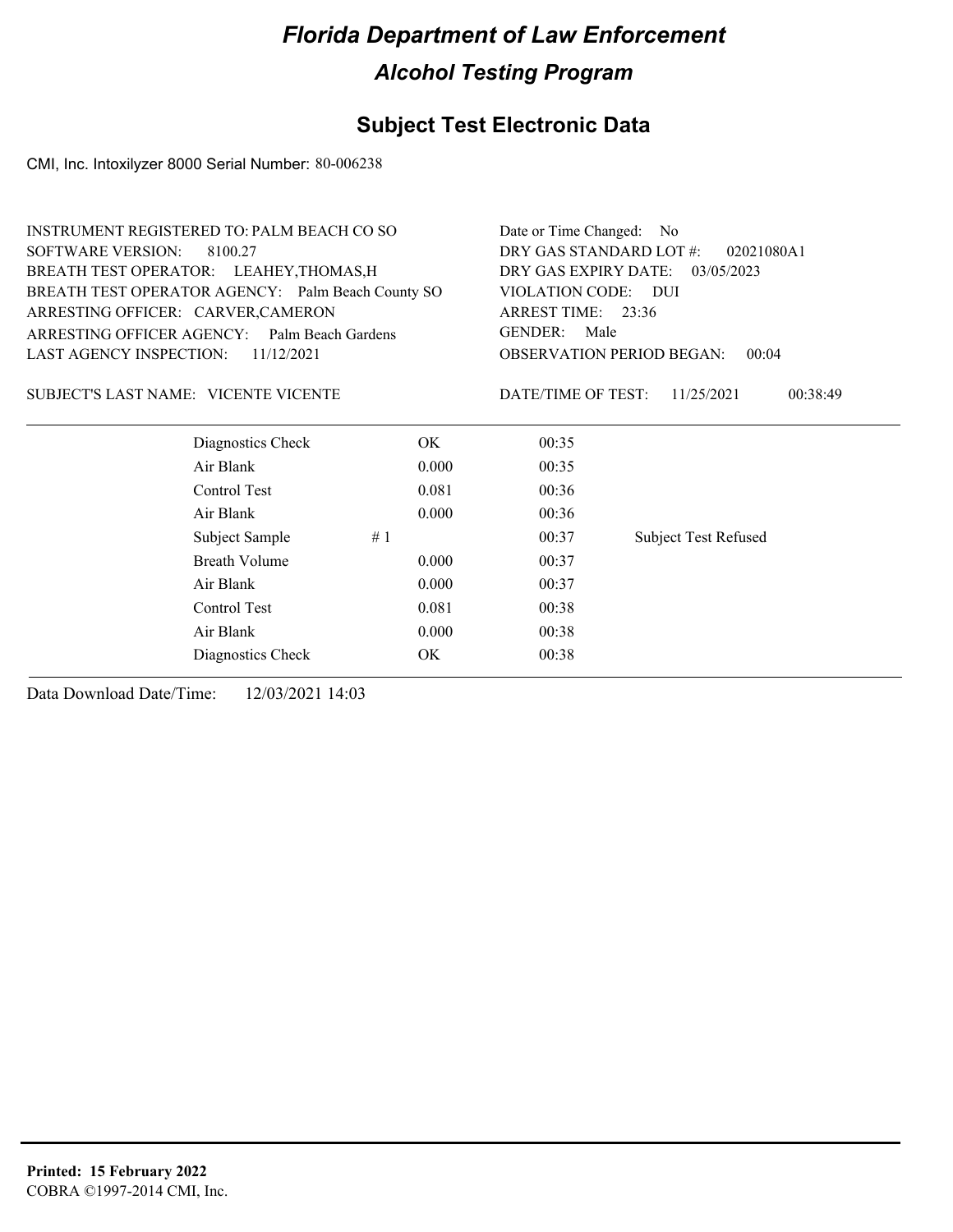# Florida Department of Law Enforcement

## Alcohol Testing Program

## Subject Test Electronic Data

CMI, Inc. Intoxilyzer 8000 Serial Number: 80-006238

INSTRUMENT REGISTERED TO: PALM BEACH CO SO
SOFTWARE VERSION: 8100.27
BREATH TEST OPERATOR: LEAHEY,THOMAS,H
BREATH TEST OPERATOR AGENCY: Palm Beach County SO
ARRESTING OFFICER: CARVER,CAMERON
ARRESTING OFFICER AGENCY: Palm Beach Gardens
LAST AGENCY INSPECTION: 11/12/2021

Date or Time Changed: No
DRY GAS STANDARD LOT #: 02021080A1
DRY GAS EXPIRY DATE: 03/05/2023
VIOLATION CODE: DUI
ARREST TIME: 23:36
GENDER: Male
OBSERVATION PERIOD BEGAN: 00:04

SUBJECT'S LAST NAME: VICENTE VICENTE

DATE/TIME OF TEST: 11/25/2021 00:38:49

| | | | |
|---|---|---|---|
| Diagnostics Check | OK | 00:35 | |
| Air Blank | 0.000 | 00:35 | |
| Control Test | 0.081 | 00:36 | |
| Air Blank | 0.000 | 00:36 | |
| Subject Sample # 1 | | 00:37 | Subject Test Refused |
| Breath Volume | 0.000 | 00:37 | |
| Air Blank | 0.000 | 00:37 | |
| Control Test | 0.081 | 00:38 | |
| Air Blank | 0.000 | 00:38 | |
| Diagnostics Check | OK | 00:38 | |

Data Download Date/Time: 12/03/2021 14:03

**Printed: 15 February 2022**
COBRA ©1997-2014 CMI, Inc.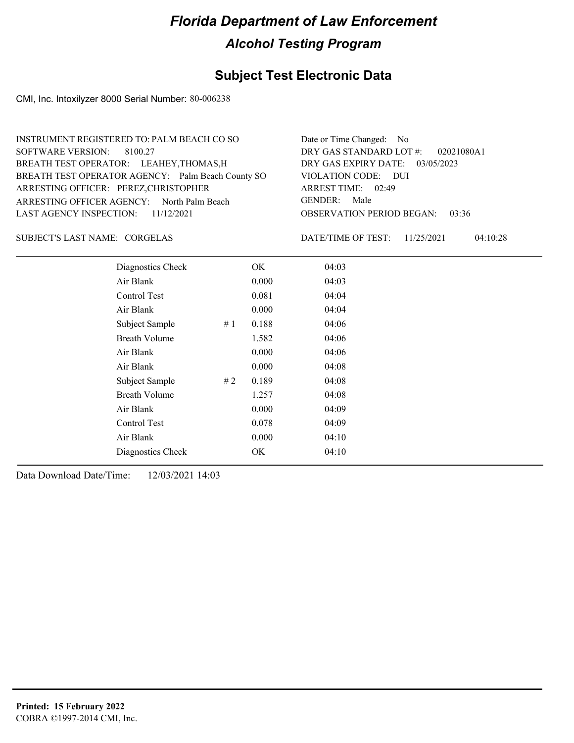# Florida Department of Law Enforcement

## Alcohol Testing Program

### Subject Test Electronic Data

CMI, Inc. Intoxilyzer 8000 Serial Number: 80-006238

INSTRUMENT REGISTERED TO: PALM BEACH CO SO
SOFTWARE VERSION: 8100.27
BREATH TEST OPERATOR: LEAHEY,THOMAS,H
BREATH TEST OPERATOR AGENCY: Palm Beach County SO
ARRESTING OFFICER: PEREZ,CHRISTOPHER
ARRESTING OFFICER AGENCY: North Palm Beach
LAST AGENCY INSPECTION: 11/12/2021

Date or Time Changed: No
DRY GAS STANDARD LOT #: 02021080A1
DRY GAS EXPIRY DATE: 03/05/2023
VIOLATION CODE: DUI
ARREST TIME: 02:49
GENDER: Male
OBSERVATION PERIOD BEGAN: 03:36

SUBJECT'S LAST NAME: CORGELAS

DATE/TIME OF TEST: 11/25/2021 04:10:28

| | | | |
|---|---|---|---|
| Diagnostics Check | | OK | 04:03 |
| Air Blank | | 0.000 | 04:03 |
| Control Test | | 0.081 | 04:04 |
| Air Blank | | 0.000 | 04:04 |
| Subject Sample | # 1 | 0.188 | 04:06 |
| Breath Volume | | 1.582 | 04:06 |
| Air Blank | | 0.000 | 04:06 |
| Air Blank | | 0.000 | 04:08 |
| Subject Sample | # 2 | 0.189 | 04:08 |
| Breath Volume | | 1.257 | 04:08 |
| Air Blank | | 0.000 | 04:09 |
| Control Test | | 0.078 | 04:09 |
| Air Blank | | 0.000 | 04:10 |
| Diagnostics Check | | OK | 04:10 |

Data Download Date/Time: 12/03/2021 14:03

**Printed: 15 February 2022**
COBRA ©1997-2014 CMI, Inc.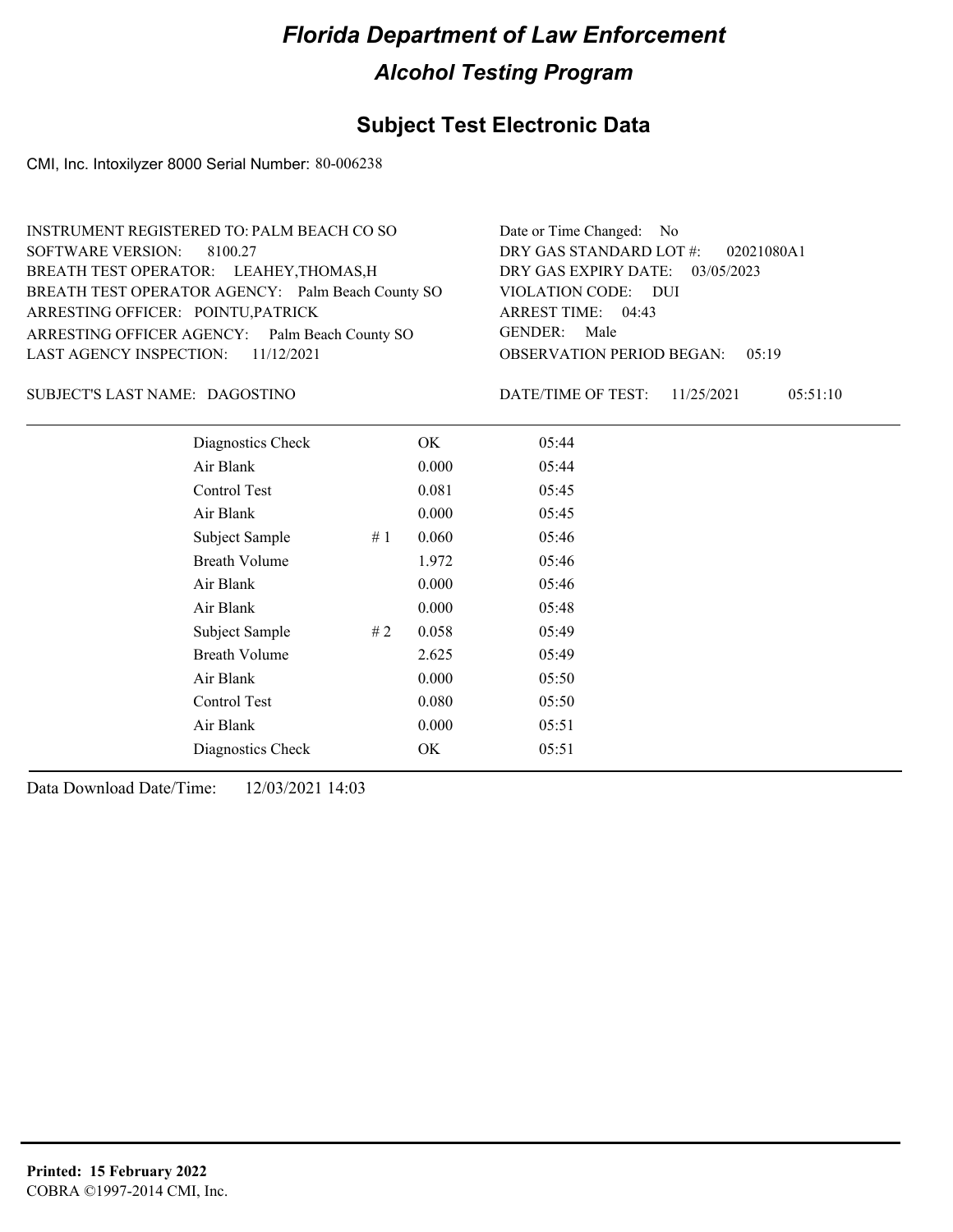# Florida Department of Law Enforcement

## Alcohol Testing Program

### Subject Test Electronic Data

CMI, Inc. Intoxilyzer 8000 Serial Number: 80-006238

INSTRUMENT REGISTERED TO: PALM BEACH CO SO
SOFTWARE VERSION: 8100.27
BREATH TEST OPERATOR: LEAHEY,THOMAS,H
BREATH TEST OPERATOR AGENCY: Palm Beach County SO
ARRESTING OFFICER: POINTU,PATRICK
ARRESTING OFFICER AGENCY: Palm Beach County SO
LAST AGENCY INSPECTION: 11/12/2021

Date or Time Changed: No
DRY GAS STANDARD LOT #: 02021080A1
DRY GAS EXPIRY DATE: 03/05/2023
VIOLATION CODE: DUI
ARREST TIME: 04:43
GENDER: Male
OBSERVATION PERIOD BEGAN: 05:19

SUBJECT'S LAST NAME: DAGOSTINO

DATE/TIME OF TEST: 11/25/2021 05:51:10

| | | | |
|---|---|---|---|
| Diagnostics Check | | OK | 05:44 |
| Air Blank | | 0.000 | 05:44 |
| Control Test | | 0.081 | 05:45 |
| Air Blank | | 0.000 | 05:45 |
| Subject Sample | # 1 | 0.060 | 05:46 |
| Breath Volume | | 1.972 | 05:46 |
| Air Blank | | 0.000 | 05:46 |
| Air Blank | | 0.000 | 05:48 |
| Subject Sample | # 2 | 0.058 | 05:49 |
| Breath Volume | | 2.625 | 05:49 |
| Air Blank | | 0.000 | 05:50 |
| Control Test | | 0.080 | 05:50 |
| Air Blank | | 0.000 | 05:51 |
| Diagnostics Check | | OK | 05:51 |

Data Download Date/Time: 12/03/2021 14:03

**Printed: 15 February 2022**
COBRA ©1997-2014 CMI, Inc.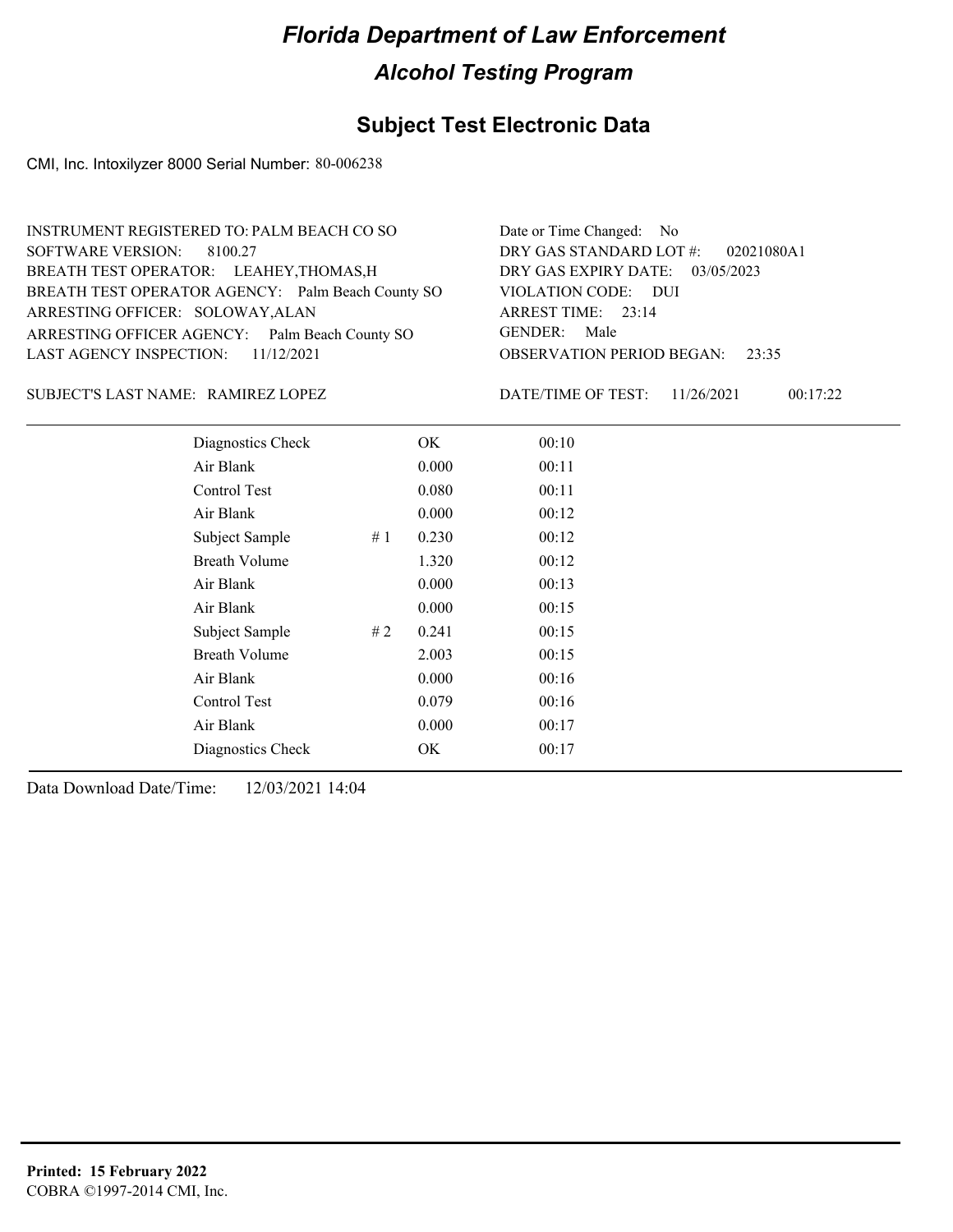# Florida Department of Law Enforcement

## Alcohol Testing Program

### Subject Test Electronic Data

CMI, Inc. Intoxilyzer 8000 Serial Number: 80-006238

INSTRUMENT REGISTERED TO: PALM BEACH CO SO
SOFTWARE VERSION: 8100.27
BREATH TEST OPERATOR: LEAHEY,THOMAS,H
BREATH TEST OPERATOR AGENCY: Palm Beach County SO
ARRESTING OFFICER: SOLOWAY,ALAN
ARRESTING OFFICER AGENCY: Palm Beach County SO
LAST AGENCY INSPECTION: 11/12/2021

Date or Time Changed: No
DRY GAS STANDARD LOT #: 02021080A1
DRY GAS EXPIRY DATE: 03/05/2023
VIOLATION CODE: DUI
ARREST TIME: 23:14
GENDER: Male
OBSERVATION PERIOD BEGAN: 23:35

SUBJECT'S LAST NAME: RAMIREZ LOPEZ

DATE/TIME OF TEST: 11/26/2021 00:17:22

| | | | |
|---|---|---|---|
| Diagnostics Check | | OK | 00:10 |
| Air Blank | | 0.000 | 00:11 |
| Control Test | | 0.080 | 00:11 |
| Air Blank | | 0.000 | 00:12 |
| Subject Sample | # 1 | 0.230 | 00:12 |
| Breath Volume | | 1.320 | 00:12 |
| Air Blank | | 0.000 | 00:13 |
| Air Blank | | 0.000 | 00:15 |
| Subject Sample | # 2 | 0.241 | 00:15 |
| Breath Volume | | 2.003 | 00:15 |
| Air Blank | | 0.000 | 00:16 |
| Control Test | | 0.079 | 00:16 |
| Air Blank | | 0.000 | 00:17 |
| Diagnostics Check | | OK | 00:17 |

Data Download Date/Time: 12/03/2021 14:04

**Printed: 15 February 2022**
COBRA ©1997-2014 CMI, Inc.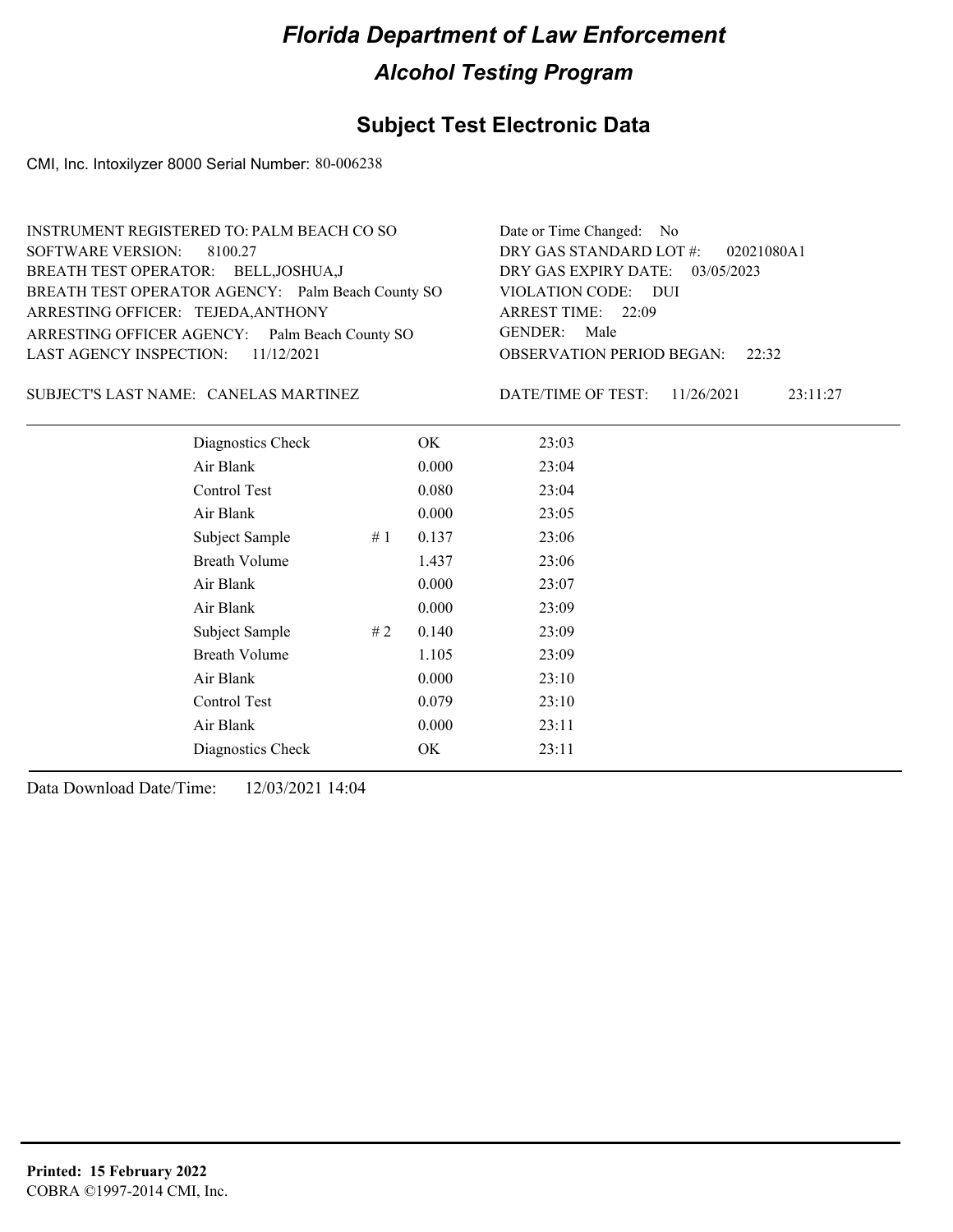# Florida Department of Law Enforcement

## Alcohol Testing Program

### Subject Test Electronic Data

CMI, Inc. Intoxilyzer 8000 Serial Number: 80-006238

INSTRUMENT REGISTERED TO: PALM BEACH CO SO
SOFTWARE VERSION: 8100.27
BREATH TEST OPERATOR: BELL,JOSHUA,J
BREATH TEST OPERATOR AGENCY: Palm Beach County SO
ARRESTING OFFICER: TEJEDA,ANTHONY
ARRESTING OFFICER AGENCY: Palm Beach County SO
LAST AGENCY INSPECTION: 11/12/2021

Date or Time Changed: No
DRY GAS STANDARD LOT #: 02021080A1
DRY GAS EXPIRY DATE: 03/05/2023
VIOLATION CODE: DUI
ARREST TIME: 22:09
GENDER: Male
OBSERVATION PERIOD BEGAN: 22:32

SUBJECT'S LAST NAME: CANELAS MARTINEZ

DATE/TIME OF TEST: 11/26/2021 23:11:27

| | | | |
|---|---|---|---|
| Diagnostics Check | | OK | 23:03 |
| Air Blank | | 0.000 | 23:04 |
| Control Test | | 0.080 | 23:04 |
| Air Blank | | 0.000 | 23:05 |
| Subject Sample | # 1 | 0.137 | 23:06 |
| Breath Volume | | 1.437 | 23:06 |
| Air Blank | | 0.000 | 23:07 |
| Air Blank | | 0.000 | 23:09 |
| Subject Sample | # 2 | 0.140 | 23:09 |
| Breath Volume | | 1.105 | 23:09 |
| Air Blank | | 0.000 | 23:10 |
| Control Test | | 0.079 | 23:10 |
| Air Blank | | 0.000 | 23:11 |
| Diagnostics Check | | OK | 23:11 |

Data Download Date/Time: 12/03/2021 14:04

**Printed: 15 February 2022**
COBRA ©1997-2014 CMI, Inc.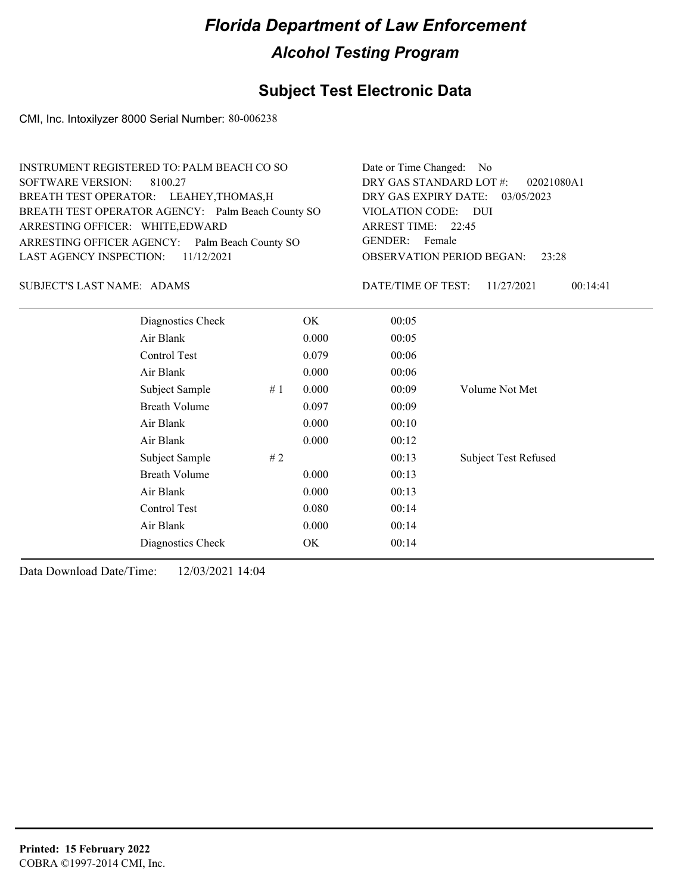# Florida Department of Law Enforcement

## Alcohol Testing Program

### Subject Test Electronic Data

CMI, Inc. Intoxilyzer 8000 Serial Number: 80-006238

INSTRUMENT REGISTERED TO: PALM BEACH CO SO
SOFTWARE VERSION: 8100.27
BREATH TEST OPERATOR: LEAHEY,THOMAS,H
BREATH TEST OPERATOR AGENCY: Palm Beach County SO
ARRESTING OFFICER: WHITE,EDWARD
ARRESTING OFFICER AGENCY: Palm Beach County SO
LAST AGENCY INSPECTION: 11/12/2021

Date or Time Changed: No
DRY GAS STANDARD LOT #: 02021080A1
DRY GAS EXPIRY DATE: 03/05/2023
VIOLATION CODE: DUI
ARREST TIME: 22:45
GENDER: Female
OBSERVATION PERIOD BEGAN: 23:28

SUBJECT'S LAST NAME: ADAMS

DATE/TIME OF TEST: 11/27/2021 00:14:41

| | | | | |
|---|---|---|---|---|
| Diagnostics Check | | OK | 00:05 | |
| Air Blank | | 0.000 | 00:05 | |
| Control Test | | 0.079 | 00:06 | |
| Air Blank | | 0.000 | 00:06 | |
| Subject Sample | # 1 | 0.000 | 00:09 | Volume Not Met |
| Breath Volume | | 0.097 | 00:09 | |
| Air Blank | | 0.000 | 00:10 | |
| Air Blank | | 0.000 | 00:12 | |
| Subject Sample | # 2 | | 00:13 | Subject Test Refused |
| Breath Volume | | 0.000 | 00:13 | |
| Air Blank | | 0.000 | 00:13 | |
| Control Test | | 0.080 | 00:14 | |
| Air Blank | | 0.000 | 00:14 | |
| Diagnostics Check | | OK | 00:14 | |

Data Download Date/Time: 12/03/2021 14:04

**Printed: 15 February 2022**
COBRA ©1997-2014 CMI, Inc.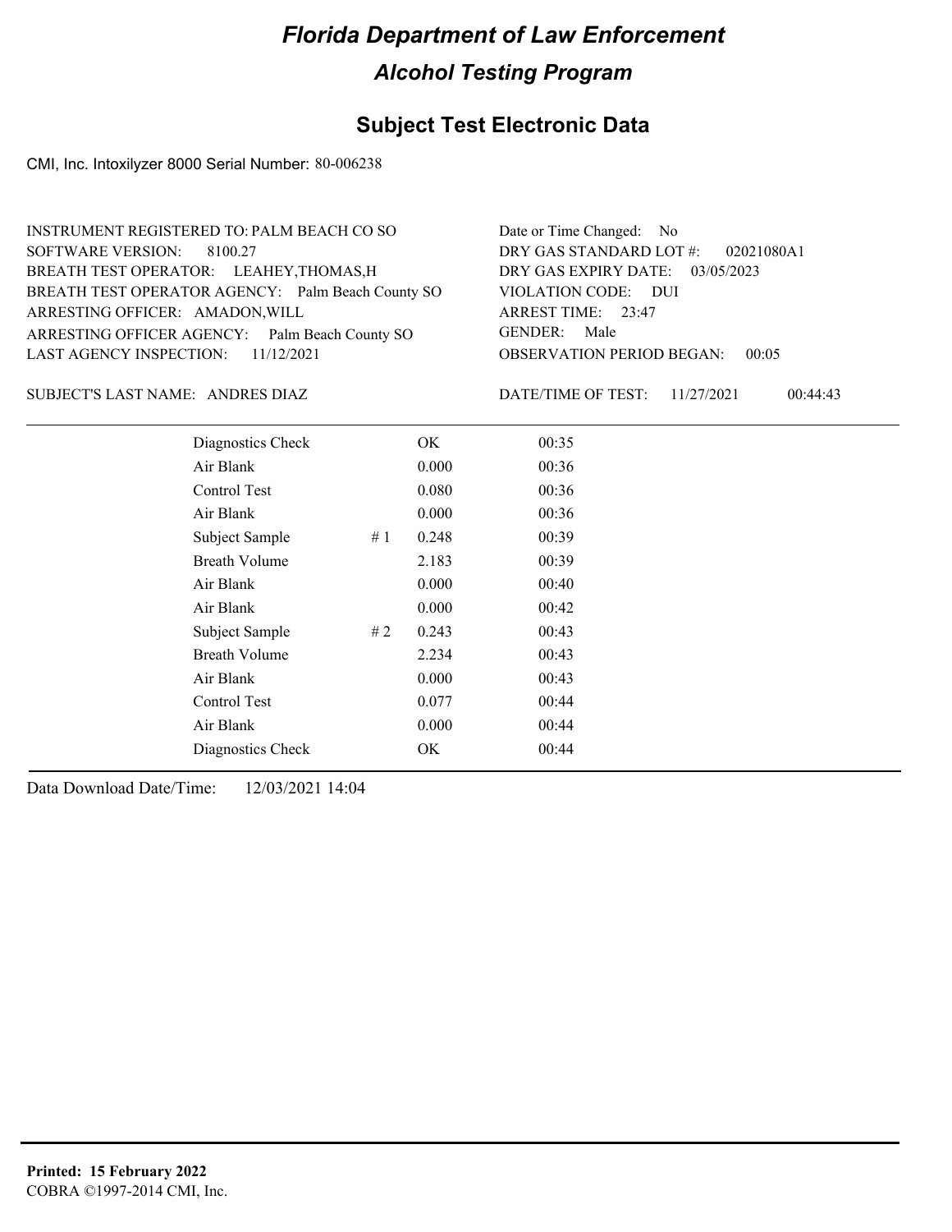# Florida Department of Law Enforcement

## Alcohol Testing Program

## Subject Test Electronic Data

CMI, Inc. Intoxilyzer 8000 Serial Number: 80-006238

INSTRUMENT REGISTERED TO: PALM BEACH CO SO
SOFTWARE VERSION: 8100.27
BREATH TEST OPERATOR: LEAHEY,THOMAS,H
BREATH TEST OPERATOR AGENCY: Palm Beach County SO
ARRESTING OFFICER: AMADON,WILL
ARRESTING OFFICER AGENCY: Palm Beach County SO
LAST AGENCY INSPECTION: 11/12/2021

Date or Time Changed: No
DRY GAS STANDARD LOT #: 02021080A1
DRY GAS EXPIRY DATE: 03/05/2023
VIOLATION CODE: DUI
ARREST TIME: 23:47
GENDER: Male
OBSERVATION PERIOD BEGAN: 00:05

SUBJECT'S LAST NAME: ANDRES DIAZ

DATE/TIME OF TEST: 11/27/2021 00:44:43

| Test | # | Result | Time |
|---|---|---|---|
| Diagnostics Check | | OK | 00:35 |
| Air Blank | | 0.000 | 00:36 |
| Control Test | | 0.080 | 00:36 |
| Air Blank | | 0.000 | 00:36 |
| Subject Sample | # 1 | 0.248 | 00:39 |
| Breath Volume | | 2.183 | 00:39 |
| Air Blank | | 0.000 | 00:40 |
| Air Blank | | 0.000 | 00:42 |
| Subject Sample | # 2 | 0.243 | 00:43 |
| Breath Volume | | 2.234 | 00:43 |
| Air Blank | | 0.000 | 00:43 |
| Control Test | | 0.077 | 00:44 |
| Air Blank | | 0.000 | 00:44 |
| Diagnostics Check | | OK | 00:44 |

Data Download Date/Time: 12/03/2021 14:04

**Printed: 15 February 2022**
COBRA ©1997-2014 CMI, Inc.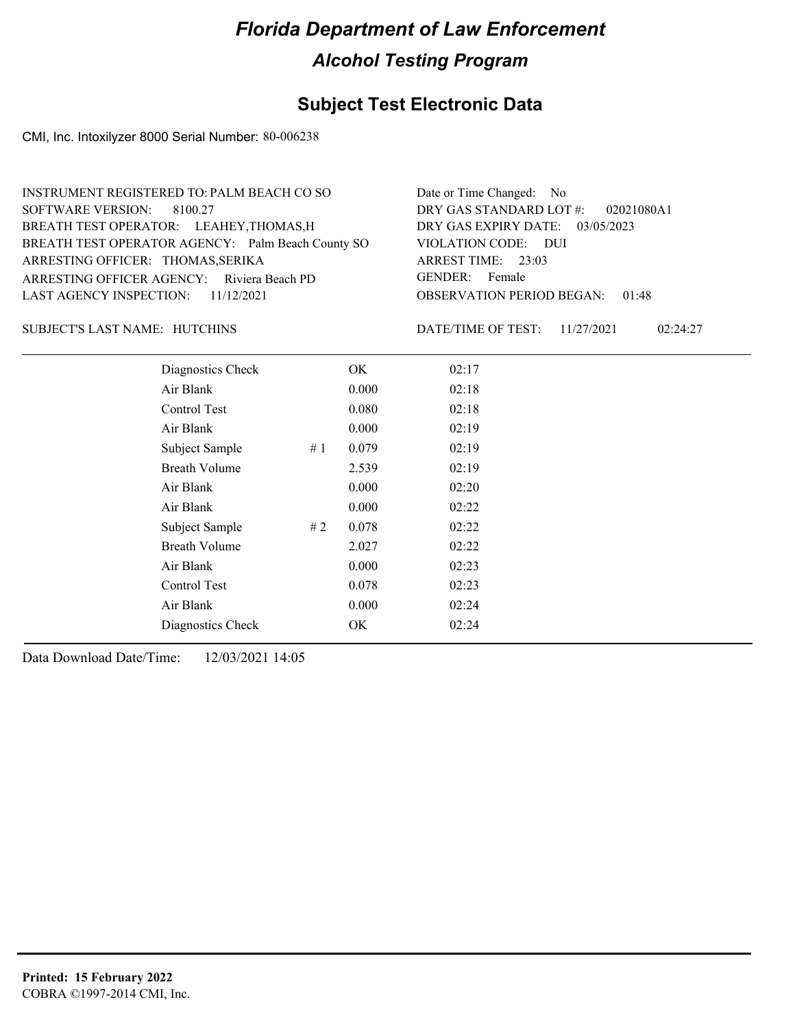# Florida Department of Law Enforcement

## Alcohol Testing Program

### Subject Test Electronic Data

CMI, Inc. Intoxilyzer 8000 Serial Number: 80-006238

INSTRUMENT REGISTERED TO: PALM BEACH CO SO
SOFTWARE VERSION: 8100.27
BREATH TEST OPERATOR: LEAHEY,THOMAS,H
BREATH TEST OPERATOR AGENCY: Palm Beach County SO
ARRESTING OFFICER: THOMAS,SERIKA
ARRESTING OFFICER AGENCY: Riviera Beach PD
LAST AGENCY INSPECTION: 11/12/2021

Date or Time Changed: No
DRY GAS STANDARD LOT #: 02021080A1
DRY GAS EXPIRY DATE: 03/05/2023
VIOLATION CODE: DUI
ARREST TIME: 23:03
GENDER: Female
OBSERVATION PERIOD BEGAN: 01:48

SUBJECT'S LAST NAME: HUTCHINS

DATE/TIME OF TEST: 11/27/2021 02:24:27

| | | | |
|---|---|---|---|
| Diagnostics Check | | OK | 02:17 |
| Air Blank | | 0.000 | 02:18 |
| Control Test | | 0.080 | 02:18 |
| Air Blank | | 0.000 | 02:19 |
| Subject Sample | # 1 | 0.079 | 02:19 |
| Breath Volume | | 2.539 | 02:19 |
| Air Blank | | 0.000 | 02:20 |
| Air Blank | | 0.000 | 02:22 |
| Subject Sample | # 2 | 0.078 | 02:22 |
| Breath Volume | | 2.027 | 02:22 |
| Air Blank | | 0.000 | 02:23 |
| Control Test | | 0.078 | 02:23 |
| Air Blank | | 0.000 | 02:24 |
| Diagnostics Check | | OK | 02:24 |

Data Download Date/Time: 12/03/2021 14:05

**Printed: 15 February 2022**
COBRA ©1997-2014 CMI, Inc.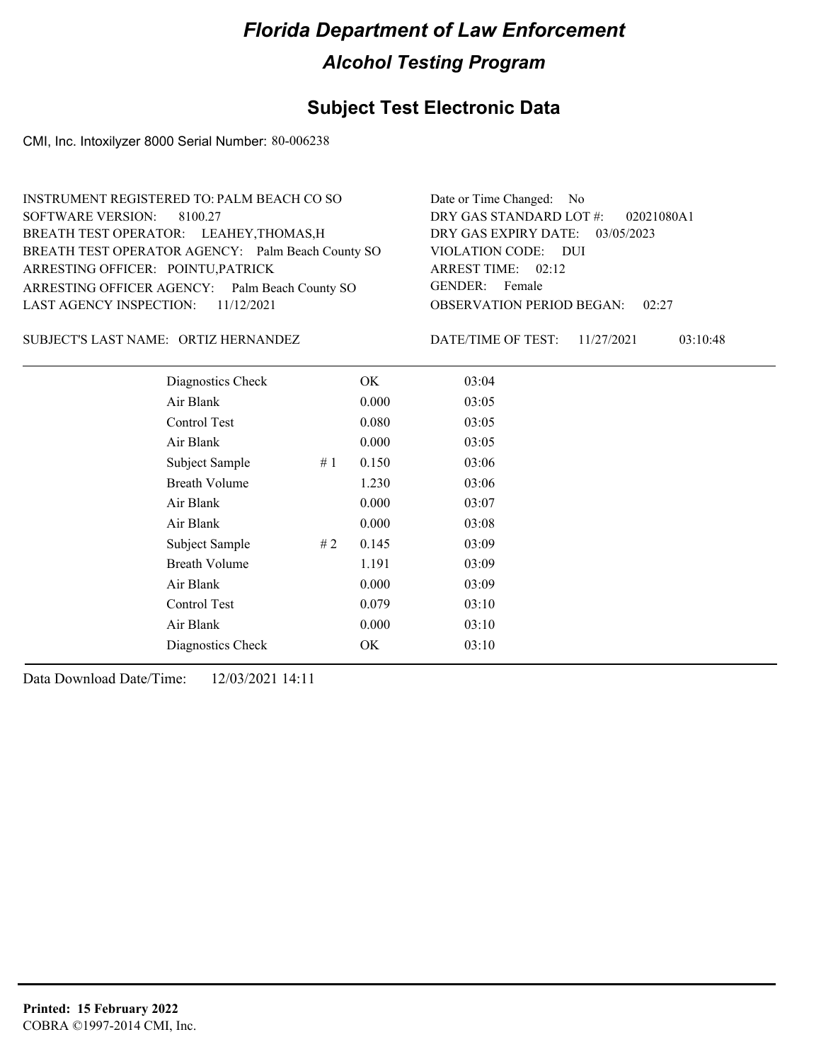# Florida Department of Law Enforcement

## Alcohol Testing Program

### Subject Test Electronic Data

CMI, Inc. Intoxilyzer 8000 Serial Number: 80-006238

INSTRUMENT REGISTERED TO: PALM BEACH CO SO
SOFTWARE VERSION: 8100.27
BREATH TEST OPERATOR: LEAHEY,THOMAS,H
BREATH TEST OPERATOR AGENCY: Palm Beach County SO
ARRESTING OFFICER: POINTU,PATRICK
ARRESTING OFFICER AGENCY: Palm Beach County SO
LAST AGENCY INSPECTION: 11/12/2021

Date or Time Changed: No
DRY GAS STANDARD LOT #: 02021080A1
DRY GAS EXPIRY DATE: 03/05/2023
VIOLATION CODE: DUI
ARREST TIME: 02:12
GENDER: Female
OBSERVATION PERIOD BEGAN: 02:27

SUBJECT'S LAST NAME: ORTIZ HERNANDEZ

DATE/TIME OF TEST: 11/27/2021 03:10:48

| | | | |
|---|---|---|---|
| Diagnostics Check | | OK | 03:04 |
| Air Blank | | 0.000 | 03:05 |
| Control Test | | 0.080 | 03:05 |
| Air Blank | | 0.000 | 03:05 |
| Subject Sample | # 1 | 0.150 | 03:06 |
| Breath Volume | | 1.230 | 03:06 |
| Air Blank | | 0.000 | 03:07 |
| Air Blank | | 0.000 | 03:08 |
| Subject Sample | # 2 | 0.145 | 03:09 |
| Breath Volume | | 1.191 | 03:09 |
| Air Blank | | 0.000 | 03:09 |
| Control Test | | 0.079 | 03:10 |
| Air Blank | | 0.000 | 03:10 |
| Diagnostics Check | | OK | 03:10 |

Data Download Date/Time: 12/03/2021 14:11

**Printed: 15 February 2022**
COBRA ©1997-2014 CMI, Inc.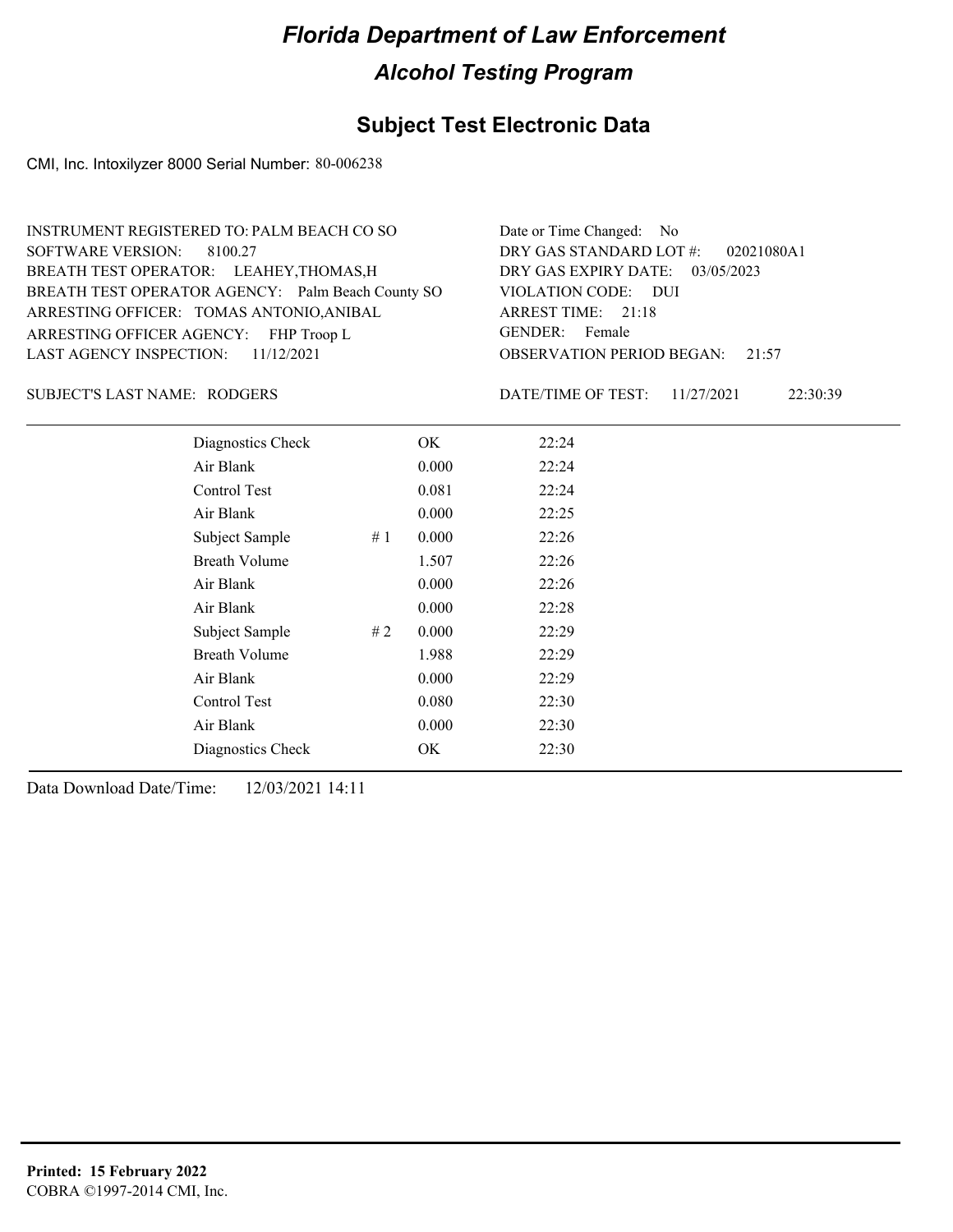# Florida Department of Law Enforcement

## Alcohol Testing Program

## Subject Test Electronic Data

CMI, Inc. Intoxilyzer 8000 Serial Number: 80-006238

INSTRUMENT REGISTERED TO: PALM BEACH CO SO
SOFTWARE VERSION: 8100.27
BREATH TEST OPERATOR: LEAHEY,THOMAS,H
BREATH TEST OPERATOR AGENCY: Palm Beach County SO
ARRESTING OFFICER: TOMAS ANTONIO,ANIBAL
ARRESTING OFFICER AGENCY: FHP Troop L
LAST AGENCY INSPECTION: 11/12/2021

Date or Time Changed: No
DRY GAS STANDARD LOT #: 02021080A1
DRY GAS EXPIRY DATE: 03/05/2023
VIOLATION CODE: DUI
ARREST TIME: 21:18
GENDER: Female
OBSERVATION PERIOD BEGAN: 21:57

SUBJECT'S LAST NAME: RODGERS

DATE/TIME OF TEST: 11/27/2021 22:30:39

| | | | |
|---|---|---|---|
| Diagnostics Check | | OK | 22:24 |
| Air Blank | | 0.000 | 22:24 |
| Control Test | | 0.081 | 22:24 |
| Air Blank | | 0.000 | 22:25 |
| Subject Sample | # 1 | 0.000 | 22:26 |
| Breath Volume | | 1.507 | 22:26 |
| Air Blank | | 0.000 | 22:26 |
| Air Blank | | 0.000 | 22:28 |
| Subject Sample | # 2 | 0.000 | 22:29 |
| Breath Volume | | 1.988 | 22:29 |
| Air Blank | | 0.000 | 22:29 |
| Control Test | | 0.080 | 22:30 |
| Air Blank | | 0.000 | 22:30 |
| Diagnostics Check | | OK | 22:30 |

Data Download Date/Time: 12/03/2021 14:11

**Printed: 15 February 2022**
COBRA ©1997-2014 CMI, Inc.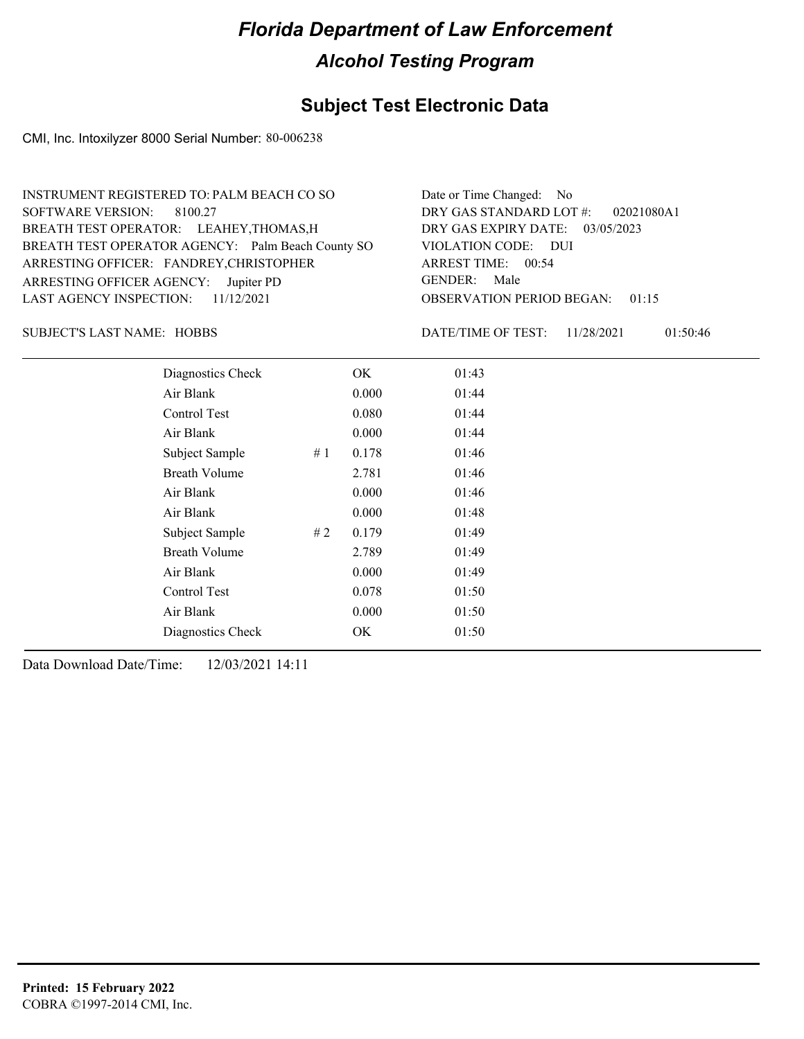# Florida Department of Law Enforcement

## Alcohol Testing Program

## Subject Test Electronic Data

CMI, Inc. Intoxilyzer 8000 Serial Number: 80-006238

INSTRUMENT REGISTERED TO: PALM BEACH CO SO
SOFTWARE VERSION: 8100.27
BREATH TEST OPERATOR: LEAHEY,THOMAS,H
BREATH TEST OPERATOR AGENCY: Palm Beach County SO
ARRESTING OFFICER: FANDREY,CHRISTOPHER
ARRESTING OFFICER AGENCY: Jupiter PD
LAST AGENCY INSPECTION: 11/12/2021

Date or Time Changed: No
DRY GAS STANDARD LOT #: 02021080A1
DRY GAS EXPIRY DATE: 03/05/2023
VIOLATION CODE: DUI
ARREST TIME: 00:54
GENDER: Male
OBSERVATION PERIOD BEGAN: 01:15

SUBJECT'S LAST NAME: HOBBS

DATE/TIME OF TEST: 11/28/2021 01:50:46

| | | | |
|---|---|---|---|
| Diagnostics Check | | OK | 01:43 |
| Air Blank | | 0.000 | 01:44 |
| Control Test | | 0.080 | 01:44 |
| Air Blank | | 0.000 | 01:44 |
| Subject Sample | # 1 | 0.178 | 01:46 |
| Breath Volume | | 2.781 | 01:46 |
| Air Blank | | 0.000 | 01:46 |
| Air Blank | | 0.000 | 01:48 |
| Subject Sample | # 2 | 0.179 | 01:49 |
| Breath Volume | | 2.789 | 01:49 |
| Air Blank | | 0.000 | 01:49 |
| Control Test | | 0.078 | 01:50 |
| Air Blank | | 0.000 | 01:50 |
| Diagnostics Check | | OK | 01:50 |

Data Download Date/Time: 12/03/2021 14:11

**Printed: 15 February 2022**
COBRA ©1997-2014 CMI, Inc.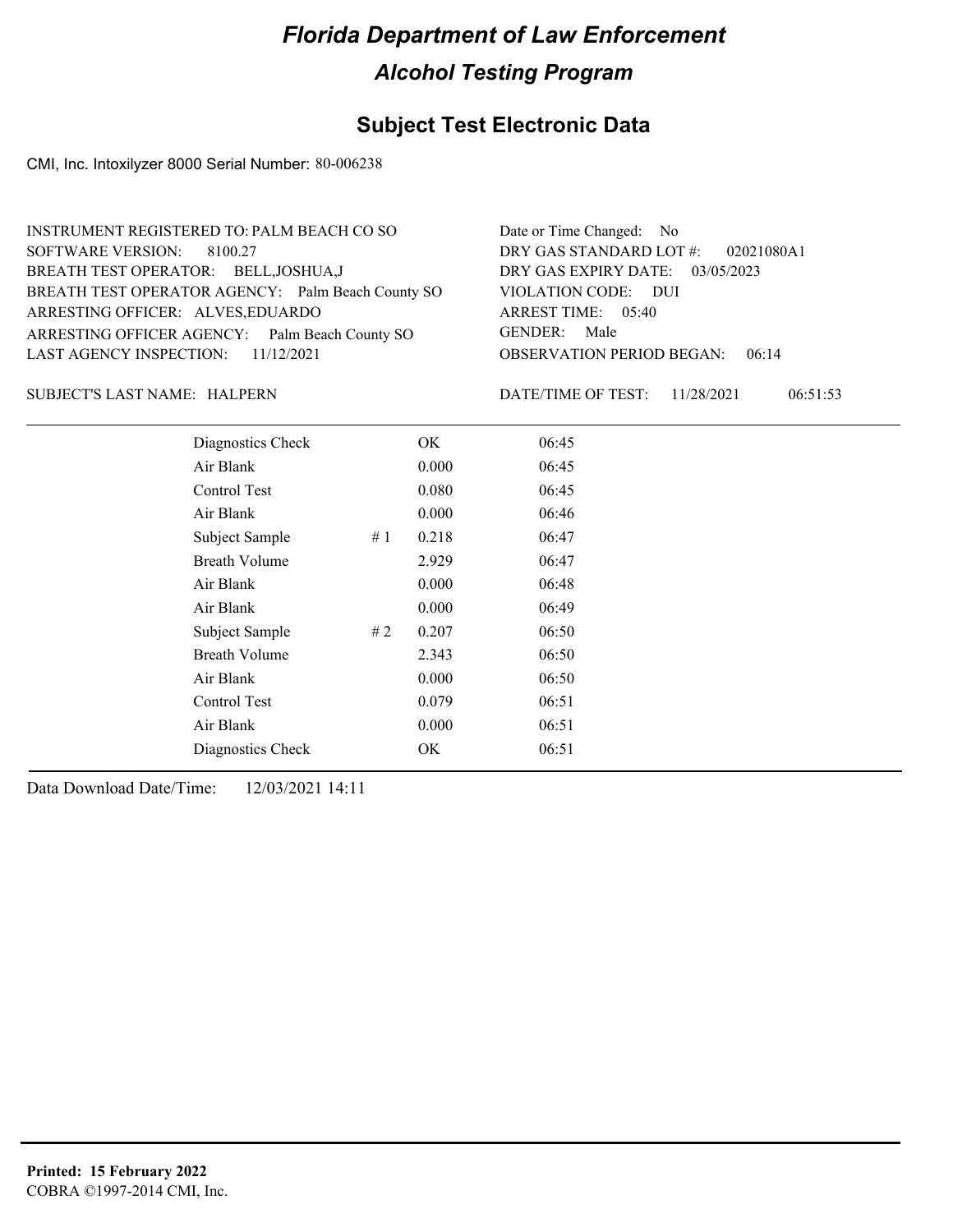# Florida Department of Law Enforcement

## Alcohol Testing Program

### Subject Test Electronic Data

CMI, Inc. Intoxilyzer 8000 Serial Number: 80-006238

INSTRUMENT REGISTERED TO: PALM BEACH CO SO
SOFTWARE VERSION: 8100.27
BREATH TEST OPERATOR: BELL,JOSHUA,J
BREATH TEST OPERATOR AGENCY: Palm Beach County SO
ARRESTING OFFICER: ALVES,EDUARDO
ARRESTING OFFICER AGENCY: Palm Beach County SO
LAST AGENCY INSPECTION: 11/12/2021

Date or Time Changed: No
DRY GAS STANDARD LOT #: 02021080A1
DRY GAS EXPIRY DATE: 03/05/2023
VIOLATION CODE: DUI
ARREST TIME: 05:40
GENDER: Male
OBSERVATION PERIOD BEGAN: 06:14

SUBJECT'S LAST NAME: HALPERN

DATE/TIME OF TEST: 11/28/2021 06:51:53

| | | | |
|---|---|---|---|
| Diagnostics Check | | OK | 06:45 |
| Air Blank | | 0.000 | 06:45 |
| Control Test | | 0.080 | 06:45 |
| Air Blank | | 0.000 | 06:46 |
| Subject Sample | # 1 | 0.218 | 06:47 |
| Breath Volume | | 2.929 | 06:47 |
| Air Blank | | 0.000 | 06:48 |
| Air Blank | | 0.000 | 06:49 |
| Subject Sample | # 2 | 0.207 | 06:50 |
| Breath Volume | | 2.343 | 06:50 |
| Air Blank | | 0.000 | 06:50 |
| Control Test | | 0.079 | 06:51 |
| Air Blank | | 0.000 | 06:51 |
| Diagnostics Check | | OK | 06:51 |

Data Download Date/Time: 12/03/2021 14:11

**Printed: 15 February 2022**
COBRA ©1997-2014 CMI, Inc.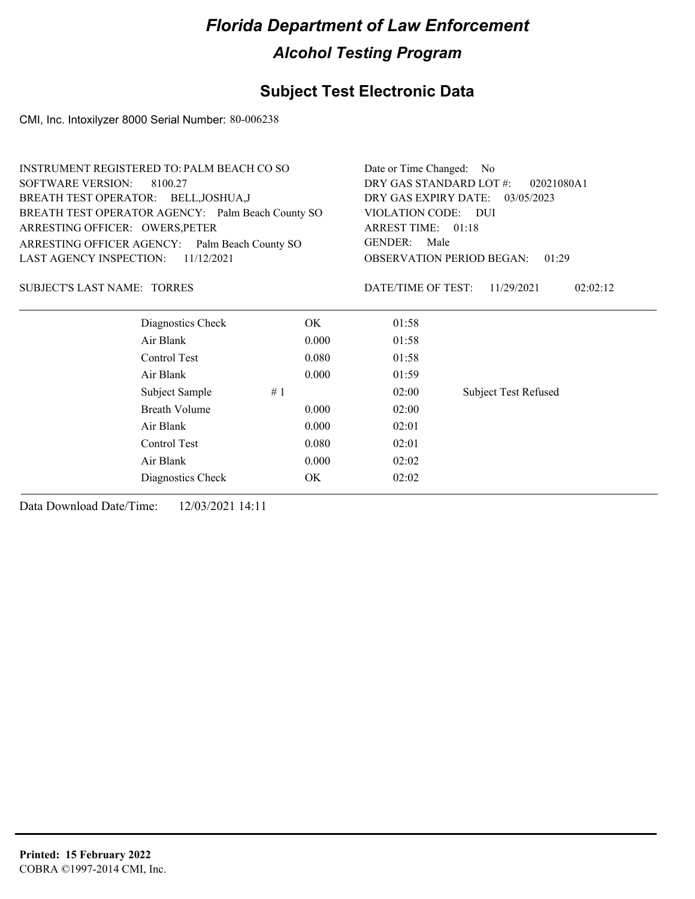# Florida Department of Law Enforcement

## Alcohol Testing Program

### Subject Test Electronic Data

CMI, Inc. Intoxilyzer 8000 Serial Number: 80-006238

INSTRUMENT REGISTERED TO: PALM BEACH CO SO
SOFTWARE VERSION: 8100.27
BREATH TEST OPERATOR: BELL,JOSHUA,J
BREATH TEST OPERATOR AGENCY: Palm Beach County SO
ARRESTING OFFICER: OWERS,PETER
ARRESTING OFFICER AGENCY: Palm Beach County SO
LAST AGENCY INSPECTION: 11/12/2021

Date or Time Changed: No
DRY GAS STANDARD LOT #: 02021080A1
DRY GAS EXPIRY DATE: 03/05/2023
VIOLATION CODE: DUI
ARREST TIME: 01:18
GENDER: Male
OBSERVATION PERIOD BEGAN: 01:29

SUBJECT'S LAST NAME: TORRES

DATE/TIME OF TEST: 11/29/2021 02:02:12

| | | | | |
|---|---|---|---|---|
| Diagnostics Check | | OK | 01:58 | |
| Air Blank | | 0.000 | 01:58 | |
| Control Test | | 0.080 | 01:58 | |
| Air Blank | | 0.000 | 01:59 | |
| Subject Sample | # 1 | | 02:00 | Subject Test Refused |
| Breath Volume | | 0.000 | 02:00 | |
| Air Blank | | 0.000 | 02:01 | |
| Control Test | | 0.080 | 02:01 | |
| Air Blank | | 0.000 | 02:02 | |
| Diagnostics Check | | OK | 02:02 | |

Data Download Date/Time: 12/03/2021 14:11

**Printed: 15 February 2022**
COBRA ©1997-2014 CMI, Inc.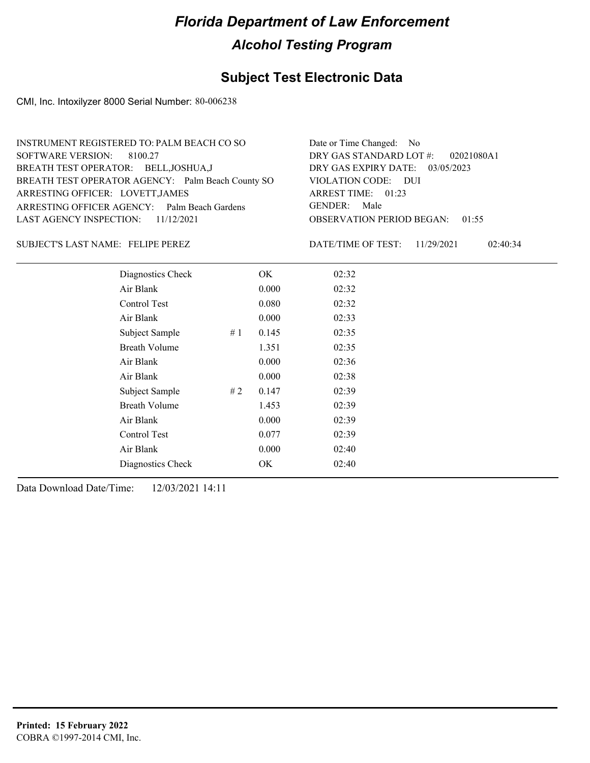# Florida Department of Law Enforcement

## Alcohol Testing Program

### Subject Test Electronic Data

CMI, Inc. Intoxilyzer 8000 Serial Number: 80-006238

INSTRUMENT REGISTERED TO: PALM BEACH CO SO
SOFTWARE VERSION: 8100.27
BREATH TEST OPERATOR: BELL,JOSHUA,J
BREATH TEST OPERATOR AGENCY: Palm Beach County SO
ARRESTING OFFICER: LOVETT,JAMES
ARRESTING OFFICER AGENCY: Palm Beach Gardens
LAST AGENCY INSPECTION: 11/12/2021

Date or Time Changed: No
DRY GAS STANDARD LOT #: 02021080A1
DRY GAS EXPIRY DATE: 03/05/2023
VIOLATION CODE: DUI
ARREST TIME: 01:23
GENDER: Male
OBSERVATION PERIOD BEGAN: 01:55

SUBJECT'S LAST NAME: FELIPE PEREZ

DATE/TIME OF TEST: 11/29/2021 02:40:34

| | | | |
|---|---|---|---|
| Diagnostics Check | | OK | 02:32 |
| Air Blank | | 0.000 | 02:32 |
| Control Test | | 0.080 | 02:32 |
| Air Blank | | 0.000 | 02:33 |
| Subject Sample | # 1 | 0.145 | 02:35 |
| Breath Volume | | 1.351 | 02:35 |
| Air Blank | | 0.000 | 02:36 |
| Air Blank | | 0.000 | 02:38 |
| Subject Sample | # 2 | 0.147 | 02:39 |
| Breath Volume | | 1.453 | 02:39 |
| Air Blank | | 0.000 | 02:39 |
| Control Test | | 0.077 | 02:39 |
| Air Blank | | 0.000 | 02:40 |
| Diagnostics Check | | OK | 02:40 |

Data Download Date/Time: 12/03/2021 14:11

**Printed: 15 February 2022**
COBRA ©1997-2014 CMI, Inc.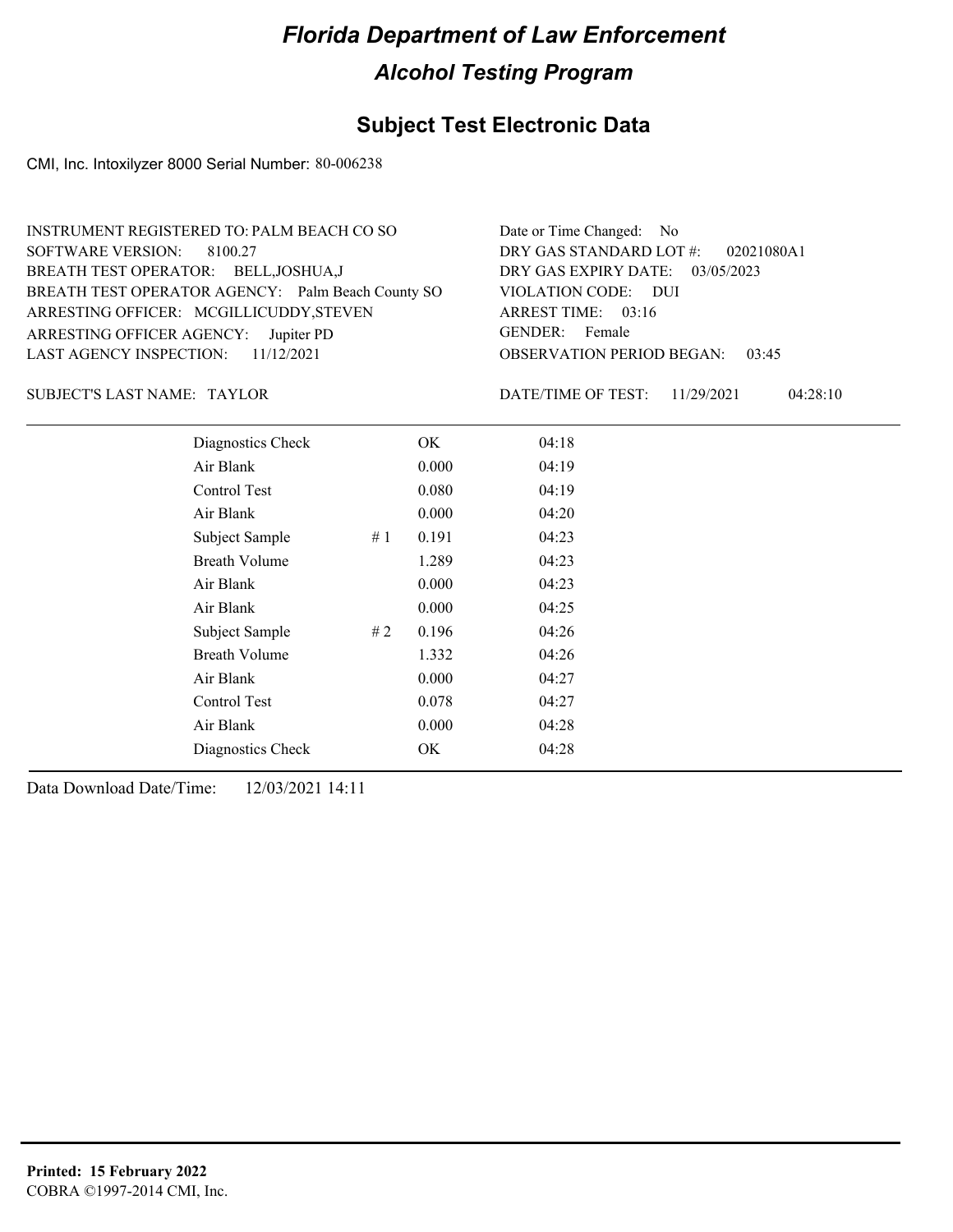# Florida Department of Law Enforcement

## Alcohol Testing Program

### Subject Test Electronic Data

CMI, Inc. Intoxilyzer 8000 Serial Number: 80-006238

INSTRUMENT REGISTERED TO: PALM BEACH CO SO
SOFTWARE VERSION: 8100.27
BREATH TEST OPERATOR: BELL,JOSHUA,J
BREATH TEST OPERATOR AGENCY: Palm Beach County SO
ARRESTING OFFICER: MCGILLICUDDY,STEVEN
ARRESTING OFFICER AGENCY: Jupiter PD
LAST AGENCY INSPECTION: 11/12/2021

Date or Time Changed: No
DRY GAS STANDARD LOT #: 02021080A1
DRY GAS EXPIRY DATE: 03/05/2023
VIOLATION CODE: DUI
ARREST TIME: 03:16
GENDER: Female
OBSERVATION PERIOD BEGAN: 03:45

SUBJECT'S LAST NAME: TAYLOR

DATE/TIME OF TEST: 11/29/2021 04:28:10

| Test | # | Result | Time |
|---|---|---|---|
| Diagnostics Check | | OK | 04:18 |
| Air Blank | | 0.000 | 04:19 |
| Control Test | | 0.080 | 04:19 |
| Air Blank | | 0.000 | 04:20 |
| Subject Sample | # 1 | 0.191 | 04:23 |
| Breath Volume | | 1.289 | 04:23 |
| Air Blank | | 0.000 | 04:23 |
| Air Blank | | 0.000 | 04:25 |
| Subject Sample | # 2 | 0.196 | 04:26 |
| Breath Volume | | 1.332 | 04:26 |
| Air Blank | | 0.000 | 04:27 |
| Control Test | | 0.078 | 04:27 |
| Air Blank | | 0.000 | 04:28 |
| Diagnostics Check | | OK | 04:28 |

Data Download Date/Time: 12/03/2021 14:11

**Printed: 15 February 2022**
COBRA ©1997-2014 CMI, Inc.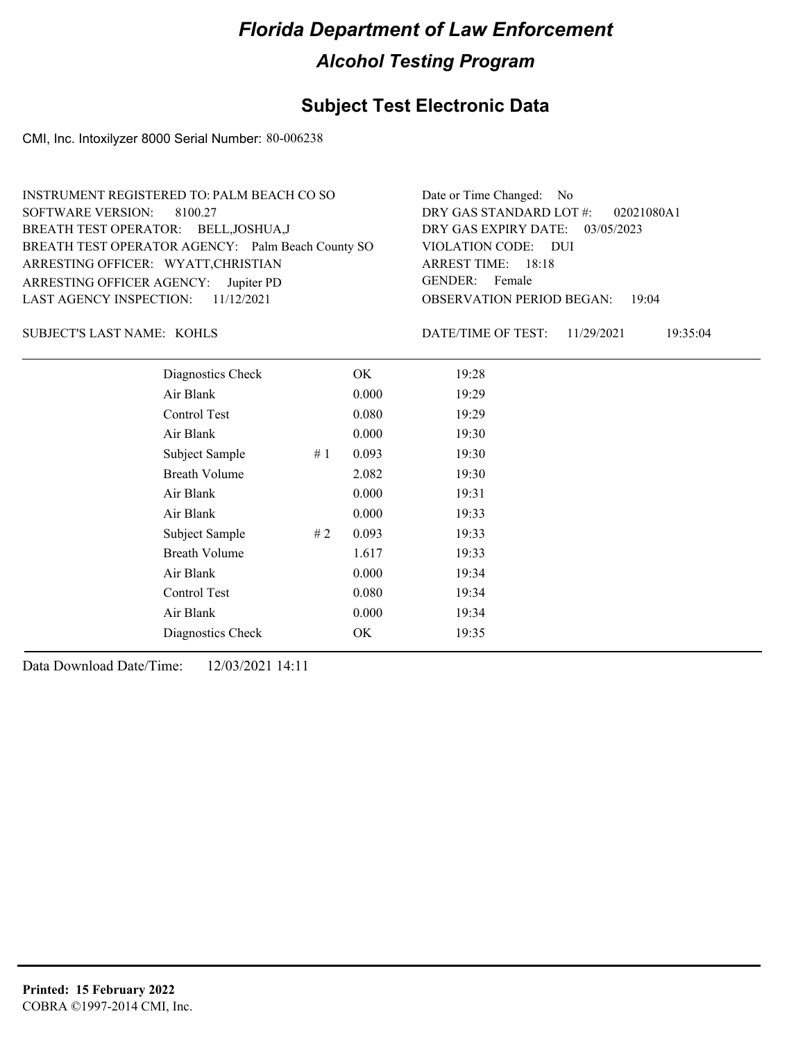# Florida Department of Law Enforcement

## Alcohol Testing Program

### Subject Test Electronic Data

CMI, Inc. Intoxilyzer 8000 Serial Number: 80-006238

INSTRUMENT REGISTERED TO: PALM BEACH CO SO
SOFTWARE VERSION: 8100.27
BREATH TEST OPERATOR: BELL,JOSHUA,J
BREATH TEST OPERATOR AGENCY: Palm Beach County SO
ARRESTING OFFICER: WYATT,CHRISTIAN
ARRESTING OFFICER AGENCY: Jupiter PD
LAST AGENCY INSPECTION: 11/12/2021

Date or Time Changed: No
DRY GAS STANDARD LOT #: 02021080A1
DRY GAS EXPIRY DATE: 03/05/2023
VIOLATION CODE: DUI
ARREST TIME: 18:18
GENDER: Female
OBSERVATION PERIOD BEGAN: 19:04

SUBJECT'S LAST NAME: KOHLS

DATE/TIME OF TEST: 11/29/2021 19:35:04

| | | | |
|---|---|---|---|
| Diagnostics Check | | OK | 19:28 |
| Air Blank | | 0.000 | 19:29 |
| Control Test | | 0.080 | 19:29 |
| Air Blank | | 0.000 | 19:30 |
| Subject Sample | # 1 | 0.093 | 19:30 |
| Breath Volume | | 2.082 | 19:30 |
| Air Blank | | 0.000 | 19:31 |
| Air Blank | | 0.000 | 19:33 |
| Subject Sample | # 2 | 0.093 | 19:33 |
| Breath Volume | | 1.617 | 19:33 |
| Air Blank | | 0.000 | 19:34 |
| Control Test | | 0.080 | 19:34 |
| Air Blank | | 0.000 | 19:34 |
| Diagnostics Check | | OK | 19:35 |

Data Download Date/Time: 12/03/2021 14:11

**Printed: 15 February 2022**
COBRA ©1997-2014 CMI, Inc.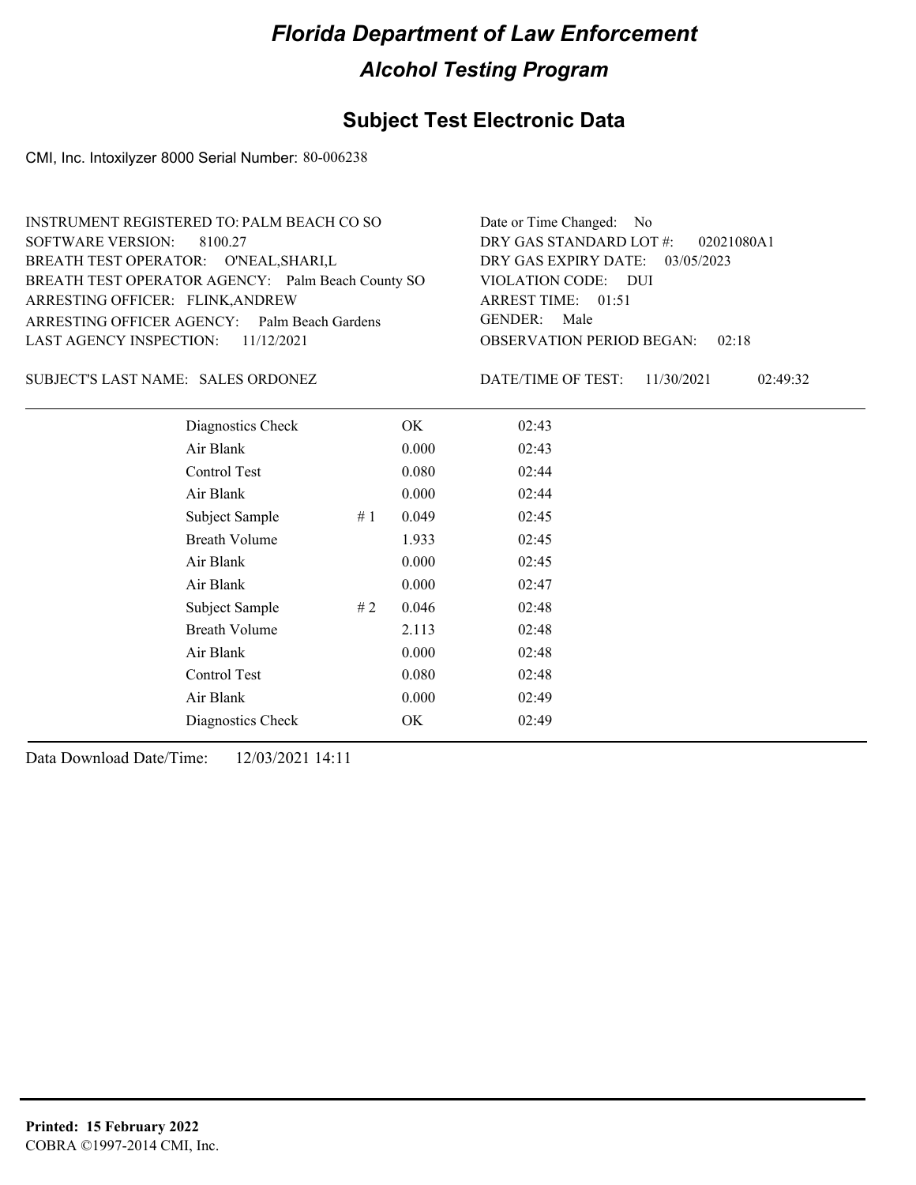# Florida Department of Law Enforcement

## Alcohol Testing Program

### Subject Test Electronic Data

CMI, Inc. Intoxilyzer 8000 Serial Number: 80-006238

INSTRUMENT REGISTERED TO: PALM BEACH CO SO
SOFTWARE VERSION: 8100.27
BREATH TEST OPERATOR: O'NEAL,SHARI,L
BREATH TEST OPERATOR AGENCY: Palm Beach County SO
ARRESTING OFFICER: FLINK,ANDREW
ARRESTING OFFICER AGENCY: Palm Beach Gardens
LAST AGENCY INSPECTION: 11/12/2021

Date or Time Changed: No
DRY GAS STANDARD LOT #: 02021080A1
DRY GAS EXPIRY DATE: 03/05/2023
VIOLATION CODE: DUI
ARREST TIME: 01:51
GENDER: Male
OBSERVATION PERIOD BEGAN: 02:18

SUBJECT'S LAST NAME: SALES ORDONEZ

DATE/TIME OF TEST: 11/30/2021 02:49:32

| | | | |
|---|---|---|---|
| Diagnostics Check | | OK | 02:43 |
| Air Blank | | 0.000 | 02:43 |
| Control Test | | 0.080 | 02:44 |
| Air Blank | | 0.000 | 02:44 |
| Subject Sample | # 1 | 0.049 | 02:45 |
| Breath Volume | | 1.933 | 02:45 |
| Air Blank | | 0.000 | 02:45 |
| Air Blank | | 0.000 | 02:47 |
| Subject Sample | # 2 | 0.046 | 02:48 |
| Breath Volume | | 2.113 | 02:48 |
| Air Blank | | 0.000 | 02:48 |
| Control Test | | 0.080 | 02:48 |
| Air Blank | | 0.000 | 02:49 |
| Diagnostics Check | | OK | 02:49 |

Data Download Date/Time: 12/03/2021 14:11

**Printed: 15 February 2022**
COBRA ©1997-2014 CMI, Inc.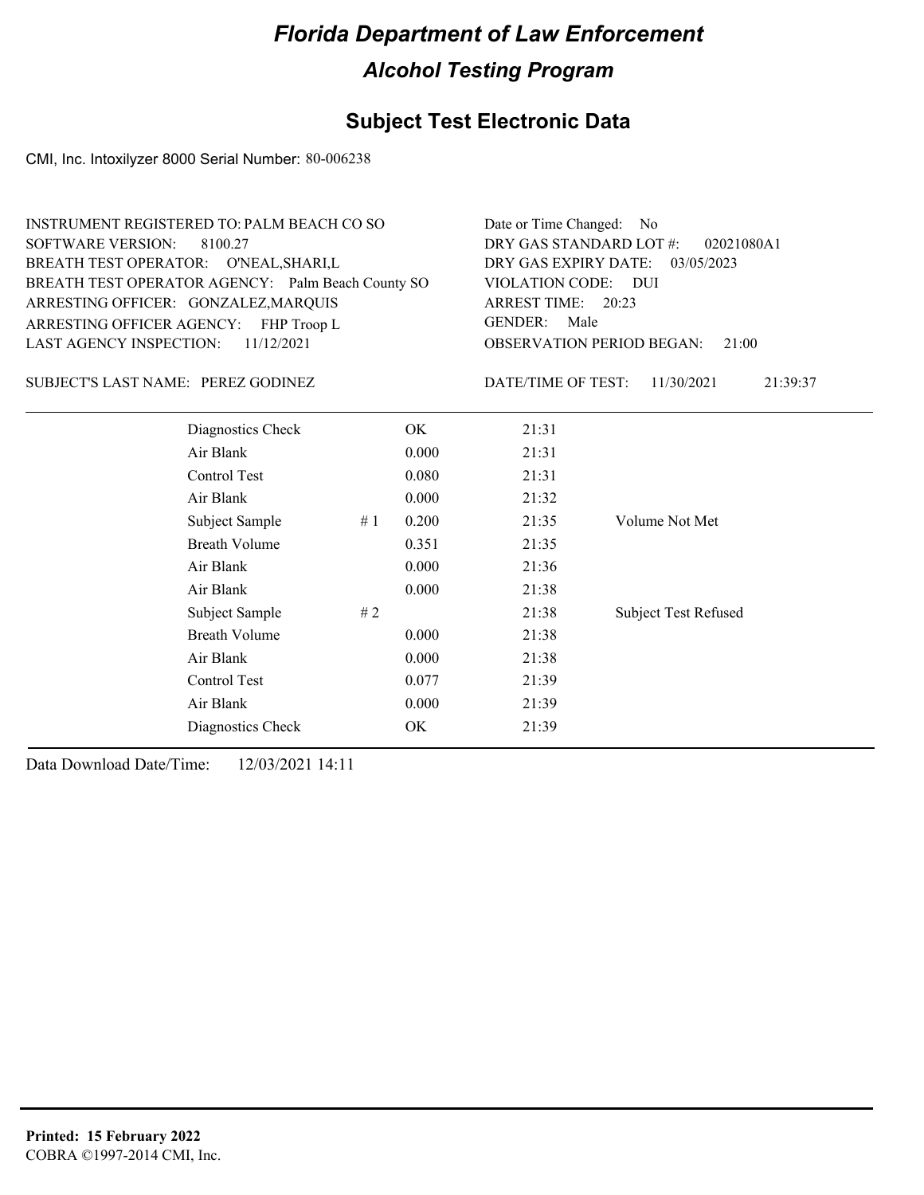# Florida Department of Law Enforcement

## Alcohol Testing Program

### Subject Test Electronic Data

CMI, Inc. Intoxilyzer 8000 Serial Number: 80-006238

INSTRUMENT REGISTERED TO: PALM BEACH CO SO
SOFTWARE VERSION: 8100.27
BREATH TEST OPERATOR: O'NEAL,SHARI,L
BREATH TEST OPERATOR AGENCY: Palm Beach County SO
ARRESTING OFFICER: GONZALEZ,MARQUIS
ARRESTING OFFICER AGENCY: FHP Troop L
LAST AGENCY INSPECTION: 11/12/2021

Date or Time Changed: No
DRY GAS STANDARD LOT #: 02021080A1
DRY GAS EXPIRY DATE: 03/05/2023
VIOLATION CODE: DUI
ARREST TIME: 20:23
GENDER: Male
OBSERVATION PERIOD BEGAN: 21:00

SUBJECT'S LAST NAME: PEREZ GODINEZ

DATE/TIME OF TEST: 11/30/2021 21:39:37

| | | | | |
|---|---|---|---|---|
| Diagnostics Check | | OK | 21:31 | |
| Air Blank | | 0.000 | 21:31 | |
| Control Test | | 0.080 | 21:31 | |
| Air Blank | | 0.000 | 21:32 | |
| Subject Sample | # 1 | 0.200 | 21:35 | Volume Not Met |
| Breath Volume | | 0.351 | 21:35 | |
| Air Blank | | 0.000 | 21:36 | |
| Air Blank | | 0.000 | 21:38 | |
| Subject Sample | # 2 | | 21:38 | Subject Test Refused |
| Breath Volume | | 0.000 | 21:38 | |
| Air Blank | | 0.000 | 21:38 | |
| Control Test | | 0.077 | 21:39 | |
| Air Blank | | 0.000 | 21:39 | |
| Diagnostics Check | | OK | 21:39 | |

Data Download Date/Time: 12/03/2021 14:11

**Printed: 15 February 2022**
COBRA ©1997-2014 CMI, Inc.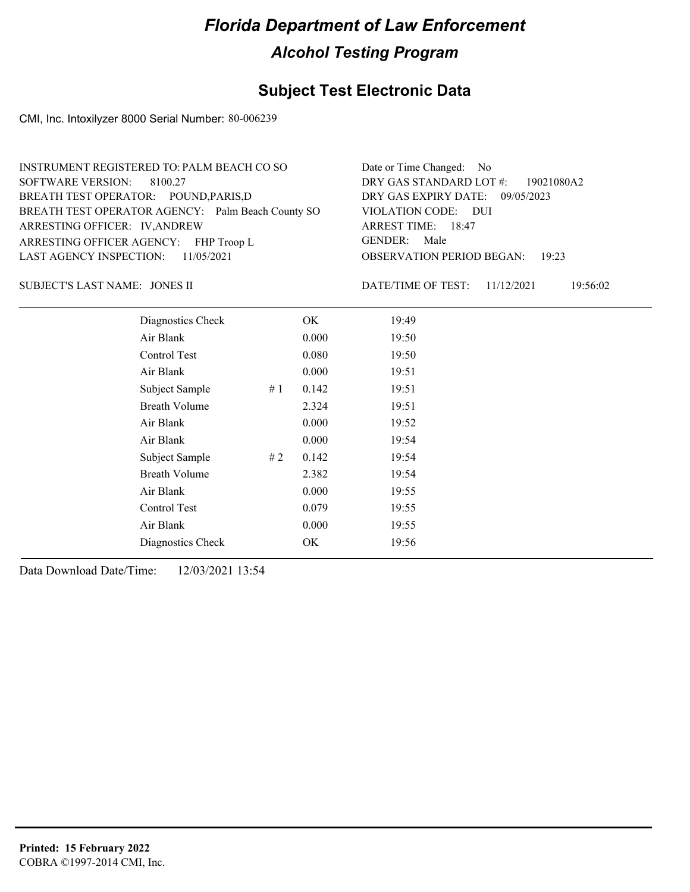# Florida Department of Law Enforcement

## Alcohol Testing Program

### Subject Test Electronic Data

CMI, Inc. Intoxilyzer 8000 Serial Number: 80-006239

INSTRUMENT REGISTERED TO: PALM BEACH CO SO
SOFTWARE VERSION: 8100.27
BREATH TEST OPERATOR: POUND,PARIS,D
BREATH TEST OPERATOR AGENCY: Palm Beach County SO
ARRESTING OFFICER: IV,ANDREW
ARRESTING OFFICER AGENCY: FHP Troop L
LAST AGENCY INSPECTION: 11/05/2021

Date or Time Changed: No
DRY GAS STANDARD LOT #: 19021080A2
DRY GAS EXPIRY DATE: 09/05/2023
VIOLATION CODE: DUI
ARREST TIME: 18:47
GENDER: Male
OBSERVATION PERIOD BEGAN: 19:23

SUBJECT'S LAST NAME: JONES II

DATE/TIME OF TEST: 11/12/2021 19:56:02

| | | | |
|---|---|---|---|
| Diagnostics Check | | OK | 19:49 |
| Air Blank | | 0.000 | 19:50 |
| Control Test | | 0.080 | 19:50 |
| Air Blank | | 0.000 | 19:51 |
| Subject Sample | # 1 | 0.142 | 19:51 |
| Breath Volume | | 2.324 | 19:51 |
| Air Blank | | 0.000 | 19:52 |
| Air Blank | | 0.000 | 19:54 |
| Subject Sample | # 2 | 0.142 | 19:54 |
| Breath Volume | | 2.382 | 19:54 |
| Air Blank | | 0.000 | 19:55 |
| Control Test | | 0.079 | 19:55 |
| Air Blank | | 0.000 | 19:55 |
| Diagnostics Check | | OK | 19:56 |

Data Download Date/Time: 12/03/2021 13:54

**Printed: 15 February 2022**
COBRA ©1997-2014 CMI, Inc.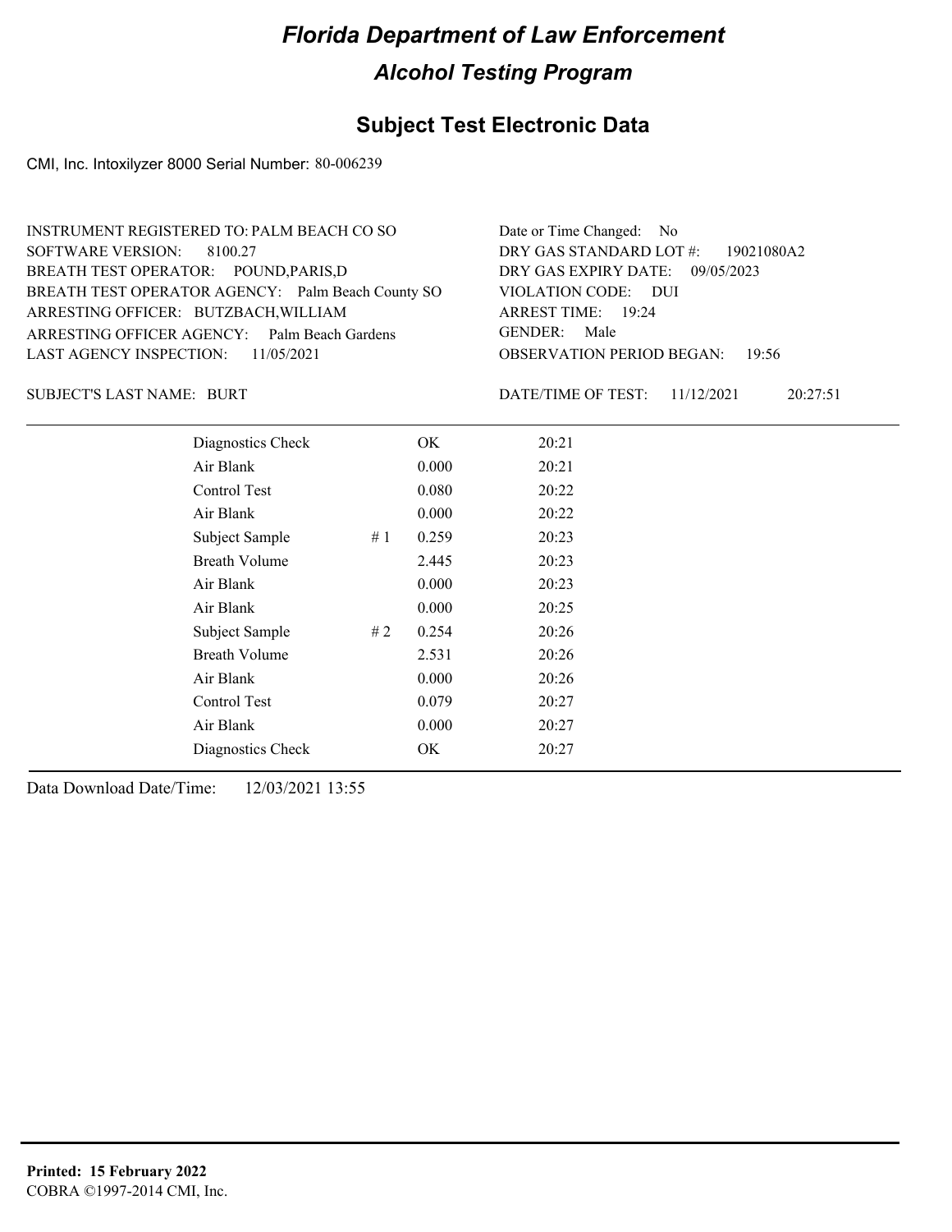# Florida Department of Law Enforcement

## Alcohol Testing Program

### Subject Test Electronic Data

CMI, Inc. Intoxilyzer 8000 Serial Number: 80-006239

INSTRUMENT REGISTERED TO: PALM BEACH CO SO
SOFTWARE VERSION: 8100.27
BREATH TEST OPERATOR: POUND,PARIS,D
BREATH TEST OPERATOR AGENCY: Palm Beach County SO
ARRESTING OFFICER: BUTZBACH,WILLIAM
ARRESTING OFFICER AGENCY: Palm Beach Gardens
LAST AGENCY INSPECTION: 11/05/2021

Date or Time Changed: No
DRY GAS STANDARD LOT #: 19021080A2
DRY GAS EXPIRY DATE: 09/05/2023
VIOLATION CODE: DUI
ARREST TIME: 19:24
GENDER: Male
OBSERVATION PERIOD BEGAN: 19:56

SUBJECT'S LAST NAME: BURT

DATE/TIME OF TEST: 11/12/2021 20:27:51

| | | | |
|---|---|---|---|
| Diagnostics Check | | OK | 20:21 |
| Air Blank | | 0.000 | 20:21 |
| Control Test | | 0.080 | 20:22 |
| Air Blank | | 0.000 | 20:22 |
| Subject Sample | # 1 | 0.259 | 20:23 |
| Breath Volume | | 2.445 | 20:23 |
| Air Blank | | 0.000 | 20:23 |
| Air Blank | | 0.000 | 20:25 |
| Subject Sample | # 2 | 0.254 | 20:26 |
| Breath Volume | | 2.531 | 20:26 |
| Air Blank | | 0.000 | 20:26 |
| Control Test | | 0.079 | 20:27 |
| Air Blank | | 0.000 | 20:27 |
| Diagnostics Check | | OK | 20:27 |

Data Download Date/Time: 12/03/2021 13:55

**Printed: 15 February 2022**
COBRA ©1997-2014 CMI, Inc.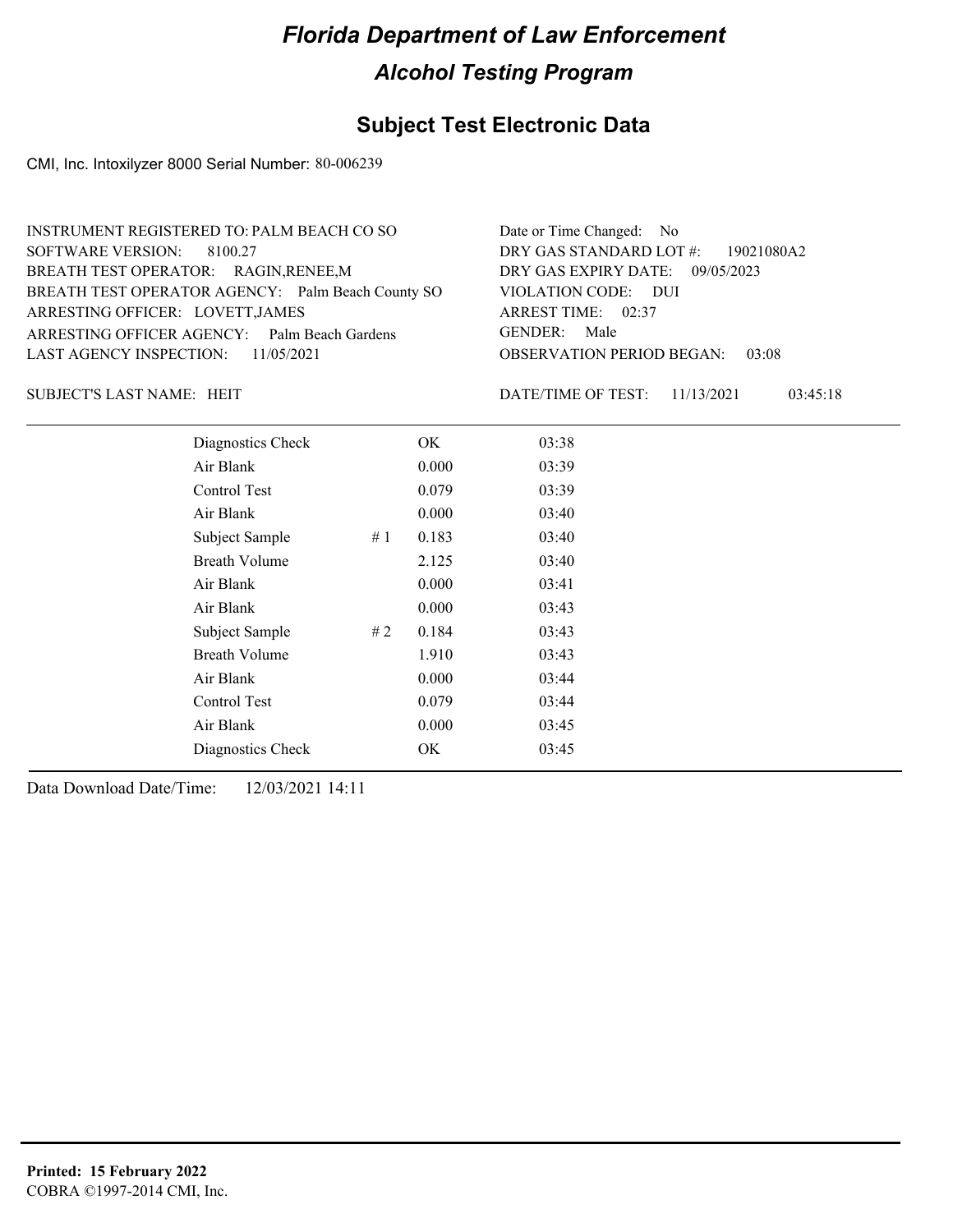# Florida Department of Law Enforcement

## Alcohol Testing Program

### Subject Test Electronic Data

CMI, Inc. Intoxilyzer 8000 Serial Number: 80-006239

INSTRUMENT REGISTERED TO: PALM BEACH CO SO
SOFTWARE VERSION: 8100.27
BREATH TEST OPERATOR: RAGIN,RENEE,M
BREATH TEST OPERATOR AGENCY: Palm Beach County SO
ARRESTING OFFICER: LOVETT,JAMES
ARRESTING OFFICER AGENCY: Palm Beach Gardens
LAST AGENCY INSPECTION: 11/05/2021

Date or Time Changed: No
DRY GAS STANDARD LOT #: 19021080A2
DRY GAS EXPIRY DATE: 09/05/2023
VIOLATION CODE: DUI
ARREST TIME: 02:37
GENDER: Male
OBSERVATION PERIOD BEGAN: 03:08

SUBJECT'S LAST NAME: HEIT

DATE/TIME OF TEST: 11/13/2021 03:45:18

| | | | |
|---|---|---|---|
| Diagnostics Check | | OK | 03:38 |
| Air Blank | | 0.000 | 03:39 |
| Control Test | | 0.079 | 03:39 |
| Air Blank | | 0.000 | 03:40 |
| Subject Sample | # 1 | 0.183 | 03:40 |
| Breath Volume | | 2.125 | 03:40 |
| Air Blank | | 0.000 | 03:41 |
| Air Blank | | 0.000 | 03:43 |
| Subject Sample | # 2 | 0.184 | 03:43 |
| Breath Volume | | 1.910 | 03:43 |
| Air Blank | | 0.000 | 03:44 |
| Control Test | | 0.079 | 03:44 |
| Air Blank | | 0.000 | 03:45 |
| Diagnostics Check | | OK | 03:45 |

Data Download Date/Time: 12/03/2021 14:11

**Printed: 15 February 2022**
COBRA ©1997-2014 CMI, Inc.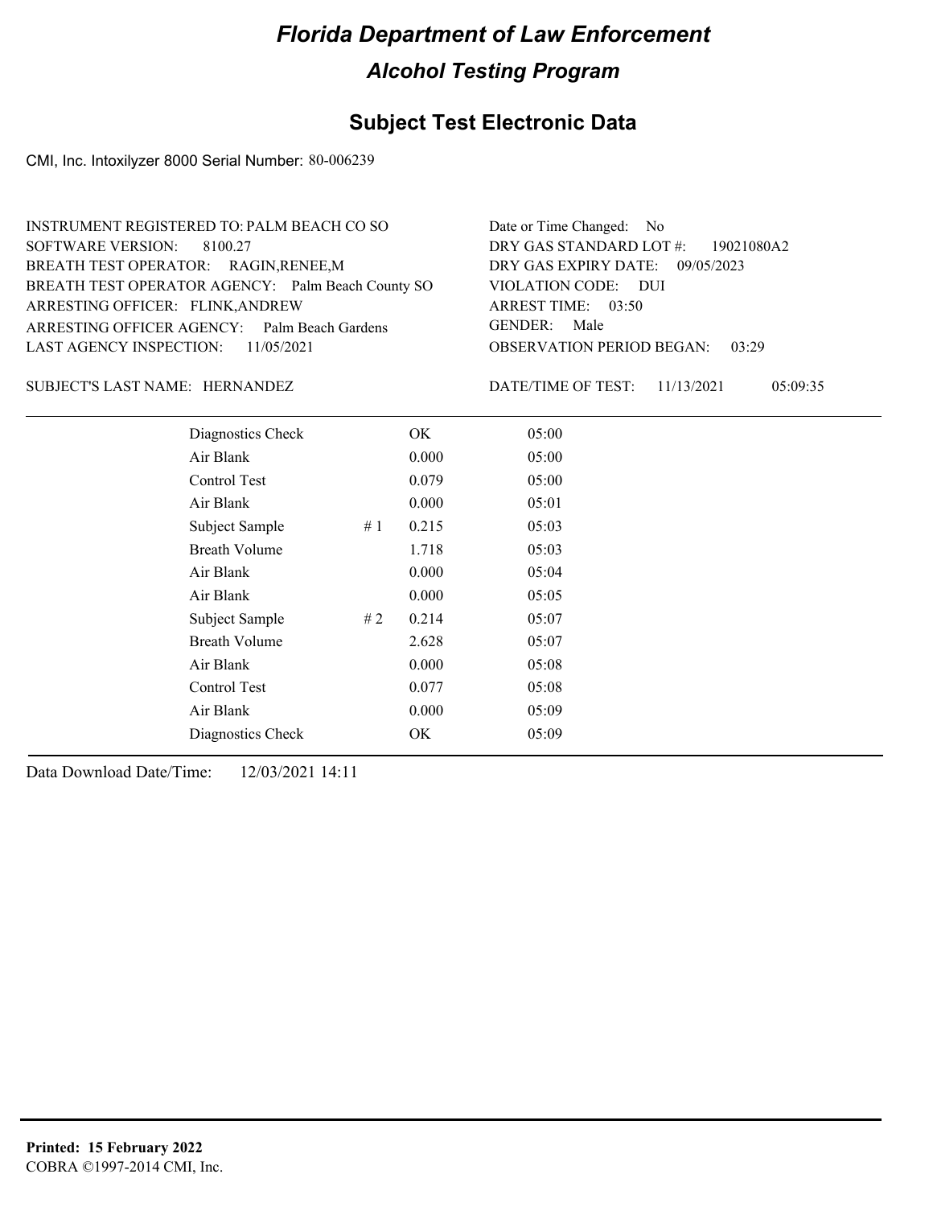# Florida Department of Law Enforcement

## Alcohol Testing Program

### Subject Test Electronic Data

CMI, Inc. Intoxilyzer 8000 Serial Number: 80-006239

INSTRUMENT REGISTERED TO: PALM BEACH CO SO
SOFTWARE VERSION: 8100.27
BREATH TEST OPERATOR: RAGIN,RENEE,M
BREATH TEST OPERATOR AGENCY: Palm Beach County SO
ARRESTING OFFICER: FLINK,ANDREW
ARRESTING OFFICER AGENCY: Palm Beach Gardens
LAST AGENCY INSPECTION: 11/05/2021

Date or Time Changed: No
DRY GAS STANDARD LOT #: 19021080A2
DRY GAS EXPIRY DATE: 09/05/2023
VIOLATION CODE: DUI
ARREST TIME: 03:50
GENDER: Male
OBSERVATION PERIOD BEGAN: 03:29

SUBJECT'S LAST NAME: HERNANDEZ

DATE/TIME OF TEST: 11/13/2021 05:09:35

| | | | |
|---|---|---|---|
| Diagnostics Check | | OK | 05:00 |
| Air Blank | | 0.000 | 05:00 |
| Control Test | | 0.079 | 05:00 |
| Air Blank | | 0.000 | 05:01 |
| Subject Sample | # 1 | 0.215 | 05:03 |
| Breath Volume | | 1.718 | 05:03 |
| Air Blank | | 0.000 | 05:04 |
| Air Blank | | 0.000 | 05:05 |
| Subject Sample | # 2 | 0.214 | 05:07 |
| Breath Volume | | 2.628 | 05:07 |
| Air Blank | | 0.000 | 05:08 |
| Control Test | | 0.077 | 05:08 |
| Air Blank | | 0.000 | 05:09 |
| Diagnostics Check | | OK | 05:09 |

Data Download Date/Time: 12/03/2021 14:11

**Printed: 15 February 2022**
COBRA ©1997-2014 CMI, Inc.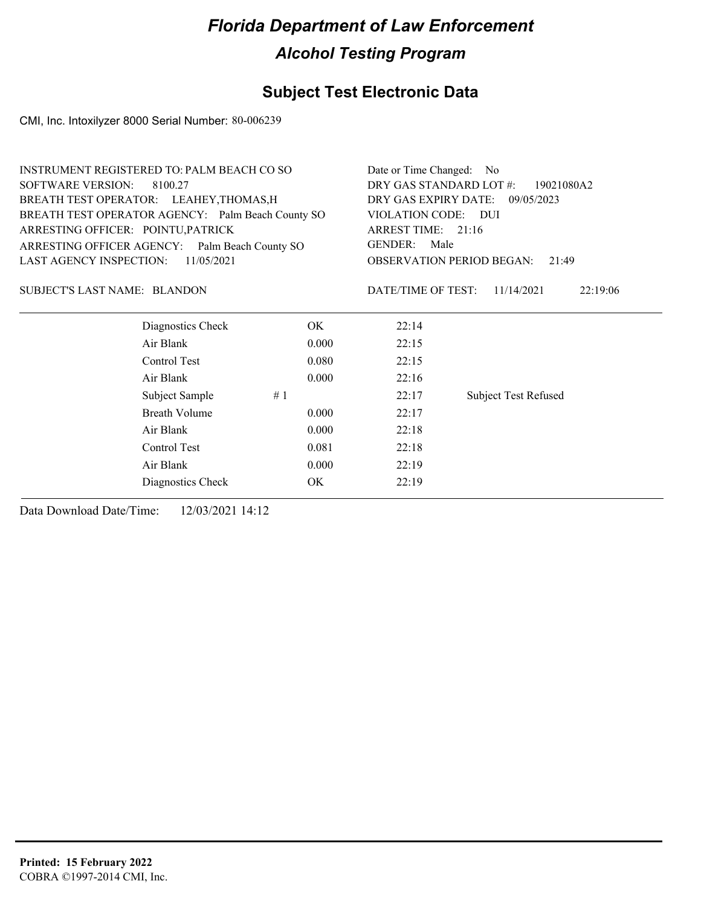# Florida Department of Law Enforcement

## Alcohol Testing Program

### Subject Test Electronic Data

CMI, Inc. Intoxilyzer 8000 Serial Number: 80-006239

INSTRUMENT REGISTERED TO: PALM BEACH CO SO
SOFTWARE VERSION: 8100.27
BREATH TEST OPERATOR: LEAHEY,THOMAS,H
BREATH TEST OPERATOR AGENCY: Palm Beach County SO
ARRESTING OFFICER: POINTU,PATRICK
ARRESTING OFFICER AGENCY: Palm Beach County SO
LAST AGENCY INSPECTION: 11/05/2021

Date or Time Changed: No
DRY GAS STANDARD LOT #: 19021080A2
DRY GAS EXPIRY DATE: 09/05/2023
VIOLATION CODE: DUI
ARREST TIME: 21:16
GENDER: Male
OBSERVATION PERIOD BEGAN: 21:49

SUBJECT'S LAST NAME: BLANDON

DATE/TIME OF TEST: 11/14/2021 22:19:06

| | | | |
|---|---|---|---|
| Diagnostics Check | OK | 22:14 | |
| Air Blank | 0.000 | 22:15 | |
| Control Test | 0.080 | 22:15 | |
| Air Blank | 0.000 | 22:16 | |
| Subject Sample | # 1 | 22:17 | Subject Test Refused |
| Breath Volume | 0.000 | 22:17 | |
| Air Blank | 0.000 | 22:18 | |
| Control Test | 0.081 | 22:18 | |
| Air Blank | 0.000 | 22:19 | |
| Diagnostics Check | OK | 22:19 | |

Data Download Date/Time: 12/03/2021 14:12

**Printed: 15 February 2022**
COBRA ©1997-2014 CMI, Inc.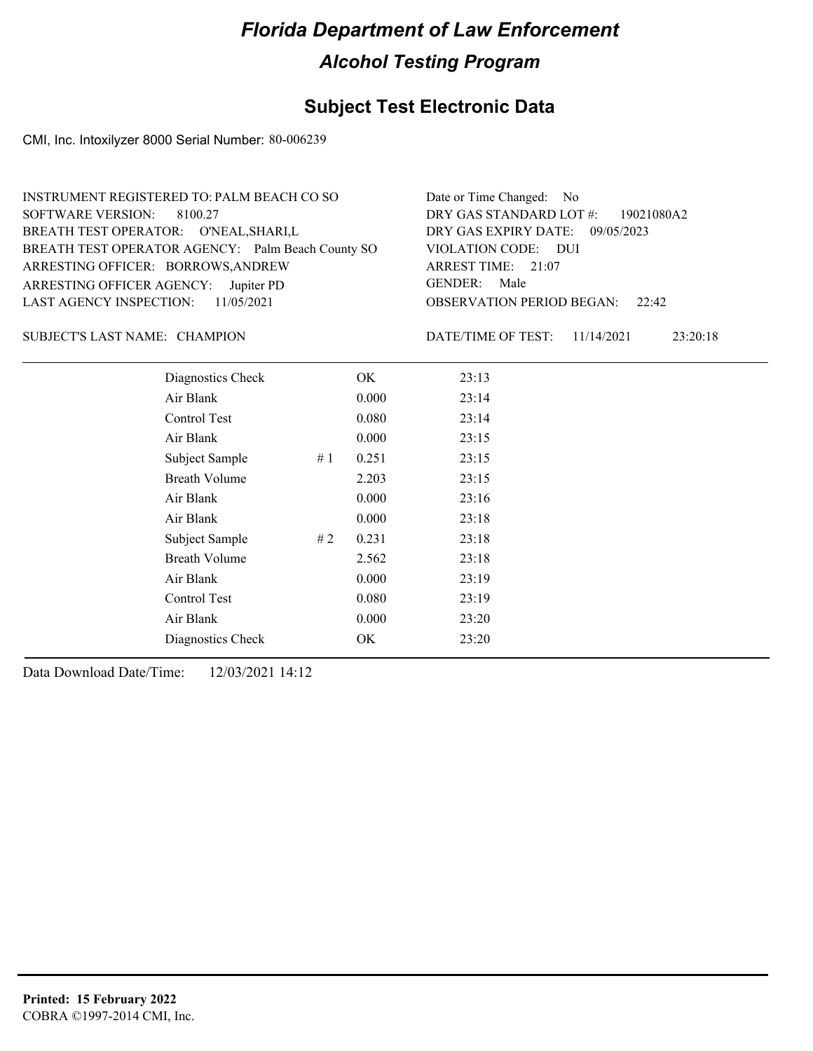# Florida Department of Law Enforcement

## Alcohol Testing Program

### Subject Test Electronic Data

CMI, Inc. Intoxilyzer 8000 Serial Number: 80-006239

INSTRUMENT REGISTERED TO: PALM BEACH CO SO
SOFTWARE VERSION: 8100.27
BREATH TEST OPERATOR: O'NEAL,SHARI,L
BREATH TEST OPERATOR AGENCY: Palm Beach County SO
ARRESTING OFFICER: BORROWS,ANDREW
ARRESTING OFFICER AGENCY: Jupiter PD
LAST AGENCY INSPECTION: 11/05/2021

Date or Time Changed: No
DRY GAS STANDARD LOT #: 19021080A2
DRY GAS EXPIRY DATE: 09/05/2023
VIOLATION CODE: DUI
ARREST TIME: 21:07
GENDER: Male
OBSERVATION PERIOD BEGAN: 22:42

SUBJECT'S LAST NAME: CHAMPION

DATE/TIME OF TEST: 11/14/2021 23:20:18

| | | | |
|---|---|---|---|
| Diagnostics Check | | OK | 23:13 |
| Air Blank | | 0.000 | 23:14 |
| Control Test | | 0.080 | 23:14 |
| Air Blank | | 0.000 | 23:15 |
| Subject Sample | # 1 | 0.251 | 23:15 |
| Breath Volume | | 2.203 | 23:15 |
| Air Blank | | 0.000 | 23:16 |
| Air Blank | | 0.000 | 23:18 |
| Subject Sample | # 2 | 0.231 | 23:18 |
| Breath Volume | | 2.562 | 23:18 |
| Air Blank | | 0.000 | 23:19 |
| Control Test | | 0.080 | 23:19 |
| Air Blank | | 0.000 | 23:20 |
| Diagnostics Check | | OK | 23:20 |

Data Download Date/Time: 12/03/2021 14:12

**Printed: 15 February 2022**
COBRA ©1997-2014 CMI, Inc.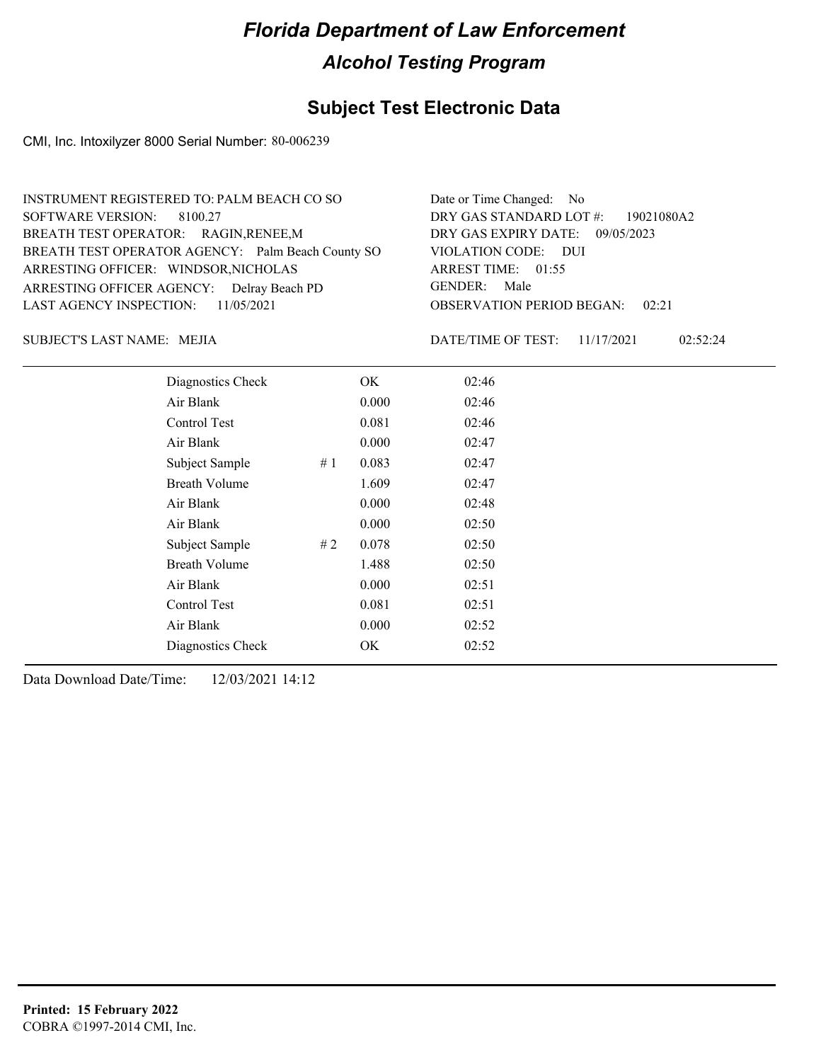# Florida Department of Law Enforcement

## Alcohol Testing Program

### Subject Test Electronic Data

CMI, Inc. Intoxilyzer 8000 Serial Number: 80-006239

INSTRUMENT REGISTERED TO: PALM BEACH CO SO
SOFTWARE VERSION: 8100.27
BREATH TEST OPERATOR: RAGIN,RENEE,M
BREATH TEST OPERATOR AGENCY: Palm Beach County SO
ARRESTING OFFICER: WINDSOR,NICHOLAS
ARRESTING OFFICER AGENCY: Delray Beach PD
LAST AGENCY INSPECTION: 11/05/2021

Date or Time Changed: No
DRY GAS STANDARD LOT #: 19021080A2
DRY GAS EXPIRY DATE: 09/05/2023
VIOLATION CODE: DUI
ARREST TIME: 01:55
GENDER: Male
OBSERVATION PERIOD BEGAN: 02:21

SUBJECT'S LAST NAME: MEJIA

DATE/TIME OF TEST: 11/17/2021 02:52:24

| | | | |
|---|---|---|---|
| Diagnostics Check | | OK | 02:46 |
| Air Blank | | 0.000 | 02:46 |
| Control Test | | 0.081 | 02:46 |
| Air Blank | | 0.000 | 02:47 |
| Subject Sample | # 1 | 0.083 | 02:47 |
| Breath Volume | | 1.609 | 02:47 |
| Air Blank | | 0.000 | 02:48 |
| Air Blank | | 0.000 | 02:50 |
| Subject Sample | # 2 | 0.078 | 02:50 |
| Breath Volume | | 1.488 | 02:50 |
| Air Blank | | 0.000 | 02:51 |
| Control Test | | 0.081 | 02:51 |
| Air Blank | | 0.000 | 02:52 |
| Diagnostics Check | | OK | 02:52 |

Data Download Date/Time: 12/03/2021 14:12

**Printed: 15 February 2022**
COBRA ©1997-2014 CMI, Inc.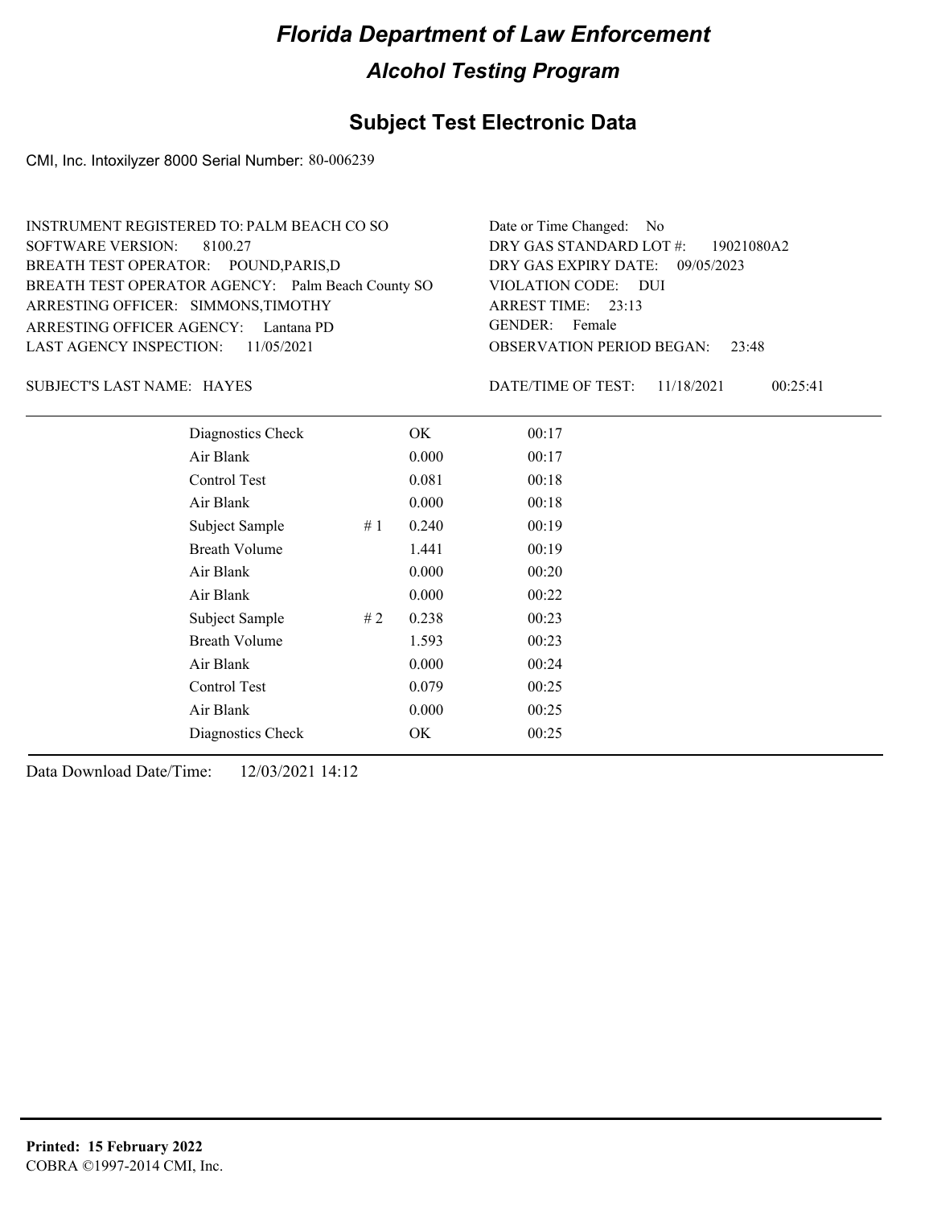# Florida Department of Law Enforcement

## Alcohol Testing Program

### Subject Test Electronic Data

CMI, Inc. Intoxilyzer 8000 Serial Number: 80-006239

INSTRUMENT REGISTERED TO: PALM BEACH CO SO
SOFTWARE VERSION: 8100.27
BREATH TEST OPERATOR: POUND,PARIS,D
BREATH TEST OPERATOR AGENCY: Palm Beach County SO
ARRESTING OFFICER: SIMMONS,TIMOTHY
ARRESTING OFFICER AGENCY: Lantana PD
LAST AGENCY INSPECTION: 11/05/2021

Date or Time Changed: No
DRY GAS STANDARD LOT #: 19021080A2
DRY GAS EXPIRY DATE: 09/05/2023
VIOLATION CODE: DUI
ARREST TIME: 23:13
GENDER: Female
OBSERVATION PERIOD BEGAN: 23:48

SUBJECT'S LAST NAME: HAYES

DATE/TIME OF TEST: 11/18/2021 00:25:41

| | | | |
|---|---|---|---|
| Diagnostics Check | | OK | 00:17 |
| Air Blank | | 0.000 | 00:17 |
| Control Test | | 0.081 | 00:18 |
| Air Blank | | 0.000 | 00:18 |
| Subject Sample | # 1 | 0.240 | 00:19 |
| Breath Volume | | 1.441 | 00:19 |
| Air Blank | | 0.000 | 00:20 |
| Air Blank | | 0.000 | 00:22 |
| Subject Sample | # 2 | 0.238 | 00:23 |
| Breath Volume | | 1.593 | 00:23 |
| Air Blank | | 0.000 | 00:24 |
| Control Test | | 0.079 | 00:25 |
| Air Blank | | 0.000 | 00:25 |
| Diagnostics Check | | OK | 00:25 |

Data Download Date/Time: 12/03/2021 14:12

**Printed: 15 February 2022**
COBRA ©1997-2014 CMI, Inc.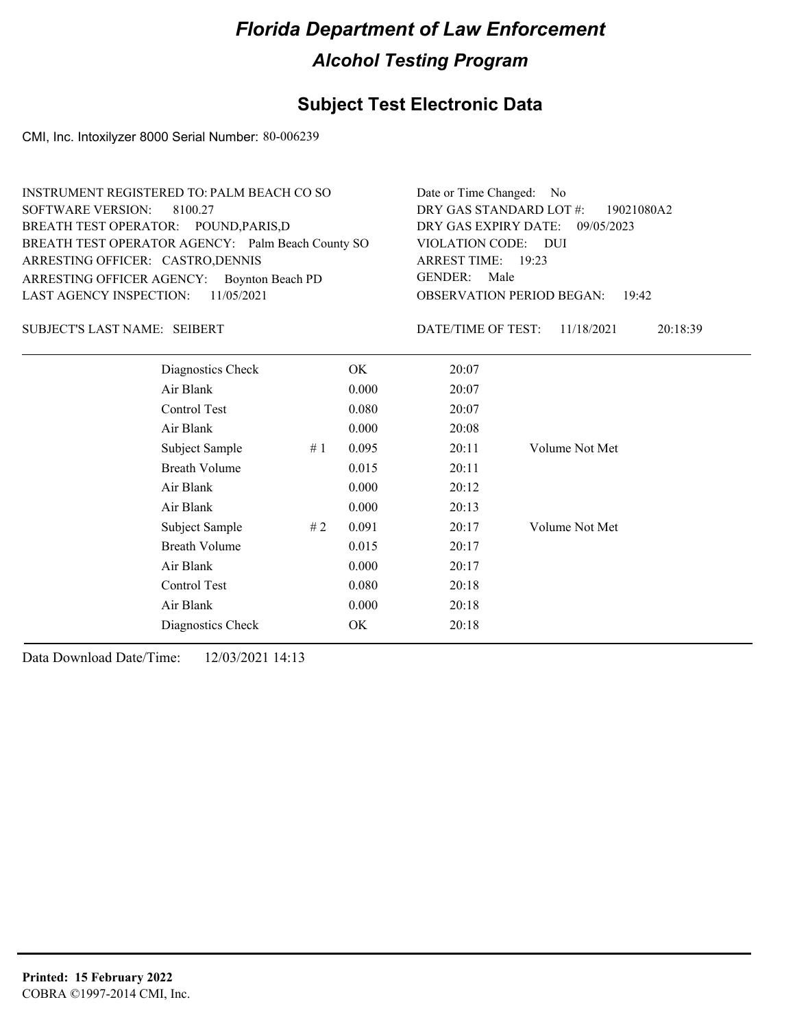# Florida Department of Law Enforcement

## Alcohol Testing Program

### Subject Test Electronic Data

CMI, Inc. Intoxilyzer 8000 Serial Number: 80-006239

INSTRUMENT REGISTERED TO: PALM BEACH CO SO
SOFTWARE VERSION: 8100.27
BREATH TEST OPERATOR: POUND,PARIS,D
BREATH TEST OPERATOR AGENCY: Palm Beach County SO
ARRESTING OFFICER: CASTRO,DENNIS
ARRESTING OFFICER AGENCY: Boynton Beach PD
LAST AGENCY INSPECTION: 11/05/2021

Date or Time Changed: No
DRY GAS STANDARD LOT #: 19021080A2
DRY GAS EXPIRY DATE: 09/05/2023
VIOLATION CODE: DUI
ARREST TIME: 19:23
GENDER: Male
OBSERVATION PERIOD BEGAN: 19:42

SUBJECT'S LAST NAME: SEIBERT

DATE/TIME OF TEST: 11/18/2021 20:18:39

| | | | | |
|---|---|---|---|---|
| Diagnostics Check | | OK | 20:07 | |
| Air Blank | | 0.000 | 20:07 | |
| Control Test | | 0.080 | 20:07 | |
| Air Blank | | 0.000 | 20:08 | |
| Subject Sample | # 1 | 0.095 | 20:11 | Volume Not Met |
| Breath Volume | | 0.015 | 20:11 | |
| Air Blank | | 0.000 | 20:12 | |
| Air Blank | | 0.000 | 20:13 | |
| Subject Sample | # 2 | 0.091 | 20:17 | Volume Not Met |
| Breath Volume | | 0.015 | 20:17 | |
| Air Blank | | 0.000 | 20:17 | |
| Control Test | | 0.080 | 20:18 | |
| Air Blank | | 0.000 | 20:18 | |
| Diagnostics Check | | OK | 20:18 | |

Data Download Date/Time: 12/03/2021 14:13

**Printed: 15 February 2022**
COBRA ©1997-2014 CMI, Inc.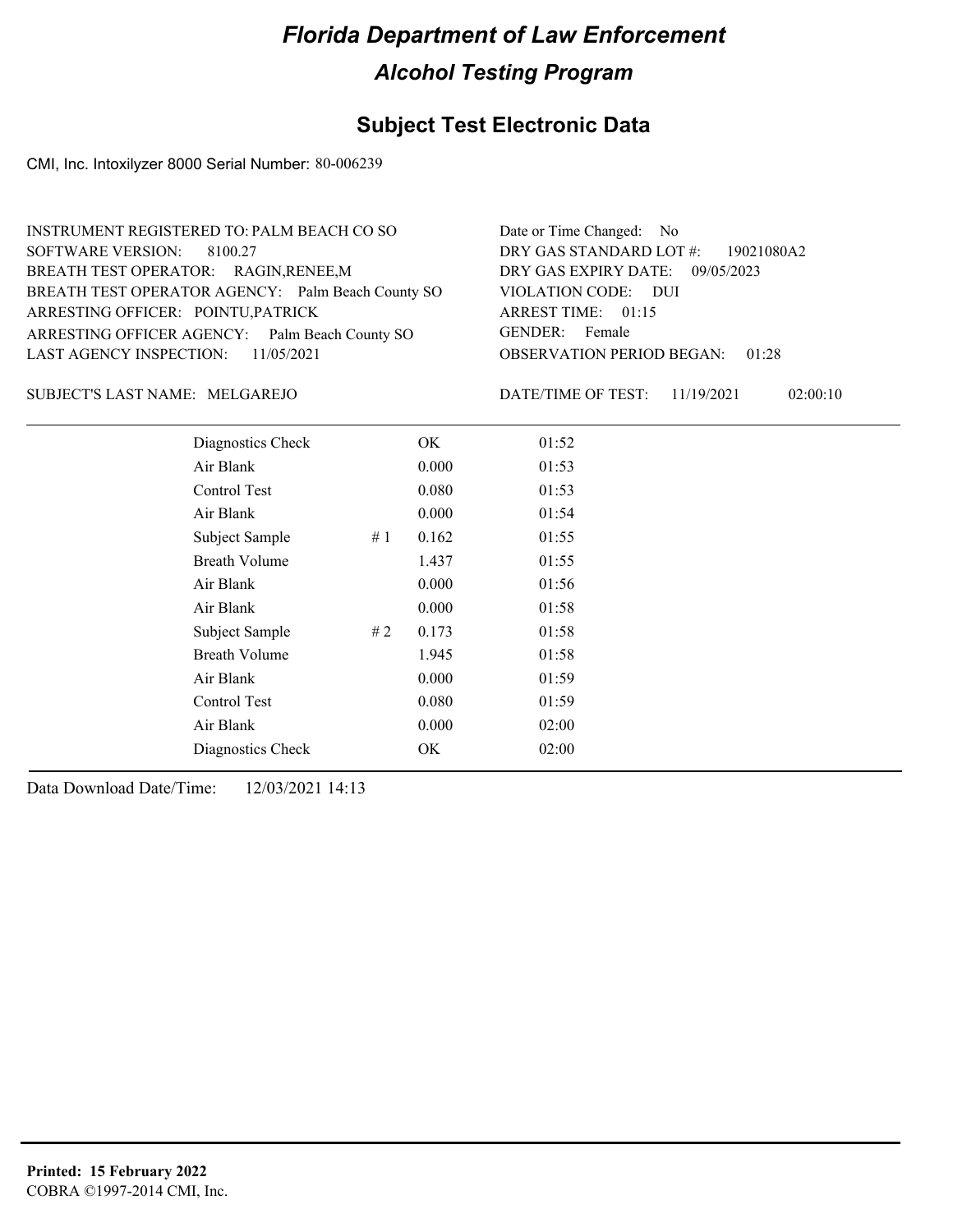# Florida Department of Law Enforcement

## Alcohol Testing Program

### Subject Test Electronic Data

CMI, Inc. Intoxilyzer 8000 Serial Number: 80-006239

INSTRUMENT REGISTERED TO: PALM BEACH CO SO
SOFTWARE VERSION: 8100.27
BREATH TEST OPERATOR: RAGIN,RENEE,M
BREATH TEST OPERATOR AGENCY: Palm Beach County SO
ARRESTING OFFICER: POINTU,PATRICK
ARRESTING OFFICER AGENCY: Palm Beach County SO
LAST AGENCY INSPECTION: 11/05/2021

Date or Time Changed: No
DRY GAS STANDARD LOT #: 19021080A2
DRY GAS EXPIRY DATE: 09/05/2023
VIOLATION CODE: DUI
ARREST TIME: 01:15
GENDER: Female
OBSERVATION PERIOD BEGAN: 01:28

SUBJECT'S LAST NAME: MELGAREJO

DATE/TIME OF TEST: 11/19/2021 02:00:10

| | | | |
|---|---|---|---|
| Diagnostics Check | | OK | 01:52 |
| Air Blank | | 0.000 | 01:53 |
| Control Test | | 0.080 | 01:53 |
| Air Blank | | 0.000 | 01:54 |
| Subject Sample | # 1 | 0.162 | 01:55 |
| Breath Volume | | 1.437 | 01:55 |
| Air Blank | | 0.000 | 01:56 |
| Air Blank | | 0.000 | 01:58 |
| Subject Sample | # 2 | 0.173 | 01:58 |
| Breath Volume | | 1.945 | 01:58 |
| Air Blank | | 0.000 | 01:59 |
| Control Test | | 0.080 | 01:59 |
| Air Blank | | 0.000 | 02:00 |
| Diagnostics Check | | OK | 02:00 |

Data Download Date/Time: 12/03/2021 14:13

**Printed: 15 February 2022**
COBRA ©1997-2014 CMI, Inc.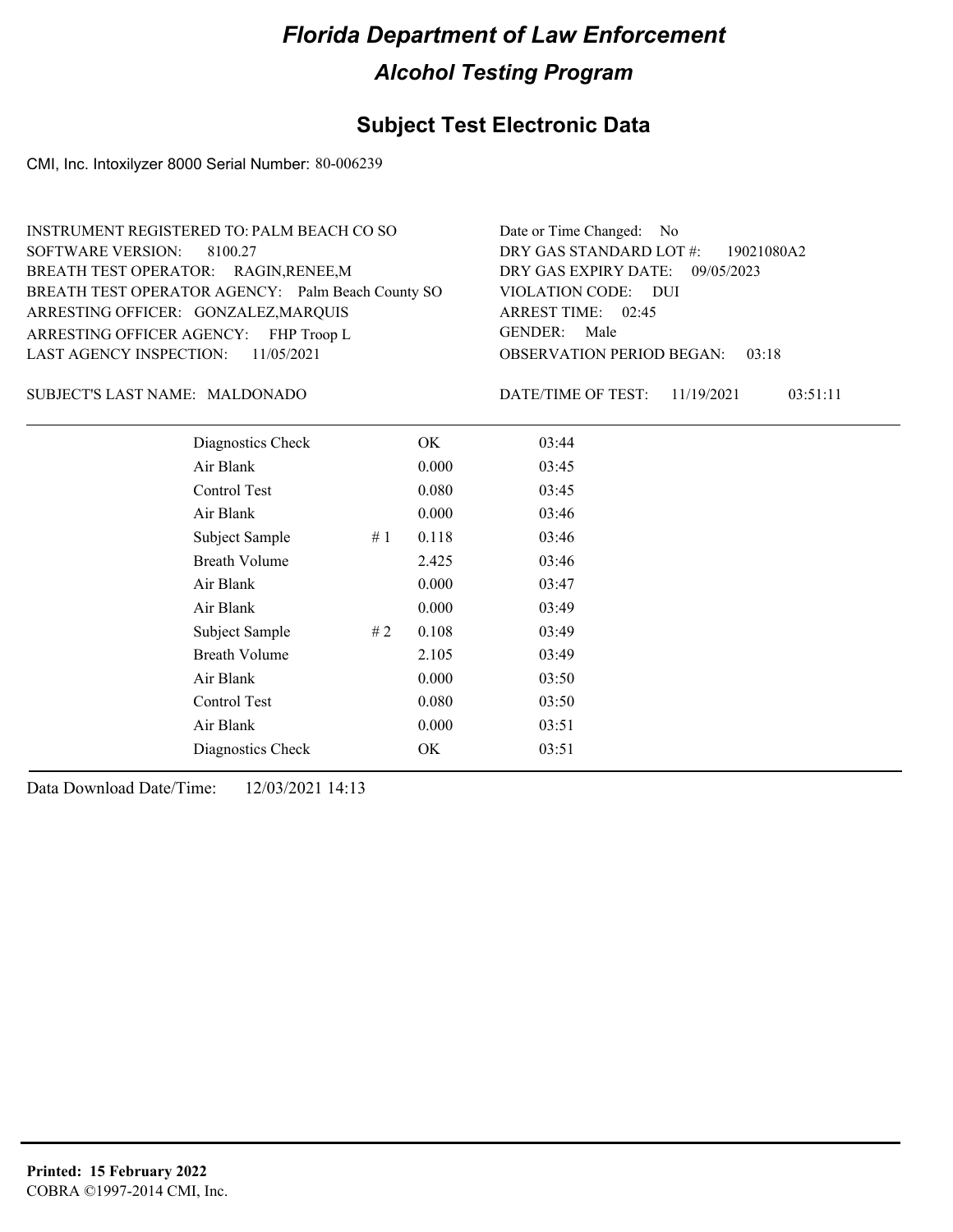# Florida Department of Law Enforcement

## Alcohol Testing Program

### Subject Test Electronic Data

CMI, Inc. Intoxilyzer 8000 Serial Number: 80-006239

INSTRUMENT REGISTERED TO: PALM BEACH CO SO
SOFTWARE VERSION: 8100.27
BREATH TEST OPERATOR: RAGIN,RENEE,M
BREATH TEST OPERATOR AGENCY: Palm Beach County SO
ARRESTING OFFICER: GONZALEZ,MARQUIS
ARRESTING OFFICER AGENCY: FHP Troop L
LAST AGENCY INSPECTION: 11/05/2021

Date or Time Changed: No
DRY GAS STANDARD LOT #: 19021080A2
DRY GAS EXPIRY DATE: 09/05/2023
VIOLATION CODE: DUI
ARREST TIME: 02:45
GENDER: Male
OBSERVATION PERIOD BEGAN: 03:18

SUBJECT'S LAST NAME: MALDONADO

DATE/TIME OF TEST: 11/19/2021 03:51:11

| | | | |
|---|---|---|---|
| Diagnostics Check | | OK | 03:44 |
| Air Blank | | 0.000 | 03:45 |
| Control Test | | 0.080 | 03:45 |
| Air Blank | | 0.000 | 03:46 |
| Subject Sample | # 1 | 0.118 | 03:46 |
| Breath Volume | | 2.425 | 03:46 |
| Air Blank | | 0.000 | 03:47 |
| Air Blank | | 0.000 | 03:49 |
| Subject Sample | # 2 | 0.108 | 03:49 |
| Breath Volume | | 2.105 | 03:49 |
| Air Blank | | 0.000 | 03:50 |
| Control Test | | 0.080 | 03:50 |
| Air Blank | | 0.000 | 03:51 |
| Diagnostics Check | | OK | 03:51 |

Data Download Date/Time: 12/03/2021 14:13

**Printed: 15 February 2022**
COBRA ©1997-2014 CMI, Inc.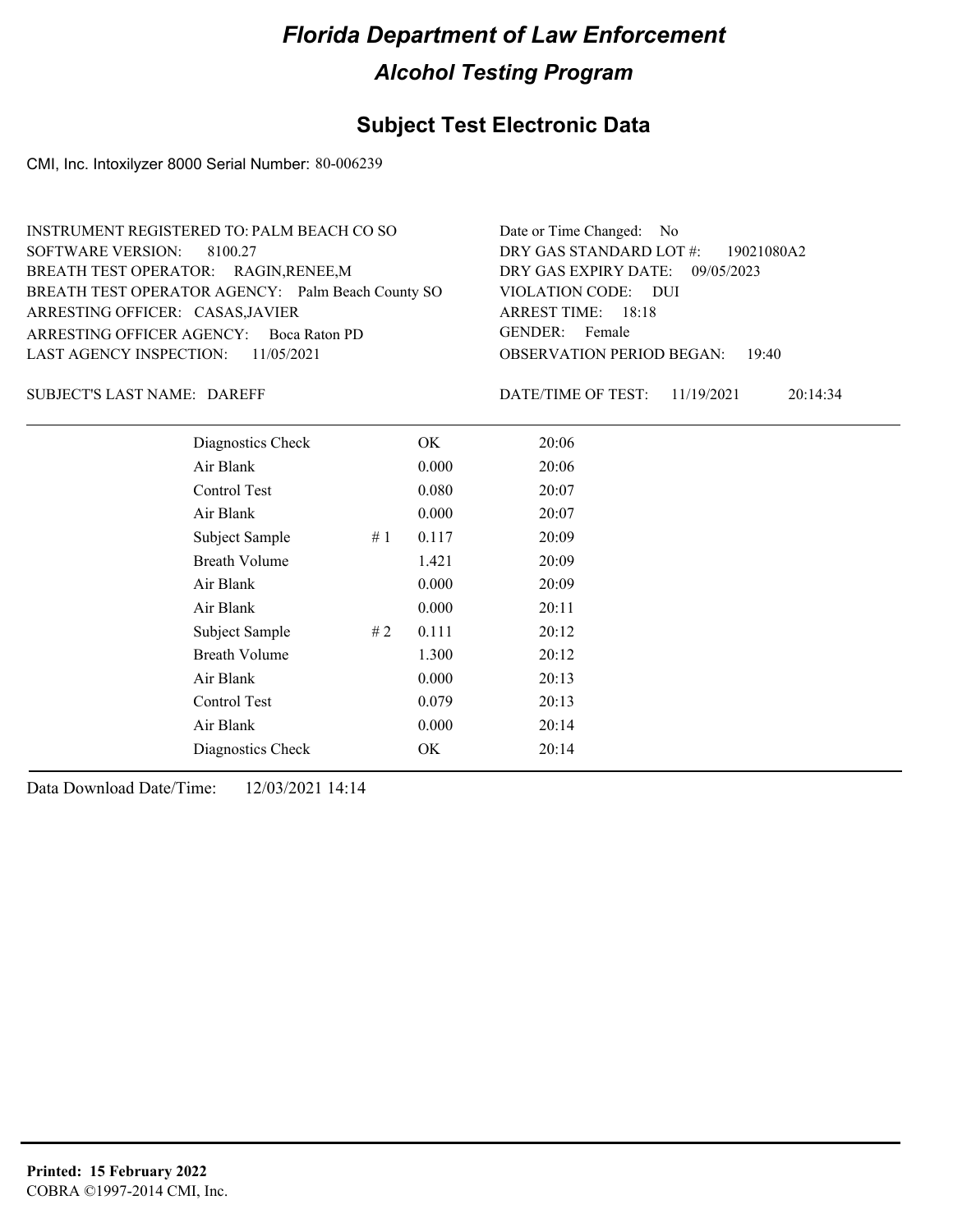# Florida Department of Law Enforcement

## Alcohol Testing Program

## Subject Test Electronic Data

CMI, Inc. Intoxilyzer 8000 Serial Number: 80-006239

INSTRUMENT REGISTERED TO: PALM BEACH CO SO
SOFTWARE VERSION: 8100.27
BREATH TEST OPERATOR: RAGIN,RENEE,M
BREATH TEST OPERATOR AGENCY: Palm Beach County SO
ARRESTING OFFICER: CASAS,JAVIER
ARRESTING OFFICER AGENCY: Boca Raton PD
LAST AGENCY INSPECTION: 11/05/2021

Date or Time Changed: No
DRY GAS STANDARD LOT #: 19021080A2
DRY GAS EXPIRY DATE: 09/05/2023
VIOLATION CODE: DUI
ARREST TIME: 18:18
GENDER: Female
OBSERVATION PERIOD BEGAN: 19:40

SUBJECT'S LAST NAME: DAREFF

DATE/TIME OF TEST: 11/19/2021 20:14:34

| | | | |
|---|---|---|---|
| Diagnostics Check | | OK | 20:06 |
| Air Blank | | 0.000 | 20:06 |
| Control Test | | 0.080 | 20:07 |
| Air Blank | | 0.000 | 20:07 |
| Subject Sample | # 1 | 0.117 | 20:09 |
| Breath Volume | | 1.421 | 20:09 |
| Air Blank | | 0.000 | 20:09 |
| Air Blank | | 0.000 | 20:11 |
| Subject Sample | # 2 | 0.111 | 20:12 |
| Breath Volume | | 1.300 | 20:12 |
| Air Blank | | 0.000 | 20:13 |
| Control Test | | 0.079 | 20:13 |
| Air Blank | | 0.000 | 20:14 |
| Diagnostics Check | | OK | 20:14 |

Data Download Date/Time: 12/03/2021 14:14

**Printed: 15 February 2022**
COBRA ©1997-2014 CMI, Inc.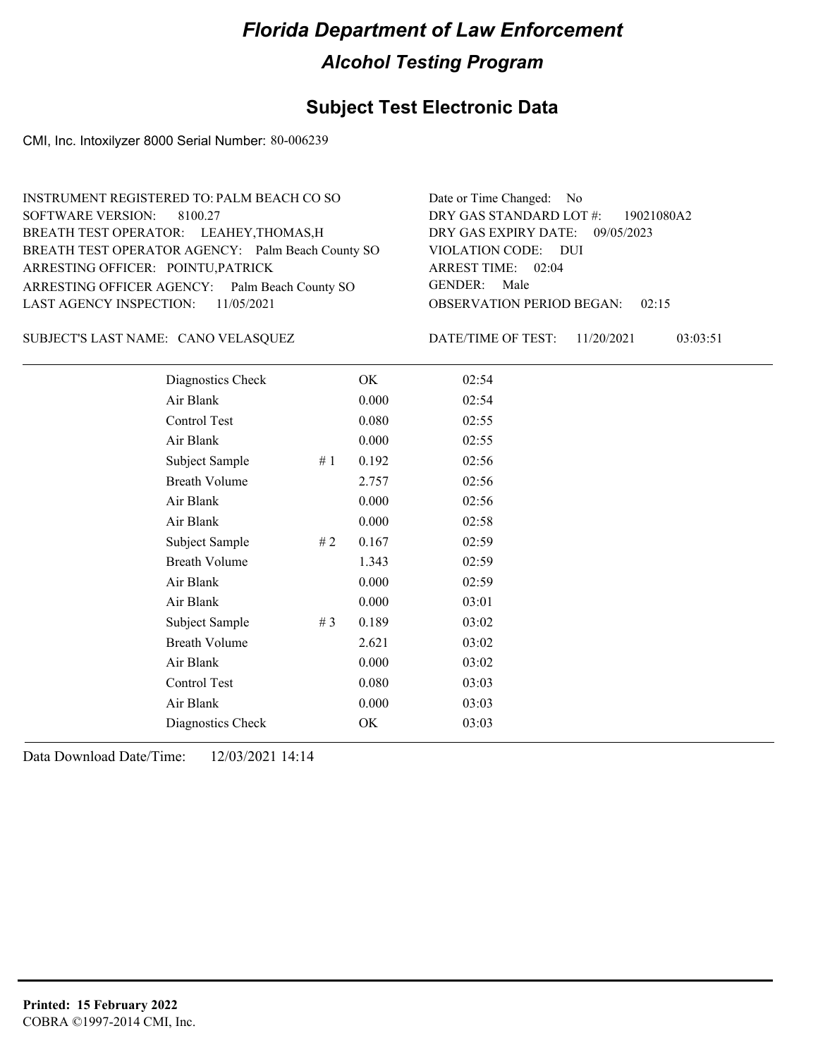# Florida Department of Law Enforcement

## Alcohol Testing Program

## Subject Test Electronic Data

CMI, Inc. Intoxilyzer 8000 Serial Number: 80-006239

INSTRUMENT REGISTERED TO: PALM BEACH CO SO
SOFTWARE VERSION: 8100.27
BREATH TEST OPERATOR: LEAHEY,THOMAS,H
BREATH TEST OPERATOR AGENCY: Palm Beach County SO
ARRESTING OFFICER: POINTU,PATRICK
ARRESTING OFFICER AGENCY: Palm Beach County SO
LAST AGENCY INSPECTION: 11/05/2021

Date or Time Changed: No
DRY GAS STANDARD LOT #: 19021080A2
DRY GAS EXPIRY DATE: 09/05/2023
VIOLATION CODE: DUI
ARREST TIME: 02:04
GENDER: Male
OBSERVATION PERIOD BEGAN: 02:15

SUBJECT'S LAST NAME: CANO VELASQUEZ

DATE/TIME OF TEST: 11/20/2021 03:03:51

| | | | |
|---|---|---|---|
| Diagnostics Check | | OK | 02:54 |
| Air Blank | | 0.000 | 02:54 |
| Control Test | | 0.080 | 02:55 |
| Air Blank | | 0.000 | 02:55 |
| Subject Sample | # 1 | 0.192 | 02:56 |
| Breath Volume | | 2.757 | 02:56 |
| Air Blank | | 0.000 | 02:56 |
| Air Blank | | 0.000 | 02:58 |
| Subject Sample | # 2 | 0.167 | 02:59 |
| Breath Volume | | 1.343 | 02:59 |
| Air Blank | | 0.000 | 02:59 |
| Air Blank | | 0.000 | 03:01 |
| Subject Sample | # 3 | 0.189 | 03:02 |
| Breath Volume | | 2.621 | 03:02 |
| Air Blank | | 0.000 | 03:02 |
| Control Test | | 0.080 | 03:03 |
| Air Blank | | 0.000 | 03:03 |
| Diagnostics Check | | OK | 03:03 |

Data Download Date/Time: 12/03/2021 14:14

**Printed: 15 February 2022**
COBRA ©1997-2014 CMI, Inc.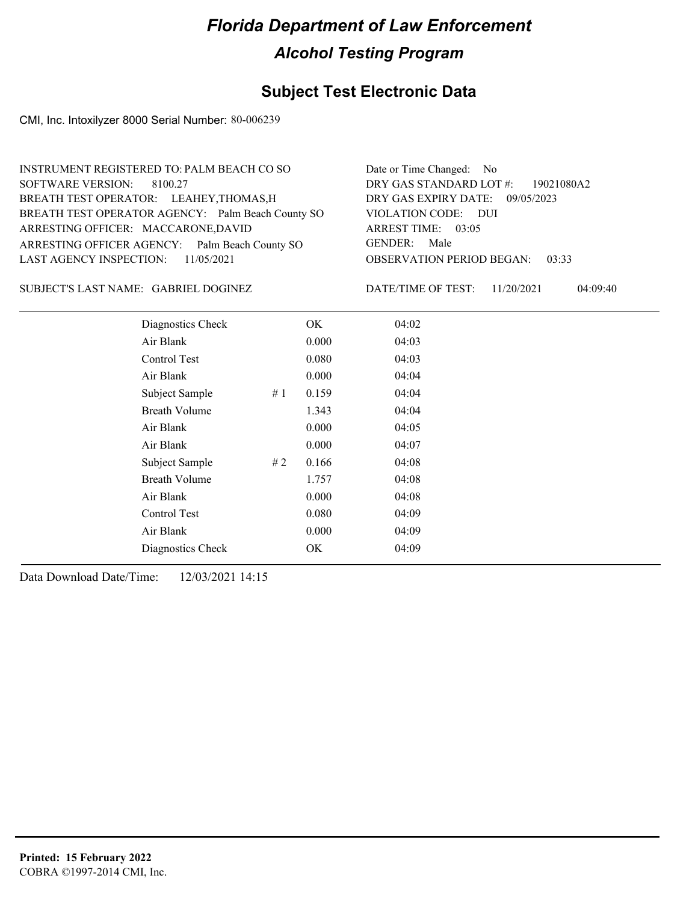# Florida Department of Law Enforcement

## Alcohol Testing Program

### Subject Test Electronic Data

CMI, Inc. Intoxilyzer 8000 Serial Number: 80-006239

INSTRUMENT REGISTERED TO: PALM BEACH CO SO
SOFTWARE VERSION: 8100.27
BREATH TEST OPERATOR: LEAHEY,THOMAS,H
BREATH TEST OPERATOR AGENCY: Palm Beach County SO
ARRESTING OFFICER: MACCARONE,DAVID
ARRESTING OFFICER AGENCY: Palm Beach County SO
LAST AGENCY INSPECTION: 11/05/2021

Date or Time Changed: No
DRY GAS STANDARD LOT #: 19021080A2
DRY GAS EXPIRY DATE: 09/05/2023
VIOLATION CODE: DUI
ARREST TIME: 03:05
GENDER: Male
OBSERVATION PERIOD BEGAN: 03:33

SUBJECT'S LAST NAME: GABRIEL DOGINEZ

DATE/TIME OF TEST: 11/20/2021 04:09:40

| | | | |
|---|---|---|---|
| Diagnostics Check | | OK | 04:02 |
| Air Blank | | 0.000 | 04:03 |
| Control Test | | 0.080 | 04:03 |
| Air Blank | | 0.000 | 04:04 |
| Subject Sample | # 1 | 0.159 | 04:04 |
| Breath Volume | | 1.343 | 04:04 |
| Air Blank | | 0.000 | 04:05 |
| Air Blank | | 0.000 | 04:07 |
| Subject Sample | # 2 | 0.166 | 04:08 |
| Breath Volume | | 1.757 | 04:08 |
| Air Blank | | 0.000 | 04:08 |
| Control Test | | 0.080 | 04:09 |
| Air Blank | | 0.000 | 04:09 |
| Diagnostics Check | | OK | 04:09 |

Data Download Date/Time: 12/03/2021 14:15

**Printed: 15 February 2022**
COBRA ©1997-2014 CMI, Inc.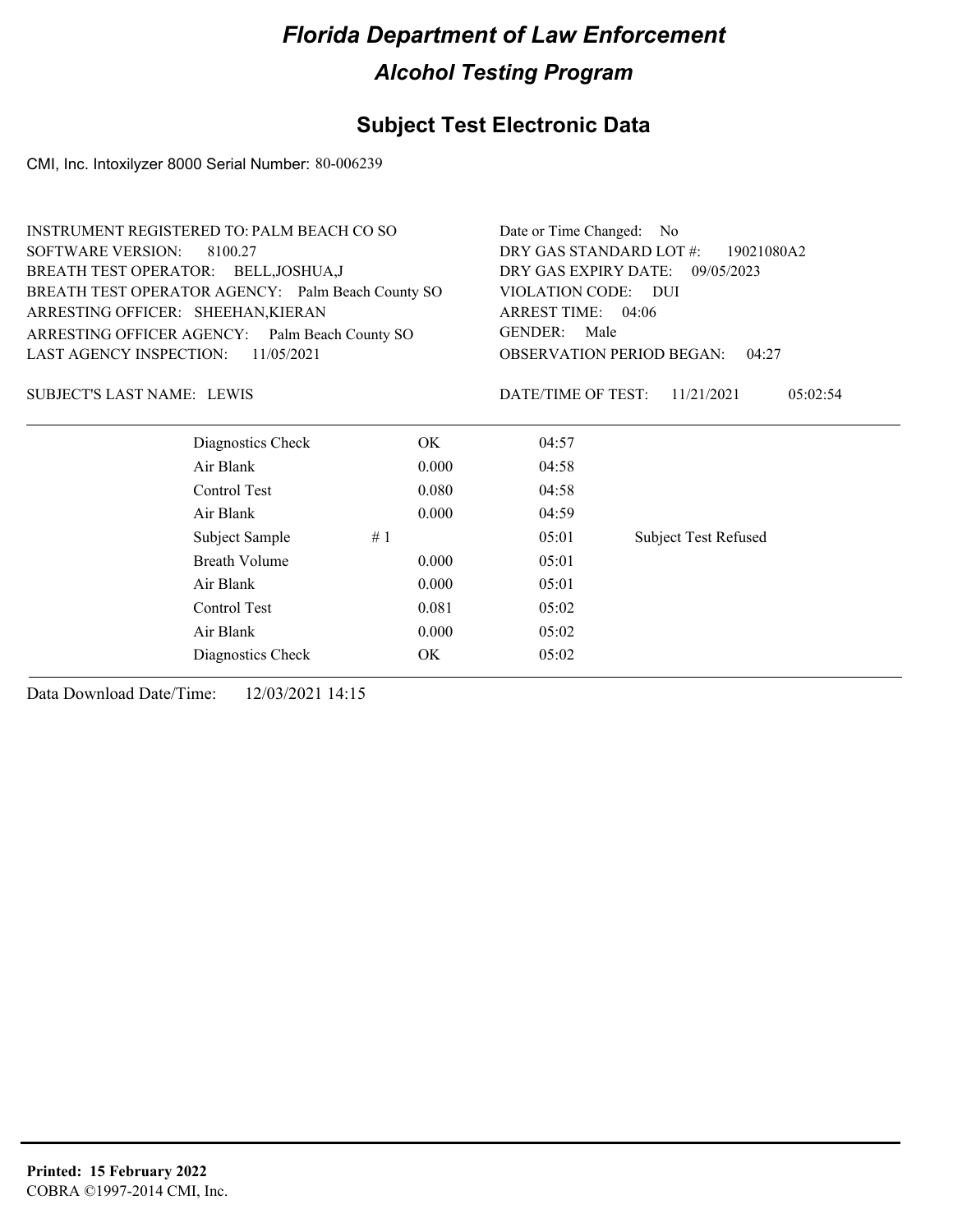# Florida Department of Law Enforcement

## Alcohol Testing Program

### Subject Test Electronic Data

CMI, Inc. Intoxilyzer 8000 Serial Number: 80-006239

INSTRUMENT REGISTERED TO: PALM BEACH CO SO
SOFTWARE VERSION: 8100.27
BREATH TEST OPERATOR: BELL,JOSHUA,J
BREATH TEST OPERATOR AGENCY: Palm Beach County SO
ARRESTING OFFICER: SHEEHAN,KIERAN
ARRESTING OFFICER AGENCY: Palm Beach County SO
LAST AGENCY INSPECTION: 11/05/2021

Date or Time Changed: No
DRY GAS STANDARD LOT #: 19021080A2
DRY GAS EXPIRY DATE: 09/05/2023
VIOLATION CODE: DUI
ARREST TIME: 04:06
GENDER: Male
OBSERVATION PERIOD BEGAN: 04:27

SUBJECT'S LAST NAME: LEWIS

DATE/TIME OF TEST: 11/21/2021 05:02:54

| | | | |
|---|---|---|---|
| Diagnostics Check | OK | 04:57 | |
| Air Blank | 0.000 | 04:58 | |
| Control Test | 0.080 | 04:58 | |
| Air Blank | 0.000 | 04:59 | |
| Subject Sample # 1 | | 05:01 | Subject Test Refused |
| Breath Volume | 0.000 | 05:01 | |
| Air Blank | 0.000 | 05:01 | |
| Control Test | 0.081 | 05:02 | |
| Air Blank | 0.000 | 05:02 | |
| Diagnostics Check | OK | 05:02 | |

Data Download Date/Time: 12/03/2021 14:15

**Printed: 15 February 2022**
COBRA ©1997-2014 CMI, Inc.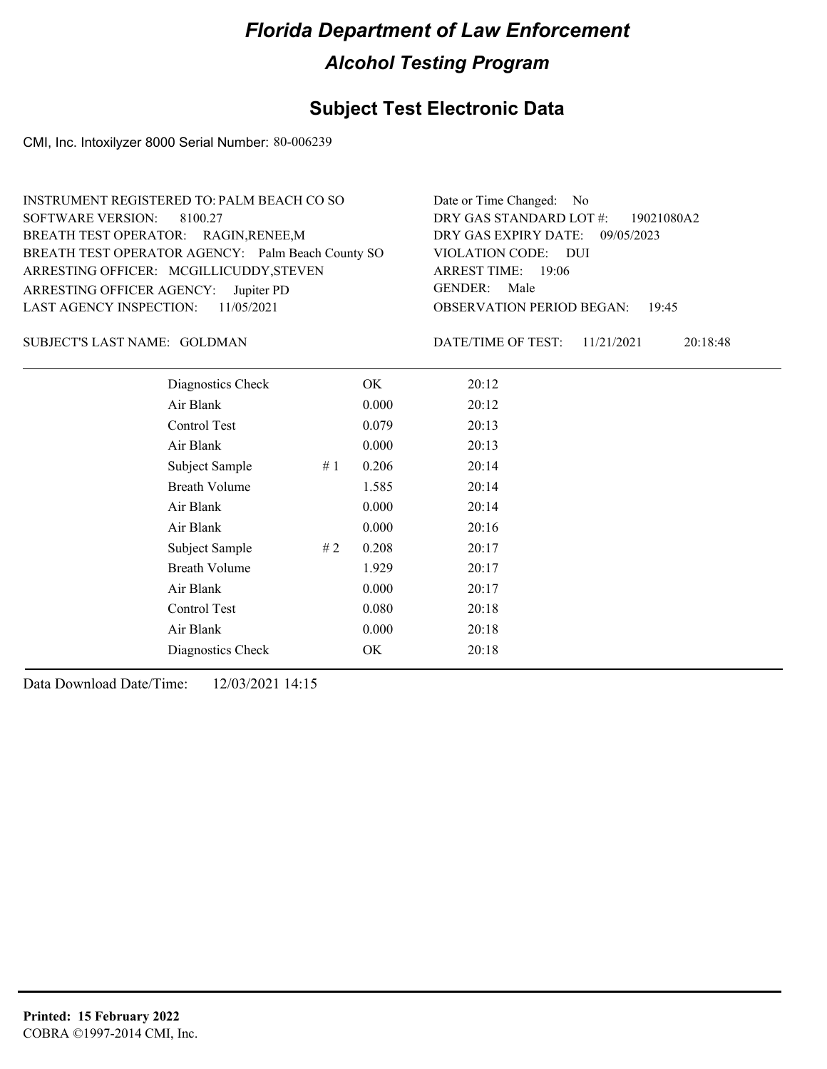# Florida Department of Law Enforcement

## Alcohol Testing Program

### Subject Test Electronic Data

CMI, Inc. Intoxilyzer 8000 Serial Number: 80-006239

INSTRUMENT REGISTERED TO: PALM BEACH CO SO
SOFTWARE VERSION: 8100.27
BREATH TEST OPERATOR: RAGIN,RENEE,M
BREATH TEST OPERATOR AGENCY: Palm Beach County SO
ARRESTING OFFICER: MCGILLICUDDY,STEVEN
ARRESTING OFFICER AGENCY: Jupiter PD
LAST AGENCY INSPECTION: 11/05/2021

Date or Time Changed: No
DRY GAS STANDARD LOT #: 19021080A2
DRY GAS EXPIRY DATE: 09/05/2023
VIOLATION CODE: DUI
ARREST TIME: 19:06
GENDER: Male
OBSERVATION PERIOD BEGAN: 19:45

SUBJECT'S LAST NAME: GOLDMAN

DATE/TIME OF TEST: 11/21/2021 20:18:48

| | | | |
|---|---|---|---|
| Diagnostics Check | | OK | 20:12 |
| Air Blank | | 0.000 | 20:12 |
| Control Test | | 0.079 | 20:13 |
| Air Blank | | 0.000 | 20:13 |
| Subject Sample | # 1 | 0.206 | 20:14 |
| Breath Volume | | 1.585 | 20:14 |
| Air Blank | | 0.000 | 20:14 |
| Air Blank | | 0.000 | 20:16 |
| Subject Sample | # 2 | 0.208 | 20:17 |
| Breath Volume | | 1.929 | 20:17 |
| Air Blank | | 0.000 | 20:17 |
| Control Test | | 0.080 | 20:18 |
| Air Blank | | 0.000 | 20:18 |
| Diagnostics Check | | OK | 20:18 |

Data Download Date/Time: 12/03/2021 14:15

**Printed: 15 February 2022**
COBRA ©1997-2014 CMI, Inc.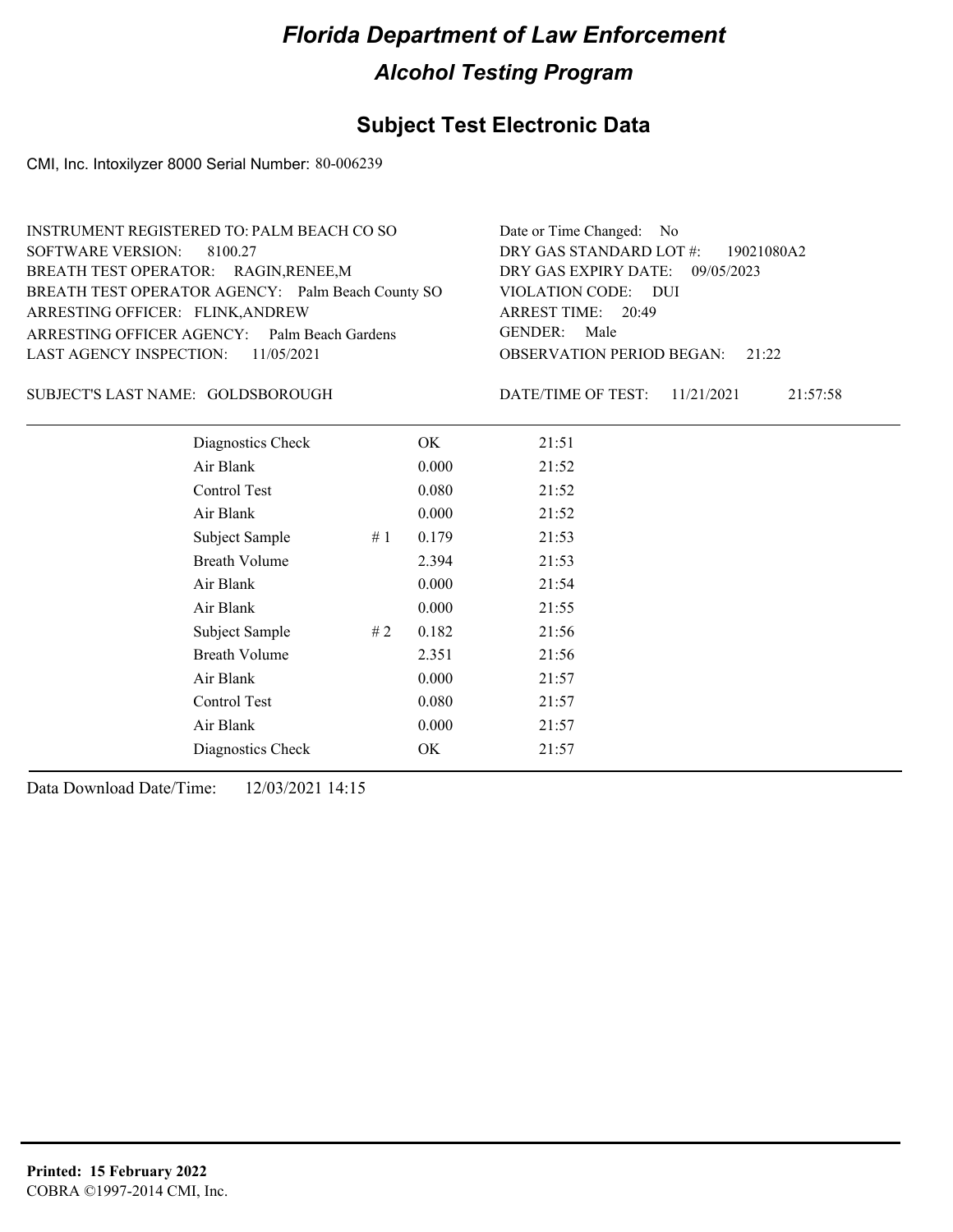# Florida Department of Law Enforcement

## Alcohol Testing Program

### Subject Test Electronic Data

CMI, Inc. Intoxilyzer 8000 Serial Number: 80-006239

INSTRUMENT REGISTERED TO: PALM BEACH CO SO
SOFTWARE VERSION: 8100.27
BREATH TEST OPERATOR: RAGIN,RENEE,M
BREATH TEST OPERATOR AGENCY: Palm Beach County SO
ARRESTING OFFICER: FLINK,ANDREW
ARRESTING OFFICER AGENCY: Palm Beach Gardens
LAST AGENCY INSPECTION: 11/05/2021

Date or Time Changed: No
DRY GAS STANDARD LOT #: 19021080A2
DRY GAS EXPIRY DATE: 09/05/2023
VIOLATION CODE: DUI
ARREST TIME: 20:49
GENDER: Male
OBSERVATION PERIOD BEGAN: 21:22

SUBJECT'S LAST NAME: GOLDSBOROUGH

DATE/TIME OF TEST: 11/21/2021 21:57:58

| | | | |
|---|---|---|---|
| Diagnostics Check | | OK | 21:51 |
| Air Blank | | 0.000 | 21:52 |
| Control Test | | 0.080 | 21:52 |
| Air Blank | | 0.000 | 21:52 |
| Subject Sample | # 1 | 0.179 | 21:53 |
| Breath Volume | | 2.394 | 21:53 |
| Air Blank | | 0.000 | 21:54 |
| Air Blank | | 0.000 | 21:55 |
| Subject Sample | # 2 | 0.182 | 21:56 |
| Breath Volume | | 2.351 | 21:56 |
| Air Blank | | 0.000 | 21:57 |
| Control Test | | 0.080 | 21:57 |
| Air Blank | | 0.000 | 21:57 |
| Diagnostics Check | | OK | 21:57 |

Data Download Date/Time: 12/03/2021 14:15

**Printed: 15 February 2022**
COBRA ©1997-2014 CMI, Inc.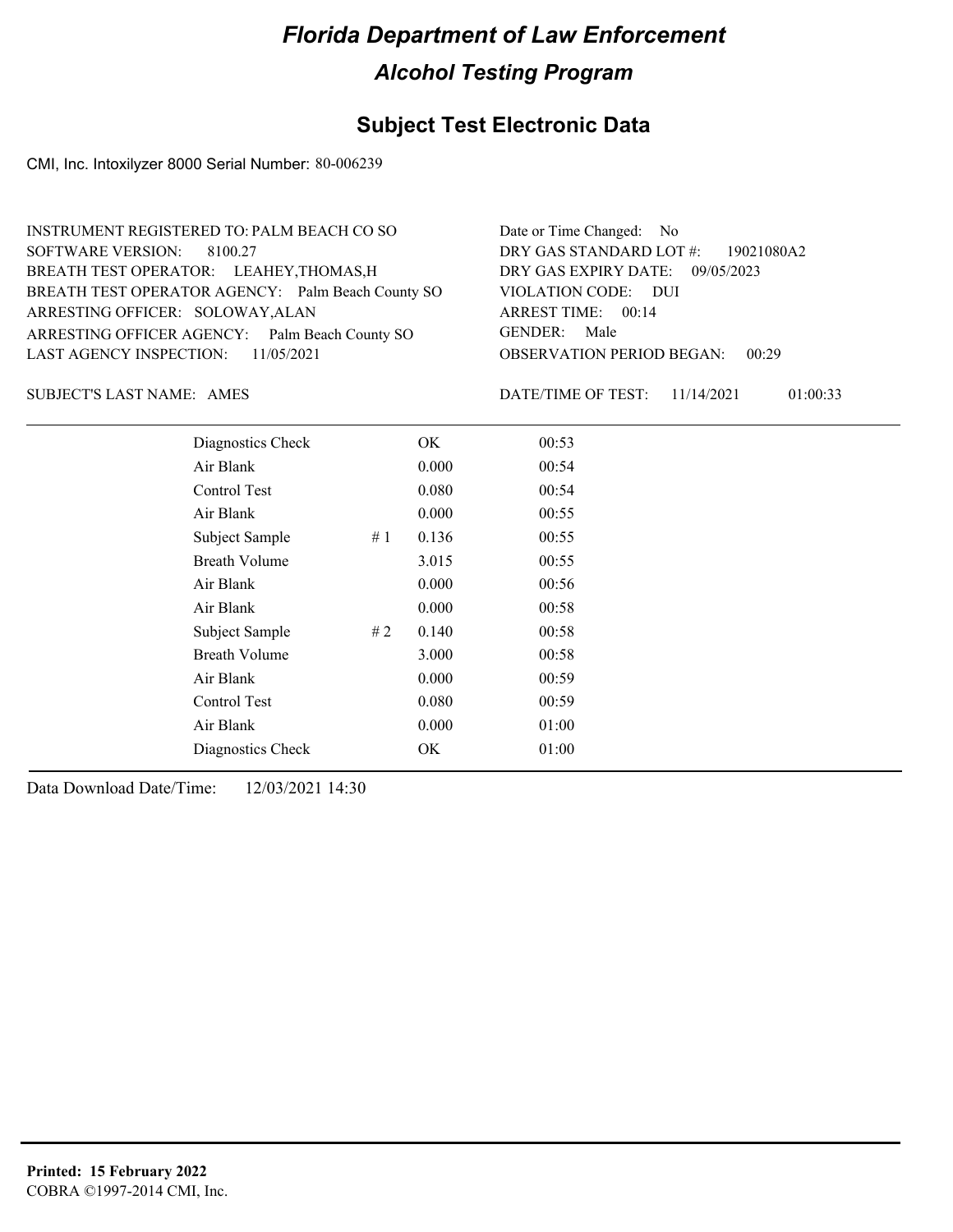# Florida Department of Law Enforcement

## Alcohol Testing Program

### Subject Test Electronic Data

CMI, Inc. Intoxilyzer 8000 Serial Number: 80-006239

INSTRUMENT REGISTERED TO: PALM BEACH CO SO
SOFTWARE VERSION: 8100.27
BREATH TEST OPERATOR: LEAHEY,THOMAS,H
BREATH TEST OPERATOR AGENCY: Palm Beach County SO
ARRESTING OFFICER: SOLOWAY,ALAN
ARRESTING OFFICER AGENCY: Palm Beach County SO
LAST AGENCY INSPECTION: 11/05/2021

Date or Time Changed: No
DRY GAS STANDARD LOT #: 19021080A2
DRY GAS EXPIRY DATE: 09/05/2023
VIOLATION CODE: DUI
ARREST TIME: 00:14
GENDER: Male
OBSERVATION PERIOD BEGAN: 00:29

SUBJECT'S LAST NAME: AMES

DATE/TIME OF TEST: 11/14/2021 01:00:33

| | | | |
|---|---|---|---|
| Diagnostics Check | | OK | 00:53 |
| Air Blank | | 0.000 | 00:54 |
| Control Test | | 0.080 | 00:54 |
| Air Blank | | 0.000 | 00:55 |
| Subject Sample | # 1 | 0.136 | 00:55 |
| Breath Volume | | 3.015 | 00:55 |
| Air Blank | | 0.000 | 00:56 |
| Air Blank | | 0.000 | 00:58 |
| Subject Sample | # 2 | 0.140 | 00:58 |
| Breath Volume | | 3.000 | 00:58 |
| Air Blank | | 0.000 | 00:59 |
| Control Test | | 0.080 | 00:59 |
| Air Blank | | 0.000 | 01:00 |
| Diagnostics Check | | OK | 01:00 |

Data Download Date/Time: 12/03/2021 14:30

**Printed: 15 February 2022**
COBRA ©1997-2014 CMI, Inc.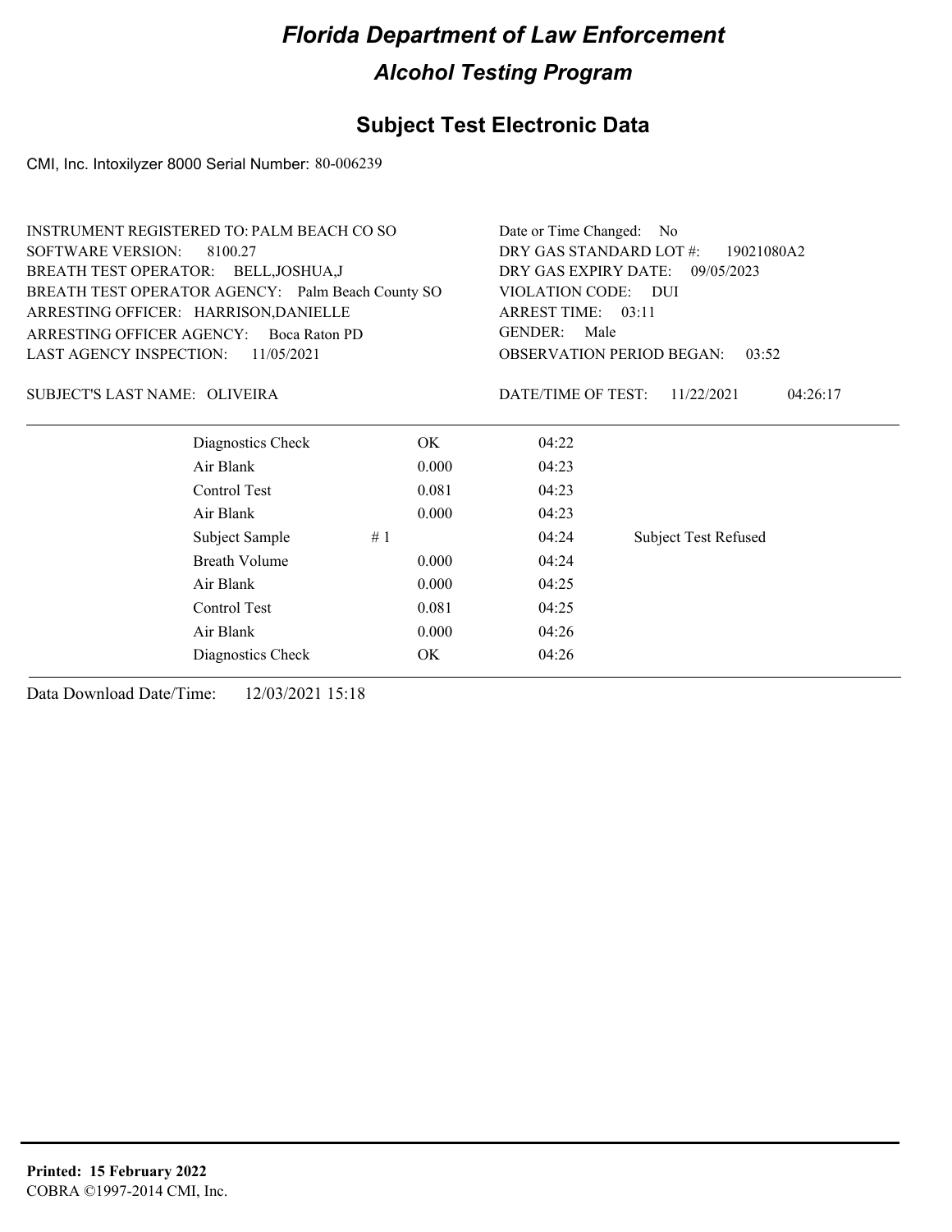# Florida Department of Law Enforcement

## Alcohol Testing Program

### Subject Test Electronic Data

CMI, Inc. Intoxilyzer 8000 Serial Number: 80-006239

INSTRUMENT REGISTERED TO: PALM BEACH CO SO
SOFTWARE VERSION: 8100.27
BREATH TEST OPERATOR: BELL,JOSHUA,J
BREATH TEST OPERATOR AGENCY: Palm Beach County SO
ARRESTING OFFICER: HARRISON,DANIELLE
ARRESTING OFFICER AGENCY: Boca Raton PD
LAST AGENCY INSPECTION: 11/05/2021

Date or Time Changed: No
DRY GAS STANDARD LOT #: 19021080A2
DRY GAS EXPIRY DATE: 09/05/2023
VIOLATION CODE: DUI
ARREST TIME: 03:11
GENDER: Male
OBSERVATION PERIOD BEGAN: 03:52

SUBJECT'S LAST NAME: OLIVEIRA

DATE/TIME OF TEST: 11/22/2021 04:26:17

| | | | |
|---|---|---|---|
| Diagnostics Check | OK | 04:22 | |
| Air Blank | 0.000 | 04:23 | |
| Control Test | 0.081 | 04:23 | |
| Air Blank | 0.000 | 04:23 | |
| Subject Sample # 1 | | 04:24 | Subject Test Refused |
| Breath Volume | 0.000 | 04:24 | |
| Air Blank | 0.000 | 04:25 | |
| Control Test | 0.081 | 04:25 | |
| Air Blank | 0.000 | 04:26 | |
| Diagnostics Check | OK | 04:26 | |

Data Download Date/Time: 12/03/2021 15:18

**Printed: 15 February 2022**
COBRA ©1997-2014 CMI, Inc.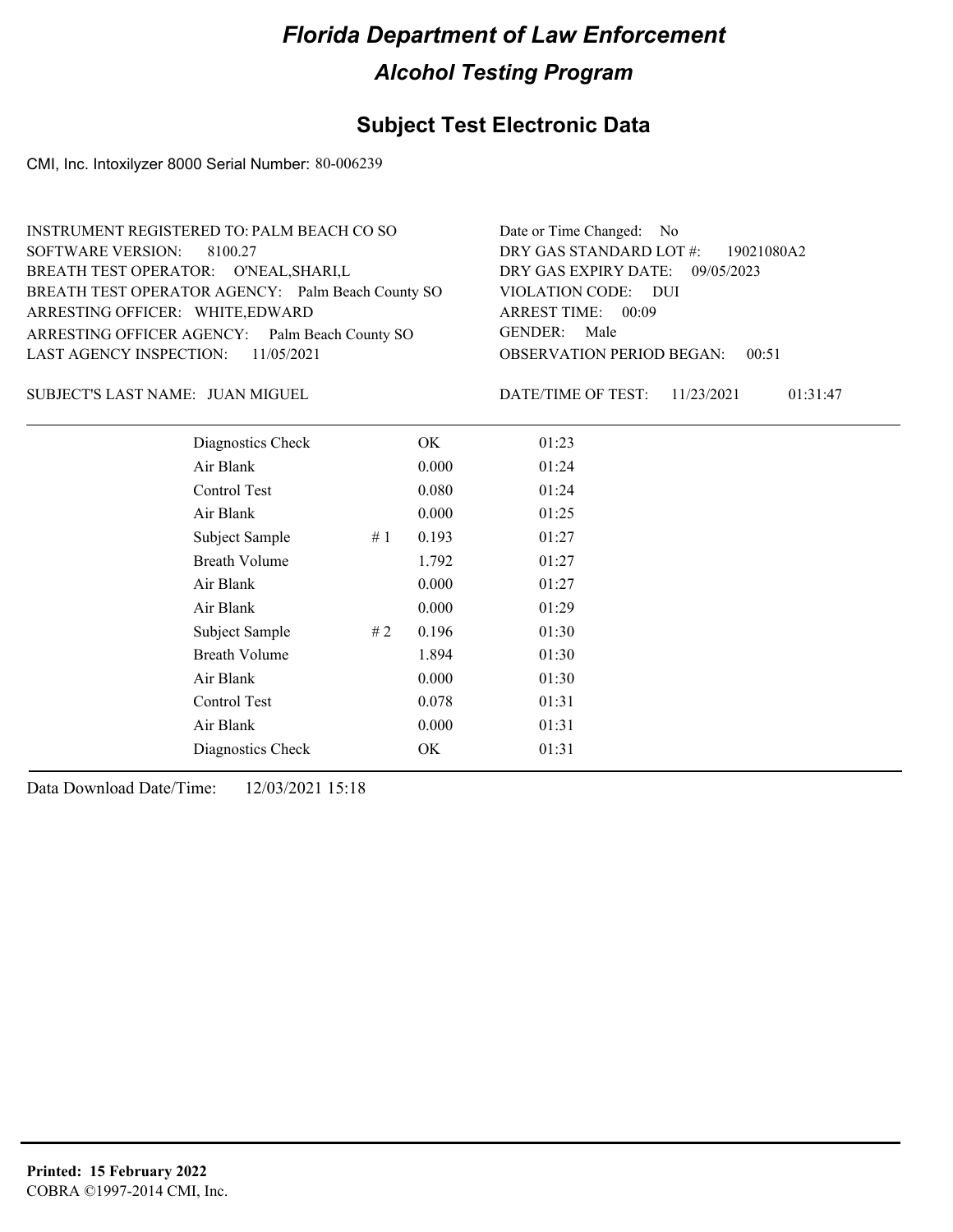# Florida Department of Law Enforcement

## Alcohol Testing Program

### Subject Test Electronic Data

CMI, Inc. Intoxilyzer 8000 Serial Number: 80-006239

INSTRUMENT REGISTERED TO: PALM BEACH CO SO
SOFTWARE VERSION: 8100.27
BREATH TEST OPERATOR: O'NEAL,SHARI,L
BREATH TEST OPERATOR AGENCY: Palm Beach County SO
ARRESTING OFFICER: WHITE,EDWARD
ARRESTING OFFICER AGENCY: Palm Beach County SO
LAST AGENCY INSPECTION: 11/05/2021

Date or Time Changed: No
DRY GAS STANDARD LOT #: 19021080A2
DRY GAS EXPIRY DATE: 09/05/2023
VIOLATION CODE: DUI
ARREST TIME: 00:09
GENDER: Male
OBSERVATION PERIOD BEGAN: 00:51

SUBJECT'S LAST NAME: JUAN MIGUEL

DATE/TIME OF TEST: 11/23/2021 01:31:47

| | | | |
|---|---|---|---|
| Diagnostics Check | | OK | 01:23 |
| Air Blank | | 0.000 | 01:24 |
| Control Test | | 0.080 | 01:24 |
| Air Blank | | 0.000 | 01:25 |
| Subject Sample | # 1 | 0.193 | 01:27 |
| Breath Volume | | 1.792 | 01:27 |
| Air Blank | | 0.000 | 01:27 |
| Air Blank | | 0.000 | 01:29 |
| Subject Sample | # 2 | 0.196 | 01:30 |
| Breath Volume | | 1.894 | 01:30 |
| Air Blank | | 0.000 | 01:30 |
| Control Test | | 0.078 | 01:31 |
| Air Blank | | 0.000 | 01:31 |
| Diagnostics Check | | OK | 01:31 |

Data Download Date/Time: 12/03/2021 15:18

**Printed: 15 February 2022**
COBRA ©1997-2014 CMI, Inc.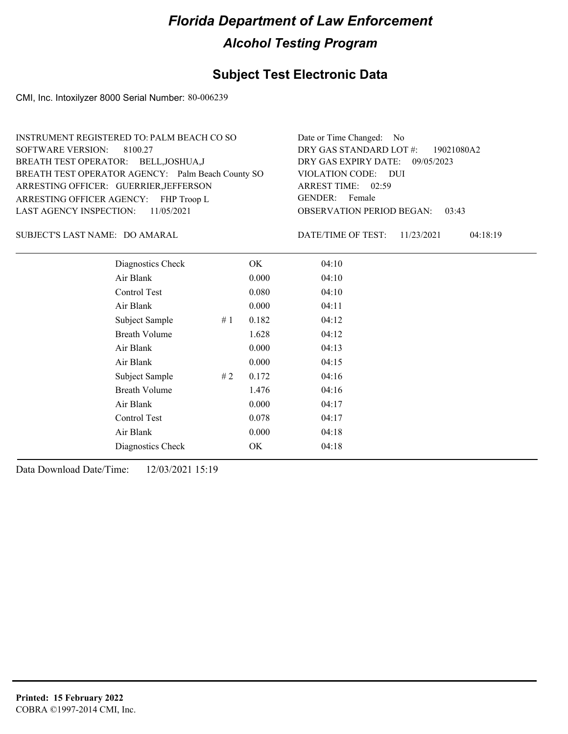# Florida Department of Law Enforcement

## Alcohol Testing Program

### Subject Test Electronic Data

CMI, Inc. Intoxilyzer 8000 Serial Number: 80-006239

INSTRUMENT REGISTERED TO: PALM BEACH CO SO
SOFTWARE VERSION: 8100.27
BREATH TEST OPERATOR: BELL,JOSHUA,J
BREATH TEST OPERATOR AGENCY: Palm Beach County SO
ARRESTING OFFICER: GUERRIER,JEFFERSON
ARRESTING OFFICER AGENCY: FHP Troop L
LAST AGENCY INSPECTION: 11/05/2021

Date or Time Changed: No
DRY GAS STANDARD LOT #: 19021080A2
DRY GAS EXPIRY DATE: 09/05/2023
VIOLATION CODE: DUI
ARREST TIME: 02:59
GENDER: Female
OBSERVATION PERIOD BEGAN: 03:43

SUBJECT'S LAST NAME: DO AMARAL

DATE/TIME OF TEST: 11/23/2021 04:18:19

| Test | # | Result | Time |
|---|---|---|---|
| Diagnostics Check | | OK | 04:10 |
| Air Blank | | 0.000 | 04:10 |
| Control Test | | 0.080 | 04:10 |
| Air Blank | | 0.000 | 04:11 |
| Subject Sample | # 1 | 0.182 | 04:12 |
| Breath Volume | | 1.628 | 04:12 |
| Air Blank | | 0.000 | 04:13 |
| Air Blank | | 0.000 | 04:15 |
| Subject Sample | # 2 | 0.172 | 04:16 |
| Breath Volume | | 1.476 | 04:16 |
| Air Blank | | 0.000 | 04:17 |
| Control Test | | 0.078 | 04:17 |
| Air Blank | | 0.000 | 04:18 |
| Diagnostics Check | | OK | 04:18 |

Data Download Date/Time: 12/03/2021 15:19

**Printed: 15 February 2022**
COBRA ©1997-2014 CMI, Inc.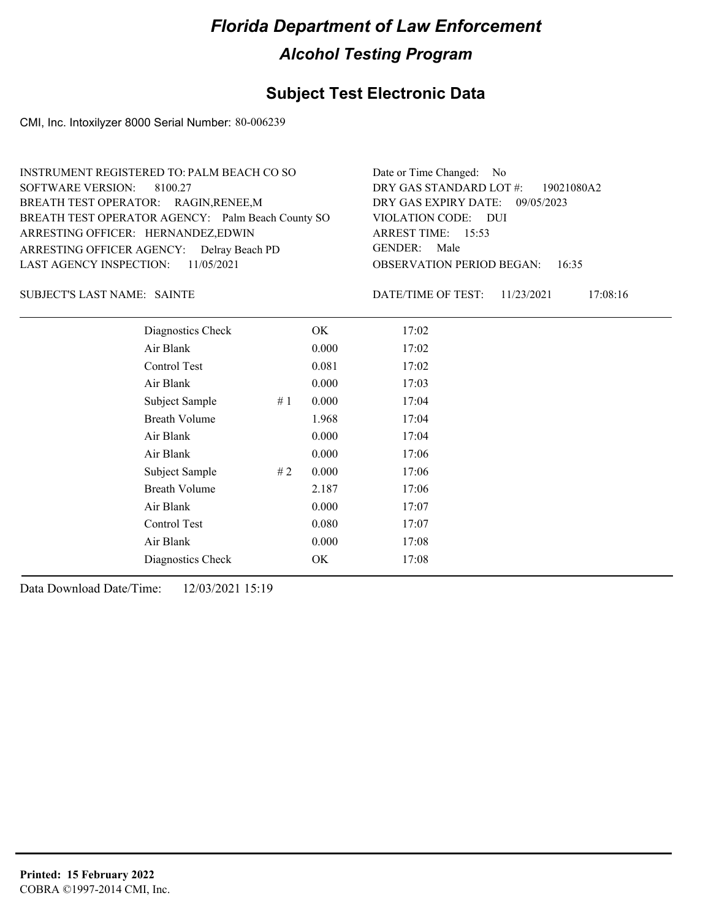# Florida Department of Law Enforcement

## Alcohol Testing Program

### Subject Test Electronic Data

CMI, Inc. Intoxilyzer 8000 Serial Number: 80-006239

INSTRUMENT REGISTERED TO: PALM BEACH CO SO
SOFTWARE VERSION: 8100.27
BREATH TEST OPERATOR: RAGIN,RENEE,M
BREATH TEST OPERATOR AGENCY: Palm Beach County SO
ARRESTING OFFICER: HERNANDEZ,EDWIN
ARRESTING OFFICER AGENCY: Delray Beach PD
LAST AGENCY INSPECTION: 11/05/2021

Date or Time Changed: No
DRY GAS STANDARD LOT #: 19021080A2
DRY GAS EXPIRY DATE: 09/05/2023
VIOLATION CODE: DUI
ARREST TIME: 15:53
GENDER: Male
OBSERVATION PERIOD BEGAN: 16:35

SUBJECT'S LAST NAME: SAINTE

DATE/TIME OF TEST: 11/23/2021 17:08:16

| Test | # | Result | Time |
|---|---|---|---|
| Diagnostics Check | | OK | 17:02 |
| Air Blank | | 0.000 | 17:02 |
| Control Test | | 0.081 | 17:02 |
| Air Blank | | 0.000 | 17:03 |
| Subject Sample | # 1 | 0.000 | 17:04 |
| Breath Volume | | 1.968 | 17:04 |
| Air Blank | | 0.000 | 17:04 |
| Air Blank | | 0.000 | 17:06 |
| Subject Sample | # 2 | 0.000 | 17:06 |
| Breath Volume | | 2.187 | 17:06 |
| Air Blank | | 0.000 | 17:07 |
| Control Test | | 0.080 | 17:07 |
| Air Blank | | 0.000 | 17:08 |
| Diagnostics Check | | OK | 17:08 |

Data Download Date/Time: 12/03/2021 15:19

**Printed: 15 February 2022**
COBRA ©1997-2014 CMI, Inc.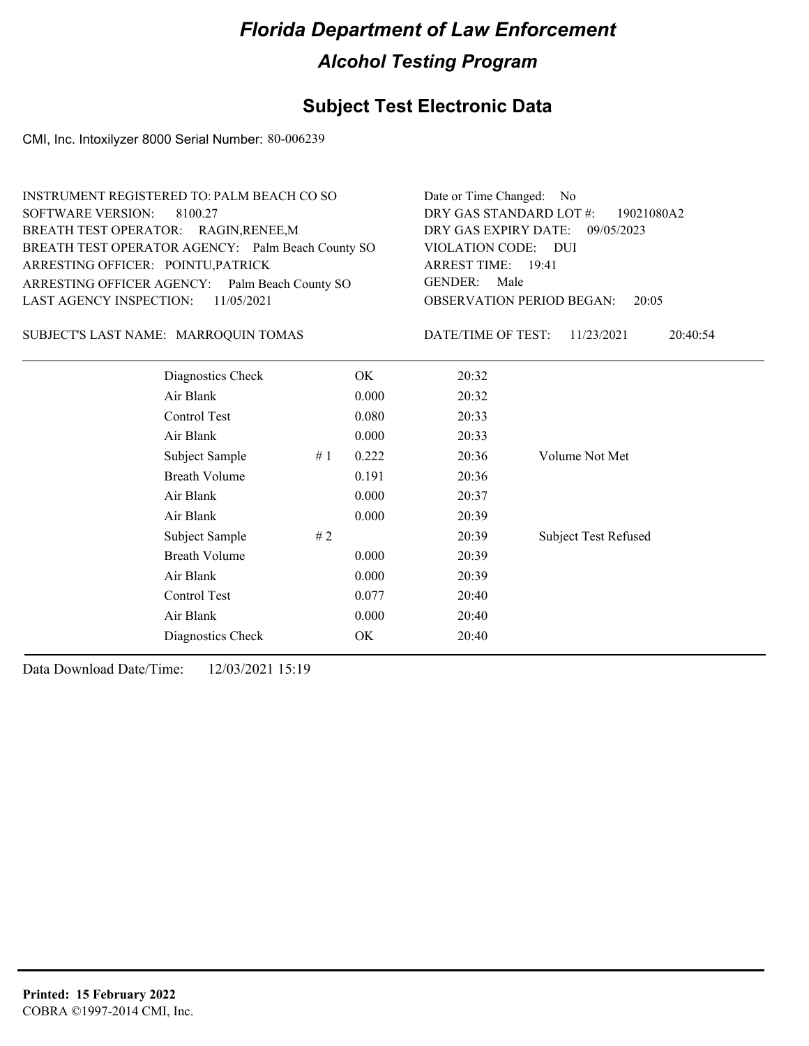# Florida Department of Law Enforcement

## Alcohol Testing Program

### Subject Test Electronic Data

CMI, Inc. Intoxilyzer 8000 Serial Number: 80-006239

INSTRUMENT REGISTERED TO: PALM BEACH CO SO
SOFTWARE VERSION: 8100.27
BREATH TEST OPERATOR: RAGIN,RENEE,M
BREATH TEST OPERATOR AGENCY: Palm Beach County SO
ARRESTING OFFICER: POINTU,PATRICK
ARRESTING OFFICER AGENCY: Palm Beach County SO
LAST AGENCY INSPECTION: 11/05/2021

Date or Time Changed: No
DRY GAS STANDARD LOT #: 19021080A2
DRY GAS EXPIRY DATE: 09/05/2023
VIOLATION CODE: DUI
ARREST TIME: 19:41
GENDER: Male
OBSERVATION PERIOD BEGAN: 20:05

SUBJECT'S LAST NAME: MARROQUIN TOMAS

DATE/TIME OF TEST: 11/23/2021 20:40:54

| | | | | |
|---|---|---|---|---|
| Diagnostics Check | | OK | 20:32 | |
| Air Blank | | 0.000 | 20:32 | |
| Control Test | | 0.080 | 20:33 | |
| Air Blank | | 0.000 | 20:33 | |
| Subject Sample | # 1 | 0.222 | 20:36 | Volume Not Met |
| Breath Volume | | 0.191 | 20:36 | |
| Air Blank | | 0.000 | 20:37 | |
| Air Blank | | 0.000 | 20:39 | |
| Subject Sample | # 2 | | 20:39 | Subject Test Refused |
| Breath Volume | | 0.000 | 20:39 | |
| Air Blank | | 0.000 | 20:39 | |
| Control Test | | 0.077 | 20:40 | |
| Air Blank | | 0.000 | 20:40 | |
| Diagnostics Check | | OK | 20:40 | |

Data Download Date/Time: 12/03/2021 15:19

**Printed: 15 February 2022**
COBRA ©1997-2014 CMI, Inc.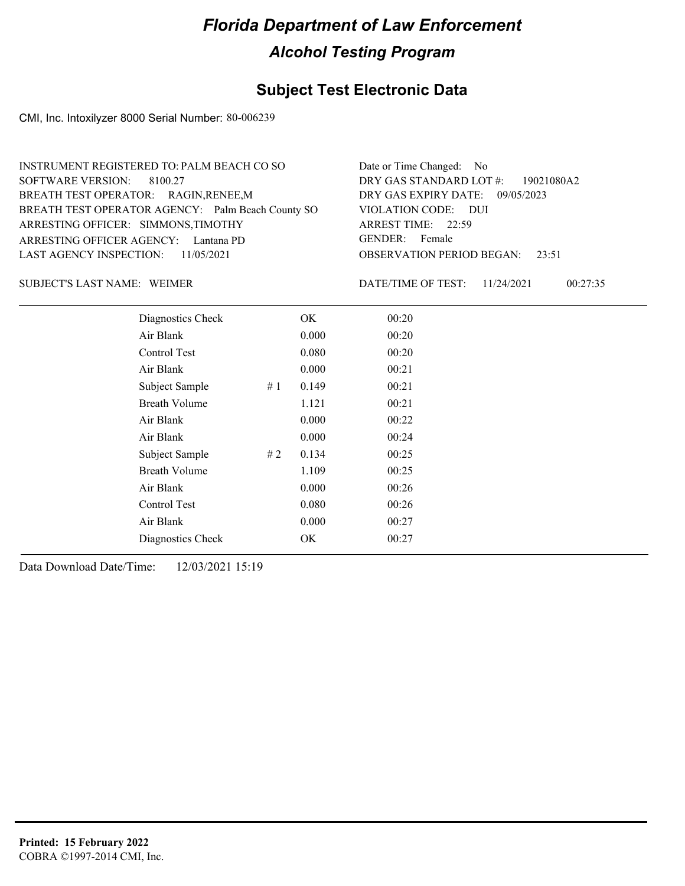# Florida Department of Law Enforcement

## Alcohol Testing Program

### Subject Test Electronic Data

CMI, Inc. Intoxilyzer 8000 Serial Number: 80-006239

INSTRUMENT REGISTERED TO: PALM BEACH CO SO
SOFTWARE VERSION: 8100.27
BREATH TEST OPERATOR: RAGIN,RENEE,M
BREATH TEST OPERATOR AGENCY: Palm Beach County SO
ARRESTING OFFICER: SIMMONS,TIMOTHY
ARRESTING OFFICER AGENCY: Lantana PD
LAST AGENCY INSPECTION: 11/05/2021

Date or Time Changed: No
DRY GAS STANDARD LOT #: 19021080A2
DRY GAS EXPIRY DATE: 09/05/2023
VIOLATION CODE: DUI
ARREST TIME: 22:59
GENDER: Female
OBSERVATION PERIOD BEGAN: 23:51

SUBJECT'S LAST NAME: WEIMER

DATE/TIME OF TEST: 11/24/2021 00:27:35

| | | | |
|---|---|---|---|
| Diagnostics Check | | OK | 00:20 |
| Air Blank | | 0.000 | 00:20 |
| Control Test | | 0.080 | 00:20 |
| Air Blank | | 0.000 | 00:21 |
| Subject Sample | # 1 | 0.149 | 00:21 |
| Breath Volume | | 1.121 | 00:21 |
| Air Blank | | 0.000 | 00:22 |
| Air Blank | | 0.000 | 00:24 |
| Subject Sample | # 2 | 0.134 | 00:25 |
| Breath Volume | | 1.109 | 00:25 |
| Air Blank | | 0.000 | 00:26 |
| Control Test | | 0.080 | 00:26 |
| Air Blank | | 0.000 | 00:27 |
| Diagnostics Check | | OK | 00:27 |

Data Download Date/Time: 12/03/2021 15:19

**Printed: 15 February 2022**
COBRA ©1997-2014 CMI, Inc.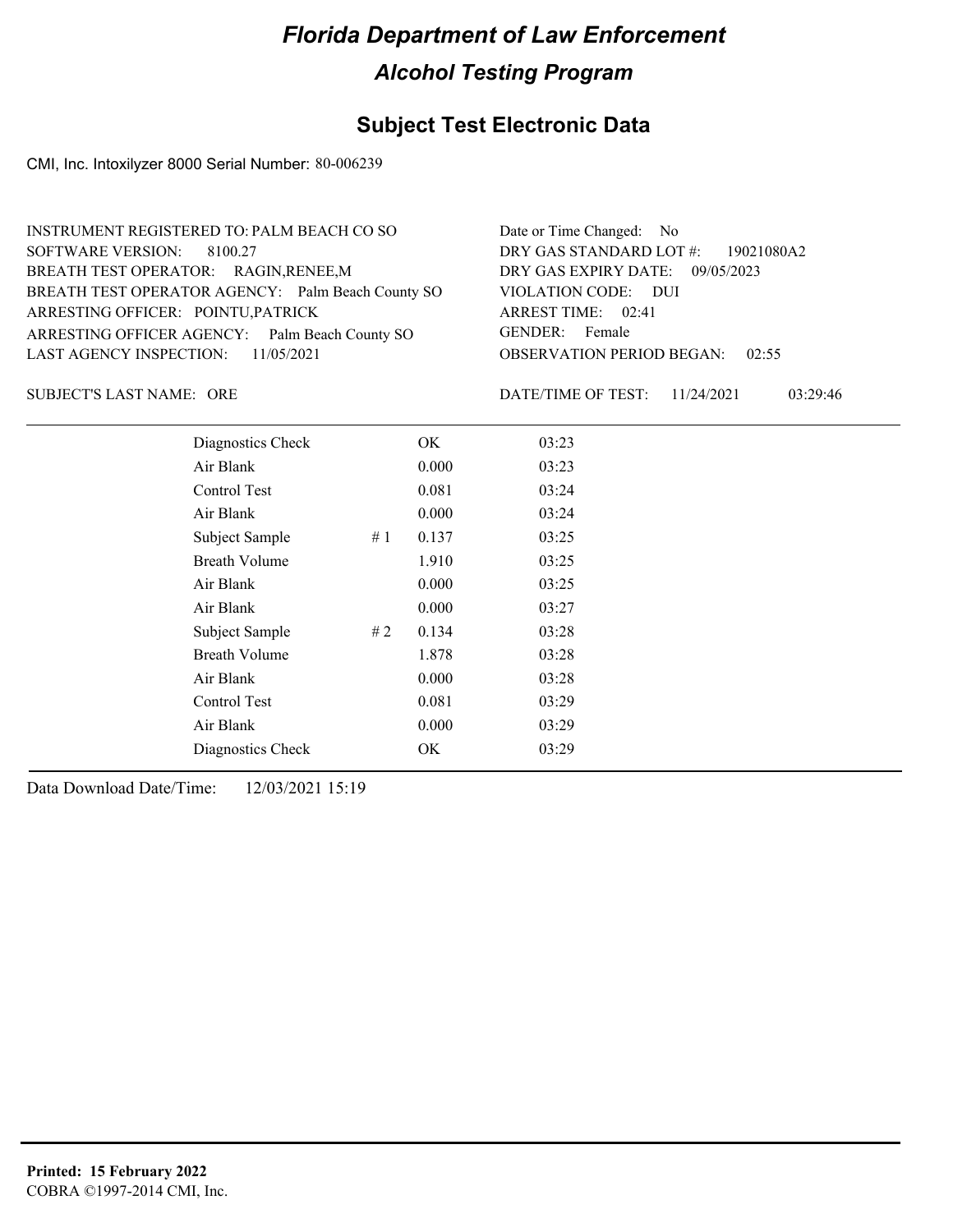# Florida Department of Law Enforcement

## Alcohol Testing Program

### Subject Test Electronic Data

CMI, Inc. Intoxilyzer 8000 Serial Number: 80-006239

INSTRUMENT REGISTERED TO: PALM BEACH CO SO
SOFTWARE VERSION: 8100.27
BREATH TEST OPERATOR: RAGIN,RENEE,M
BREATH TEST OPERATOR AGENCY: Palm Beach County SO
ARRESTING OFFICER: POINTU,PATRICK
ARRESTING OFFICER AGENCY: Palm Beach County SO
LAST AGENCY INSPECTION: 11/05/2021

Date or Time Changed: No
DRY GAS STANDARD LOT #: 19021080A2
DRY GAS EXPIRY DATE: 09/05/2023
VIOLATION CODE: DUI
ARREST TIME: 02:41
GENDER: Female
OBSERVATION PERIOD BEGAN: 02:55

SUBJECT'S LAST NAME: ORE

DATE/TIME OF TEST: 11/24/2021 03:29:46

| | | | |
|---|---|---|---|
| Diagnostics Check | | OK | 03:23 |
| Air Blank | | 0.000 | 03:23 |
| Control Test | | 0.081 | 03:24 |
| Air Blank | | 0.000 | 03:24 |
| Subject Sample | # 1 | 0.137 | 03:25 |
| Breath Volume | | 1.910 | 03:25 |
| Air Blank | | 0.000 | 03:25 |
| Air Blank | | 0.000 | 03:27 |
| Subject Sample | # 2 | 0.134 | 03:28 |
| Breath Volume | | 1.878 | 03:28 |
| Air Blank | | 0.000 | 03:28 |
| Control Test | | 0.081 | 03:29 |
| Air Blank | | 0.000 | 03:29 |
| Diagnostics Check | | OK | 03:29 |

Data Download Date/Time: 12/03/2021 15:19

**Printed: 15 February 2022**
COBRA ©1997-2014 CMI, Inc.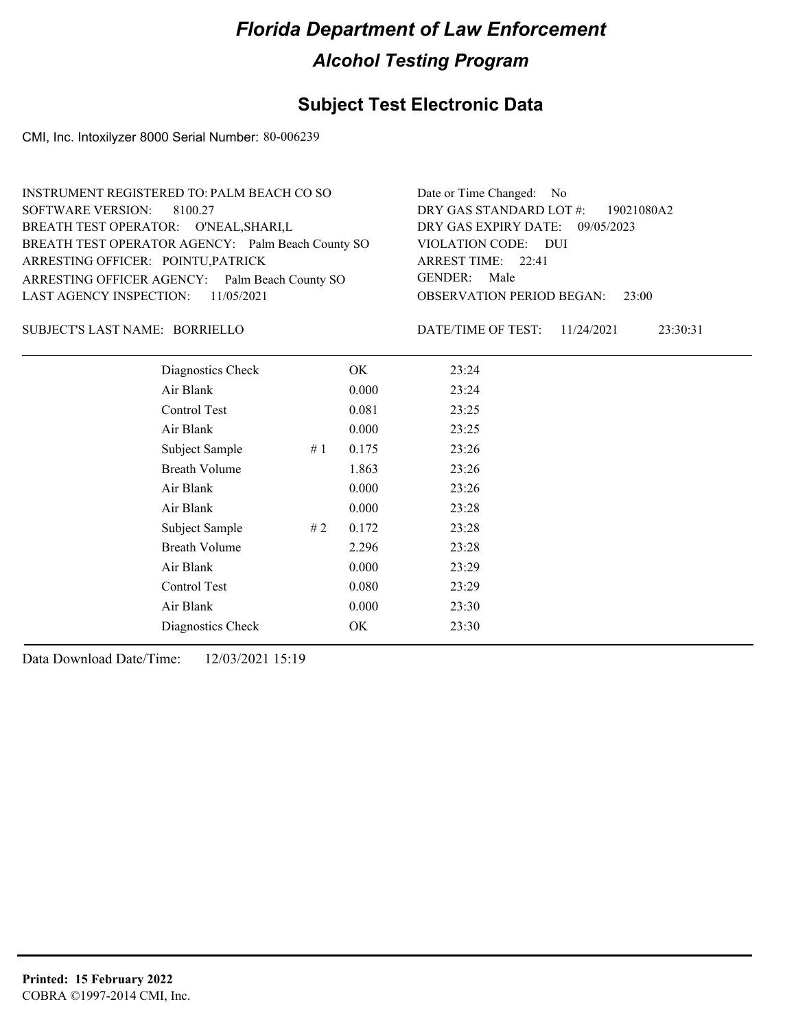# Florida Department of Law Enforcement

## Alcohol Testing Program

### Subject Test Electronic Data

CMI, Inc. Intoxilyzer 8000 Serial Number: 80-006239

INSTRUMENT REGISTERED TO: PALM BEACH CO SO
SOFTWARE VERSION: 8100.27
BREATH TEST OPERATOR: O'NEAL,SHARI,L
BREATH TEST OPERATOR AGENCY: Palm Beach County SO
ARRESTING OFFICER: POINTU,PATRICK
ARRESTING OFFICER AGENCY: Palm Beach County SO
LAST AGENCY INSPECTION: 11/05/2021

Date or Time Changed: No
DRY GAS STANDARD LOT #: 19021080A2
DRY GAS EXPIRY DATE: 09/05/2023
VIOLATION CODE: DUI
ARREST TIME: 22:41
GENDER: Male
OBSERVATION PERIOD BEGAN: 23:00

SUBJECT'S LAST NAME: BORRIELLO

DATE/TIME OF TEST: 11/24/2021 23:30:31

| | | | |
|---|---|---|---|
| Diagnostics Check | | OK | 23:24 |
| Air Blank | | 0.000 | 23:24 |
| Control Test | | 0.081 | 23:25 |
| Air Blank | | 0.000 | 23:25 |
| Subject Sample | # 1 | 0.175 | 23:26 |
| Breath Volume | | 1.863 | 23:26 |
| Air Blank | | 0.000 | 23:26 |
| Air Blank | | 0.000 | 23:28 |
| Subject Sample | # 2 | 0.172 | 23:28 |
| Breath Volume | | 2.296 | 23:28 |
| Air Blank | | 0.000 | 23:29 |
| Control Test | | 0.080 | 23:29 |
| Air Blank | | 0.000 | 23:30 |
| Diagnostics Check | | OK | 23:30 |

Data Download Date/Time: 12/03/2021 15:19

**Printed: 15 February 2022**
COBRA ©1997-2014 CMI, Inc.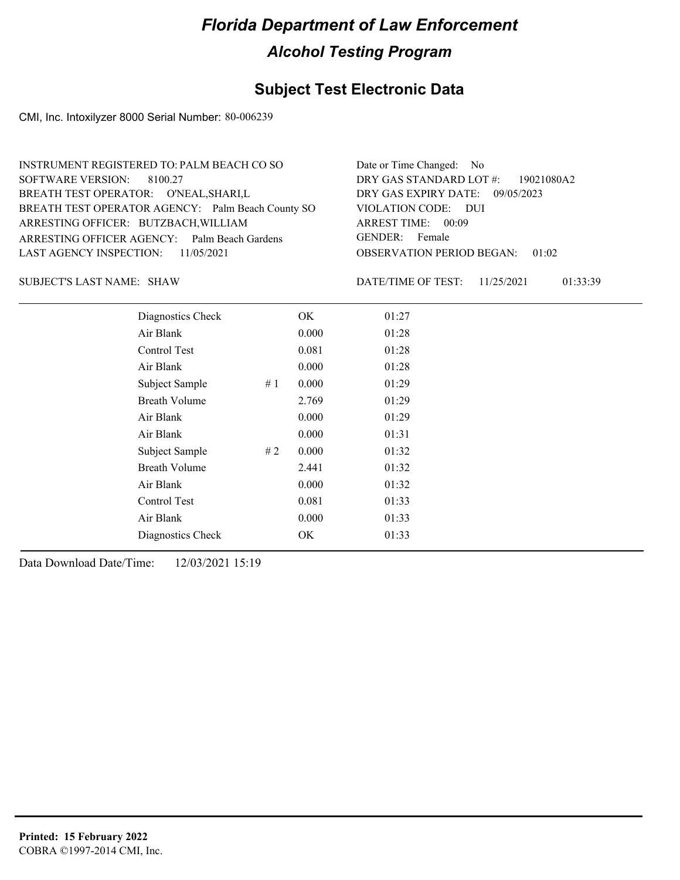# Florida Department of Law Enforcement

## Alcohol Testing Program

### Subject Test Electronic Data

CMI, Inc. Intoxilyzer 8000 Serial Number: 80-006239

INSTRUMENT REGISTERED TO: PALM BEACH CO SO
SOFTWARE VERSION: 8100.27
BREATH TEST OPERATOR: O'NEAL,SHARI,L
BREATH TEST OPERATOR AGENCY: Palm Beach County SO
ARRESTING OFFICER: BUTZBACH,WILLIAM
ARRESTING OFFICER AGENCY: Palm Beach Gardens
LAST AGENCY INSPECTION: 11/05/2021

Date or Time Changed: No
DRY GAS STANDARD LOT #: 19021080A2
DRY GAS EXPIRY DATE: 09/05/2023
VIOLATION CODE: DUI
ARREST TIME: 00:09
GENDER: Female
OBSERVATION PERIOD BEGAN: 01:02

SUBJECT'S LAST NAME: SHAW

DATE/TIME OF TEST: 11/25/2021 01:33:39

| | | | |
|---|---|---|---|
| Diagnostics Check | | OK | 01:27 |
| Air Blank | | 0.000 | 01:28 |
| Control Test | | 0.081 | 01:28 |
| Air Blank | | 0.000 | 01:28 |
| Subject Sample | # 1 | 0.000 | 01:29 |
| Breath Volume | | 2.769 | 01:29 |
| Air Blank | | 0.000 | 01:29 |
| Air Blank | | 0.000 | 01:31 |
| Subject Sample | # 2 | 0.000 | 01:32 |
| Breath Volume | | 2.441 | 01:32 |
| Air Blank | | 0.000 | 01:32 |
| Control Test | | 0.081 | 01:33 |
| Air Blank | | 0.000 | 01:33 |
| Diagnostics Check | | OK | 01:33 |

Data Download Date/Time: 12/03/2021 15:19

**Printed: 15 February 2022**
COBRA ©1997-2014 CMI, Inc.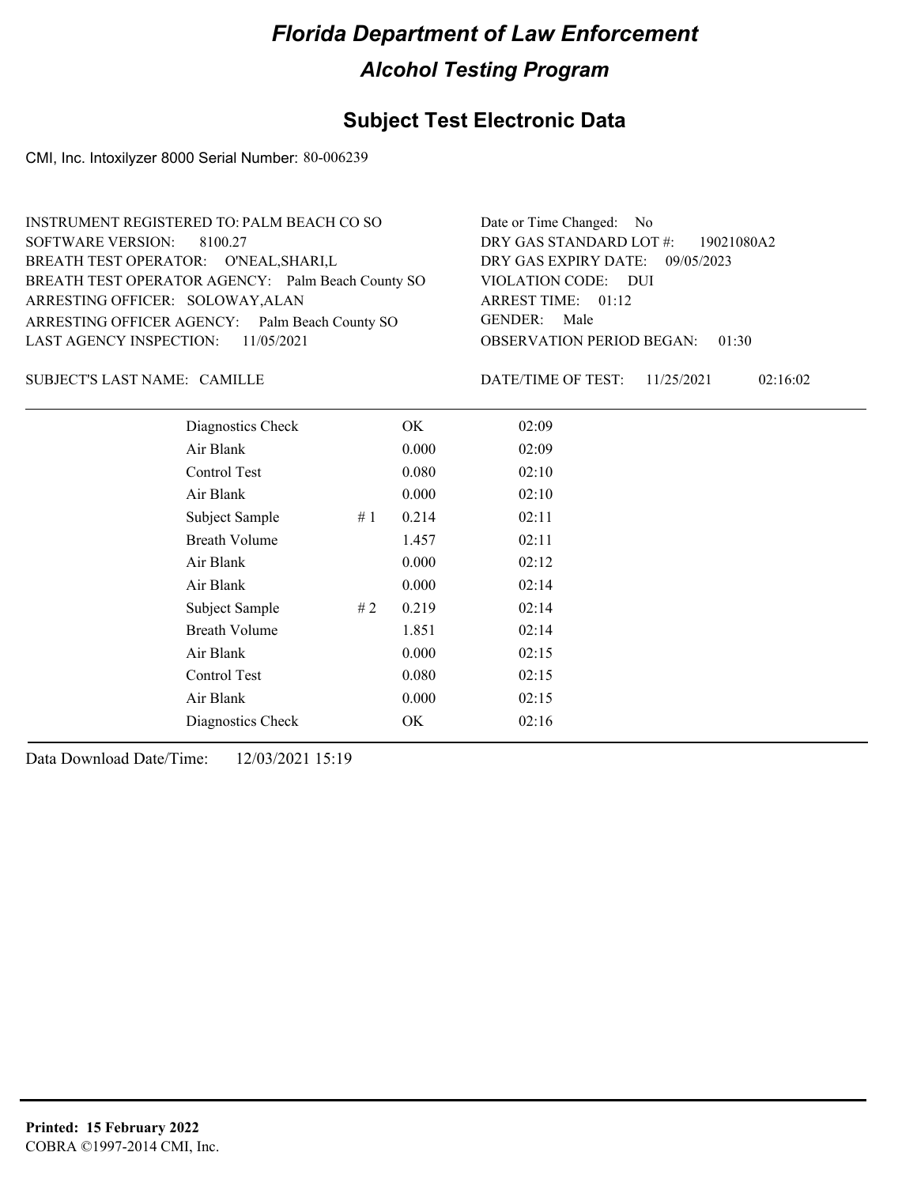# Florida Department of Law Enforcement

## Alcohol Testing Program

### Subject Test Electronic Data

CMI, Inc. Intoxilyzer 8000 Serial Number: 80-006239

INSTRUMENT REGISTERED TO: PALM BEACH CO SO
SOFTWARE VERSION: 8100.27
BREATH TEST OPERATOR: O'NEAL,SHARI,L
BREATH TEST OPERATOR AGENCY: Palm Beach County SO
ARRESTING OFFICER: SOLOWAY,ALAN
ARRESTING OFFICER AGENCY: Palm Beach County SO
LAST AGENCY INSPECTION: 11/05/2021

Date or Time Changed: No
DRY GAS STANDARD LOT #: 19021080A2
DRY GAS EXPIRY DATE: 09/05/2023
VIOLATION CODE: DUI
ARREST TIME: 01:12
GENDER: Male
OBSERVATION PERIOD BEGAN: 01:30

SUBJECT'S LAST NAME: CAMILLE

DATE/TIME OF TEST: 11/25/2021 02:16:02

| | | | |
|---|---|---|---|
| Diagnostics Check | | OK | 02:09 |
| Air Blank | | 0.000 | 02:09 |
| Control Test | | 0.080 | 02:10 |
| Air Blank | | 0.000 | 02:10 |
| Subject Sample | # 1 | 0.214 | 02:11 |
| Breath Volume | | 1.457 | 02:11 |
| Air Blank | | 0.000 | 02:12 |
| Air Blank | | 0.000 | 02:14 |
| Subject Sample | # 2 | 0.219 | 02:14 |
| Breath Volume | | 1.851 | 02:14 |
| Air Blank | | 0.000 | 02:15 |
| Control Test | | 0.080 | 02:15 |
| Air Blank | | 0.000 | 02:15 |
| Diagnostics Check | | OK | 02:16 |

Data Download Date/Time: 12/03/2021 15:19

**Printed: 15 February 2022**
COBRA ©1997-2014 CMI, Inc.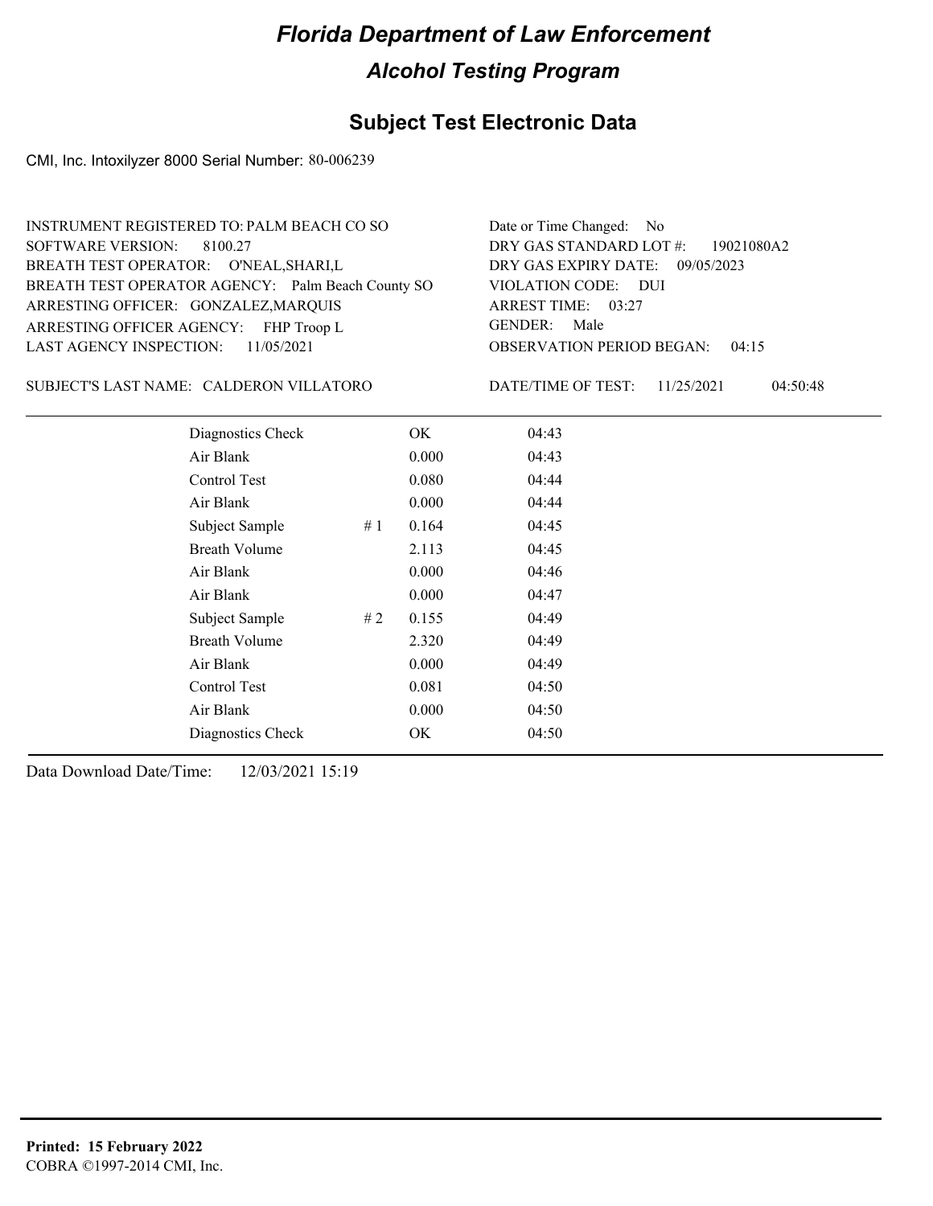# Florida Department of Law Enforcement

## Alcohol Testing Program

## Subject Test Electronic Data

CMI, Inc. Intoxilyzer 8000 Serial Number: 80-006239

INSTRUMENT REGISTERED TO: PALM BEACH CO SO
SOFTWARE VERSION: 8100.27
BREATH TEST OPERATOR: O'NEAL,SHARI,L
BREATH TEST OPERATOR AGENCY: Palm Beach County SO
ARRESTING OFFICER: GONZALEZ,MARQUIS
ARRESTING OFFICER AGENCY: FHP Troop L
LAST AGENCY INSPECTION: 11/05/2021

Date or Time Changed: No
DRY GAS STANDARD LOT #: 19021080A2
DRY GAS EXPIRY DATE: 09/05/2023
VIOLATION CODE: DUI
ARREST TIME: 03:27
GENDER: Male
OBSERVATION PERIOD BEGAN: 04:15

SUBJECT'S LAST NAME: CALDERON VILLATORO

DATE/TIME OF TEST: 11/25/2021 04:50:48

| | | | |
|---|---|---|---|
| Diagnostics Check | | OK | 04:43 |
| Air Blank | | 0.000 | 04:43 |
| Control Test | | 0.080 | 04:44 |
| Air Blank | | 0.000 | 04:44 |
| Subject Sample | # 1 | 0.164 | 04:45 |
| Breath Volume | | 2.113 | 04:45 |
| Air Blank | | 0.000 | 04:46 |
| Air Blank | | 0.000 | 04:47 |
| Subject Sample | # 2 | 0.155 | 04:49 |
| Breath Volume | | 2.320 | 04:49 |
| Air Blank | | 0.000 | 04:49 |
| Control Test | | 0.081 | 04:50 |
| Air Blank | | 0.000 | 04:50 |
| Diagnostics Check | | OK | 04:50 |

Data Download Date/Time: 12/03/2021 15:19

**Printed: 15 February 2022**
COBRA ©1997-2014 CMI, Inc.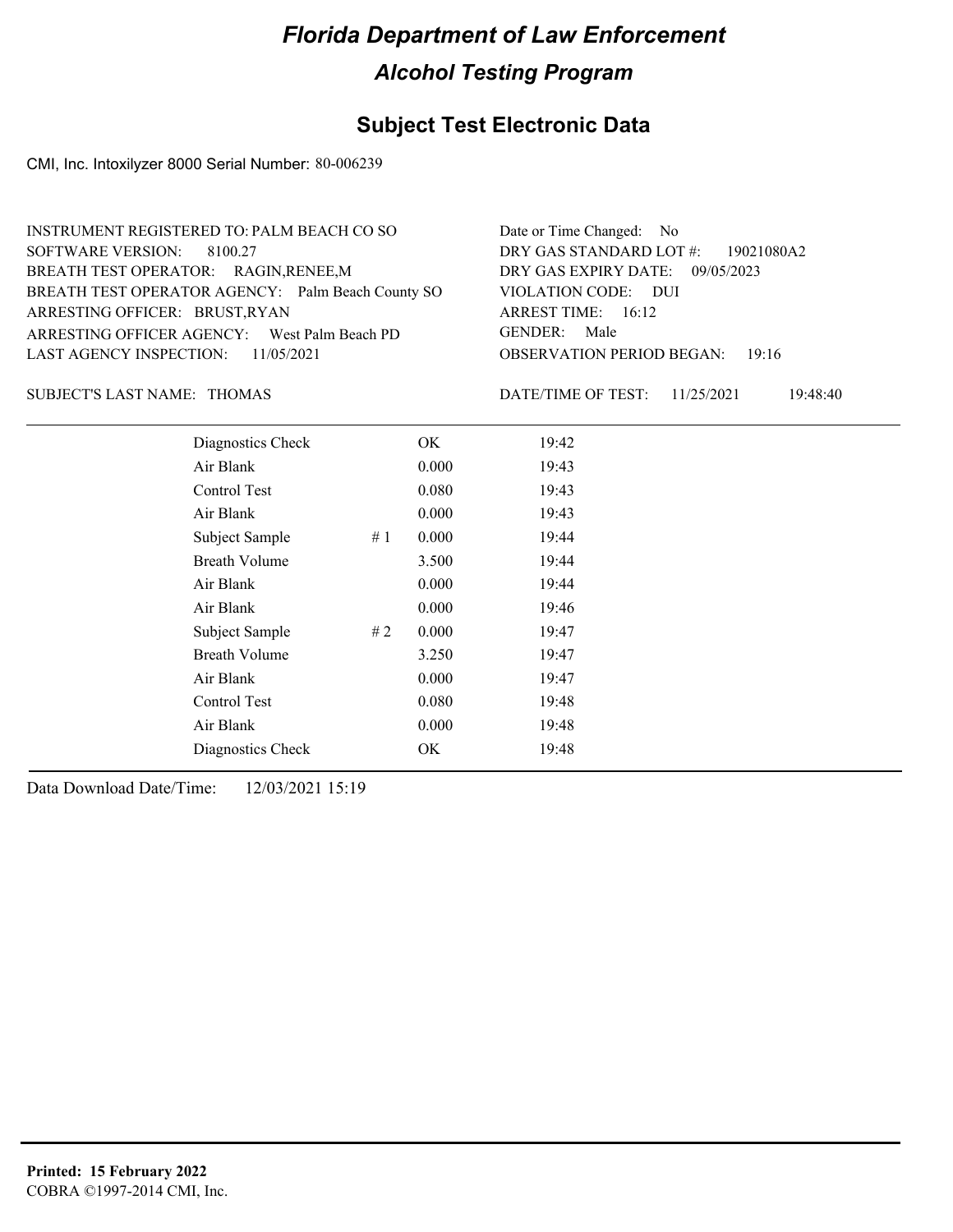# *Florida Department of Law Enforcement*

## *Alcohol Testing Program*

## Subject Test Electronic Data

CMI, Inc. Intoxilyzer 8000 Serial Number: 80-006239

INSTRUMENT REGISTERED TO: PALM BEACH CO SO
SOFTWARE VERSION: 8100.27
BREATH TEST OPERATOR: RAGIN,RENEE,M
BREATH TEST OPERATOR AGENCY: Palm Beach County SO
ARRESTING OFFICER: BRUST,RYAN
ARRESTING OFFICER AGENCY: West Palm Beach PD
LAST AGENCY INSPECTION: 11/05/2021

Date or Time Changed: No
DRY GAS STANDARD LOT #: 19021080A2
DRY GAS EXPIRY DATE: 09/05/2023
VIOLATION CODE: DUI
ARREST TIME: 16:12
GENDER: Male
OBSERVATION PERIOD BEGAN: 19:16

SUBJECT'S LAST NAME: THOMAS

DATE/TIME OF TEST: 11/25/2021 19:48:40

| | | | |
|---|---|---|---|
| Diagnostics Check | | OK | 19:42 |
| Air Blank | | 0.000 | 19:43 |
| Control Test | | 0.080 | 19:43 |
| Air Blank | | 0.000 | 19:43 |
| Subject Sample | # 1 | 0.000 | 19:44 |
| Breath Volume | | 3.500 | 19:44 |
| Air Blank | | 0.000 | 19:44 |
| Air Blank | | 0.000 | 19:46 |
| Subject Sample | # 2 | 0.000 | 19:47 |
| Breath Volume | | 3.250 | 19:47 |
| Air Blank | | 0.000 | 19:47 |
| Control Test | | 0.080 | 19:48 |
| Air Blank | | 0.000 | 19:48 |
| Diagnostics Check | | OK | 19:48 |

Data Download Date/Time: 12/03/2021 15:19

**Printed: 15 February 2022**
COBRA ©1997-2014 CMI, Inc.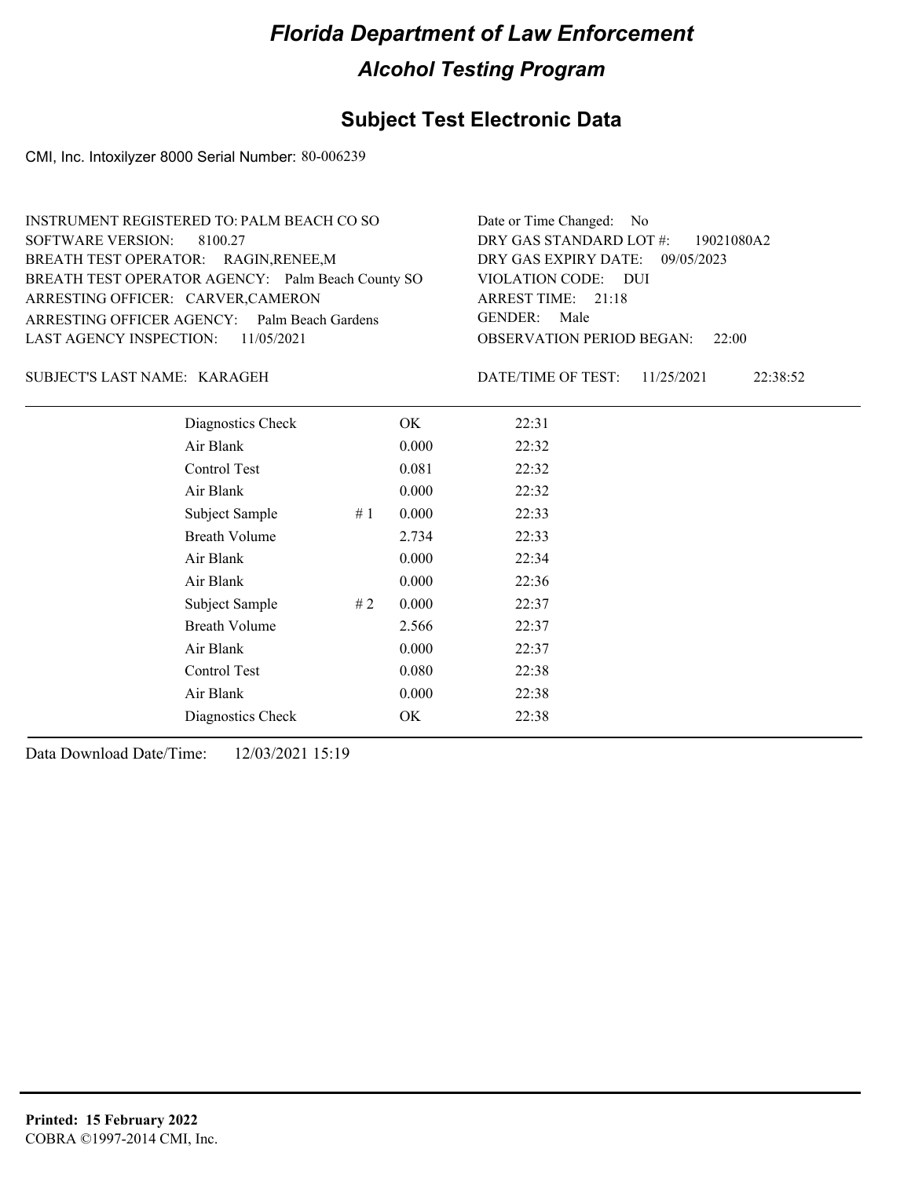# Florida Department of Law Enforcement

## Alcohol Testing Program

## Subject Test Electronic Data

CMI, Inc. Intoxilyzer 8000 Serial Number: 80-006239

INSTRUMENT REGISTERED TO: PALM BEACH CO SO
SOFTWARE VERSION: 8100.27
BREATH TEST OPERATOR: RAGIN,RENEE,M
BREATH TEST OPERATOR AGENCY: Palm Beach County SO
ARRESTING OFFICER: CARVER,CAMERON
ARRESTING OFFICER AGENCY: Palm Beach Gardens
LAST AGENCY INSPECTION: 11/05/2021

Date or Time Changed: No
DRY GAS STANDARD LOT #: 19021080A2
DRY GAS EXPIRY DATE: 09/05/2023
VIOLATION CODE: DUI
ARREST TIME: 21:18
GENDER: Male
OBSERVATION PERIOD BEGAN: 22:00

SUBJECT'S LAST NAME: KARAGEH

DATE/TIME OF TEST: 11/25/2021 22:38:52

| | | | |
|---|---|---|---|
| Diagnostics Check | | OK | 22:31 |
| Air Blank | | 0.000 | 22:32 |
| Control Test | | 0.081 | 22:32 |
| Air Blank | | 0.000 | 22:32 |
| Subject Sample | # 1 | 0.000 | 22:33 |
| Breath Volume | | 2.734 | 22:33 |
| Air Blank | | 0.000 | 22:34 |
| Air Blank | | 0.000 | 22:36 |
| Subject Sample | # 2 | 0.000 | 22:37 |
| Breath Volume | | 2.566 | 22:37 |
| Air Blank | | 0.000 | 22:37 |
| Control Test | | 0.080 | 22:38 |
| Air Blank | | 0.000 | 22:38 |
| Diagnostics Check | | OK | 22:38 |

Data Download Date/Time: 12/03/2021 15:19

**Printed: 15 February 2022**
COBRA ©1997-2014 CMI, Inc.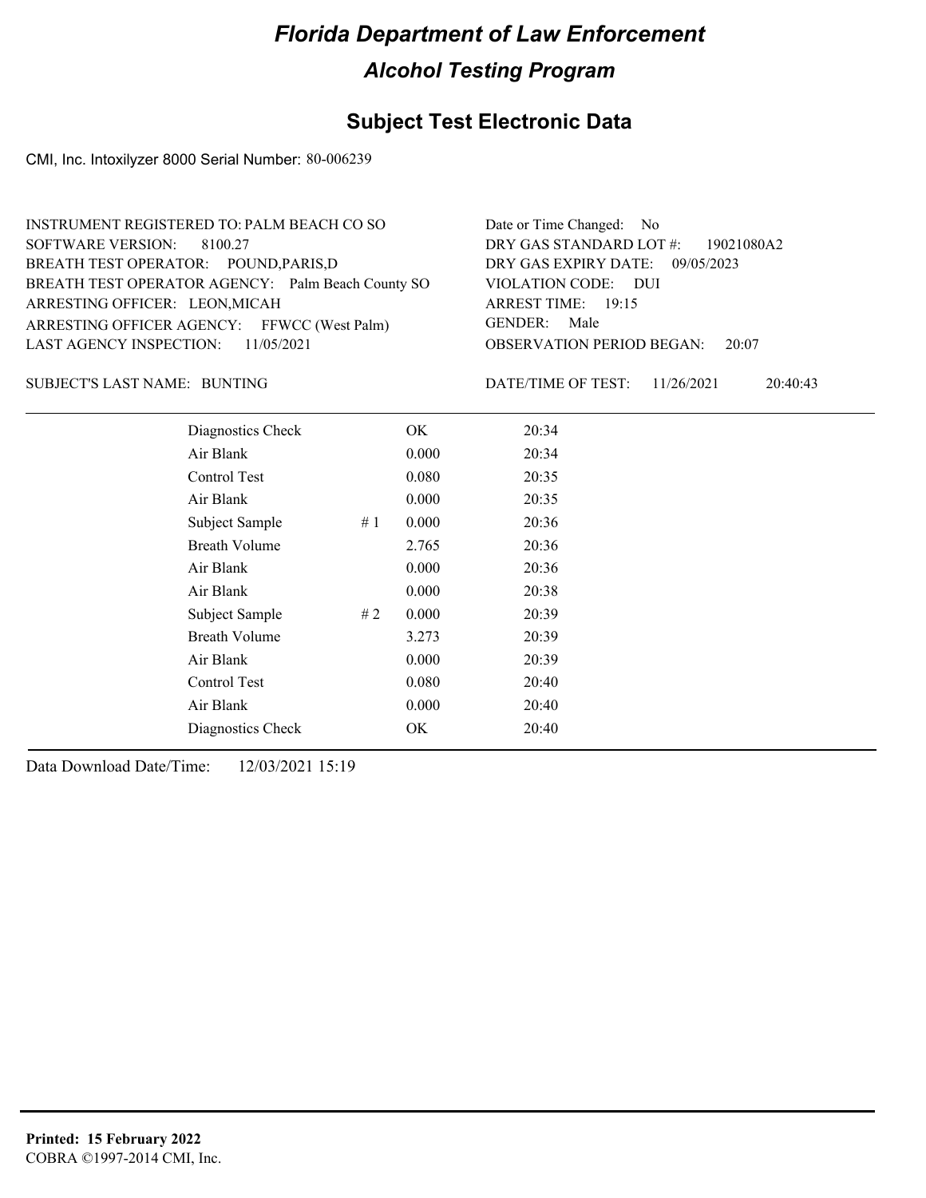# Florida Department of Law Enforcement

## Alcohol Testing Program

### Subject Test Electronic Data

CMI, Inc. Intoxilyzer 8000 Serial Number: 80-006239

INSTRUMENT REGISTERED TO: PALM BEACH CO SO
SOFTWARE VERSION: 8100.27
BREATH TEST OPERATOR: POUND,PARIS,D
BREATH TEST OPERATOR AGENCY: Palm Beach County SO
ARRESTING OFFICER: LEON,MICAH
ARRESTING OFFICER AGENCY: FFWCC (West Palm)
LAST AGENCY INSPECTION: 11/05/2021

Date or Time Changed: No
DRY GAS STANDARD LOT #: 19021080A2
DRY GAS EXPIRY DATE: 09/05/2023
VIOLATION CODE: DUI
ARREST TIME: 19:15
GENDER: Male
OBSERVATION PERIOD BEGAN: 20:07

SUBJECT'S LAST NAME: BUNTING

DATE/TIME OF TEST: 11/26/2021 20:40:43

| | | | |
|---|---|---|---|
| Diagnostics Check | | OK | 20:34 |
| Air Blank | | 0.000 | 20:34 |
| Control Test | | 0.080 | 20:35 |
| Air Blank | | 0.000 | 20:35 |
| Subject Sample | # 1 | 0.000 | 20:36 |
| Breath Volume | | 2.765 | 20:36 |
| Air Blank | | 0.000 | 20:36 |
| Air Blank | | 0.000 | 20:38 |
| Subject Sample | # 2 | 0.000 | 20:39 |
| Breath Volume | | 3.273 | 20:39 |
| Air Blank | | 0.000 | 20:39 |
| Control Test | | 0.080 | 20:40 |
| Air Blank | | 0.000 | 20:40 |
| Diagnostics Check | | OK | 20:40 |

Data Download Date/Time: 12/03/2021 15:19

**Printed: 15 February 2022**
COBRA ©1997-2014 CMI, Inc.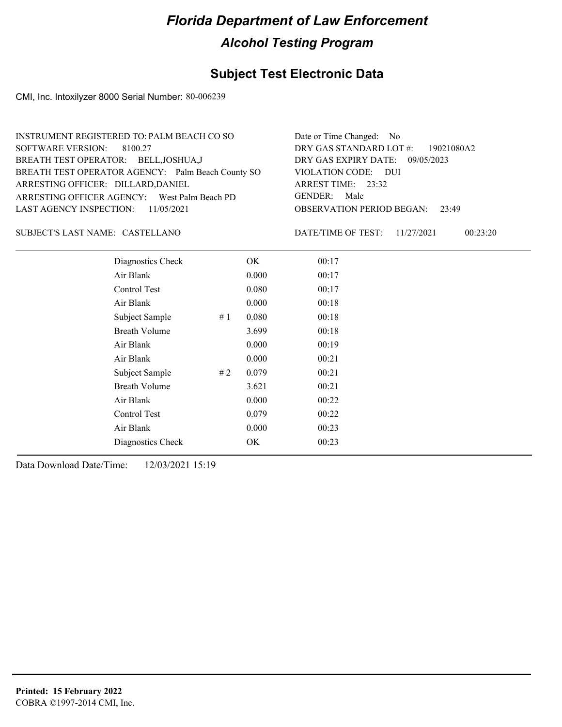# Florida Department of Law Enforcement

## Alcohol Testing Program

### Subject Test Electronic Data

CMI, Inc. Intoxilyzer 8000 Serial Number: 80-006239

INSTRUMENT REGISTERED TO: PALM BEACH CO SO
SOFTWARE VERSION: 8100.27
BREATH TEST OPERATOR: BELL,JOSHUA,J
BREATH TEST OPERATOR AGENCY: Palm Beach County SO
ARRESTING OFFICER: DILLARD,DANIEL
ARRESTING OFFICER AGENCY: West Palm Beach PD
LAST AGENCY INSPECTION: 11/05/2021

Date or Time Changed: No
DRY GAS STANDARD LOT #: 19021080A2
DRY GAS EXPIRY DATE: 09/05/2023
VIOLATION CODE: DUI
ARREST TIME: 23:32
GENDER: Male
OBSERVATION PERIOD BEGAN: 23:49

SUBJECT'S LAST NAME: CASTELLANO

DATE/TIME OF TEST: 11/27/2021 00:23:20

| | | | |
|---|---|---|---|
| Diagnostics Check | | OK | 00:17 |
| Air Blank | | 0.000 | 00:17 |
| Control Test | | 0.080 | 00:17 |
| Air Blank | | 0.000 | 00:18 |
| Subject Sample | # 1 | 0.080 | 00:18 |
| Breath Volume | | 3.699 | 00:18 |
| Air Blank | | 0.000 | 00:19 |
| Air Blank | | 0.000 | 00:21 |
| Subject Sample | # 2 | 0.079 | 00:21 |
| Breath Volume | | 3.621 | 00:21 |
| Air Blank | | 0.000 | 00:22 |
| Control Test | | 0.079 | 00:22 |
| Air Blank | | 0.000 | 00:23 |
| Diagnostics Check | | OK | 00:23 |

Data Download Date/Time: 12/03/2021 15:19

**Printed: 15 February 2022**
COBRA ©1997-2014 CMI, Inc.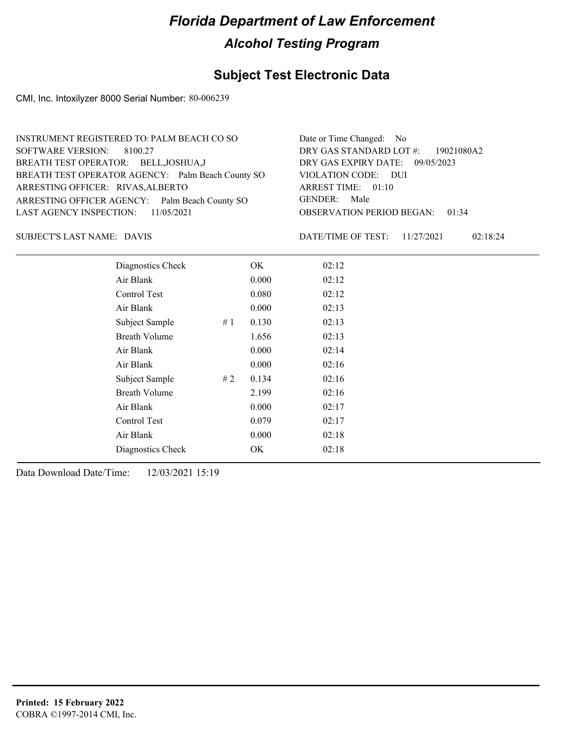# Florida Department of Law Enforcement

## Alcohol Testing Program

### Subject Test Electronic Data

CMI, Inc. Intoxilyzer 8000 Serial Number: 80-006239

INSTRUMENT REGISTERED TO: PALM BEACH CO SO
SOFTWARE VERSION: 8100.27
BREATH TEST OPERATOR: BELL,JOSHUA,J
BREATH TEST OPERATOR AGENCY: Palm Beach County SO
ARRESTING OFFICER: RIVAS,ALBERTO
ARRESTING OFFICER AGENCY: Palm Beach County SO
LAST AGENCY INSPECTION: 11/05/2021

Date or Time Changed: No
DRY GAS STANDARD LOT #: 19021080A2
DRY GAS EXPIRY DATE: 09/05/2023
VIOLATION CODE: DUI
ARREST TIME: 01:10
GENDER: Male
OBSERVATION PERIOD BEGAN: 01:34

SUBJECT'S LAST NAME: DAVIS

DATE/TIME OF TEST: 11/27/2021 02:18:24

| | | | |
|---|---|---|---|
| Diagnostics Check | | OK | 02:12 |
| Air Blank | | 0.000 | 02:12 |
| Control Test | | 0.080 | 02:12 |
| Air Blank | | 0.000 | 02:13 |
| Subject Sample | # 1 | 0.130 | 02:13 |
| Breath Volume | | 1.656 | 02:13 |
| Air Blank | | 0.000 | 02:14 |
| Air Blank | | 0.000 | 02:16 |
| Subject Sample | # 2 | 0.134 | 02:16 |
| Breath Volume | | 2.199 | 02:16 |
| Air Blank | | 0.000 | 02:17 |
| Control Test | | 0.079 | 02:17 |
| Air Blank | | 0.000 | 02:18 |
| Diagnostics Check | | OK | 02:18 |

Data Download Date/Time: 12/03/2021 15:19

**Printed: 15 February 2022**
COBRA ©1997-2014 CMI, Inc.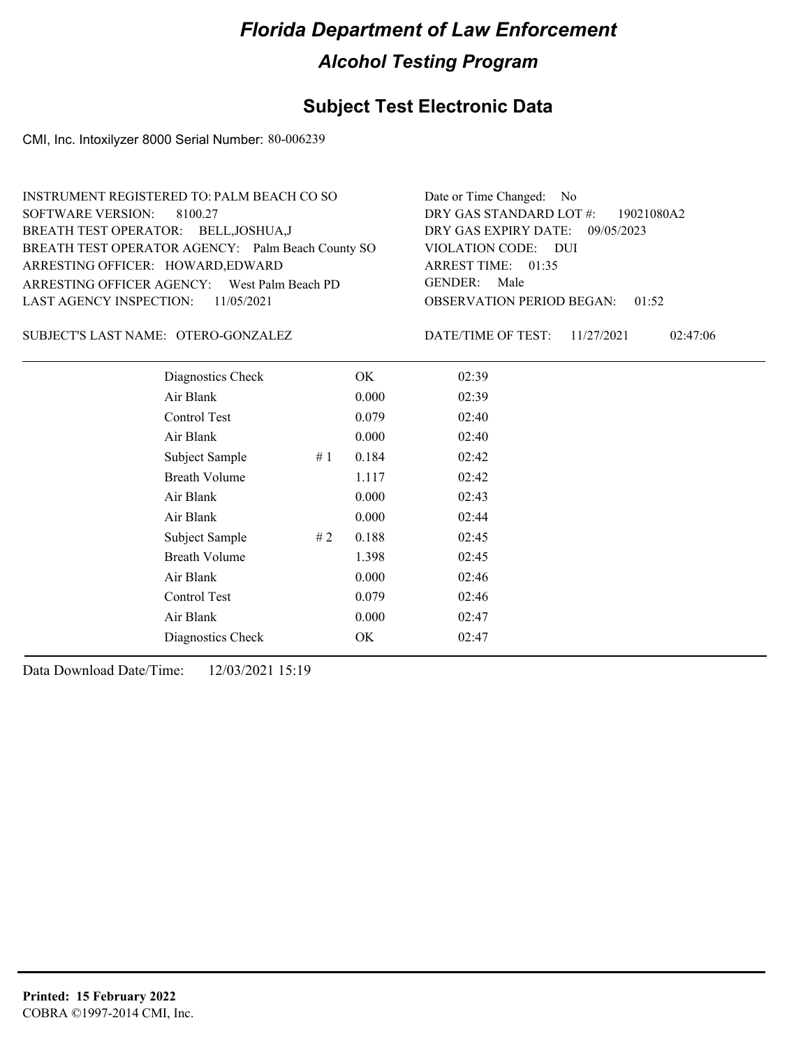# Florida Department of Law Enforcement

## Alcohol Testing Program

### Subject Test Electronic Data

CMI, Inc. Intoxilyzer 8000 Serial Number: 80-006239

INSTRUMENT REGISTERED TO: PALM BEACH CO SO
SOFTWARE VERSION: 8100.27
BREATH TEST OPERATOR: BELL,JOSHUA,J
BREATH TEST OPERATOR AGENCY: Palm Beach County SO
ARRESTING OFFICER: HOWARD,EDWARD
ARRESTING OFFICER AGENCY: West Palm Beach PD
LAST AGENCY INSPECTION: 11/05/2021

Date or Time Changed: No
DRY GAS STANDARD LOT #: 19021080A2
DRY GAS EXPIRY DATE: 09/05/2023
VIOLATION CODE: DUI
ARREST TIME: 01:35
GENDER: Male
OBSERVATION PERIOD BEGAN: 01:52

SUBJECT'S LAST NAME: OTERO-GONZALEZ

DATE/TIME OF TEST: 11/27/2021 02:47:06

| | | | |
|---|---|---|---|
| Diagnostics Check | | OK | 02:39 |
| Air Blank | | 0.000 | 02:39 |
| Control Test | | 0.079 | 02:40 |
| Air Blank | | 0.000 | 02:40 |
| Subject Sample | # 1 | 0.184 | 02:42 |
| Breath Volume | | 1.117 | 02:42 |
| Air Blank | | 0.000 | 02:43 |
| Air Blank | | 0.000 | 02:44 |
| Subject Sample | # 2 | 0.188 | 02:45 |
| Breath Volume | | 1.398 | 02:45 |
| Air Blank | | 0.000 | 02:46 |
| Control Test | | 0.079 | 02:46 |
| Air Blank | | 0.000 | 02:47 |
| Diagnostics Check | | OK | 02:47 |

Data Download Date/Time: 12/03/2021 15:19

**Printed: 15 February 2022**
COBRA ©1997-2014 CMI, Inc.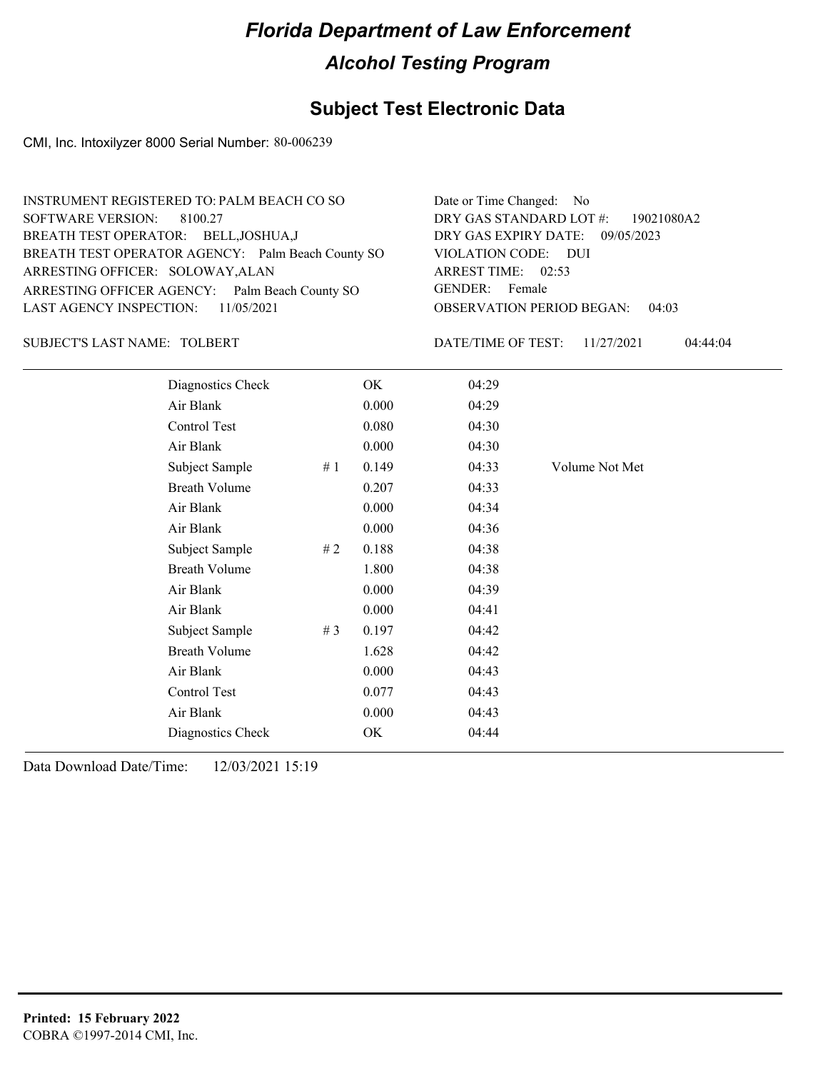# Florida Department of Law Enforcement

## Alcohol Testing Program

## Subject Test Electronic Data

CMI, Inc. Intoxilyzer 8000 Serial Number: 80-006239

INSTRUMENT REGISTERED TO: PALM BEACH CO SO
SOFTWARE VERSION: 8100.27
BREATH TEST OPERATOR: BELL,JOSHUA,J
BREATH TEST OPERATOR AGENCY: Palm Beach County SO
ARRESTING OFFICER: SOLOWAY,ALAN
ARRESTING OFFICER AGENCY: Palm Beach County SO
LAST AGENCY INSPECTION: 11/05/2021

Date or Time Changed: No
DRY GAS STANDARD LOT #: 19021080A2
DRY GAS EXPIRY DATE: 09/05/2023
VIOLATION CODE: DUI
ARREST TIME: 02:53
GENDER: Female
OBSERVATION PERIOD BEGAN: 04:03

SUBJECT'S LAST NAME: TOLBERT

DATE/TIME OF TEST: 11/27/2021 04:44:04

| | | | | |
|---|---|---|---|---|
| Diagnostics Check | | OK | 04:29 | |
| Air Blank | | 0.000 | 04:29 | |
| Control Test | | 0.080 | 04:30 | |
| Air Blank | | 0.000 | 04:30 | |
| Subject Sample | # 1 | 0.149 | 04:33 | Volume Not Met |
| Breath Volume | | 0.207 | 04:33 | |
| Air Blank | | 0.000 | 04:34 | |
| Air Blank | | 0.000 | 04:36 | |
| Subject Sample | # 2 | 0.188 | 04:38 | |
| Breath Volume | | 1.800 | 04:38 | |
| Air Blank | | 0.000 | 04:39 | |
| Air Blank | | 0.000 | 04:41 | |
| Subject Sample | # 3 | 0.197 | 04:42 | |
| Breath Volume | | 1.628 | 04:42 | |
| Air Blank | | 0.000 | 04:43 | |
| Control Test | | 0.077 | 04:43 | |
| Air Blank | | 0.000 | 04:43 | |
| Diagnostics Check | | OK | 04:44 | |

Data Download Date/Time: 12/03/2021 15:19

**Printed: 15 February 2022**
COBRA ©1997-2014 CMI, Inc.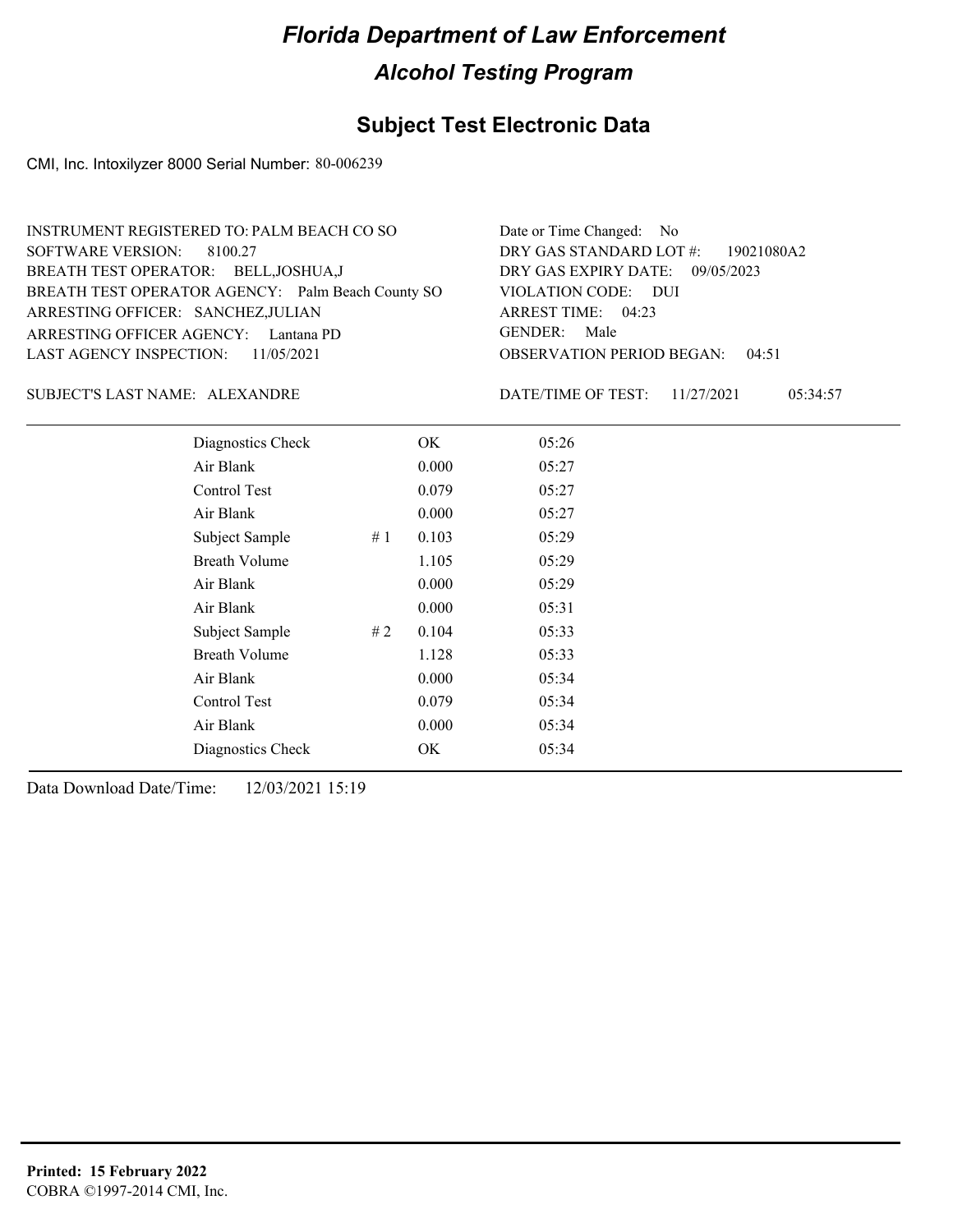# Florida Department of Law Enforcement

## Alcohol Testing Program

### Subject Test Electronic Data

CMI, Inc. Intoxilyzer 8000 Serial Number: 80-006239

INSTRUMENT REGISTERED TO: PALM BEACH CO SO
SOFTWARE VERSION: 8100.27
BREATH TEST OPERATOR: BELL,JOSHUA,J
BREATH TEST OPERATOR AGENCY: Palm Beach County SO
ARRESTING OFFICER: SANCHEZ,JULIAN
ARRESTING OFFICER AGENCY: Lantana PD
LAST AGENCY INSPECTION: 11/05/2021

Date or Time Changed: No
DRY GAS STANDARD LOT #: 19021080A2
DRY GAS EXPIRY DATE: 09/05/2023
VIOLATION CODE: DUI
ARREST TIME: 04:23
GENDER: Male
OBSERVATION PERIOD BEGAN: 04:51

SUBJECT'S LAST NAME: ALEXANDRE

DATE/TIME OF TEST: 11/27/2021 05:34:57

| | | | |
|---|---|---|---|
| Diagnostics Check | | OK | 05:26 |
| Air Blank | | 0.000 | 05:27 |
| Control Test | | 0.079 | 05:27 |
| Air Blank | | 0.000 | 05:27 |
| Subject Sample | # 1 | 0.103 | 05:29 |
| Breath Volume | | 1.105 | 05:29 |
| Air Blank | | 0.000 | 05:29 |
| Air Blank | | 0.000 | 05:31 |
| Subject Sample | # 2 | 0.104 | 05:33 |
| Breath Volume | | 1.128 | 05:33 |
| Air Blank | | 0.000 | 05:34 |
| Control Test | | 0.079 | 05:34 |
| Air Blank | | 0.000 | 05:34 |
| Diagnostics Check | | OK | 05:34 |

Data Download Date/Time: 12/03/2021 15:19

**Printed: 15 February 2022**
COBRA ©1997-2014 CMI, Inc.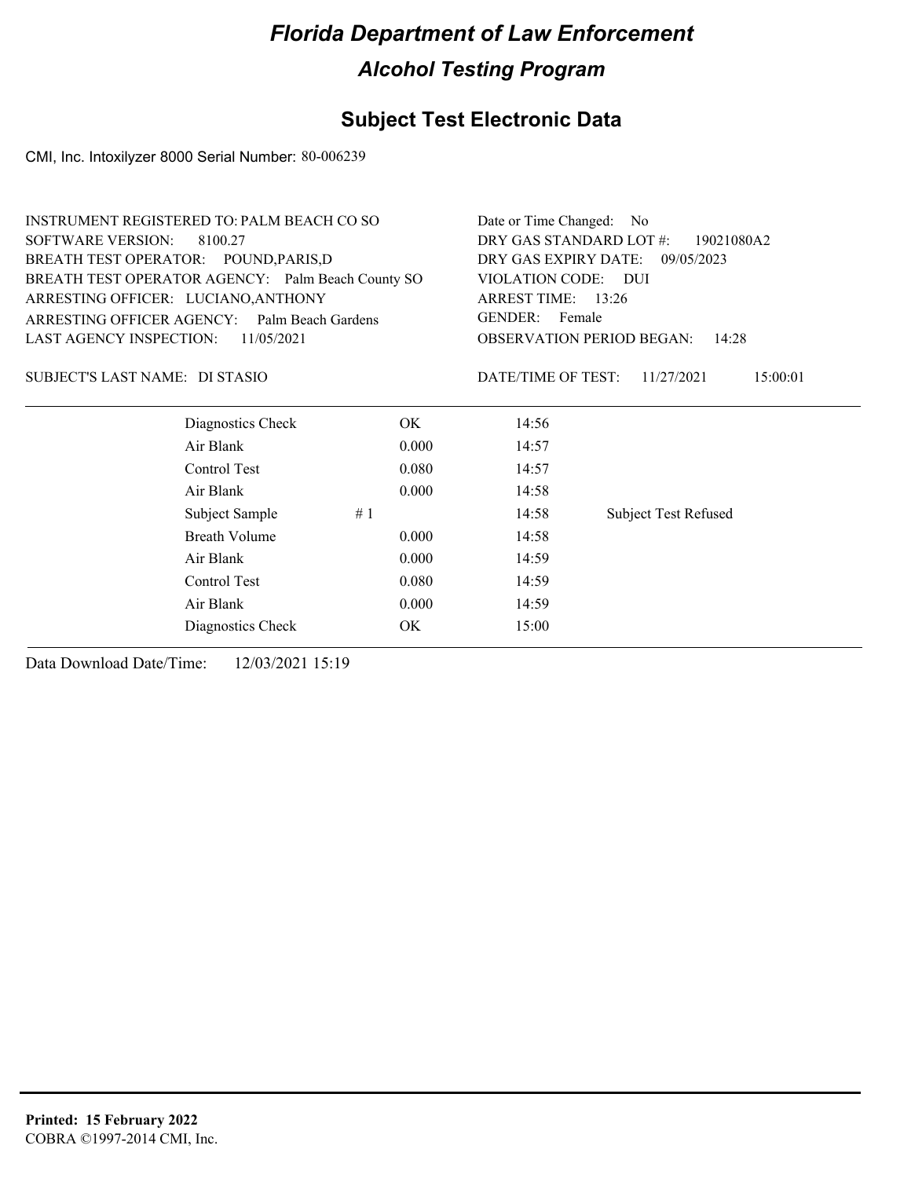# Florida Department of Law Enforcement

## Alcohol Testing Program

## Subject Test Electronic Data

CMI, Inc. Intoxilyzer 8000 Serial Number: 80-006239

INSTRUMENT REGISTERED TO: PALM BEACH CO SO
SOFTWARE VERSION: 8100.27
BREATH TEST OPERATOR: POUND,PARIS,D
BREATH TEST OPERATOR AGENCY: Palm Beach County SO
ARRESTING OFFICER: LUCIANO,ANTHONY
ARRESTING OFFICER AGENCY: Palm Beach Gardens
LAST AGENCY INSPECTION: 11/05/2021

Date or Time Changed: No
DRY GAS STANDARD LOT #: 19021080A2
DRY GAS EXPIRY DATE: 09/05/2023
VIOLATION CODE: DUI
ARREST TIME: 13:26
GENDER: Female
OBSERVATION PERIOD BEGAN: 14:28

SUBJECT'S LAST NAME: DI STASIO

DATE/TIME OF TEST: 11/27/2021 15:00:01

| | | | |
|---|---|---|---|
| Diagnostics Check | OK | 14:56 | |
| Air Blank | 0.000 | 14:57 | |
| Control Test | 0.080 | 14:57 | |
| Air Blank | 0.000 | 14:58 | |
| Subject Sample | # 1 | 14:58 | Subject Test Refused |
| Breath Volume | 0.000 | 14:58 | |
| Air Blank | 0.000 | 14:59 | |
| Control Test | 0.080 | 14:59 | |
| Air Blank | 0.000 | 14:59 | |
| Diagnostics Check | OK | 15:00 | |

Data Download Date/Time: 12/03/2021 15:19

**Printed: 15 February 2022**
COBRA ©1997-2014 CMI, Inc.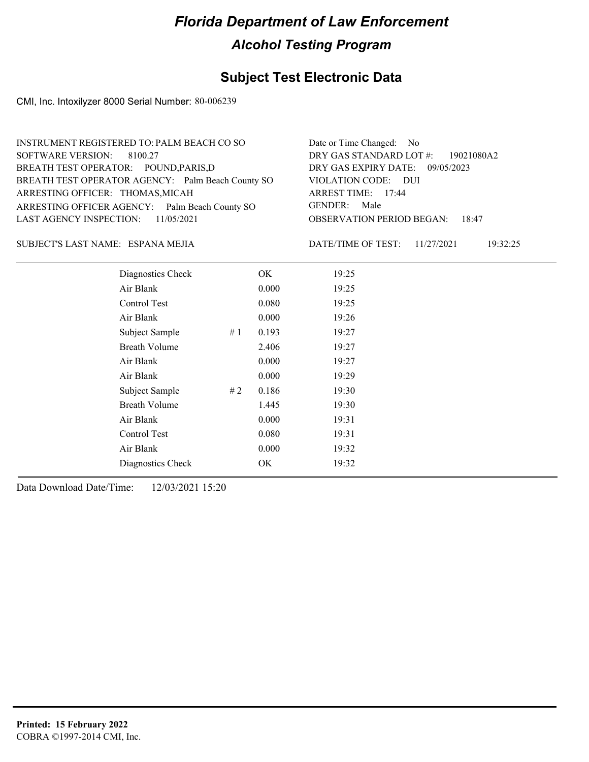# Florida Department of Law Enforcement

## Alcohol Testing Program

### Subject Test Electronic Data

CMI, Inc. Intoxilyzer 8000 Serial Number: 80-006239

INSTRUMENT REGISTERED TO: PALM BEACH CO SO
SOFTWARE VERSION: 8100.27
BREATH TEST OPERATOR: POUND,PARIS,D
BREATH TEST OPERATOR AGENCY: Palm Beach County SO
ARRESTING OFFICER: THOMAS,MICAH
ARRESTING OFFICER AGENCY: Palm Beach County SO
LAST AGENCY INSPECTION: 11/05/2021

Date or Time Changed: No
DRY GAS STANDARD LOT #: 19021080A2
DRY GAS EXPIRY DATE: 09/05/2023
VIOLATION CODE: DUI
ARREST TIME: 17:44
GENDER: Male
OBSERVATION PERIOD BEGAN: 18:47

SUBJECT'S LAST NAME: ESPANA MEJIA

DATE/TIME OF TEST: 11/27/2021 19:32:25

| Test | # | Result | Time |
|---|---|---|---|
| Diagnostics Check | | OK | 19:25 |
| Air Blank | | 0.000 | 19:25 |
| Control Test | | 0.080 | 19:25 |
| Air Blank | | 0.000 | 19:26 |
| Subject Sample | # 1 | 0.193 | 19:27 |
| Breath Volume | | 2.406 | 19:27 |
| Air Blank | | 0.000 | 19:27 |
| Air Blank | | 0.000 | 19:29 |
| Subject Sample | # 2 | 0.186 | 19:30 |
| Breath Volume | | 1.445 | 19:30 |
| Air Blank | | 0.000 | 19:31 |
| Control Test | | 0.080 | 19:31 |
| Air Blank | | 0.000 | 19:32 |
| Diagnostics Check | | OK | 19:32 |

Data Download Date/Time: 12/03/2021 15:20

**Printed: 15 February 2022**
COBRA ©1997-2014 CMI, Inc.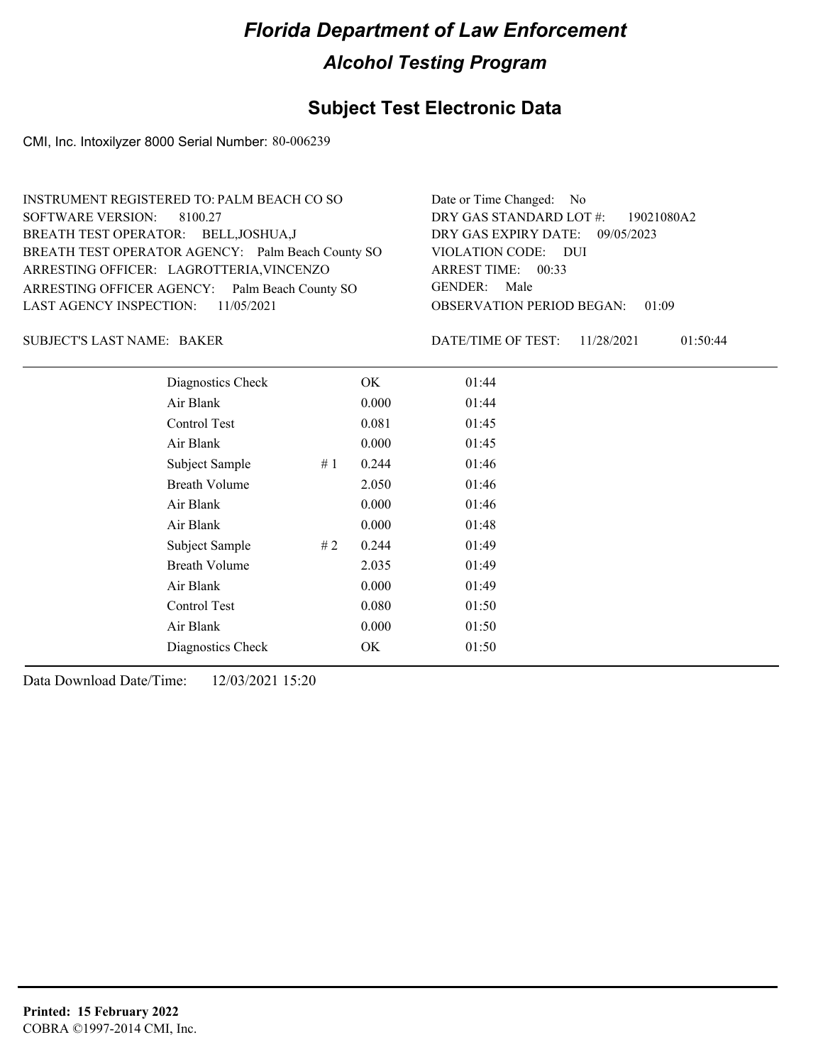# Florida Department of Law Enforcement

## Alcohol Testing Program

## Subject Test Electronic Data

CMI, Inc. Intoxilyzer 8000 Serial Number: 80-006239

INSTRUMENT REGISTERED TO: PALM BEACH CO SO
SOFTWARE VERSION: 8100.27
BREATH TEST OPERATOR: BELL,JOSHUA,J
BREATH TEST OPERATOR AGENCY: Palm Beach County SO
ARRESTING OFFICER: LAGROTTERIA,VINCENZO
ARRESTING OFFICER AGENCY: Palm Beach County SO
LAST AGENCY INSPECTION: 11/05/2021

Date or Time Changed: No
DRY GAS STANDARD LOT #: 19021080A2
DRY GAS EXPIRY DATE: 09/05/2023
VIOLATION CODE: DUI
ARREST TIME: 00:33
GENDER: Male
OBSERVATION PERIOD BEGAN: 01:09

SUBJECT'S LAST NAME: BAKER

DATE/TIME OF TEST: 11/28/2021 01:50:44

| | | | |
|---|---|---|---|
| Diagnostics Check | | OK | 01:44 |
| Air Blank | | 0.000 | 01:44 |
| Control Test | | 0.081 | 01:45 |
| Air Blank | | 0.000 | 01:45 |
| Subject Sample | # 1 | 0.244 | 01:46 |
| Breath Volume | | 2.050 | 01:46 |
| Air Blank | | 0.000 | 01:46 |
| Air Blank | | 0.000 | 01:48 |
| Subject Sample | # 2 | 0.244 | 01:49 |
| Breath Volume | | 2.035 | 01:49 |
| Air Blank | | 0.000 | 01:49 |
| Control Test | | 0.080 | 01:50 |
| Air Blank | | 0.000 | 01:50 |
| Diagnostics Check | | OK | 01:50 |

Data Download Date/Time: 12/03/2021 15:20

**Printed: 15 February 2022**
COBRA ©1997-2014 CMI, Inc.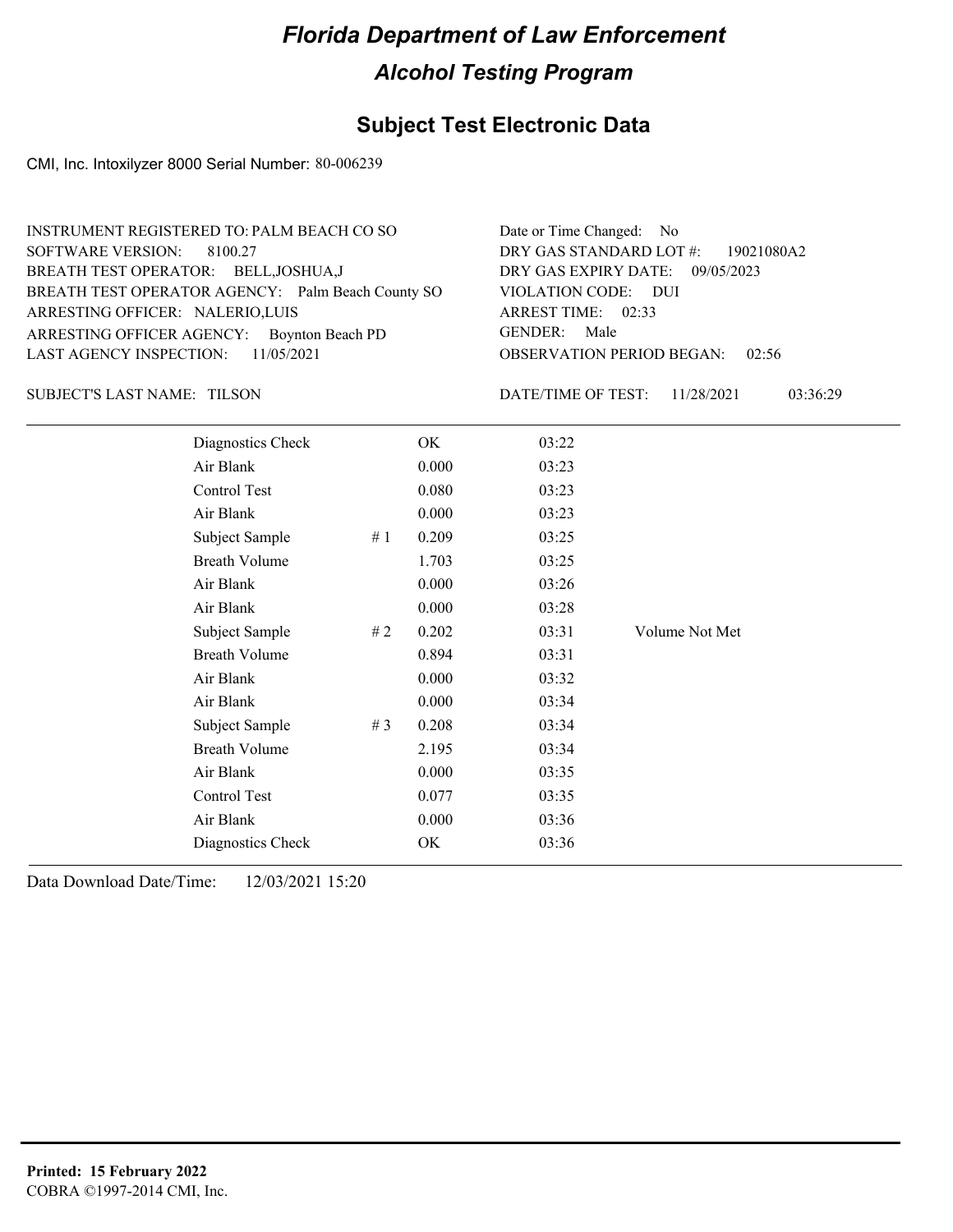# Florida Department of Law Enforcement

## Alcohol Testing Program

### Subject Test Electronic Data

CMI, Inc. Intoxilyzer 8000 Serial Number: 80-006239

INSTRUMENT REGISTERED TO: PALM BEACH CO SO
SOFTWARE VERSION: 8100.27
BREATH TEST OPERATOR: BELL,JOSHUA,J
BREATH TEST OPERATOR AGENCY: Palm Beach County SO
ARRESTING OFFICER: NALERIO,LUIS
ARRESTING OFFICER AGENCY: Boynton Beach PD
LAST AGENCY INSPECTION: 11/05/2021

Date or Time Changed: No
DRY GAS STANDARD LOT #: 19021080A2
DRY GAS EXPIRY DATE: 09/05/2023
VIOLATION CODE: DUI
ARREST TIME: 02:33
GENDER: Male
OBSERVATION PERIOD BEGAN: 02:56

SUBJECT'S LAST NAME: TILSON

DATE/TIME OF TEST: 11/28/2021 03:36:29

| | | | | |
|---|---|---|---|---|
| Diagnostics Check | | OK | 03:22 | |
| Air Blank | | 0.000 | 03:23 | |
| Control Test | | 0.080 | 03:23 | |
| Air Blank | | 0.000 | 03:23 | |
| Subject Sample | # 1 | 0.209 | 03:25 | |
| Breath Volume | | 1.703 | 03:25 | |
| Air Blank | | 0.000 | 03:26 | |
| Air Blank | | 0.000 | 03:28 | |
| Subject Sample | # 2 | 0.202 | 03:31 | Volume Not Met |
| Breath Volume | | 0.894 | 03:31 | |
| Air Blank | | 0.000 | 03:32 | |
| Air Blank | | 0.000 | 03:34 | |
| Subject Sample | # 3 | 0.208 | 03:34 | |
| Breath Volume | | 2.195 | 03:34 | |
| Air Blank | | 0.000 | 03:35 | |
| Control Test | | 0.077 | 03:35 | |
| Air Blank | | 0.000 | 03:36 | |
| Diagnostics Check | | OK | 03:36 | |

Data Download Date/Time: 12/03/2021 15:20

**Printed: 15 February 2022**
COBRA ©1997-2014 CMI, Inc.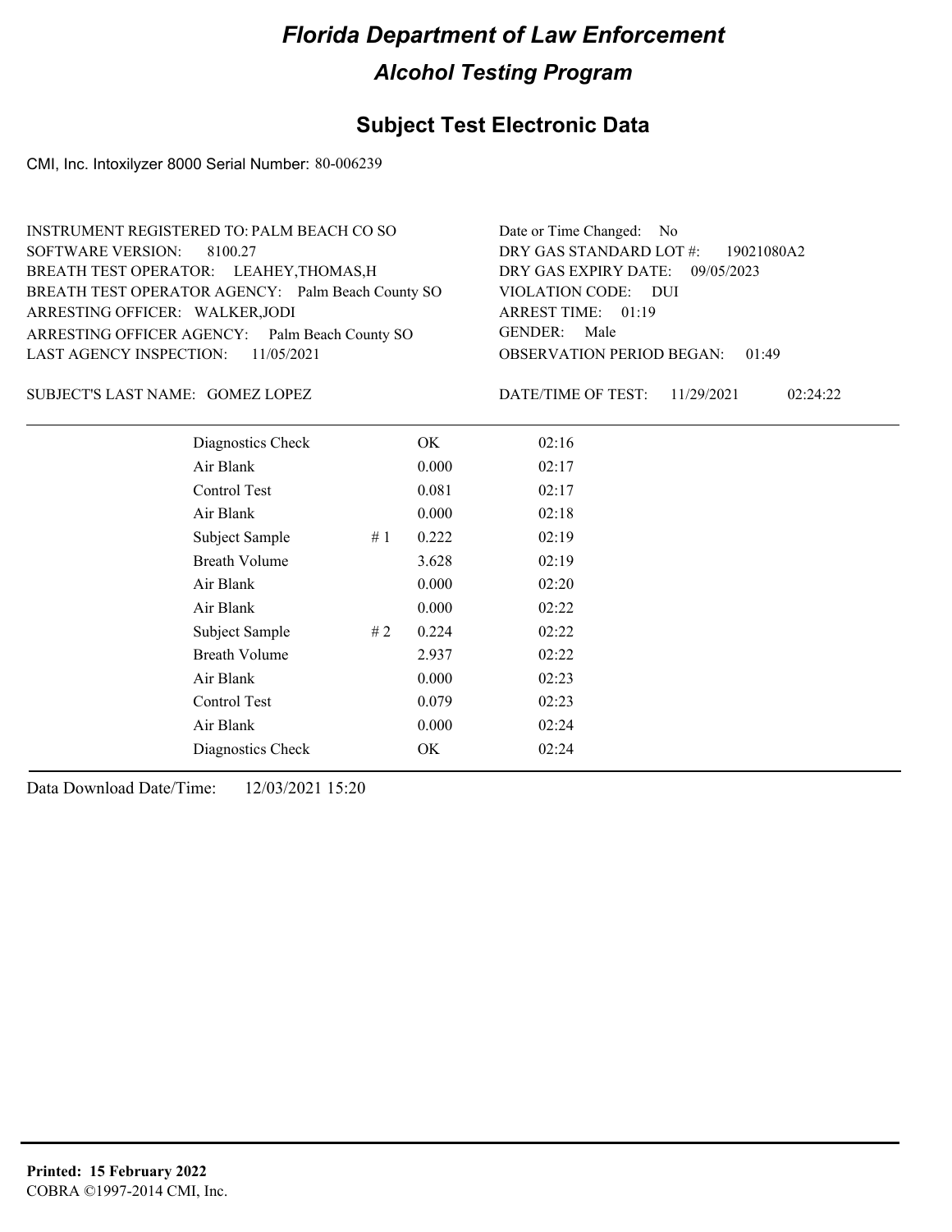# Florida Department of Law Enforcement

## Alcohol Testing Program

### Subject Test Electronic Data

CMI, Inc. Intoxilyzer 8000 Serial Number: 80-006239

INSTRUMENT REGISTERED TO: PALM BEACH CO SO
SOFTWARE VERSION: 8100.27
BREATH TEST OPERATOR: LEAHEY,THOMAS,H
BREATH TEST OPERATOR AGENCY: Palm Beach County SO
ARRESTING OFFICER: WALKER,JODI
ARRESTING OFFICER AGENCY: Palm Beach County SO
LAST AGENCY INSPECTION: 11/05/2021

Date or Time Changed: No
DRY GAS STANDARD LOT #: 19021080A2
DRY GAS EXPIRY DATE: 09/05/2023
VIOLATION CODE: DUI
ARREST TIME: 01:19
GENDER: Male
OBSERVATION PERIOD BEGAN: 01:49

SUBJECT'S LAST NAME: GOMEZ LOPEZ

DATE/TIME OF TEST: 11/29/2021 02:24:22

| | | | |
|---|---|---|---|
| Diagnostics Check | | OK | 02:16 |
| Air Blank | | 0.000 | 02:17 |
| Control Test | | 0.081 | 02:17 |
| Air Blank | | 0.000 | 02:18 |
| Subject Sample | # 1 | 0.222 | 02:19 |
| Breath Volume | | 3.628 | 02:19 |
| Air Blank | | 0.000 | 02:20 |
| Air Blank | | 0.000 | 02:22 |
| Subject Sample | # 2 | 0.224 | 02:22 |
| Breath Volume | | 2.937 | 02:22 |
| Air Blank | | 0.000 | 02:23 |
| Control Test | | 0.079 | 02:23 |
| Air Blank | | 0.000 | 02:24 |
| Diagnostics Check | | OK | 02:24 |

Data Download Date/Time: 12/03/2021 15:20

**Printed: 15 February 2022**
COBRA ©1997-2014 CMI, Inc.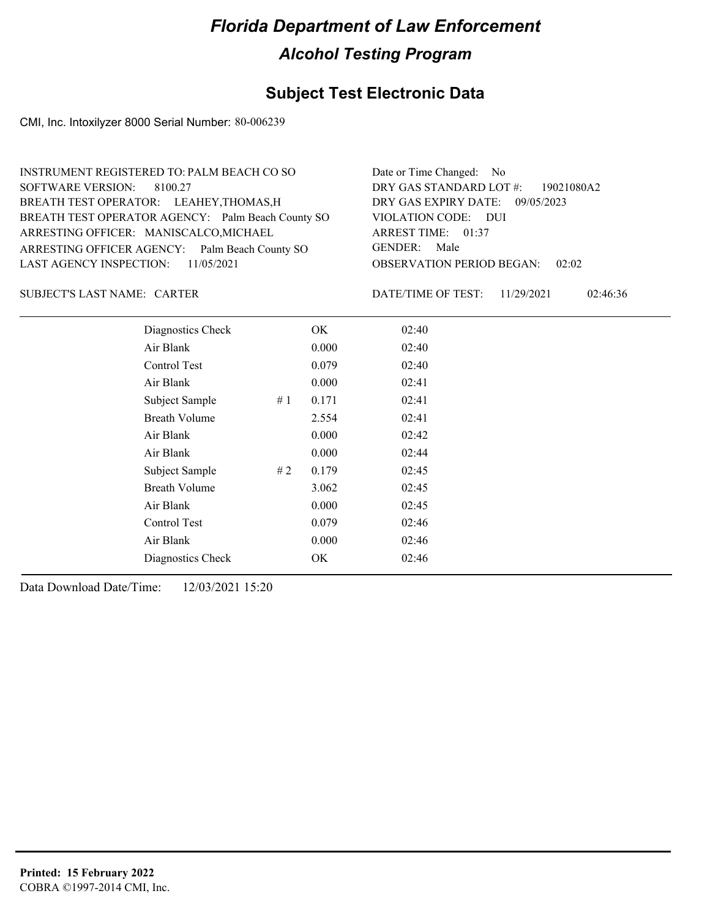# Florida Department of Law Enforcement

## Alcohol Testing Program

## Subject Test Electronic Data

CMI, Inc. Intoxilyzer 8000 Serial Number: 80-006239

INSTRUMENT REGISTERED TO: PALM BEACH CO SO
SOFTWARE VERSION: 8100.27
BREATH TEST OPERATOR: LEAHEY,THOMAS,H
BREATH TEST OPERATOR AGENCY: Palm Beach County SO
ARRESTING OFFICER: MANISCALCO,MICHAEL
ARRESTING OFFICER AGENCY: Palm Beach County SO
LAST AGENCY INSPECTION: 11/05/2021

Date or Time Changed: No
DRY GAS STANDARD LOT #: 19021080A2
DRY GAS EXPIRY DATE: 09/05/2023
VIOLATION CODE: DUI
ARREST TIME: 01:37
GENDER: Male
OBSERVATION PERIOD BEGAN: 02:02

SUBJECT'S LAST NAME: CARTER

DATE/TIME OF TEST: 11/29/2021 02:46:36

| | | | |
|---|---|---|---|
| Diagnostics Check | | OK | 02:40 |
| Air Blank | | 0.000 | 02:40 |
| Control Test | | 0.079 | 02:40 |
| Air Blank | | 0.000 | 02:41 |
| Subject Sample | # 1 | 0.171 | 02:41 |
| Breath Volume | | 2.554 | 02:41 |
| Air Blank | | 0.000 | 02:42 |
| Air Blank | | 0.000 | 02:44 |
| Subject Sample | # 2 | 0.179 | 02:45 |
| Breath Volume | | 3.062 | 02:45 |
| Air Blank | | 0.000 | 02:45 |
| Control Test | | 0.079 | 02:46 |
| Air Blank | | 0.000 | 02:46 |
| Diagnostics Check | | OK | 02:46 |

Data Download Date/Time: 12/03/2021 15:20

**Printed: 15 February 2022**
COBRA ©1997-2014 CMI, Inc.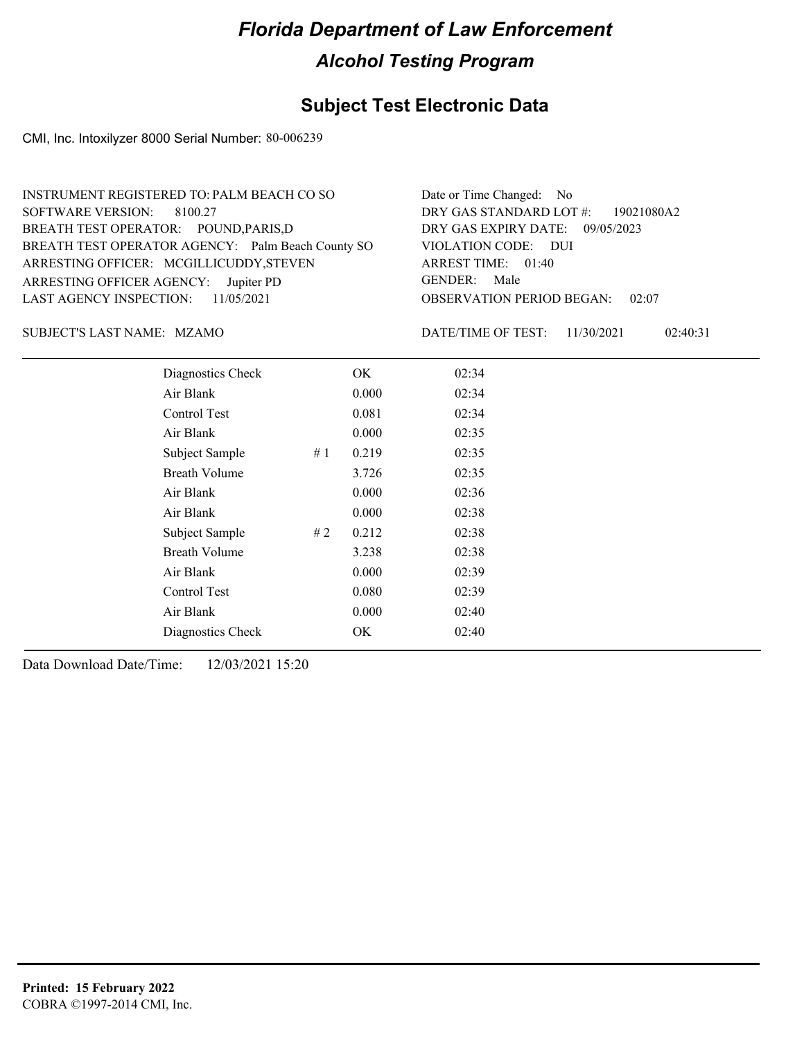# Florida Department of Law Enforcement

## Alcohol Testing Program

### Subject Test Electronic Data

CMI, Inc. Intoxilyzer 8000 Serial Number: 80-006239

INSTRUMENT REGISTERED TO: PALM BEACH CO SO
SOFTWARE VERSION: 8100.27
BREATH TEST OPERATOR: POUND,PARIS,D
BREATH TEST OPERATOR AGENCY: Palm Beach County SO
ARRESTING OFFICER: MCGILLICUDDY,STEVEN
ARRESTING OFFICER AGENCY: Jupiter PD
LAST AGENCY INSPECTION: 11/05/2021

Date or Time Changed: No
DRY GAS STANDARD LOT #: 19021080A2
DRY GAS EXPIRY DATE: 09/05/2023
VIOLATION CODE: DUI
ARREST TIME: 01:40
GENDER: Male
OBSERVATION PERIOD BEGAN: 02:07

SUBJECT'S LAST NAME: MZAMO

DATE/TIME OF TEST: 11/30/2021 02:40:31

| Test | # | Result | Time |
|---|---|---|---|
| Diagnostics Check | | OK | 02:34 |
| Air Blank | | 0.000 | 02:34 |
| Control Test | | 0.081 | 02:34 |
| Air Blank | | 0.000 | 02:35 |
| Subject Sample | # 1 | 0.219 | 02:35 |
| Breath Volume | | 3.726 | 02:35 |
| Air Blank | | 0.000 | 02:36 |
| Air Blank | | 0.000 | 02:38 |
| Subject Sample | # 2 | 0.212 | 02:38 |
| Breath Volume | | 3.238 | 02:38 |
| Air Blank | | 0.000 | 02:39 |
| Control Test | | 0.080 | 02:39 |
| Air Blank | | 0.000 | 02:40 |
| Diagnostics Check | | OK | 02:40 |

Data Download Date/Time: 12/03/2021 15:20

**Printed: 15 February 2022**
COBRA ©1997-2014 CMI, Inc.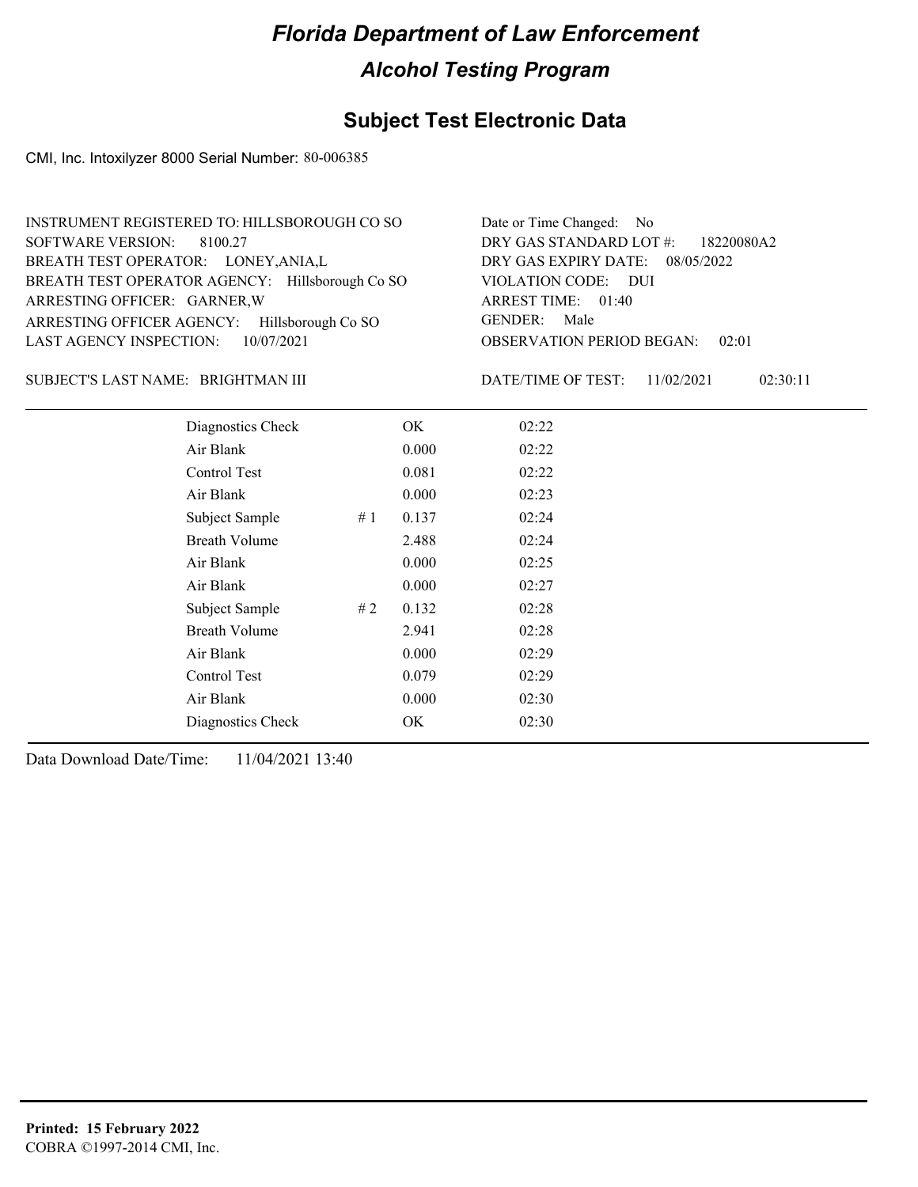# Florida Department of Law Enforcement

## Alcohol Testing Program

## Subject Test Electronic Data

CMI, Inc. Intoxilyzer 8000 Serial Number: 80-006385

INSTRUMENT REGISTERED TO: HILLSBOROUGH CO SO
SOFTWARE VERSION: 8100.27
BREATH TEST OPERATOR: LONEY,ANIA,L
BREATH TEST OPERATOR AGENCY: Hillsborough Co SO
ARRESTING OFFICER: GARNER,W
ARRESTING OFFICER AGENCY: Hillsborough Co SO
LAST AGENCY INSPECTION: 10/07/2021

Date or Time Changed: No
DRY GAS STANDARD LOT #: 18220080A2
DRY GAS EXPIRY DATE: 08/05/2022
VIOLATION CODE: DUI
ARREST TIME: 01:40
GENDER: Male
OBSERVATION PERIOD BEGAN: 02:01

SUBJECT'S LAST NAME: BRIGHTMAN III

DATE/TIME OF TEST: 11/02/2021 02:30:11

| | | | |
|---|---|---|---|
| Diagnostics Check | | OK | 02:22 |
| Air Blank | | 0.000 | 02:22 |
| Control Test | | 0.081 | 02:22 |
| Air Blank | | 0.000 | 02:23 |
| Subject Sample | # 1 | 0.137 | 02:24 |
| Breath Volume | | 2.488 | 02:24 |
| Air Blank | | 0.000 | 02:25 |
| Air Blank | | 0.000 | 02:27 |
| Subject Sample | # 2 | 0.132 | 02:28 |
| Breath Volume | | 2.941 | 02:28 |
| Air Blank | | 0.000 | 02:29 |
| Control Test | | 0.079 | 02:29 |
| Air Blank | | 0.000 | 02:30 |
| Diagnostics Check | | OK | 02:30 |

Data Download Date/Time: 11/04/2021 13:40

**Printed: 15 February 2022**
COBRA ©1997-2014 CMI, Inc.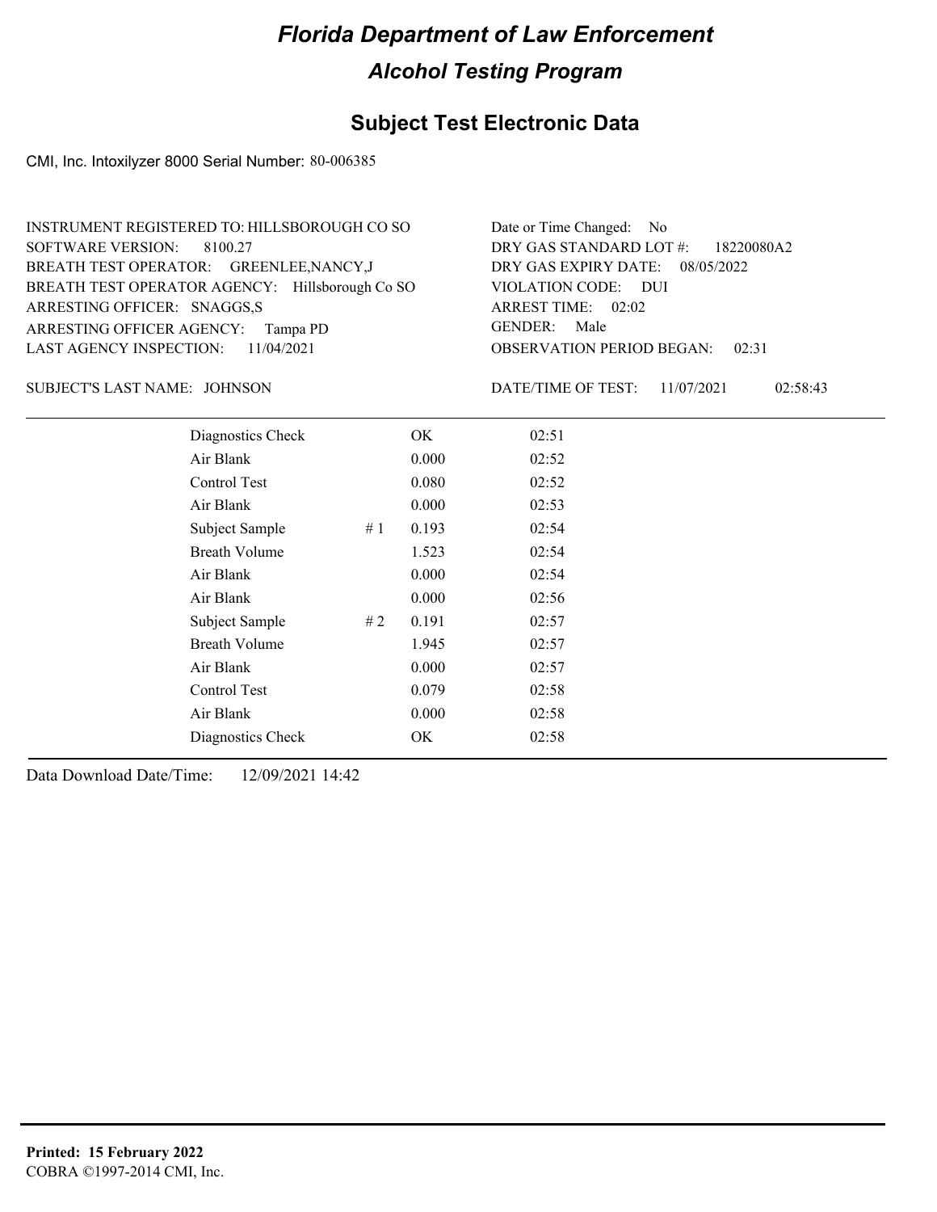# Florida Department of Law Enforcement

## Alcohol Testing Program

## Subject Test Electronic Data

CMI, Inc. Intoxilyzer 8000 Serial Number: 80-006385

INSTRUMENT REGISTERED TO: HILLSBOROUGH CO SO
SOFTWARE VERSION: 8100.27
BREATH TEST OPERATOR: GREENLEE,NANCY,J
BREATH TEST OPERATOR AGENCY: Hillsborough Co SO
ARRESTING OFFICER: SNAGGS,S
ARRESTING OFFICER AGENCY: Tampa PD
LAST AGENCY INSPECTION: 11/04/2021

Date or Time Changed: No
DRY GAS STANDARD LOT #: 18220080A2
DRY GAS EXPIRY DATE: 08/05/2022
VIOLATION CODE: DUI
ARREST TIME: 02:02
GENDER: Male
OBSERVATION PERIOD BEGAN: 02:31

SUBJECT'S LAST NAME: JOHNSON

DATE/TIME OF TEST: 11/07/2021 02:58:43

| | | | |
|---|---|---|---|
| Diagnostics Check | | OK | 02:51 |
| Air Blank | | 0.000 | 02:52 |
| Control Test | | 0.080 | 02:52 |
| Air Blank | | 0.000 | 02:53 |
| Subject Sample | # 1 | 0.193 | 02:54 |
| Breath Volume | | 1.523 | 02:54 |
| Air Blank | | 0.000 | 02:54 |
| Air Blank | | 0.000 | 02:56 |
| Subject Sample | # 2 | 0.191 | 02:57 |
| Breath Volume | | 1.945 | 02:57 |
| Air Blank | | 0.000 | 02:57 |
| Control Test | | 0.079 | 02:58 |
| Air Blank | | 0.000 | 02:58 |
| Diagnostics Check | | OK | 02:58 |

Data Download Date/Time: 12/09/2021 14:42

**Printed: 15 February 2022**
COBRA ©1997-2014 CMI, Inc.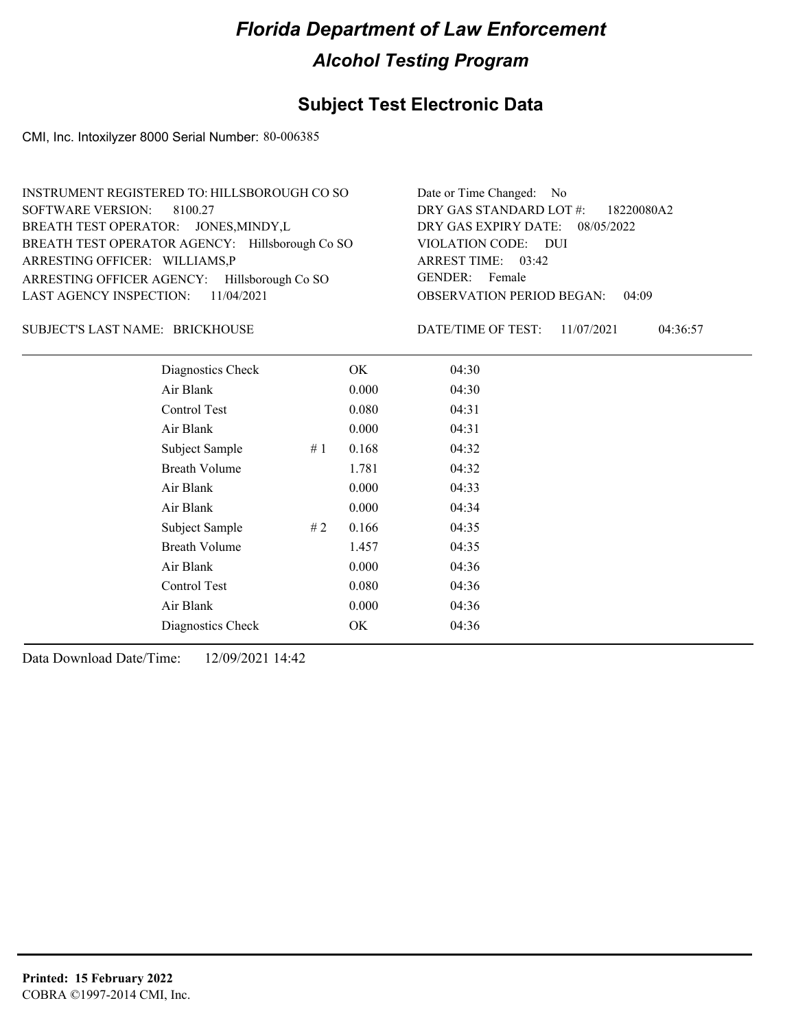# Florida Department of Law Enforcement

## Alcohol Testing Program

### Subject Test Electronic Data

CMI, Inc. Intoxilyzer 8000 Serial Number: 80-006385

INSTRUMENT REGISTERED TO: HILLSBOROUGH CO SO
SOFTWARE VERSION: 8100.27
BREATH TEST OPERATOR: JONES,MINDY,L
BREATH TEST OPERATOR AGENCY: Hillsborough Co SO
ARRESTING OFFICER: WILLIAMS,P
ARRESTING OFFICER AGENCY: Hillsborough Co SO
LAST AGENCY INSPECTION: 11/04/2021

Date or Time Changed: No
DRY GAS STANDARD LOT #: 18220080A2
DRY GAS EXPIRY DATE: 08/05/2022
VIOLATION CODE: DUI
ARREST TIME: 03:42
GENDER: Female
OBSERVATION PERIOD BEGAN: 04:09

SUBJECT'S LAST NAME: BRICKHOUSE

DATE/TIME OF TEST: 11/07/2021 04:36:57

| Test | # | Result | Time |
|---|---|---|---|
| Diagnostics Check | | OK | 04:30 |
| Air Blank | | 0.000 | 04:30 |
| Control Test | | 0.080 | 04:31 |
| Air Blank | | 0.000 | 04:31 |
| Subject Sample | # 1 | 0.168 | 04:32 |
| Breath Volume | | 1.781 | 04:32 |
| Air Blank | | 0.000 | 04:33 |
| Air Blank | | 0.000 | 04:34 |
| Subject Sample | # 2 | 0.166 | 04:35 |
| Breath Volume | | 1.457 | 04:35 |
| Air Blank | | 0.000 | 04:36 |
| Control Test | | 0.080 | 04:36 |
| Air Blank | | 0.000 | 04:36 |
| Diagnostics Check | | OK | 04:36 |

Data Download Date/Time: 12/09/2021 14:42

**Printed: 15 February 2022**
COBRA ©1997-2014 CMI, Inc.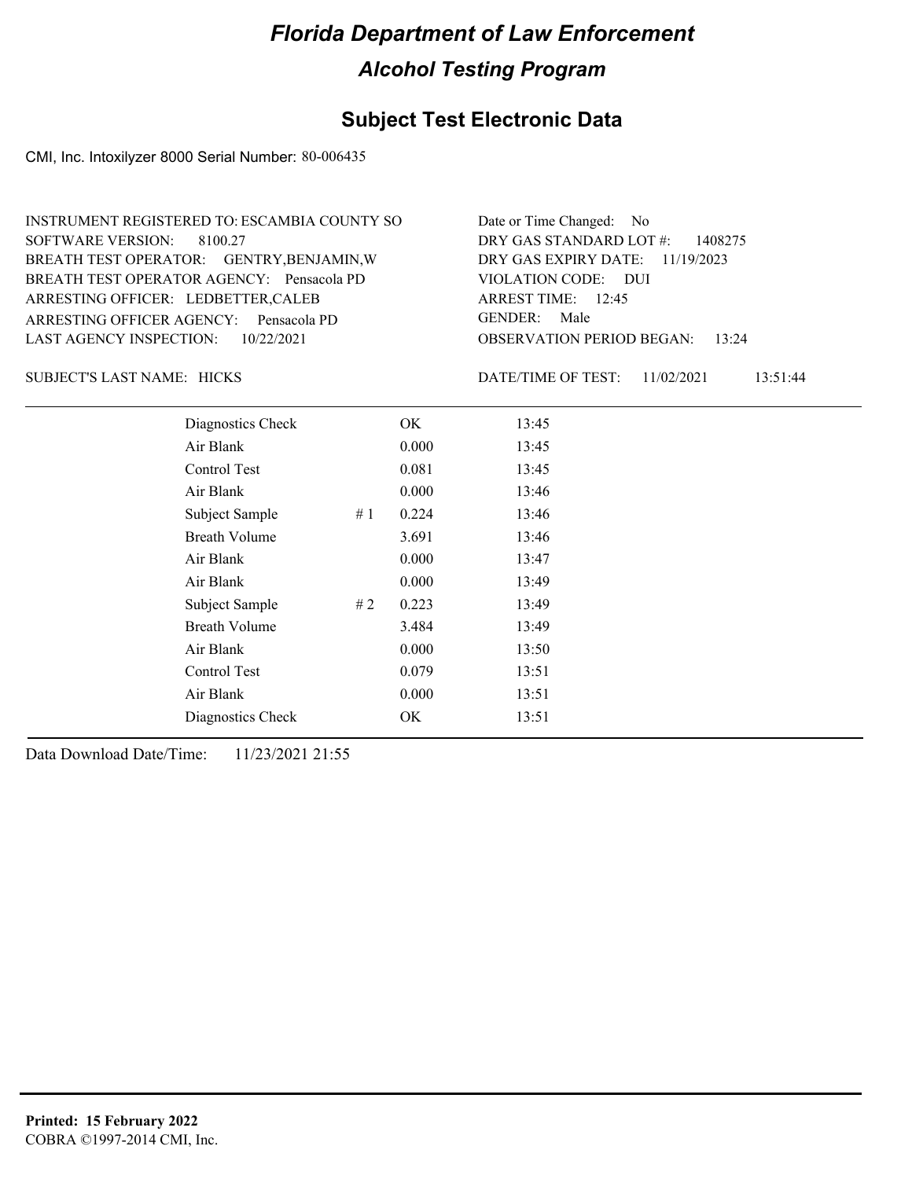# Florida Department of Law Enforcement

## Alcohol Testing Program

## Subject Test Electronic Data

CMI, Inc. Intoxilyzer 8000 Serial Number: 80-006435

INSTRUMENT REGISTERED TO: ESCAMBIA COUNTY SO
SOFTWARE VERSION: 8100.27
BREATH TEST OPERATOR: GENTRY,BENJAMIN,W
BREATH TEST OPERATOR AGENCY: Pensacola PD
ARRESTING OFFICER: LEDBETTER,CALEB
ARRESTING OFFICER AGENCY: Pensacola PD
LAST AGENCY INSPECTION: 10/22/2021

Date or Time Changed: No
DRY GAS STANDARD LOT #: 1408275
DRY GAS EXPIRY DATE: 11/19/2023
VIOLATION CODE: DUI
ARREST TIME: 12:45
GENDER: Male
OBSERVATION PERIOD BEGAN: 13:24

SUBJECT'S LAST NAME: HICKS

DATE/TIME OF TEST: 11/02/2021 13:51:44

| | | | |
|---|---|---|---|
| Diagnostics Check | | OK | 13:45 |
| Air Blank | | 0.000 | 13:45 |
| Control Test | | 0.081 | 13:45 |
| Air Blank | | 0.000 | 13:46 |
| Subject Sample | # 1 | 0.224 | 13:46 |
| Breath Volume | | 3.691 | 13:46 |
| Air Blank | | 0.000 | 13:47 |
| Air Blank | | 0.000 | 13:49 |
| Subject Sample | # 2 | 0.223 | 13:49 |
| Breath Volume | | 3.484 | 13:49 |
| Air Blank | | 0.000 | 13:50 |
| Control Test | | 0.079 | 13:51 |
| Air Blank | | 0.000 | 13:51 |
| Diagnostics Check | | OK | 13:51 |

Data Download Date/Time: 11/23/2021 21:55

**Printed: 15 February 2022**
COBRA ©1997-2014 CMI, Inc.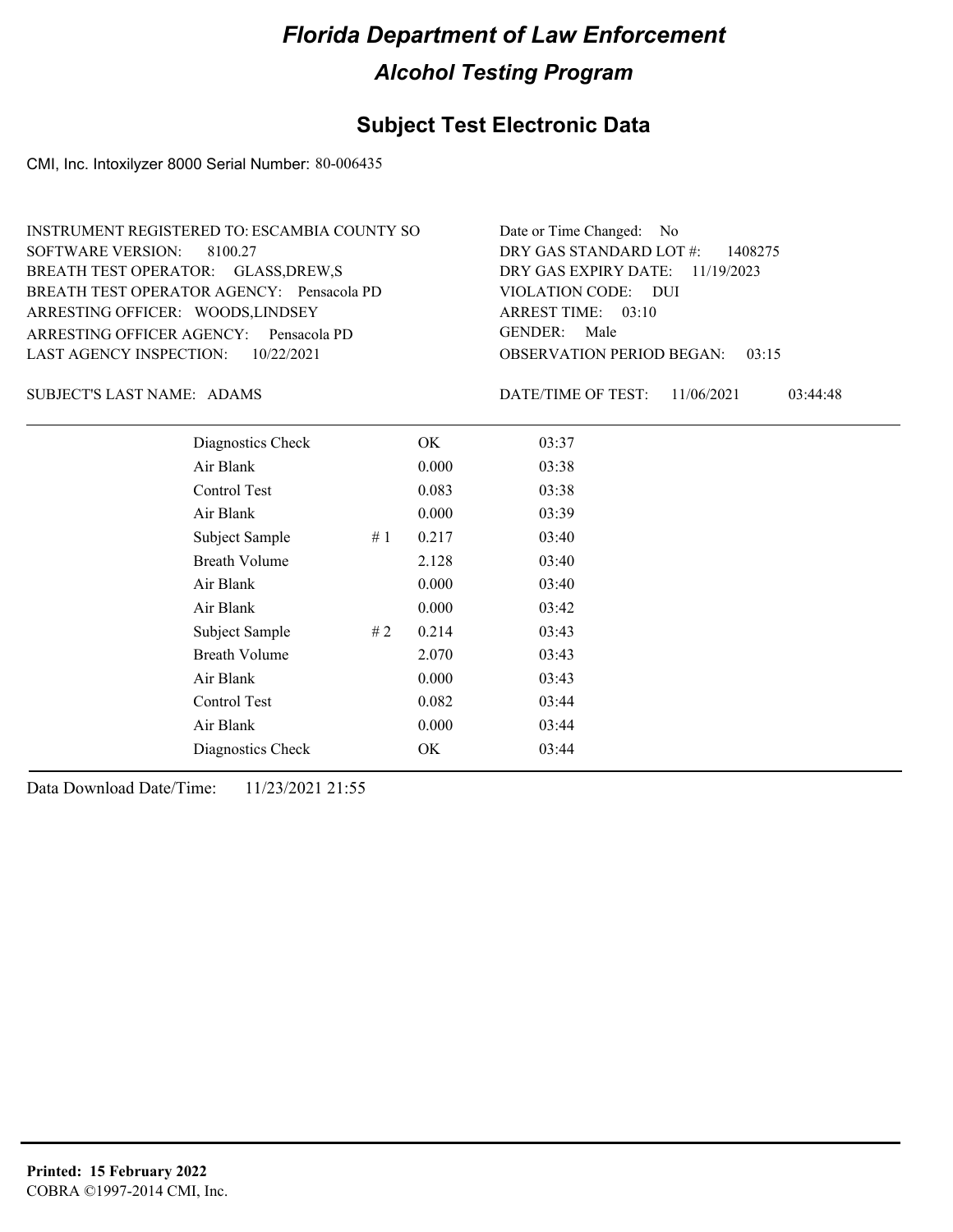# Florida Department of Law Enforcement

## Alcohol Testing Program

## Subject Test Electronic Data

CMI, Inc. Intoxilyzer 8000 Serial Number: 80-006435

INSTRUMENT REGISTERED TO: ESCAMBIA COUNTY SO
SOFTWARE VERSION: 8100.27
BREATH TEST OPERATOR: GLASS,DREW,S
BREATH TEST OPERATOR AGENCY: Pensacola PD
ARRESTING OFFICER: WOODS,LINDSEY
ARRESTING OFFICER AGENCY: Pensacola PD
LAST AGENCY INSPECTION: 10/22/2021

Date or Time Changed: No
DRY GAS STANDARD LOT #: 1408275
DRY GAS EXPIRY DATE: 11/19/2023
VIOLATION CODE: DUI
ARREST TIME: 03:10
GENDER: Male
OBSERVATION PERIOD BEGAN: 03:15

SUBJECT'S LAST NAME: ADAMS

DATE/TIME OF TEST: 11/06/2021 03:44:48

| | | | |
|---|---|---|---|
| Diagnostics Check | | OK | 03:37 |
| Air Blank | | 0.000 | 03:38 |
| Control Test | | 0.083 | 03:38 |
| Air Blank | | 0.000 | 03:39 |
| Subject Sample | # 1 | 0.217 | 03:40 |
| Breath Volume | | 2.128 | 03:40 |
| Air Blank | | 0.000 | 03:40 |
| Air Blank | | 0.000 | 03:42 |
| Subject Sample | # 2 | 0.214 | 03:43 |
| Breath Volume | | 2.070 | 03:43 |
| Air Blank | | 0.000 | 03:43 |
| Control Test | | 0.082 | 03:44 |
| Air Blank | | 0.000 | 03:44 |
| Diagnostics Check | | OK | 03:44 |

Data Download Date/Time: 11/23/2021 21:55

**Printed: 15 February 2022**
COBRA ©1997-2014 CMI, Inc.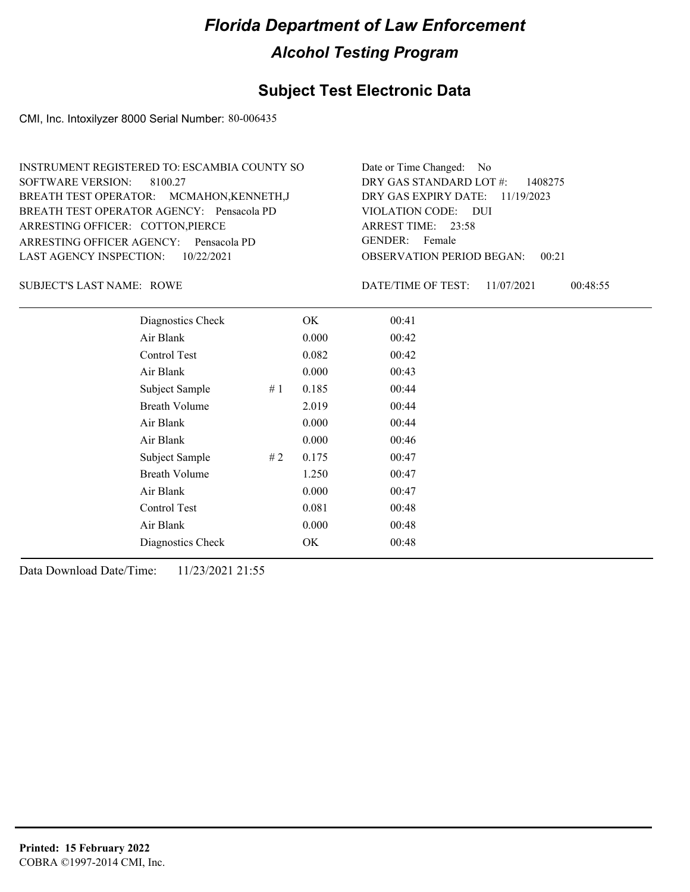# Florida Department of Law Enforcement

## Alcohol Testing Program

### Subject Test Electronic Data

CMI, Inc. Intoxilyzer 8000 Serial Number: 80-006435

INSTRUMENT REGISTERED TO: ESCAMBIA COUNTY SO
SOFTWARE VERSION: 8100.27
BREATH TEST OPERATOR: MCMAHON,KENNETH,J
BREATH TEST OPERATOR AGENCY: Pensacola PD
ARRESTING OFFICER: COTTON,PIERCE
ARRESTING OFFICER AGENCY: Pensacola PD
LAST AGENCY INSPECTION: 10/22/2021

Date or Time Changed: No
DRY GAS STANDARD LOT #: 1408275
DRY GAS EXPIRY DATE: 11/19/2023
VIOLATION CODE: DUI
ARREST TIME: 23:58
GENDER: Female
OBSERVATION PERIOD BEGAN: 00:21

SUBJECT'S LAST NAME: ROWE

DATE/TIME OF TEST: 11/07/2021 00:48:55

| | | | |
|---|---|---|---|
| Diagnostics Check | | OK | 00:41 |
| Air Blank | | 0.000 | 00:42 |
| Control Test | | 0.082 | 00:42 |
| Air Blank | | 0.000 | 00:43 |
| Subject Sample | # 1 | 0.185 | 00:44 |
| Breath Volume | | 2.019 | 00:44 |
| Air Blank | | 0.000 | 00:44 |
| Air Blank | | 0.000 | 00:46 |
| Subject Sample | # 2 | 0.175 | 00:47 |
| Breath Volume | | 1.250 | 00:47 |
| Air Blank | | 0.000 | 00:47 |
| Control Test | | 0.081 | 00:48 |
| Air Blank | | 0.000 | 00:48 |
| Diagnostics Check | | OK | 00:48 |

Data Download Date/Time: 11/23/2021 21:55

**Printed: 15 February 2022**
COBRA ©1997-2014 CMI, Inc.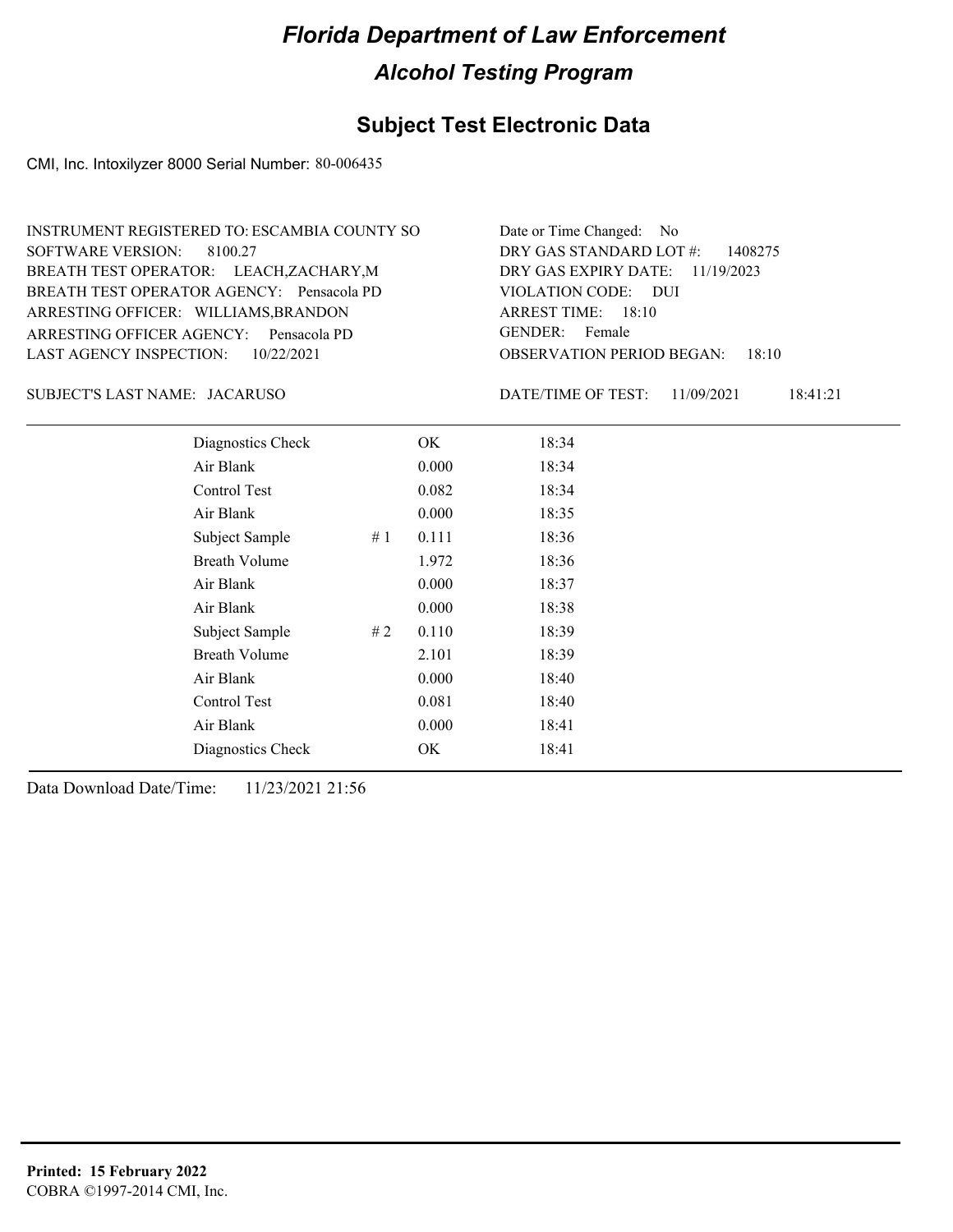# Florida Department of Law Enforcement

## Alcohol Testing Program

### Subject Test Electronic Data

CMI, Inc. Intoxilyzer 8000 Serial Number: 80-006435

INSTRUMENT REGISTERED TO: ESCAMBIA COUNTY SO
SOFTWARE VERSION: 8100.27
BREATH TEST OPERATOR: LEACH,ZACHARY,M
BREATH TEST OPERATOR AGENCY: Pensacola PD
ARRESTING OFFICER: WILLIAMS,BRANDON
ARRESTING OFFICER AGENCY: Pensacola PD
LAST AGENCY INSPECTION: 10/22/2021

Date or Time Changed: No
DRY GAS STANDARD LOT #: 1408275
DRY GAS EXPIRY DATE: 11/19/2023
VIOLATION CODE: DUI
ARREST TIME: 18:10
GENDER: Female
OBSERVATION PERIOD BEGAN: 18:10

SUBJECT'S LAST NAME: JACARUSO

DATE/TIME OF TEST: 11/09/2021 18:41:21

| | | | |
|---|---|---|---|
| Diagnostics Check | | OK | 18:34 |
| Air Blank | | 0.000 | 18:34 |
| Control Test | | 0.082 | 18:34 |
| Air Blank | | 0.000 | 18:35 |
| Subject Sample | # 1 | 0.111 | 18:36 |
| Breath Volume | | 1.972 | 18:36 |
| Air Blank | | 0.000 | 18:37 |
| Air Blank | | 0.000 | 18:38 |
| Subject Sample | # 2 | 0.110 | 18:39 |
| Breath Volume | | 2.101 | 18:39 |
| Air Blank | | 0.000 | 18:40 |
| Control Test | | 0.081 | 18:40 |
| Air Blank | | 0.000 | 18:41 |
| Diagnostics Check | | OK | 18:41 |

Data Download Date/Time: 11/23/2021 21:56

**Printed: 15 February 2022**
COBRA ©1997-2014 CMI, Inc.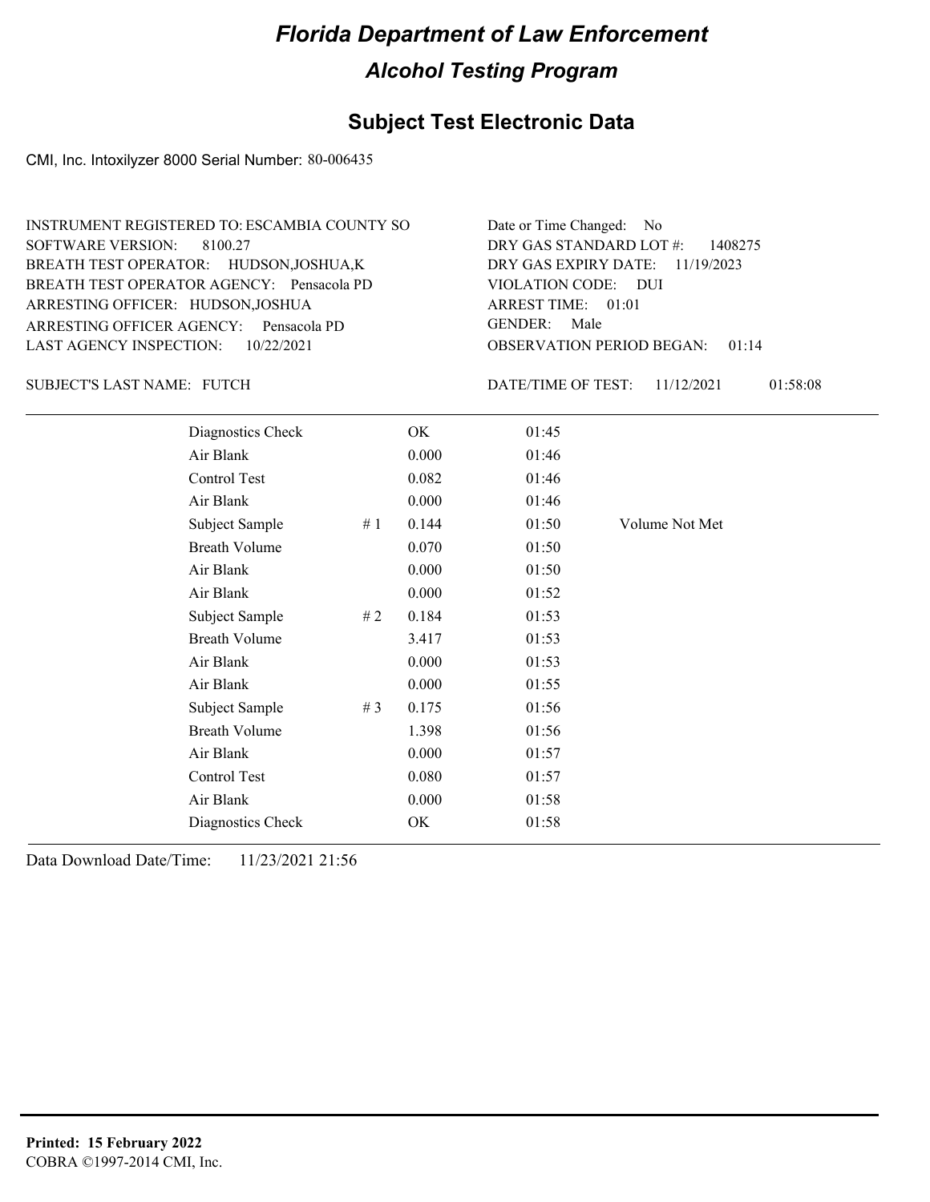# Florida Department of Law Enforcement

## Alcohol Testing Program

### Subject Test Electronic Data

CMI, Inc. Intoxilyzer 8000 Serial Number: 80-006435

INSTRUMENT REGISTERED TO: ESCAMBIA COUNTY SO
SOFTWARE VERSION: 8100.27
BREATH TEST OPERATOR: HUDSON,JOSHUA,K
BREATH TEST OPERATOR AGENCY: Pensacola PD
ARRESTING OFFICER: HUDSON,JOSHUA
ARRESTING OFFICER AGENCY: Pensacola PD
LAST AGENCY INSPECTION: 10/22/2021

Date or Time Changed: No
DRY GAS STANDARD LOT #: 1408275
DRY GAS EXPIRY DATE: 11/19/2023
VIOLATION CODE: DUI
ARREST TIME: 01:01
GENDER: Male
OBSERVATION PERIOD BEGAN: 01:14

SUBJECT'S LAST NAME: FUTCH

DATE/TIME OF TEST: 11/12/2021 01:58:08

| | | | | |
|---|---|---|---|---|
| Diagnostics Check | | OK | 01:45 | |
| Air Blank | | 0.000 | 01:46 | |
| Control Test | | 0.082 | 01:46 | |
| Air Blank | | 0.000 | 01:46 | |
| Subject Sample | # 1 | 0.144 | 01:50 | Volume Not Met |
| Breath Volume | | 0.070 | 01:50 | |
| Air Blank | | 0.000 | 01:50 | |
| Air Blank | | 0.000 | 01:52 | |
| Subject Sample | # 2 | 0.184 | 01:53 | |
| Breath Volume | | 3.417 | 01:53 | |
| Air Blank | | 0.000 | 01:53 | |
| Air Blank | | 0.000 | 01:55 | |
| Subject Sample | # 3 | 0.175 | 01:56 | |
| Breath Volume | | 1.398 | 01:56 | |
| Air Blank | | 0.000 | 01:57 | |
| Control Test | | 0.080 | 01:57 | |
| Air Blank | | 0.000 | 01:58 | |
| Diagnostics Check | | OK | 01:58 | |

Data Download Date/Time: 11/23/2021 21:56

**Printed: 15 February 2022**
COBRA ©1997-2014 CMI, Inc.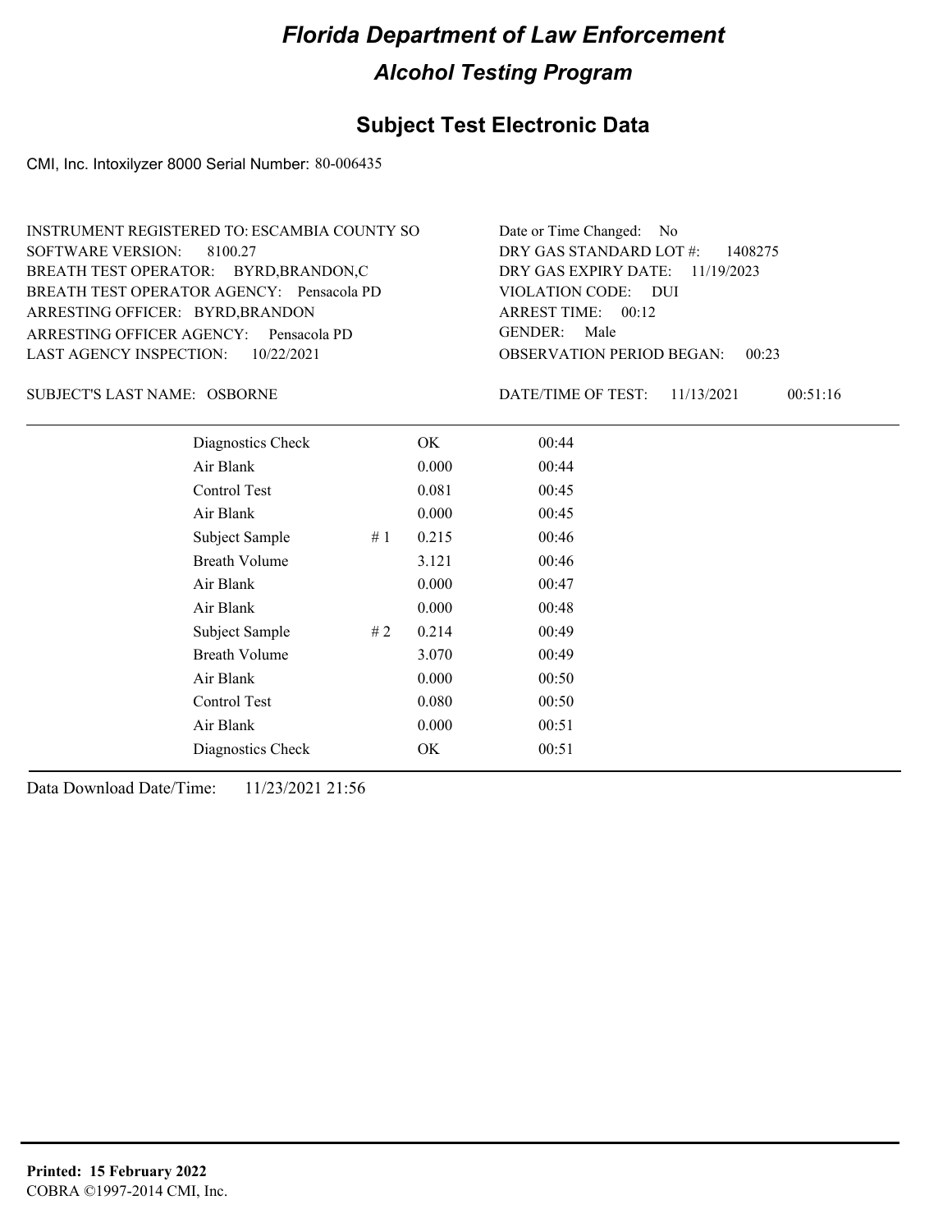# Florida Department of Law Enforcement

## Alcohol Testing Program

### Subject Test Electronic Data

CMI, Inc. Intoxilyzer 8000 Serial Number: 80-006435

INSTRUMENT REGISTERED TO: ESCAMBIA COUNTY SO
SOFTWARE VERSION: 8100.27
BREATH TEST OPERATOR: BYRD,BRANDON,C
BREATH TEST OPERATOR AGENCY: Pensacola PD
ARRESTING OFFICER: BYRD,BRANDON
ARRESTING OFFICER AGENCY: Pensacola PD
LAST AGENCY INSPECTION: 10/22/2021

Date or Time Changed: No
DRY GAS STANDARD LOT #: 1408275
DRY GAS EXPIRY DATE: 11/19/2023
VIOLATION CODE: DUI
ARREST TIME: 00:12
GENDER: Male
OBSERVATION PERIOD BEGAN: 00:23

SUBJECT'S LAST NAME: OSBORNE

DATE/TIME OF TEST: 11/13/2021 00:51:16

| | | | |
|---|---|---|---|
| Diagnostics Check | | OK | 00:44 |
| Air Blank | | 0.000 | 00:44 |
| Control Test | | 0.081 | 00:45 |
| Air Blank | | 0.000 | 00:45 |
| Subject Sample | # 1 | 0.215 | 00:46 |
| Breath Volume | | 3.121 | 00:46 |
| Air Blank | | 0.000 | 00:47 |
| Air Blank | | 0.000 | 00:48 |
| Subject Sample | # 2 | 0.214 | 00:49 |
| Breath Volume | | 3.070 | 00:49 |
| Air Blank | | 0.000 | 00:50 |
| Control Test | | 0.080 | 00:50 |
| Air Blank | | 0.000 | 00:51 |
| Diagnostics Check | | OK | 00:51 |

Data Download Date/Time: 11/23/2021 21:56

**Printed: 15 February 2022**
COBRA ©1997-2014 CMI, Inc.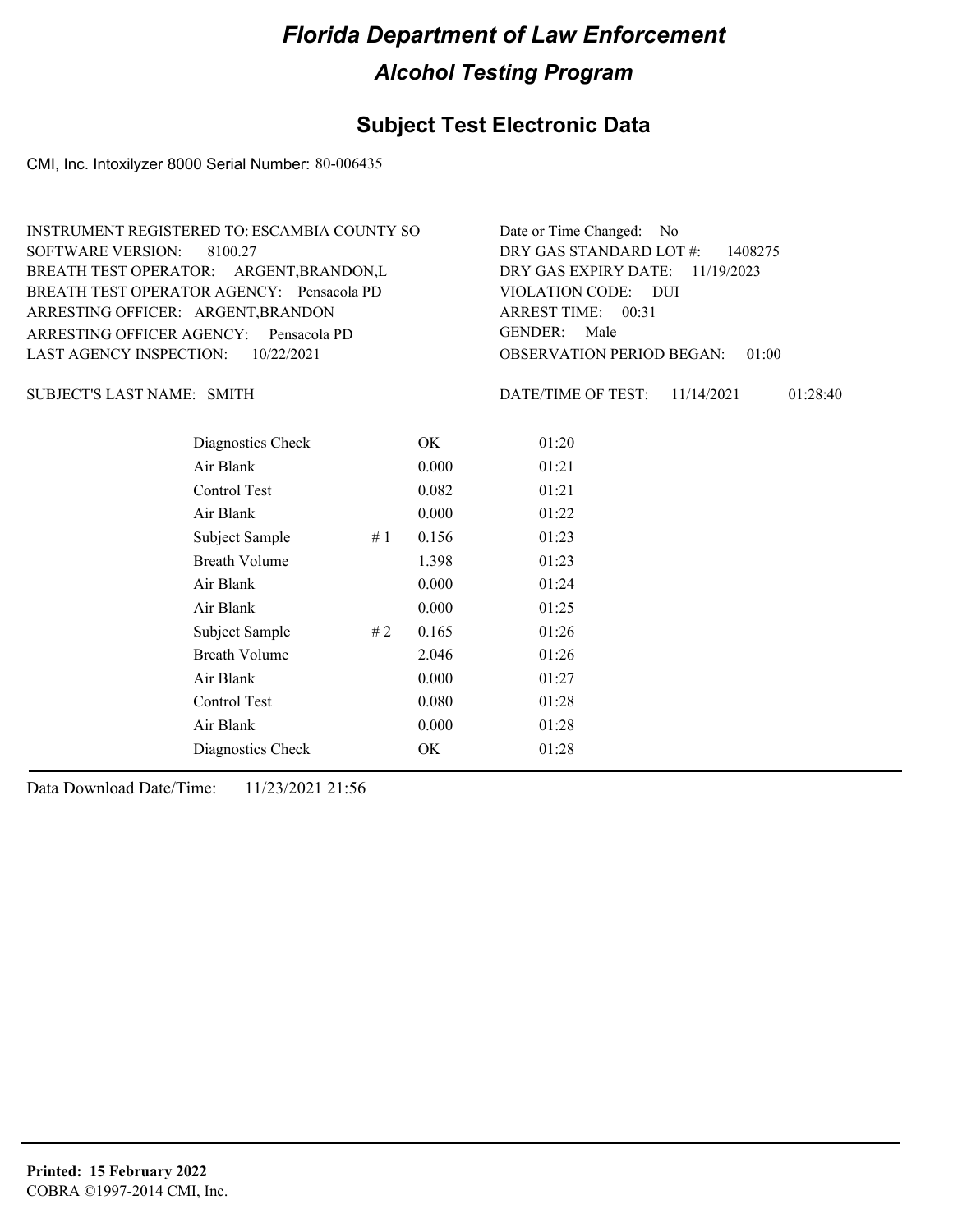# Florida Department of Law Enforcement

## Alcohol Testing Program

### Subject Test Electronic Data

CMI, Inc. Intoxilyzer 8000 Serial Number: 80-006435

INSTRUMENT REGISTERED TO: ESCAMBIA COUNTY SO
SOFTWARE VERSION: 8100.27
BREATH TEST OPERATOR: ARGENT,BRANDON,L
BREATH TEST OPERATOR AGENCY: Pensacola PD
ARRESTING OFFICER: ARGENT,BRANDON
ARRESTING OFFICER AGENCY: Pensacola PD
LAST AGENCY INSPECTION: 10/22/2021

Date or Time Changed: No
DRY GAS STANDARD LOT #: 1408275
DRY GAS EXPIRY DATE: 11/19/2023
VIOLATION CODE: DUI
ARREST TIME: 00:31
GENDER: Male
OBSERVATION PERIOD BEGAN: 01:00

SUBJECT'S LAST NAME: SMITH

DATE/TIME OF TEST: 11/14/2021 01:28:40

| Test | | Result | Time |
|---|---|---|---|
| Diagnostics Check | | OK | 01:20 |
| Air Blank | | 0.000 | 01:21 |
| Control Test | | 0.082 | 01:21 |
| Air Blank | | 0.000 | 01:22 |
| Subject Sample | # 1 | 0.156 | 01:23 |
| Breath Volume | | 1.398 | 01:23 |
| Air Blank | | 0.000 | 01:24 |
| Air Blank | | 0.000 | 01:25 |
| Subject Sample | # 2 | 0.165 | 01:26 |
| Breath Volume | | 2.046 | 01:26 |
| Air Blank | | 0.000 | 01:27 |
| Control Test | | 0.080 | 01:28 |
| Air Blank | | 0.000 | 01:28 |
| Diagnostics Check | | OK | 01:28 |

Data Download Date/Time: 11/23/2021 21:56

**Printed: 15 February 2022**
COBRA ©1997-2014 CMI, Inc.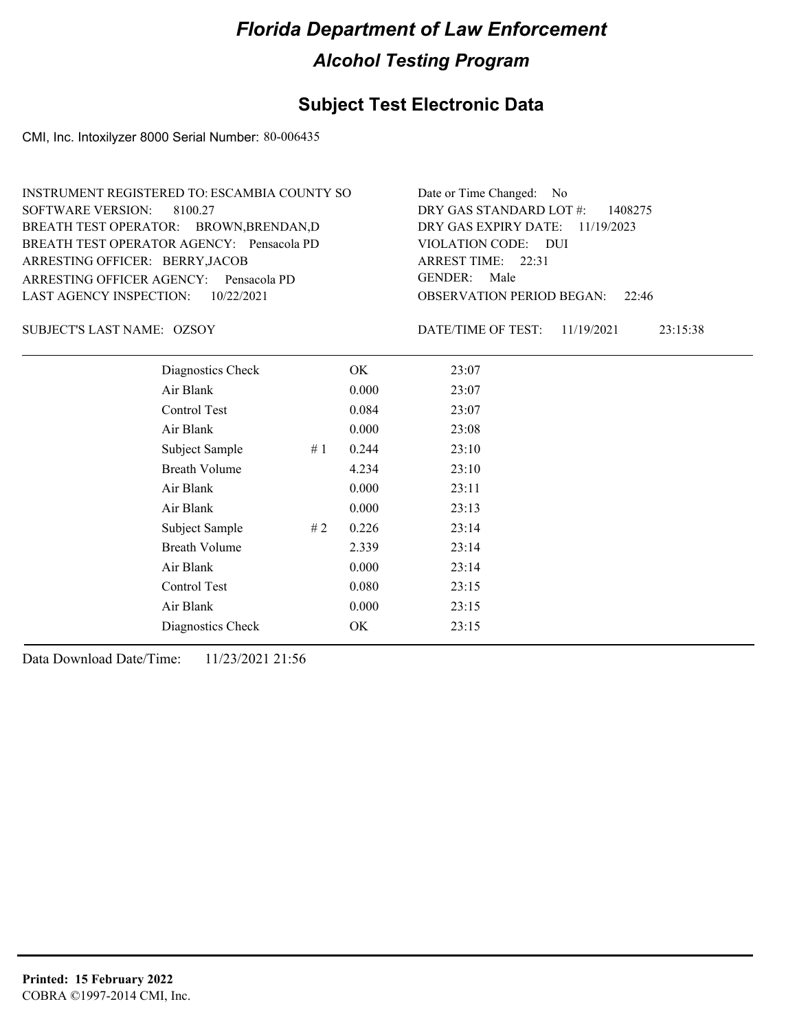# Florida Department of Law Enforcement

## Alcohol Testing Program

### Subject Test Electronic Data

CMI, Inc. Intoxilyzer 8000 Serial Number: 80-006435

INSTRUMENT REGISTERED TO: ESCAMBIA COUNTY SO
SOFTWARE VERSION: 8100.27
BREATH TEST OPERATOR: BROWN,BRENDAN,D
BREATH TEST OPERATOR AGENCY: Pensacola PD
ARRESTING OFFICER: BERRY,JACOB
ARRESTING OFFICER AGENCY: Pensacola PD
LAST AGENCY INSPECTION: 10/22/2021

Date or Time Changed: No
DRY GAS STANDARD LOT #: 1408275
DRY GAS EXPIRY DATE: 11/19/2023
VIOLATION CODE: DUI
ARREST TIME: 22:31
GENDER: Male
OBSERVATION PERIOD BEGAN: 22:46

SUBJECT'S LAST NAME: OZSOY

DATE/TIME OF TEST: 11/19/2021 23:15:38

| Test | | Result | Time |
|---|---|---|---|
| Diagnostics Check | | OK | 23:07 |
| Air Blank | | 0.000 | 23:07 |
| Control Test | | 0.084 | 23:07 |
| Air Blank | | 0.000 | 23:08 |
| Subject Sample | # 1 | 0.244 | 23:10 |
| Breath Volume | | 4.234 | 23:10 |
| Air Blank | | 0.000 | 23:11 |
| Air Blank | | 0.000 | 23:13 |
| Subject Sample | # 2 | 0.226 | 23:14 |
| Breath Volume | | 2.339 | 23:14 |
| Air Blank | | 0.000 | 23:14 |
| Control Test | | 0.080 | 23:15 |
| Air Blank | | 0.000 | 23:15 |
| Diagnostics Check | | OK | 23:15 |

Data Download Date/Time: 11/23/2021 21:56

**Printed: 15 February 2022**
COBRA ©1997-2014 CMI, Inc.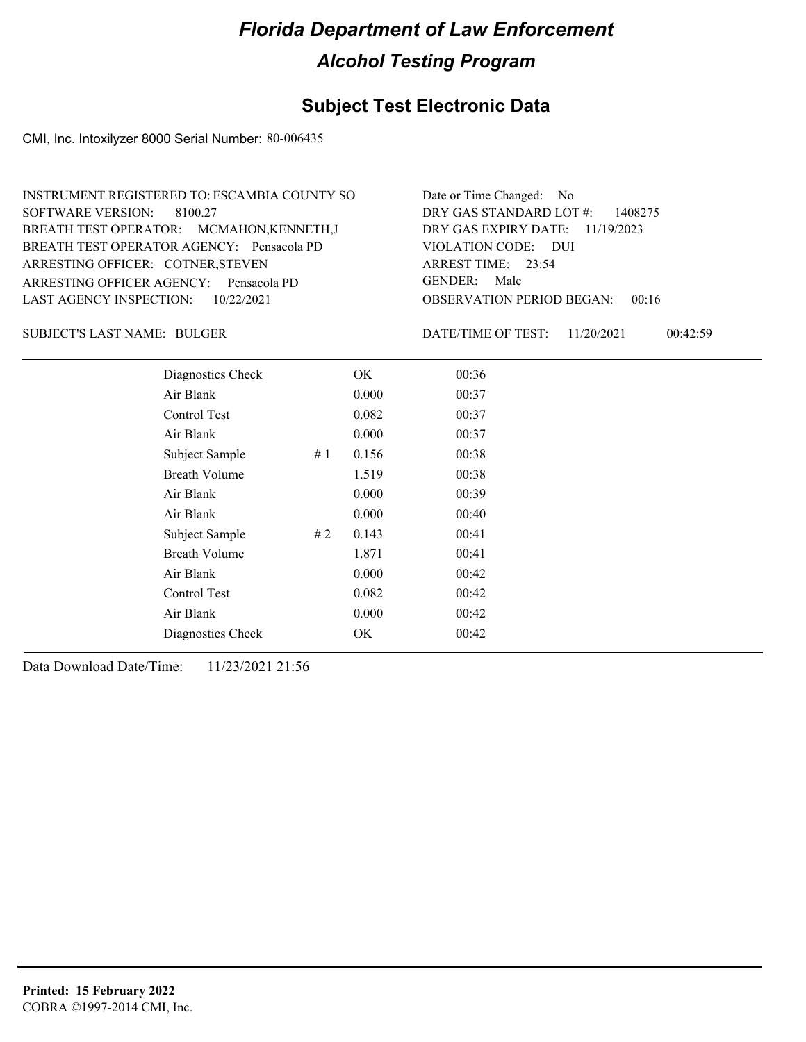# Florida Department of Law Enforcement

## Alcohol Testing Program

### Subject Test Electronic Data

CMI, Inc. Intoxilyzer 8000 Serial Number: 80-006435

INSTRUMENT REGISTERED TO: ESCAMBIA COUNTY SO
SOFTWARE VERSION: 8100.27
BREATH TEST OPERATOR: MCMAHON,KENNETH,J
BREATH TEST OPERATOR AGENCY: Pensacola PD
ARRESTING OFFICER: COTNER,STEVEN
ARRESTING OFFICER AGENCY: Pensacola PD
LAST AGENCY INSPECTION: 10/22/2021

Date or Time Changed: No
DRY GAS STANDARD LOT #: 1408275
DRY GAS EXPIRY DATE: 11/19/2023
VIOLATION CODE: DUI
ARREST TIME: 23:54
GENDER: Male
OBSERVATION PERIOD BEGAN: 00:16

SUBJECT'S LAST NAME: BULGER

DATE/TIME OF TEST: 11/20/2021 00:42:59

| | | | |
|---|---|---|---|
| Diagnostics Check | | OK | 00:36 |
| Air Blank | | 0.000 | 00:37 |
| Control Test | | 0.082 | 00:37 |
| Air Blank | | 0.000 | 00:37 |
| Subject Sample | # 1 | 0.156 | 00:38 |
| Breath Volume | | 1.519 | 00:38 |
| Air Blank | | 0.000 | 00:39 |
| Air Blank | | 0.000 | 00:40 |
| Subject Sample | # 2 | 0.143 | 00:41 |
| Breath Volume | | 1.871 | 00:41 |
| Air Blank | | 0.000 | 00:42 |
| Control Test | | 0.082 | 00:42 |
| Air Blank | | 0.000 | 00:42 |
| Diagnostics Check | | OK | 00:42 |

Data Download Date/Time: 11/23/2021 21:56

**Printed: 15 February 2022**
COBRA ©1997-2014 CMI, Inc.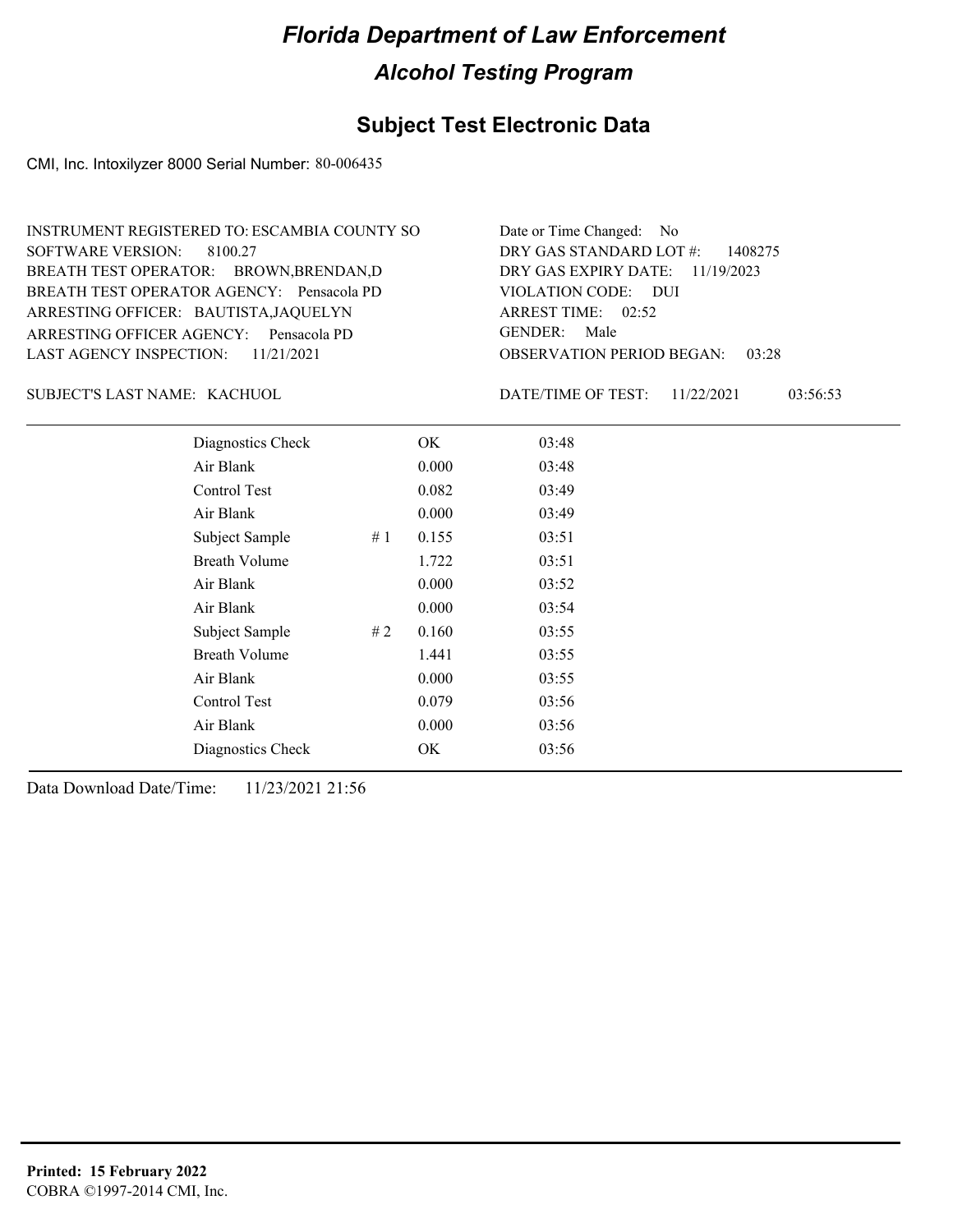# Florida Department of Law Enforcement

## Alcohol Testing Program

## Subject Test Electronic Data

CMI, Inc. Intoxilyzer 8000 Serial Number: 80-006435

INSTRUMENT REGISTERED TO: ESCAMBIA COUNTY SO
SOFTWARE VERSION: 8100.27
BREATH TEST OPERATOR: BROWN,BRENDAN,D
BREATH TEST OPERATOR AGENCY: Pensacola PD
ARRESTING OFFICER: BAUTISTA,JAQUELYN
ARRESTING OFFICER AGENCY: Pensacola PD
LAST AGENCY INSPECTION: 11/21/2021

Date or Time Changed: No
DRY GAS STANDARD LOT #: 1408275
DRY GAS EXPIRY DATE: 11/19/2023
VIOLATION CODE: DUI
ARREST TIME: 02:52
GENDER: Male
OBSERVATION PERIOD BEGAN: 03:28

SUBJECT'S LAST NAME: KACHUOL

DATE/TIME OF TEST: 11/22/2021 03:56:53

| | | | |
|---|---|---|---|
| Diagnostics Check | | OK | 03:48 |
| Air Blank | | 0.000 | 03:48 |
| Control Test | | 0.082 | 03:49 |
| Air Blank | | 0.000 | 03:49 |
| Subject Sample | # 1 | 0.155 | 03:51 |
| Breath Volume | | 1.722 | 03:51 |
| Air Blank | | 0.000 | 03:52 |
| Air Blank | | 0.000 | 03:54 |
| Subject Sample | # 2 | 0.160 | 03:55 |
| Breath Volume | | 1.441 | 03:55 |
| Air Blank | | 0.000 | 03:55 |
| Control Test | | 0.079 | 03:56 |
| Air Blank | | 0.000 | 03:56 |
| Diagnostics Check | | OK | 03:56 |

Data Download Date/Time: 11/23/2021 21:56

**Printed: 15 February 2022**
COBRA ©1997-2014 CMI, Inc.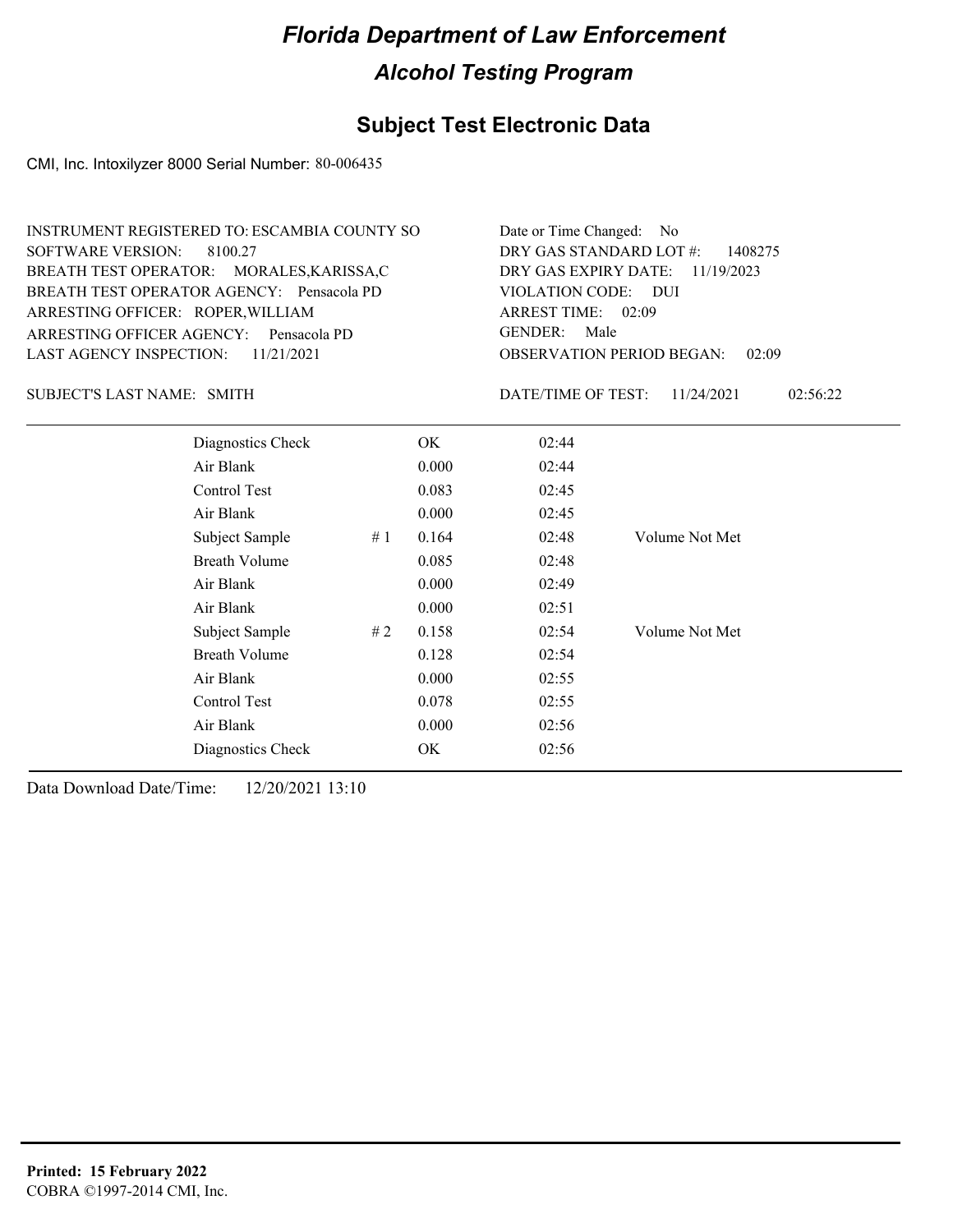# Florida Department of Law Enforcement

## Alcohol Testing Program

### Subject Test Electronic Data

CMI, Inc. Intoxilyzer 8000 Serial Number: 80-006435

INSTRUMENT REGISTERED TO: ESCAMBIA COUNTY SO
SOFTWARE VERSION: 8100.27
BREATH TEST OPERATOR: MORALES,KARISSA,C
BREATH TEST OPERATOR AGENCY: Pensacola PD
ARRESTING OFFICER: ROPER,WILLIAM
ARRESTING OFFICER AGENCY: Pensacola PD
LAST AGENCY INSPECTION: 11/21/2021

Date or Time Changed: No
DRY GAS STANDARD LOT #: 1408275
DRY GAS EXPIRY DATE: 11/19/2023
VIOLATION CODE: DUI
ARREST TIME: 02:09
GENDER: Male
OBSERVATION PERIOD BEGAN: 02:09

SUBJECT'S LAST NAME: SMITH

DATE/TIME OF TEST: 11/24/2021 02:56:22

| | | | | |
|---|---|---|---|---|
| Diagnostics Check | | OK | 02:44 | |
| Air Blank | | 0.000 | 02:44 | |
| Control Test | | 0.083 | 02:45 | |
| Air Blank | | 0.000 | 02:45 | |
| Subject Sample | # 1 | 0.164 | 02:48 | Volume Not Met |
| Breath Volume | | 0.085 | 02:48 | |
| Air Blank | | 0.000 | 02:49 | |
| Air Blank | | 0.000 | 02:51 | |
| Subject Sample | # 2 | 0.158 | 02:54 | Volume Not Met |
| Breath Volume | | 0.128 | 02:54 | |
| Air Blank | | 0.000 | 02:55 | |
| Control Test | | 0.078 | 02:55 | |
| Air Blank | | 0.000 | 02:56 | |
| Diagnostics Check | | OK | 02:56 | |

Data Download Date/Time: 12/20/2021 13:10

**Printed: 15 February 2022**
COBRA ©1997-2014 CMI, Inc.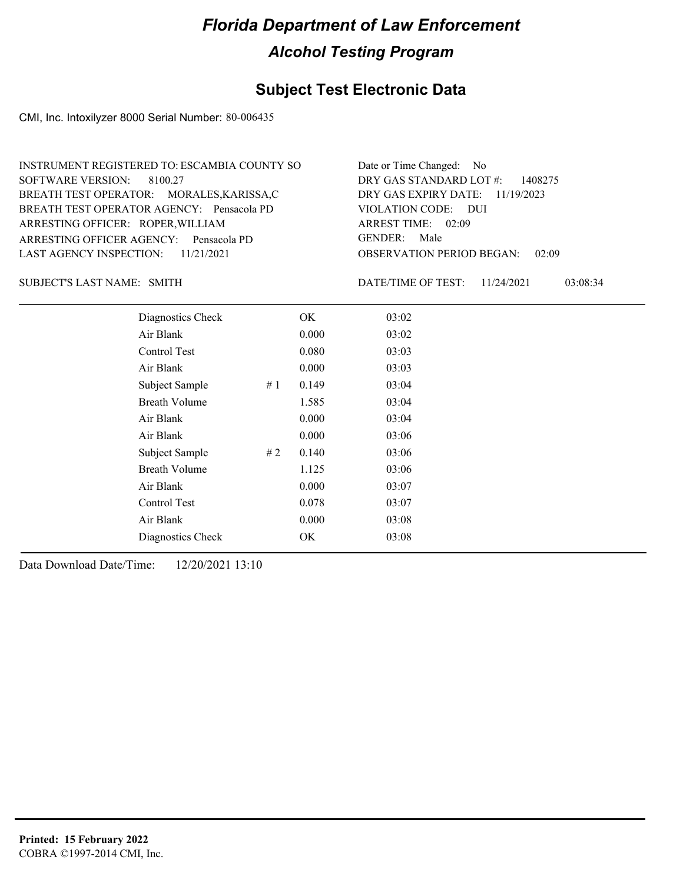# Florida Department of Law Enforcement

## Alcohol Testing Program

### Subject Test Electronic Data

CMI, Inc. Intoxilyzer 8000 Serial Number: 80-006435

INSTRUMENT REGISTERED TO: ESCAMBIA COUNTY SO
SOFTWARE VERSION: 8100.27
BREATH TEST OPERATOR: MORALES,KARISSA,C
BREATH TEST OPERATOR AGENCY: Pensacola PD
ARRESTING OFFICER: ROPER,WILLIAM
ARRESTING OFFICER AGENCY: Pensacola PD
LAST AGENCY INSPECTION: 11/21/2021

Date or Time Changed: No
DRY GAS STANDARD LOT #: 1408275
DRY GAS EXPIRY DATE: 11/19/2023
VIOLATION CODE: DUI
ARREST TIME: 02:09
GENDER: Male
OBSERVATION PERIOD BEGAN: 02:09

SUBJECT'S LAST NAME: SMITH

DATE/TIME OF TEST: 11/24/2021 03:08:34

| | | | |
|---|---|---|---|
| Diagnostics Check | | OK | 03:02 |
| Air Blank | | 0.000 | 03:02 |
| Control Test | | 0.080 | 03:03 |
| Air Blank | | 0.000 | 03:03 |
| Subject Sample | # 1 | 0.149 | 03:04 |
| Breath Volume | | 1.585 | 03:04 |
| Air Blank | | 0.000 | 03:04 |
| Air Blank | | 0.000 | 03:06 |
| Subject Sample | # 2 | 0.140 | 03:06 |
| Breath Volume | | 1.125 | 03:06 |
| Air Blank | | 0.000 | 03:07 |
| Control Test | | 0.078 | 03:07 |
| Air Blank | | 0.000 | 03:08 |
| Diagnostics Check | | OK | 03:08 |

Data Download Date/Time: 12/20/2021 13:10

**Printed: 15 February 2022**
COBRA ©1997-2014 CMI, Inc.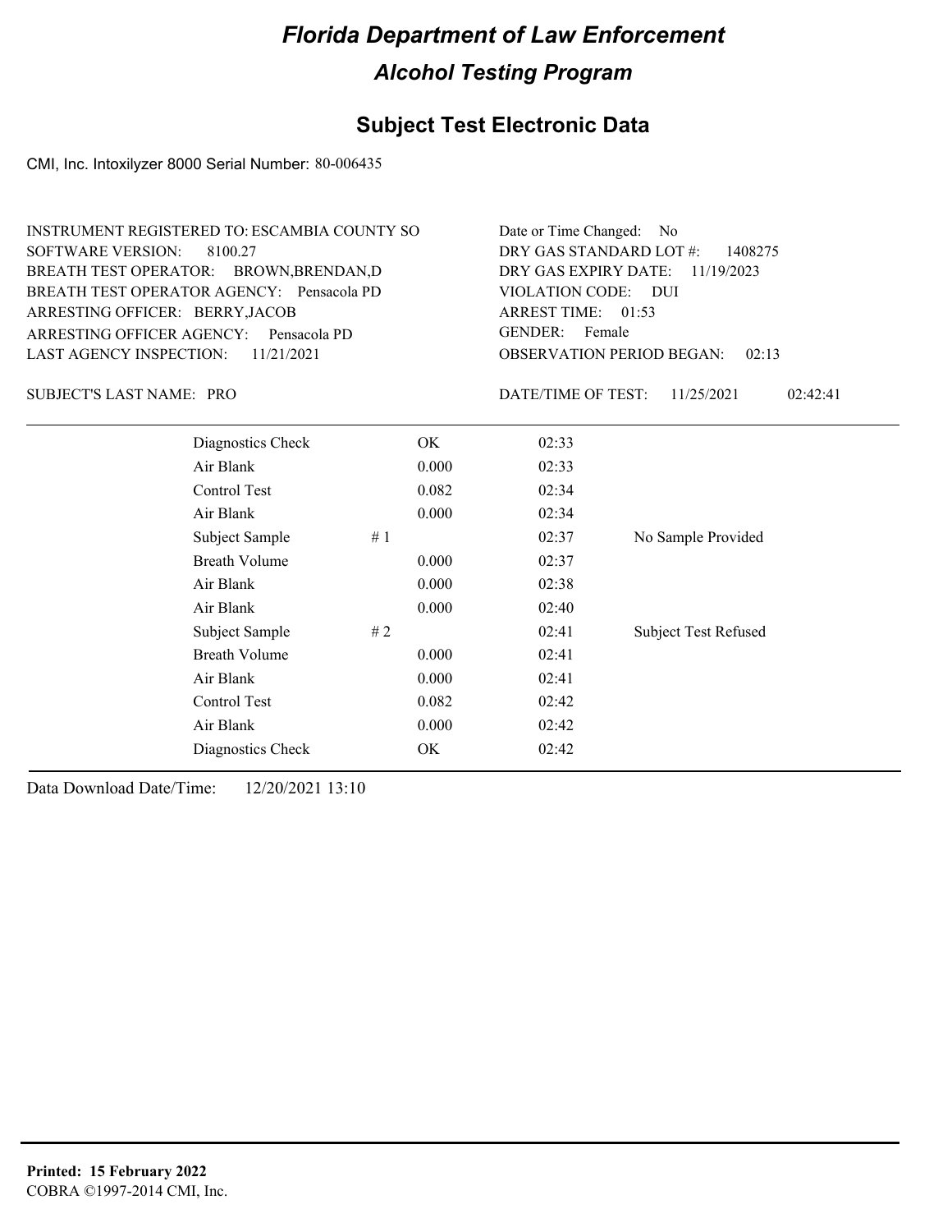# Florida Department of Law Enforcement

## Alcohol Testing Program

## Subject Test Electronic Data

CMI, Inc. Intoxilyzer 8000 Serial Number: 80-006435

INSTRUMENT REGISTERED TO: ESCAMBIA COUNTY SO
SOFTWARE VERSION: 8100.27
BREATH TEST OPERATOR: BROWN,BRENDAN,D
BREATH TEST OPERATOR AGENCY: Pensacola PD
ARRESTING OFFICER: BERRY,JACOB
ARRESTING OFFICER AGENCY: Pensacola PD
LAST AGENCY INSPECTION: 11/21/2021

Date or Time Changed: No
DRY GAS STANDARD LOT #: 1408275
DRY GAS EXPIRY DATE: 11/19/2023
VIOLATION CODE: DUI
ARREST TIME: 01:53
GENDER: Female
OBSERVATION PERIOD BEGAN: 02:13

SUBJECT'S LAST NAME: PRO

DATE/TIME OF TEST: 11/25/2021 02:42:41

| | | | |
|---|---|---|---|
| Diagnostics Check | OK | 02:33 | |
| Air Blank | 0.000 | 02:33 | |
| Control Test | 0.082 | 02:34 | |
| Air Blank | 0.000 | 02:34 | |
| Subject Sample | # 1 | 02:37 | No Sample Provided |
| Breath Volume | 0.000 | 02:37 | |
| Air Blank | 0.000 | 02:38 | |
| Air Blank | 0.000 | 02:40 | |
| Subject Sample | # 2 | 02:41 | Subject Test Refused |
| Breath Volume | 0.000 | 02:41 | |
| Air Blank | 0.000 | 02:41 | |
| Control Test | 0.082 | 02:42 | |
| Air Blank | 0.000 | 02:42 | |
| Diagnostics Check | OK | 02:42 | |

Data Download Date/Time: 12/20/2021 13:10

**Printed: 15 February 2022**
COBRA ©1997-2014 CMI, Inc.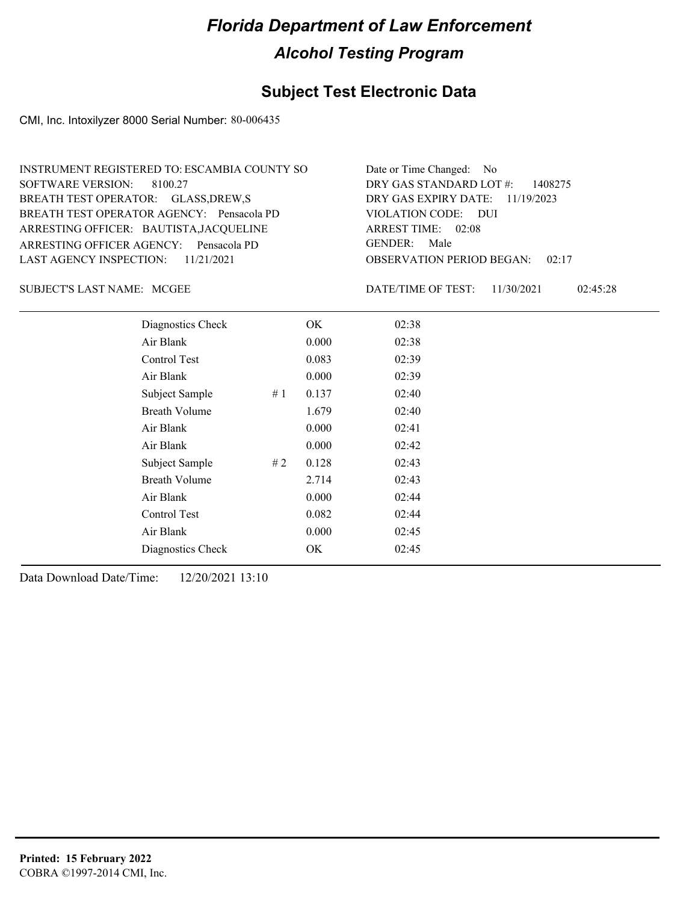# Florida Department of Law Enforcement

## Alcohol Testing Program

### Subject Test Electronic Data

CMI, Inc. Intoxilyzer 8000 Serial Number: 80-006435

INSTRUMENT REGISTERED TO: ESCAMBIA COUNTY SO
SOFTWARE VERSION: 8100.27
BREATH TEST OPERATOR: GLASS,DREW,S
BREATH TEST OPERATOR AGENCY: Pensacola PD
ARRESTING OFFICER: BAUTISTA,JACQUELINE
ARRESTING OFFICER AGENCY: Pensacola PD
LAST AGENCY INSPECTION: 11/21/2021

Date or Time Changed: No
DRY GAS STANDARD LOT #: 1408275
DRY GAS EXPIRY DATE: 11/19/2023
VIOLATION CODE: DUI
ARREST TIME: 02:08
GENDER: Male
OBSERVATION PERIOD BEGAN: 02:17

SUBJECT'S LAST NAME: MCGEE

DATE/TIME OF TEST: 11/30/2021 02:45:28

| | | | |
|---|---|---|---|
| Diagnostics Check | | OK | 02:38 |
| Air Blank | | 0.000 | 02:38 |
| Control Test | | 0.083 | 02:39 |
| Air Blank | | 0.000 | 02:39 |
| Subject Sample | # 1 | 0.137 | 02:40 |
| Breath Volume | | 1.679 | 02:40 |
| Air Blank | | 0.000 | 02:41 |
| Air Blank | | 0.000 | 02:42 |
| Subject Sample | # 2 | 0.128 | 02:43 |
| Breath Volume | | 2.714 | 02:43 |
| Air Blank | | 0.000 | 02:44 |
| Control Test | | 0.082 | 02:44 |
| Air Blank | | 0.000 | 02:45 |
| Diagnostics Check | | OK | 02:45 |

Data Download Date/Time: 12/20/2021 13:10

**Printed: 15 February 2022**
COBRA ©1997-2014 CMI, Inc.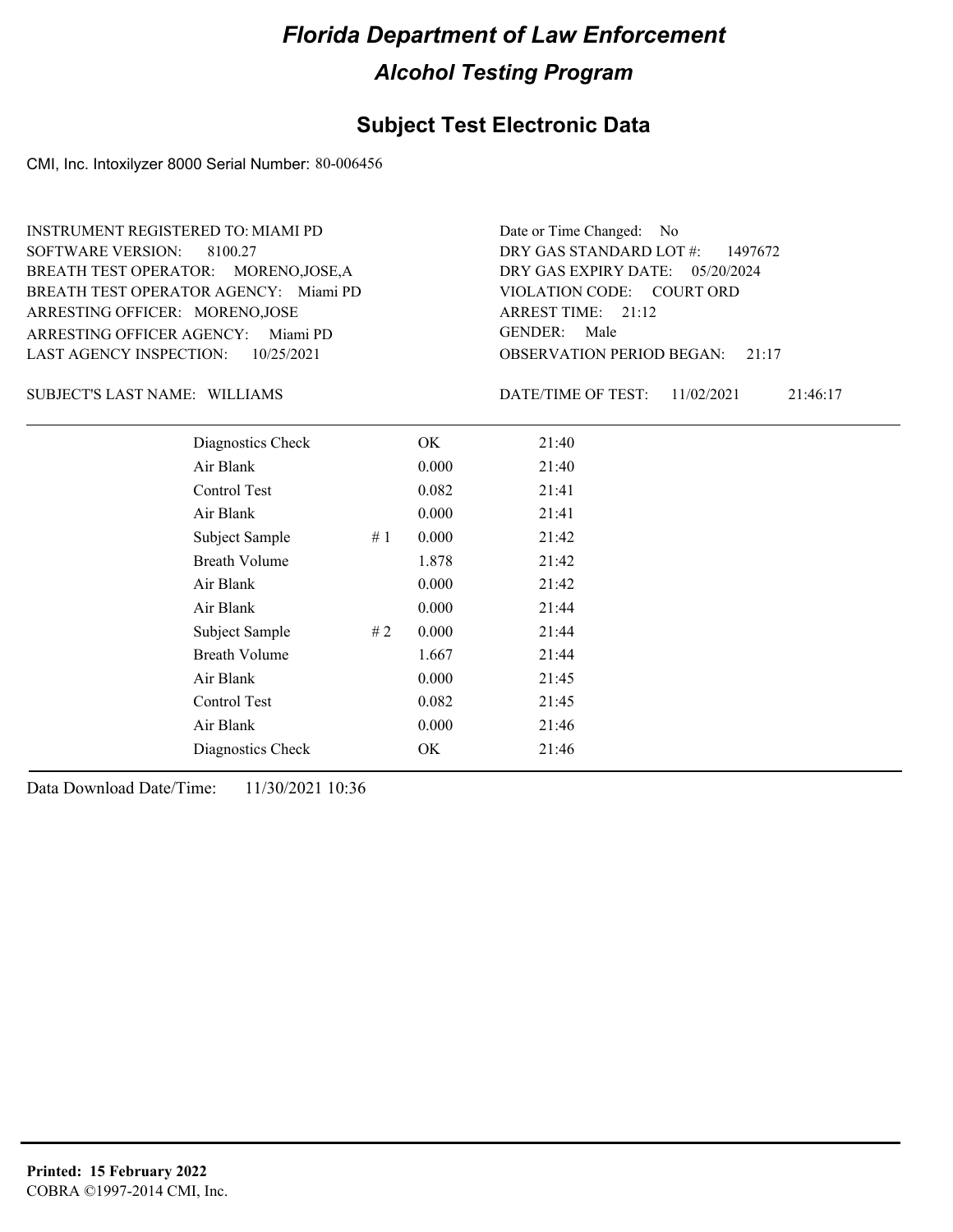# Florida Department of Law Enforcement

## Alcohol Testing Program

### Subject Test Electronic Data

CMI, Inc. Intoxilyzer 8000 Serial Number: 80-006456

INSTRUMENT REGISTERED TO: MIAMI PD
SOFTWARE VERSION: 8100.27
BREATH TEST OPERATOR: MORENO,JOSE,A
BREATH TEST OPERATOR AGENCY: Miami PD
ARRESTING OFFICER: MORENO,JOSE
ARRESTING OFFICER AGENCY: Miami PD
LAST AGENCY INSPECTION: 10/25/2021

Date or Time Changed: No
DRY GAS STANDARD LOT #: 1497672
DRY GAS EXPIRY DATE: 05/20/2024
VIOLATION CODE: COURT ORD
ARREST TIME: 21:12
GENDER: Male
OBSERVATION PERIOD BEGAN: 21:17

SUBJECT'S LAST NAME: WILLIAMS

DATE/TIME OF TEST: 11/02/2021 21:46:17

| Test | # | Result | Time |
|---|---|---|---|
| Diagnostics Check | | OK | 21:40 |
| Air Blank | | 0.000 | 21:40 |
| Control Test | | 0.082 | 21:41 |
| Air Blank | | 0.000 | 21:41 |
| Subject Sample | # 1 | 0.000 | 21:42 |
| Breath Volume | | 1.878 | 21:42 |
| Air Blank | | 0.000 | 21:42 |
| Air Blank | | 0.000 | 21:44 |
| Subject Sample | # 2 | 0.000 | 21:44 |
| Breath Volume | | 1.667 | 21:44 |
| Air Blank | | 0.000 | 21:45 |
| Control Test | | 0.082 | 21:45 |
| Air Blank | | 0.000 | 21:46 |
| Diagnostics Check | | OK | 21:46 |

Data Download Date/Time: 11/30/2021 10:36

**Printed: 15 February 2022**
COBRA ©1997-2014 CMI, Inc.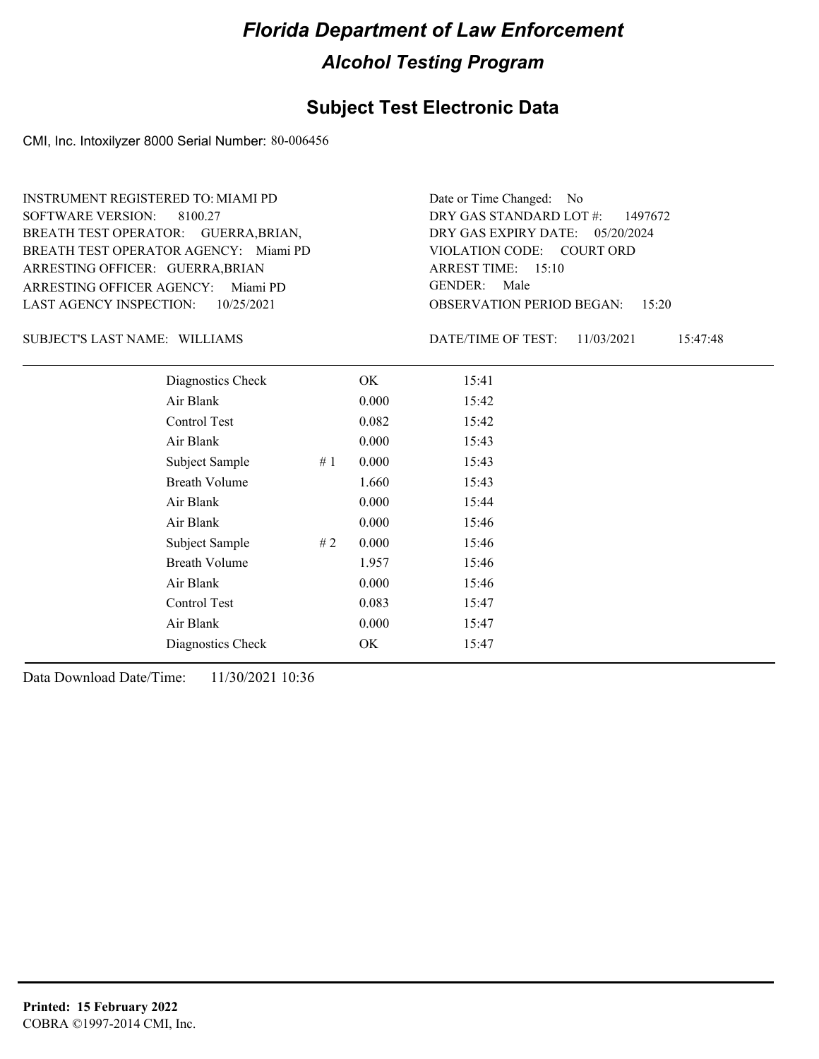# Florida Department of Law Enforcement

## Alcohol Testing Program

### Subject Test Electronic Data

CMI, Inc. Intoxilyzer 8000 Serial Number: 80-006456

INSTRUMENT REGISTERED TO: MIAMI PD
SOFTWARE VERSION: 8100.27
BREATH TEST OPERATOR: GUERRA,BRIAN,
BREATH TEST OPERATOR AGENCY: Miami PD
ARRESTING OFFICER: GUERRA,BRIAN
ARRESTING OFFICER AGENCY: Miami PD
LAST AGENCY INSPECTION: 10/25/2021

Date or Time Changed: No
DRY GAS STANDARD LOT #: 1497672
DRY GAS EXPIRY DATE: 05/20/2024
VIOLATION CODE: COURT ORD
ARREST TIME: 15:10
GENDER: Male
OBSERVATION PERIOD BEGAN: 15:20

SUBJECT'S LAST NAME: WILLIAMS

DATE/TIME OF TEST: 11/03/2021 15:47:48

| | | | |
|---|---|---|---|
| Diagnostics Check | | OK | 15:41 |
| Air Blank | | 0.000 | 15:42 |
| Control Test | | 0.082 | 15:42 |
| Air Blank | | 0.000 | 15:43 |
| Subject Sample | # 1 | 0.000 | 15:43 |
| Breath Volume | | 1.660 | 15:43 |
| Air Blank | | 0.000 | 15:44 |
| Air Blank | | 0.000 | 15:46 |
| Subject Sample | # 2 | 0.000 | 15:46 |
| Breath Volume | | 1.957 | 15:46 |
| Air Blank | | 0.000 | 15:46 |
| Control Test | | 0.083 | 15:47 |
| Air Blank | | 0.000 | 15:47 |
| Diagnostics Check | | OK | 15:47 |

Data Download Date/Time: 11/30/2021 10:36

**Printed: 15 February 2022**
COBRA ©1997-2014 CMI, Inc.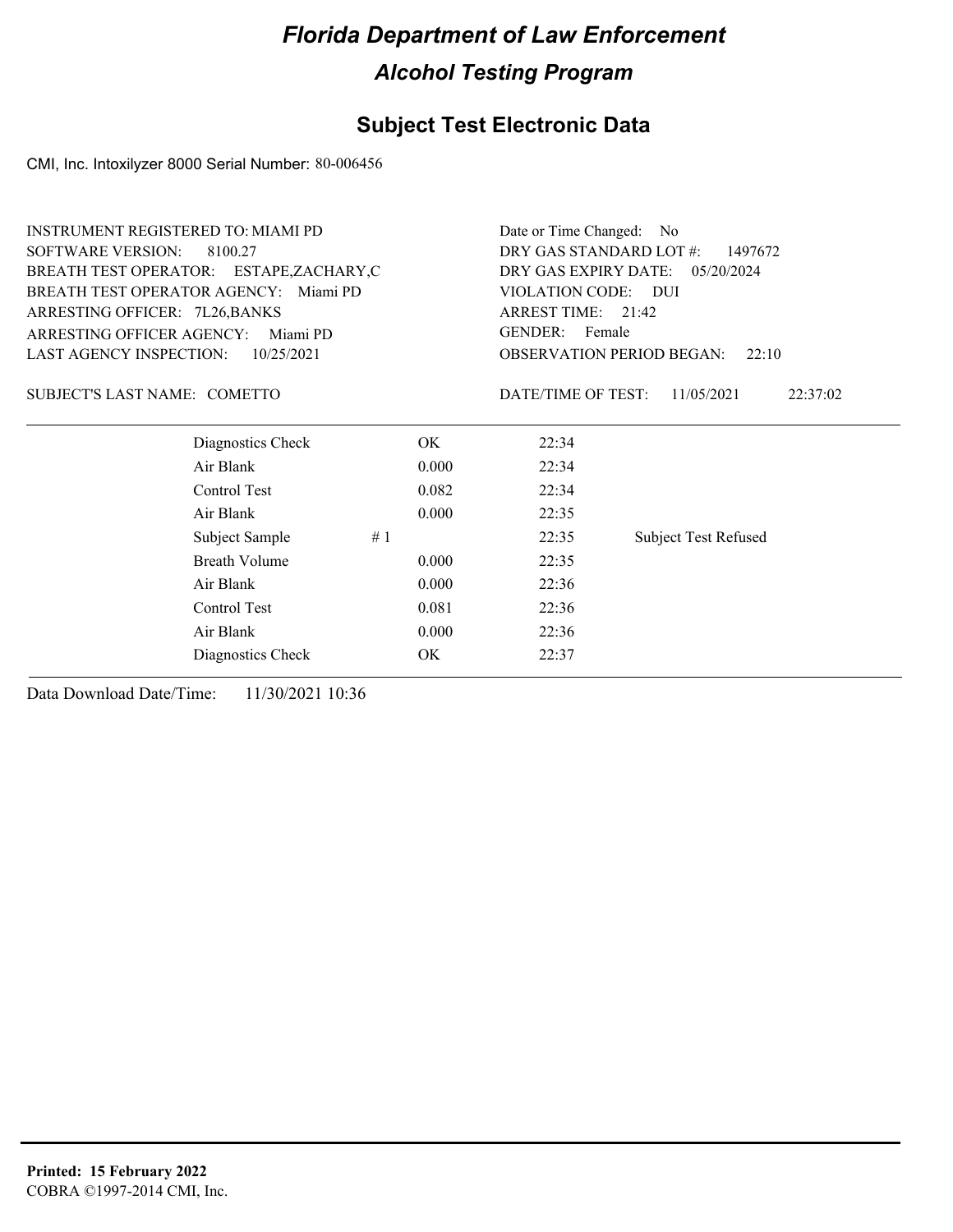# Florida Department of Law Enforcement

## Alcohol Testing Program

### Subject Test Electronic Data

CMI, Inc. Intoxilyzer 8000 Serial Number: 80-006456

INSTRUMENT REGISTERED TO: MIAMI PD
SOFTWARE VERSION: 8100.27
BREATH TEST OPERATOR: ESTAPE,ZACHARY,C
BREATH TEST OPERATOR AGENCY: Miami PD
ARRESTING OFFICER: 7L26,BANKS
ARRESTING OFFICER AGENCY: Miami PD
LAST AGENCY INSPECTION: 10/25/2021

Date or Time Changed: No
DRY GAS STANDARD LOT #: 1497672
DRY GAS EXPIRY DATE: 05/20/2024
VIOLATION CODE: DUI
ARREST TIME: 21:42
GENDER: Female
OBSERVATION PERIOD BEGAN: 22:10

SUBJECT'S LAST NAME: COMETTO

DATE/TIME OF TEST: 11/05/2021 22:37:02

| | | | | |
|---|---|---|---|---|
| Diagnostics Check | | OK | 22:34 | |
| Air Blank | | 0.000 | 22:34 | |
| Control Test | | 0.082 | 22:34 | |
| Air Blank | | 0.000 | 22:35 | |
| Subject Sample | # 1 | | 22:35 | Subject Test Refused |
| Breath Volume | | 0.000 | 22:35 | |
| Air Blank | | 0.000 | 22:36 | |
| Control Test | | 0.081 | 22:36 | |
| Air Blank | | 0.000 | 22:36 | |
| Diagnostics Check | | OK | 22:37 | |

Data Download Date/Time: 11/30/2021 10:36

**Printed: 15 February 2022**
COBRA ©1997-2014 CMI, Inc.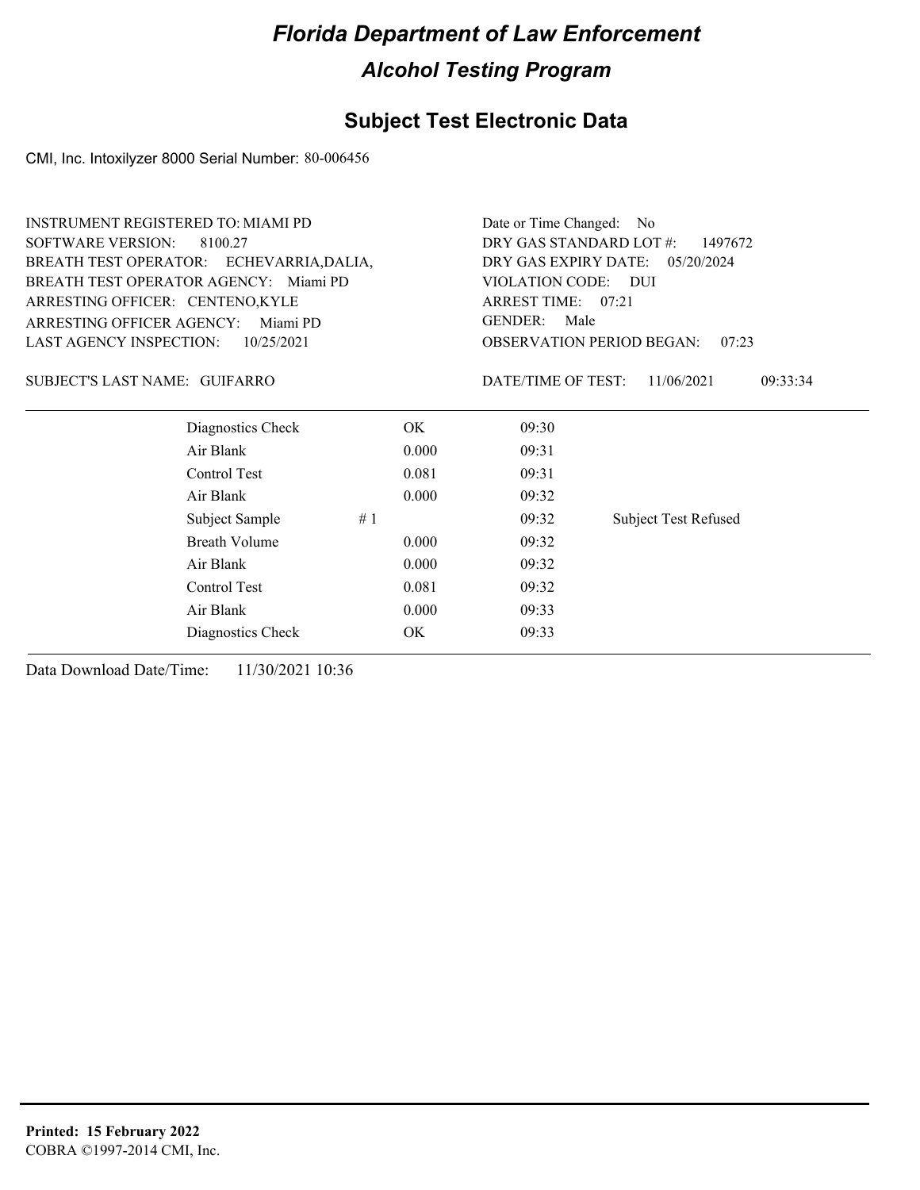# Florida Department of Law Enforcement

## Alcohol Testing Program

### Subject Test Electronic Data

CMI, Inc. Intoxilyzer 8000 Serial Number: 80-006456

INSTRUMENT REGISTERED TO: MIAMI PD
SOFTWARE VERSION: 8100.27
BREATH TEST OPERATOR: ECHEVARRIA,DALIA,
BREATH TEST OPERATOR AGENCY: Miami PD
ARRESTING OFFICER: CENTENO,KYLE
ARRESTING OFFICER AGENCY: Miami PD
LAST AGENCY INSPECTION: 10/25/2021

Date or Time Changed: No
DRY GAS STANDARD LOT #: 1497672
DRY GAS EXPIRY DATE: 05/20/2024
VIOLATION CODE: DUI
ARREST TIME: 07:21
GENDER: Male
OBSERVATION PERIOD BEGAN: 07:23

SUBJECT'S LAST NAME: GUIFARRO

DATE/TIME OF TEST: 11/06/2021 09:33:34

| | | | | |
|---|---|---|---|---|
| Diagnostics Check | | OK | 09:30 | |
| Air Blank | | 0.000 | 09:31 | |
| Control Test | | 0.081 | 09:31 | |
| Air Blank | | 0.000 | 09:32 | |
| Subject Sample | # 1 | | 09:32 | Subject Test Refused |
| Breath Volume | | 0.000 | 09:32 | |
| Air Blank | | 0.000 | 09:32 | |
| Control Test | | 0.081 | 09:32 | |
| Air Blank | | 0.000 | 09:33 | |
| Diagnostics Check | | OK | 09:33 | |

Data Download Date/Time: 11/30/2021 10:36

**Printed: 15 February 2022**
COBRA ©1997-2014 CMI, Inc.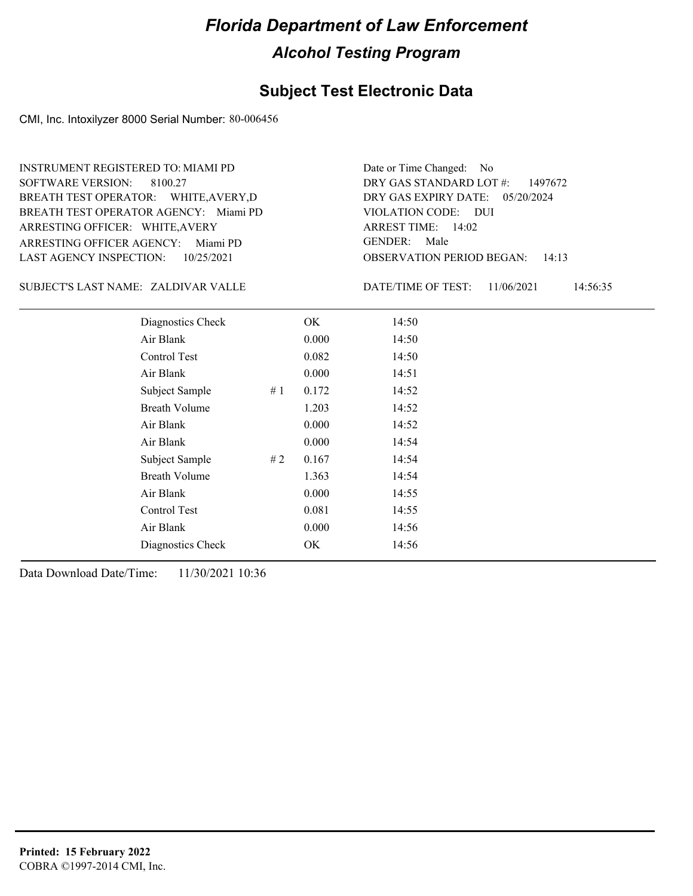# Florida Department of Law Enforcement

## Alcohol Testing Program

### Subject Test Electronic Data

CMI, Inc. Intoxilyzer 8000 Serial Number: 80-006456

INSTRUMENT REGISTERED TO: MIAMI PD
SOFTWARE VERSION: 8100.27
BREATH TEST OPERATOR: WHITE,AVERY,D
BREATH TEST OPERATOR AGENCY: Miami PD
ARRESTING OFFICER: WHITE,AVERY
ARRESTING OFFICER AGENCY: Miami PD
LAST AGENCY INSPECTION: 10/25/2021

Date or Time Changed: No
DRY GAS STANDARD LOT #: 1497672
DRY GAS EXPIRY DATE: 05/20/2024
VIOLATION CODE: DUI
ARREST TIME: 14:02
GENDER: Male
OBSERVATION PERIOD BEGAN: 14:13

SUBJECT'S LAST NAME: ZALDIVAR VALLE

DATE/TIME OF TEST: 11/06/2021 14:56:35

| | | | |
|---|---|---|---|
| Diagnostics Check | | OK | 14:50 |
| Air Blank | | 0.000 | 14:50 |
| Control Test | | 0.082 | 14:50 |
| Air Blank | | 0.000 | 14:51 |
| Subject Sample | # 1 | 0.172 | 14:52 |
| Breath Volume | | 1.203 | 14:52 |
| Air Blank | | 0.000 | 14:52 |
| Air Blank | | 0.000 | 14:54 |
| Subject Sample | # 2 | 0.167 | 14:54 |
| Breath Volume | | 1.363 | 14:54 |
| Air Blank | | 0.000 | 14:55 |
| Control Test | | 0.081 | 14:55 |
| Air Blank | | 0.000 | 14:56 |
| Diagnostics Check | | OK | 14:56 |

Data Download Date/Time: 11/30/2021 10:36

**Printed: 15 February 2022**
COBRA ©1997-2014 CMI, Inc.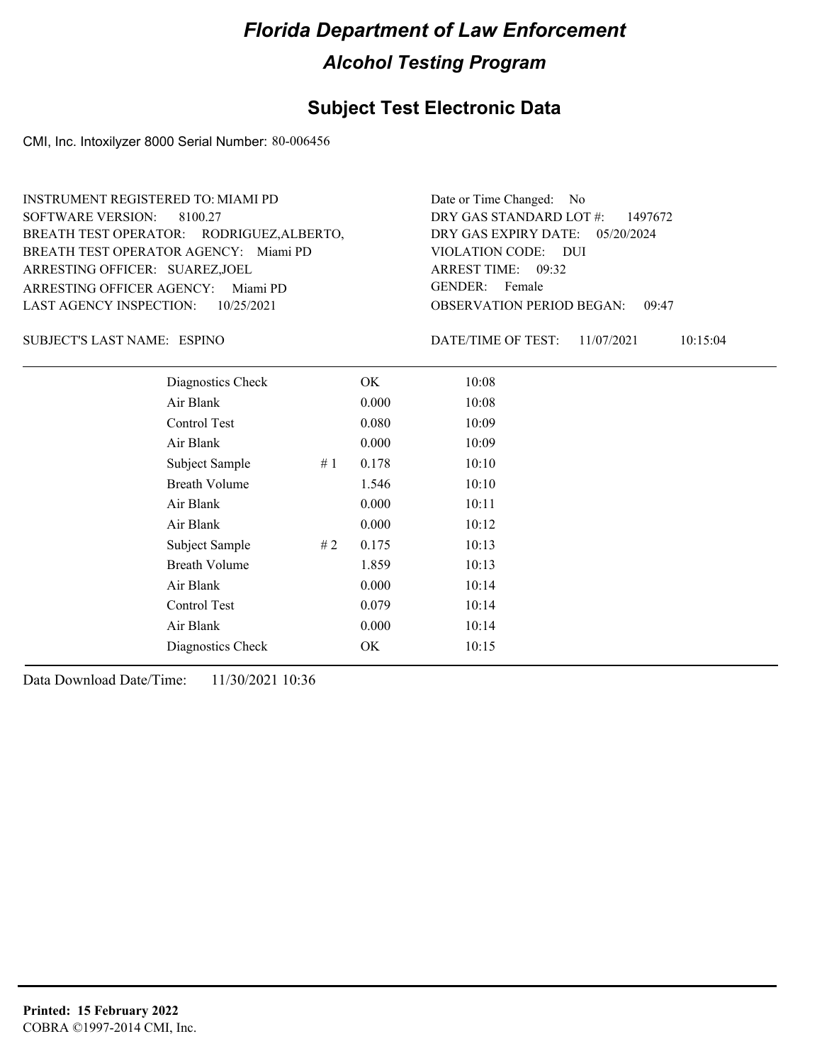# Florida Department of Law Enforcement

## Alcohol Testing Program

### Subject Test Electronic Data

CMI, Inc. Intoxilyzer 8000 Serial Number: 80-006456

INSTRUMENT REGISTERED TO: MIAMI PD
SOFTWARE VERSION: 8100.27
BREATH TEST OPERATOR: RODRIGUEZ,ALBERTO,
BREATH TEST OPERATOR AGENCY: Miami PD
ARRESTING OFFICER: SUAREZ,JOEL
ARRESTING OFFICER AGENCY: Miami PD
LAST AGENCY INSPECTION: 10/25/2021

Date or Time Changed: No
DRY GAS STANDARD LOT #: 1497672
DRY GAS EXPIRY DATE: 05/20/2024
VIOLATION CODE: DUI
ARREST TIME: 09:32
GENDER: Female
OBSERVATION PERIOD BEGAN: 09:47

SUBJECT'S LAST NAME: ESPINO

DATE/TIME OF TEST: 11/07/2021 10:15:04

| Test | # | Result | Time |
|---|---|---|---|
| Diagnostics Check | | OK | 10:08 |
| Air Blank | | 0.000 | 10:08 |
| Control Test | | 0.080 | 10:09 |
| Air Blank | | 0.000 | 10:09 |
| Subject Sample | # 1 | 0.178 | 10:10 |
| Breath Volume | | 1.546 | 10:10 |
| Air Blank | | 0.000 | 10:11 |
| Air Blank | | 0.000 | 10:12 |
| Subject Sample | # 2 | 0.175 | 10:13 |
| Breath Volume | | 1.859 | 10:13 |
| Air Blank | | 0.000 | 10:14 |
| Control Test | | 0.079 | 10:14 |
| Air Blank | | 0.000 | 10:14 |
| Diagnostics Check | | OK | 10:15 |

Data Download Date/Time: 11/30/2021 10:36

**Printed: 15 February 2022**
COBRA ©1997-2014 CMI, Inc.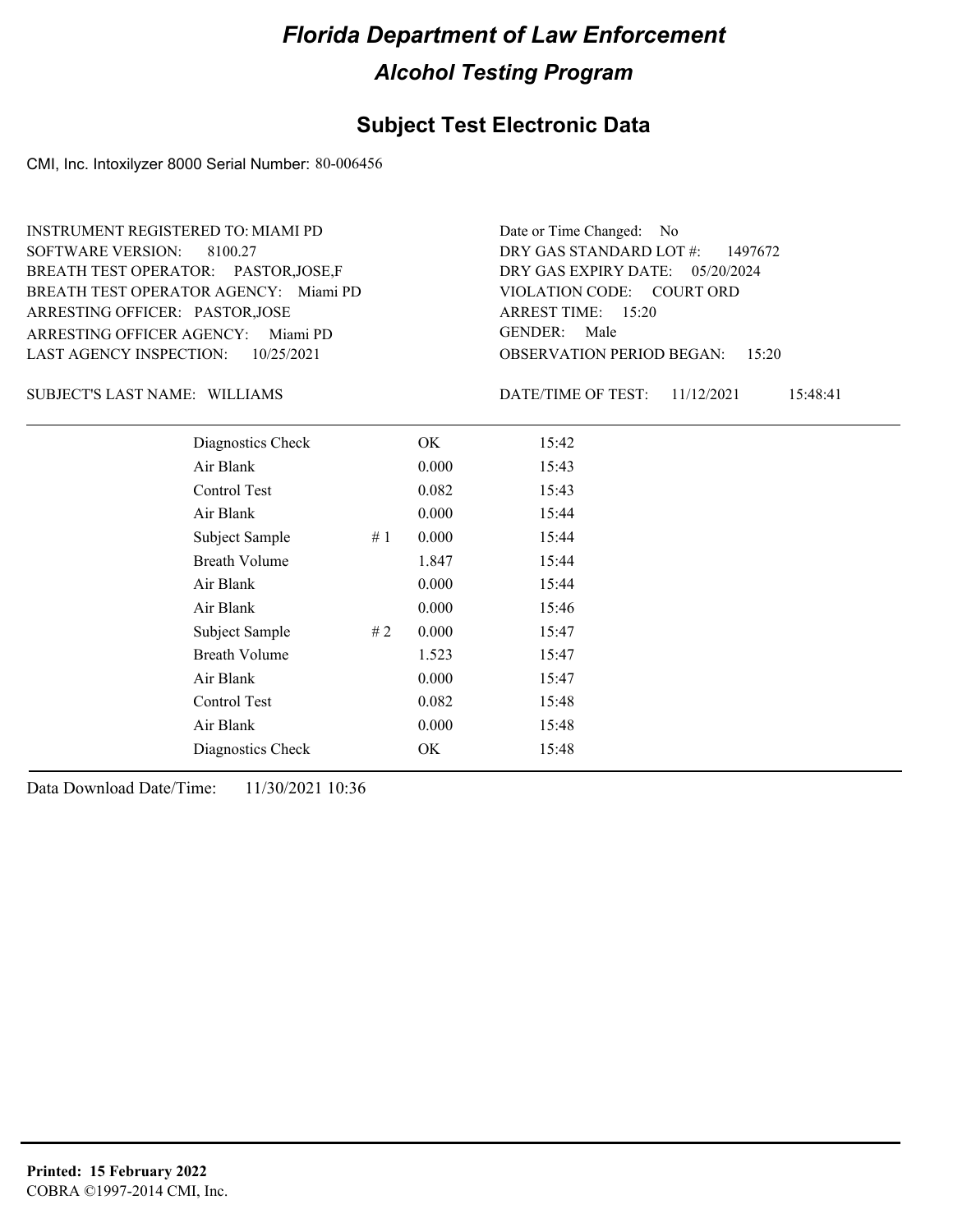# Florida Department of Law Enforcement

## Alcohol Testing Program

### Subject Test Electronic Data

CMI, Inc. Intoxilyzer 8000 Serial Number: 80-006456

INSTRUMENT REGISTERED TO: MIAMI PD
SOFTWARE VERSION: 8100.27
BREATH TEST OPERATOR: PASTOR,JOSE,F
BREATH TEST OPERATOR AGENCY: Miami PD
ARRESTING OFFICER: PASTOR,JOSE
ARRESTING OFFICER AGENCY: Miami PD
LAST AGENCY INSPECTION: 10/25/2021

Date or Time Changed: No
DRY GAS STANDARD LOT #: 1497672
DRY GAS EXPIRY DATE: 05/20/2024
VIOLATION CODE: COURT ORD
ARREST TIME: 15:20
GENDER: Male
OBSERVATION PERIOD BEGAN: 15:20

SUBJECT'S LAST NAME: WILLIAMS

DATE/TIME OF TEST: 11/12/2021 15:48:41

| Test | | Result | Time |
|---|---|---|---|
| Diagnostics Check | | OK | 15:42 |
| Air Blank | | 0.000 | 15:43 |
| Control Test | | 0.082 | 15:43 |
| Air Blank | | 0.000 | 15:44 |
| Subject Sample | # 1 | 0.000 | 15:44 |
| Breath Volume | | 1.847 | 15:44 |
| Air Blank | | 0.000 | 15:44 |
| Air Blank | | 0.000 | 15:46 |
| Subject Sample | # 2 | 0.000 | 15:47 |
| Breath Volume | | 1.523 | 15:47 |
| Air Blank | | 0.000 | 15:47 |
| Control Test | | 0.082 | 15:48 |
| Air Blank | | 0.000 | 15:48 |
| Diagnostics Check | | OK | 15:48 |

Data Download Date/Time: 11/30/2021 10:36

**Printed: 15 February 2022**
COBRA ©1997-2014 CMI, Inc.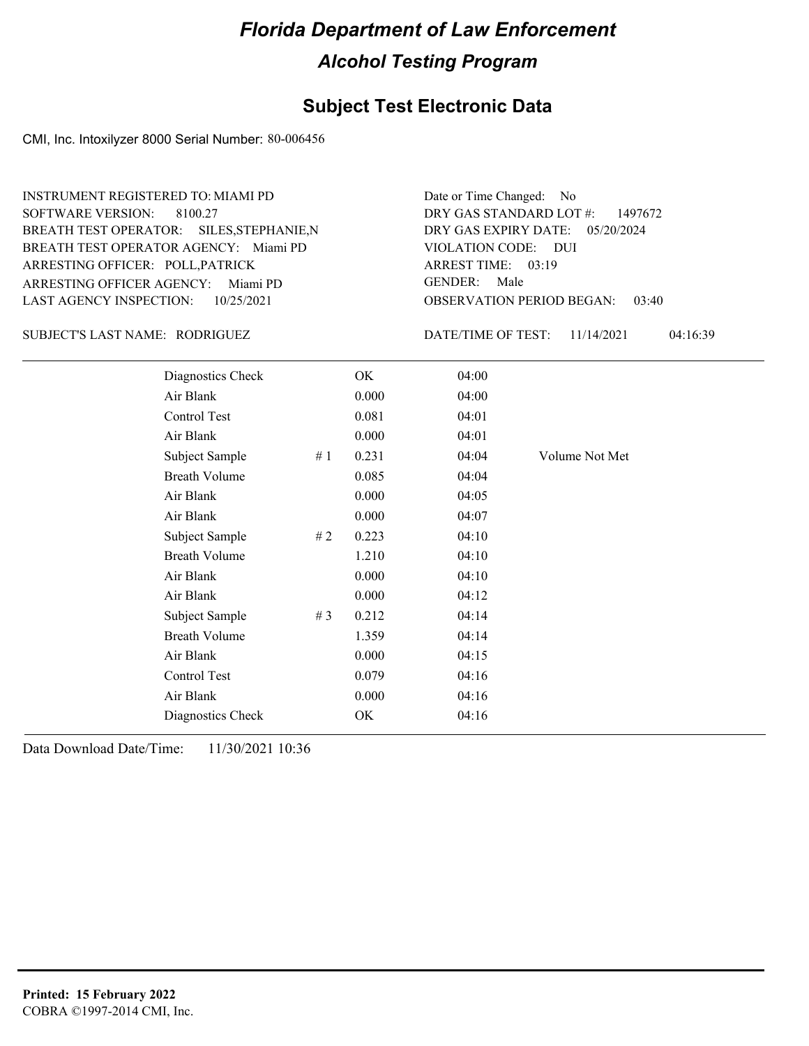# Florida Department of Law Enforcement

## Alcohol Testing Program

### Subject Test Electronic Data

CMI, Inc. Intoxilyzer 8000 Serial Number: 80-006456

INSTRUMENT REGISTERED TO: MIAMI PD
SOFTWARE VERSION: 8100.27
BREATH TEST OPERATOR: SILES,STEPHANIE,N
BREATH TEST OPERATOR AGENCY: Miami PD
ARRESTING OFFICER: POLL,PATRICK
ARRESTING OFFICER AGENCY: Miami PD
LAST AGENCY INSPECTION: 10/25/2021

Date or Time Changed: No
DRY GAS STANDARD LOT #: 1497672
DRY GAS EXPIRY DATE: 05/20/2024
VIOLATION CODE: DUI
ARREST TIME: 03:19
GENDER: Male
OBSERVATION PERIOD BEGAN: 03:40

SUBJECT'S LAST NAME: RODRIGUEZ

DATE/TIME OF TEST: 11/14/2021 04:16:39

| | | | | |
|---|---|---|---|---|
| Diagnostics Check | | OK | 04:00 | |
| Air Blank | | 0.000 | 04:00 | |
| Control Test | | 0.081 | 04:01 | |
| Air Blank | | 0.000 | 04:01 | |
| Subject Sample | # 1 | 0.231 | 04:04 | Volume Not Met |
| Breath Volume | | 0.085 | 04:04 | |
| Air Blank | | 0.000 | 04:05 | |
| Air Blank | | 0.000 | 04:07 | |
| Subject Sample | # 2 | 0.223 | 04:10 | |
| Breath Volume | | 1.210 | 04:10 | |
| Air Blank | | 0.000 | 04:10 | |
| Air Blank | | 0.000 | 04:12 | |
| Subject Sample | # 3 | 0.212 | 04:14 | |
| Breath Volume | | 1.359 | 04:14 | |
| Air Blank | | 0.000 | 04:15 | |
| Control Test | | 0.079 | 04:16 | |
| Air Blank | | 0.000 | 04:16 | |
| Diagnostics Check | | OK | 04:16 | |

Data Download Date/Time: 11/30/2021 10:36

**Printed: 15 February 2022**
COBRA ©1997-2014 CMI, Inc.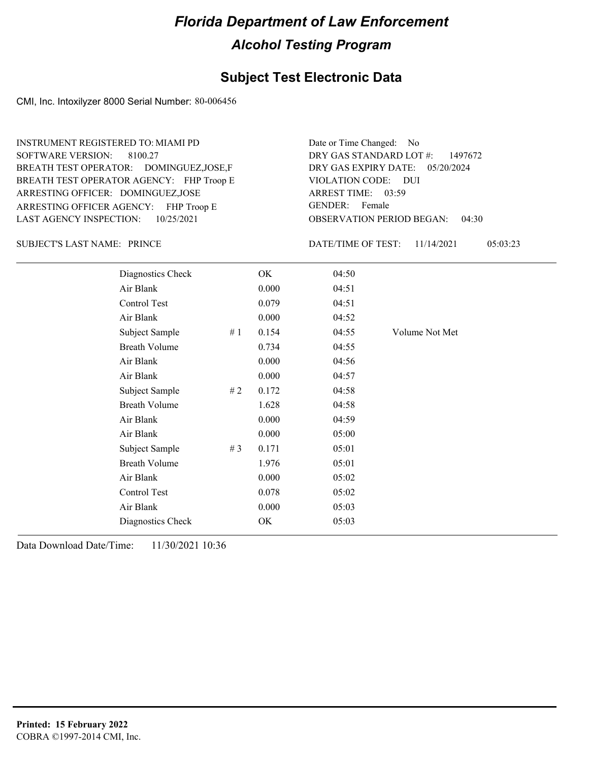# Florida Department of Law Enforcement

## Alcohol Testing Program

### Subject Test Electronic Data

CMI, Inc. Intoxilyzer 8000 Serial Number: 80-006456

INSTRUMENT REGISTERED TO: MIAMI PD
SOFTWARE VERSION: 8100.27
BREATH TEST OPERATOR: DOMINGUEZ,JOSE,F
BREATH TEST OPERATOR AGENCY: FHP Troop E
ARRESTING OFFICER: DOMINGUEZ,JOSE
ARRESTING OFFICER AGENCY: FHP Troop E
LAST AGENCY INSPECTION: 10/25/2021

Date or Time Changed: No
DRY GAS STANDARD LOT #: 1497672
DRY GAS EXPIRY DATE: 05/20/2024
VIOLATION CODE: DUI
ARREST TIME: 03:59
GENDER: Female
OBSERVATION PERIOD BEGAN: 04:30

SUBJECT'S LAST NAME: PRINCE

DATE/TIME OF TEST: 11/14/2021 05:03:23

| | | | | |
|---|---|---|---|---|
| Diagnostics Check | | OK | 04:50 | |
| Air Blank | | 0.000 | 04:51 | |
| Control Test | | 0.079 | 04:51 | |
| Air Blank | | 0.000 | 04:52 | |
| Subject Sample | # 1 | 0.154 | 04:55 | Volume Not Met |
| Breath Volume | | 0.734 | 04:55 | |
| Air Blank | | 0.000 | 04:56 | |
| Air Blank | | 0.000 | 04:57 | |
| Subject Sample | # 2 | 0.172 | 04:58 | |
| Breath Volume | | 1.628 | 04:58 | |
| Air Blank | | 0.000 | 04:59 | |
| Air Blank | | 0.000 | 05:00 | |
| Subject Sample | # 3 | 0.171 | 05:01 | |
| Breath Volume | | 1.976 | 05:01 | |
| Air Blank | | 0.000 | 05:02 | |
| Control Test | | 0.078 | 05:02 | |
| Air Blank | | 0.000 | 05:03 | |
| Diagnostics Check | | OK | 05:03 | |

Data Download Date/Time: 11/30/2021 10:36

**Printed: 15 February 2022**
COBRA ©1997-2014 CMI, Inc.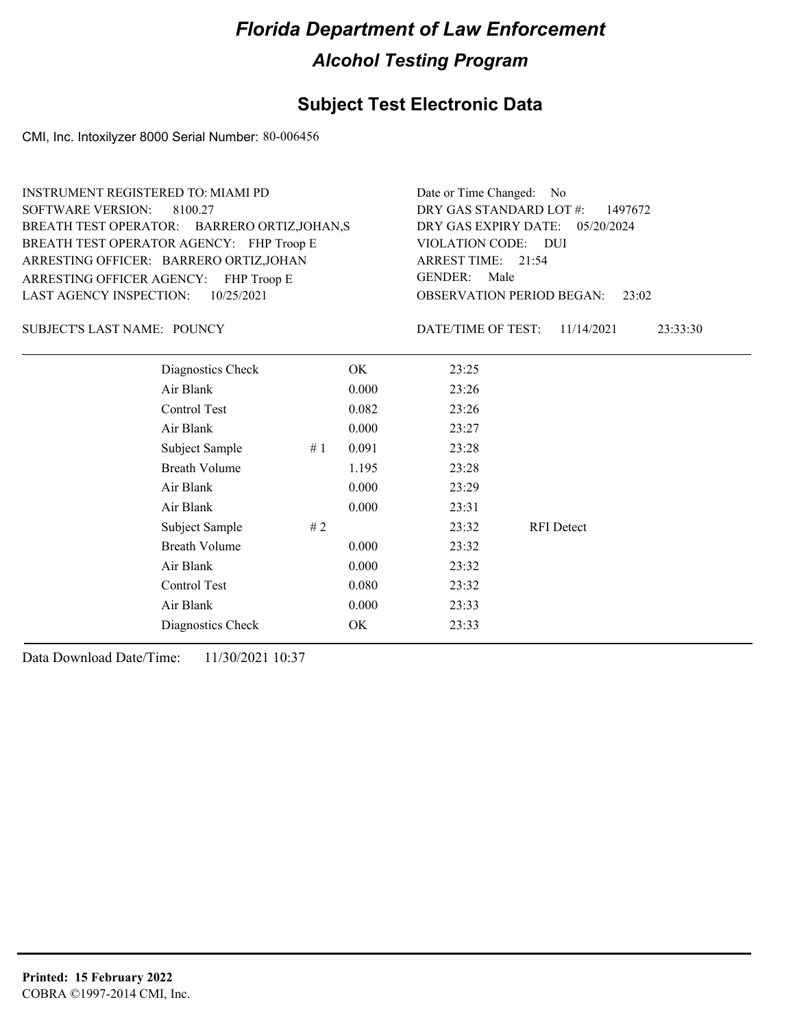# Florida Department of Law Enforcement

## Alcohol Testing Program

## Subject Test Electronic Data

CMI, Inc. Intoxilyzer 8000 Serial Number: 80-006456

INSTRUMENT REGISTERED TO: MIAMI PD
SOFTWARE VERSION: 8100.27
BREATH TEST OPERATOR: BARRERO ORTIZ,JOHAN,S
BREATH TEST OPERATOR AGENCY: FHP Troop E
ARRESTING OFFICER: BARRERO ORTIZ,JOHAN
ARRESTING OFFICER AGENCY: FHP Troop E
LAST AGENCY INSPECTION: 10/25/2021

Date or Time Changed: No
DRY GAS STANDARD LOT #: 1497672
DRY GAS EXPIRY DATE: 05/20/2024
VIOLATION CODE: DUI
ARREST TIME: 21:54
GENDER: Male
OBSERVATION PERIOD BEGAN: 23:02

SUBJECT'S LAST NAME: POUNCY

DATE/TIME OF TEST: 11/14/2021 23:33:30

| | | | | |
|---|---|---|---|---|
| Diagnostics Check | | OK | 23:25 | |
| Air Blank | | 0.000 | 23:26 | |
| Control Test | | 0.082 | 23:26 | |
| Air Blank | | 0.000 | 23:27 | |
| Subject Sample | # 1 | 0.091 | 23:28 | |
| Breath Volume | | 1.195 | 23:28 | |
| Air Blank | | 0.000 | 23:29 | |
| Air Blank | | 0.000 | 23:31 | |
| Subject Sample | # 2 | | 23:32 | RFI Detect |
| Breath Volume | | 0.000 | 23:32 | |
| Air Blank | | 0.000 | 23:32 | |
| Control Test | | 0.080 | 23:32 | |
| Air Blank | | 0.000 | 23:33 | |
| Diagnostics Check | | OK | 23:33 | |

Data Download Date/Time: 11/30/2021 10:37

**Printed: 15 February 2022**
COBRA ©1997-2014 CMI, Inc.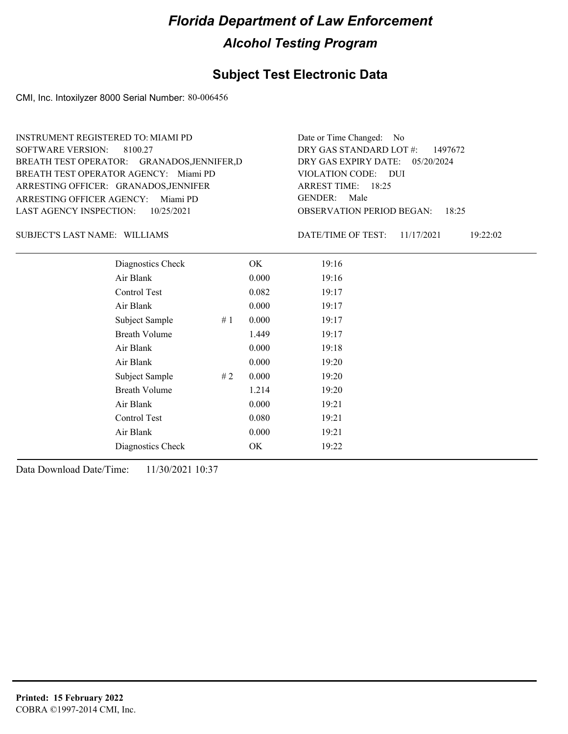# Florida Department of Law Enforcement

## Alcohol Testing Program

## Subject Test Electronic Data

CMI, Inc. Intoxilyzer 8000 Serial Number: 80-006456

INSTRUMENT REGISTERED TO: MIAMI PD
SOFTWARE VERSION: 8100.27
BREATH TEST OPERATOR: GRANADOS,JENNIFER,D
BREATH TEST OPERATOR AGENCY: Miami PD
ARRESTING OFFICER: GRANADOS,JENNIFER
ARRESTING OFFICER AGENCY: Miami PD
LAST AGENCY INSPECTION: 10/25/2021

Date or Time Changed: No
DRY GAS STANDARD LOT #: 1497672
DRY GAS EXPIRY DATE: 05/20/2024
VIOLATION CODE: DUI
ARREST TIME: 18:25
GENDER: Male
OBSERVATION PERIOD BEGAN: 18:25

SUBJECT'S LAST NAME: WILLIAMS

DATE/TIME OF TEST: 11/17/2021 19:22:02

| | | | |
|---|---|---|---|
| Diagnostics Check | | OK | 19:16 |
| Air Blank | | 0.000 | 19:16 |
| Control Test | | 0.082 | 19:17 |
| Air Blank | | 0.000 | 19:17 |
| Subject Sample | # 1 | 0.000 | 19:17 |
| Breath Volume | | 1.449 | 19:17 |
| Air Blank | | 0.000 | 19:18 |
| Air Blank | | 0.000 | 19:20 |
| Subject Sample | # 2 | 0.000 | 19:20 |
| Breath Volume | | 1.214 | 19:20 |
| Air Blank | | 0.000 | 19:21 |
| Control Test | | 0.080 | 19:21 |
| Air Blank | | 0.000 | 19:21 |
| Diagnostics Check | | OK | 19:22 |

Data Download Date/Time: 11/30/2021 10:37

**Printed: 15 February 2022**
COBRA ©1997-2014 CMI, Inc.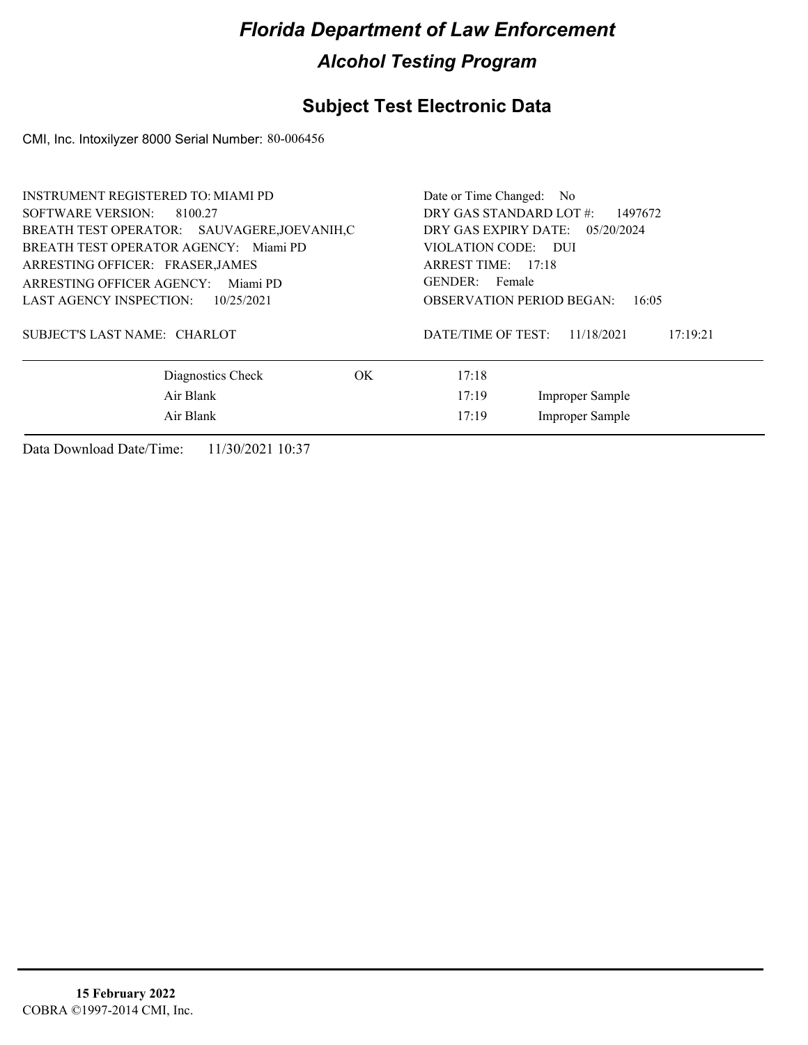# Florida Department of Law Enforcement

## Alcohol Testing Program

## Subject Test Electronic Data

CMI, Inc. Intoxilyzer 8000 Serial Number: 80-006456

INSTRUMENT REGISTERED TO: MIAMI PD
SOFTWARE VERSION: 8100.27
BREATH TEST OPERATOR: SAUVAGERE,JOEVANIH,C
BREATH TEST OPERATOR AGENCY: Miami PD
ARRESTING OFFICER: FRASER,JAMES
ARRESTING OFFICER AGENCY: Miami PD
LAST AGENCY INSPECTION: 10/25/2021

Date or Time Changed: No
DRY GAS STANDARD LOT #: 1497672
DRY GAS EXPIRY DATE: 05/20/2024
VIOLATION CODE: DUI
ARREST TIME: 17:18
GENDER: Female
OBSERVATION PERIOD BEGAN: 16:05

SUBJECT'S LAST NAME: CHARLOT

DATE/TIME OF TEST: 11/18/2021 17:19:21

| | | | |
|---|---|---|---|
| Diagnostics Check | OK | 17:18 | |
| Air Blank | | 17:19 | Improper Sample |
| Air Blank | | 17:19 | Improper Sample |

Data Download Date/Time: 11/30/2021 10:37

**15 February 2022**
COBRA ©1997-2014 CMI, Inc.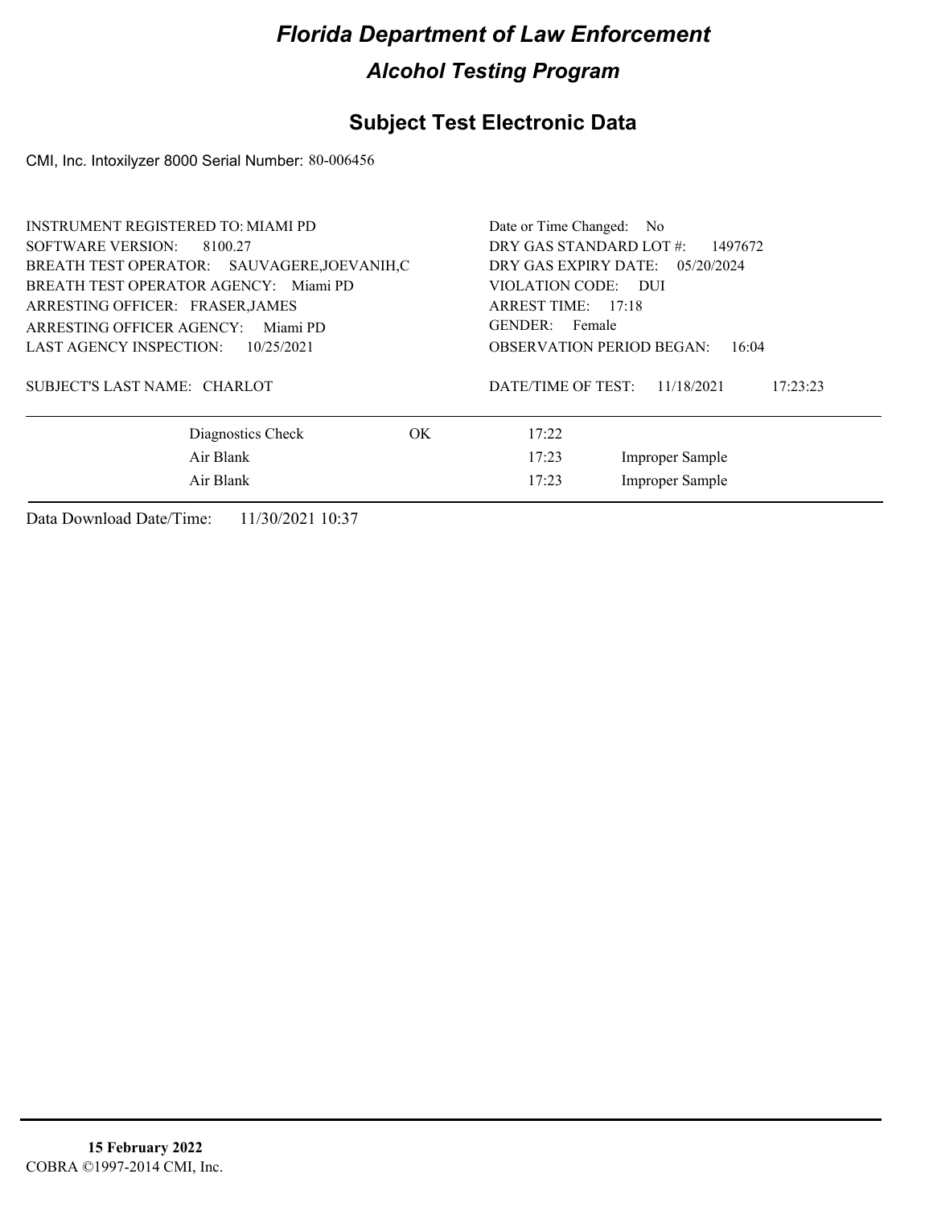# Florida Department of Law Enforcement

## Alcohol Testing Program

### Subject Test Electronic Data

CMI, Inc. Intoxilyzer 8000 Serial Number: 80-006456

INSTRUMENT REGISTERED TO: MIAMI PD
SOFTWARE VERSION: 8100.27
BREATH TEST OPERATOR: SAUVAGERE,JOEVANIH,C
BREATH TEST OPERATOR AGENCY: Miami PD
ARRESTING OFFICER: FRASER,JAMES
ARRESTING OFFICER AGENCY: Miami PD
LAST AGENCY INSPECTION: 10/25/2021

SUBJECT'S LAST NAME: CHARLOT

Date or Time Changed: No
DRY GAS STANDARD LOT #: 1497672
DRY GAS EXPIRY DATE: 05/20/2024
VIOLATION CODE: DUI
ARREST TIME: 17:18
GENDER: Female
OBSERVATION PERIOD BEGAN: 16:04

DATE/TIME OF TEST: 11/18/2021 17:23:23

| | | | |
|---|---|---|---|
| Diagnostics Check | OK | 17:22 | |
| Air Blank | | 17:23 | Improper Sample |
| Air Blank | | 17:23 | Improper Sample |

Data Download Date/Time: 11/30/2021 10:37

**15 February 2022**
COBRA ©1997-2014 CMI, Inc.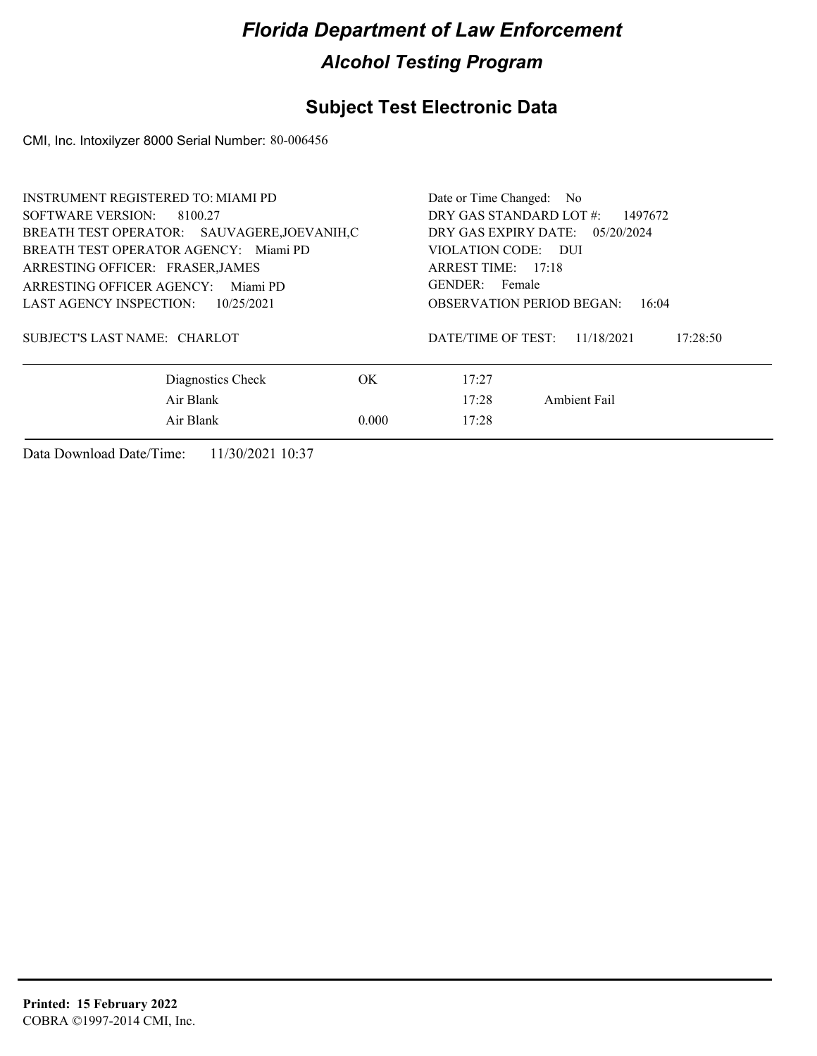# Florida Department of Law Enforcement

## Alcohol Testing Program

## Subject Test Electronic Data

CMI, Inc. Intoxilyzer 8000 Serial Number: 80-006456

INSTRUMENT REGISTERED TO: MIAMI PD
SOFTWARE VERSION: 8100.27
BREATH TEST OPERATOR: SAUVAGERE,JOEVANIH,C
BREATH TEST OPERATOR AGENCY: Miami PD
ARRESTING OFFICER: FRASER,JAMES
ARRESTING OFFICER AGENCY: Miami PD
LAST AGENCY INSPECTION: 10/25/2021

Date or Time Changed: No
DRY GAS STANDARD LOT #: 1497672
DRY GAS EXPIRY DATE: 05/20/2024
VIOLATION CODE: DUI
ARREST TIME: 17:18
GENDER: Female
OBSERVATION PERIOD BEGAN: 16:04

SUBJECT'S LAST NAME: CHARLOT

DATE/TIME OF TEST: 11/18/2021 17:28:50

| | | | |
|---|---|---|---|
| Diagnostics Check | OK | 17:27 | |
| Air Blank | | 17:28 | Ambient Fail |
| Air Blank | 0.000 | 17:28 | |

Data Download Date/Time: 11/30/2021 10:37

**Printed: 15 February 2022**
COBRA ©1997-2014 CMI, Inc.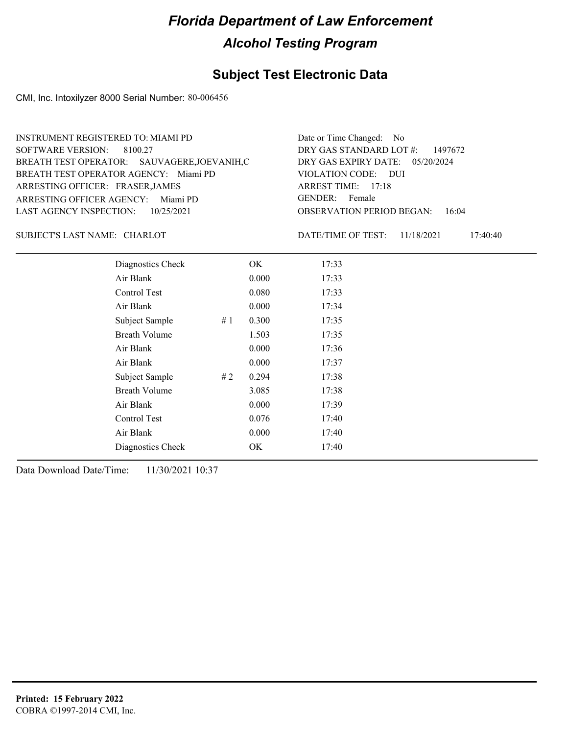# *Florida Department of Law Enforcement*

## *Alcohol Testing Program*

### Subject Test Electronic Data

CMI, Inc. Intoxilyzer 8000 Serial Number: 80-006456

INSTRUMENT REGISTERED TO: MIAMI PD
SOFTWARE VERSION: 8100.27
BREATH TEST OPERATOR: SAUVAGERE,JOEVANIH,C
BREATH TEST OPERATOR AGENCY: Miami PD
ARRESTING OFFICER: FRASER,JAMES
ARRESTING OFFICER AGENCY: Miami PD
LAST AGENCY INSPECTION: 10/25/2021

Date or Time Changed: No
DRY GAS STANDARD LOT #: 1497672
DRY GAS EXPIRY DATE: 05/20/2024
VIOLATION CODE: DUI
ARREST TIME: 17:18
GENDER: Female
OBSERVATION PERIOD BEGAN: 16:04

SUBJECT'S LAST NAME: CHARLOT

DATE/TIME OF TEST: 11/18/2021 17:40:40

| | | | |
|---|---|---|---|
| Diagnostics Check | | OK | 17:33 |
| Air Blank | | 0.000 | 17:33 |
| Control Test | | 0.080 | 17:33 |
| Air Blank | | 0.000 | 17:34 |
| Subject Sample | # 1 | 0.300 | 17:35 |
| Breath Volume | | 1.503 | 17:35 |
| Air Blank | | 0.000 | 17:36 |
| Air Blank | | 0.000 | 17:37 |
| Subject Sample | # 2 | 0.294 | 17:38 |
| Breath Volume | | 3.085 | 17:38 |
| Air Blank | | 0.000 | 17:39 |
| Control Test | | 0.076 | 17:40 |
| Air Blank | | 0.000 | 17:40 |
| Diagnostics Check | | OK | 17:40 |

Data Download Date/Time: 11/30/2021 10:37

**Printed: 15 February 2022**
COBRA ©1997-2014 CMI, Inc.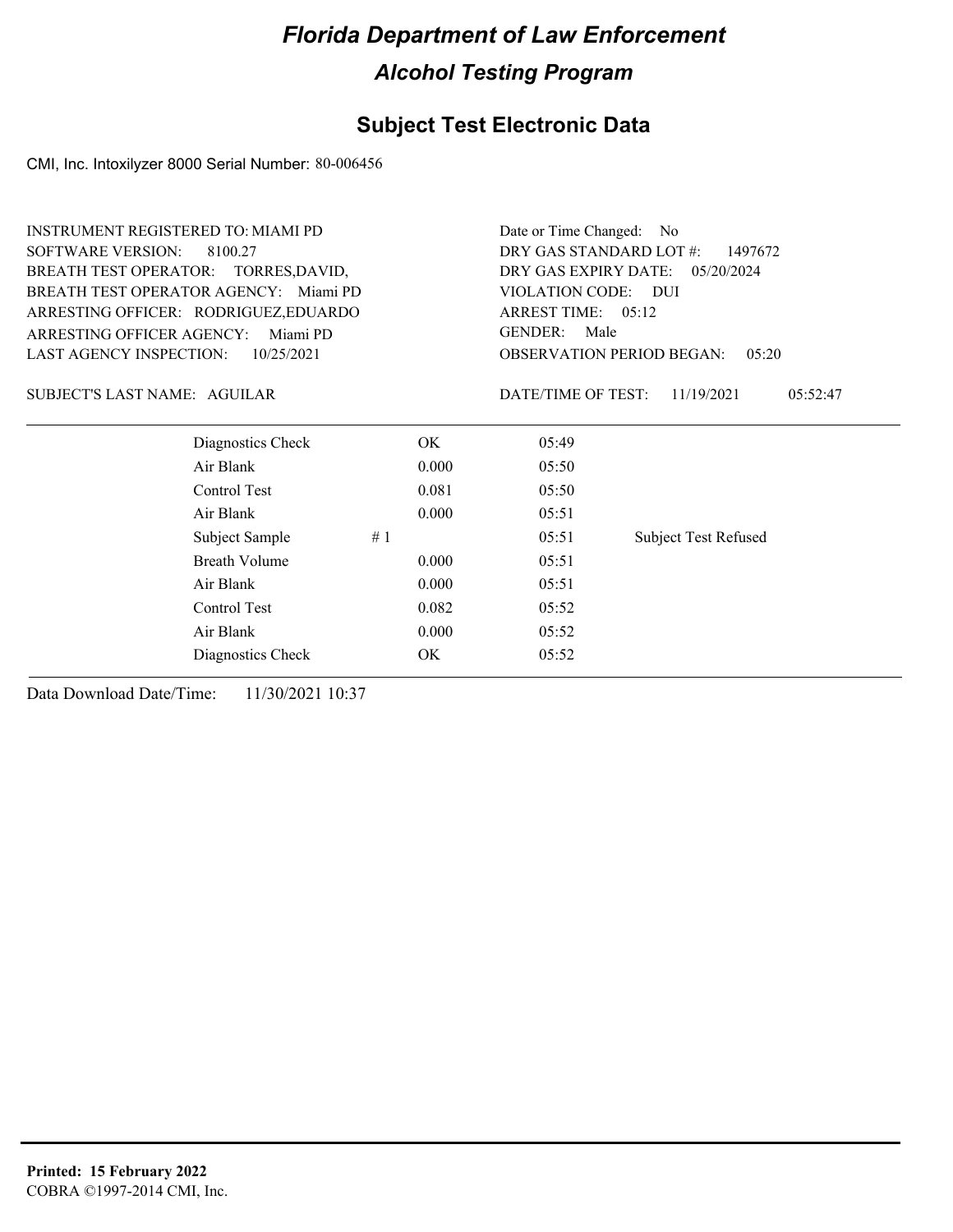# Florida Department of Law Enforcement

## Alcohol Testing Program

### Subject Test Electronic Data

CMI, Inc. Intoxilyzer 8000 Serial Number: 80-006456

INSTRUMENT REGISTERED TO: MIAMI PD
SOFTWARE VERSION: 8100.27
BREATH TEST OPERATOR: TORRES,DAVID,
BREATH TEST OPERATOR AGENCY: Miami PD
ARRESTING OFFICER: RODRIGUEZ,EDUARDO
ARRESTING OFFICER AGENCY: Miami PD
LAST AGENCY INSPECTION: 10/25/2021

Date or Time Changed: No
DRY GAS STANDARD LOT #: 1497672
DRY GAS EXPIRY DATE: 05/20/2024
VIOLATION CODE: DUI
ARREST TIME: 05:12
GENDER: Male
OBSERVATION PERIOD BEGAN: 05:20

SUBJECT'S LAST NAME: AGUILAR

DATE/TIME OF TEST: 11/19/2021 05:52:47

| | | | | |
|---|---|---|---|---|
| Diagnostics Check | | OK | 05:49 | |
| Air Blank | | 0.000 | 05:50 | |
| Control Test | | 0.081 | 05:50 | |
| Air Blank | | 0.000 | 05:51 | |
| Subject Sample | # 1 | | 05:51 | Subject Test Refused |
| Breath Volume | | 0.000 | 05:51 | |
| Air Blank | | 0.000 | 05:51 | |
| Control Test | | 0.082 | 05:52 | |
| Air Blank | | 0.000 | 05:52 | |
| Diagnostics Check | | OK | 05:52 | |

Data Download Date/Time: 11/30/2021 10:37

**Printed: 15 February 2022**
COBRA ©1997-2014 CMI, Inc.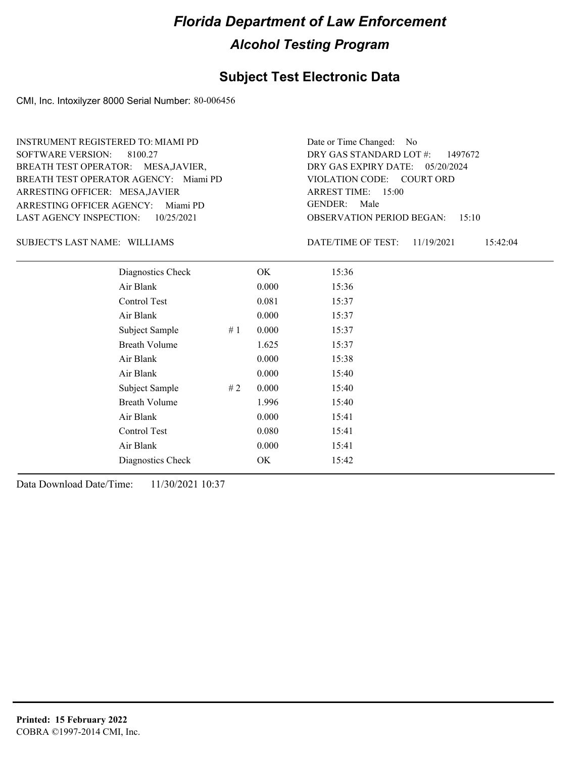# Florida Department of Law Enforcement

## Alcohol Testing Program

### Subject Test Electronic Data

CMI, Inc. Intoxilyzer 8000 Serial Number: 80-006456

INSTRUMENT REGISTERED TO: MIAMI PD
SOFTWARE VERSION: 8100.27
BREATH TEST OPERATOR: MESA,JAVIER,
BREATH TEST OPERATOR AGENCY: Miami PD
ARRESTING OFFICER: MESA,JAVIER
ARRESTING OFFICER AGENCY: Miami PD
LAST AGENCY INSPECTION: 10/25/2021

Date or Time Changed: No
DRY GAS STANDARD LOT #: 1497672
DRY GAS EXPIRY DATE: 05/20/2024
VIOLATION CODE: COURT ORD
ARREST TIME: 15:00
GENDER: Male
OBSERVATION PERIOD BEGAN: 15:10

SUBJECT'S LAST NAME: WILLIAMS

DATE/TIME OF TEST: 11/19/2021 15:42:04

| | | | |
|---|---|---|---|
| Diagnostics Check | | OK | 15:36 |
| Air Blank | | 0.000 | 15:36 |
| Control Test | | 0.081 | 15:37 |
| Air Blank | | 0.000 | 15:37 |
| Subject Sample | # 1 | 0.000 | 15:37 |
| Breath Volume | | 1.625 | 15:37 |
| Air Blank | | 0.000 | 15:38 |
| Air Blank | | 0.000 | 15:40 |
| Subject Sample | # 2 | 0.000 | 15:40 |
| Breath Volume | | 1.996 | 15:40 |
| Air Blank | | 0.000 | 15:41 |
| Control Test | | 0.080 | 15:41 |
| Air Blank | | 0.000 | 15:41 |
| Diagnostics Check | | OK | 15:42 |

Data Download Date/Time: 11/30/2021 10:37

**Printed: 15 February 2022**
COBRA ©1997-2014 CMI, Inc.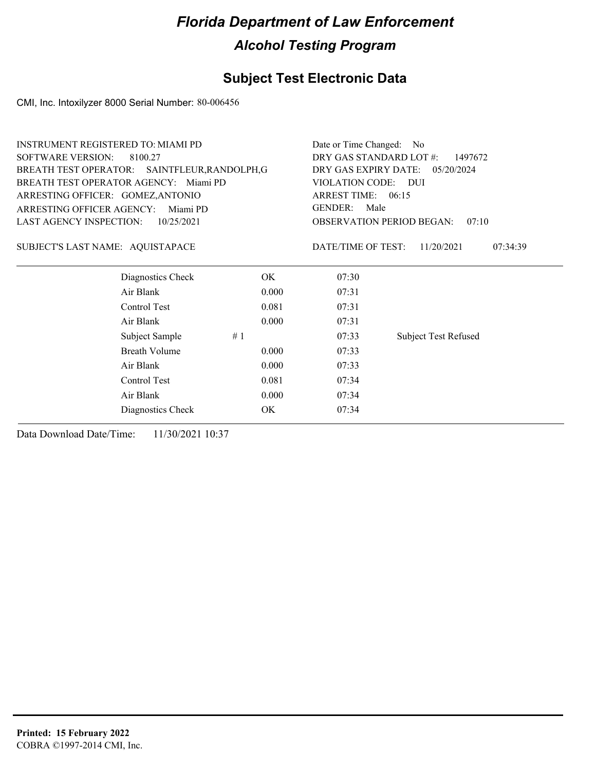# *Florida Department of Law Enforcement*

## *Alcohol Testing Program*

## Subject Test Electronic Data

CMI, Inc. Intoxilyzer 8000 Serial Number: 80-006456

INSTRUMENT REGISTERED TO: MIAMI PD
SOFTWARE VERSION: 8100.27
BREATH TEST OPERATOR: SAINTFLEUR,RANDOLPH,G
BREATH TEST OPERATOR AGENCY: Miami PD
ARRESTING OFFICER: GOMEZ,ANTONIO
ARRESTING OFFICER AGENCY: Miami PD
LAST AGENCY INSPECTION: 10/25/2021

Date or Time Changed: No
DRY GAS STANDARD LOT #: 1497672
DRY GAS EXPIRY DATE: 05/20/2024
VIOLATION CODE: DUI
ARREST TIME: 06:15
GENDER: Male
OBSERVATION PERIOD BEGAN: 07:10

SUBJECT'S LAST NAME: AQUISTAPACE

DATE/TIME OF TEST: 11/20/2021 07:34:39

| | | | |
|---|---|---|---|
| Diagnostics Check | OK | 07:30 | |
| Air Blank | 0.000 | 07:31 | |
| Control Test | 0.081 | 07:31 | |
| Air Blank | 0.000 | 07:31 | |
| Subject Sample # 1 | | 07:33 | Subject Test Refused |
| Breath Volume | 0.000 | 07:33 | |
| Air Blank | 0.000 | 07:33 | |
| Control Test | 0.081 | 07:34 | |
| Air Blank | 0.000 | 07:34 | |
| Diagnostics Check | OK | 07:34 | |

Data Download Date/Time: 11/30/2021 10:37

**Printed: 15 February 2022**
COBRA ©1997-2014 CMI, Inc.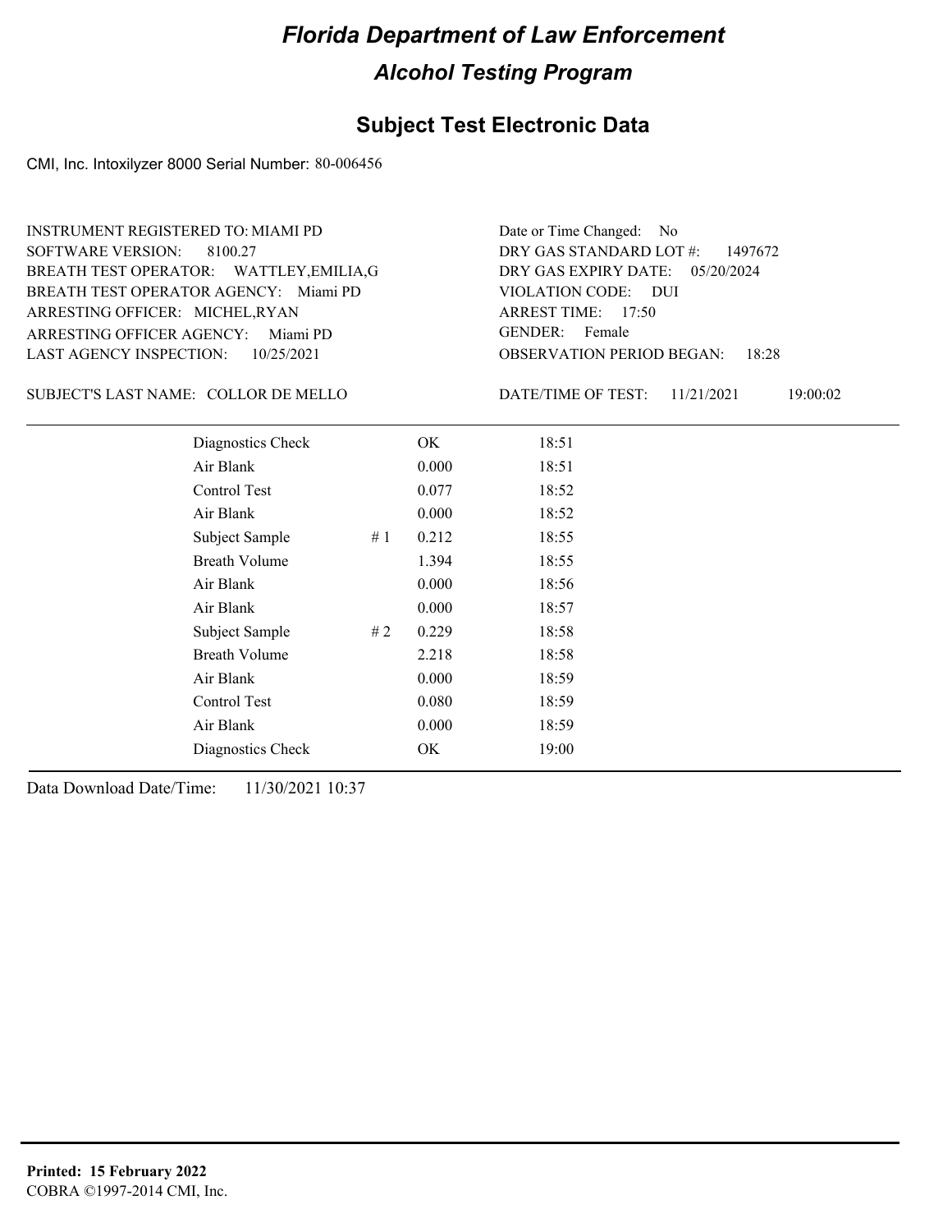# Florida Department of Law Enforcement

## Alcohol Testing Program

### Subject Test Electronic Data

CMI, Inc. Intoxilyzer 8000 Serial Number: 80-006456

INSTRUMENT REGISTERED TO: MIAMI PD
SOFTWARE VERSION: 8100.27
BREATH TEST OPERATOR: WATTLEY,EMILIA,G
BREATH TEST OPERATOR AGENCY: Miami PD
ARRESTING OFFICER: MICHEL,RYAN
ARRESTING OFFICER AGENCY: Miami PD
LAST AGENCY INSPECTION: 10/25/2021

Date or Time Changed: No
DRY GAS STANDARD LOT #: 1497672
DRY GAS EXPIRY DATE: 05/20/2024
VIOLATION CODE: DUI
ARREST TIME: 17:50
GENDER: Female
OBSERVATION PERIOD BEGAN: 18:28

SUBJECT'S LAST NAME: COLLOR DE MELLO

DATE/TIME OF TEST: 11/21/2021 19:00:02

| | | | |
|---|---|---|---|
| Diagnostics Check | | OK | 18:51 |
| Air Blank | | 0.000 | 18:51 |
| Control Test | | 0.077 | 18:52 |
| Air Blank | | 0.000 | 18:52 |
| Subject Sample | # 1 | 0.212 | 18:55 |
| Breath Volume | | 1.394 | 18:55 |
| Air Blank | | 0.000 | 18:56 |
| Air Blank | | 0.000 | 18:57 |
| Subject Sample | # 2 | 0.229 | 18:58 |
| Breath Volume | | 2.218 | 18:58 |
| Air Blank | | 0.000 | 18:59 |
| Control Test | | 0.080 | 18:59 |
| Air Blank | | 0.000 | 18:59 |
| Diagnostics Check | | OK | 19:00 |

Data Download Date/Time: 11/30/2021 10:37

**Printed: 15 February 2022**
COBRA ©1997-2014 CMI, Inc.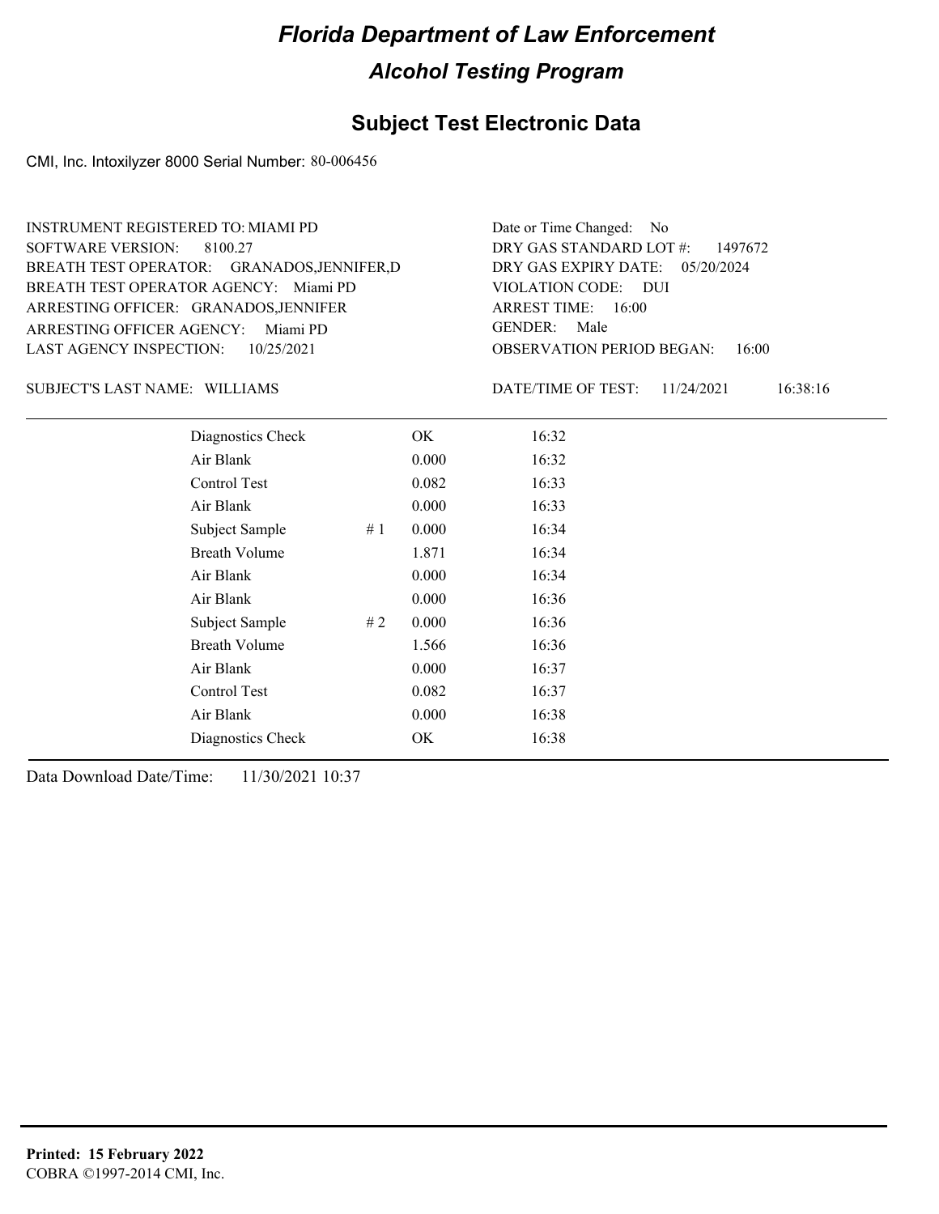# Florida Department of Law Enforcement

## Alcohol Testing Program

## Subject Test Electronic Data

CMI, Inc. Intoxilyzer 8000 Serial Number: 80-006456

INSTRUMENT REGISTERED TO: MIAMI PD
SOFTWARE VERSION: 8100.27
BREATH TEST OPERATOR: GRANADOS,JENNIFER,D
BREATH TEST OPERATOR AGENCY: Miami PD
ARRESTING OFFICER: GRANADOS,JENNIFER
ARRESTING OFFICER AGENCY: Miami PD
LAST AGENCY INSPECTION: 10/25/2021

Date or Time Changed: No
DRY GAS STANDARD LOT #: 1497672
DRY GAS EXPIRY DATE: 05/20/2024
VIOLATION CODE: DUI
ARREST TIME: 16:00
GENDER: Male
OBSERVATION PERIOD BEGAN: 16:00

SUBJECT'S LAST NAME: WILLIAMS

DATE/TIME OF TEST: 11/24/2021 16:38:16

| Test | | Result | Time |
|---|---|---|---|
| Diagnostics Check | | OK | 16:32 |
| Air Blank | | 0.000 | 16:32 |
| Control Test | | 0.082 | 16:33 |
| Air Blank | | 0.000 | 16:33 |
| Subject Sample | # 1 | 0.000 | 16:34 |
| Breath Volume | | 1.871 | 16:34 |
| Air Blank | | 0.000 | 16:34 |
| Air Blank | | 0.000 | 16:36 |
| Subject Sample | # 2 | 0.000 | 16:36 |
| Breath Volume | | 1.566 | 16:36 |
| Air Blank | | 0.000 | 16:37 |
| Control Test | | 0.082 | 16:37 |
| Air Blank | | 0.000 | 16:38 |
| Diagnostics Check | | OK | 16:38 |

Data Download Date/Time: 11/30/2021 10:37

**Printed: 15 February 2022**
COBRA ©1997-2014 CMI, Inc.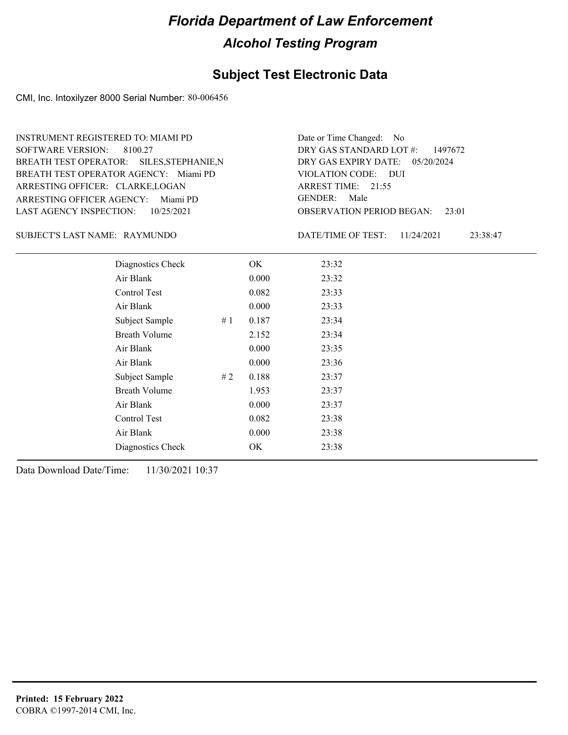# Florida Department of Law Enforcement

## Alcohol Testing Program

### Subject Test Electronic Data

CMI, Inc. Intoxilyzer 8000 Serial Number: 80-006456

INSTRUMENT REGISTERED TO: MIAMI PD
SOFTWARE VERSION: 8100.27
BREATH TEST OPERATOR: SILES,STEPHANIE,N
BREATH TEST OPERATOR AGENCY: Miami PD
ARRESTING OFFICER: CLARKE,LOGAN
ARRESTING OFFICER AGENCY: Miami PD
LAST AGENCY INSPECTION: 10/25/2021

Date or Time Changed: No
DRY GAS STANDARD LOT #: 1497672
DRY GAS EXPIRY DATE: 05/20/2024
VIOLATION CODE: DUI
ARREST TIME: 21:55
GENDER: Male
OBSERVATION PERIOD BEGAN: 23:01

SUBJECT'S LAST NAME: RAYMUNDO

DATE/TIME OF TEST: 11/24/2021 23:38:47

| | | | |
|---|---|---|---|
| Diagnostics Check | | OK | 23:32 |
| Air Blank | | 0.000 | 23:32 |
| Control Test | | 0.082 | 23:33 |
| Air Blank | | 0.000 | 23:33 |
| Subject Sample | # 1 | 0.187 | 23:34 |
| Breath Volume | | 2.152 | 23:34 |
| Air Blank | | 0.000 | 23:35 |
| Air Blank | | 0.000 | 23:36 |
| Subject Sample | # 2 | 0.188 | 23:37 |
| Breath Volume | | 1.953 | 23:37 |
| Air Blank | | 0.000 | 23:37 |
| Control Test | | 0.082 | 23:38 |
| Air Blank | | 0.000 | 23:38 |
| Diagnostics Check | | OK | 23:38 |

Data Download Date/Time: 11/30/2021 10:37

**Printed: 15 February 2022**
COBRA ©1997-2014 CMI, Inc.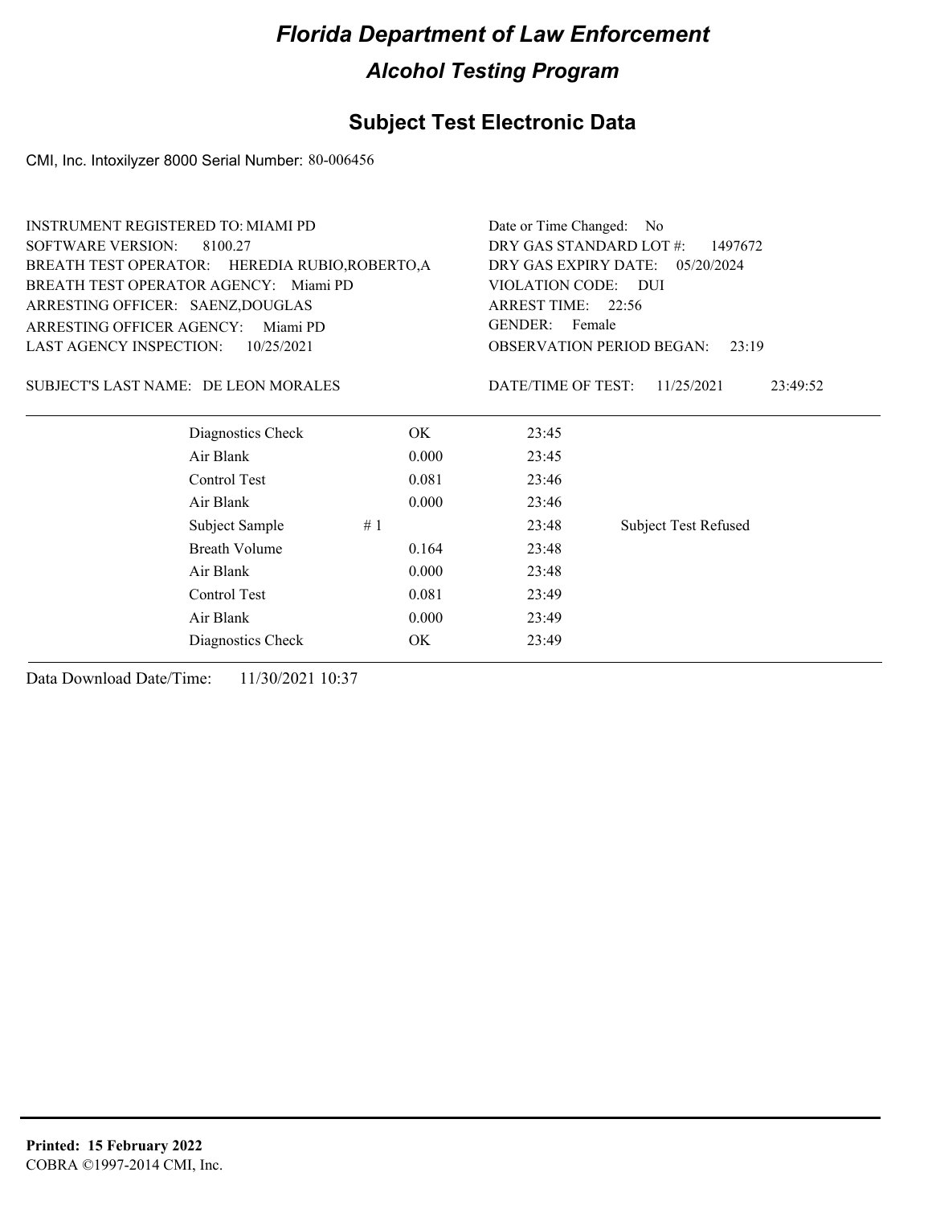# Florida Department of Law Enforcement

## Alcohol Testing Program

### Subject Test Electronic Data

CMI, Inc. Intoxilyzer 8000 Serial Number: 80-006456

INSTRUMENT REGISTERED TO: MIAMI PD
SOFTWARE VERSION: 8100.27
BREATH TEST OPERATOR: HEREDIA RUBIO,ROBERTO,A
BREATH TEST OPERATOR AGENCY: Miami PD
ARRESTING OFFICER: SAENZ,DOUGLAS
ARRESTING OFFICER AGENCY: Miami PD
LAST AGENCY INSPECTION: 10/25/2021

Date or Time Changed: No
DRY GAS STANDARD LOT #: 1497672
DRY GAS EXPIRY DATE: 05/20/2024
VIOLATION CODE: DUI
ARREST TIME: 22:56
GENDER: Female
OBSERVATION PERIOD BEGAN: 23:19

SUBJECT'S LAST NAME: DE LEON MORALES

DATE/TIME OF TEST: 11/25/2021 23:49:52

| | | | |
|---|---|---|---|
| Diagnostics Check | OK | 23:45 | |
| Air Blank | 0.000 | 23:45 | |
| Control Test | 0.081 | 23:46 | |
| Air Blank | 0.000 | 23:46 | |
| Subject Sample # 1 | | 23:48 | Subject Test Refused |
| Breath Volume | 0.164 | 23:48 | |
| Air Blank | 0.000 | 23:48 | |
| Control Test | 0.081 | 23:49 | |
| Air Blank | 0.000 | 23:49 | |
| Diagnostics Check | OK | 23:49 | |

Data Download Date/Time: 11/30/2021 10:37

**Printed: 15 February 2022**
COBRA ©1997-2014 CMI, Inc.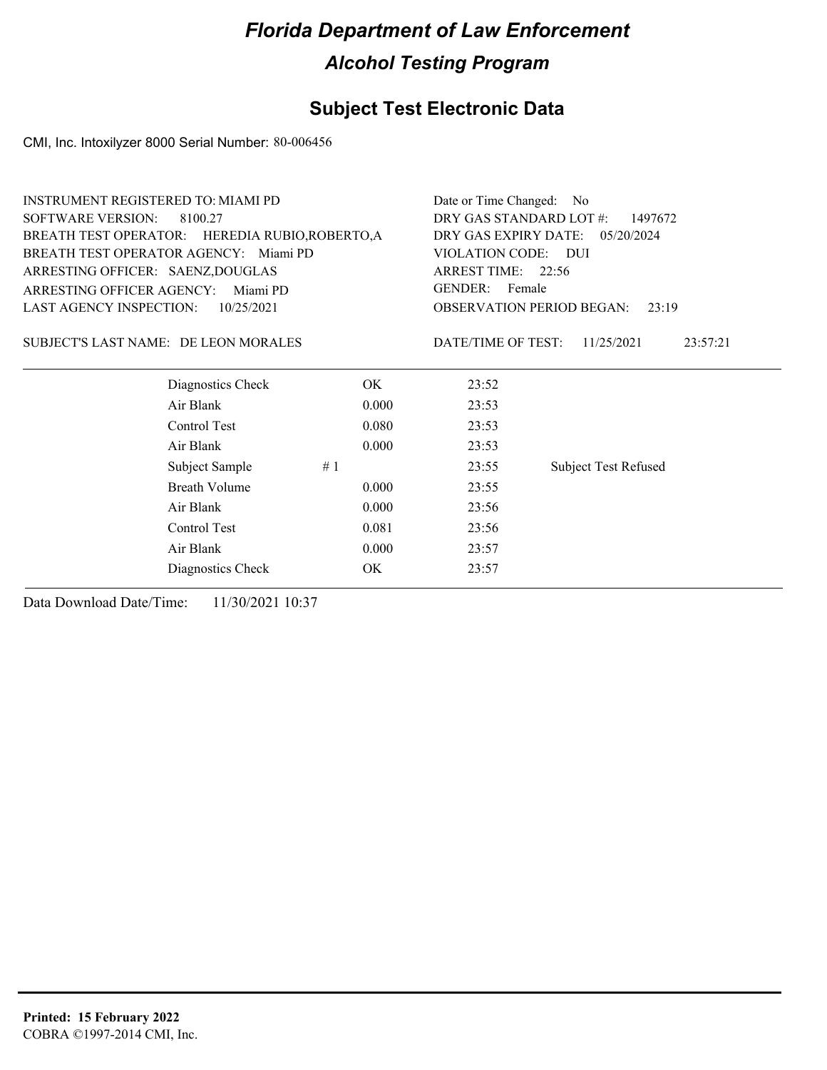# Florida Department of Law Enforcement

## Alcohol Testing Program

### Subject Test Electronic Data

CMI, Inc. Intoxilyzer 8000 Serial Number: 80-006456

INSTRUMENT REGISTERED TO: MIAMI PD
SOFTWARE VERSION: 8100.27
BREATH TEST OPERATOR: HEREDIA RUBIO,ROBERTO,A
BREATH TEST OPERATOR AGENCY: Miami PD
ARRESTING OFFICER: SAENZ,DOUGLAS
ARRESTING OFFICER AGENCY: Miami PD
LAST AGENCY INSPECTION: 10/25/2021

Date or Time Changed: No
DRY GAS STANDARD LOT #: 1497672
DRY GAS EXPIRY DATE: 05/20/2024
VIOLATION CODE: DUI
ARREST TIME: 22:56
GENDER: Female
OBSERVATION PERIOD BEGAN: 23:19

SUBJECT'S LAST NAME: DE LEON MORALES

DATE/TIME OF TEST: 11/25/2021 23:57:21

| | | | |
|---|---|---|---|
| Diagnostics Check | OK | 23:52 | |
| Air Blank | 0.000 | 23:53 | |
| Control Test | 0.080 | 23:53 | |
| Air Blank | 0.000 | 23:53 | |
| Subject Sample | # 1 | 23:55 | Subject Test Refused |
| Breath Volume | 0.000 | 23:55 | |
| Air Blank | 0.000 | 23:56 | |
| Control Test | 0.081 | 23:56 | |
| Air Blank | 0.000 | 23:57 | |
| Diagnostics Check | OK | 23:57 | |

Data Download Date/Time: 11/30/2021 10:37

**Printed: 15 February 2022**
COBRA ©1997-2014 CMI, Inc.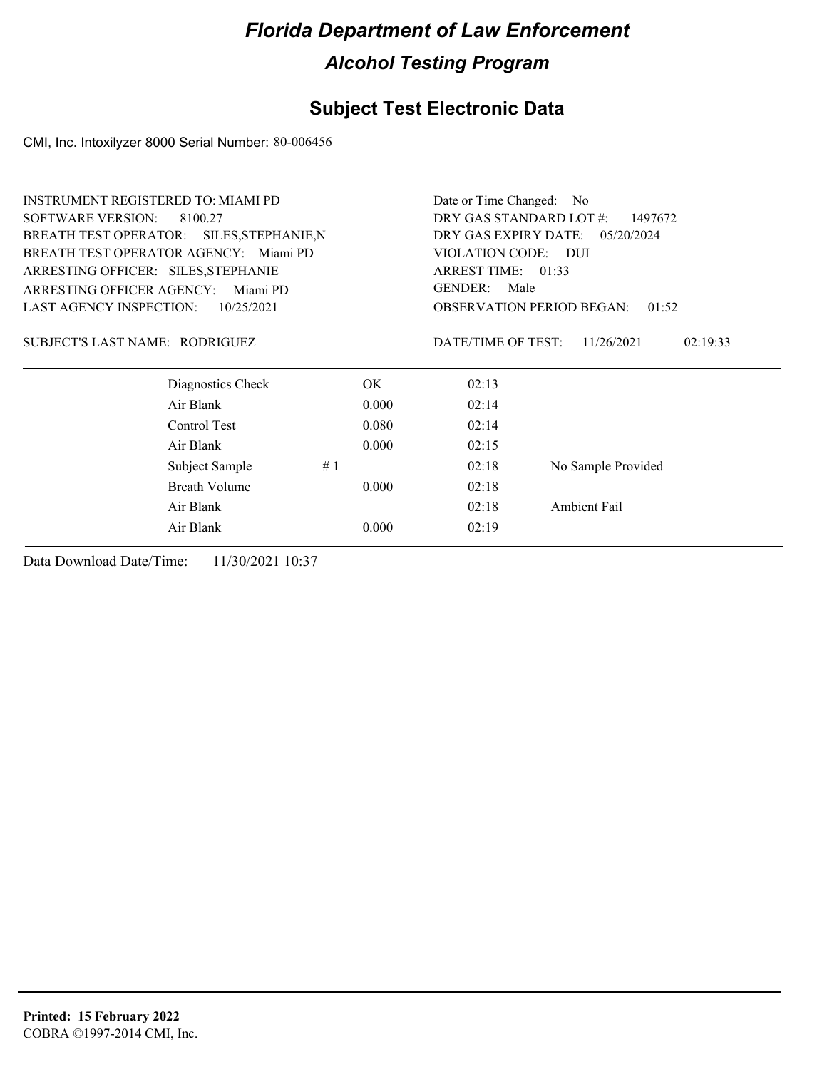# Florida Department of Law Enforcement

## Alcohol Testing Program

## Subject Test Electronic Data

CMI, Inc. Intoxilyzer 8000 Serial Number: 80-006456

INSTRUMENT REGISTERED TO: MIAMI PD
SOFTWARE VERSION: 8100.27
BREATH TEST OPERATOR: SILES,STEPHANIE,N
BREATH TEST OPERATOR AGENCY: Miami PD
ARRESTING OFFICER: SILES,STEPHANIE
ARRESTING OFFICER AGENCY: Miami PD
LAST AGENCY INSPECTION: 10/25/2021

Date or Time Changed: No
DRY GAS STANDARD LOT #: 1497672
DRY GAS EXPIRY DATE: 05/20/2024
VIOLATION CODE: DUI
ARREST TIME: 01:33
GENDER: Male
OBSERVATION PERIOD BEGAN: 01:52

SUBJECT'S LAST NAME: RODRIGUEZ

DATE/TIME OF TEST: 11/26/2021 02:19:33

| | | | | |
|---|---|---|---|---|
| Diagnostics Check | | OK | 02:13 | |
| Air Blank | | 0.000 | 02:14 | |
| Control Test | | 0.080 | 02:14 | |
| Air Blank | | 0.000 | 02:15 | |
| Subject Sample | # 1 | | 02:18 | No Sample Provided |
| Breath Volume | | 0.000 | 02:18 | |
| Air Blank | | | 02:18 | Ambient Fail |
| Air Blank | | 0.000 | 02:19 | |

Data Download Date/Time: 11/30/2021 10:37

**Printed: 15 February 2022**
COBRA ©1997-2014 CMI, Inc.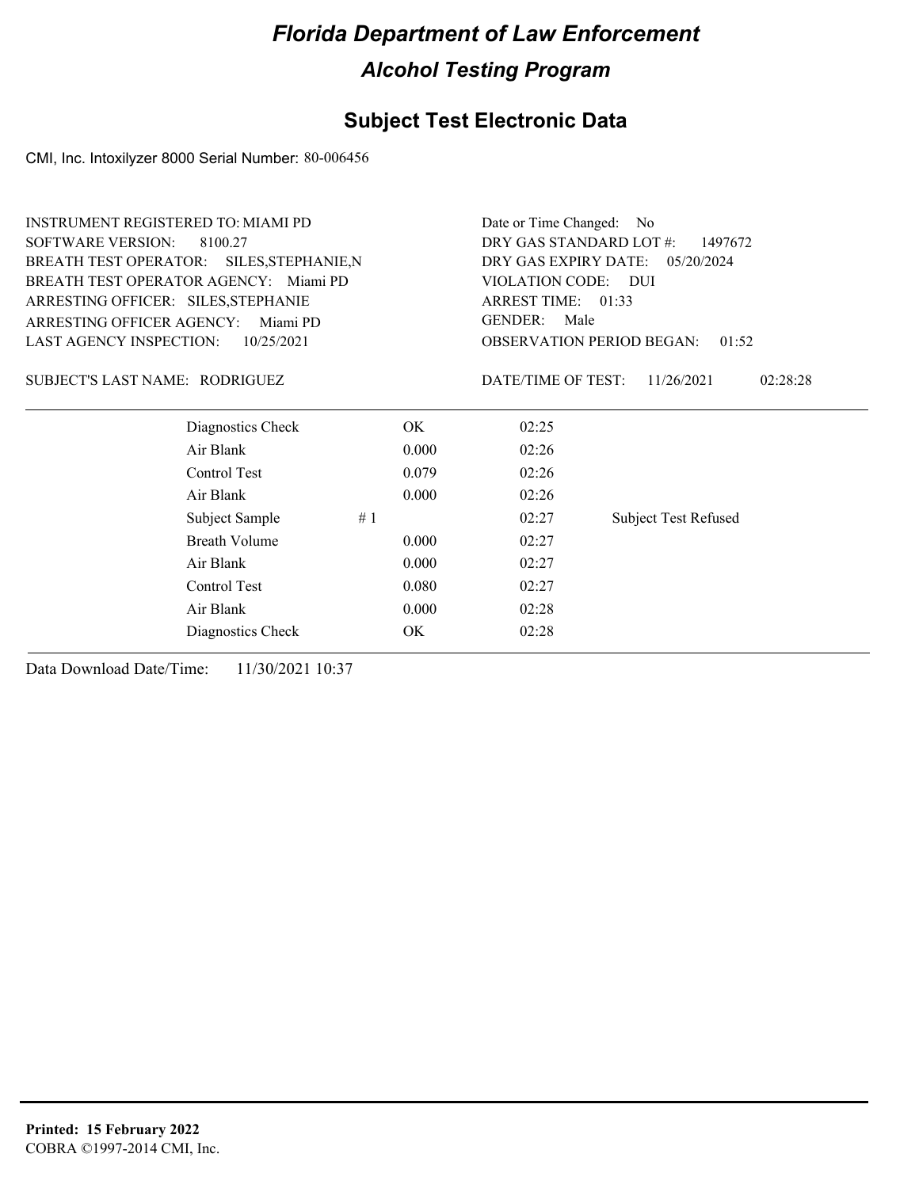# Florida Department of Law Enforcement

## Alcohol Testing Program

### Subject Test Electronic Data

CMI, Inc. Intoxilyzer 8000 Serial Number: 80-006456

INSTRUMENT REGISTERED TO: MIAMI PD
SOFTWARE VERSION: 8100.27
BREATH TEST OPERATOR: SILES,STEPHANIE,N
BREATH TEST OPERATOR AGENCY: Miami PD
ARRESTING OFFICER: SILES,STEPHANIE
ARRESTING OFFICER AGENCY: Miami PD
LAST AGENCY INSPECTION: 10/25/2021

Date or Time Changed: No
DRY GAS STANDARD LOT #: 1497672
DRY GAS EXPIRY DATE: 05/20/2024
VIOLATION CODE: DUI
ARREST TIME: 01:33
GENDER: Male
OBSERVATION PERIOD BEGAN: 01:52

SUBJECT'S LAST NAME: RODRIGUEZ

DATE/TIME OF TEST: 11/26/2021 02:28:28

| | | | | |
|---|---|---|---|---|
| Diagnostics Check | | OK | 02:25 | |
| Air Blank | | 0.000 | 02:26 | |
| Control Test | | 0.079 | 02:26 | |
| Air Blank | | 0.000 | 02:26 | |
| Subject Sample | # 1 | | 02:27 | Subject Test Refused |
| Breath Volume | | 0.000 | 02:27 | |
| Air Blank | | 0.000 | 02:27 | |
| Control Test | | 0.080 | 02:27 | |
| Air Blank | | 0.000 | 02:28 | |
| Diagnostics Check | | OK | 02:28 | |

Data Download Date/Time: 11/30/2021 10:37

**Printed: 15 February 2022**
COBRA ©1997-2014 CMI, Inc.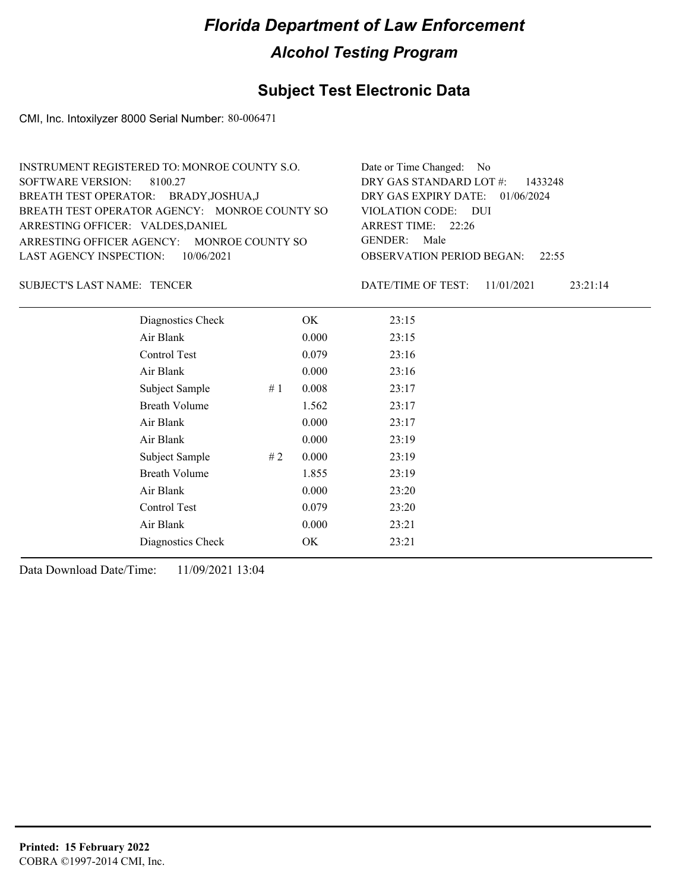# Florida Department of Law Enforcement

## Alcohol Testing Program

### Subject Test Electronic Data

CMI, Inc. Intoxilyzer 8000 Serial Number: 80-006471

INSTRUMENT REGISTERED TO: MONROE COUNTY S.O.
SOFTWARE VERSION: 8100.27
BREATH TEST OPERATOR: BRADY,JOSHUA,J
BREATH TEST OPERATOR AGENCY: MONROE COUNTY SO
ARRESTING OFFICER: VALDES,DANIEL
ARRESTING OFFICER AGENCY: MONROE COUNTY SO
LAST AGENCY INSPECTION: 10/06/2021

Date or Time Changed: No
DRY GAS STANDARD LOT #: 1433248
DRY GAS EXPIRY DATE: 01/06/2024
VIOLATION CODE: DUI
ARREST TIME: 22:26
GENDER: Male
OBSERVATION PERIOD BEGAN: 22:55

SUBJECT'S LAST NAME: TENCER

DATE/TIME OF TEST: 11/01/2021 23:21:14

| | | | |
|---|---|---|---|
| Diagnostics Check | | OK | 23:15 |
| Air Blank | | 0.000 | 23:15 |
| Control Test | | 0.079 | 23:16 |
| Air Blank | | 0.000 | 23:16 |
| Subject Sample | # 1 | 0.008 | 23:17 |
| Breath Volume | | 1.562 | 23:17 |
| Air Blank | | 0.000 | 23:17 |
| Air Blank | | 0.000 | 23:19 |
| Subject Sample | # 2 | 0.000 | 23:19 |
| Breath Volume | | 1.855 | 23:19 |
| Air Blank | | 0.000 | 23:20 |
| Control Test | | 0.079 | 23:20 |
| Air Blank | | 0.000 | 23:21 |
| Diagnostics Check | | OK | 23:21 |

Data Download Date/Time: 11/09/2021 13:04

**Printed: 15 February 2022**
COBRA ©1997-2014 CMI, Inc.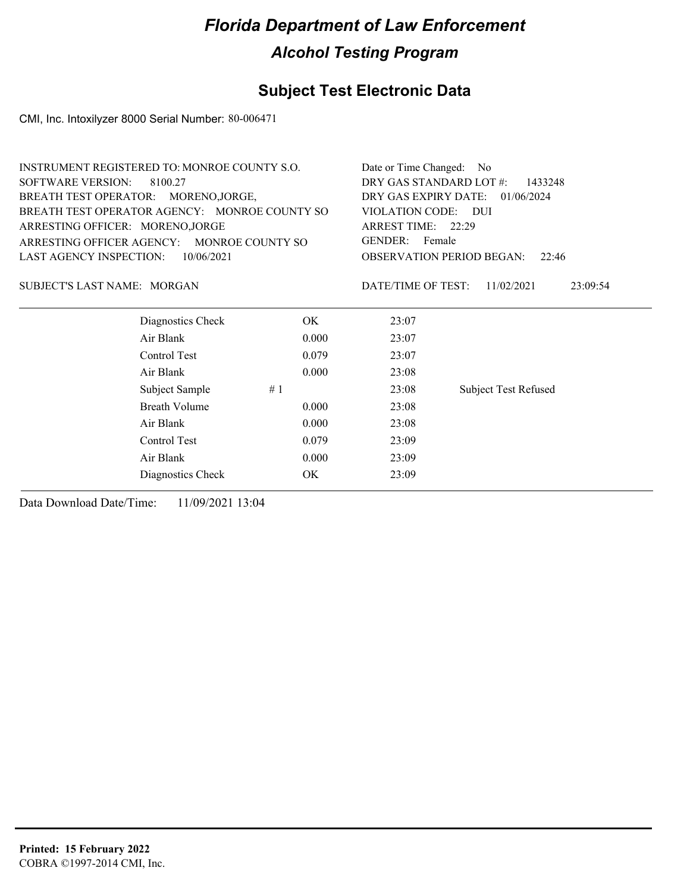# Florida Department of Law Enforcement

## Alcohol Testing Program

### Subject Test Electronic Data

CMI, Inc. Intoxilyzer 8000 Serial Number: 80-006471

| | |
|---|---|
| INSTRUMENT REGISTERED TO: MONROE COUNTY S.O. | Date or Time Changed: No |
| SOFTWARE VERSION: 8100.27 | DRY GAS STANDARD LOT #: 1433248 |
| BREATH TEST OPERATOR: MORENO,JORGE, | DRY GAS EXPIRY DATE: 01/06/2024 |
| BREATH TEST OPERATOR AGENCY: MONROE COUNTY SO | VIOLATION CODE: DUI |
| ARRESTING OFFICER: MORENO,JORGE | ARREST TIME: 22:29 |
| ARRESTING OFFICER AGENCY: MONROE COUNTY SO | GENDER: Female |
| LAST AGENCY INSPECTION: 10/06/2021 | OBSERVATION PERIOD BEGAN: 22:46 |

SUBJECT'S LAST NAME: MORGAN

DATE/TIME OF TEST: 11/02/2021 23:09:54

| | | | |
|---|---|---|---|
| Diagnostics Check | OK | 23:07 | |
| Air Blank | 0.000 | 23:07 | |
| Control Test | 0.079 | 23:07 | |
| Air Blank | 0.000 | 23:08 | |
| Subject Sample | # 1 | 23:08 | Subject Test Refused |
| Breath Volume | 0.000 | 23:08 | |
| Air Blank | 0.000 | 23:08 | |
| Control Test | 0.079 | 23:09 | |
| Air Blank | 0.000 | 23:09 | |
| Diagnostics Check | OK | 23:09 | |

Data Download Date/Time: 11/09/2021 13:04

**Printed: 15 February 2022**
COBRA ©1997-2014 CMI, Inc.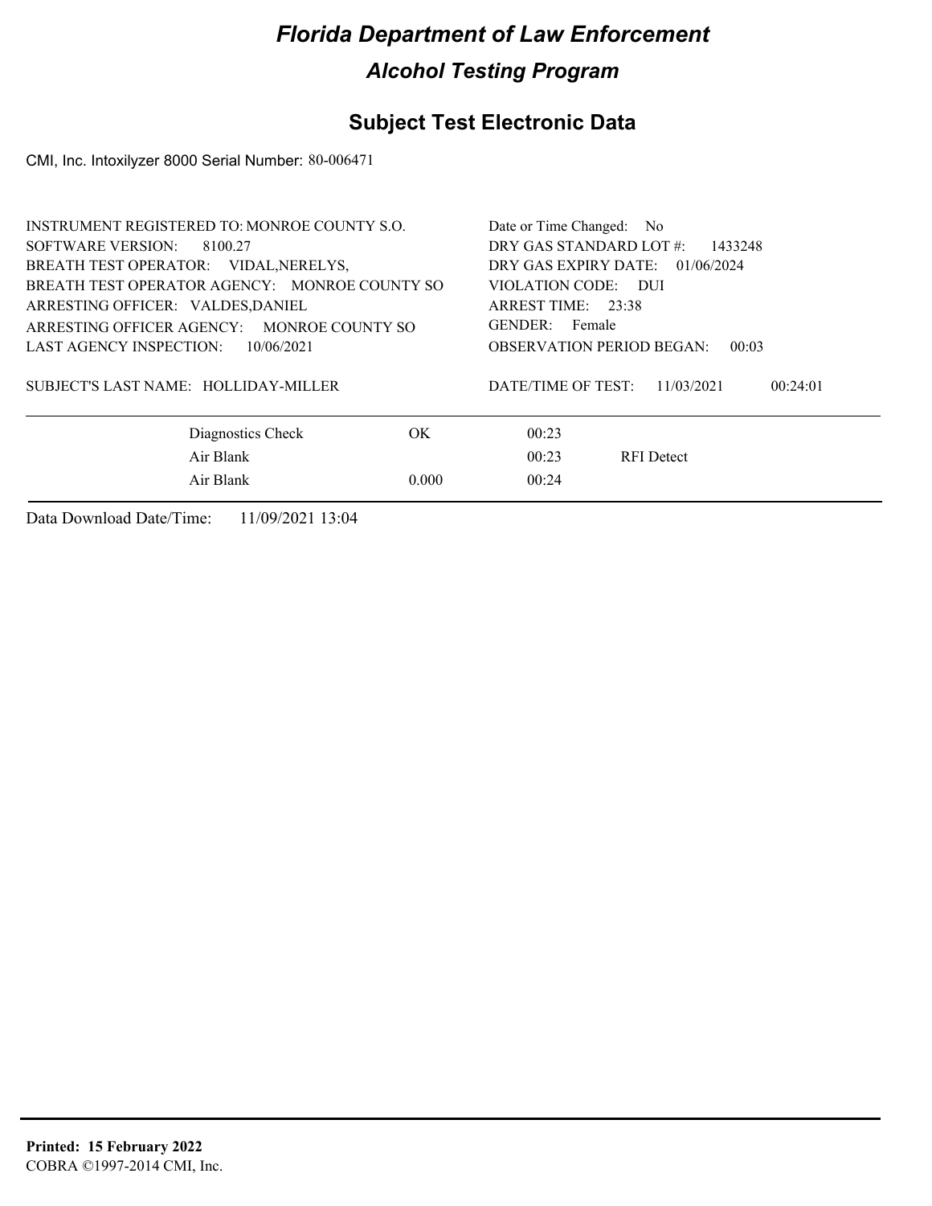# Florida Department of Law Enforcement

## Alcohol Testing Program

## Subject Test Electronic Data

CMI, Inc. Intoxilyzer 8000 Serial Number: 80-006471

INSTRUMENT REGISTERED TO: MONROE COUNTY S.O.
SOFTWARE VERSION: 8100.27
BREATH TEST OPERATOR: VIDAL,NERELYS,
BREATH TEST OPERATOR AGENCY: MONROE COUNTY SO
ARRESTING OFFICER: VALDES,DANIEL
ARRESTING OFFICER AGENCY: MONROE COUNTY SO
LAST AGENCY INSPECTION: 10/06/2021

SUBJECT'S LAST NAME: HOLLIDAY-MILLER

Date or Time Changed: No
DRY GAS STANDARD LOT #: 1433248
DRY GAS EXPIRY DATE: 01/06/2024
VIOLATION CODE: DUI
ARREST TIME: 23:38
GENDER: Female
OBSERVATION PERIOD BEGAN: 00:03

DATE/TIME OF TEST: 11/03/2021 00:24:01

| | | | |
|---|---|---|---|
| Diagnostics Check | OK | 00:23 | |
| Air Blank | | 00:23 | RFI Detect |
| Air Blank | 0.000 | 00:24 | |

Data Download Date/Time: 11/09/2021 13:04

**Printed: 15 February 2022**
COBRA ©1997-2014 CMI, Inc.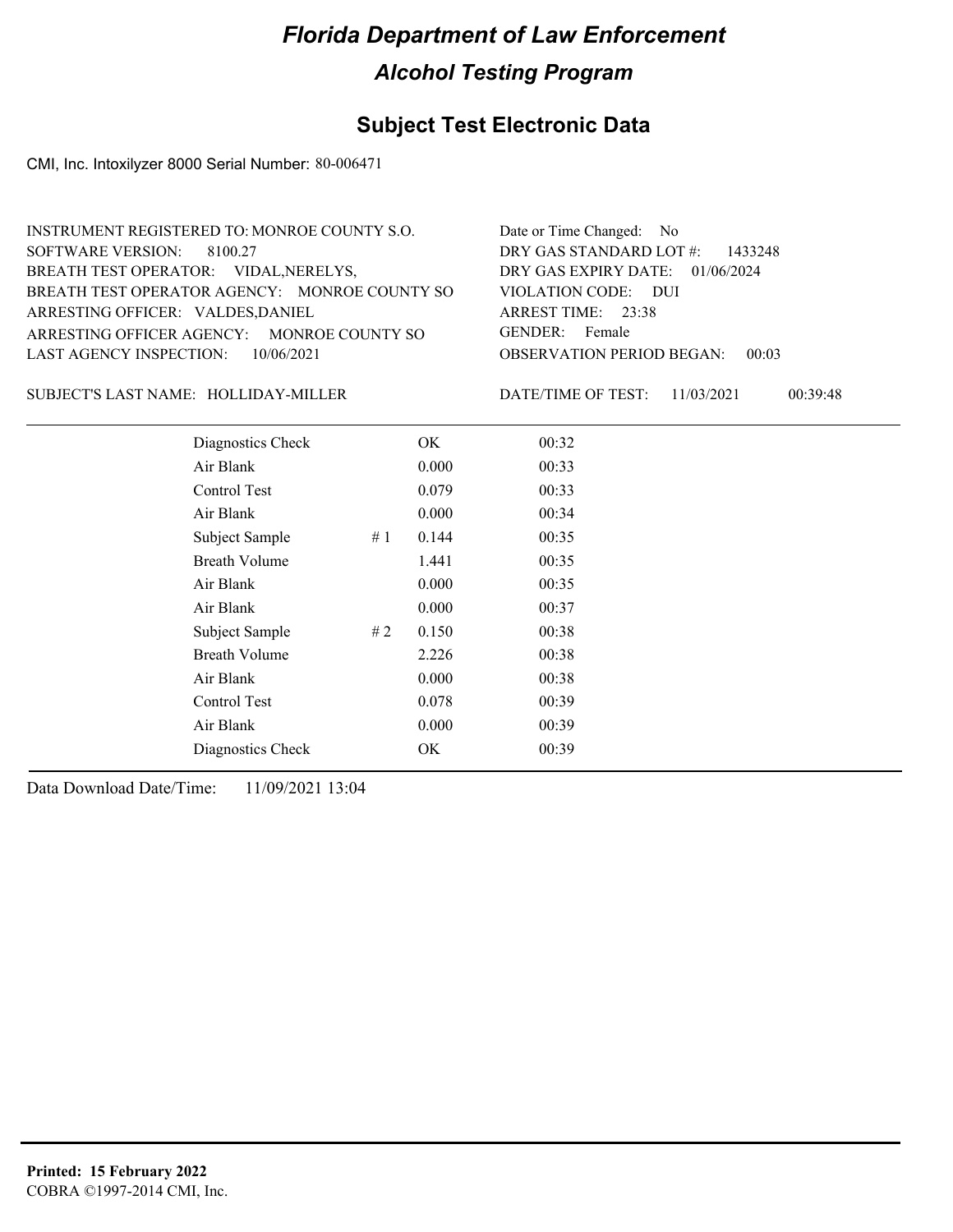# Florida Department of Law Enforcement

## Alcohol Testing Program

### Subject Test Electronic Data

CMI, Inc. Intoxilyzer 8000 Serial Number: 80-006471

INSTRUMENT REGISTERED TO: MONROE COUNTY S.O.
SOFTWARE VERSION: 8100.27
BREATH TEST OPERATOR: VIDAL,NERELYS,
BREATH TEST OPERATOR AGENCY: MONROE COUNTY SO
ARRESTING OFFICER: VALDES,DANIEL
ARRESTING OFFICER AGENCY: MONROE COUNTY SO
LAST AGENCY INSPECTION: 10/06/2021

Date or Time Changed: No
DRY GAS STANDARD LOT #: 1433248
DRY GAS EXPIRY DATE: 01/06/2024
VIOLATION CODE: DUI
ARREST TIME: 23:38
GENDER: Female
OBSERVATION PERIOD BEGAN: 00:03

SUBJECT'S LAST NAME: HOLLIDAY-MILLER

DATE/TIME OF TEST: 11/03/2021 00:39:48

| | | | |
|---|---|---|---|
| Diagnostics Check | | OK | 00:32 |
| Air Blank | | 0.000 | 00:33 |
| Control Test | | 0.079 | 00:33 |
| Air Blank | | 0.000 | 00:34 |
| Subject Sample | # 1 | 0.144 | 00:35 |
| Breath Volume | | 1.441 | 00:35 |
| Air Blank | | 0.000 | 00:35 |
| Air Blank | | 0.000 | 00:37 |
| Subject Sample | # 2 | 0.150 | 00:38 |
| Breath Volume | | 2.226 | 00:38 |
| Air Blank | | 0.000 | 00:38 |
| Control Test | | 0.078 | 00:39 |
| Air Blank | | 0.000 | 00:39 |
| Diagnostics Check | | OK | 00:39 |

Data Download Date/Time: 11/09/2021 13:04

**Printed: 15 February 2022**
COBRA ©1997-2014 CMI, Inc.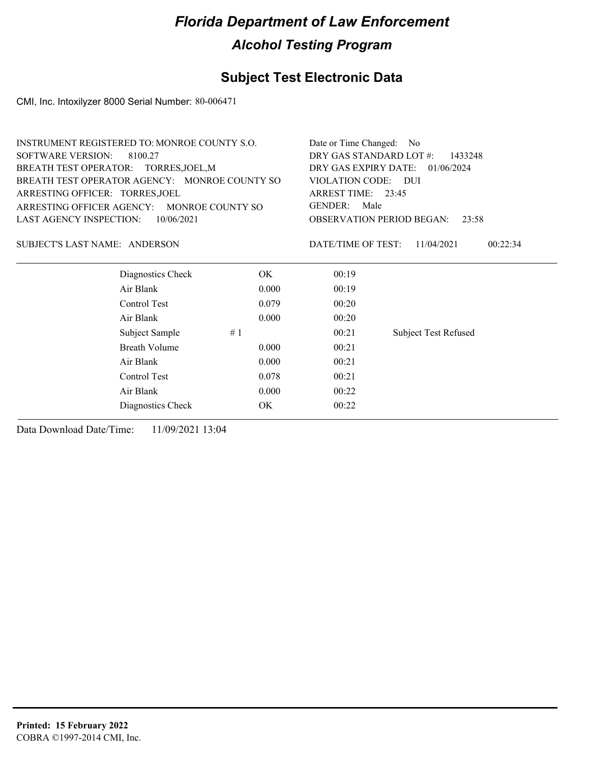# Florida Department of Law Enforcement

## Alcohol Testing Program

## Subject Test Electronic Data

CMI, Inc. Intoxilyzer 8000 Serial Number: 80-006471

INSTRUMENT REGISTERED TO: MONROE COUNTY S.O.
SOFTWARE VERSION: 8100.27
BREATH TEST OPERATOR: TORRES,JOEL,M
BREATH TEST OPERATOR AGENCY: MONROE COUNTY SO
ARRESTING OFFICER: TORRES,JOEL
ARRESTING OFFICER AGENCY: MONROE COUNTY SO
LAST AGENCY INSPECTION: 10/06/2021

Date or Time Changed: No
DRY GAS STANDARD LOT #: 1433248
DRY GAS EXPIRY DATE: 01/06/2024
VIOLATION CODE: DUI
ARREST TIME: 23:45
GENDER: Male
OBSERVATION PERIOD BEGAN: 23:58

SUBJECT'S LAST NAME: ANDERSON

DATE/TIME OF TEST: 11/04/2021 00:22:34

| | | | |
|---|---|---|---|
| Diagnostics Check | OK | 00:19 | |
| Air Blank | 0.000 | 00:19 | |
| Control Test | 0.079 | 00:20 | |
| Air Blank | 0.000 | 00:20 | |
| Subject Sample # 1 | | 00:21 | Subject Test Refused |
| Breath Volume | 0.000 | 00:21 | |
| Air Blank | 0.000 | 00:21 | |
| Control Test | 0.078 | 00:21 | |
| Air Blank | 0.000 | 00:22 | |
| Diagnostics Check | OK | 00:22 | |

Data Download Date/Time: 11/09/2021 13:04

**Printed: 15 February 2022**
COBRA ©1997-2014 CMI, Inc.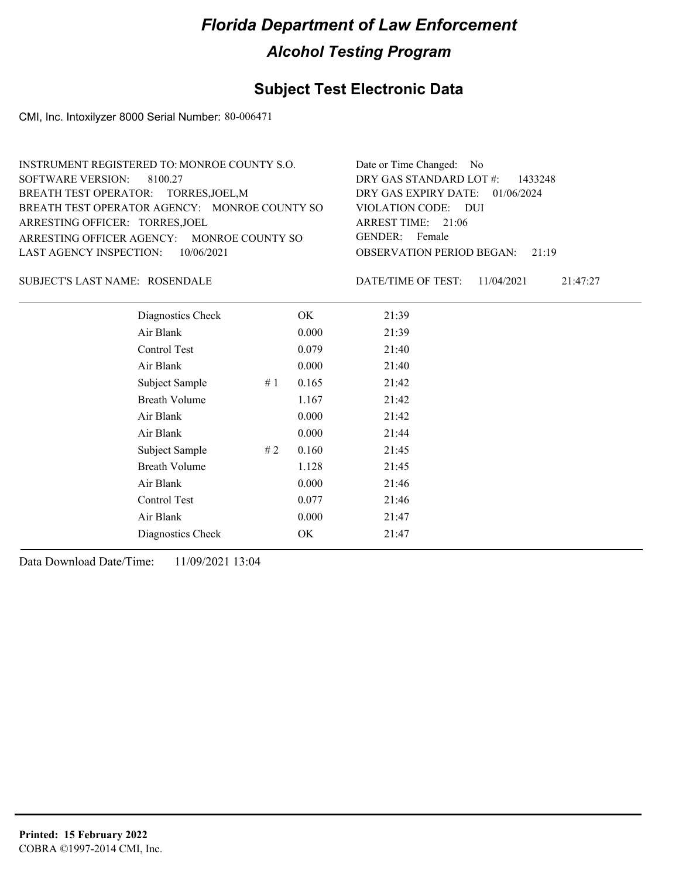# Florida Department of Law Enforcement

## Alcohol Testing Program

### Subject Test Electronic Data

CMI, Inc. Intoxilyzer 8000 Serial Number: 80-006471

INSTRUMENT REGISTERED TO: MONROE COUNTY S.O.
SOFTWARE VERSION: 8100.27
BREATH TEST OPERATOR: TORRES,JOEL,M
BREATH TEST OPERATOR AGENCY: MONROE COUNTY SO
ARRESTING OFFICER: TORRES,JOEL
ARRESTING OFFICER AGENCY: MONROE COUNTY SO
LAST AGENCY INSPECTION: 10/06/2021

Date or Time Changed: No
DRY GAS STANDARD LOT #: 1433248
DRY GAS EXPIRY DATE: 01/06/2024
VIOLATION CODE: DUI
ARREST TIME: 21:06
GENDER: Female
OBSERVATION PERIOD BEGAN: 21:19

SUBJECT'S LAST NAME: ROSENDALE

DATE/TIME OF TEST: 11/04/2021 21:47:27

| Test | | Result | Time |
|---|---|---|---|
| Diagnostics Check | | OK | 21:39 |
| Air Blank | | 0.000 | 21:39 |
| Control Test | | 0.079 | 21:40 |
| Air Blank | | 0.000 | 21:40 |
| Subject Sample | # 1 | 0.165 | 21:42 |
| Breath Volume | | 1.167 | 21:42 |
| Air Blank | | 0.000 | 21:42 |
| Air Blank | | 0.000 | 21:44 |
| Subject Sample | # 2 | 0.160 | 21:45 |
| Breath Volume | | 1.128 | 21:45 |
| Air Blank | | 0.000 | 21:46 |
| Control Test | | 0.077 | 21:46 |
| Air Blank | | 0.000 | 21:47 |
| Diagnostics Check | | OK | 21:47 |

Data Download Date/Time: 11/09/2021 13:04

**Printed: 15 February 2022**
COBRA ©1997-2014 CMI, Inc.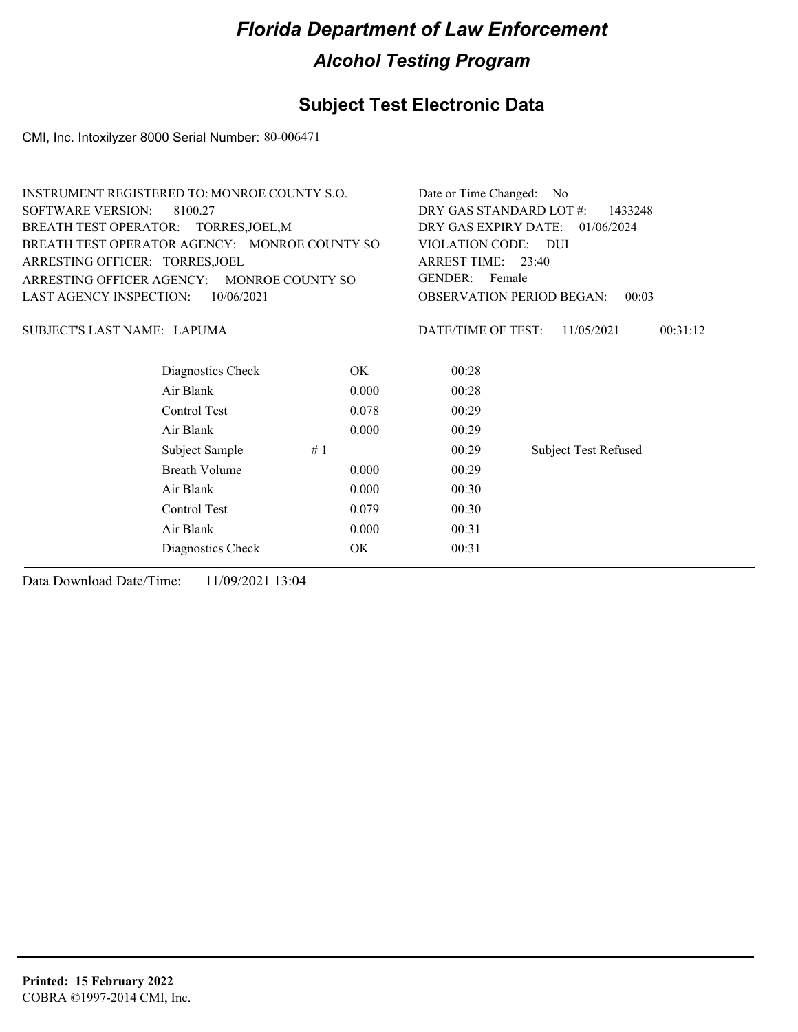# Florida Department of Law Enforcement

## Alcohol Testing Program

### Subject Test Electronic Data

CMI, Inc. Intoxilyzer 8000 Serial Number: 80-006471

INSTRUMENT REGISTERED TO: MONROE COUNTY S.O.
SOFTWARE VERSION: 8100.27
BREATH TEST OPERATOR: TORRES,JOEL,M
BREATH TEST OPERATOR AGENCY: MONROE COUNTY SO
ARRESTING OFFICER: TORRES,JOEL
ARRESTING OFFICER AGENCY: MONROE COUNTY SO
LAST AGENCY INSPECTION: 10/06/2021

Date or Time Changed: No
DRY GAS STANDARD LOT #: 1433248
DRY GAS EXPIRY DATE: 01/06/2024
VIOLATION CODE: DUI
ARREST TIME: 23:40
GENDER: Female
OBSERVATION PERIOD BEGAN: 00:03

SUBJECT'S LAST NAME: LAPUMA

DATE/TIME OF TEST: 11/05/2021 00:31:12

| | | | |
|---|---|---|---|
| Diagnostics Check | OK | 00:28 | |
| Air Blank | 0.000 | 00:28 | |
| Control Test | 0.078 | 00:29 | |
| Air Blank | 0.000 | 00:29 | |
| Subject Sample | # 1 | 00:29 | Subject Test Refused |
| Breath Volume | 0.000 | 00:29 | |
| Air Blank | 0.000 | 00:30 | |
| Control Test | 0.079 | 00:30 | |
| Air Blank | 0.000 | 00:31 | |
| Diagnostics Check | OK | 00:31 | |

Data Download Date/Time: 11/09/2021 13:04

**Printed: 15 February 2022**
COBRA ©1997-2014 CMI, Inc.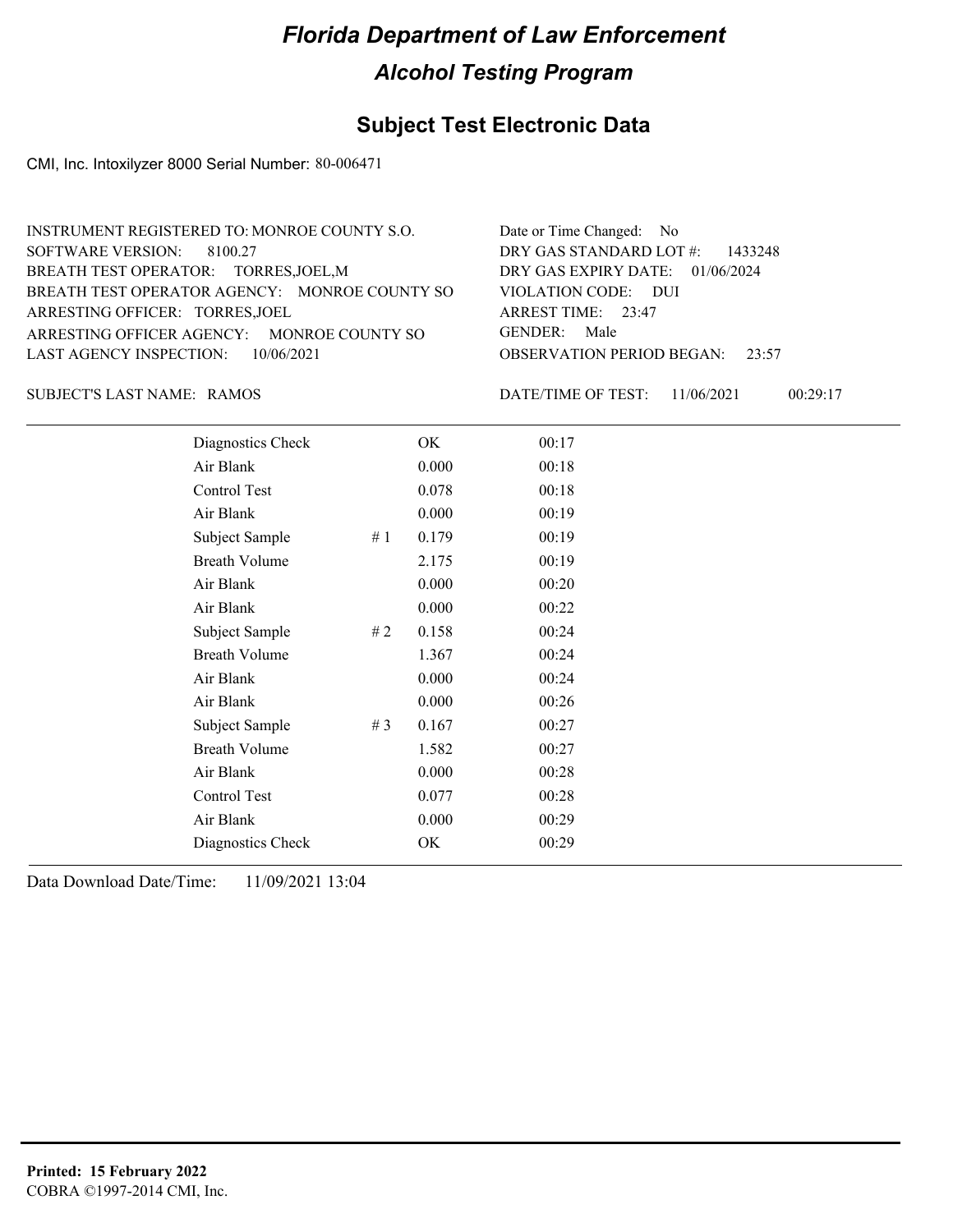# Florida Department of Law Enforcement

## Alcohol Testing Program

### Subject Test Electronic Data

CMI, Inc. Intoxilyzer 8000 Serial Number: 80-006471

INSTRUMENT REGISTERED TO: MONROE COUNTY S.O.
SOFTWARE VERSION: 8100.27
BREATH TEST OPERATOR: TORRES,JOEL,M
BREATH TEST OPERATOR AGENCY: MONROE COUNTY SO
ARRESTING OFFICER: TORRES,JOEL
ARRESTING OFFICER AGENCY: MONROE COUNTY SO
LAST AGENCY INSPECTION: 10/06/2021

Date or Time Changed: No
DRY GAS STANDARD LOT #: 1433248
DRY GAS EXPIRY DATE: 01/06/2024
VIOLATION CODE: DUI
ARREST TIME: 23:47
GENDER: Male
OBSERVATION PERIOD BEGAN: 23:57

SUBJECT'S LAST NAME: RAMOS

DATE/TIME OF TEST: 11/06/2021 00:29:17

| | | | |
|---|---|---|---|
| Diagnostics Check | | OK | 00:17 |
| Air Blank | | 0.000 | 00:18 |
| Control Test | | 0.078 | 00:18 |
| Air Blank | | 0.000 | 00:19 |
| Subject Sample | # 1 | 0.179 | 00:19 |
| Breath Volume | | 2.175 | 00:19 |
| Air Blank | | 0.000 | 00:20 |
| Air Blank | | 0.000 | 00:22 |
| Subject Sample | # 2 | 0.158 | 00:24 |
| Breath Volume | | 1.367 | 00:24 |
| Air Blank | | 0.000 | 00:24 |
| Air Blank | | 0.000 | 00:26 |
| Subject Sample | # 3 | 0.167 | 00:27 |
| Breath Volume | | 1.582 | 00:27 |
| Air Blank | | 0.000 | 00:28 |
| Control Test | | 0.077 | 00:28 |
| Air Blank | | 0.000 | 00:29 |
| Diagnostics Check | | OK | 00:29 |

Data Download Date/Time: 11/09/2021 13:04

**Printed: 15 February 2022**
COBRA ©1997-2014 CMI, Inc.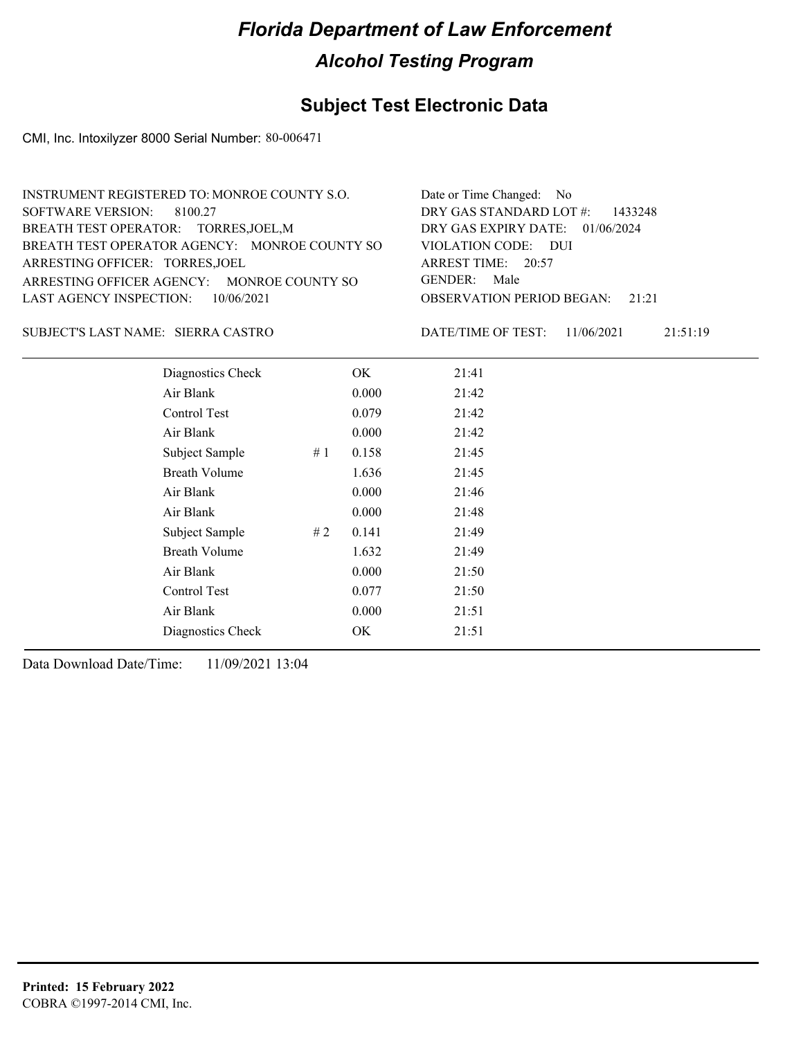# Florida Department of Law Enforcement

## Alcohol Testing Program

### Subject Test Electronic Data

CMI, Inc. Intoxilyzer 8000 Serial Number: 80-006471

INSTRUMENT REGISTERED TO: MONROE COUNTY S.O.
SOFTWARE VERSION: 8100.27
BREATH TEST OPERATOR: TORRES,JOEL,M
BREATH TEST OPERATOR AGENCY: MONROE COUNTY SO
ARRESTING OFFICER: TORRES,JOEL
ARRESTING OFFICER AGENCY: MONROE COUNTY SO
LAST AGENCY INSPECTION: 10/06/2021

Date or Time Changed: No
DRY GAS STANDARD LOT #: 1433248
DRY GAS EXPIRY DATE: 01/06/2024
VIOLATION CODE: DUI
ARREST TIME: 20:57
GENDER: Male
OBSERVATION PERIOD BEGAN: 21:21

SUBJECT'S LAST NAME: SIERRA CASTRO

DATE/TIME OF TEST: 11/06/2021 21:51:19

| Test | # | Result | Time |
|---|---|---|---|
| Diagnostics Check | | OK | 21:41 |
| Air Blank | | 0.000 | 21:42 |
| Control Test | | 0.079 | 21:42 |
| Air Blank | | 0.000 | 21:42 |
| Subject Sample | # 1 | 0.158 | 21:45 |
| Breath Volume | | 1.636 | 21:45 |
| Air Blank | | 0.000 | 21:46 |
| Air Blank | | 0.000 | 21:48 |
| Subject Sample | # 2 | 0.141 | 21:49 |
| Breath Volume | | 1.632 | 21:49 |
| Air Blank | | 0.000 | 21:50 |
| Control Test | | 0.077 | 21:50 |
| Air Blank | | 0.000 | 21:51 |
| Diagnostics Check | | OK | 21:51 |

Data Download Date/Time: 11/09/2021 13:04

**Printed: 15 February 2022**
COBRA ©1997-2014 CMI, Inc.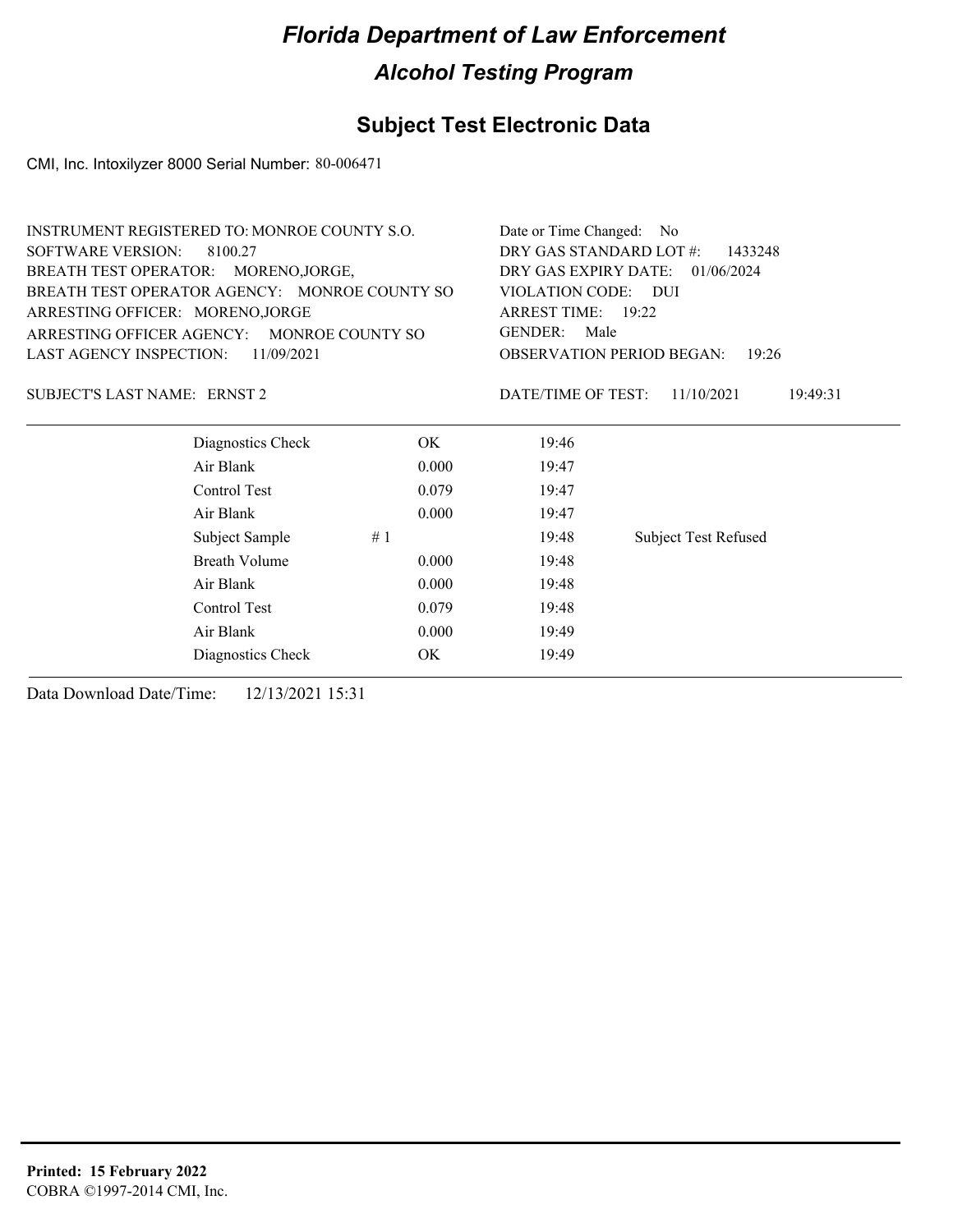# Florida Department of Law Enforcement

## Alcohol Testing Program

### Subject Test Electronic Data

CMI, Inc. Intoxilyzer 8000 Serial Number: 80-006471

INSTRUMENT REGISTERED TO: MONROE COUNTY S.O.
SOFTWARE VERSION: 8100.27
BREATH TEST OPERATOR: MORENO,JORGE,
BREATH TEST OPERATOR AGENCY: MONROE COUNTY SO
ARRESTING OFFICER: MORENO,JORGE
ARRESTING OFFICER AGENCY: MONROE COUNTY SO
LAST AGENCY INSPECTION: 11/09/2021

Date or Time Changed: No
DRY GAS STANDARD LOT #: 1433248
DRY GAS EXPIRY DATE: 01/06/2024
VIOLATION CODE: DUI
ARREST TIME: 19:22
GENDER: Male
OBSERVATION PERIOD BEGAN: 19:26

SUBJECT'S LAST NAME: ERNST 2

DATE/TIME OF TEST: 11/10/2021 19:49:31

| Test | | Result | Time | Note |
|---|---|---|---|---|
| Diagnostics Check | | OK | 19:46 | |
| Air Blank | | 0.000 | 19:47 | |
| Control Test | | 0.079 | 19:47 | |
| Air Blank | | 0.000 | 19:47 | |
| Subject Sample | # 1 | | 19:48 | Subject Test Refused |
| Breath Volume | | 0.000 | 19:48 | |
| Air Blank | | 0.000 | 19:48 | |
| Control Test | | 0.079 | 19:48 | |
| Air Blank | | 0.000 | 19:49 | |
| Diagnostics Check | | OK | 19:49 | |

Data Download Date/Time: 12/13/2021 15:31

**Printed: 15 February 2022**
COBRA ©1997-2014 CMI, Inc.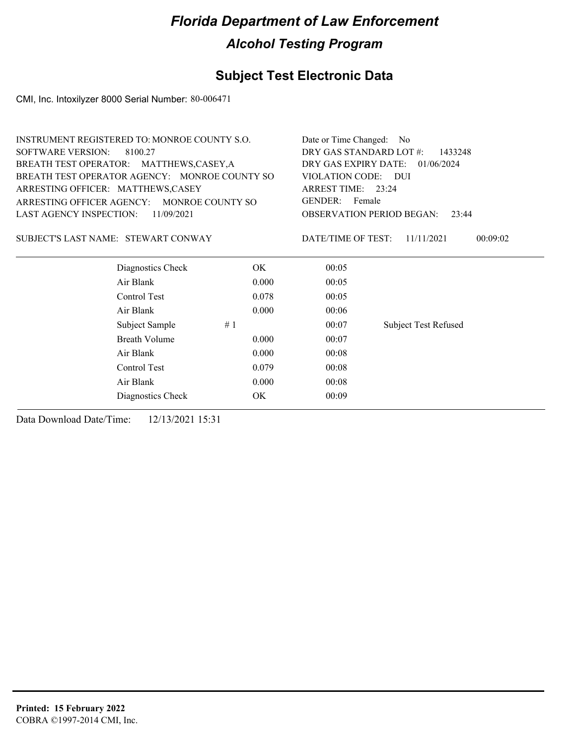# Florida Department of Law Enforcement

## Alcohol Testing Program

## Subject Test Electronic Data

CMI, Inc. Intoxilyzer 8000 Serial Number: 80-006471

INSTRUMENT REGISTERED TO: MONROE COUNTY S.O.
SOFTWARE VERSION: 8100.27
BREATH TEST OPERATOR: MATTHEWS,CASEY,A
BREATH TEST OPERATOR AGENCY: MONROE COUNTY SO
ARRESTING OFFICER: MATTHEWS,CASEY
ARRESTING OFFICER AGENCY: MONROE COUNTY SO
LAST AGENCY INSPECTION: 11/09/2021

Date or Time Changed: No
DRY GAS STANDARD LOT #: 1433248
DRY GAS EXPIRY DATE: 01/06/2024
VIOLATION CODE: DUI
ARREST TIME: 23:24
GENDER: Female
OBSERVATION PERIOD BEGAN: 23:44

SUBJECT'S LAST NAME: STEWART CONWAY

DATE/TIME OF TEST: 11/11/2021 00:09:02

| | | | |
|---|---|---|---|
| Diagnostics Check | OK | 00:05 | |
| Air Blank | 0.000 | 00:05 | |
| Control Test | 0.078 | 00:05 | |
| Air Blank | 0.000 | 00:06 | |
| Subject Sample # 1 | | 00:07 | Subject Test Refused |
| Breath Volume | 0.000 | 00:07 | |
| Air Blank | 0.000 | 00:08 | |
| Control Test | 0.079 | 00:08 | |
| Air Blank | 0.000 | 00:08 | |
| Diagnostics Check | OK | 00:09 | |

Data Download Date/Time: 12/13/2021 15:31

**Printed: 15 February 2022**
COBRA ©1997-2014 CMI, Inc.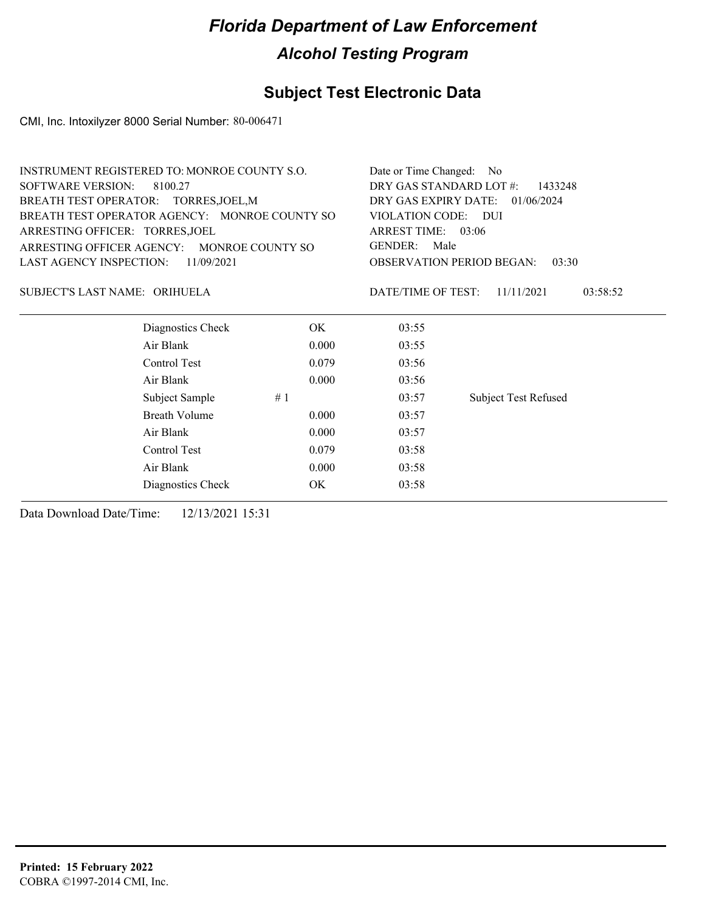# Florida Department of Law Enforcement

## Alcohol Testing Program

### Subject Test Electronic Data

CMI, Inc. Intoxilyzer 8000 Serial Number: 80-006471

INSTRUMENT REGISTERED TO: MONROE COUNTY S.O.
SOFTWARE VERSION: 8100.27
BREATH TEST OPERATOR: TORRES,JOEL,M
BREATH TEST OPERATOR AGENCY: MONROE COUNTY SO
ARRESTING OFFICER: TORRES,JOEL
ARRESTING OFFICER AGENCY: MONROE COUNTY SO
LAST AGENCY INSPECTION: 11/09/2021

Date or Time Changed: No
DRY GAS STANDARD LOT #: 1433248
DRY GAS EXPIRY DATE: 01/06/2024
VIOLATION CODE: DUI
ARREST TIME: 03:06
GENDER: Male
OBSERVATION PERIOD BEGAN: 03:30

SUBJECT'S LAST NAME: ORIHUELA

DATE/TIME OF TEST: 11/11/2021 03:58:52

| | | | |
|---|---|---|---|
| Diagnostics Check | OK | 03:55 | |
| Air Blank | 0.000 | 03:55 | |
| Control Test | 0.079 | 03:56 | |
| Air Blank | 0.000 | 03:56 | |
| Subject Sample | # 1 | 03:57 | Subject Test Refused |
| Breath Volume | 0.000 | 03:57 | |
| Air Blank | 0.000 | 03:57 | |
| Control Test | 0.079 | 03:58 | |
| Air Blank | 0.000 | 03:58 | |
| Diagnostics Check | OK | 03:58 | |

Data Download Date/Time: 12/13/2021 15:31

**Printed: 15 February 2022**
COBRA ©1997-2014 CMI, Inc.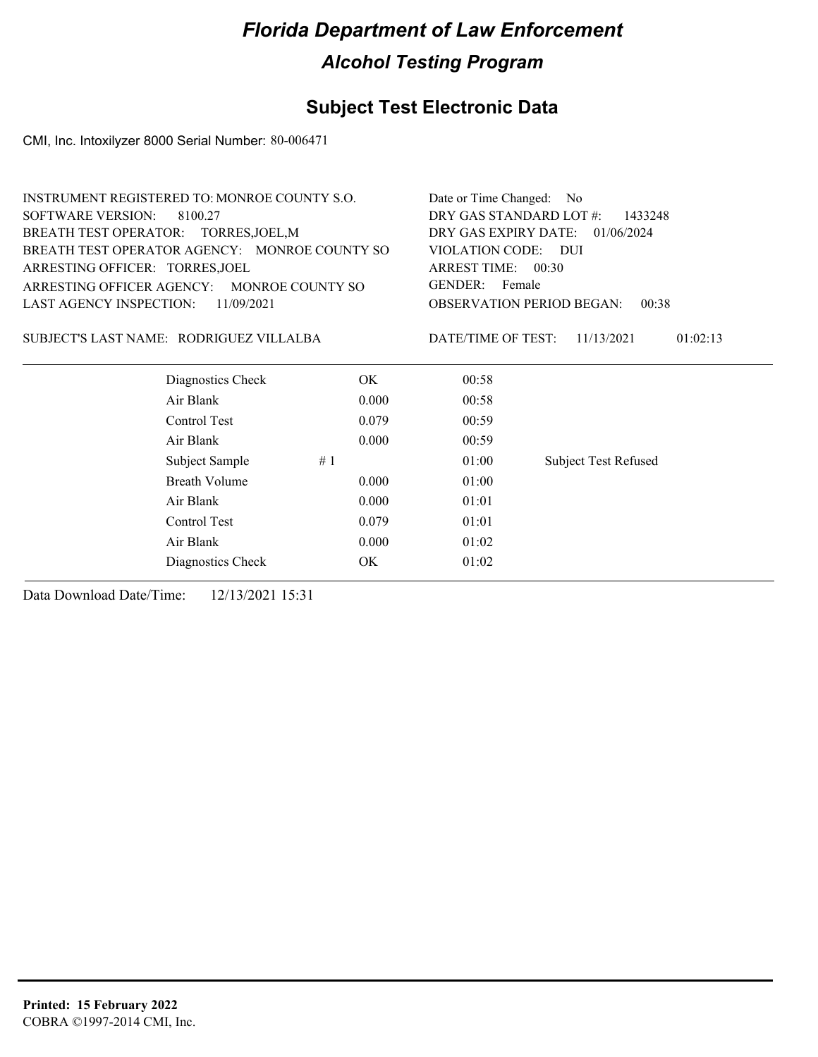# Florida Department of Law Enforcement

## Alcohol Testing Program

### Subject Test Electronic Data

CMI, Inc. Intoxilyzer 8000 Serial Number: 80-006471

INSTRUMENT REGISTERED TO: MONROE COUNTY S.O.
SOFTWARE VERSION: 8100.27
BREATH TEST OPERATOR: TORRES,JOEL,M
BREATH TEST OPERATOR AGENCY: MONROE COUNTY SO
ARRESTING OFFICER: TORRES,JOEL
ARRESTING OFFICER AGENCY: MONROE COUNTY SO
LAST AGENCY INSPECTION: 11/09/2021

Date or Time Changed: No
DRY GAS STANDARD LOT #: 1433248
DRY GAS EXPIRY DATE: 01/06/2024
VIOLATION CODE: DUI
ARREST TIME: 00:30
GENDER: Female
OBSERVATION PERIOD BEGAN: 00:38

SUBJECT'S LAST NAME: RODRIGUEZ VILLALBA

DATE/TIME OF TEST: 11/13/2021 01:02:13

| | | | | |
|---|---|---|---|---|
| Diagnostics Check | | OK | 00:58 | |
| Air Blank | | 0.000 | 00:58 | |
| Control Test | | 0.079 | 00:59 | |
| Air Blank | | 0.000 | 00:59 | |
| Subject Sample | # 1 | | 01:00 | Subject Test Refused |
| Breath Volume | | 0.000 | 01:00 | |
| Air Blank | | 0.000 | 01:01 | |
| Control Test | | 0.079 | 01:01 | |
| Air Blank | | 0.000 | 01:02 | |
| Diagnostics Check | | OK | 01:02 | |

Data Download Date/Time: 12/13/2021 15:31

**Printed: 15 February 2022**
COBRA ©1997-2014 CMI, Inc.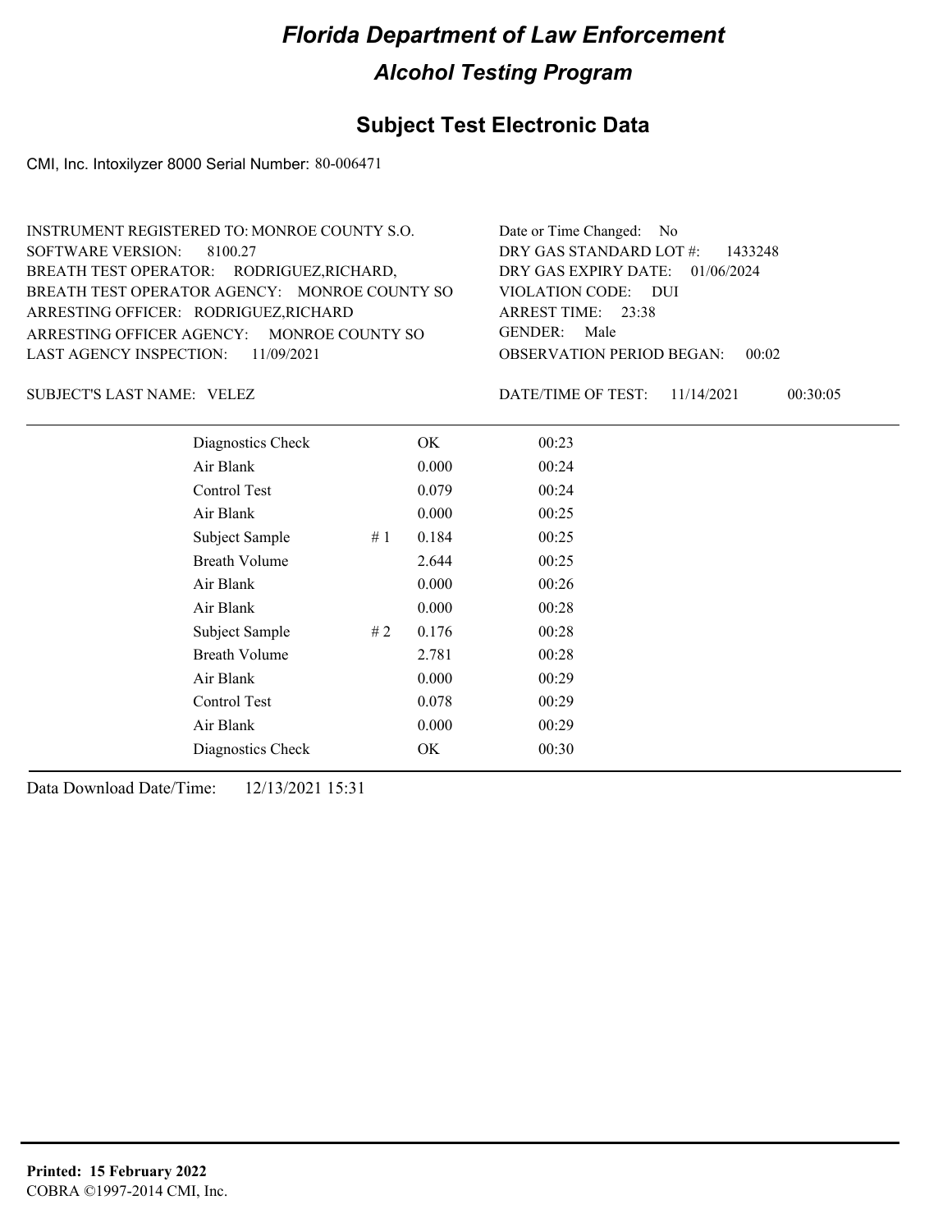# Florida Department of Law Enforcement

## Alcohol Testing Program

### Subject Test Electronic Data

CMI, Inc. Intoxilyzer 8000 Serial Number: 80-006471

INSTRUMENT REGISTERED TO: MONROE COUNTY S.O.
SOFTWARE VERSION: 8100.27
BREATH TEST OPERATOR: RODRIGUEZ,RICHARD,
BREATH TEST OPERATOR AGENCY: MONROE COUNTY SO
ARRESTING OFFICER: RODRIGUEZ,RICHARD
ARRESTING OFFICER AGENCY: MONROE COUNTY SO
LAST AGENCY INSPECTION: 11/09/2021

Date or Time Changed: No
DRY GAS STANDARD LOT #: 1433248
DRY GAS EXPIRY DATE: 01/06/2024
VIOLATION CODE: DUI
ARREST TIME: 23:38
GENDER: Male
OBSERVATION PERIOD BEGAN: 00:02

SUBJECT'S LAST NAME: VELEZ

DATE/TIME OF TEST: 11/14/2021 00:30:05

| Test | # | Result | Time |
|---|---|---|---|
| Diagnostics Check | | OK | 00:23 |
| Air Blank | | 0.000 | 00:24 |
| Control Test | | 0.079 | 00:24 |
| Air Blank | | 0.000 | 00:25 |
| Subject Sample | # 1 | 0.184 | 00:25 |
| Breath Volume | | 2.644 | 00:25 |
| Air Blank | | 0.000 | 00:26 |
| Air Blank | | 0.000 | 00:28 |
| Subject Sample | # 2 | 0.176 | 00:28 |
| Breath Volume | | 2.781 | 00:28 |
| Air Blank | | 0.000 | 00:29 |
| Control Test | | 0.078 | 00:29 |
| Air Blank | | 0.000 | 00:29 |
| Diagnostics Check | | OK | 00:30 |

Data Download Date/Time: 12/13/2021 15:31

**Printed: 15 February 2022**
COBRA ©1997-2014 CMI, Inc.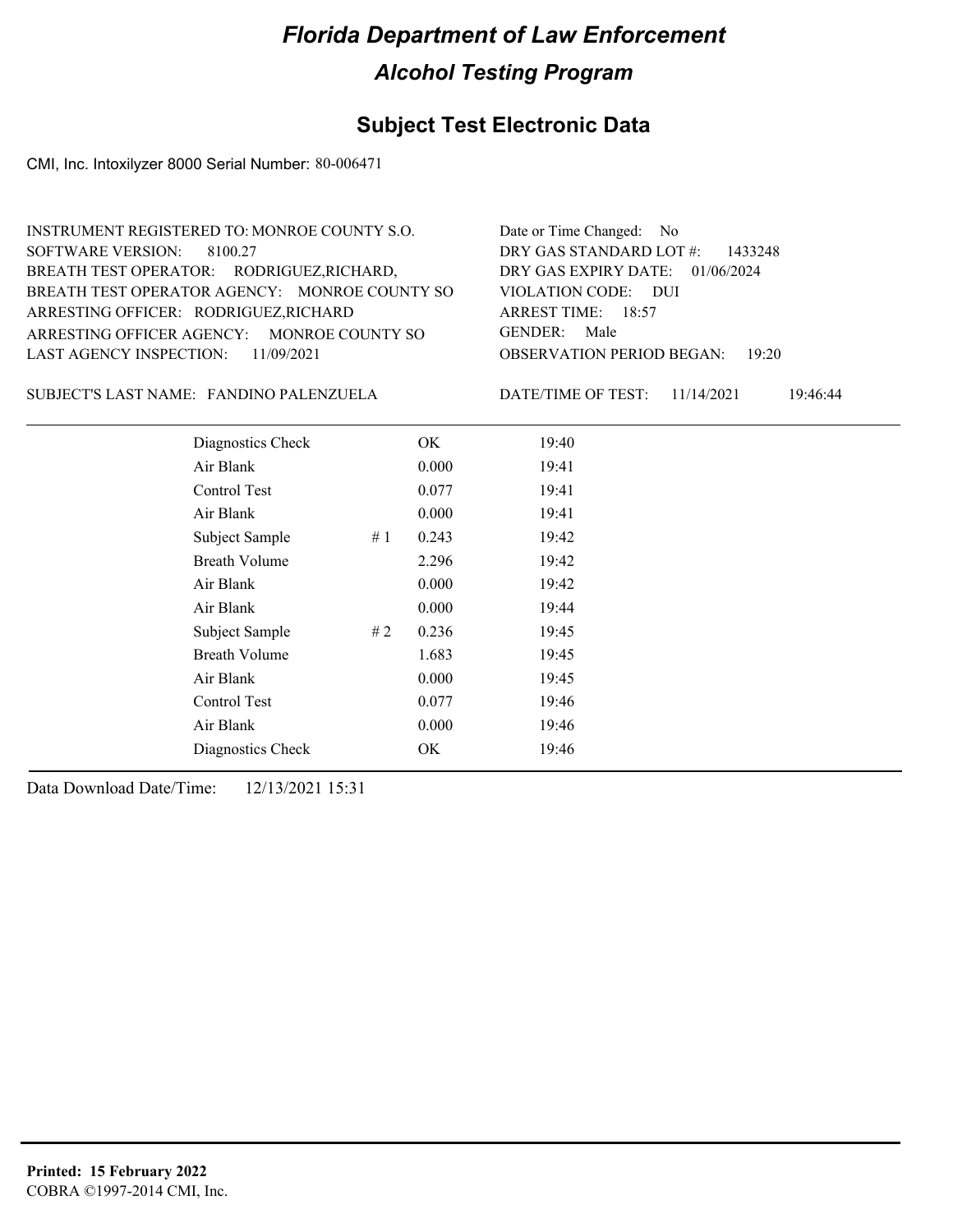# Florida Department of Law Enforcement

## Alcohol Testing Program

### Subject Test Electronic Data

CMI, Inc. Intoxilyzer 8000 Serial Number: 80-006471

INSTRUMENT REGISTERED TO: MONROE COUNTY S.O.
SOFTWARE VERSION: 8100.27
BREATH TEST OPERATOR: RODRIGUEZ,RICHARD,
BREATH TEST OPERATOR AGENCY: MONROE COUNTY SO
ARRESTING OFFICER: RODRIGUEZ,RICHARD
ARRESTING OFFICER AGENCY: MONROE COUNTY SO
LAST AGENCY INSPECTION: 11/09/2021

Date or Time Changed: No
DRY GAS STANDARD LOT #: 1433248
DRY GAS EXPIRY DATE: 01/06/2024
VIOLATION CODE: DUI
ARREST TIME: 18:57
GENDER: Male
OBSERVATION PERIOD BEGAN: 19:20

SUBJECT'S LAST NAME: FANDINO PALENZUELA

DATE/TIME OF TEST: 11/14/2021 19:46:44

| | | | |
|---|---|---|---|
| Diagnostics Check | | OK | 19:40 |
| Air Blank | | 0.000 | 19:41 |
| Control Test | | 0.077 | 19:41 |
| Air Blank | | 0.000 | 19:41 |
| Subject Sample | # 1 | 0.243 | 19:42 |
| Breath Volume | | 2.296 | 19:42 |
| Air Blank | | 0.000 | 19:42 |
| Air Blank | | 0.000 | 19:44 |
| Subject Sample | # 2 | 0.236 | 19:45 |
| Breath Volume | | 1.683 | 19:45 |
| Air Blank | | 0.000 | 19:45 |
| Control Test | | 0.077 | 19:46 |
| Air Blank | | 0.000 | 19:46 |
| Diagnostics Check | | OK | 19:46 |

Data Download Date/Time: 12/13/2021 15:31

**Printed: 15 February 2022**
COBRA ©1997-2014 CMI, Inc.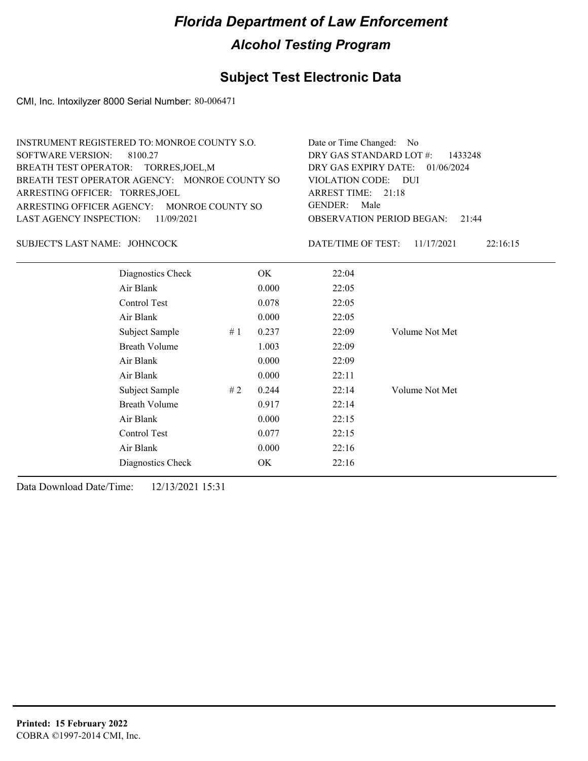# Florida Department of Law Enforcement

## Alcohol Testing Program

### Subject Test Electronic Data

CMI, Inc. Intoxilyzer 8000 Serial Number: 80-006471

INSTRUMENT REGISTERED TO: MONROE COUNTY S.O.
SOFTWARE VERSION: 8100.27
BREATH TEST OPERATOR: TORRES,JOEL,M
BREATH TEST OPERATOR AGENCY: MONROE COUNTY SO
ARRESTING OFFICER: TORRES,JOEL
ARRESTING OFFICER AGENCY: MONROE COUNTY SO
LAST AGENCY INSPECTION: 11/09/2021

Date or Time Changed: No
DRY GAS STANDARD LOT #: 1433248
DRY GAS EXPIRY DATE: 01/06/2024
VIOLATION CODE: DUI
ARREST TIME: 21:18
GENDER: Male
OBSERVATION PERIOD BEGAN: 21:44

SUBJECT'S LAST NAME: JOHNCOCK

DATE/TIME OF TEST: 11/17/2021 22:16:15

| | | | | |
|---|---|---|---|---|
| Diagnostics Check | | OK | 22:04 | |
| Air Blank | | 0.000 | 22:05 | |
| Control Test | | 0.078 | 22:05 | |
| Air Blank | | 0.000 | 22:05 | |
| Subject Sample | # 1 | 0.237 | 22:09 | Volume Not Met |
| Breath Volume | | 1.003 | 22:09 | |
| Air Blank | | 0.000 | 22:09 | |
| Air Blank | | 0.000 | 22:11 | |
| Subject Sample | # 2 | 0.244 | 22:14 | Volume Not Met |
| Breath Volume | | 0.917 | 22:14 | |
| Air Blank | | 0.000 | 22:15 | |
| Control Test | | 0.077 | 22:15 | |
| Air Blank | | 0.000 | 22:16 | |
| Diagnostics Check | | OK | 22:16 | |

Data Download Date/Time: 12/13/2021 15:31

**Printed: 15 February 2022**
COBRA ©1997-2014 CMI, Inc.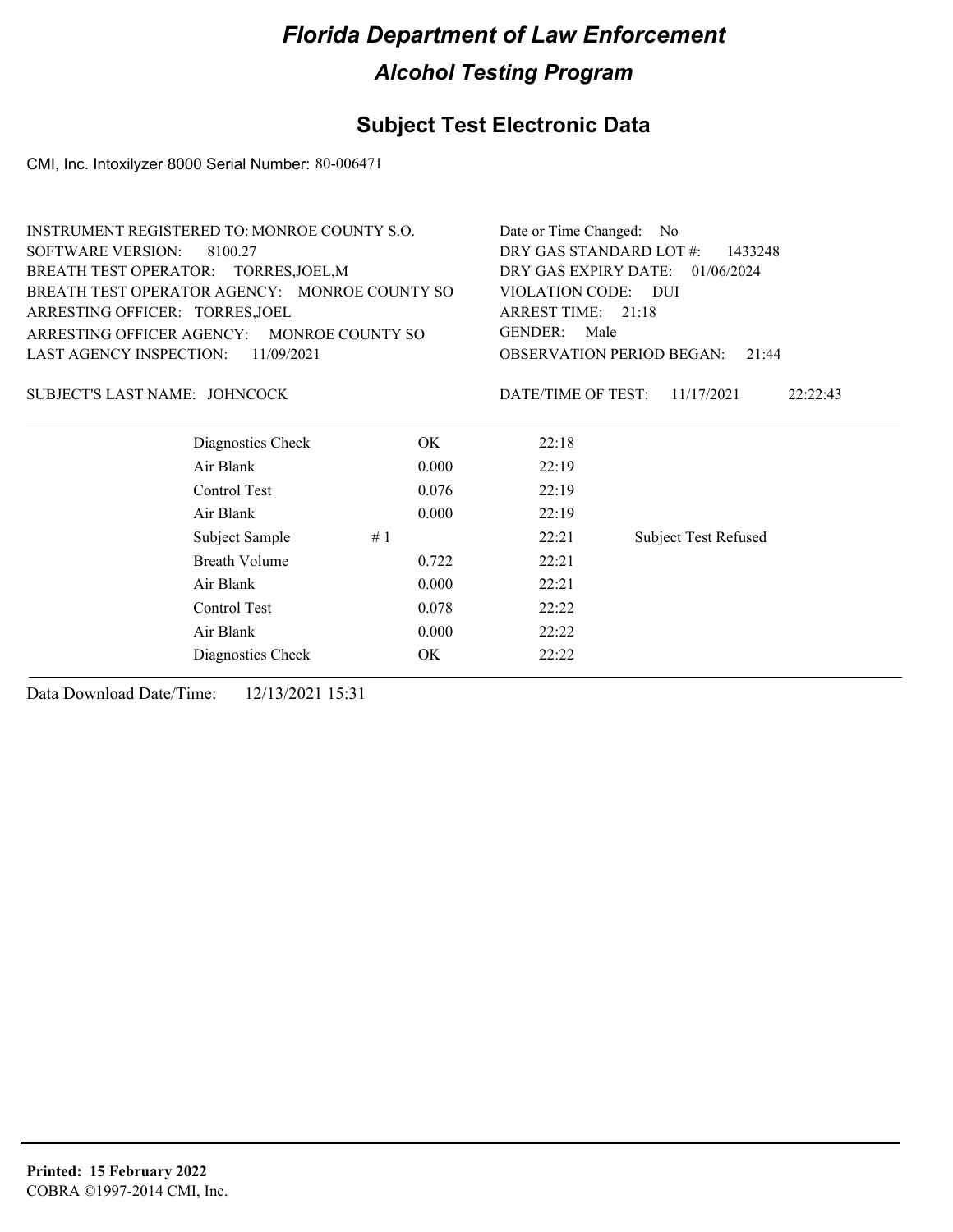# Florida Department of Law Enforcement

## Alcohol Testing Program

### Subject Test Electronic Data

CMI, Inc. Intoxilyzer 8000 Serial Number: 80-006471

INSTRUMENT REGISTERED TO: MONROE COUNTY S.O.
SOFTWARE VERSION: 8100.27
BREATH TEST OPERATOR: TORRES,JOEL,M
BREATH TEST OPERATOR AGENCY: MONROE COUNTY SO
ARRESTING OFFICER: TORRES,JOEL
ARRESTING OFFICER AGENCY: MONROE COUNTY SO
LAST AGENCY INSPECTION: 11/09/2021

Date or Time Changed: No
DRY GAS STANDARD LOT #: 1433248
DRY GAS EXPIRY DATE: 01/06/2024
VIOLATION CODE: DUI
ARREST TIME: 21:18
GENDER: Male
OBSERVATION PERIOD BEGAN: 21:44

SUBJECT'S LAST NAME: JOHNCOCK

DATE/TIME OF TEST: 11/17/2021 22:22:43

| | | | |
|---|---|---|---|
| Diagnostics Check | OK | 22:18 | |
| Air Blank | 0.000 | 22:19 | |
| Control Test | 0.076 | 22:19 | |
| Air Blank | 0.000 | 22:19 | |
| Subject Sample # 1 | | 22:21 | Subject Test Refused |
| Breath Volume | 0.722 | 22:21 | |
| Air Blank | 0.000 | 22:21 | |
| Control Test | 0.078 | 22:22 | |
| Air Blank | 0.000 | 22:22 | |
| Diagnostics Check | OK | 22:22 | |

Data Download Date/Time: 12/13/2021 15:31

**Printed: 15 February 2022**
COBRA ©1997-2014 CMI, Inc.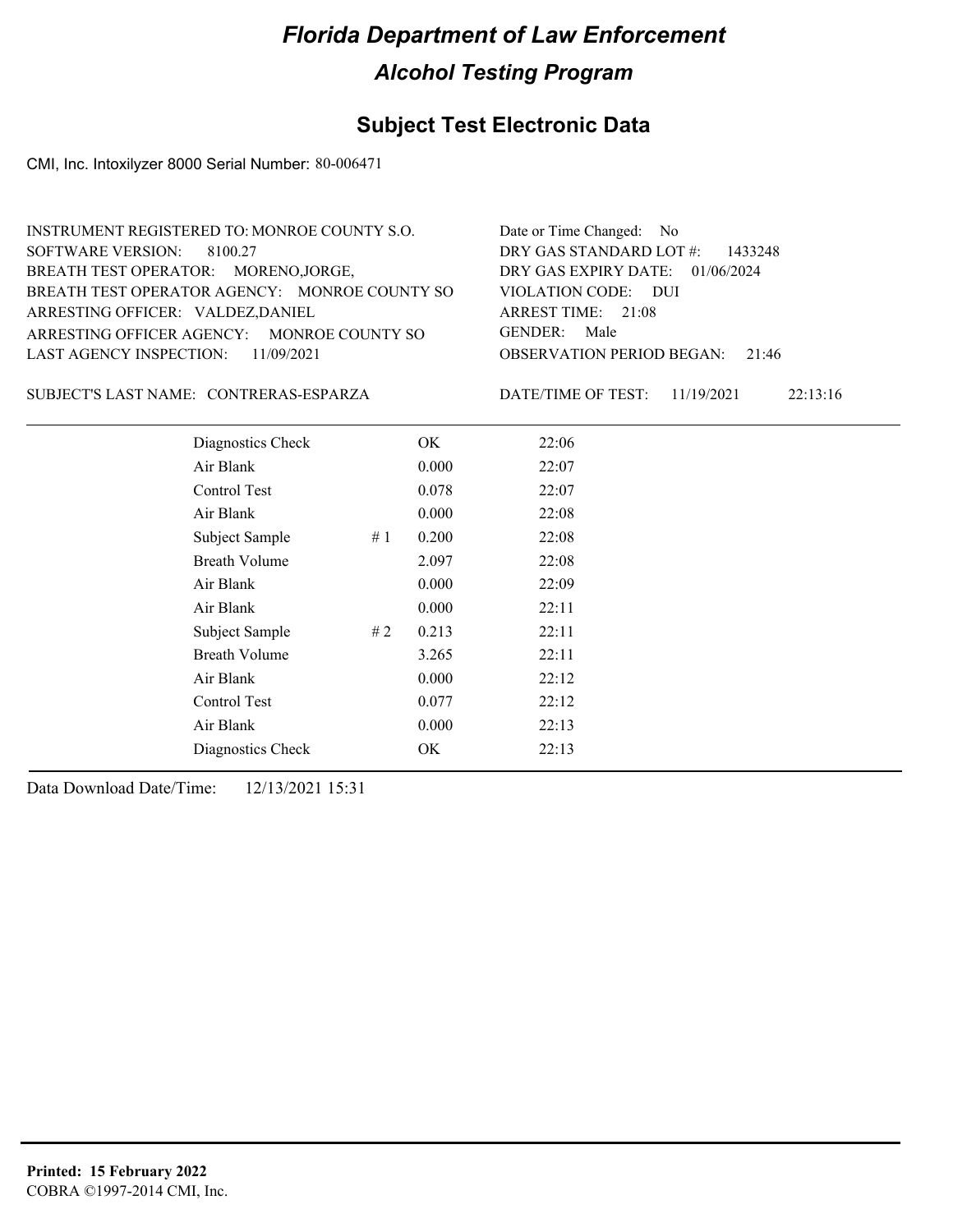# Florida Department of Law Enforcement

## Alcohol Testing Program

## Subject Test Electronic Data

CMI, Inc. Intoxilyzer 8000 Serial Number: 80-006471

INSTRUMENT REGISTERED TO: MONROE COUNTY S.O.
SOFTWARE VERSION: 8100.27
BREATH TEST OPERATOR: MORENO,JORGE,
BREATH TEST OPERATOR AGENCY: MONROE COUNTY SO
ARRESTING OFFICER: VALDEZ,DANIEL
ARRESTING OFFICER AGENCY: MONROE COUNTY SO
LAST AGENCY INSPECTION: 11/09/2021

Date or Time Changed: No
DRY GAS STANDARD LOT #: 1433248
DRY GAS EXPIRY DATE: 01/06/2024
VIOLATION CODE: DUI
ARREST TIME: 21:08
GENDER: Male
OBSERVATION PERIOD BEGAN: 21:46

SUBJECT'S LAST NAME: CONTRERAS-ESPARZA

DATE/TIME OF TEST: 11/19/2021 22:13:16

| | | | |
|---|---|---|---|
| Diagnostics Check | | OK | 22:06 |
| Air Blank | | 0.000 | 22:07 |
| Control Test | | 0.078 | 22:07 |
| Air Blank | | 0.000 | 22:08 |
| Subject Sample | # 1 | 0.200 | 22:08 |
| Breath Volume | | 2.097 | 22:08 |
| Air Blank | | 0.000 | 22:09 |
| Air Blank | | 0.000 | 22:11 |
| Subject Sample | # 2 | 0.213 | 22:11 |
| Breath Volume | | 3.265 | 22:11 |
| Air Blank | | 0.000 | 22:12 |
| Control Test | | 0.077 | 22:12 |
| Air Blank | | 0.000 | 22:13 |
| Diagnostics Check | | OK | 22:13 |

Data Download Date/Time: 12/13/2021 15:31

**Printed: 15 February 2022**
COBRA ©1997-2014 CMI, Inc.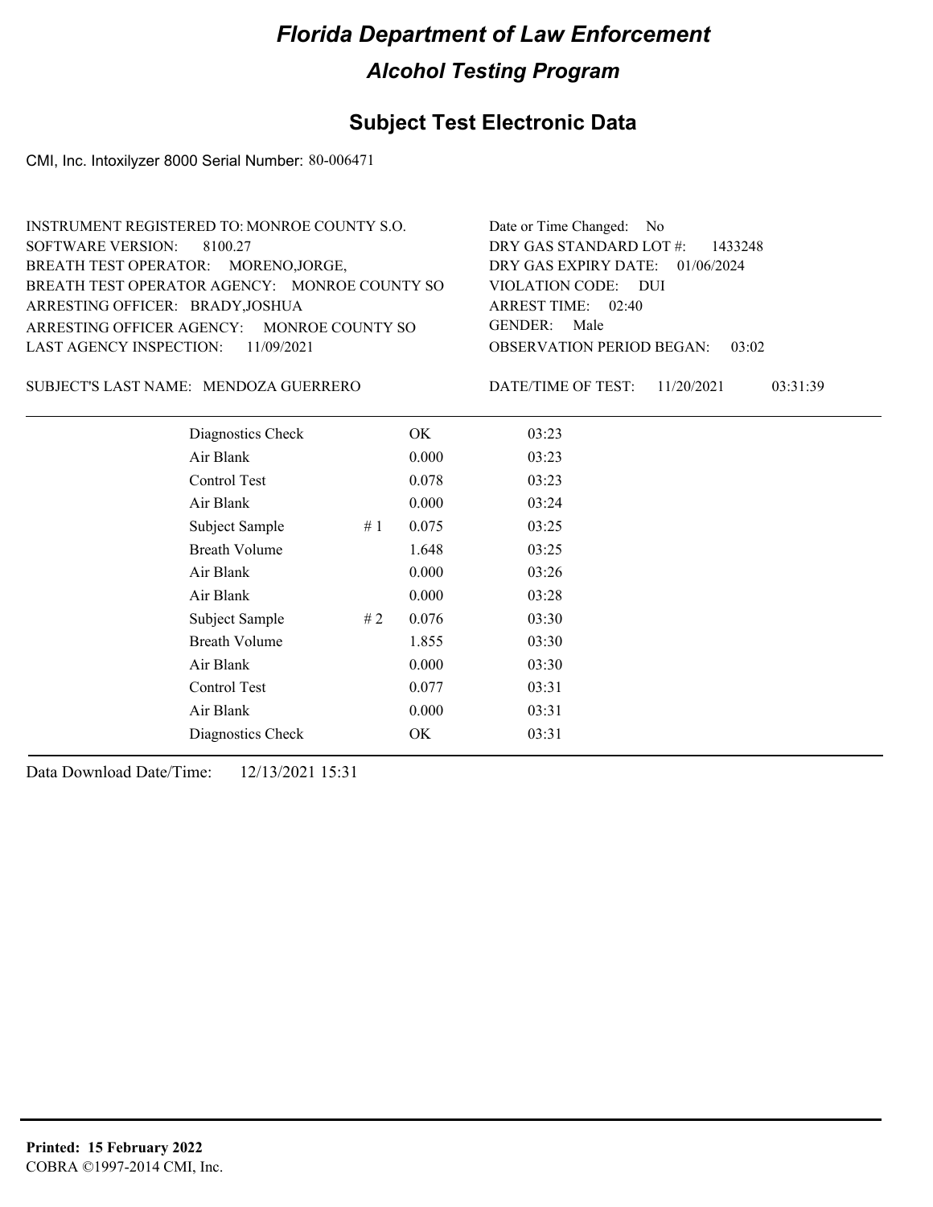# Florida Department of Law Enforcement

## Alcohol Testing Program

### Subject Test Electronic Data

CMI, Inc. Intoxilyzer 8000 Serial Number: 80-006471

INSTRUMENT REGISTERED TO: MONROE COUNTY S.O.
SOFTWARE VERSION: 8100.27
BREATH TEST OPERATOR: MORENO,JORGE,
BREATH TEST OPERATOR AGENCY: MONROE COUNTY SO
ARRESTING OFFICER: BRADY,JOSHUA
ARRESTING OFFICER AGENCY: MONROE COUNTY SO
LAST AGENCY INSPECTION: 11/09/2021

Date or Time Changed: No
DRY GAS STANDARD LOT #: 1433248
DRY GAS EXPIRY DATE: 01/06/2024
VIOLATION CODE: DUI
ARREST TIME: 02:40
GENDER: Male
OBSERVATION PERIOD BEGAN: 03:02

SUBJECT'S LAST NAME: MENDOZA GUERRERO

DATE/TIME OF TEST: 11/20/2021 03:31:39

| | | | |
|---|---|---|---|
| Diagnostics Check | | OK | 03:23 |
| Air Blank | | 0.000 | 03:23 |
| Control Test | | 0.078 | 03:23 |
| Air Blank | | 0.000 | 03:24 |
| Subject Sample | # 1 | 0.075 | 03:25 |
| Breath Volume | | 1.648 | 03:25 |
| Air Blank | | 0.000 | 03:26 |
| Air Blank | | 0.000 | 03:28 |
| Subject Sample | # 2 | 0.076 | 03:30 |
| Breath Volume | | 1.855 | 03:30 |
| Air Blank | | 0.000 | 03:30 |
| Control Test | | 0.077 | 03:31 |
| Air Blank | | 0.000 | 03:31 |
| Diagnostics Check | | OK | 03:31 |

Data Download Date/Time: 12/13/2021 15:31

**Printed: 15 February 2022**
COBRA ©1997-2014 CMI, Inc.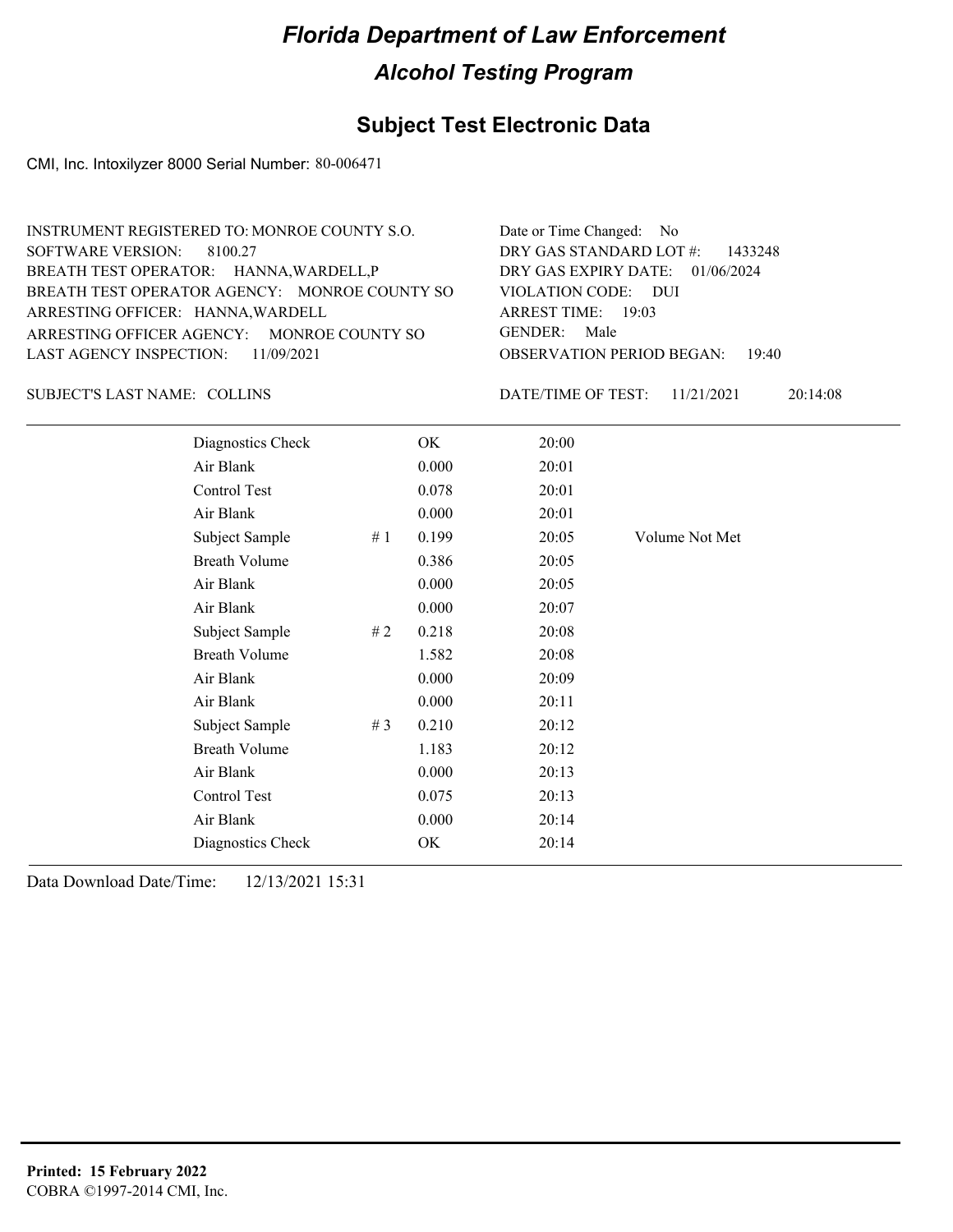# Florida Department of Law Enforcement

## Alcohol Testing Program

## Subject Test Electronic Data

CMI, Inc. Intoxilyzer 8000 Serial Number: 80-006471

INSTRUMENT REGISTERED TO: MONROE COUNTY S.O.
SOFTWARE VERSION: 8100.27
BREATH TEST OPERATOR: HANNA,WARDELL,P
BREATH TEST OPERATOR AGENCY: MONROE COUNTY SO
ARRESTING OFFICER: HANNA,WARDELL
ARRESTING OFFICER AGENCY: MONROE COUNTY SO
LAST AGENCY INSPECTION: 11/09/2021

Date or Time Changed: No
DRY GAS STANDARD LOT #: 1433248
DRY GAS EXPIRY DATE: 01/06/2024
VIOLATION CODE: DUI
ARREST TIME: 19:03
GENDER: Male
OBSERVATION PERIOD BEGAN: 19:40

SUBJECT'S LAST NAME: COLLINS

DATE/TIME OF TEST: 11/21/2021 20:14:08

| | | | | |
|---|---|---|---|---|
| Diagnostics Check | | OK | 20:00 | |
| Air Blank | | 0.000 | 20:01 | |
| Control Test | | 0.078 | 20:01 | |
| Air Blank | | 0.000 | 20:01 | |
| Subject Sample | # 1 | 0.199 | 20:05 | Volume Not Met |
| Breath Volume | | 0.386 | 20:05 | |
| Air Blank | | 0.000 | 20:05 | |
| Air Blank | | 0.000 | 20:07 | |
| Subject Sample | # 2 | 0.218 | 20:08 | |
| Breath Volume | | 1.582 | 20:08 | |
| Air Blank | | 0.000 | 20:09 | |
| Air Blank | | 0.000 | 20:11 | |
| Subject Sample | # 3 | 0.210 | 20:12 | |
| Breath Volume | | 1.183 | 20:12 | |
| Air Blank | | 0.000 | 20:13 | |
| Control Test | | 0.075 | 20:13 | |
| Air Blank | | 0.000 | 20:14 | |
| Diagnostics Check | | OK | 20:14 | |

Data Download Date/Time: 12/13/2021 15:31

**Printed: 15 February 2022**
COBRA ©1997-2014 CMI, Inc.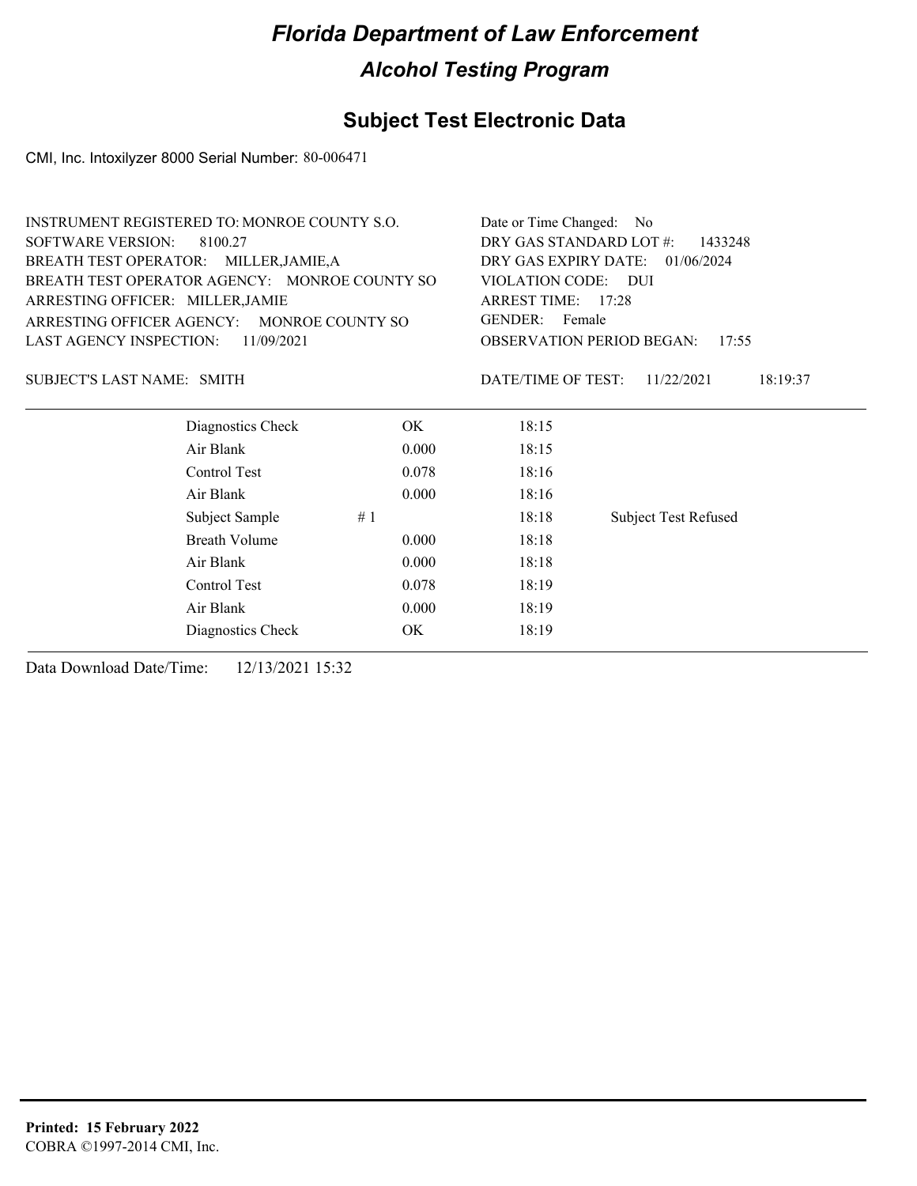# Florida Department of Law Enforcement

## Alcohol Testing Program

### Subject Test Electronic Data

CMI, Inc. Intoxilyzer 8000 Serial Number: 80-006471

INSTRUMENT REGISTERED TO: MONROE COUNTY S.O.
SOFTWARE VERSION: 8100.27
BREATH TEST OPERATOR: MILLER,JAMIE,A
BREATH TEST OPERATOR AGENCY: MONROE COUNTY SO
ARRESTING OFFICER: MILLER,JAMIE
ARRESTING OFFICER AGENCY: MONROE COUNTY SO
LAST AGENCY INSPECTION: 11/09/2021

Date or Time Changed: No
DRY GAS STANDARD LOT #: 1433248
DRY GAS EXPIRY DATE: 01/06/2024
VIOLATION CODE: DUI
ARREST TIME: 17:28
GENDER: Female
OBSERVATION PERIOD BEGAN: 17:55

SUBJECT'S LAST NAME: SMITH

DATE/TIME OF TEST: 11/22/2021 18:19:37

| | | | | |
|---|---|---|---|---|
| Diagnostics Check | | OK | 18:15 | |
| Air Blank | | 0.000 | 18:15 | |
| Control Test | | 0.078 | 18:16 | |
| Air Blank | | 0.000 | 18:16 | |
| Subject Sample | # 1 | | 18:18 | Subject Test Refused |
| Breath Volume | | 0.000 | 18:18 | |
| Air Blank | | 0.000 | 18:18 | |
| Control Test | | 0.078 | 18:19 | |
| Air Blank | | 0.000 | 18:19 | |
| Diagnostics Check | | OK | 18:19 | |

Data Download Date/Time: 12/13/2021 15:32

**Printed: 15 February 2022**
COBRA ©1997-2014 CMI, Inc.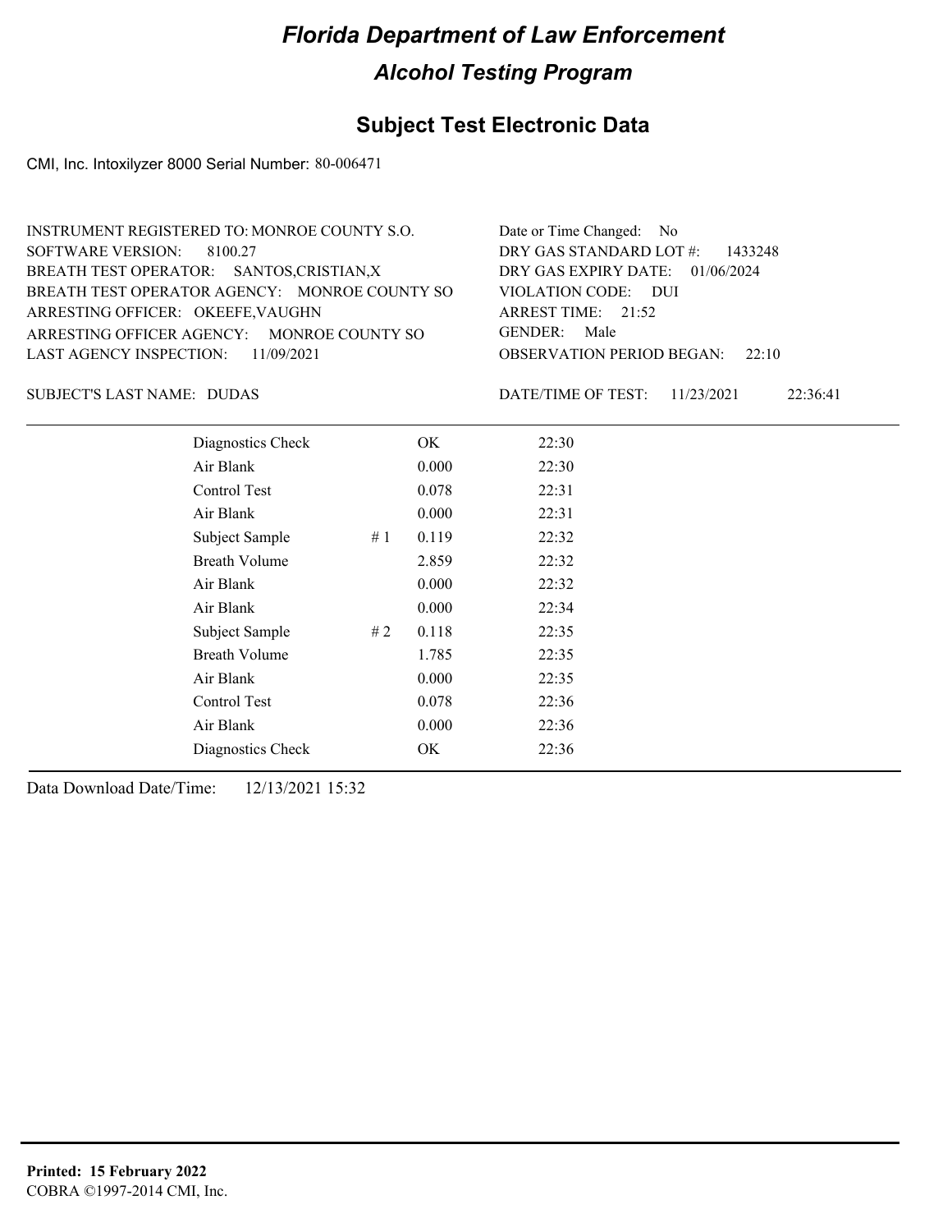# Florida Department of Law Enforcement

## Alcohol Testing Program

## Subject Test Electronic Data

CMI, Inc. Intoxilyzer 8000 Serial Number: 80-006471

INSTRUMENT REGISTERED TO: MONROE COUNTY S.O.
SOFTWARE VERSION: 8100.27
BREATH TEST OPERATOR: SANTOS,CRISTIAN,X
BREATH TEST OPERATOR AGENCY: MONROE COUNTY SO
ARRESTING OFFICER: OKEEFE,VAUGHN
ARRESTING OFFICER AGENCY: MONROE COUNTY SO
LAST AGENCY INSPECTION: 11/09/2021

Date or Time Changed: No
DRY GAS STANDARD LOT #: 1433248
DRY GAS EXPIRY DATE: 01/06/2024
VIOLATION CODE: DUI
ARREST TIME: 21:52
GENDER: Male
OBSERVATION PERIOD BEGAN: 22:10

SUBJECT'S LAST NAME: DUDAS

DATE/TIME OF TEST: 11/23/2021 22:36:41

| Test | | Result | Time |
|---|---|---|---|
| Diagnostics Check | | OK | 22:30 |
| Air Blank | | 0.000 | 22:30 |
| Control Test | | 0.078 | 22:31 |
| Air Blank | | 0.000 | 22:31 |
| Subject Sample | # 1 | 0.119 | 22:32 |
| Breath Volume | | 2.859 | 22:32 |
| Air Blank | | 0.000 | 22:32 |
| Air Blank | | 0.000 | 22:34 |
| Subject Sample | # 2 | 0.118 | 22:35 |
| Breath Volume | | 1.785 | 22:35 |
| Air Blank | | 0.000 | 22:35 |
| Control Test | | 0.078 | 22:36 |
| Air Blank | | 0.000 | 22:36 |
| Diagnostics Check | | OK | 22:36 |

Data Download Date/Time: 12/13/2021 15:32

**Printed: 15 February 2022**
COBRA ©1997-2014 CMI, Inc.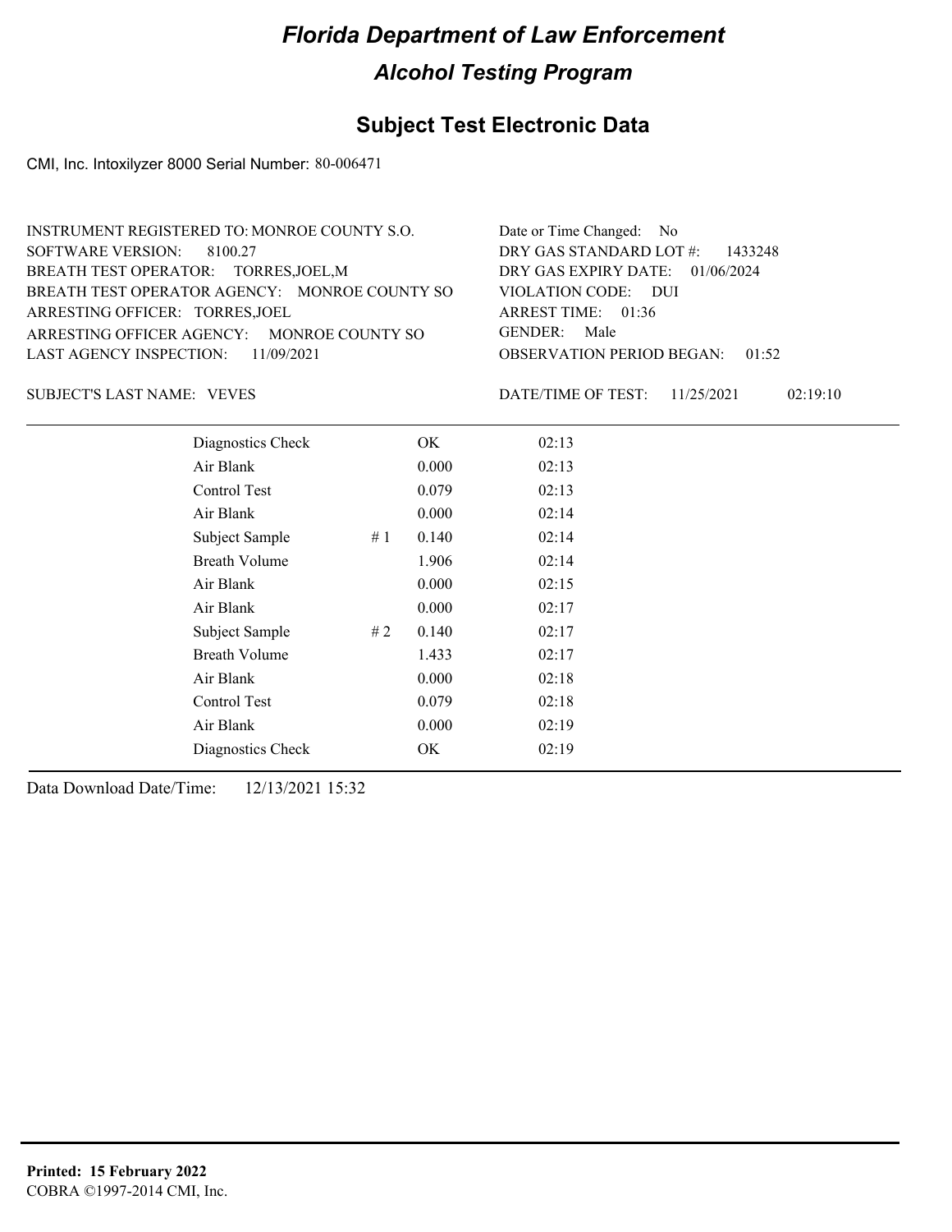# Florida Department of Law Enforcement

## Alcohol Testing Program

### Subject Test Electronic Data

CMI, Inc. Intoxilyzer 8000 Serial Number: 80-006471

INSTRUMENT REGISTERED TO: MONROE COUNTY S.O.
SOFTWARE VERSION: 8100.27
BREATH TEST OPERATOR: TORRES,JOEL,M
BREATH TEST OPERATOR AGENCY: MONROE COUNTY SO
ARRESTING OFFICER: TORRES,JOEL
ARRESTING OFFICER AGENCY: MONROE COUNTY SO
LAST AGENCY INSPECTION: 11/09/2021

Date or Time Changed: No
DRY GAS STANDARD LOT #: 1433248
DRY GAS EXPIRY DATE: 01/06/2024
VIOLATION CODE: DUI
ARREST TIME: 01:36
GENDER: Male
OBSERVATION PERIOD BEGAN: 01:52

SUBJECT'S LAST NAME: VEVES

DATE/TIME OF TEST: 11/25/2021 02:19:10

| | | | |
|---|---|---|---|
| Diagnostics Check | | OK | 02:13 |
| Air Blank | | 0.000 | 02:13 |
| Control Test | | 0.079 | 02:13 |
| Air Blank | | 0.000 | 02:14 |
| Subject Sample | # 1 | 0.140 | 02:14 |
| Breath Volume | | 1.906 | 02:14 |
| Air Blank | | 0.000 | 02:15 |
| Air Blank | | 0.000 | 02:17 |
| Subject Sample | # 2 | 0.140 | 02:17 |
| Breath Volume | | 1.433 | 02:17 |
| Air Blank | | 0.000 | 02:18 |
| Control Test | | 0.079 | 02:18 |
| Air Blank | | 0.000 | 02:19 |
| Diagnostics Check | | OK | 02:19 |

Data Download Date/Time: 12/13/2021 15:32

**Printed: 15 February 2022**
COBRA ©1997-2014 CMI, Inc.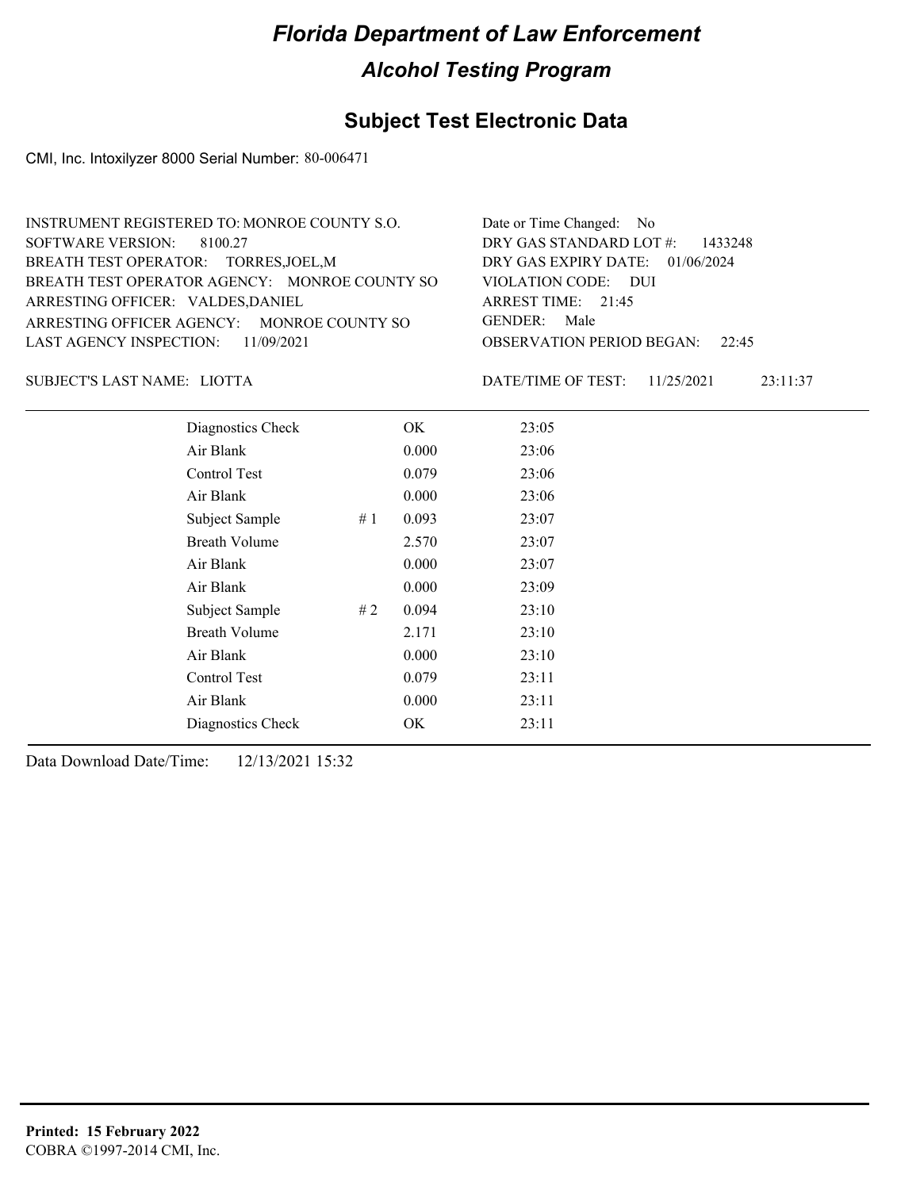# Florida Department of Law Enforcement

## Alcohol Testing Program

## Subject Test Electronic Data

CMI, Inc. Intoxilyzer 8000 Serial Number: 80-006471

INSTRUMENT REGISTERED TO: MONROE COUNTY S.O.
SOFTWARE VERSION: 8100.27
BREATH TEST OPERATOR: TORRES,JOEL,M
BREATH TEST OPERATOR AGENCY: MONROE COUNTY SO
ARRESTING OFFICER: VALDES,DANIEL
ARRESTING OFFICER AGENCY: MONROE COUNTY SO
LAST AGENCY INSPECTION: 11/09/2021

Date or Time Changed: No
DRY GAS STANDARD LOT #: 1433248
DRY GAS EXPIRY DATE: 01/06/2024
VIOLATION CODE: DUI
ARREST TIME: 21:45
GENDER: Male
OBSERVATION PERIOD BEGAN: 22:45

SUBJECT'S LAST NAME: LIOTTA

DATE/TIME OF TEST: 11/25/2021 23:11:37

| | | | |
|---|---|---|---|
| Diagnostics Check | | OK | 23:05 |
| Air Blank | | 0.000 | 23:06 |
| Control Test | | 0.079 | 23:06 |
| Air Blank | | 0.000 | 23:06 |
| Subject Sample | # 1 | 0.093 | 23:07 |
| Breath Volume | | 2.570 | 23:07 |
| Air Blank | | 0.000 | 23:07 |
| Air Blank | | 0.000 | 23:09 |
| Subject Sample | # 2 | 0.094 | 23:10 |
| Breath Volume | | 2.171 | 23:10 |
| Air Blank | | 0.000 | 23:10 |
| Control Test | | 0.079 | 23:11 |
| Air Blank | | 0.000 | 23:11 |
| Diagnostics Check | | OK | 23:11 |

Data Download Date/Time: 12/13/2021 15:32

**Printed: 15 February 2022**
COBRA ©1997-2014 CMI, Inc.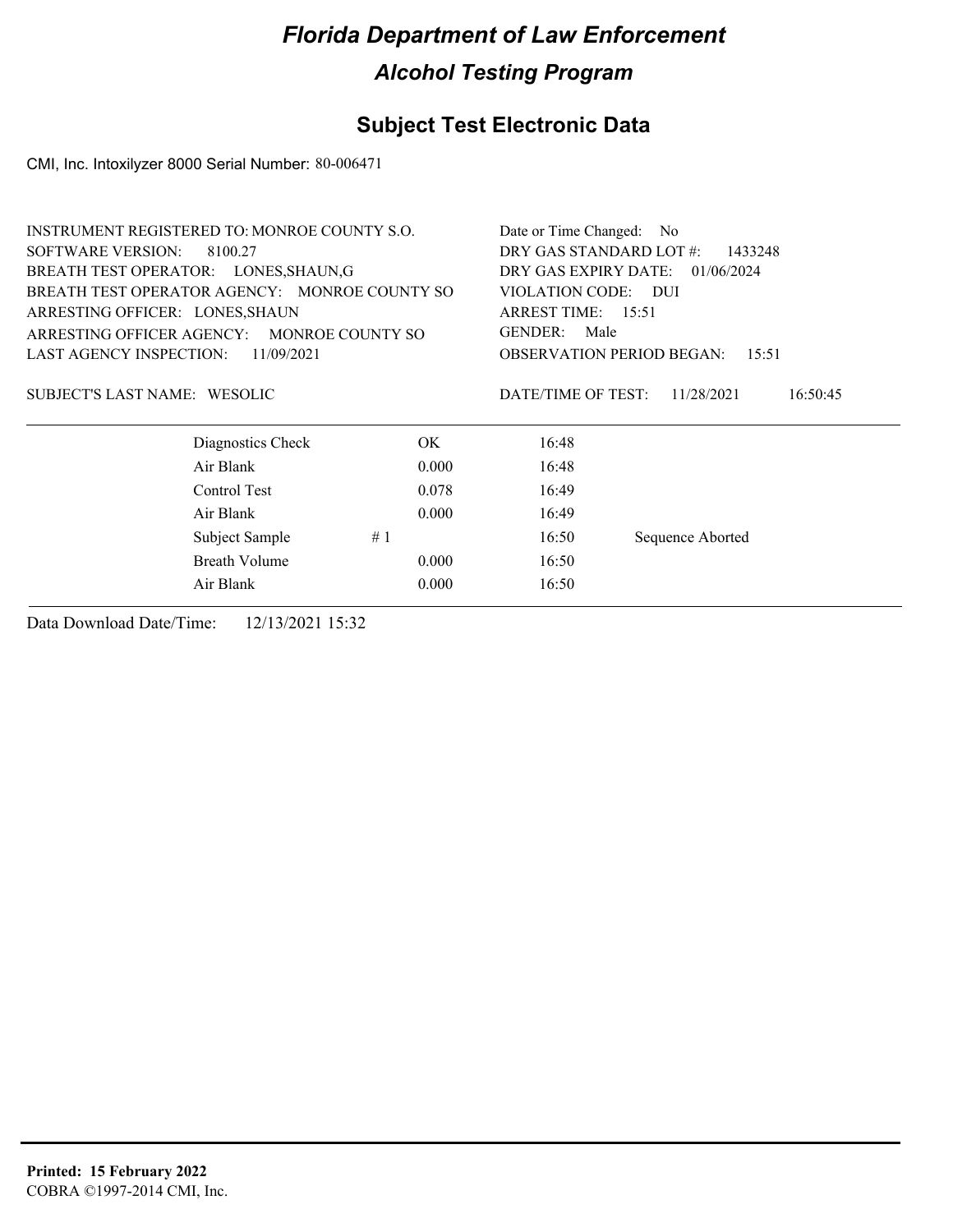# Florida Department of Law Enforcement

## Alcohol Testing Program

### Subject Test Electronic Data

CMI, Inc. Intoxilyzer 8000 Serial Number: 80-006471

INSTRUMENT REGISTERED TO: MONROE COUNTY S.O.
SOFTWARE VERSION: 8100.27
BREATH TEST OPERATOR: LONES,SHAUN,G
BREATH TEST OPERATOR AGENCY: MONROE COUNTY SO
ARRESTING OFFICER: LONES,SHAUN
ARRESTING OFFICER AGENCY: MONROE COUNTY SO
LAST AGENCY INSPECTION: 11/09/2021

Date or Time Changed: No
DRY GAS STANDARD LOT #: 1433248
DRY GAS EXPIRY DATE: 01/06/2024
VIOLATION CODE: DUI
ARREST TIME: 15:51
GENDER: Male
OBSERVATION PERIOD BEGAN: 15:51

SUBJECT'S LAST NAME: WESOLIC

DATE/TIME OF TEST: 11/28/2021 16:50:45

| | | | |
|---|---|---|---|
| Diagnostics Check | OK | 16:48 | |
| Air Blank | 0.000 | 16:48 | |
| Control Test | 0.078 | 16:49 | |
| Air Blank | 0.000 | 16:49 | |
| Subject Sample | # 1 | 16:50 | Sequence Aborted |
| Breath Volume | 0.000 | 16:50 | |
| Air Blank | 0.000 | 16:50 | |

Data Download Date/Time: 12/13/2021 15:32

**Printed: 15 February 2022**
COBRA ©1997-2014 CMI, Inc.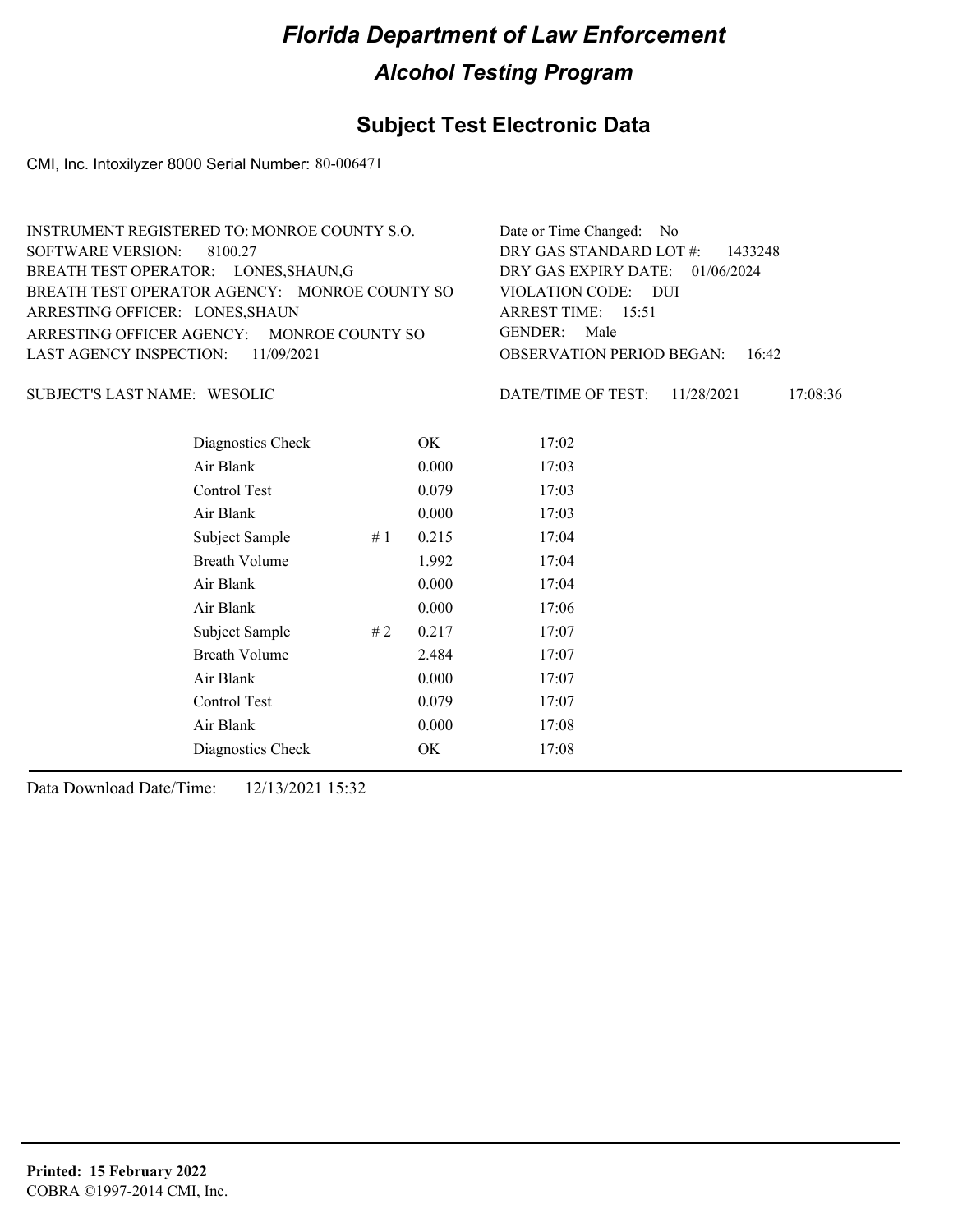# Florida Department of Law Enforcement

## Alcohol Testing Program

### Subject Test Electronic Data

CMI, Inc. Intoxilyzer 8000 Serial Number: 80-006471

INSTRUMENT REGISTERED TO: MONROE COUNTY S.O.
SOFTWARE VERSION: 8100.27
BREATH TEST OPERATOR: LONES,SHAUN,G
BREATH TEST OPERATOR AGENCY: MONROE COUNTY SO
ARRESTING OFFICER: LONES,SHAUN
ARRESTING OFFICER AGENCY: MONROE COUNTY SO
LAST AGENCY INSPECTION: 11/09/2021

Date or Time Changed: No
DRY GAS STANDARD LOT #: 1433248
DRY GAS EXPIRY DATE: 01/06/2024
VIOLATION CODE: DUI
ARREST TIME: 15:51
GENDER: Male
OBSERVATION PERIOD BEGAN: 16:42

SUBJECT'S LAST NAME: WESOLIC

DATE/TIME OF TEST: 11/28/2021 17:08:36

| | | | |
|---|---|---|---|
| Diagnostics Check | | OK | 17:02 |
| Air Blank | | 0.000 | 17:03 |
| Control Test | | 0.079 | 17:03 |
| Air Blank | | 0.000 | 17:03 |
| Subject Sample | # 1 | 0.215 | 17:04 |
| Breath Volume | | 1.992 | 17:04 |
| Air Blank | | 0.000 | 17:04 |
| Air Blank | | 0.000 | 17:06 |
| Subject Sample | # 2 | 0.217 | 17:07 |
| Breath Volume | | 2.484 | 17:07 |
| Air Blank | | 0.000 | 17:07 |
| Control Test | | 0.079 | 17:07 |
| Air Blank | | 0.000 | 17:08 |
| Diagnostics Check | | OK | 17:08 |

Data Download Date/Time: 12/13/2021 15:32

**Printed: 15 February 2022**
COBRA ©1997-2014 CMI, Inc.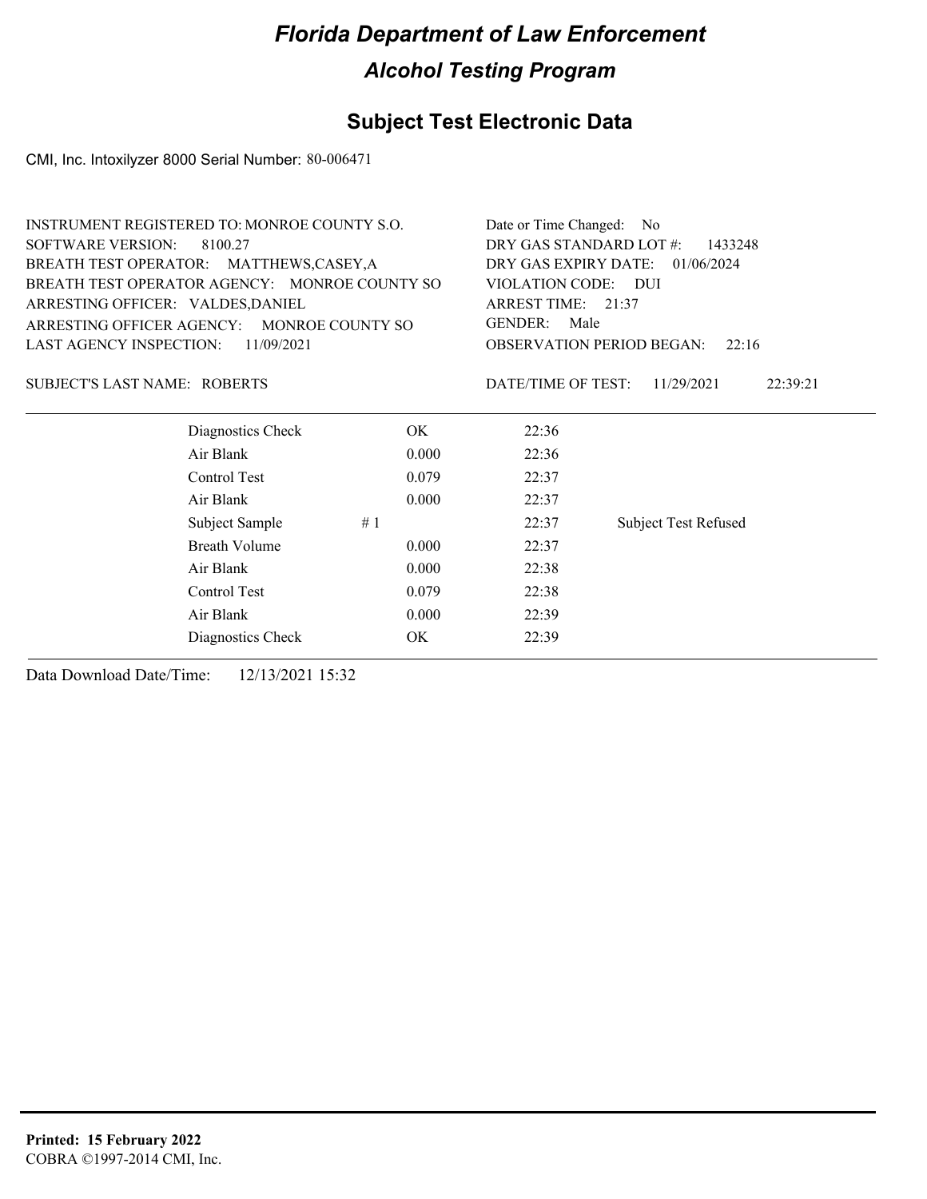# Florida Department of Law Enforcement

## Alcohol Testing Program

### Subject Test Electronic Data

CMI, Inc. Intoxilyzer 8000 Serial Number: 80-006471

INSTRUMENT REGISTERED TO: MONROE COUNTY S.O.
SOFTWARE VERSION: 8100.27
BREATH TEST OPERATOR: MATTHEWS,CASEY,A
BREATH TEST OPERATOR AGENCY: MONROE COUNTY SO
ARRESTING OFFICER: VALDES,DANIEL
ARRESTING OFFICER AGENCY: MONROE COUNTY SO
LAST AGENCY INSPECTION: 11/09/2021

Date or Time Changed: No
DRY GAS STANDARD LOT #: 1433248
DRY GAS EXPIRY DATE: 01/06/2024
VIOLATION CODE: DUI
ARREST TIME: 21:37
GENDER: Male
OBSERVATION PERIOD BEGAN: 22:16

SUBJECT'S LAST NAME: ROBERTS

DATE/TIME OF TEST: 11/29/2021 22:39:21

| | | | |
|---|---|---|---|
| Diagnostics Check | OK | 22:36 | |
| Air Blank | 0.000 | 22:36 | |
| Control Test | 0.079 | 22:37 | |
| Air Blank | 0.000 | 22:37 | |
| Subject Sample | # 1 | 22:37 | Subject Test Refused |
| Breath Volume | 0.000 | 22:37 | |
| Air Blank | 0.000 | 22:38 | |
| Control Test | 0.079 | 22:38 | |
| Air Blank | 0.000 | 22:39 | |
| Diagnostics Check | OK | 22:39 | |

Data Download Date/Time: 12/13/2021 15:32

**Printed: 15 February 2022**
COBRA ©1997-2014 CMI, Inc.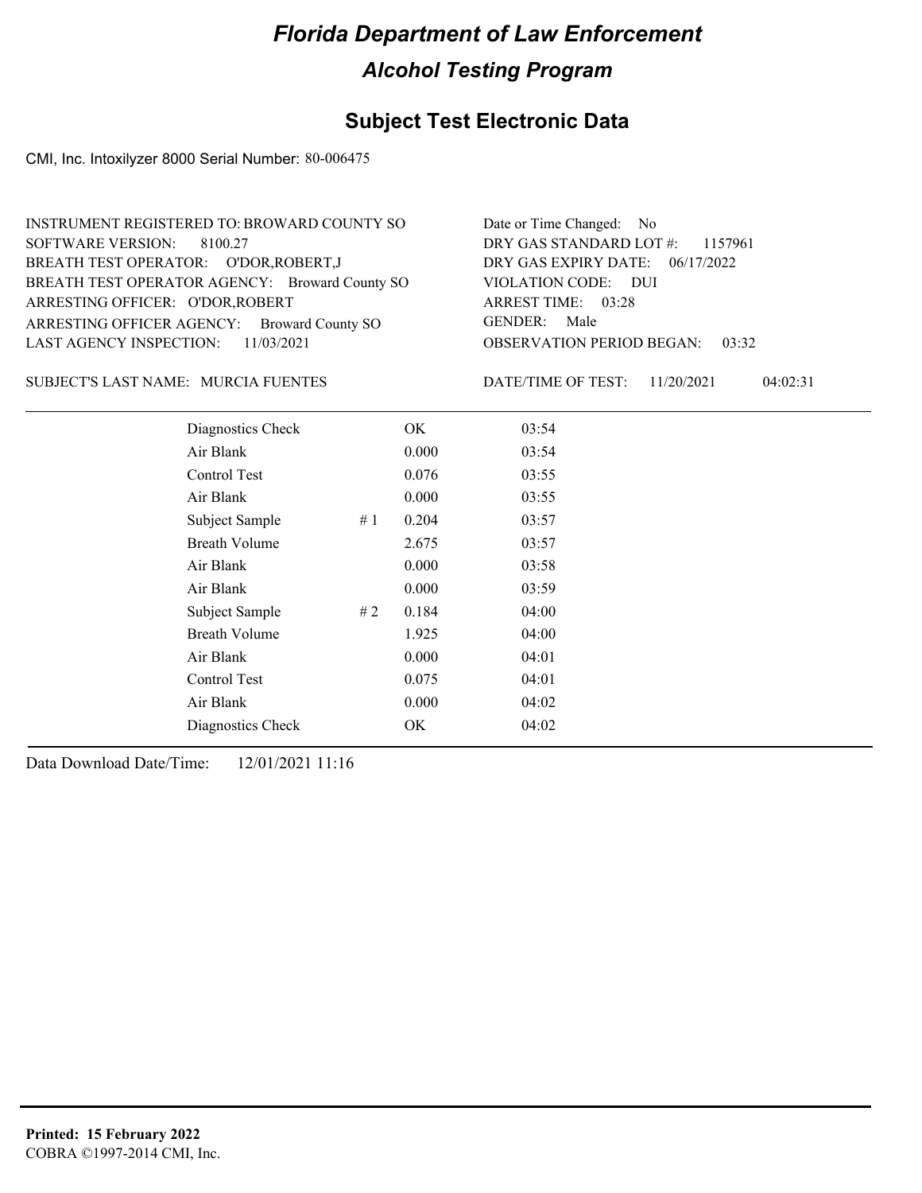# Florida Department of Law Enforcement

## Alcohol Testing Program

### Subject Test Electronic Data

CMI, Inc. Intoxilyzer 8000 Serial Number: 80-006475

INSTRUMENT REGISTERED TO: BROWARD COUNTY SO
SOFTWARE VERSION: 8100.27
BREATH TEST OPERATOR: O'DOR,ROBERT,J
BREATH TEST OPERATOR AGENCY: Broward County SO
ARRESTING OFFICER: O'DOR,ROBERT
ARRESTING OFFICER AGENCY: Broward County SO
LAST AGENCY INSPECTION: 11/03/2021

Date or Time Changed: No
DRY GAS STANDARD LOT #: 1157961
DRY GAS EXPIRY DATE: 06/17/2022
VIOLATION CODE: DUI
ARREST TIME: 03:28
GENDER: Male
OBSERVATION PERIOD BEGAN: 03:32

SUBJECT'S LAST NAME: MURCIA FUENTES

DATE/TIME OF TEST: 11/20/2021 04:02:31

| | | | |
|---|---|---|---|
| Diagnostics Check | | OK | 03:54 |
| Air Blank | | 0.000 | 03:54 |
| Control Test | | 0.076 | 03:55 |
| Air Blank | | 0.000 | 03:55 |
| Subject Sample | # 1 | 0.204 | 03:57 |
| Breath Volume | | 2.675 | 03:57 |
| Air Blank | | 0.000 | 03:58 |
| Air Blank | | 0.000 | 03:59 |
| Subject Sample | # 2 | 0.184 | 04:00 |
| Breath Volume | | 1.925 | 04:00 |
| Air Blank | | 0.000 | 04:01 |
| Control Test | | 0.075 | 04:01 |
| Air Blank | | 0.000 | 04:02 |
| Diagnostics Check | | OK | 04:02 |

Data Download Date/Time: 12/01/2021 11:16

**Printed: 15 February 2022**
COBRA ©1997-2014 CMI, Inc.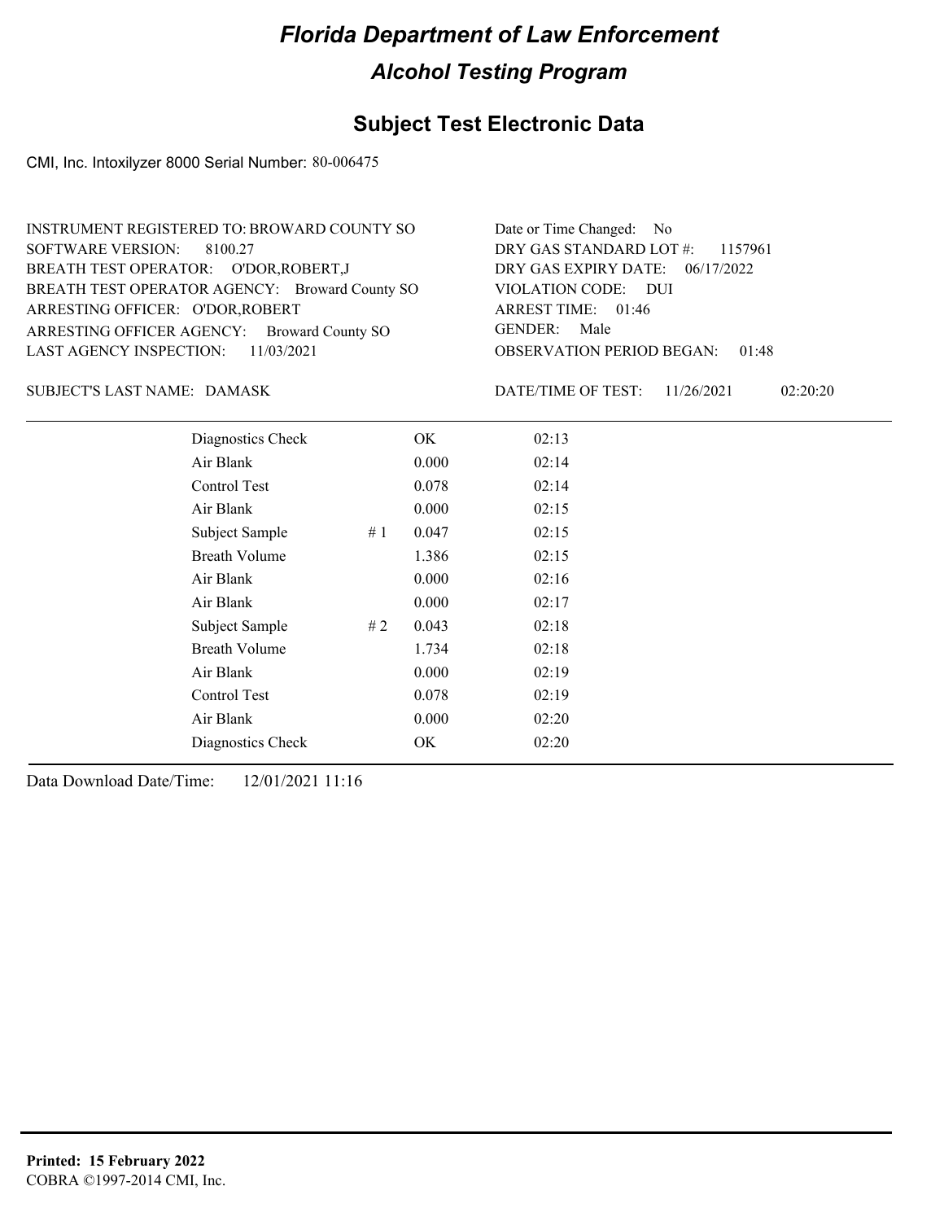# Florida Department of Law Enforcement

## Alcohol Testing Program

### Subject Test Electronic Data

CMI, Inc. Intoxilyzer 8000 Serial Number: 80-006475

INSTRUMENT REGISTERED TO: BROWARD COUNTY SO
SOFTWARE VERSION: 8100.27
BREATH TEST OPERATOR: O'DOR,ROBERT,J
BREATH TEST OPERATOR AGENCY: Broward County SO
ARRESTING OFFICER: O'DOR,ROBERT
ARRESTING OFFICER AGENCY: Broward County SO
LAST AGENCY INSPECTION: 11/03/2021

Date or Time Changed: No
DRY GAS STANDARD LOT #: 1157961
DRY GAS EXPIRY DATE: 06/17/2022
VIOLATION CODE: DUI
ARREST TIME: 01:46
GENDER: Male
OBSERVATION PERIOD BEGAN: 01:48

SUBJECT'S LAST NAME: DAMASK

DATE/TIME OF TEST: 11/26/2021 02:20:20

| | | | |
|---|---|---|---|
| Diagnostics Check | | OK | 02:13 |
| Air Blank | | 0.000 | 02:14 |
| Control Test | | 0.078 | 02:14 |
| Air Blank | | 0.000 | 02:15 |
| Subject Sample | # 1 | 0.047 | 02:15 |
| Breath Volume | | 1.386 | 02:15 |
| Air Blank | | 0.000 | 02:16 |
| Air Blank | | 0.000 | 02:17 |
| Subject Sample | # 2 | 0.043 | 02:18 |
| Breath Volume | | 1.734 | 02:18 |
| Air Blank | | 0.000 | 02:19 |
| Control Test | | 0.078 | 02:19 |
| Air Blank | | 0.000 | 02:20 |
| Diagnostics Check | | OK | 02:20 |

Data Download Date/Time: 12/01/2021 11:16

**Printed: 15 February 2022**
COBRA ©1997-2014 CMI, Inc.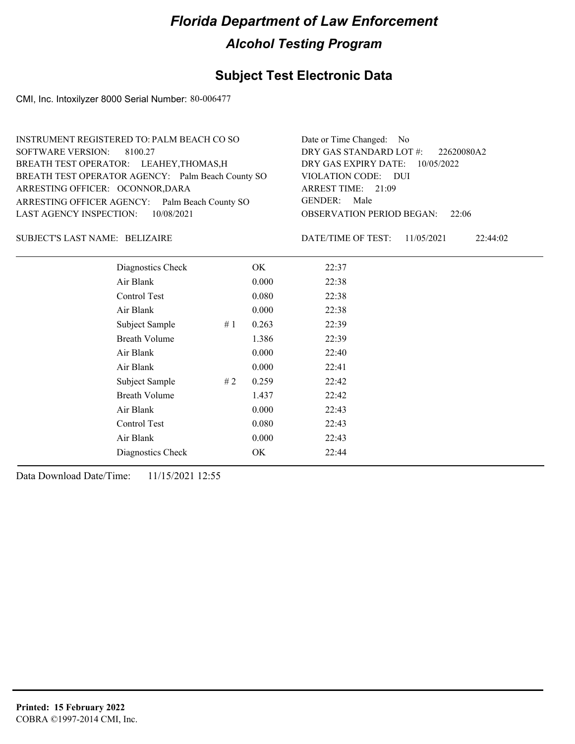# Florida Department of Law Enforcement

## Alcohol Testing Program

## Subject Test Electronic Data

CMI, Inc. Intoxilyzer 8000 Serial Number: 80-006477

INSTRUMENT REGISTERED TO: PALM BEACH CO SO
SOFTWARE VERSION: 8100.27
BREATH TEST OPERATOR: LEAHEY,THOMAS,H
BREATH TEST OPERATOR AGENCY: Palm Beach County SO
ARRESTING OFFICER: OCONNOR,DARA
ARRESTING OFFICER AGENCY: Palm Beach County SO
LAST AGENCY INSPECTION: 10/08/2021

Date or Time Changed: No
DRY GAS STANDARD LOT #: 22620080A2
DRY GAS EXPIRY DATE: 10/05/2022
VIOLATION CODE: DUI
ARREST TIME: 21:09
GENDER: Male
OBSERVATION PERIOD BEGAN: 22:06

SUBJECT'S LAST NAME: BELIZAIRE

DATE/TIME OF TEST: 11/05/2021 22:44:02

| | | | |
|---|---|---|---|
| Diagnostics Check | | OK | 22:37 |
| Air Blank | | 0.000 | 22:38 |
| Control Test | | 0.080 | 22:38 |
| Air Blank | | 0.000 | 22:38 |
| Subject Sample | # 1 | 0.263 | 22:39 |
| Breath Volume | | 1.386 | 22:39 |
| Air Blank | | 0.000 | 22:40 |
| Air Blank | | 0.000 | 22:41 |
| Subject Sample | # 2 | 0.259 | 22:42 |
| Breath Volume | | 1.437 | 22:42 |
| Air Blank | | 0.000 | 22:43 |
| Control Test | | 0.080 | 22:43 |
| Air Blank | | 0.000 | 22:43 |
| Diagnostics Check | | OK | 22:44 |

Data Download Date/Time: 11/15/2021 12:55

**Printed: 15 February 2022**
COBRA ©1997-2014 CMI, Inc.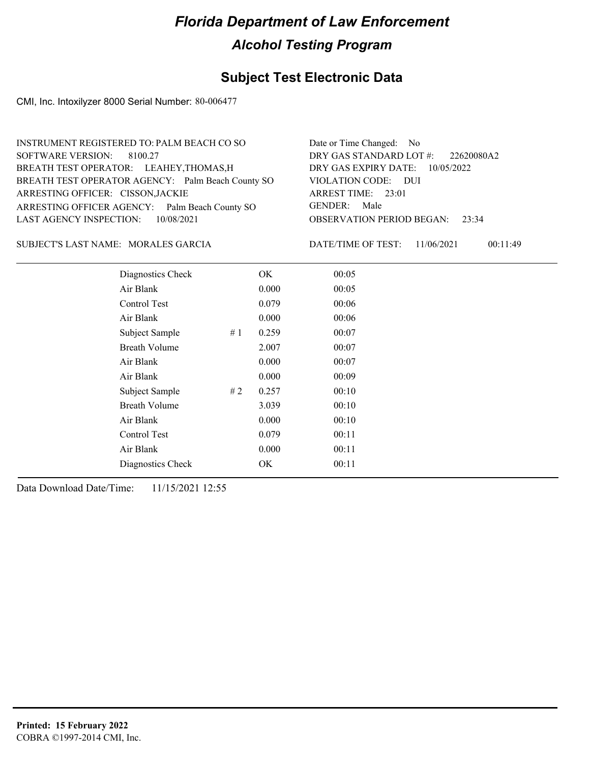# Florida Department of Law Enforcement

## Alcohol Testing Program

### Subject Test Electronic Data

CMI, Inc. Intoxilyzer 8000 Serial Number: 80-006477

INSTRUMENT REGISTERED TO: PALM BEACH CO SO
SOFTWARE VERSION: 8100.27
BREATH TEST OPERATOR: LEAHEY,THOMAS,H
BREATH TEST OPERATOR AGENCY: Palm Beach County SO
ARRESTING OFFICER: CISSON,JACKIE
ARRESTING OFFICER AGENCY: Palm Beach County SO
LAST AGENCY INSPECTION: 10/08/2021

Date or Time Changed: No
DRY GAS STANDARD LOT #: 22620080A2
DRY GAS EXPIRY DATE: 10/05/2022
VIOLATION CODE: DUI
ARREST TIME: 23:01
GENDER: Male
OBSERVATION PERIOD BEGAN: 23:34

SUBJECT'S LAST NAME: MORALES GARCIA

DATE/TIME OF TEST: 11/06/2021 00:11:49

| | | | |
|---|---|---|---|
| Diagnostics Check | | OK | 00:05 |
| Air Blank | | 0.000 | 00:05 |
| Control Test | | 0.079 | 00:06 |
| Air Blank | | 0.000 | 00:06 |
| Subject Sample | # 1 | 0.259 | 00:07 |
| Breath Volume | | 2.007 | 00:07 |
| Air Blank | | 0.000 | 00:07 |
| Air Blank | | 0.000 | 00:09 |
| Subject Sample | # 2 | 0.257 | 00:10 |
| Breath Volume | | 3.039 | 00:10 |
| Air Blank | | 0.000 | 00:10 |
| Control Test | | 0.079 | 00:11 |
| Air Blank | | 0.000 | 00:11 |
| Diagnostics Check | | OK | 00:11 |

Data Download Date/Time: 11/15/2021 12:55

**Printed: 15 February 2022**
COBRA ©1997-2014 CMI, Inc.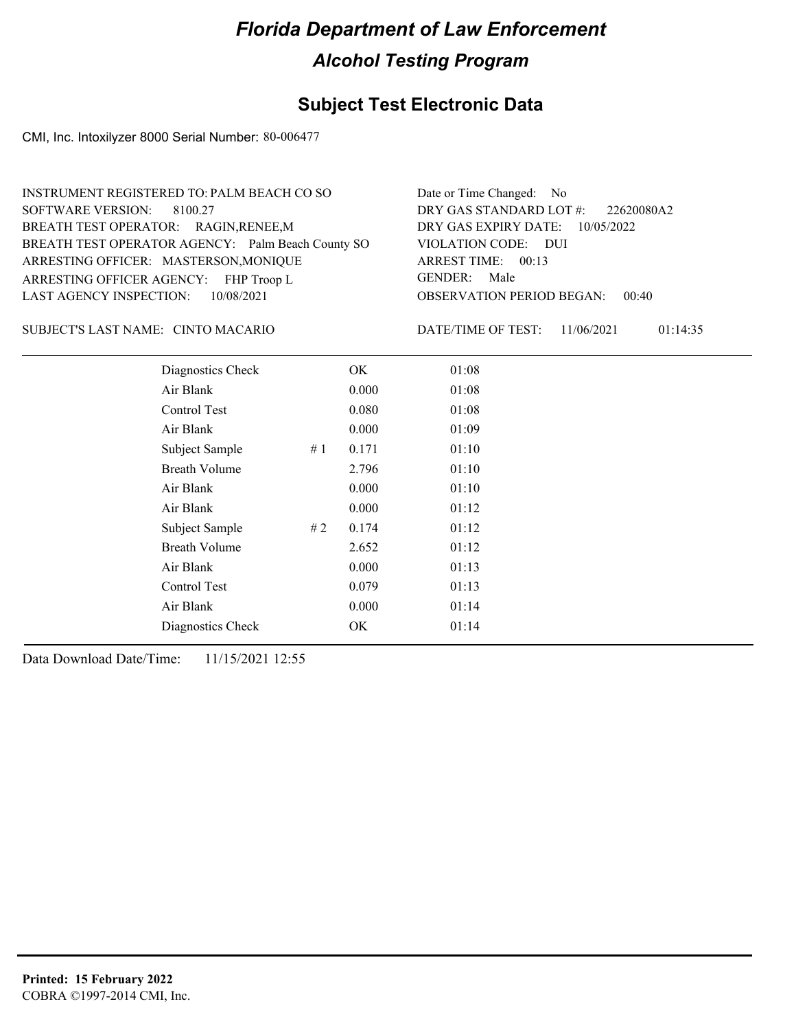# Florida Department of Law Enforcement

## Alcohol Testing Program

### Subject Test Electronic Data

CMI, Inc. Intoxilyzer 8000 Serial Number: 80-006477

INSTRUMENT REGISTERED TO: PALM BEACH CO SO
SOFTWARE VERSION: 8100.27
BREATH TEST OPERATOR: RAGIN,RENEE,M
BREATH TEST OPERATOR AGENCY: Palm Beach County SO
ARRESTING OFFICER: MASTERSON,MONIQUE
ARRESTING OFFICER AGENCY: FHP Troop L
LAST AGENCY INSPECTION: 10/08/2021

Date or Time Changed: No
DRY GAS STANDARD LOT #: 22620080A2
DRY GAS EXPIRY DATE: 10/05/2022
VIOLATION CODE: DUI
ARREST TIME: 00:13
GENDER: Male
OBSERVATION PERIOD BEGAN: 00:40

SUBJECT'S LAST NAME: CINTO MACARIO

DATE/TIME OF TEST: 11/06/2021 01:14:35

| | | | |
|---|---|---|---|
| Diagnostics Check | | OK | 01:08 |
| Air Blank | | 0.000 | 01:08 |
| Control Test | | 0.080 | 01:08 |
| Air Blank | | 0.000 | 01:09 |
| Subject Sample | # 1 | 0.171 | 01:10 |
| Breath Volume | | 2.796 | 01:10 |
| Air Blank | | 0.000 | 01:10 |
| Air Blank | | 0.000 | 01:12 |
| Subject Sample | # 2 | 0.174 | 01:12 |
| Breath Volume | | 2.652 | 01:12 |
| Air Blank | | 0.000 | 01:13 |
| Control Test | | 0.079 | 01:13 |
| Air Blank | | 0.000 | 01:14 |
| Diagnostics Check | | OK | 01:14 |

Data Download Date/Time: 11/15/2021 12:55

**Printed: 15 February 2022**
COBRA ©1997-2014 CMI, Inc.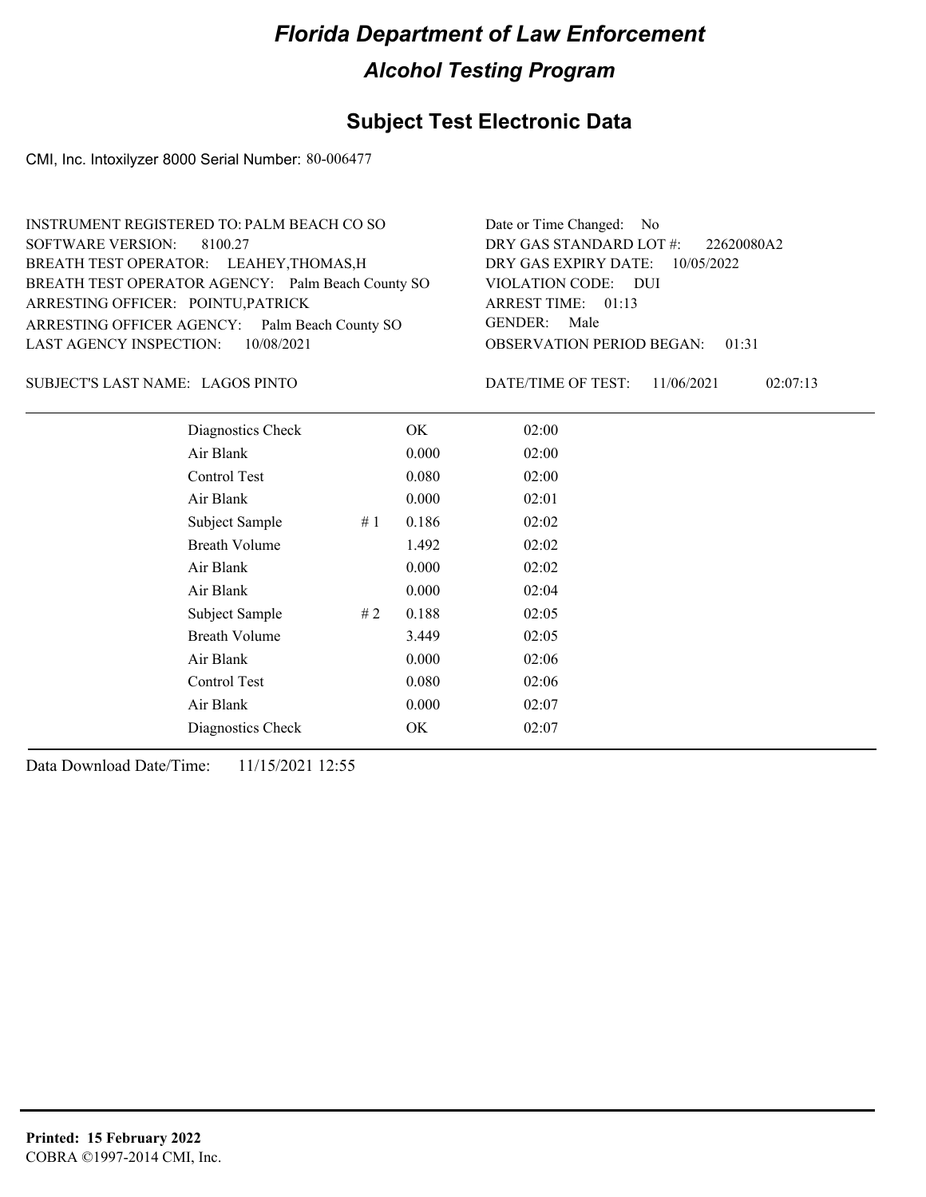# Florida Department of Law Enforcement

## Alcohol Testing Program

### Subject Test Electronic Data

CMI, Inc. Intoxilyzer 8000 Serial Number: 80-006477

INSTRUMENT REGISTERED TO: PALM BEACH CO SO
SOFTWARE VERSION: 8100.27
BREATH TEST OPERATOR: LEAHEY,THOMAS,H
BREATH TEST OPERATOR AGENCY: Palm Beach County SO
ARRESTING OFFICER: POINTU,PATRICK
ARRESTING OFFICER AGENCY: Palm Beach County SO
LAST AGENCY INSPECTION: 10/08/2021

Date or Time Changed: No
DRY GAS STANDARD LOT #: 22620080A2
DRY GAS EXPIRY DATE: 10/05/2022
VIOLATION CODE: DUI
ARREST TIME: 01:13
GENDER: Male
OBSERVATION PERIOD BEGAN: 01:31

SUBJECT'S LAST NAME: LAGOS PINTO

DATE/TIME OF TEST: 11/06/2021 02:07:13

| | | | |
|---|---|---|---|
| Diagnostics Check | | OK | 02:00 |
| Air Blank | | 0.000 | 02:00 |
| Control Test | | 0.080 | 02:00 |
| Air Blank | | 0.000 | 02:01 |
| Subject Sample | # 1 | 0.186 | 02:02 |
| Breath Volume | | 1.492 | 02:02 |
| Air Blank | | 0.000 | 02:02 |
| Air Blank | | 0.000 | 02:04 |
| Subject Sample | # 2 | 0.188 | 02:05 |
| Breath Volume | | 3.449 | 02:05 |
| Air Blank | | 0.000 | 02:06 |
| Control Test | | 0.080 | 02:06 |
| Air Blank | | 0.000 | 02:07 |
| Diagnostics Check | | OK | 02:07 |

Data Download Date/Time: 11/15/2021 12:55

**Printed: 15 February 2022**
COBRA ©1997-2014 CMI, Inc.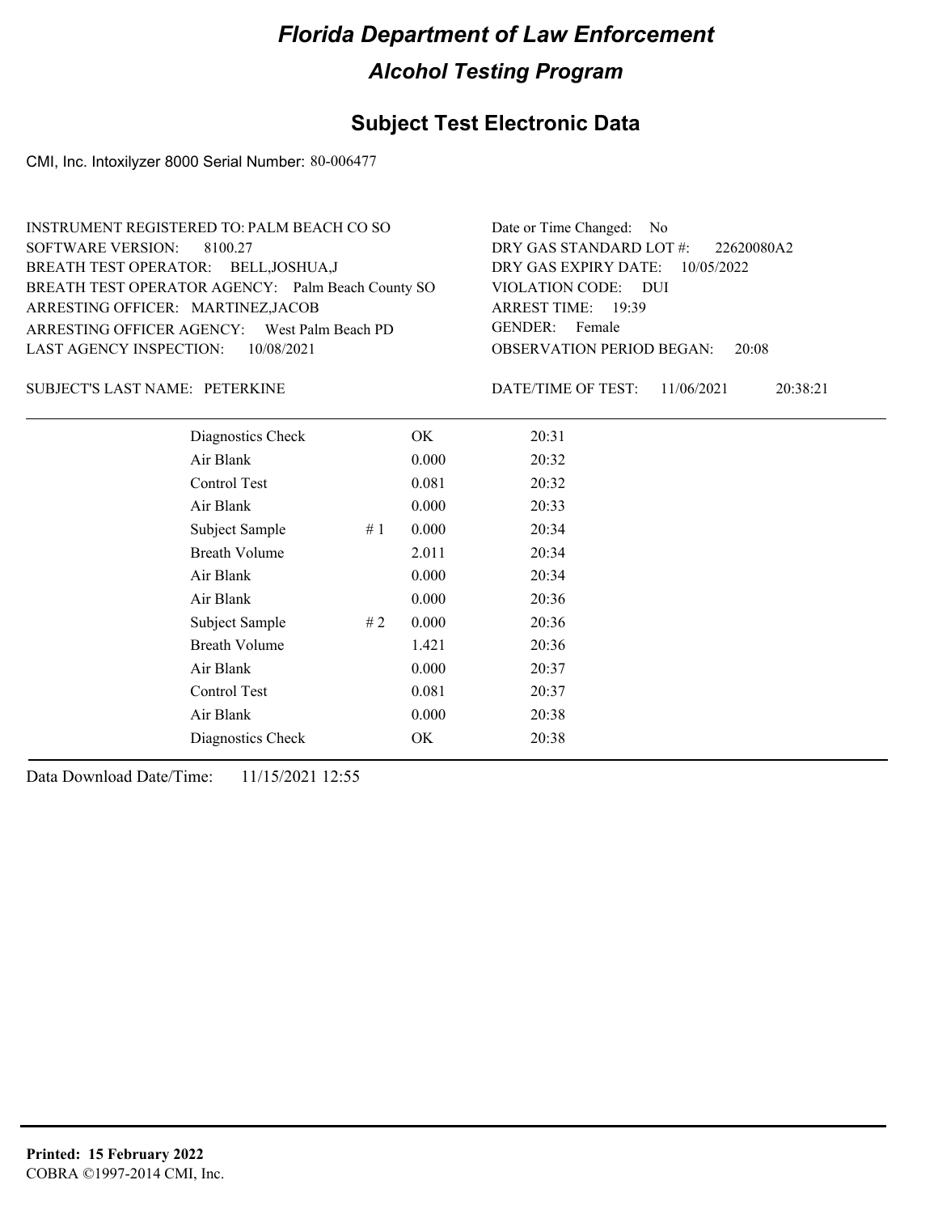# Florida Department of Law Enforcement

## Alcohol Testing Program

### Subject Test Electronic Data

CMI, Inc. Intoxilyzer 8000 Serial Number: 80-006477

INSTRUMENT REGISTERED TO: PALM BEACH CO SO
SOFTWARE VERSION: 8100.27
BREATH TEST OPERATOR: BELL,JOSHUA,J
BREATH TEST OPERATOR AGENCY: Palm Beach County SO
ARRESTING OFFICER: MARTINEZ,JACOB
ARRESTING OFFICER AGENCY: West Palm Beach PD
LAST AGENCY INSPECTION: 10/08/2021

Date or Time Changed: No
DRY GAS STANDARD LOT #: 22620080A2
DRY GAS EXPIRY DATE: 10/05/2022
VIOLATION CODE: DUI
ARREST TIME: 19:39
GENDER: Female
OBSERVATION PERIOD BEGAN: 20:08

SUBJECT'S LAST NAME: PETERKINE

DATE/TIME OF TEST: 11/06/2021 20:38:21

| | | | |
|---|---|---|---|
| Diagnostics Check | | OK | 20:31 |
| Air Blank | | 0.000 | 20:32 |
| Control Test | | 0.081 | 20:32 |
| Air Blank | | 0.000 | 20:33 |
| Subject Sample | # 1 | 0.000 | 20:34 |
| Breath Volume | | 2.011 | 20:34 |
| Air Blank | | 0.000 | 20:34 |
| Air Blank | | 0.000 | 20:36 |
| Subject Sample | # 2 | 0.000 | 20:36 |
| Breath Volume | | 1.421 | 20:36 |
| Air Blank | | 0.000 | 20:37 |
| Control Test | | 0.081 | 20:37 |
| Air Blank | | 0.000 | 20:38 |
| Diagnostics Check | | OK | 20:38 |

Data Download Date/Time: 11/15/2021 12:55

**Printed: 15 February 2022**
COBRA ©1997-2014 CMI, Inc.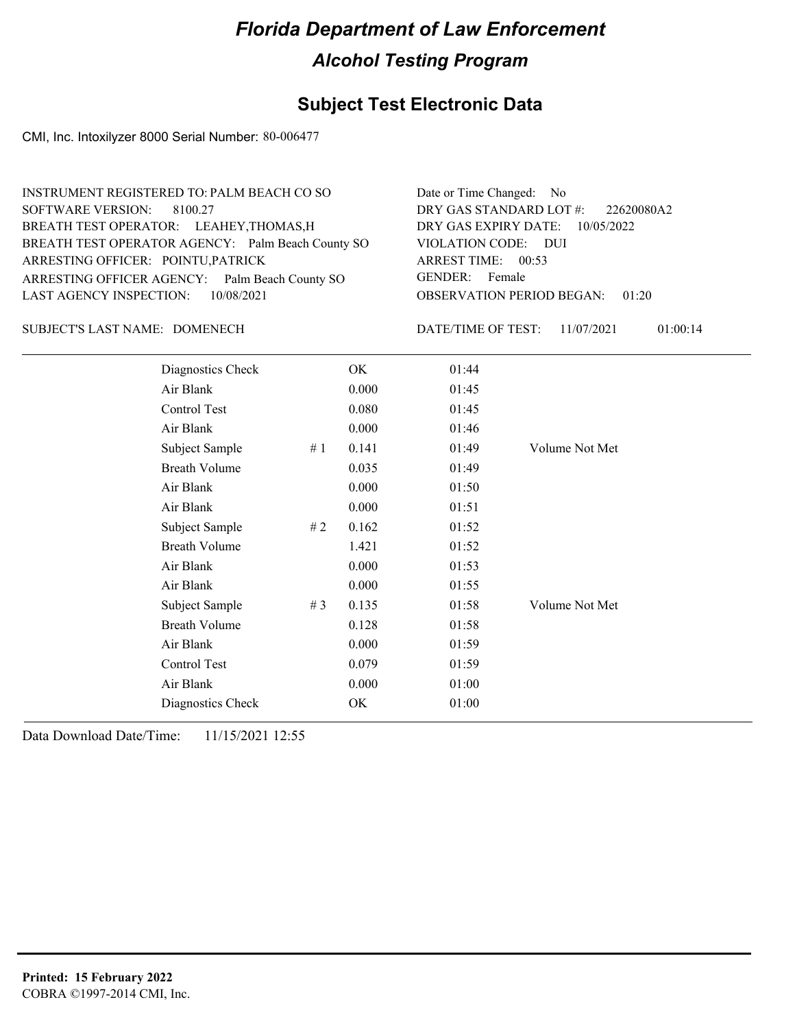# Florida Department of Law Enforcement

## Alcohol Testing Program

## Subject Test Electronic Data

CMI, Inc. Intoxilyzer 8000 Serial Number: 80-006477

INSTRUMENT REGISTERED TO: PALM BEACH CO SO
SOFTWARE VERSION: 8100.27
BREATH TEST OPERATOR: LEAHEY,THOMAS,H
BREATH TEST OPERATOR AGENCY: Palm Beach County SO
ARRESTING OFFICER: POINTU,PATRICK
ARRESTING OFFICER AGENCY: Palm Beach County SO
LAST AGENCY INSPECTION: 10/08/2021

Date or Time Changed: No
DRY GAS STANDARD LOT #: 22620080A2
DRY GAS EXPIRY DATE: 10/05/2022
VIOLATION CODE: DUI
ARREST TIME: 00:53
GENDER: Female
OBSERVATION PERIOD BEGAN: 01:20

SUBJECT'S LAST NAME: DOMENECH

DATE/TIME OF TEST: 11/07/2021 01:00:14

| | | | | |
|---|---|---|---|---|
| Diagnostics Check | | OK | 01:44 | |
| Air Blank | | 0.000 | 01:45 | |
| Control Test | | 0.080 | 01:45 | |
| Air Blank | | 0.000 | 01:46 | |
| Subject Sample | # 1 | 0.141 | 01:49 | Volume Not Met |
| Breath Volume | | 0.035 | 01:49 | |
| Air Blank | | 0.000 | 01:50 | |
| Air Blank | | 0.000 | 01:51 | |
| Subject Sample | # 2 | 0.162 | 01:52 | |
| Breath Volume | | 1.421 | 01:52 | |
| Air Blank | | 0.000 | 01:53 | |
| Air Blank | | 0.000 | 01:55 | |
| Subject Sample | # 3 | 0.135 | 01:58 | Volume Not Met |
| Breath Volume | | 0.128 | 01:58 | |
| Air Blank | | 0.000 | 01:59 | |
| Control Test | | 0.079 | 01:59 | |
| Air Blank | | 0.000 | 01:00 | |
| Diagnostics Check | | OK | 01:00 | |

Data Download Date/Time: 11/15/2021 12:55

**Printed: 15 February 2022**
COBRA ©1997-2014 CMI, Inc.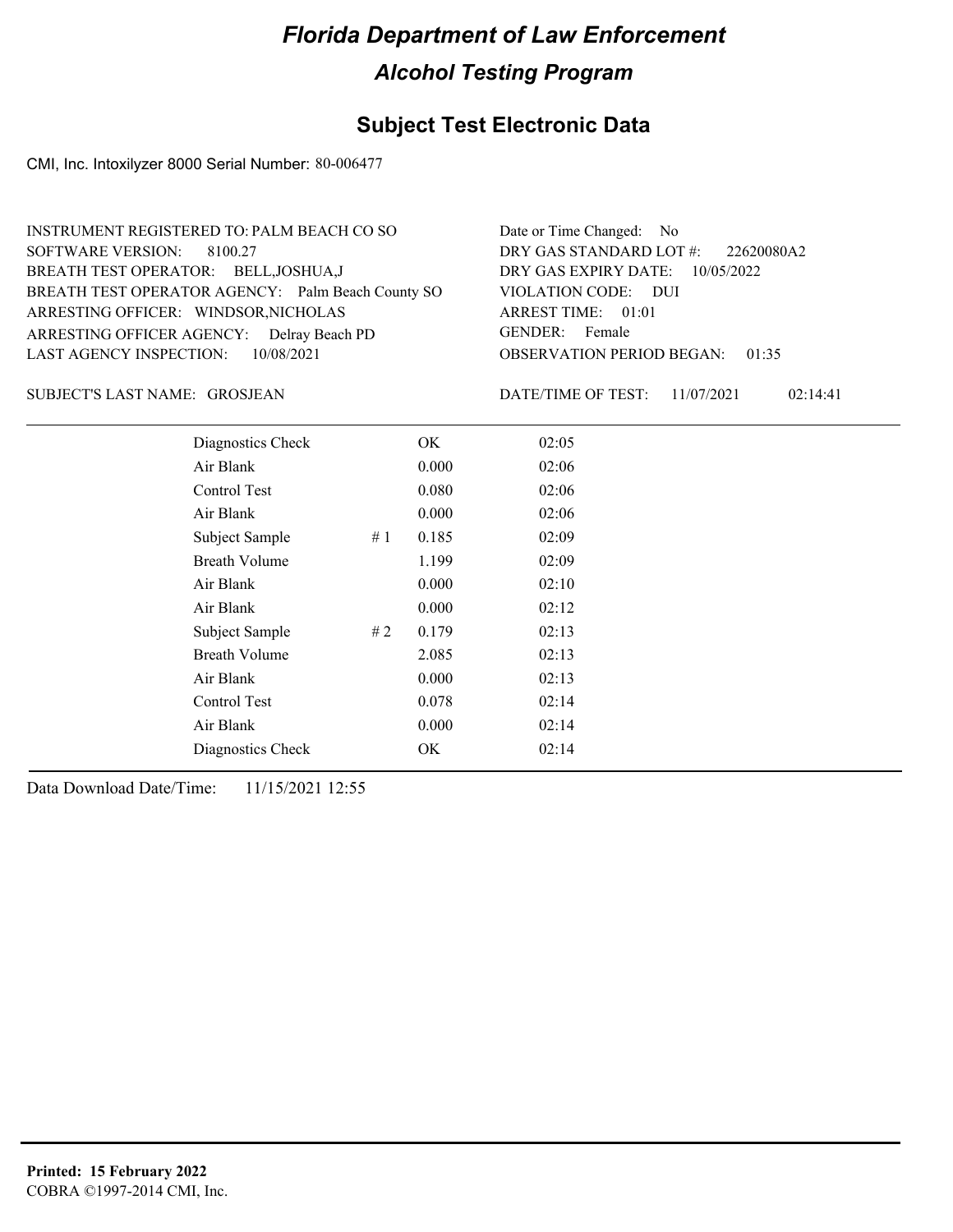# Florida Department of Law Enforcement

## Alcohol Testing Program

### Subject Test Electronic Data

CMI, Inc. Intoxilyzer 8000 Serial Number: 80-006477

INSTRUMENT REGISTERED TO: PALM BEACH CO SO
SOFTWARE VERSION: 8100.27
BREATH TEST OPERATOR: BELL,JOSHUA,J
BREATH TEST OPERATOR AGENCY: Palm Beach County SO
ARRESTING OFFICER: WINDSOR,NICHOLAS
ARRESTING OFFICER AGENCY: Delray Beach PD
LAST AGENCY INSPECTION: 10/08/2021

Date or Time Changed: No
DRY GAS STANDARD LOT #: 22620080A2
DRY GAS EXPIRY DATE: 10/05/2022
VIOLATION CODE: DUI
ARREST TIME: 01:01
GENDER: Female
OBSERVATION PERIOD BEGAN: 01:35

SUBJECT'S LAST NAME: GROSJEAN

DATE/TIME OF TEST: 11/07/2021 02:14:41

| | | | |
|---|---|---|---|
| Diagnostics Check | | OK | 02:05 |
| Air Blank | | 0.000 | 02:06 |
| Control Test | | 0.080 | 02:06 |
| Air Blank | | 0.000 | 02:06 |
| Subject Sample | # 1 | 0.185 | 02:09 |
| Breath Volume | | 1.199 | 02:09 |
| Air Blank | | 0.000 | 02:10 |
| Air Blank | | 0.000 | 02:12 |
| Subject Sample | # 2 | 0.179 | 02:13 |
| Breath Volume | | 2.085 | 02:13 |
| Air Blank | | 0.000 | 02:13 |
| Control Test | | 0.078 | 02:14 |
| Air Blank | | 0.000 | 02:14 |
| Diagnostics Check | | OK | 02:14 |

Data Download Date/Time: 11/15/2021 12:55

**Printed: 15 February 2022**
COBRA ©1997-2014 CMI, Inc.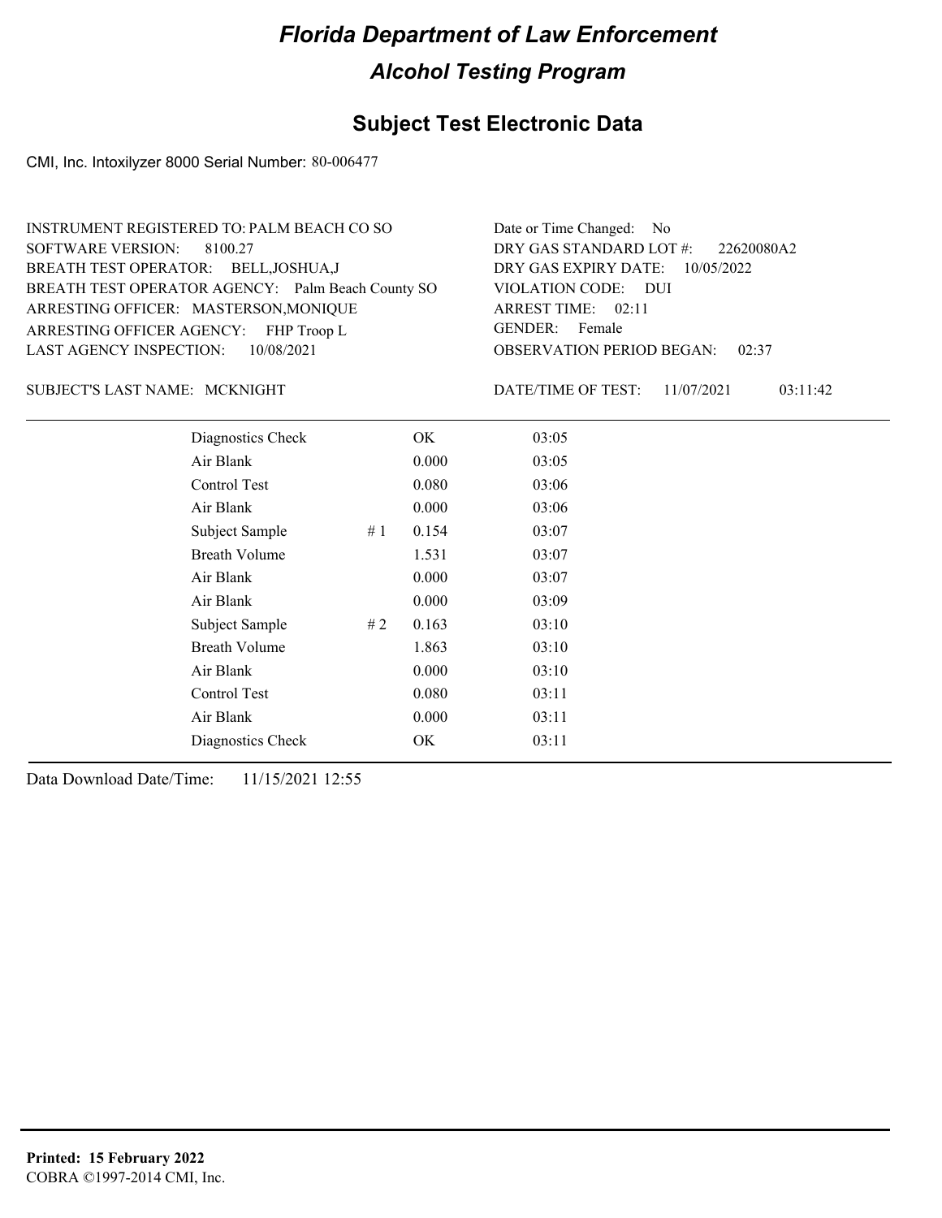# Florida Department of Law Enforcement

## Alcohol Testing Program

## Subject Test Electronic Data

CMI, Inc. Intoxilyzer 8000 Serial Number: 80-006477

INSTRUMENT REGISTERED TO: PALM BEACH CO SO
SOFTWARE VERSION: 8100.27
BREATH TEST OPERATOR: BELL,JOSHUA,J
BREATH TEST OPERATOR AGENCY: Palm Beach County SO
ARRESTING OFFICER: MASTERSON,MONIQUE
ARRESTING OFFICER AGENCY: FHP Troop L
LAST AGENCY INSPECTION: 10/08/2021

Date or Time Changed: No
DRY GAS STANDARD LOT #: 22620080A2
DRY GAS EXPIRY DATE: 10/05/2022
VIOLATION CODE: DUI
ARREST TIME: 02:11
GENDER: Female
OBSERVATION PERIOD BEGAN: 02:37

SUBJECT'S LAST NAME: MCKNIGHT

DATE/TIME OF TEST: 11/07/2021 03:11:42

| | | | |
|---|---|---|---|
| Diagnostics Check | | OK | 03:05 |
| Air Blank | | 0.000 | 03:05 |
| Control Test | | 0.080 | 03:06 |
| Air Blank | | 0.000 | 03:06 |
| Subject Sample | # 1 | 0.154 | 03:07 |
| Breath Volume | | 1.531 | 03:07 |
| Air Blank | | 0.000 | 03:07 |
| Air Blank | | 0.000 | 03:09 |
| Subject Sample | # 2 | 0.163 | 03:10 |
| Breath Volume | | 1.863 | 03:10 |
| Air Blank | | 0.000 | 03:10 |
| Control Test | | 0.080 | 03:11 |
| Air Blank | | 0.000 | 03:11 |
| Diagnostics Check | | OK | 03:11 |

Data Download Date/Time: 11/15/2021 12:55

**Printed: 15 February 2022**
COBRA ©1997-2014 CMI, Inc.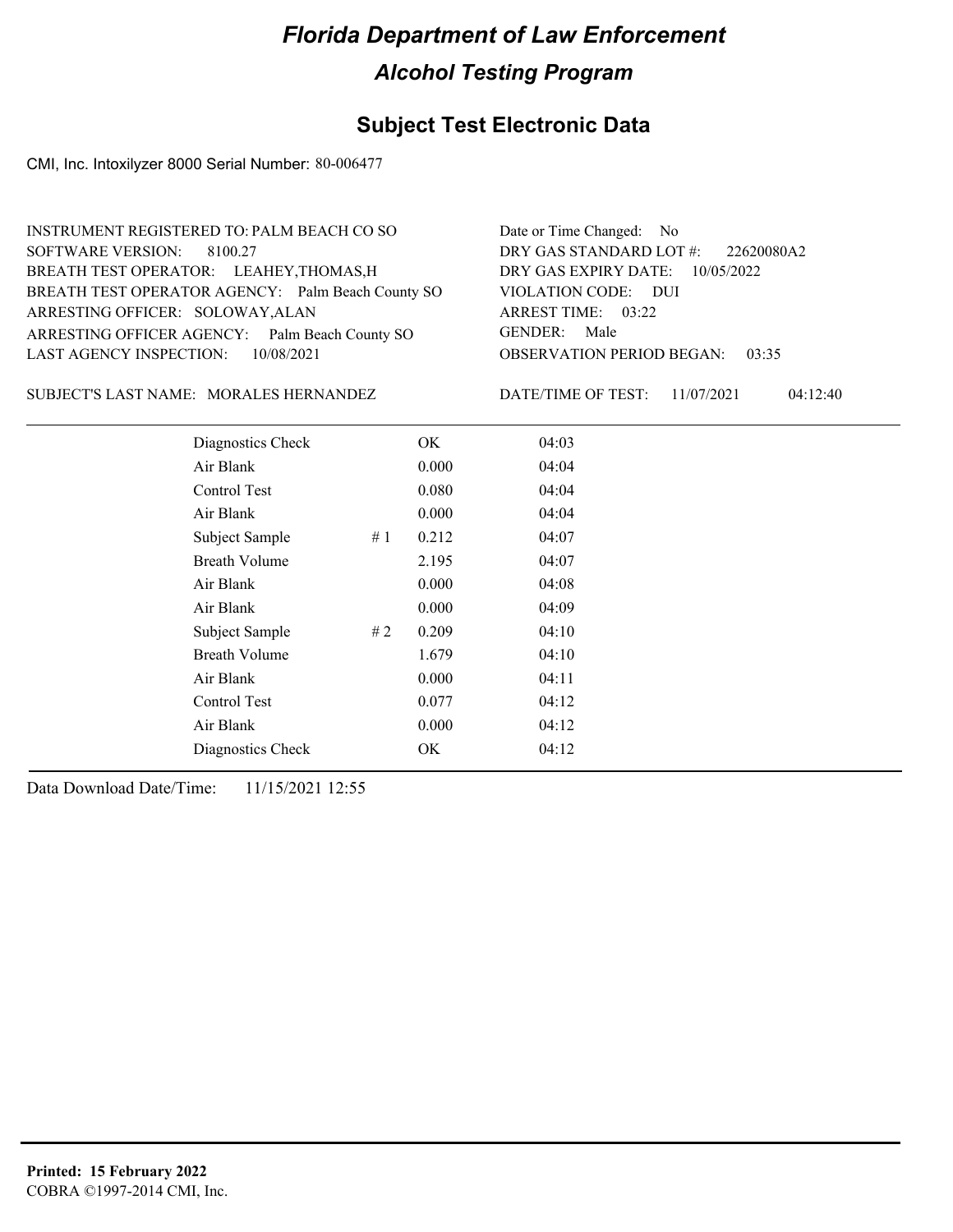# Florida Department of Law Enforcement

## Alcohol Testing Program

## Subject Test Electronic Data

CMI, Inc. Intoxilyzer 8000 Serial Number: 80-006477

INSTRUMENT REGISTERED TO: PALM BEACH CO SO
SOFTWARE VERSION: 8100.27
BREATH TEST OPERATOR: LEAHEY,THOMAS,H
BREATH TEST OPERATOR AGENCY: Palm Beach County SO
ARRESTING OFFICER: SOLOWAY,ALAN
ARRESTING OFFICER AGENCY: Palm Beach County SO
LAST AGENCY INSPECTION: 10/08/2021

Date or Time Changed: No
DRY GAS STANDARD LOT #: 22620080A2
DRY GAS EXPIRY DATE: 10/05/2022
VIOLATION CODE: DUI
ARREST TIME: 03:22
GENDER: Male
OBSERVATION PERIOD BEGAN: 03:35

SUBJECT'S LAST NAME: MORALES HERNANDEZ

DATE/TIME OF TEST: 11/07/2021 04:12:40

| | | | |
|---|---|---|---|
| Diagnostics Check | | OK | 04:03 |
| Air Blank | | 0.000 | 04:04 |
| Control Test | | 0.080 | 04:04 |
| Air Blank | | 0.000 | 04:04 |
| Subject Sample | # 1 | 0.212 | 04:07 |
| Breath Volume | | 2.195 | 04:07 |
| Air Blank | | 0.000 | 04:08 |
| Air Blank | | 0.000 | 04:09 |
| Subject Sample | # 2 | 0.209 | 04:10 |
| Breath Volume | | 1.679 | 04:10 |
| Air Blank | | 0.000 | 04:11 |
| Control Test | | 0.077 | 04:12 |
| Air Blank | | 0.000 | 04:12 |
| Diagnostics Check | | OK | 04:12 |

Data Download Date/Time: 11/15/2021 12:55

**Printed: 15 February 2022**
COBRA ©1997-2014 CMI, Inc.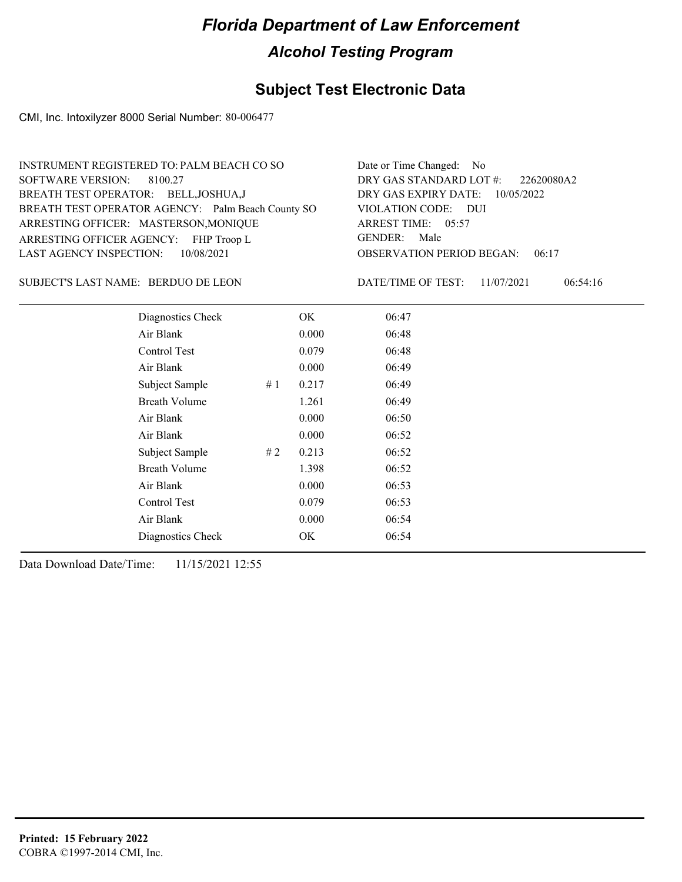# Florida Department of Law Enforcement

## Alcohol Testing Program

### Subject Test Electronic Data

CMI, Inc. Intoxilyzer 8000 Serial Number: 80-006477

INSTRUMENT REGISTERED TO: PALM BEACH CO SO
SOFTWARE VERSION: 8100.27
BREATH TEST OPERATOR: BELL,JOSHUA,J
BREATH TEST OPERATOR AGENCY: Palm Beach County SO
ARRESTING OFFICER: MASTERSON,MONIQUE
ARRESTING OFFICER AGENCY: FHP Troop L
LAST AGENCY INSPECTION: 10/08/2021

Date or Time Changed: No
DRY GAS STANDARD LOT #: 22620080A2
DRY GAS EXPIRY DATE: 10/05/2022
VIOLATION CODE: DUI
ARREST TIME: 05:57
GENDER: Male
OBSERVATION PERIOD BEGAN: 06:17

SUBJECT'S LAST NAME: BERDUO DE LEON

DATE/TIME OF TEST: 11/07/2021 06:54:16

| | | | |
|---|---|---|---|
| Diagnostics Check | | OK | 06:47 |
| Air Blank | | 0.000 | 06:48 |
| Control Test | | 0.079 | 06:48 |
| Air Blank | | 0.000 | 06:49 |
| Subject Sample | # 1 | 0.217 | 06:49 |
| Breath Volume | | 1.261 | 06:49 |
| Air Blank | | 0.000 | 06:50 |
| Air Blank | | 0.000 | 06:52 |
| Subject Sample | # 2 | 0.213 | 06:52 |
| Breath Volume | | 1.398 | 06:52 |
| Air Blank | | 0.000 | 06:53 |
| Control Test | | 0.079 | 06:53 |
| Air Blank | | 0.000 | 06:54 |
| Diagnostics Check | | OK | 06:54 |

Data Download Date/Time: 11/15/2021 12:55

**Printed: 15 February 2022**
COBRA ©1997-2014 CMI, Inc.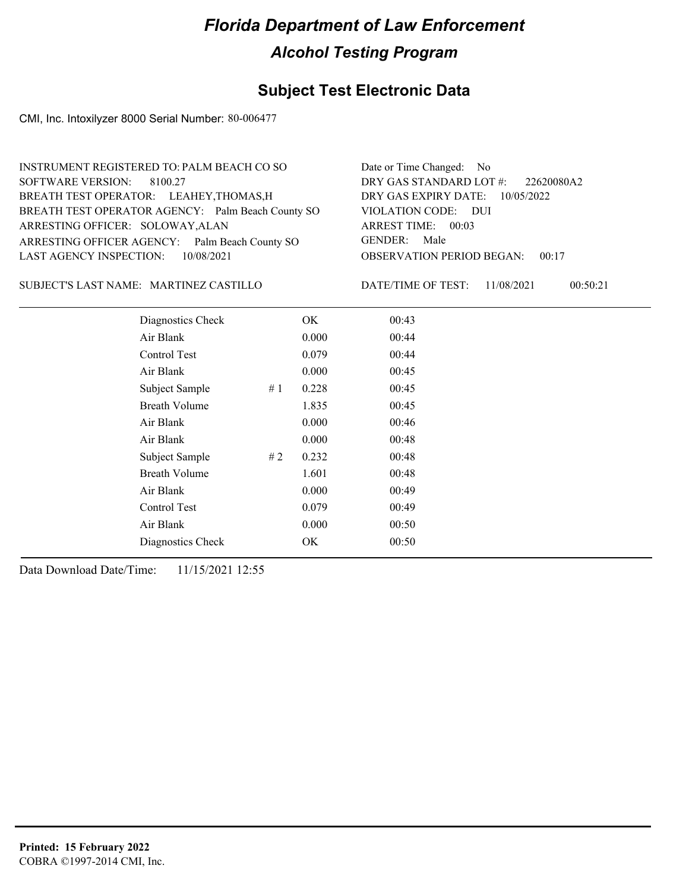# Florida Department of Law Enforcement

## Alcohol Testing Program

### Subject Test Electronic Data

CMI, Inc. Intoxilyzer 8000 Serial Number: 80-006477

INSTRUMENT REGISTERED TO: PALM BEACH CO SO
SOFTWARE VERSION: 8100.27
BREATH TEST OPERATOR: LEAHEY,THOMAS,H
BREATH TEST OPERATOR AGENCY: Palm Beach County SO
ARRESTING OFFICER: SOLOWAY,ALAN
ARRESTING OFFICER AGENCY: Palm Beach County SO
LAST AGENCY INSPECTION: 10/08/2021

Date or Time Changed: No
DRY GAS STANDARD LOT #: 22620080A2
DRY GAS EXPIRY DATE: 10/05/2022
VIOLATION CODE: DUI
ARREST TIME: 00:03
GENDER: Male
OBSERVATION PERIOD BEGAN: 00:17

SUBJECT'S LAST NAME: MARTINEZ CASTILLO

DATE/TIME OF TEST: 11/08/2021 00:50:21

| | | | |
|---|---|---|---|
| Diagnostics Check | | OK | 00:43 |
| Air Blank | | 0.000 | 00:44 |
| Control Test | | 0.079 | 00:44 |
| Air Blank | | 0.000 | 00:45 |
| Subject Sample | # 1 | 0.228 | 00:45 |
| Breath Volume | | 1.835 | 00:45 |
| Air Blank | | 0.000 | 00:46 |
| Air Blank | | 0.000 | 00:48 |
| Subject Sample | # 2 | 0.232 | 00:48 |
| Breath Volume | | 1.601 | 00:48 |
| Air Blank | | 0.000 | 00:49 |
| Control Test | | 0.079 | 00:49 |
| Air Blank | | 0.000 | 00:50 |
| Diagnostics Check | | OK | 00:50 |

Data Download Date/Time: 11/15/2021 12:55

**Printed: 15 February 2022**
COBRA ©1997-2014 CMI, Inc.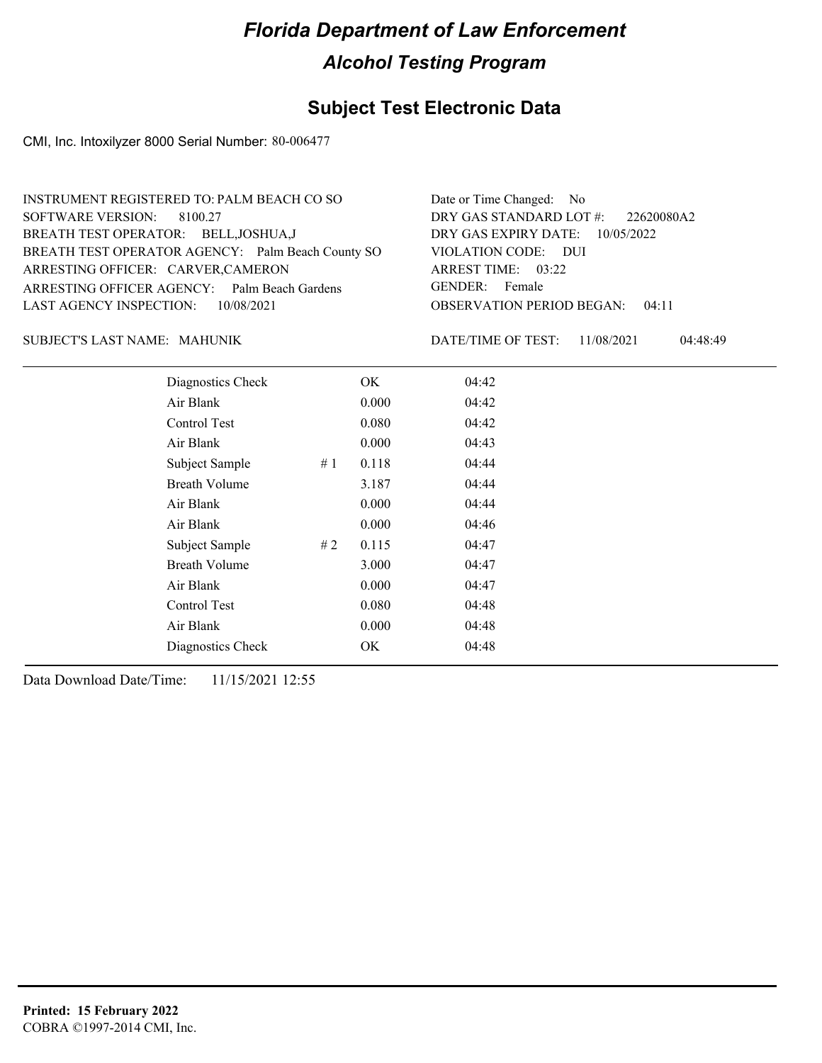# Florida Department of Law Enforcement

## Alcohol Testing Program

### Subject Test Electronic Data

CMI, Inc. Intoxilyzer 8000 Serial Number: 80-006477

INSTRUMENT REGISTERED TO: PALM BEACH CO SO
SOFTWARE VERSION: 8100.27
BREATH TEST OPERATOR: BELL,JOSHUA,J
BREATH TEST OPERATOR AGENCY: Palm Beach County SO
ARRESTING OFFICER: CARVER,CAMERON
ARRESTING OFFICER AGENCY: Palm Beach Gardens
LAST AGENCY INSPECTION: 10/08/2021

Date or Time Changed: No
DRY GAS STANDARD LOT #: 22620080A2
DRY GAS EXPIRY DATE: 10/05/2022
VIOLATION CODE: DUI
ARREST TIME: 03:22
GENDER: Female
OBSERVATION PERIOD BEGAN: 04:11

SUBJECT'S LAST NAME: MAHUNIK

DATE/TIME OF TEST: 11/08/2021 04:48:49

| | | | |
|---|---|---|---|
| Diagnostics Check | | OK | 04:42 |
| Air Blank | | 0.000 | 04:42 |
| Control Test | | 0.080 | 04:42 |
| Air Blank | | 0.000 | 04:43 |
| Subject Sample | # 1 | 0.118 | 04:44 |
| Breath Volume | | 3.187 | 04:44 |
| Air Blank | | 0.000 | 04:44 |
| Air Blank | | 0.000 | 04:46 |
| Subject Sample | # 2 | 0.115 | 04:47 |
| Breath Volume | | 3.000 | 04:47 |
| Air Blank | | 0.000 | 04:47 |
| Control Test | | 0.080 | 04:48 |
| Air Blank | | 0.000 | 04:48 |
| Diagnostics Check | | OK | 04:48 |

Data Download Date/Time: 11/15/2021 12:55

**Printed: 15 February 2022**
COBRA ©1997-2014 CMI, Inc.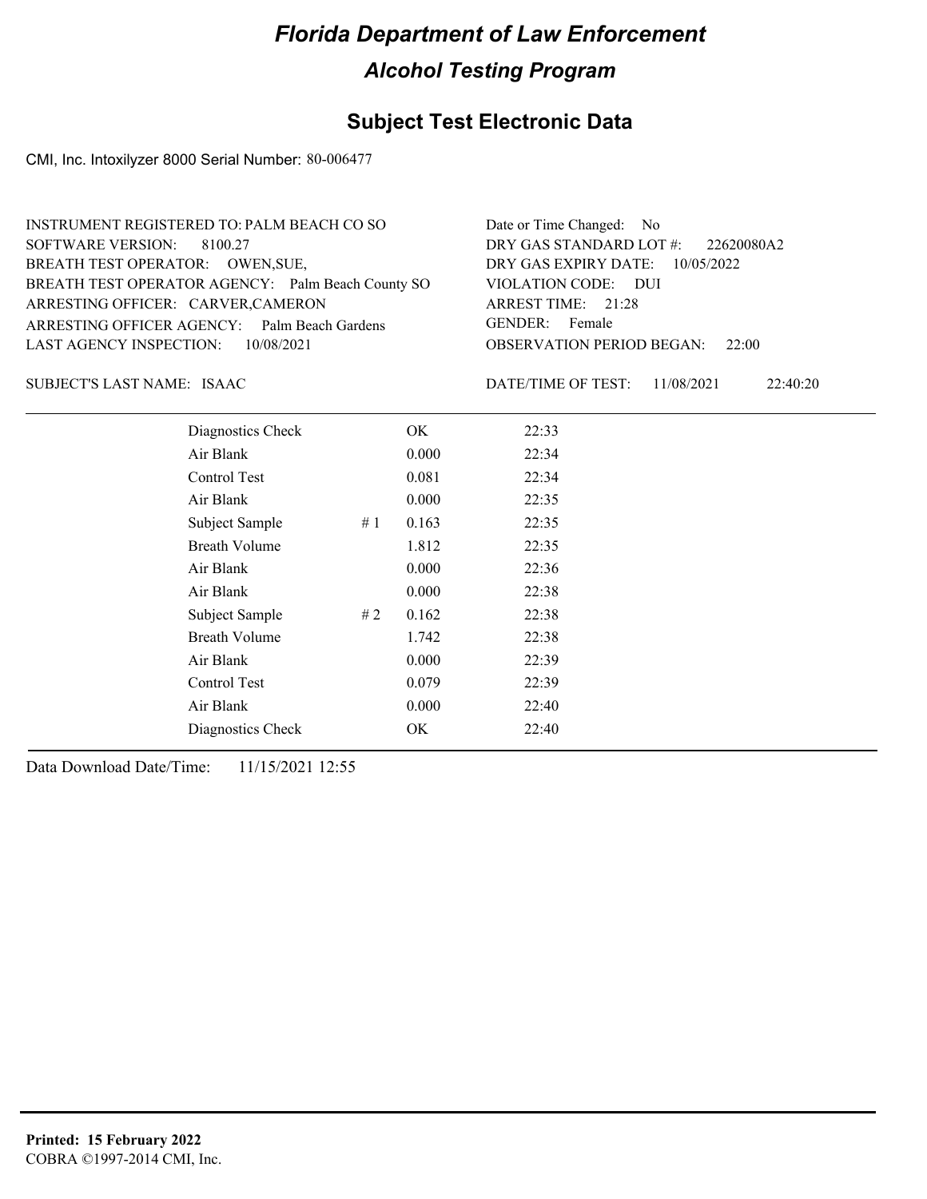# Florida Department of Law Enforcement

## Alcohol Testing Program

## Subject Test Electronic Data

CMI, Inc. Intoxilyzer 8000 Serial Number: 80-006477

INSTRUMENT REGISTERED TO: PALM BEACH CO SO
SOFTWARE VERSION: 8100.27
BREATH TEST OPERATOR: OWEN,SUE,
BREATH TEST OPERATOR AGENCY: Palm Beach County SO
ARRESTING OFFICER: CARVER,CAMERON
ARRESTING OFFICER AGENCY: Palm Beach Gardens
LAST AGENCY INSPECTION: 10/08/2021

Date or Time Changed: No
DRY GAS STANDARD LOT #: 22620080A2
DRY GAS EXPIRY DATE: 10/05/2022
VIOLATION CODE: DUI
ARREST TIME: 21:28
GENDER: Female
OBSERVATION PERIOD BEGAN: 22:00

SUBJECT'S LAST NAME: ISAAC

DATE/TIME OF TEST: 11/08/2021 22:40:20

| | | | |
|---|---|---|---|
| Diagnostics Check | | OK | 22:33 |
| Air Blank | | 0.000 | 22:34 |
| Control Test | | 0.081 | 22:34 |
| Air Blank | | 0.000 | 22:35 |
| Subject Sample | # 1 | 0.163 | 22:35 |
| Breath Volume | | 1.812 | 22:35 |
| Air Blank | | 0.000 | 22:36 |
| Air Blank | | 0.000 | 22:38 |
| Subject Sample | # 2 | 0.162 | 22:38 |
| Breath Volume | | 1.742 | 22:38 |
| Air Blank | | 0.000 | 22:39 |
| Control Test | | 0.079 | 22:39 |
| Air Blank | | 0.000 | 22:40 |
| Diagnostics Check | | OK | 22:40 |

Data Download Date/Time: 11/15/2021 12:55

**Printed: 15 February 2022**
COBRA ©1997-2014 CMI, Inc.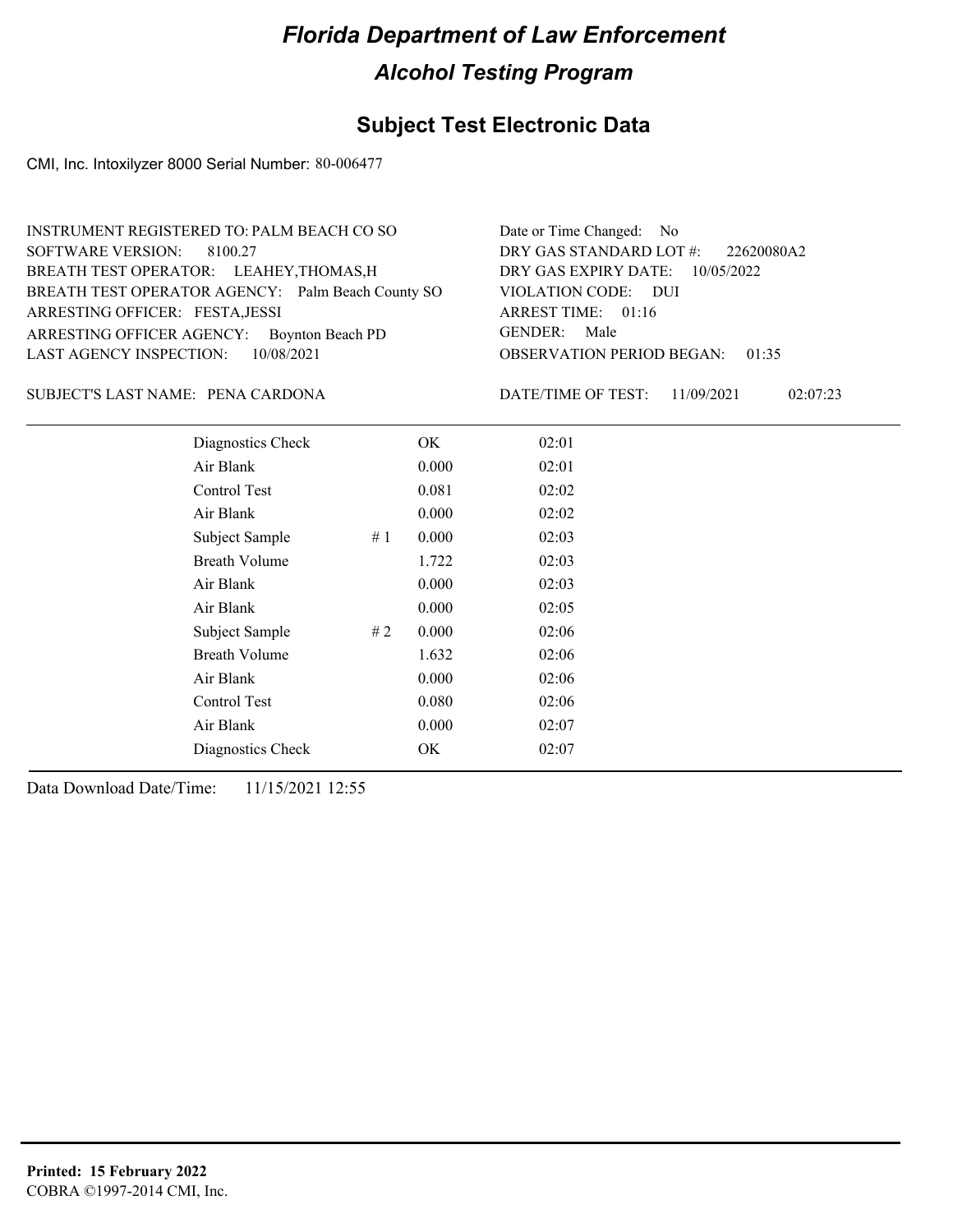# Florida Department of Law Enforcement

## Alcohol Testing Program

### Subject Test Electronic Data

CMI, Inc. Intoxilyzer 8000 Serial Number: 80-006477

INSTRUMENT REGISTERED TO: PALM BEACH CO SO
SOFTWARE VERSION: 8100.27
BREATH TEST OPERATOR: LEAHEY,THOMAS,H
BREATH TEST OPERATOR AGENCY: Palm Beach County SO
ARRESTING OFFICER: FESTA,JESSI
ARRESTING OFFICER AGENCY: Boynton Beach PD
LAST AGENCY INSPECTION: 10/08/2021

Date or Time Changed: No
DRY GAS STANDARD LOT #: 22620080A2
DRY GAS EXPIRY DATE: 10/05/2022
VIOLATION CODE: DUI
ARREST TIME: 01:16
GENDER: Male
OBSERVATION PERIOD BEGAN: 01:35

SUBJECT'S LAST NAME: PENA CARDONA

DATE/TIME OF TEST: 11/09/2021 02:07:23

| | | | |
|---|---|---|---|
| Diagnostics Check | | OK | 02:01 |
| Air Blank | | 0.000 | 02:01 |
| Control Test | | 0.081 | 02:02 |
| Air Blank | | 0.000 | 02:02 |
| Subject Sample | # 1 | 0.000 | 02:03 |
| Breath Volume | | 1.722 | 02:03 |
| Air Blank | | 0.000 | 02:03 |
| Air Blank | | 0.000 | 02:05 |
| Subject Sample | # 2 | 0.000 | 02:06 |
| Breath Volume | | 1.632 | 02:06 |
| Air Blank | | 0.000 | 02:06 |
| Control Test | | 0.080 | 02:06 |
| Air Blank | | 0.000 | 02:07 |
| Diagnostics Check | | OK | 02:07 |

Data Download Date/Time: 11/15/2021 12:55

**Printed: 15 February 2022**
COBRA ©1997-2014 CMI, Inc.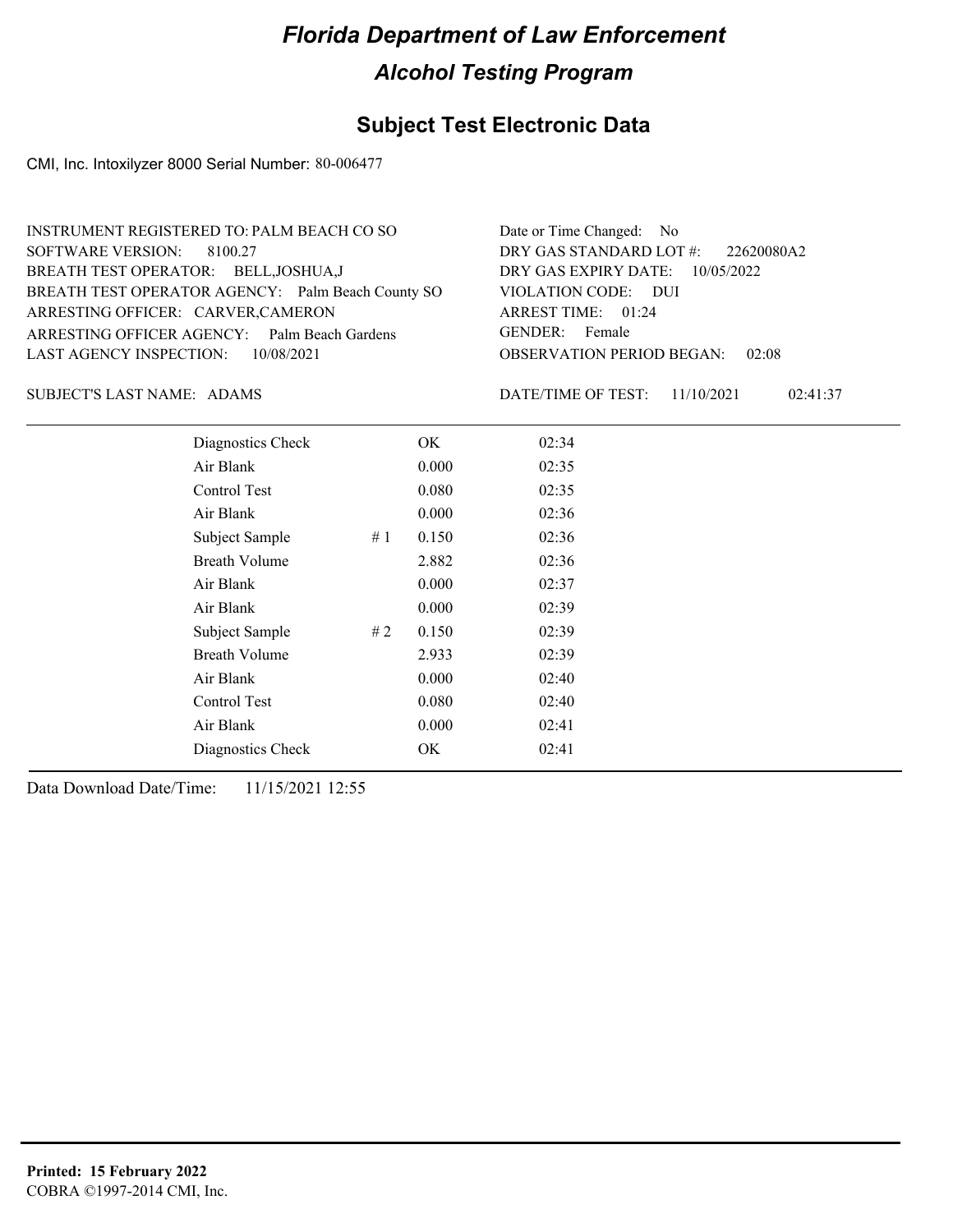# Florida Department of Law Enforcement

## Alcohol Testing Program

## Subject Test Electronic Data

CMI, Inc. Intoxilyzer 8000 Serial Number: 80-006477

INSTRUMENT REGISTERED TO: PALM BEACH CO SO
SOFTWARE VERSION: 8100.27
BREATH TEST OPERATOR: BELL,JOSHUA,J
BREATH TEST OPERATOR AGENCY: Palm Beach County SO
ARRESTING OFFICER: CARVER,CAMERON
ARRESTING OFFICER AGENCY: Palm Beach Gardens
LAST AGENCY INSPECTION: 10/08/2021

Date or Time Changed: No
DRY GAS STANDARD LOT #: 22620080A2
DRY GAS EXPIRY DATE: 10/05/2022
VIOLATION CODE: DUI
ARREST TIME: 01:24
GENDER: Female
OBSERVATION PERIOD BEGAN: 02:08

SUBJECT'S LAST NAME: ADAMS

DATE/TIME OF TEST: 11/10/2021 02:41:37

| | | | |
|---|---|---|---|
| Diagnostics Check | | OK | 02:34 |
| Air Blank | | 0.000 | 02:35 |
| Control Test | | 0.080 | 02:35 |
| Air Blank | | 0.000 | 02:36 |
| Subject Sample | # 1 | 0.150 | 02:36 |
| Breath Volume | | 2.882 | 02:36 |
| Air Blank | | 0.000 | 02:37 |
| Air Blank | | 0.000 | 02:39 |
| Subject Sample | # 2 | 0.150 | 02:39 |
| Breath Volume | | 2.933 | 02:39 |
| Air Blank | | 0.000 | 02:40 |
| Control Test | | 0.080 | 02:40 |
| Air Blank | | 0.000 | 02:41 |
| Diagnostics Check | | OK | 02:41 |

Data Download Date/Time: 11/15/2021 12:55

**Printed: 15 February 2022**
COBRA ©1997-2014 CMI, Inc.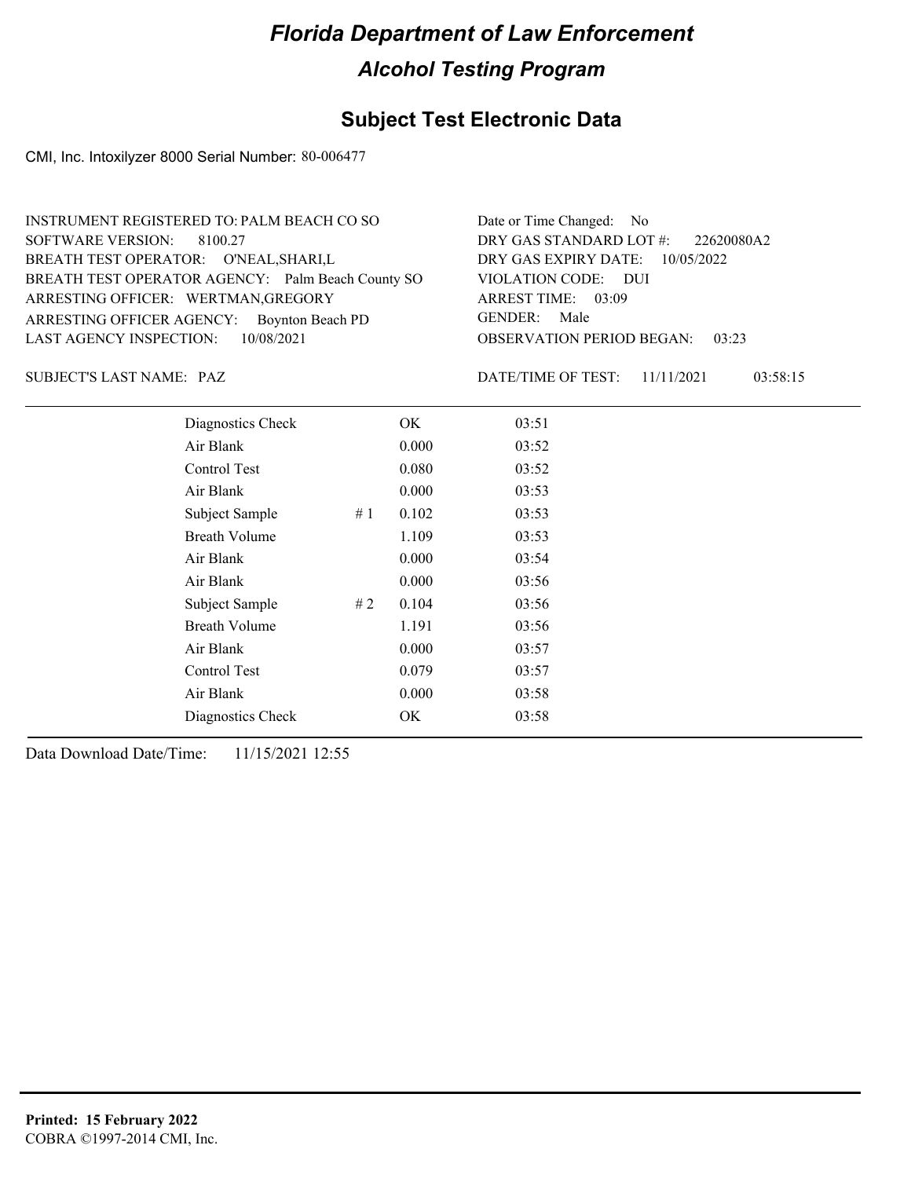# Florida Department of Law Enforcement

## Alcohol Testing Program

## Subject Test Electronic Data

CMI, Inc. Intoxilyzer 8000 Serial Number: 80-006477

INSTRUMENT REGISTERED TO: PALM BEACH CO SO
SOFTWARE VERSION: 8100.27
BREATH TEST OPERATOR: O'NEAL,SHARI,L
BREATH TEST OPERATOR AGENCY: Palm Beach County SO
ARRESTING OFFICER: WERTMAN,GREGORY
ARRESTING OFFICER AGENCY: Boynton Beach PD
LAST AGENCY INSPECTION: 10/08/2021

Date or Time Changed: No
DRY GAS STANDARD LOT #: 22620080A2
DRY GAS EXPIRY DATE: 10/05/2022
VIOLATION CODE: DUI
ARREST TIME: 03:09
GENDER: Male
OBSERVATION PERIOD BEGAN: 03:23

SUBJECT'S LAST NAME: PAZ

DATE/TIME OF TEST: 11/11/2021 03:58:15

| | | | |
|---|---|---|---|
| Diagnostics Check | | OK | 03:51 |
| Air Blank | | 0.000 | 03:52 |
| Control Test | | 0.080 | 03:52 |
| Air Blank | | 0.000 | 03:53 |
| Subject Sample | # 1 | 0.102 | 03:53 |
| Breath Volume | | 1.109 | 03:53 |
| Air Blank | | 0.000 | 03:54 |
| Air Blank | | 0.000 | 03:56 |
| Subject Sample | # 2 | 0.104 | 03:56 |
| Breath Volume | | 1.191 | 03:56 |
| Air Blank | | 0.000 | 03:57 |
| Control Test | | 0.079 | 03:57 |
| Air Blank | | 0.000 | 03:58 |
| Diagnostics Check | | OK | 03:58 |

Data Download Date/Time: 11/15/2021 12:55

**Printed: 15 February 2022**
COBRA ©1997-2014 CMI, Inc.